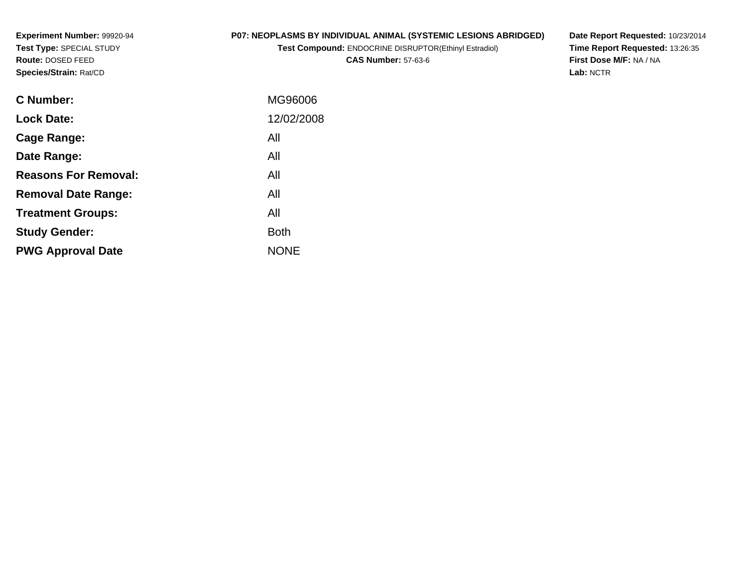**Experiment Number:** 99920-94
**Test Type:** SPECIAL STUDY
**Route:** DOSED FEED
**Species/Strain:** Rat/CD

**P07: NEOPLASMS BY INDIVIDUAL ANIMAL (SYSTEMIC LESIONS ABRIDGED)**
**Test Compound:** ENDOCRINE DISRUPTOR(Ethinyl Estradiol)
**CAS Number:** 57-63-6

**Date Report Requested:** 10/23/2014
**Time Report Requested:** 13:26:35
**First Dose M/F:** NA / NA
**Lab:** NCTR

| | |
|---|---|
| **C Number:** | MG96006 |
| **Lock Date:** | 12/02/2008 |
| **Cage Range:** | All |
| **Date Range:** | All |
| **Reasons For Removal:** | All |
| **Removal Date Range:** | All |
| **Treatment Groups:** | All |
| **Study Gender:** | Both |
| **PWG Approval Date** | NONE |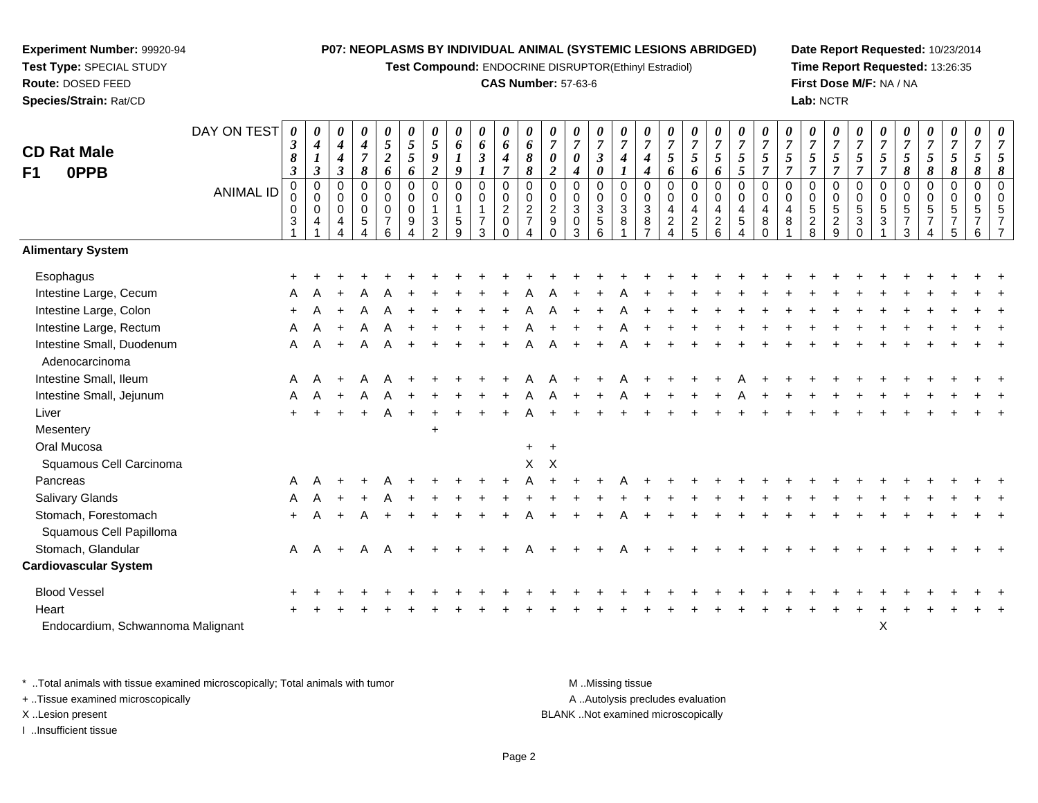**Experiment Number:** 99920-94
**Test Type:** SPECIAL STUDY
**Route:** DOSED FEED
**Species/Strain:** Rat/CD

**P07: NEOPLASMS BY INDIVIDUAL ANIMAL (SYSTEMIC LESIONS ABRIDGED)**
**Test Compound:** ENDOCRINE DISRUPTOR(Ethinyl Estradiol)
**CAS Number:** 57-63-6

**Date Report Requested:** 10/23/2014
**Time Report Requested:** 13:26:35
**First Dose M/F:** NA / NA
**Lab:** NCTR

**CD Rat Male**
**F1 0PPB**

| DAY ON TEST | 0383 | 0413 | 0443 | 0478 | 0526 | 0556 | 0592 | 0619 | 0631 | 0647 | 0688 | 0702 | 0704 | 0730 | 0741 | 0744 | 0756 | 0756 | 0756 | 0755 | 0757 | 0757 | 0757 | 0757 | 0757 | 0757 | 0758 | 0758 | 0758 | 0758 |
|---|---|---|---|---|---|---|---|---|---|---|---|---|---|---|---|---|---|---|---|---|---|---|---|---|---|---|---|---|---|---|
| **ANIMAL ID** | 00031 | 00041 | 00044 | 00054 | 00076 | 00094 | 00132 | 00159 | 00173 | 00200 | 00274 | 00290 | 00303 | 00356 | 00381 | 00387 | 00424 | 00425 | 00426 | 00454 | 00480 | 00481 | 00528 | 00529 | 00530 | 00531 | 00573 | 00574 | 00575 | 00576 | 00577 |
| **Alimentary System** | | | | | | | | | | | | | | | | | | | | | | | | | | | | | | |
| Esophagus | + | + | + | + | + | + | + | + | + | + | + | + | + | + | + | + | + | + | + | + | + | + | + | + | + | + | + | + | + | + |
| Intestine Large, Cecum | A | A | + | A | A | + | + | + | + | + | A | A | + | + | A | + | + | + | + | + | + | + | + | + | + | + | + | + | + | + |
| Intestine Large, Colon | + | A | + | A | A | + | + | + | + | + | A | A | + | + | A | + | + | + | + | + | + | + | + | + | + | + | + | + | + | + |
| Intestine Large, Rectum | A | A | + | A | A | + | + | + | + | + | A | + | + | + | A | + | + | + | + | + | + | + | + | + | + | + | + | + | + | + |
| Intestine Small, Duodenum | A | A | + | A | A | + | + | + | + | + | A | A | + | + | A | + | + | + | + | + | + | + | + | + | + | + | + | + | + | + |
| Adenocarcinoma | | | | | | | | | | | | | | | | | | | | | | | | | | | | | | |
| Intestine Small, Ileum | A | A | + | A | A | + | + | + | + | + | A | A | + | + | A | + | + | + | + | A | + | + | + | + | + | + | + | + | + | + |
| Intestine Small, Jejunum | A | A | + | A | A | + | + | + | + | + | A | A | + | + | A | + | + | + | + | A | + | + | + | + | + | + | + | + | + | + |
| Liver | + | + | + | + | A | + | + | + | + | + | A | + | + | + | + | + | + | + | + | + | + | + | + | + | + | + | + | + | + | + |
| Mesentery | | | | | | | + | | | | | | | | | | | | | | | | | | | | | | | |
| Oral Mucosa | | | | | | | | | | | + | + | | | | | | | | | | | | | | | | | | |
| Squamous Cell Carcinoma | | | | | | | | | | | X | X | | | | | | | | | | | | | | | | | | |
| Pancreas | A | A | + | + | A | + | + | + | + | + | A | + | + | + | A | + | + | + | + | + | + | + | + | + | + | + | + | + | + | + |
| Salivary Glands | A | A | + | + | A | + | + | + | + | + | + | + | + | + | + | + | + | + | + | + | + | + | + | + | + | + | + | + | + | + |
| Stomach, Forestomach | + | A | + | A | + | + | + | + | + | + | A | + | + | + | A | + | + | + | + | + | + | + | + | + | + | + | + | + | + | + |
| Squamous Cell Papilloma | | | | | | | | | | | | | | | | | | | | | | | | | | | | | | |
| Stomach, Glandular | A | A | + | A | A | + | + | + | + | + | A | + | + | + | A | + | + | + | + | + | + | + | + | + | + | + | + | + | + | + |
| **Cardiovascular System** | | | | | | | | | | | | | | | | | | | | | | | | | | | | | | |
| Blood Vessel | + | + | + | + | + | + | + | + | + | + | + | + | + | + | + | + | + | + | + | + | + | + | + | + | + | + | + | + | + | + |
| Heart | + | + | + | + | + | + | + | + | + | + | + | + | + | + | + | + | + | + | + | + | + | + | + | + | + | + | + | + | + | + |
| Endocardium, Schwannoma Malignant | | | | | | | | | | | | | | | | | | | | | | | | | X | | | | | |

\* ..Total animals with tissue examined microscopically; Total animals with tumor
+ ..Tissue examined microscopically
X ..Lesion present
I ..Insufficient tissue

M ..Missing tissue
A ..Autolysis precludes evaluation
BLANK ..Not examined microscopically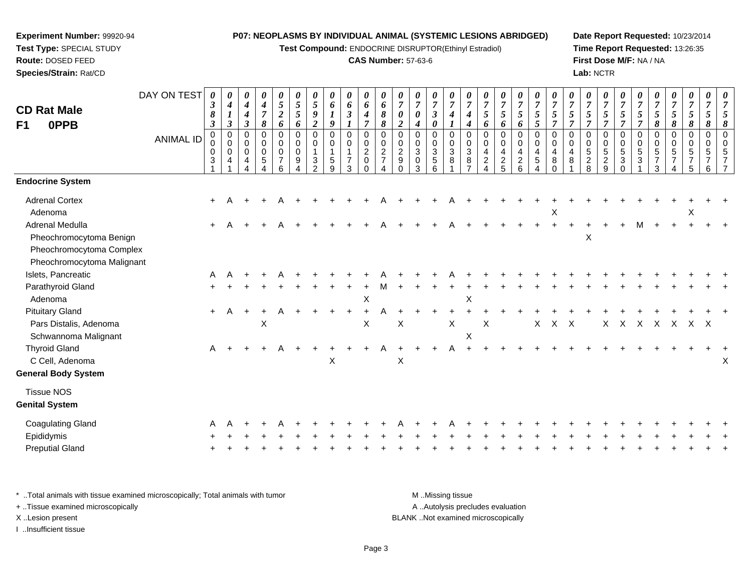**Experiment Number:** 99920-94
**Test Type:** SPECIAL STUDY
**Route:** DOSED FEED
**Species/Strain:** Rat/CD

**P07: NEOPLASMS BY INDIVIDUAL ANIMAL (SYSTEMIC LESIONS ABRIDGED)**
**Test Compound:** ENDOCRINE DISRUPTOR(Ethinyl Estradiol)
**CAS Number:** 57-63-6

**Date Report Requested:** 10/23/2014
**Time Report Requested:** 13:26:35
**First Dose M/F:** NA / NA
**Lab:** NCTR

## CD Rat Male F1 0PPB

| DAY ON TEST | 0383 | 0413 | 0443 | 0478 | 0526 | 0556 | 0592 | 0619 | 0631 | 0647 | 0688 | 0702 | 0704 | 0730 | 0741 | 0744 | 0756 | 0756 | 0756 | 0755 | 0757 | 0757 | 0757 | 0757 | 0757 | 0757 | 0758 | 0758 | 0758 | 0758 | 0758 |
|---|---|---|---|---|---|---|---|---|---|---|---|---|---|---|---|---|---|---|---|---|---|---|---|---|---|---|---|---|---|---|---|
| **ANIMAL ID** | 00031 | 00041 | 00044 | 00054 | 00076 | 00094 | 00132 | 00159 | 00173 | 00200 | 00274 | 00290 | 00303 | 00356 | 00381 | 00387 | 00424 | 00425 | 00426 | 00454 | 00480 | 00481 | 00528 | 00529 | 00530 | 00531 | 00573 | 00574 | 00575 | 00576 | 00577 |
| **Endocrine System** | | | | | | | | | | | | | | | | | | | | | | | | | | | | | | | |
| Adrenal Cortex | + | A | + | + | A | + | + | + | + | + | A | + | + | + | A | + | + | + | + | + | + | + | + | + | + | + | + | + | + | + | + |
| Adenoma | | | | | | | | | | | | | | | | | | | | | X | | | | | | | | X | | |
| Adrenal Medulla | + | A | + | + | A | + | + | + | + | + | A | + | + | + | A | + | + | + | + | + | + | + | + | + | + | M | + | + | + | + | + |
| Pheochromocytoma Benign | | | | | | | | | | | | | | | | | | | | | | | X | | | | | | | | |
| Pheochromocytoma Complex | | | | | | | | | | | | | | | | | | | | | | | | | | | | | | | |
| Pheochromocytoma Malignant | | | | | | | | | | | | | | | | | | | | | | | | | | | | | | | |
| Islets, Pancreatic | A | A | + | + | A | + | + | + | + | + | A | + | + | + | A | + | + | + | + | + | + | + | + | + | + | + | + | + | + | + | + |
| Parathyroid Gland | + | + | + | + | + | + | + | + | + | + | M | + | + | + | + | + | + | + | + | + | + | + | + | + | + | + | + | + | + | + | + |
| Adenoma | | | | | | | | | | X | | | | | | X | | | | | | | | | | | | | | | |
| Pituitary Gland | + | A | + | + | A | + | + | + | + | + | A | + | + | + | + | + | + | + | + | + | + | + | + | + | + | + | + | + | + | + | + |
| Pars Distalis, Adenoma | | | | X | | | | | | X | | X | | | X | | X | | | X | X | X | | X | X | X | X | X | X | X | |
| Schwannoma Malignant | | | | | | | | | | | | | | | | X | | | | | | | | | | | | | | | |
| Thyroid Gland | A | + | + | + | A | + | + | + | + | + | A | + | + | + | A | + | + | + | + | + | + | + | + | + | + | + | + | + | + | + | + |
| C Cell, Adenoma | | | | | | | | X | | | | X | | | | | | | | | | | | | | | | | | | X |
| **General Body System** | | | | | | | | | | | | | | | | | | | | | | | | | | | | | | | |
| Tissue NOS | | | | | | | | | | | | | | | | | | | | | | | | | | | | | | | |
| **Genital System** | | | | | | | | | | | | | | | | | | | | | | | | | | | | | | | |
| Coagulating Gland | A | A | + | + | A | + | + | + | + | + | + | A | + | + | A | + | + | + | + | + | + | + | + | + | + | + | + | + | + | + | + |
| Epididymis | + | + | + | + | + | + | + | + | + | + | + | + | + | + | + | + | + | + | + | + | + | + | + | + | + | + | + | + | + | + | + |
| Preputial Gland | + | + | + | + | + | + | + | + | + | + | + | + | + | + | + | + | + | + | + | + | + | + | + | + | + | + | + | + | + | + | + |

\* ..Total animals with tissue examined microscopically; Total animals with tumor
+ ..Tissue examined microscopically
X ..Lesion present
I ..Insufficient tissue

M ..Missing tissue
A ..Autolysis precludes evaluation
BLANK ..Not examined microscopically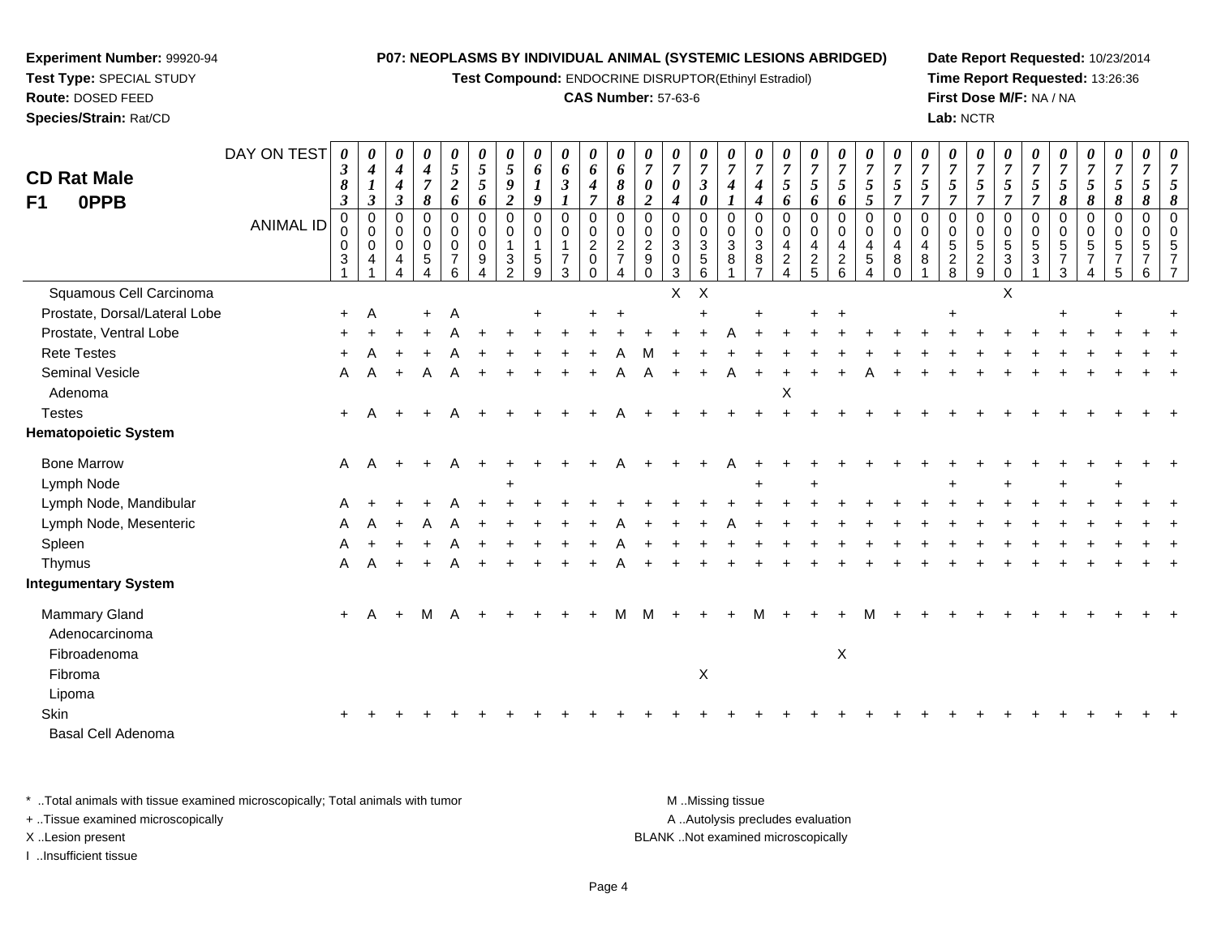**Experiment Number:** 99920-94
**Test Type:** SPECIAL STUDY
**Route:** DOSED FEED
**Species/Strain:** Rat/CD

**P07: NEOPLASMS BY INDIVIDUAL ANIMAL (SYSTEMIC LESIONS ABRIDGED)**
**Test Compound:** ENDOCRINE DISRUPTOR(Ethinyl Estradiol)
**CAS Number:** 57-63-6

**Date Report Requested:** 10/23/2014
**Time Report Requested:** 13:26:36
**First Dose M/F:** NA / NA
**Lab:** NCTR

## CD Rat Male F1 0PPB

| DAY ON TEST | 0383 | 0413 | 0443 | 0478 | 0526 | 0556 | 0592 | 0619 | 0631 | 0647 | 0688 | 0702 | 0704 | 0730 | 0741 | 0744 | 0756 | 0756 | 0756 | 0755 | 0757 | 0757 | 0757 | 0757 | 0757 | 0757 | 0758 | 0758 | 0758 | 0758 | 0758 |
|---|---|---|---|---|---|---|---|---|---|---|---|---|---|---|---|---|---|---|---|---|---|---|---|---|---|---|---|---|---|---|---|
| **ANIMAL ID** | 00031 | 00041 | 00044 | 00054 | 00076 | 00094 | 00132 | 00159 | 00173 | 00200 | 00274 | 00290 | 00303 | 00356 | 00381 | 00387 | 00424 | 00425 | 00426 | 00454 | 00480 | 00481 | 00528 | 00529 | 00530 | 00531 | 00573 | 00574 | 00575 | 00576 | 00577 |
| Squamous Cell Carcinoma | | | | | | | | | | | | | X | X | | | | | | | | | | | X | | | | | | |
| Prostate, Dorsal/Lateral Lobe | + | A | | + | A | | | + | | + | + | | | + | | + | | + | + | | | | + | | | | + | | + | | + |
| Prostate, Ventral Lobe | + | + | + | + | A | + | + | + | + | + | + | + | + | + | A | + | + | + | + | + | + | + | + | + | + | + | + | + | + | + | + |
| Rete Testes | + | A | + | + | A | + | + | + | + | + | A | M | + | + | + | + | + | + | + | + | + | + | + | + | + | + | + | + | + | + | + |
| Seminal Vesicle | A | A | + | A | A | + | + | + | + | + | A | A | + | + | A | + | + | + | + | A | + | + | + | + | + | + | + | + | + | + | + |
| Adenoma | | | | | | | | | | | | | | | | | X | | | | | | | | | | | | | | |
| Testes | + | A | + | + | A | + | + | + | + | + | A | + | + | + | + | + | + | + | + | + | + | + | + | + | + | + | + | + | + | + | + |
| **Hematopoietic System** | | | | | | | | | | | | | | | | | | | | | | | | | | | | | | | |
| Bone Marrow | A | A | + | + | A | + | + | + | + | + | A | + | + | + | A | + | + | + | + | + | + | + | + | + | + | + | + | + | + | + | + |
| Lymph Node | | | | | | | + | | | | | | | | | + | | + | | | | | + | | + | | + | | + | | |
| Lymph Node, Mandibular | A | + | + | + | A | + | + | + | + | + | + | + | + | + | + | + | + | + | + | + | + | + | + | + | + | + | + | + | + | + | + |
| Lymph Node, Mesenteric | A | A | + | A | A | + | + | + | + | + | A | + | + | + | A | + | + | + | + | + | + | + | + | + | + | + | + | + | + | + | + |
| Spleen | A | + | + | + | A | + | + | + | + | + | A | + | + | + | + | + | + | + | + | + | + | + | + | + | + | + | + | + | + | + | + |
| Thymus | A | A | + | + | A | + | + | + | + | + | A | + | + | + | + | + | + | + | + | + | + | + | + | + | + | + | + | + | + | + | + |
| **Integumentary System** | | | | | | | | | | | | | | | | | | | | | | | | | | | | | | | |
| Mammary Gland | + | A | + | M | A | + | + | + | + | + | M | M | + | + | + | M | + | + | + | M | + | + | + | + | + | + | + | + | + | + | + |
| Adenocarcinoma | | | | | | | | | | | | | | | | | | | | | | | | | | | | | | | |
| Fibroadenoma | | | | | | | | | | | | | | | | | | | X | | | | | | | | | | | | |
| Fibroma | | | | | | | | | | | | | | X | | | | | | | | | | | | | | | | | |
| Lipoma | | | | | | | | | | | | | | | | | | | | | | | | | | | | | | | |
| Skin | + | + | + | + | + | + | + | + | + | + | + | + | + | + | + | + | + | + | + | + | + | + | + | + | + | + | + | + | + | + | + |
| Basal Cell Adenoma | | | | | | | | | | | | | | | | | | | | | | | | | | | | | | | |

* ..Total animals with tissue examined microscopically; Total animals with tumor
+ ..Tissue examined microscopically
X ..Lesion present
I ..Insufficient tissue

M ..Missing tissue
A ..Autolysis precludes evaluation
BLANK ..Not examined microscopically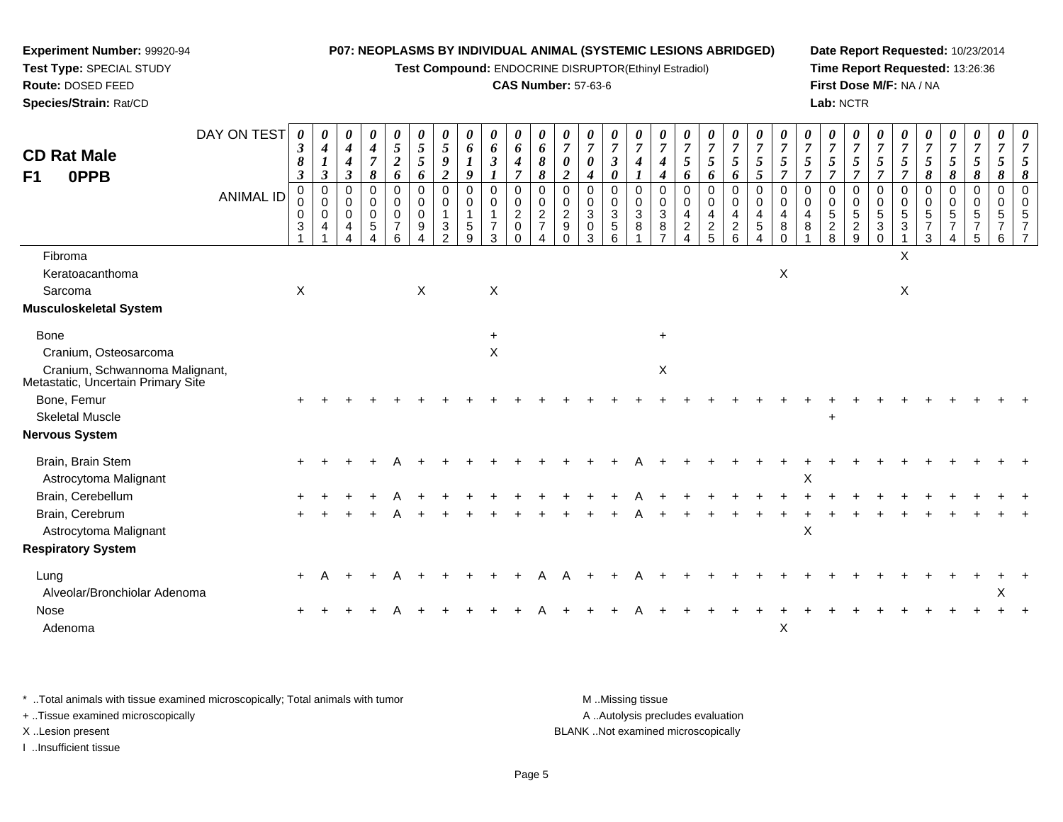**Experiment Number:** 99920-94
**Test Type:** SPECIAL STUDY
**Route:** DOSED FEED
**Species/Strain:** Rat/CD

**P07: NEOPLASMS BY INDIVIDUAL ANIMAL (SYSTEMIC LESIONS ABRIDGED)**
**Test Compound:** ENDOCRINE DISRUPTOR(Ethinyl Estradiol)
**CAS Number:** 57-63-6

**Date Report Requested:** 10/23/2014
**Time Report Requested:** 13:26:36
**First Dose M/F:** NA / NA
**Lab:** NCTR

**CD Rat Male**
**F1 0PPB**

| DAY ON TEST | 0383 | 0413 | 0443 | 0478 | 0526 | 0556 | 0592 | 0619 | 0631 | 0647 | 0688 | 0702 | 0704 | 0730 | 0741 | 0744 | 0756 | 0756 | 0756 | 0755 | 0757 | 0757 | 0757 | 0757 | 0757 | 0757 | 0758 | 0758 | 0758 | 0758 | 0758 |
|---|---|---|---|---|---|---|---|---|---|---|---|---|---|---|---|---|---|---|---|---|---|---|---|---|---|---|---|---|---|---|---|
| ANIMAL ID | 00031 | 00041 | 00044 | 00054 | 00076 | 00094 | 00132 | 00159 | 00173 | 00200 | 00274 | 00290 | 00303 | 00356 | 00381 | 00387 | 00424 | 00425 | 00426 | 00454 | 00480 | 00481 | 00528 | 00529 | 00530 | 00531 | 00573 | 00574 | 00575 | 00576 | 00577 |
| Fibroma | | | | | | | | | | | | | | | | | | | | | | | | | | X | | | | | |
| Keratoacanthoma | | | | | | | | | | | | | | | | | | | | | X | | | | | | | | | | |
| Sarcoma | X | | | | | X | | | X | | | | | | | | | | | | | | | | | X | | | | | |
| **Musculoskeletal System** | | | | | | | | | | | | | | | | | | | | | | | | | | | | | | | |
| Bone | | | | | | | | | + | | | | | | | + | | | | | | | | | | | | | | | |
| Cranium, Osteosarcoma | | | | | | | | | X | | | | | | | | | | | | | | | | | | | | | | |
| Cranium, Schwannoma Malignant, Metastatic, Uncertain Primary Site | | | | | | | | | | | | | | | | X | | | | | | | | | | | | | | | |
| Bone, Femur | + | + | + | + | + | + | + | + | + | + | + | + | + | + | + | + | + | + | + | + | + | + | + | + | + | + | + | + | + | + | + |
| Skeletal Muscle | | | | | | | | | | | | | | | | | | | | | | | + | | | | | | | | |
| **Nervous System** | | | | | | | | | | | | | | | | | | | | | | | | | | | | | | | |
| Brain, Brain Stem | + | + | + | + | A | + | + | + | + | + | + | + | + | + | A | + | + | + | + | + | + | + | + | + | + | + | + | + | + | + | + |
| Astrocytoma Malignant | | | | | | | | | | | | | | | | | | | | | | X | | | | | | | | | |
| Brain, Cerebellum | + | + | + | + | A | + | + | + | + | + | + | + | + | + | A | + | + | + | + | + | + | + | + | + | + | + | + | + | + | + | + |
| Brain, Cerebrum | + | + | + | + | A | + | + | + | + | + | + | + | + | + | A | + | + | + | + | + | + | + | + | + | + | + | + | + | + | + | + |
| Astrocytoma Malignant | | | | | | | | | | | | | | | | | | | | | | X | | | | | | | | | |
| **Respiratory System** | | | | | | | | | | | | | | | | | | | | | | | | | | | | | | | |
| Lung | + | A | + | + | A | + | + | + | + | + | A | A | + | + | A | + | + | + | + | + | + | + | + | + | + | + | + | + | + | + | + |
| Alveolar/Bronchiolar Adenoma | | | | | | | | | | | | | | | | | | | | | | | | | | | | | | X | |
| Nose | + | + | + | + | A | + | + | + | + | + | A | + | + | + | A | + | + | + | + | + | + | + | + | + | + | + | + | + | + | + | + |
| Adenoma | | | | | | | | | | | | | | | | | | | | | X | | | | | | | | | | |

\* ..Total animals with tissue examined microscopically; Total animals with tumor
\+ ..Tissue examined microscopically
X ..Lesion present
I ..Insufficient tissue

M ..Missing tissue
A ..Autolysis precludes evaluation
BLANK ..Not examined microscopically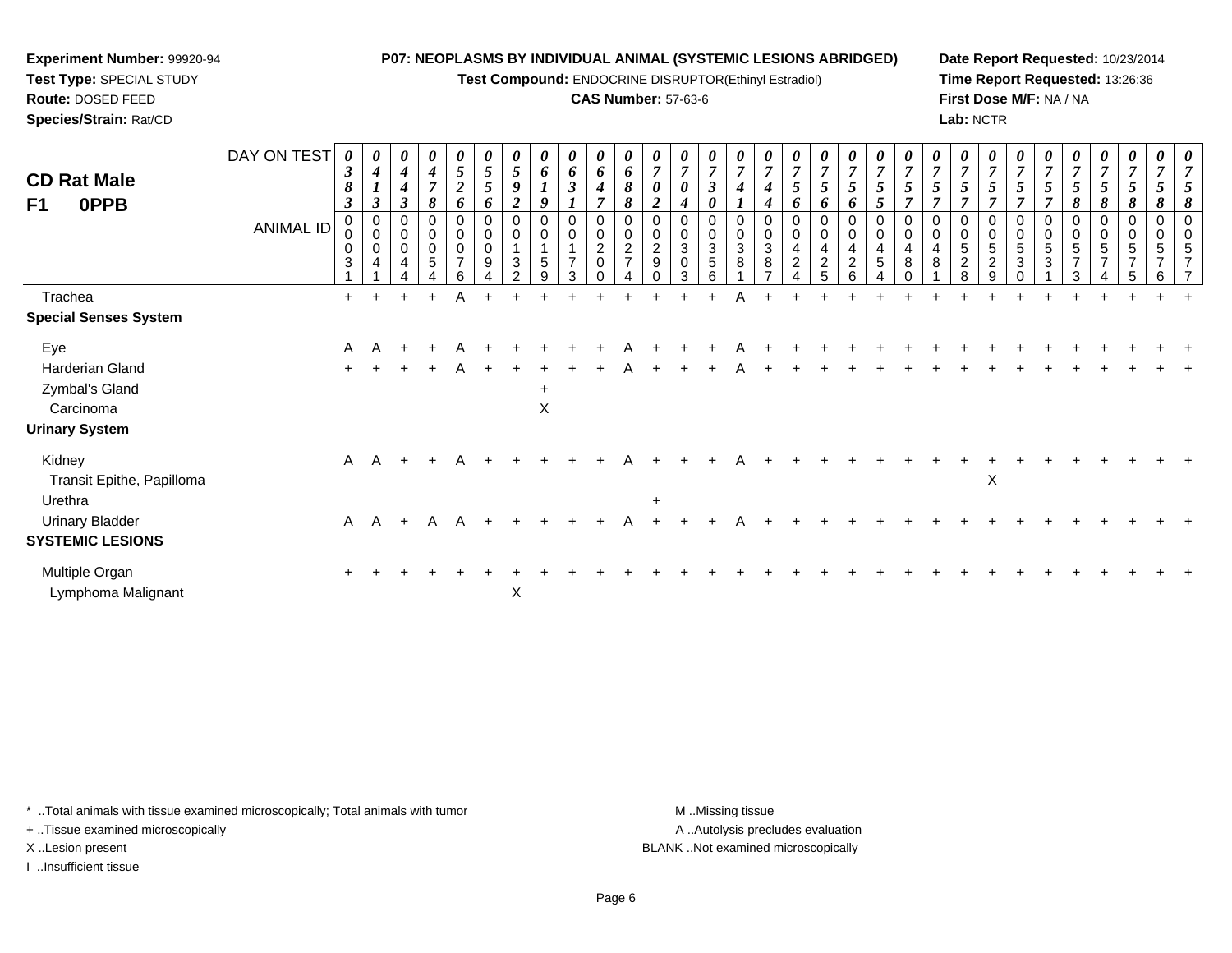**Experiment Number:** 99920-94
**Test Type:** SPECIAL STUDY
**Route:** DOSED FEED
**Species/Strain:** Rat/CD

**P07: NEOPLASMS BY INDIVIDUAL ANIMAL (SYSTEMIC LESIONS ABRIDGED)**
**Test Compound:** ENDOCRINE DISRUPTOR(Ethinyl Estradiol)
**CAS Number:** 57-63-6

**Date Report Requested:** 10/23/2014
**Time Report Requested:** 13:26:36
**First Dose M/F:** NA / NA
**Lab:** NCTR

## CD Rat Male
## F1 0PPB

| DAY ON TEST | 0383 | 0413 | 0443 | 0478 | 0526 | 0556 | 0592 | 0619 | 0631 | 0647 | 0688 | 0702 | 0704 | 0730 | 0741 | 0744 | 0756 | 0756 | 0756 | 0755 | 0757 | 0757 | 0757 | 0757 | 0757 | 0757 | 0758 | 0758 | 0758 | 0758 |
|---|---|---|---|---|---|---|---|---|---|---|---|---|---|---|---|---|---|---|---|---|---|---|---|---|---|---|---|---|---|---|
| **ANIMAL ID** | 00031 | 00041 | 00044 | 00054 | 00076 | 00094 | 00132 | 00159 | 00173 | 00200 | 00274 | 00290 | 00303 | 00356 | 00381 | 00387 | 00424 | 00425 | 00426 | 00454 | 00480 | 00481 | 00528 | 00529 | 00530 | 00531 | 00573 | 00574 | 00575 | 00576 | 00577 |
| Trachea | + | + | + | + | A | + | + | + | + | + | + | + | + | + | A | + | + | + | + | + | + | + | + | + | + | + | + | + | + | + | + |
| **Special Senses System** | | | | | | | | | | | | | | | | | | | | | | | | | | | | | | | |
| Eye | A | A | + | + | A | + | + | + | + | + | A | + | + | + | A | + | + | + | + | + | + | + | + | + | + | + | + | + | + | + | + |
| Harderian Gland | + | + | + | + | A | + | + | + | + | + | A | + | + | + | A | + | + | + | + | + | + | + | + | + | + | + | + | + | + | + | + |
| Zymbal's Gland | | | | | | | | + | | | | | | | | | | | | | | | | | | | | | | | |
| Carcinoma | | | | | | | | X | | | | | | | | | | | | | | | | | | | | | | | |
| **Urinary System** | | | | | | | | | | | | | | | | | | | | | | | | | | | | | | | |
| Kidney | A | A | + | + | A | + | + | + | + | + | A | + | + | + | A | + | + | + | + | + | + | + | + | + | + | + | + | + | + | + | + |
| Transit Epithe, Papilloma | | | | | | | | | | | | | | | | | | | | | | | | X | | | | | | | |
| Urethra | | | | | | | | | | | | + | | | | | | | | | | | | | | | | | | | |
| Urinary Bladder | A | A | + | A | A | + | + | + | + | + | A | + | + | + | A | + | + | + | + | + | + | + | + | + | + | + | + | + | + | + | + |
| **SYSTEMIC LESIONS** | | | | | | | | | | | | | | | | | | | | | | | | | | | | | | | |
| Multiple Organ | + | + | + | + | + | + | + | + | + | + | + | + | + | + | + | + | + | + | + | + | + | + | + | + | + | + | + | + | + | + | + |
| Lymphoma Malignant | | | | | | | X | | | | | | | | | | | | | | | | | | | | | | | | |

\* ..Total animals with tissue examined microscopically; Total animals with tumor
+ ..Tissue examined microscopically
X ..Lesion present
I ..Insufficient tissue

M ..Missing tissue
A ..Autolysis precludes evaluation
BLANK ..Not examined microscopically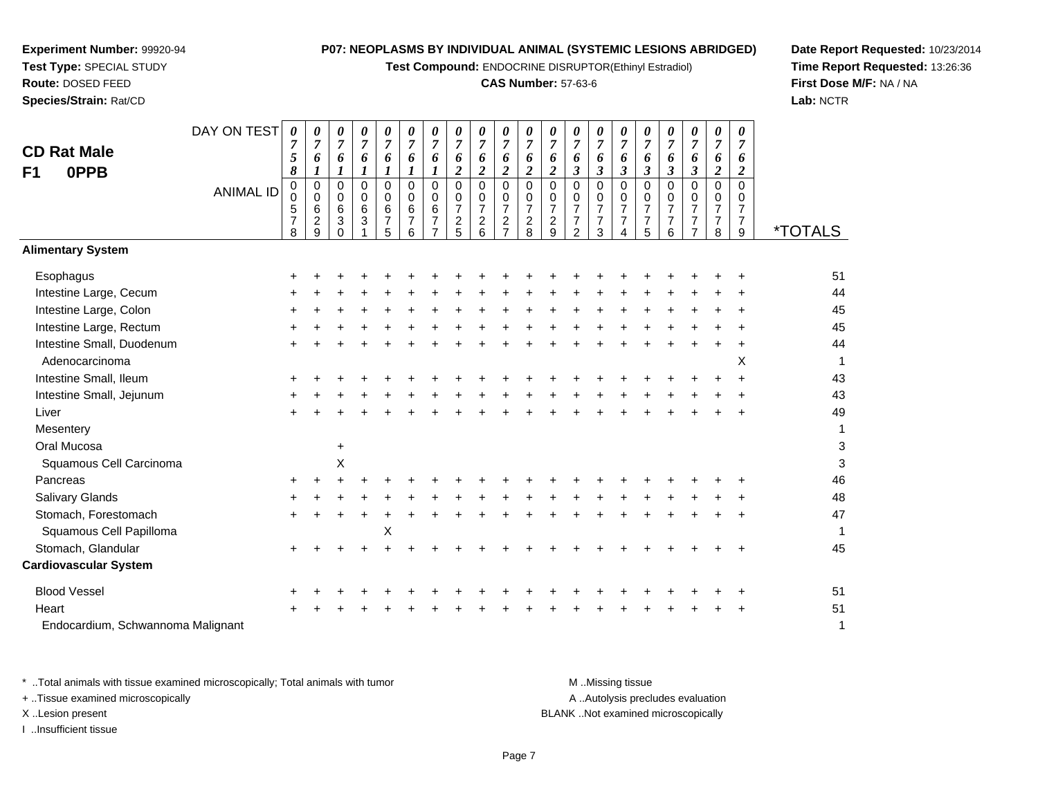**Experiment Number:** 99920-94
**Test Type:** SPECIAL STUDY
**Route:** DOSED FEED
**Species/Strain:** Rat/CD

**P07: NEOPLASMS BY INDIVIDUAL ANIMAL (SYSTEMIC LESIONS ABRIDGED)**
**Test Compound:** ENDOCRINE DISRUPTOR(Ethinyl Estradiol)
**CAS Number:** 57-63-6

**Date Report Requested:** 10/23/2014
**Time Report Requested:** 13:26:36
**First Dose M/F:** NA / NA
**Lab:** NCTR

## CD Rat Male
## F1 0PPB

| DAY ON TEST | 0758 | 0761 | 0761 | 0761 | 0761 | 0761 | 0761 | 0762 | 0762 | 0762 | 0762 | 0762 | 0763 | 0763 | 0763 | 0763 | 0763 | 0763 | 0762 | 0762 | |
|---|---|---|---|---|---|---|---|---|---|---|---|---|---|---|---|---|---|---|---|---|---|
| **ANIMAL ID** | 00578 | 00629 | 00630 | 00631 | 00675 | 00676 | 00677 | 00725 | 00726 | 00727 | 00728 | 00729 | 00772 | 00773 | 00774 | 00775 | 00776 | 00777 | 00778 | 00779 | ***TOTALS** |
| **Alimentary System** | | | | | | | | | | | | | | | | | | | | | |
| Esophagus | + | + | + | + | + | + | + | + | + | + | + | + | + | + | + | + | + | + | + | + | 51 |
| Intestine Large, Cecum | + | + | + | + | + | + | + | + | + | + | + | + | + | + | + | + | + | + | + | + | 44 |
| Intestine Large, Colon | + | + | + | + | + | + | + | + | + | + | + | + | + | + | + | + | + | + | + | + | 45 |
| Intestine Large, Rectum | + | + | + | + | + | + | + | + | + | + | + | + | + | + | + | + | + | + | + | + | 45 |
| Intestine Small, Duodenum | + | + | + | + | + | + | + | + | + | + | + | + | + | + | + | + | + | + | + | + | 44 |
| Adenocarcinoma | | | | | | | | | | | | | | | | | | | | X | 1 |
| Intestine Small, Ileum | + | + | + | + | + | + | + | + | + | + | + | + | + | + | + | + | + | + | + | + | 43 |
| Intestine Small, Jejunum | + | + | + | + | + | + | + | + | + | + | + | + | + | + | + | + | + | + | + | + | 43 |
| Liver | + | + | + | + | + | + | + | + | + | + | + | + | + | + | + | + | + | + | + | + | 49 |
| Mesentery | | | | | | | | | | | | | | | | | | | | | 1 |
| Oral Mucosa | | | + | | | | | | | | | | | | | | | | | | 3 |
| Squamous Cell Carcinoma | | | X | | | | | | | | | | | | | | | | | | 3 |
| Pancreas | + | + | + | + | + | + | + | + | + | + | + | + | + | + | + | + | + | + | + | + | 46 |
| Salivary Glands | + | + | + | + | + | + | + | + | + | + | + | + | + | + | + | + | + | + | + | + | 48 |
| Stomach, Forestomach | + | + | + | + | + | + | + | + | + | + | + | + | + | + | + | + | + | + | + | + | 47 |
| Squamous Cell Papilloma | | | | | X | | | | | | | | | | | | | | | | 1 |
| Stomach, Glandular | + | + | + | + | + | + | + | + | + | + | + | + | + | + | + | + | + | + | + | + | 45 |
| **Cardiovascular System** | | | | | | | | | | | | | | | | | | | | | |
| Blood Vessel | + | + | + | + | + | + | + | + | + | + | + | + | + | + | + | + | + | + | + | + | 51 |
| Heart | + | + | + | + | + | + | + | + | + | + | + | + | + | + | + | + | + | + | + | + | 51 |
| Endocardium, Schwannoma Malignant | | | | | | | | | | | | | | | | | | | | | 1 |

\* ..Total animals with tissue examined microscopically; Total animals with tumor
\+ ..Tissue examined microscopically
X ..Lesion present
I ..Insufficient tissue

M ..Missing tissue
A ..Autolysis precludes evaluation
BLANK ..Not examined microscopically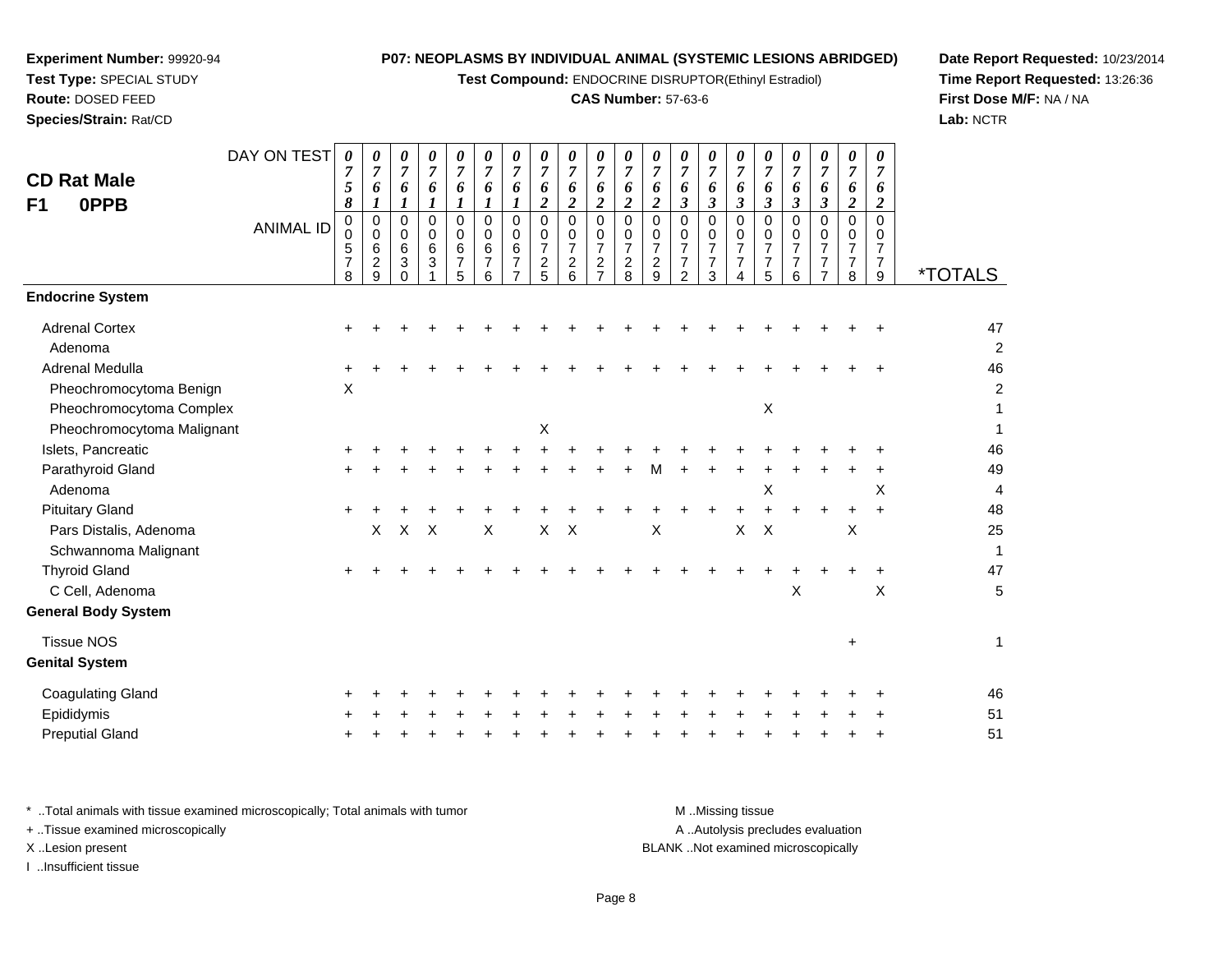**Experiment Number:** 99920-94
**Test Type:** SPECIAL STUDY
**Route:** DOSED FEED
**Species/Strain:** Rat/CD

**P07: NEOPLASMS BY INDIVIDUAL ANIMAL (SYSTEMIC LESIONS ABRIDGED)**
**Test Compound:** ENDOCRINE DISRUPTOR(Ethinyl Estradiol)
**CAS Number:** 57-63-6

**Date Report Requested:** 10/23/2014
**Time Report Requested:** 13:26:36
**First Dose M/F:** NA / NA
**Lab:** NCTR

**CD Rat Male**
**F1 0PPB**

| DAY ON TEST | 0758 | 0761 | 0761 | 0761 | 0761 | 0761 | 0761 | 0762 | 0762 | 0762 | 0762 | 0762 | 0763 | 0763 | 0763 | 0763 | 0763 | 0763 | 0762 | 0762 | |
|---|---|---|---|---|---|---|---|---|---|---|---|---|---|---|---|---|---|---|---|---|---|
| **ANIMAL ID** | 0057 8 | 0062 9 | 0063 0 | 0063 1 | 0067 5 | 0067 6 | 0067 7 | 0072 5 | 0072 6 | 0072 7 | 0072 8 | 0072 9 | 0077 2 | 0077 3 | 0077 4 | 0077 5 | 0077 6 | 0077 7 | 0077 8 | 0077 9 | ***TOTALS** |
| **Endocrine System** | | | | | | | | | | | | | | | | | | | | | |
| Adrenal Cortex | + | + | + | + | + | + | + | + | + | + | + | + | + | + | + | + | + | + | + | + | 47 |
| Adenoma | | | | | | | | | | | | | | | | | | | | | 2 |
| Adrenal Medulla | + | + | + | + | + | + | + | + | + | + | + | + | + | + | + | + | + | + | + | + | 46 |
| Pheochromocytoma Benign | X | | | | | | | | | | | | | | | | | | | | 2 |
| Pheochromocytoma Complex | | | | | | | | | | | | | | | | X | | | | | 1 |
| Pheochromocytoma Malignant | | | | | | | | X | | | | | | | | | | | | | 1 |
| Islets, Pancreatic | + | + | + | + | + | + | + | + | + | + | + | + | + | + | + | + | + | + | + | + | 46 |
| Parathyroid Gland | + | + | + | + | + | + | + | + | + | + | + | M | + | + | + | + | + | + | + | + | 49 |
| Adenoma | | | | | | | | | | | | | | | | X | | | | X | 4 |
| Pituitary Gland | + | + | + | + | + | + | + | + | + | + | + | + | + | + | + | + | + | + | + | + | 48 |
| Pars Distalis, Adenoma | | X | X | X | | X | | X | X | | | X | | | X | X | | | X | | 25 |
| Schwannoma Malignant | | | | | | | | | | | | | | | | | | | | | 1 |
| Thyroid Gland | + | + | + | + | + | + | + | + | + | + | + | + | + | + | + | + | + | + | + | + | 47 |
| C Cell, Adenoma | | | | | | | | | | | | | | | | | X | | | X | 5 |
| **General Body System** | | | | | | | | | | | | | | | | | | | | | |
| Tissue NOS | | | | | | | | | | | | | | | | | | | + | | 1 |
| **Genital System** | | | | | | | | | | | | | | | | | | | | | |
| Coagulating Gland | + | + | + | + | + | + | + | + | + | + | + | + | + | + | + | + | + | + | + | + | 46 |
| Epididymis | + | + | + | + | + | + | + | + | + | + | + | + | + | + | + | + | + | + | + | + | 51 |
| Preputial Gland | + | + | + | + | + | + | + | + | + | + | + | + | + | + | + | + | + | + | + | + | 51 |

* ..Total animals with tissue examined microscopically; Total animals with tumor
+ ..Tissue examined microscopically
X ..Lesion present
I ..Insufficient tissue

M ..Missing tissue
A ..Autolysis precludes evaluation
BLANK ..Not examined microscopically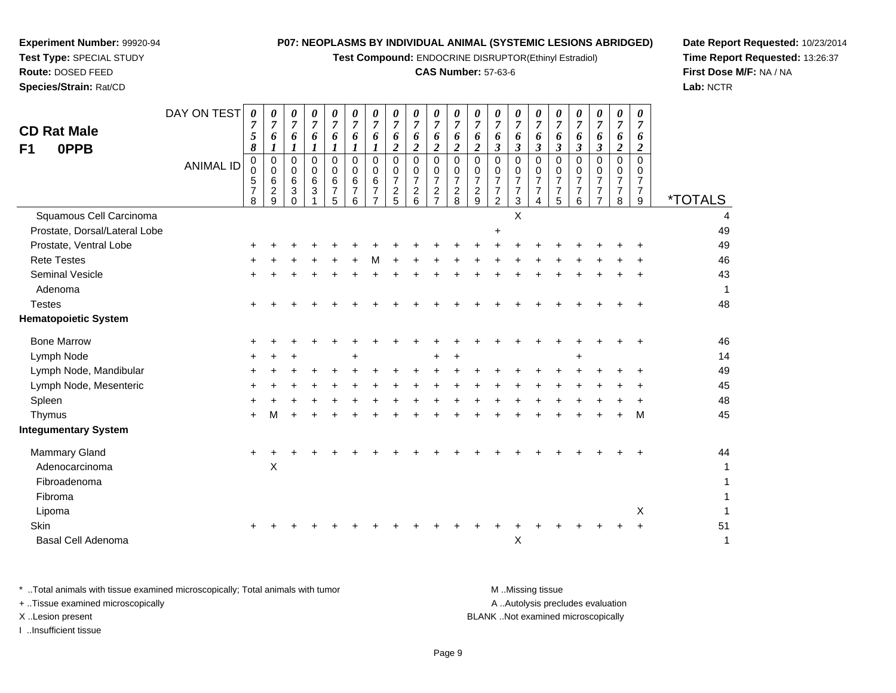**Experiment Number:** 99920-94
**Test Type:** SPECIAL STUDY
**Route:** DOSED FEED
**Species/Strain:** Rat/CD

**P07: NEOPLASMS BY INDIVIDUAL ANIMAL (SYSTEMIC LESIONS ABRIDGED)**
**Test Compound:** ENDOCRINE DISRUPTOR(Ethinyl Estradiol)
**CAS Number:** 57-63-6

**Date Report Requested:** 10/23/2014
**Time Report Requested:** 13:26:37
**First Dose M/F:** NA / NA
**Lab:** NCTR

## CD Rat Male F1 0PPB

| DAY ON TEST | 0758 | 0761 | 0761 | 0761 | 0761 | 0761 | 0761 | 0762 | 0762 | 0762 | 0762 | 0762 | 0763 | 0763 | 0763 | 0763 | 0763 | 0763 | 0762 | 0762 | |
|---|---|---|---|---|---|---|---|---|---|---|---|---|---|---|---|---|---|---|---|---|---|
| **ANIMAL ID** | 00578 | 00629 | 00630 | 00631 | 00675 | 00676 | 00677 | 00725 | 00726 | 00727 | 00728 | 00729 | 00772 | 00773 | 00774 | 00775 | 00776 | 00777 | 00778 | 00779 | ***TOTALS** |
| Squamous Cell Carcinoma | | | | | | | | | | | | | | X | | | | | | | 4 |
| Prostate, Dorsal/Lateral Lobe | | | | | | | | | | | | | + | | | | | | | | 49 |
| Prostate, Ventral Lobe | + | + | + | + | + | + | + | + | + | + | + | + | + | + | + | + | + | + | + | + | 49 |
| Rete Testes | + | + | + | + | + | + | M | + | + | + | + | + | + | + | + | + | + | + | + | + | 46 |
| Seminal Vesicle | + | + | + | + | + | + | + | + | + | + | + | + | + | + | + | + | + | + | + | + | 43 |
| Adenoma | | | | | | | | | | | | | | | | | | | | | 1 |
| Testes | + | + | + | + | + | + | + | + | + | + | + | + | + | + | + | + | + | + | + | + | 48 |
| **Hematopoietic System** | | | | | | | | | | | | | | | | | | | | | |
| Bone Marrow | + | + | + | + | + | + | + | + | + | + | + | + | + | + | + | + | + | + | + | + | 46 |
| Lymph Node | + | + | + | | | + | | | | + | + | | | | | | + | | | | 14 |
| Lymph Node, Mandibular | + | + | + | + | + | + | + | + | + | + | + | + | + | + | + | + | + | + | + | + | 49 |
| Lymph Node, Mesenteric | + | + | + | + | + | + | + | + | + | + | + | + | + | + | + | + | + | + | + | + | 45 |
| Spleen | + | + | + | + | + | + | + | + | + | + | + | + | + | + | + | + | + | + | + | + | 48 |
| Thymus | + | M | + | + | + | + | + | + | + | + | + | + | + | + | + | + | + | + | + | M | 45 |
| **Integumentary System** | | | | | | | | | | | | | | | | | | | | | |
| Mammary Gland | + | + | + | + | + | + | + | + | + | + | + | + | + | + | + | + | + | + | + | + | 44 |
| Adenocarcinoma | | X | | | | | | | | | | | | | | | | | | | 1 |
| Fibroadenoma | | | | | | | | | | | | | | | | | | | | | 1 |
| Fibroma | | | | | | | | | | | | | | | | | | | | | 1 |
| Lipoma | | | | | | | | | | | | | | | | | | | | X | 1 |
| Skin | + | + | + | + | + | + | + | + | + | + | + | + | + | + | + | + | + | + | + | + | 51 |
| Basal Cell Adenoma | | | | | | | | | | | | | | X | | | | | | | 1 |

\* ..Total animals with tissue examined microscopically; Total animals with tumor
\+ ..Tissue examined microscopically
X ..Lesion present
I ..Insufficient tissue

M ..Missing tissue
A ..Autolysis precludes evaluation
BLANK ..Not examined microscopically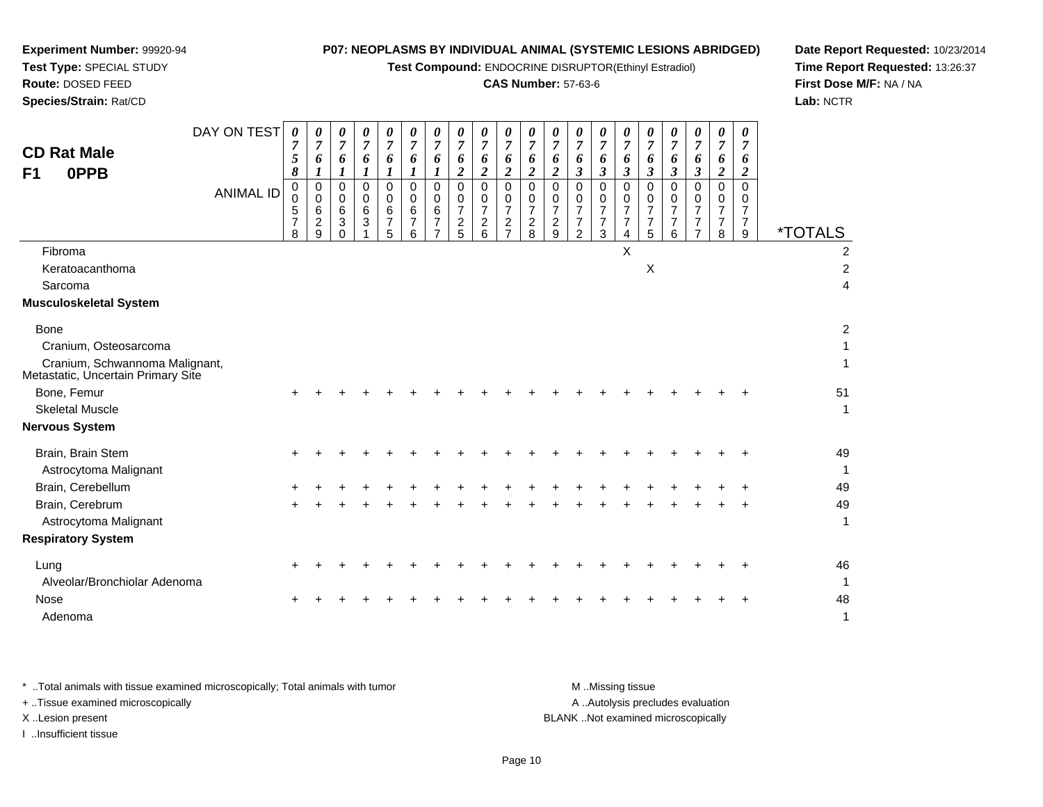**Experiment Number:** 99920-94
**Test Type:** SPECIAL STUDY
**Route:** DOSED FEED
**Species/Strain:** Rat/CD

**P07: NEOPLASMS BY INDIVIDUAL ANIMAL (SYSTEMIC LESIONS ABRIDGED)**
**Test Compound:** ENDOCRINE DISRUPTOR(Ethinyl Estradiol)
**CAS Number:** 57-63-6

**Date Report Requested:** 10/23/2014
**Time Report Requested:** 13:26:37
**First Dose M/F:** NA / NA
**Lab:** NCTR

## CD Rat Male F1 0PPB

| DAY ON TEST | 0758 | 0761 | 0761 | 0761 | 0761 | 0761 | 0761 | 0762 | 0762 | 0762 | 0762 | 0762 | 0763 | 0763 | 0763 | 0763 | 0763 | 0763 | 0762 | 0762 | |
|---|---|---|---|---|---|---|---|---|---|---|---|---|---|---|---|---|---|---|---|---|---|
| **ANIMAL ID** | 00578 | 00629 | 00630 | 00631 | 00675 | 00676 | 00677 | 00725 | 00726 | 00727 | 00728 | 00729 | 00772 | 00773 | 00774 | 00775 | 00776 | 00777 | 00778 | 00779 | ***TOTALS** |
| Fibroma | | | | | | | | | | | | | | | X | | | | | | 2 |
| Keratoacanthoma | | | | | | | | | | | | | | | | X | | | | | 2 |
| Sarcoma | | | | | | | | | | | | | | | | | | | | | 4 |
| **Musculoskeletal System** | | | | | | | | | | | | | | | | | | | | | |
| Bone | | | | | | | | | | | | | | | | | | | | | 2 |
| Cranium, Osteosarcoma | | | | | | | | | | | | | | | | | | | | | 1 |
| Cranium, Schwannoma Malignant, Metastatic, Uncertain Primary Site | | | | | | | | | | | | | | | | | | | | | 1 |
| Bone, Femur | + | + | + | + | + | + | + | + | + | + | + | + | + | + | + | + | + | + | + | + | 51 |
| Skeletal Muscle | | | | | | | | | | | | | | | | | | | | | 1 |
| **Nervous System** | | | | | | | | | | | | | | | | | | | | | |
| Brain, Brain Stem | + | + | + | + | + | + | + | + | + | + | + | + | + | + | + | + | + | + | + | + | 49 |
| Astrocytoma Malignant | | | | | | | | | | | | | | | | | | | | | 1 |
| Brain, Cerebellum | + | + | + | + | + | + | + | + | + | + | + | + | + | + | + | + | + | + | + | + | 49 |
| Brain, Cerebrum | + | + | + | + | + | + | + | + | + | + | + | + | + | + | + | + | + | + | + | + | 49 |
| Astrocytoma Malignant | | | | | | | | | | | | | | | | | | | | | 1 |
| **Respiratory System** | | | | | | | | | | | | | | | | | | | | | |
| Lung | + | + | + | + | + | + | + | + | + | + | + | + | + | + | + | + | + | + | + | + | 46 |
| Alveolar/Bronchiolar Adenoma | | | | | | | | | | | | | | | | | | | | | 1 |
| Nose | + | + | + | + | + | + | + | + | + | + | + | + | + | + | + | + | + | + | + | + | 48 |
| Adenoma | | | | | | | | | | | | | | | | | | | | | 1 |

* ..Total animals with tissue examined microscopically; Total animals with tumor
+ ..Tissue examined microscopically
X ..Lesion present
I ..Insufficient tissue

M ..Missing tissue
A ..Autolysis precludes evaluation
BLANK ..Not examined microscopically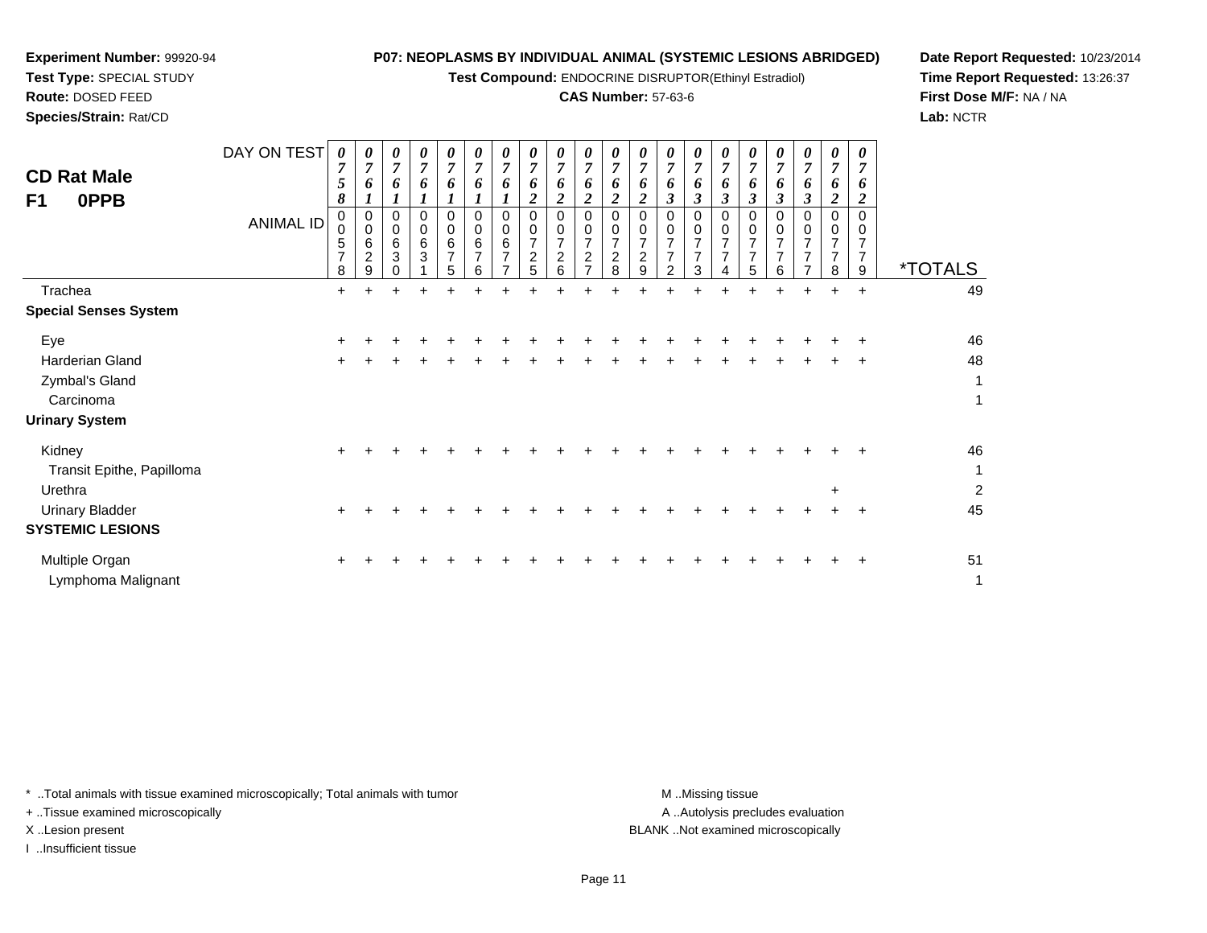**Experiment Number:** 99920-94
**Test Type:** SPECIAL STUDY
**Route:** DOSED FEED
**Species/Strain:** Rat/CD

**P07: NEOPLASMS BY INDIVIDUAL ANIMAL (SYSTEMIC LESIONS ABRIDGED)**
**Test Compound:** ENDOCRINE DISRUPTOR(Ethinyl Estradiol)
**CAS Number:** 57-63-6

**Date Report Requested:** 10/23/2014
**Time Report Requested:** 13:26:37
**First Dose M/F:** NA / NA
**Lab:** NCTR

## CD Rat Male F1 0PPB

| DAY ON TEST | 0758 | 0761 | 0761 | 0761 | 0761 | 0761 | 0761 | 0762 | 0762 | 0762 | 0762 | 0762 | 0763 | 0763 | 0763 | 0763 | 0763 | 0763 | 0762 | 0762 | |
|---|---|---|---|---|---|---|---|---|---|---|---|---|---|---|---|---|---|---|---|---|---|
| **ANIMAL ID** | 00578 | 00629 | 00630 | 00631 | 00675 | 00676 | 00677 | 00725 | 00726 | 00727 | 00728 | 00729 | 00772 | 00773 | 00774 | 00775 | 00776 | 00777 | 00778 | 00779 | ***TOTALS** |
| Trachea | + | + | + | + | + | + | + | + | + | + | + | + | + | + | + | + | + | + | + | + | 49 |
| **Special Senses System** | | | | | | | | | | | | | | | | | | | | | |
| Eye | + | + | + | + | + | + | + | + | + | + | + | + | + | + | + | + | + | + | + | + | 46 |
| Harderian Gland | + | + | + | + | + | + | + | + | + | + | + | + | + | + | + | + | + | + | + | + | 48 |
| Zymbal's Gland | | | | | | | | | | | | | | | | | | | | | 1 |
| Carcinoma | | | | | | | | | | | | | | | | | | | | | 1 |
| **Urinary System** | | | | | | | | | | | | | | | | | | | | | |
| Kidney | + | + | + | + | + | + | + | + | + | + | + | + | + | + | + | + | + | + | + | + | 46 |
| Transit Epithe, Papilloma | | | | | | | | | | | | | | | | | | | | | 1 |
| Urethra | | | | | | | | | | | | | | | | | | | + | | 2 |
| Urinary Bladder | + | + | + | + | + | + | + | + | + | + | + | + | + | + | + | + | + | + | + | + | 45 |
| **SYSTEMIC LESIONS** | | | | | | | | | | | | | | | | | | | | | |
| Multiple Organ | + | + | + | + | + | + | + | + | + | + | + | + | + | + | + | + | + | + | + | + | 51 |
| Lymphoma Malignant | | | | | | | | | | | | | | | | | | | | | 1 |

\* ..Total animals with tissue examined microscopically; Total animals with tumor
\+ ..Tissue examined microscopically
X ..Lesion present
I ..Insufficient tissue

M ..Missing tissue
A ..Autolysis precludes evaluation
BLANK ..Not examined microscopically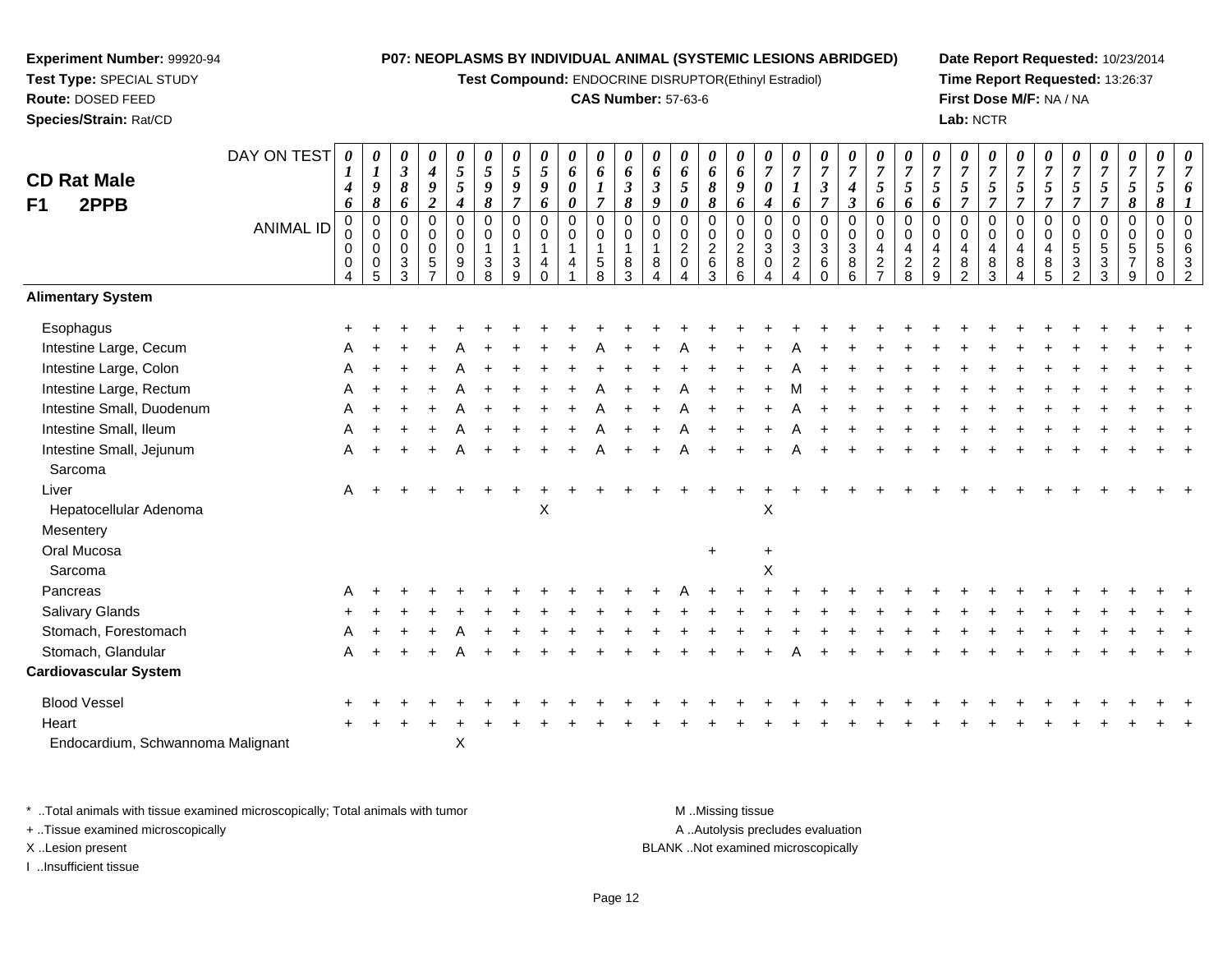**Experiment Number:** 99920-94
**Test Type:** SPECIAL STUDY
**Route:** DOSED FEED
**Species/Strain:** Rat/CD

**P07: NEOPLASMS BY INDIVIDUAL ANIMAL (SYSTEMIC LESIONS ABRIDGED)**
**Test Compound:** ENDOCRINE DISRUPTOR(Ethinyl Estradiol)
**CAS Number:** 57-63-6

**Date Report Requested:** 10/23/2014
**Time Report Requested:** 13:26:37
**First Dose M/F:** NA / NA
**Lab:** NCTR

## CD Rat Male F1 2PPB

| DAY ON TEST | 0146 | 0198 | 0386 | 0492 | 0554 | 0598 | 0597 | 0596 | 0600 | 0617 | 0638 | 0639 | 0650 | 0688 | 0696 | 0704 | 0716 | 0737 | 0743 | 0756 | 0756 | 0756 | 0757 | 0757 | 0757 | 0757 | 0757 | 0757 | 0758 | 0758 | 0761 |
|---|---|---|---|---|---|---|---|---|---|---|---|---|---|---|---|---|---|---|---|---|---|---|---|---|---|---|---|---|---|---|---|
| ANIMAL ID | 00004 | 00005 | 00033 | 00057 | 00090 | 00138 | 00139 | 00140 | 00141 | 00158 | 00183 | 00184 | 00204 | 00263 | 00286 | 00304 | 00324 | 00360 | 00386 | 00427 | 00428 | 00429 | 00482 | 00483 | 00484 | 00485 | 00532 | 00533 | 00579 | 00580 | 00632 |
| **Alimentary System** | | | | | | | | | | | | | | | | | | | | | | | | | | | | | | | |
| Esophagus | + | + | + | + | + | + | + | + | + | + | + | + | + | + | + | + | + | + | + | + | + | + | + | + | + | + | + | + | + | + | + |
| Intestine Large, Cecum | A | + | + | + | A | + | + | + | + | A | + | + | A | + | + | + | A | + | + | + | + | + | + | + | + | + | + | + | + | + | + |
| Intestine Large, Colon | A | + | + | + | A | + | + | + | + | + | + | + | + | + | + | + | A | + | + | + | + | + | + | + | + | + | + | + | + | + | + |
| Intestine Large, Rectum | A | + | + | + | A | + | + | + | + | A | + | + | A | + | + | + | M | + | + | + | + | + | + | + | + | + | + | + | + | + | + |
| Intestine Small, Duodenum | A | + | + | + | A | + | + | + | + | A | + | + | A | + | + | + | A | + | + | + | + | + | + | + | + | + | + | + | + | + | + |
| Intestine Small, Ileum | A | + | + | + | A | + | + | + | + | A | + | + | A | + | + | + | A | + | + | + | + | + | + | + | + | + | + | + | + | + | + |
| Intestine Small, Jejunum | A | + | + | + | A | + | + | + | + | A | + | + | A | + | + | + | A | + | + | + | + | + | + | + | + | + | + | + | + | + | + |
| Sarcoma | | | | | | | | | | | | | | | | | | | | | | | | | | | | | | | |
| Liver | A | + | + | + | + | + | + | + | + | + | + | + | + | + | + | + | + | + | + | + | + | + | + | + | + | + | + | + | + | + | + |
| Hepatocellular Adenoma | | | | | | | | X | | | | | | | | X | | | | | | | | | | | | | | | |
| Mesentery | | | | | | | | | | | | | | | | | | | | | | | | | | | | | | | |
| Oral Mucosa | | | | | | | | | | | | | | + | | + | | | | | | | | | | | | | | | |
| Sarcoma | | | | | | | | | | | | | | | | X | | | | | | | | | | | | | | | |
| Pancreas | A | + | + | + | + | + | + | + | + | + | + | + | A | + | + | + | + | + | + | + | + | + | + | + | + | + | + | + | + | + | + |
| Salivary Glands | + | + | + | + | + | + | + | + | + | + | + | + | + | + | + | + | + | + | + | + | + | + | + | + | + | + | + | + | + | + | + |
| Stomach, Forestomach | A | + | + | + | A | + | + | + | + | + | + | + | + | + | + | + | + | + | + | + | + | + | + | + | + | + | + | + | + | + | + |
| Stomach, Glandular | A | + | + | + | A | + | + | + | + | + | + | + | + | + | + | + | A | + | + | + | + | + | + | + | + | + | + | + | + | + | + |
| **Cardiovascular System** | | | | | | | | | | | | | | | | | | | | | | | | | | | | | | | |
| Blood Vessel | + | + | + | + | + | + | + | + | + | + | + | + | + | + | + | + | + | + | + | + | + | + | + | + | + | + | + | + | + | + | + |
| Heart | + | + | + | + | + | + | + | + | + | + | + | + | + | + | + | + | + | + | + | + | + | + | + | + | + | + | + | + | + | + | + |
| Endocardium, Schwannoma Malignant | | | | | X | | | | | | | | | | | | | | | | | | | | | | | | | | |

\* ..Total animals with tissue examined microscopically; Total animals with tumor
+ ..Tissue examined microscopically
X ..Lesion present
I ..Insufficient tissue

M ..Missing tissue
A ..Autolysis precludes evaluation
BLANK ..Not examined microscopically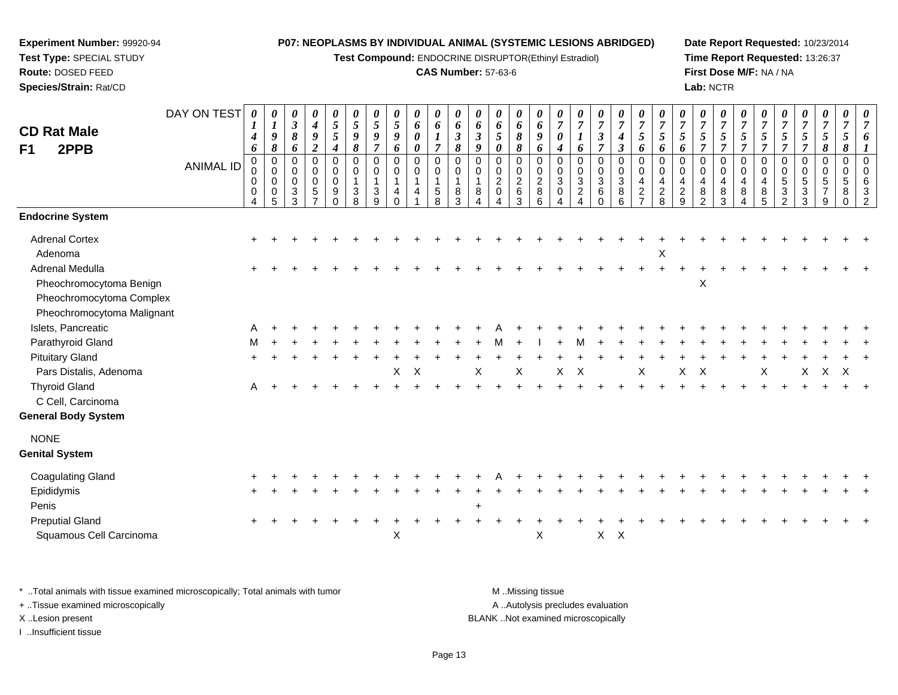**Experiment Number:** 99920-94
**Test Type:** SPECIAL STUDY
**Route:** DOSED FEED
**Species/Strain:** Rat/CD

**P07: NEOPLASMS BY INDIVIDUAL ANIMAL (SYSTEMIC LESIONS ABRIDGED)**
**Test Compound:** ENDOCRINE DISRUPTOR(Ethinyl Estradiol)
**CAS Number:** 57-63-6

**Date Report Requested:** 10/23/2014
**Time Report Requested:** 13:26:37
**First Dose M/F:** NA / NA
**Lab:** NCTR

**CD Rat Male**
**F1 2PPB**

| DAY ON TEST | 0146 | 0198 | 0386 | 0492 | 0554 | 0598 | 0597 | 0596 | 0600 | 0617 | 0638 | 0639 | 0650 | 0688 | 0696 | 0704 | 0716 | 0737 | 0743 | 0756 | 0756 | 0756 | 0757 | 0757 | 0757 | 0757 | 0757 | 0757 | 0758 | 0758 | 0761 |
|---|---|---|---|---|---|---|---|---|---|---|---|---|---|---|---|---|---|---|---|---|---|---|---|---|---|---|---|---|---|---|---|
| **ANIMAL ID** | 0004 | 0005 | 0033 | 0057 | 0090 | 0138 | 0139 | 0140 | 0141 | 0158 | 0183 | 0184 | 0204 | 0263 | 0286 | 0304 | 0324 | 0360 | 0386 | 0427 | 0428 | 0429 | 0482 | 0483 | 0484 | 0485 | 0532 | 0533 | 0579 | 0580 | 0632 |
| **Endocrine System** | | | | | | | | | | | | | | | | | | | | | | | | | | | | | | | |
| Adrenal Cortex | + | + | + | + | + | + | + | + | + | + | + | + | + | + | + | + | + | + | + | + | + | + | + | + | + | + | + | + | + | + | + |
| Adenoma | | | | | | | | | | | | | | | | | | | | | X | | | | | | | | | | |
| Adrenal Medulla | + | + | + | + | + | + | + | + | + | + | + | + | + | + | + | + | + | + | + | + | + | + | + | + | + | + | + | + | + | + | + |
| Pheochromocytoma Benign | | | | | | | | | | | | | | | | | | | | | | | X | | | | | | | | |
| Pheochromocytoma Complex | | | | | | | | | | | | | | | | | | | | | | | | | | | | | | | |
| Pheochromocytoma Malignant | | | | | | | | | | | | | | | | | | | | | | | | | | | | | | | |
| Islets, Pancreatic | A | + | + | + | + | + | + | + | + | + | + | + | A | + | + | + | + | + | + | + | + | + | + | + | + | + | + | + | + | + | + |
| Parathyroid Gland | M | + | + | + | + | + | + | + | + | + | + | + | M | + | I | + | M | + | + | + | + | + | + | + | + | + | + | + | + | + | + |
| Pituitary Gland | + | + | + | + | + | + | + | + | + | + | + | + | + | + | + | + | + | + | + | + | + | + | + | + | + | + | + | + | + | + | + |
| Pars Distalis, Adenoma | | | | | | | | X | X | | | X | | X | | X | X | | | X | | X | X | | | X | | X | X | X | |
| Thyroid Gland | A | + | + | + | + | + | + | + | + | + | + | + | + | + | + | + | + | + | + | + | + | + | + | + | + | + | + | + | + | + | + |
| C Cell, Carcinoma | | | | | | | | | | | | | | | | | | | | | | | | | | | | | | | |
| **General Body System** | | | | | | | | | | | | | | | | | | | | | | | | | | | | | | | |
| NONE | | | | | | | | | | | | | | | | | | | | | | | | | | | | | | | |
| **Genital System** | | | | | | | | | | | | | | | | | | | | | | | | | | | | | | | |
| Coagulating Gland | + | + | + | + | + | + | + | + | + | + | + | + | A | + | + | + | + | + | + | + | + | + | + | + | + | + | + | + | + | + | + |
| Epididymis | + | + | + | + | + | + | + | + | + | + | + | + | + | + | + | + | + | + | + | + | + | + | + | + | + | + | + | + | + | + | + |
| Penis | | | | | | | | | | | | + | | | | | | | | | | | | | | | | | | | |
| Preputial Gland | + | + | + | + | + | + | + | + | + | + | + | + | + | + | + | + | + | + | + | + | + | + | + | + | + | + | + | + | + | + | + |
| Squamous Cell Carcinoma | | | | | | | | X | | | | | | | X | | | X | X | | | | | | | | | | | | |

* ..Total animals with tissue examined microscopically; Total animals with tumor
+ ..Tissue examined microscopically
X ..Lesion present
I ..Insufficient tissue

M ..Missing tissue
A ..Autolysis precludes evaluation
BLANK ..Not examined microscopically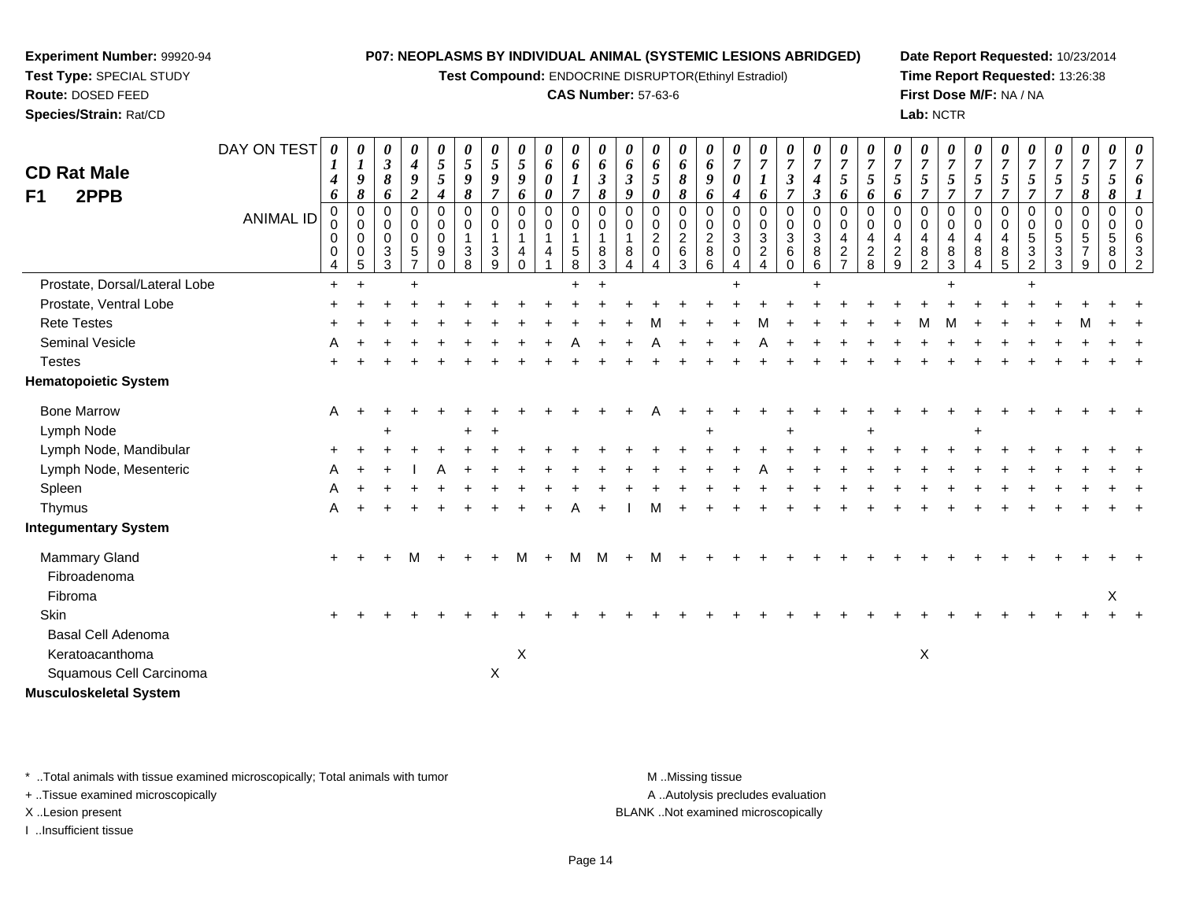**Experiment Number:** 99920-94
**Test Type:** SPECIAL STUDY
**Route:** DOSED FEED
**Species/Strain:** Rat/CD

**P07: NEOPLASMS BY INDIVIDUAL ANIMAL (SYSTEMIC LESIONS ABRIDGED)**
**Test Compound:** ENDOCRINE DISRUPTOR(Ethinyl Estradiol)
**CAS Number:** 57-63-6

**Date Report Requested:** 10/23/2014
**Time Report Requested:** 13:26:38
**First Dose M/F:** NA / NA
**Lab:** NCTR

## CD Rat Male F1 2PPB

| DAY ON TEST | 0146 | 0198 | 0386 | 0492 | 0554 | 0598 | 0597 | 0596 | 0600 | 0617 | 0638 | 0639 | 0650 | 0688 | 0696 | 0704 | 0716 | 0737 | 0743 | 0756 | 0756 | 0756 | 0757 | 0757 | 0757 | 0757 | 0757 | 0757 | 0758 | 0758 | 0761 |
|---|---|---|---|---|---|---|---|---|---|---|---|---|---|---|---|---|---|---|---|---|---|---|---|---|---|---|---|---|---|---|---|
| **ANIMAL ID** | 00004 | 00005 | 00033 | 00057 | 00090 | 00138 | 00139 | 00140 | 00141 | 00158 | 00183 | 00184 | 00204 | 00263 | 00286 | 00304 | 00324 | 00360 | 00386 | 00427 | 00428 | 00429 | 00482 | 00483 | 00484 | 00485 | 00532 | 00533 | 00579 | 00580 | 00632 |
| Prostate, Dorsal/Lateral Lobe | + | + | | + | | | | | | + | + | | | | | + | | | + | | | | | + | | | + | | | | |
| Prostate, Ventral Lobe | + | + | + | + | + | + | + | + | + | + | + | + | + | + | + | + | + | + | + | + | + | + | + | + | + | + | + | + | + | + | + |
| Rete Testes | + | + | + | + | + | + | + | + | + | + | + | + | M | + | + | + | M | + | + | + | + | + | M | M | + | + | + | + | M | + | + |
| Seminal Vesicle | A | + | + | + | + | + | + | + | + | A | + | + | A | + | + | + | A | + | + | + | + | + | + | + | + | + | + | + | + | + | + |
| Testes | + | + | + | + | + | + | + | + | + | + | + | + | + | + | + | + | + | + | + | + | + | + | + | + | + | + | + | + | + | + | + |
| **Hematopoietic System** | | | | | | | | | | | | | | | | | | | | | | | | | | | | | | | |
| Bone Marrow | A | + | + | + | + | + | + | + | + | + | + | + | A | + | + | + | + | + | + | + | + | + | + | + | + | + | + | + | + | + | + |
| Lymph Node | | | + | | | + | + | | | | | | | | + | | | + | | | + | | | | + | | | | | | |
| Lymph Node, Mandibular | + | + | + | + | + | + | + | + | + | + | + | + | + | + | + | + | + | + | + | + | + | + | + | + | + | + | + | + | + | + | + |
| Lymph Node, Mesenteric | A | + | + | I | A | + | + | + | + | + | + | + | + | + | + | + | A | + | + | + | + | + | + | + | + | + | + | + | + | + | + |
| Spleen | A | + | + | + | + | + | + | + | + | + | + | + | + | + | + | + | + | + | + | + | + | + | + | + | + | + | + | + | + | + | + |
| Thymus | A | + | + | + | + | + | + | + | + | A | + | I | M | + | + | + | + | + | + | + | + | + | + | + | + | + | + | + | + | + | + |
| **Integumentary System** | | | | | | | | | | | | | | | | | | | | | | | | | | | | | | | |
| Mammary Gland | + | + | + | M | + | + | + | M | + | M | M | + | M | + | + | + | + | + | + | + | + | + | + | + | + | + | + | + | + | + | + |
| Fibroadenoma | | | | | | | | | | | | | | | | | | | | | | | | | | | | | | | |
| Fibroma | | | | | | | | | | | | | | | | | | | | | | | | | | | | | | X | |
| Skin | + | + | + | + | + | + | + | + | + | + | + | + | + | + | + | + | + | + | + | + | + | + | + | + | + | + | + | + | + | + | + |
| Basal Cell Adenoma | | | | | | | | | | | | | | | | | | | | | | | | | | | | | | | |
| Keratoacanthoma | | | | | | | | X | | | | | | | | | | | | | | | X | | | | | | | | |
| Squamous Cell Carcinoma | | | | | | | X | | | | | | | | | | | | | | | | | | | | | | | | |
| **Musculoskeletal System** | | | | | | | | | | | | | | | | | | | | | | | | | | | | | | | |

\* ..Total animals with tissue examined microscopically; Total animals with tumor
+ ..Tissue examined microscopically
X ..Lesion present
I ..Insufficient tissue
M ..Missing tissue
A ..Autolysis precludes evaluation
BLANK ..Not examined microscopically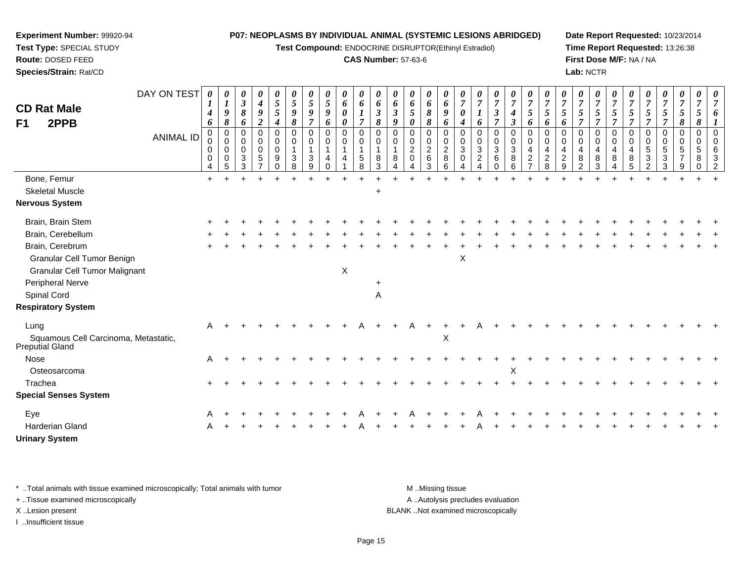**Experiment Number:** 99920-94
**Test Type:** SPECIAL STUDY
**Route:** DOSED FEED
**Species/Strain:** Rat/CD

**P07: NEOPLASMS BY INDIVIDUAL ANIMAL (SYSTEMIC LESIONS ABRIDGED)**
**Test Compound:** ENDOCRINE DISRUPTOR(Ethinyl Estradiol)
**CAS Number:** 57-63-6

**Date Report Requested:** 10/23/2014
**Time Report Requested:** 13:26:38
**First Dose M/F:** NA / NA
**Lab:** NCTR

## CD Rat Male
## F1 2PPB

| DAY ON TEST | 0146 | 0198 | 0386 | 0492 | 0554 | 0598 | 0597 | 0596 | 0600 | 0617 | 0638 | 0639 | 0650 | 0688 | 0696 | 0704 | 0716 | 0737 | 0743 | 0756 | 0756 | 0756 | 0757 | 0757 | 0757 | 0757 | 0757 | 0757 | 0758 | 0758 | 0761 |
|---|---|---|---|---|---|---|---|---|---|---|---|---|---|---|---|---|---|---|---|---|---|---|---|---|---|---|---|---|---|---|---|
| **ANIMAL ID** | 00004 | 00005 | 00033 | 00057 | 00090 | 00138 | 00139 | 00140 | 00141 | 00158 | 00183 | 00184 | 00204 | 00263 | 00286 | 00304 | 00324 | 00360 | 00386 | 00427 | 00428 | 00429 | 00482 | 00483 | 00484 | 00485 | 00532 | 00533 | 00579 | 00580 | 00632 |
| Bone, Femur | + | + | + | + | + | + | + | + | + | + | + | + | + | + | + | + | + | + | + | + | + | + | + | + | + | + | + | + | + | + | + |
| Skeletal Muscle | | | | | | | | | | | + | | | | | | | | | | | | | | | | | | | | |
| **Nervous System** | | | | | | | | | | | | | | | | | | | | | | | | | | | | | | | |
| Brain, Brain Stem | + | + | + | + | + | + | + | + | + | + | + | + | + | + | + | + | + | + | + | + | + | + | + | + | + | + | + | + | + | + | + |
| Brain, Cerebellum | + | + | + | + | + | + | + | + | + | + | + | + | + | + | + | + | + | + | + | + | + | + | + | + | + | + | + | + | + | + | + |
| Brain, Cerebrum | + | + | + | + | + | + | + | + | + | + | + | + | + | + | + | + | + | + | + | + | + | + | + | + | + | + | + | + | + | + | + |
| Granular Cell Tumor Benign | | | | | | | | | | | | | | | | X | | | | | | | | | | | | | | | |
| Granular Cell Tumor Malignant | | | | | | | | | X | | | | | | | | | | | | | | | | | | | | | | |
| Peripheral Nerve | | | | | | | | | | | + | | | | | | | | | | | | | | | | | | | | |
| Spinal Cord | | | | | | | | | | | A | | | | | | | | | | | | | | | | | | | | |
| **Respiratory System** | | | | | | | | | | | | | | | | | | | | | | | | | | | | | | | |
| Lung | A | + | + | + | + | + | + | + | + | A | + | + | A | + | + | + | A | + | + | + | + | + | + | + | + | + | + | + | + | + | + |
| Squamous Cell Carcinoma, Metastatic, Preputial Gland | | | | | | | | | | | | | | | X | | | | | | | | | | | | | | | | |
| Nose | A | + | + | + | + | + | + | + | + | + | + | + | + | + | + | + | + | + | + | + | + | + | + | + | + | + | + | + | + | + | + |
| Osteosarcoma | | | | | | | | | | | | | | | | | | | X | | | | | | | | | | | | |
| Trachea | + | + | + | + | + | + | + | + | + | + | + | + | + | + | + | + | + | + | + | + | + | + | + | + | + | + | + | + | + | + | + |
| **Special Senses System** | | | | | | | | | | | | | | | | | | | | | | | | | | | | | | | |
| Eye | A | + | + | + | + | + | + | + | + | A | + | + | A | + | + | + | A | + | + | + | + | + | + | + | + | + | + | + | + | + | + |
| Harderian Gland | A | + | + | + | + | + | + | + | + | A | + | + | + | + | + | + | A | + | + | + | + | + | + | + | + | + | + | + | + | + | + |
| **Urinary System** | | | | | | | | | | | | | | | | | | | | | | | | | | | | | | | |

\* ..Total animals with tissue examined microscopically; Total animals with tumor
\+ ..Tissue examined microscopically
X ..Lesion present
I ..Insufficient tissue

M ..Missing tissue
A ..Autolysis precludes evaluation
BLANK ..Not examined microscopically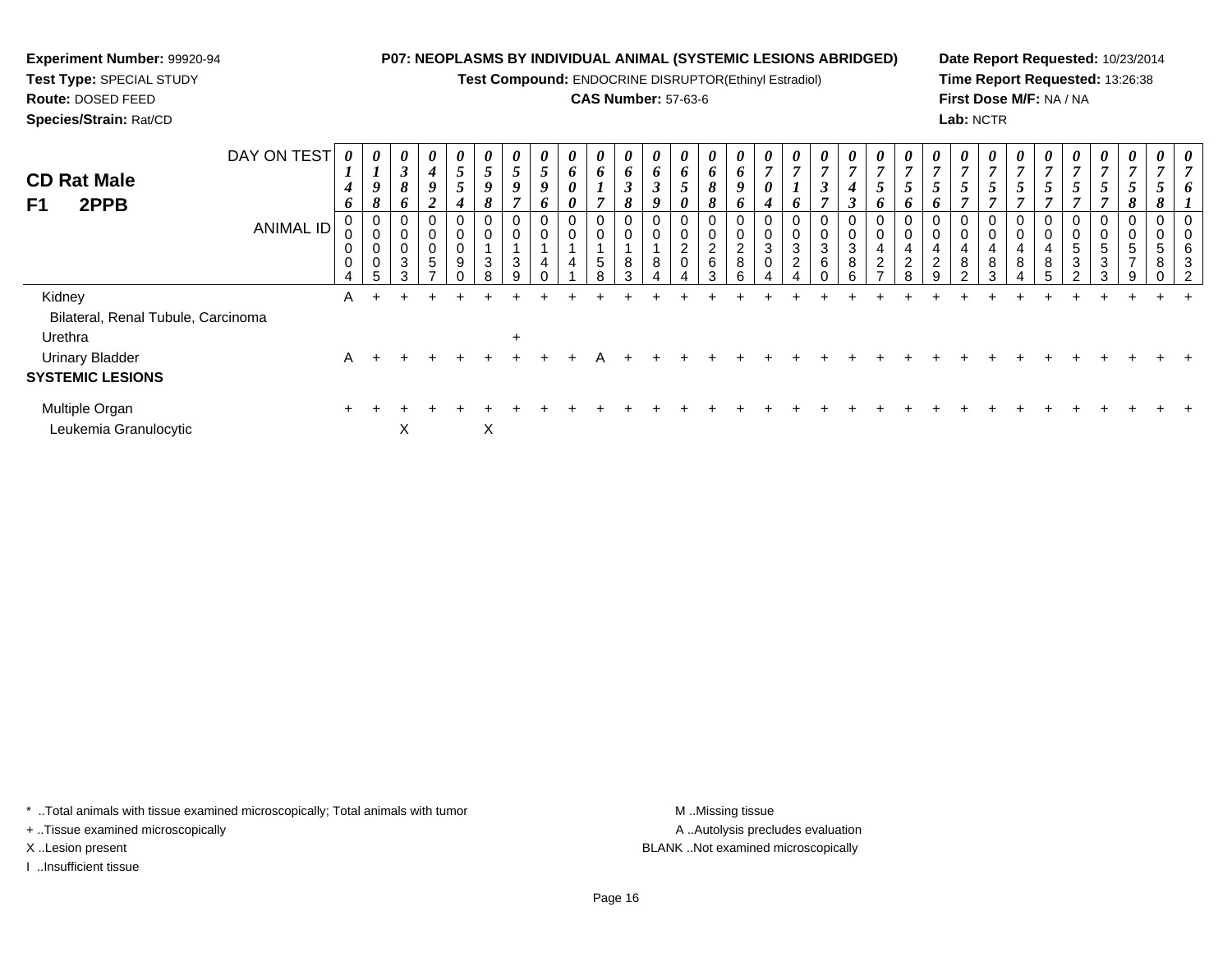**Experiment Number:** 99920-94
**Test Type:** SPECIAL STUDY
**Route:** DOSED FEED
**Species/Strain:** Rat/CD

**P07: NEOPLASMS BY INDIVIDUAL ANIMAL (SYSTEMIC LESIONS ABRIDGED)**
**Test Compound:** ENDOCRINE DISRUPTOR(Ethinyl Estradiol)
**CAS Number:** 57-63-6

**Date Report Requested:** 10/23/2014
**Time Report Requested:** 13:26:38
**First Dose M/F:** NA / NA
**Lab:** NCTR

**CD Rat Male**
**F1 2PPB**

| DAY ON TEST | 0146 | 0198 | 0386 | 0492 | 0554 | 0598 | 0597 | 0596 | 0600 | 0617 | 0638 | 0639 | 0650 | 0688 | 0696 | 0704 | 0716 | 0737 | 0743 | 0756 | 0756 | 0756 | 0757 | 0757 | 0757 | 0757 | 0757 | 0757 | 0758 | 0758 | 0761 |
|---|---|---|---|---|---|---|---|---|---|---|---|---|---|---|---|---|---|---|---|---|---|---|---|---|---|---|---|---|---|---|---|
| ANIMAL ID | 00004 | 00005 | 00033 | 00057 | 00090 | 00138 | 00139 | 00140 | 00141 | 00158 | 00183 | 00184 | 00204 | 00263 | 00286 | 00304 | 00324 | 00360 | 00386 | 00427 | 00428 | 00429 | 00482 | 00483 | 00484 | 00485 | 00532 | 00533 | 00579 | 00580 | 00632 |
| Kidney | A | + | + | + | + | + | + | + | + | + | + | + | + | + | + | + | + | + | + | + | + | + | + | + | + | + | + | + | + | + | + |
| Bilateral, Renal Tubule, Carcinoma | | | | | | | | | | | | | | | | | | | | | | | | | | | | | | | |
| Urethra | | | | | | | + | | | | | | | | | | | | | | | | | | | | | | | | |
| Urinary Bladder | A | + | + | + | + | + | + | + | + | A | + | + | + | + | + | + | + | + | + | + | + | + | + | + | + | + | + | + | + | + | + |
| **SYSTEMIC LESIONS** | | | | | | | | | | | | | | | | | | | | | | | | | | | | | | | |
| Multiple Organ | + | + | + | + | + | + | + | + | + | + | + | + | + | + | + | + | + | + | + | + | + | + | + | + | + | + | + | + | + | + | + |
| Leukemia Granulocytic | | | X | | | X | | | | | | | | | | | | | | | | | | | | | | | | | |

\* ..Total animals with tissue examined microscopically; Total animals with tumor
+ ..Tissue examined microscopically
X ..Lesion present
I ..Insufficient tissue

M ..Missing tissue
A ..Autolysis precludes evaluation
BLANK ..Not examined microscopically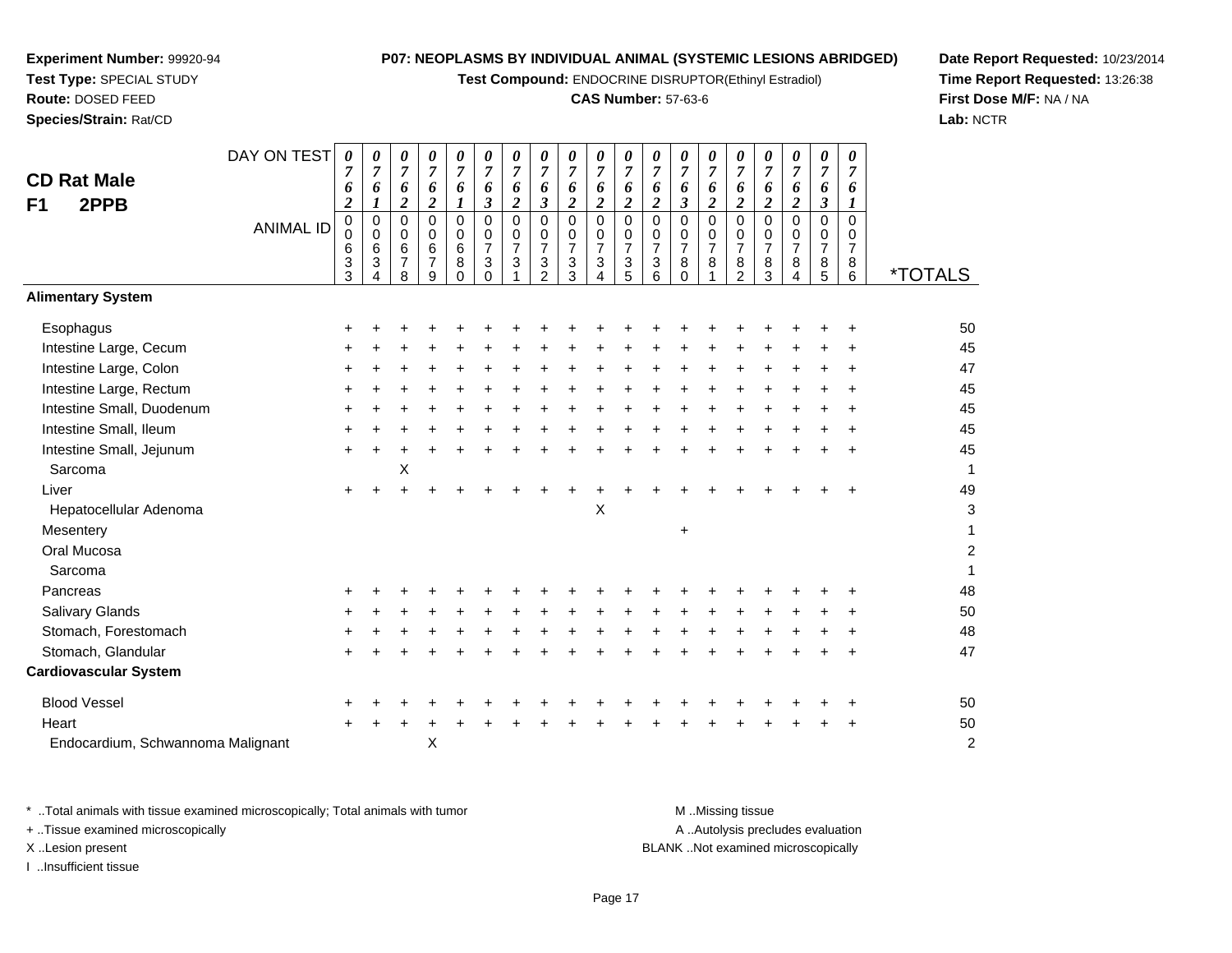**Experiment Number:** 99920-94
**Test Type:** SPECIAL STUDY
**Route:** DOSED FEED
**Species/Strain:** Rat/CD

**P07: NEOPLASMS BY INDIVIDUAL ANIMAL (SYSTEMIC LESIONS ABRIDGED)**
**Test Compound:** ENDOCRINE DISRUPTOR(Ethinyl Estradiol)
**CAS Number:** 57-63-6

**Date Report Requested:** 10/23/2014
**Time Report Requested:** 13:26:38
**First Dose M/F:** NA / NA
**Lab:** NCTR

## CD Rat Male
## F1 2PPB

| DAY ON TEST | 0762 | 0761 | 0762 | 0762 | 0761 | 0763 | 0762 | 0763 | 0762 | 0762 | 0762 | 0762 | 0763 | 0762 | 0762 | 0762 | 0762 | 0763 | 0761 | |
|---|---|---|---|---|---|---|---|---|---|---|---|---|---|---|---|---|---|---|---|---|
| **ANIMAL ID** | 00633 | 00634 | 00678 | 00679 | 00680 | 00730 | 00731 | 00732 | 00733 | 00734 | 00735 | 00736 | 00780 | 00781 | 00782 | 00783 | 00784 | 00785 | 00786 | ***TOTALS** |
| **Alimentary System** | | | | | | | | | | | | | | | | | | | | |
| Esophagus | + | + | + | + | + | + | + | + | + | + | + | + | + | + | + | + | + | + | + | 50 |
| Intestine Large, Cecum | + | + | + | + | + | + | + | + | + | + | + | + | + | + | + | + | + | + | + | 45 |
| Intestine Large, Colon | + | + | + | + | + | + | + | + | + | + | + | + | + | + | + | + | + | + | + | 47 |
| Intestine Large, Rectum | + | + | + | + | + | + | + | + | + | + | + | + | + | + | + | + | + | + | + | 45 |
| Intestine Small, Duodenum | + | + | + | + | + | + | + | + | + | + | + | + | + | + | + | + | + | + | + | 45 |
| Intestine Small, Ileum | + | + | + | + | + | + | + | + | + | + | + | + | + | + | + | + | + | + | + | 45 |
| Intestine Small, Jejunum | + | + | + | + | + | + | + | + | + | + | + | + | + | + | + | + | + | + | + | 45 |
| Sarcoma | | | X | | | | | | | | | | | | | | | | | 1 |
| Liver | + | + | + | + | + | + | + | + | + | + | + | + | + | + | + | + | + | + | + | 49 |
| Hepatocellular Adenoma | | | | | | | | | | X | | | | | | | | | | 3 |
| Mesentery | | | | | | | | | | | | | + | | | | | | | 1 |
| Oral Mucosa | | | | | | | | | | | | | | | | | | | | 2 |
| Sarcoma | | | | | | | | | | | | | | | | | | | | 1 |
| Pancreas | + | + | + | + | + | + | + | + | + | + | + | + | + | + | + | + | + | + | + | 48 |
| Salivary Glands | + | + | + | + | + | + | + | + | + | + | + | + | + | + | + | + | + | + | + | 50 |
| Stomach, Forestomach | + | + | + | + | + | + | + | + | + | + | + | + | + | + | + | + | + | + | + | 48 |
| Stomach, Glandular | + | + | + | + | + | + | + | + | + | + | + | + | + | + | + | + | + | + | + | 47 |
| **Cardiovascular System** | | | | | | | | | | | | | | | | | | | | |
| Blood Vessel | + | + | + | + | + | + | + | + | + | + | + | + | + | + | + | + | + | + | + | 50 |
| Heart | + | + | + | + | + | + | + | + | + | + | + | + | + | + | + | + | + | + | + | 50 |
| Endocardium, Schwannoma Malignant | | | | X | | | | | | | | | | | | | | | | 2 |

\* ..Total animals with tissue examined microscopically; Total animals with tumor
\+ ..Tissue examined microscopically
X ..Lesion present
I ..Insufficient tissue

M ..Missing tissue
A ..Autolysis precludes evaluation
BLANK ..Not examined microscopically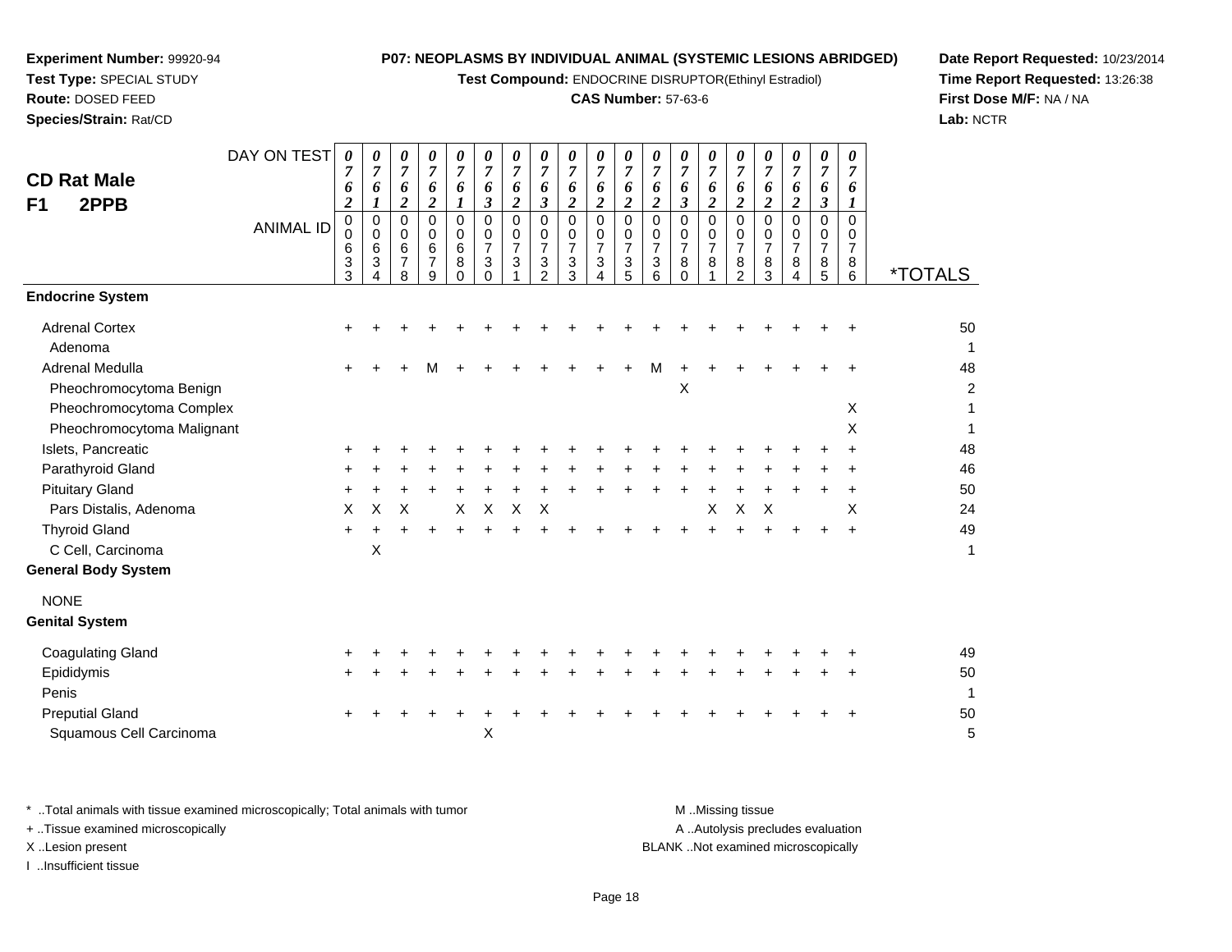**Experiment Number:** 99920-94
**Test Type:** SPECIAL STUDY
**Route:** DOSED FEED
**Species/Strain:** Rat/CD

**P07: NEOPLASMS BY INDIVIDUAL ANIMAL (SYSTEMIC LESIONS ABRIDGED)**
**Test Compound:** ENDOCRINE DISRUPTOR(Ethinyl Estradiol)
**CAS Number:** 57-63-6

**Date Report Requested:** 10/23/2014
**Time Report Requested:** 13:26:38
**First Dose M/F:** NA / NA
**Lab:** NCTR

**CD Rat Male**
**F1 2PPB**

| DAY ON TEST | 0762 | 0761 | 0762 | 0762 | 0761 | 0763 | 0762 | 0763 | 0762 | 0762 | 0762 | 0762 | 0763 | 0762 | 0762 | 0762 | 0762 | 0763 | 0761 | |
|---|---|---|---|---|---|---|---|---|---|---|---|---|---|---|---|---|---|---|---|---|
| **ANIMAL ID** | 00633 | 00634 | 00678 | 00679 | 00680 | 00730 | 00731 | 00732 | 00733 | 00734 | 00735 | 00736 | 00780 | 00781 | 00782 | 00783 | 00784 | 00785 | 00786 | ***TOTALS** |
| **Endocrine System** | | | | | | | | | | | | | | | | | | | | |
| Adrenal Cortex | + | + | + | + | + | + | + | + | + | + | + | + | + | + | + | + | + | + | + | 50 |
| Adenoma | | | | | | | | | | | | | | | | | | | | 1 |
| Adrenal Medulla | + | + | + | M | + | + | + | + | + | + | + | M | + | + | + | + | + | + | + | 48 |
| Pheochromocytoma Benign | | | | | | | | | | | | | X | | | | | | | 2 |
| Pheochromocytoma Complex | | | | | | | | | | | | | | | | | | | X | 1 |
| Pheochromocytoma Malignant | | | | | | | | | | | | | | | | | | | X | 1 |
| Islets, Pancreatic | + | + | + | + | + | + | + | + | + | + | + | + | + | + | + | + | + | + | + | 48 |
| Parathyroid Gland | + | + | + | + | + | + | + | + | + | + | + | + | + | + | + | + | + | + | + | 46 |
| Pituitary Gland | + | + | + | + | + | + | + | + | + | + | + | + | + | + | + | + | + | + | + | 50 |
| Pars Distalis, Adenoma | X | X | X | | X | X | X | X | | | | | | X | X | X | | | X | 24 |
| Thyroid Gland | + | + | + | + | + | + | + | + | + | + | + | + | + | + | + | + | + | + | + | 49 |
| C Cell, Carcinoma | | X | | | | | | | | | | | | | | | | | | 1 |
| **General Body System** | | | | | | | | | | | | | | | | | | | | |
| NONE | | | | | | | | | | | | | | | | | | | | |
| **Genital System** | | | | | | | | | | | | | | | | | | | | |
| Coagulating Gland | + | + | + | + | + | + | + | + | + | + | + | + | + | + | + | + | + | + | + | 49 |
| Epididymis | + | + | + | + | + | + | + | + | + | + | + | + | + | + | + | + | + | + | + | 50 |
| Penis | | | | | | | | | | | | | | | | | | | | 1 |
| Preputial Gland | + | + | + | + | + | + | + | + | + | + | + | + | + | + | + | + | + | + | + | 50 |
| Squamous Cell Carcinoma | | | | | | X | | | | | | | | | | | | | | 5 |

\* ..Total animals with tissue examined microscopically; Total animals with tumor
\+ ..Tissue examined microscopically
X ..Lesion present
I ..Insufficient tissue

M ..Missing tissue
A ..Autolysis precludes evaluation
BLANK ..Not examined microscopically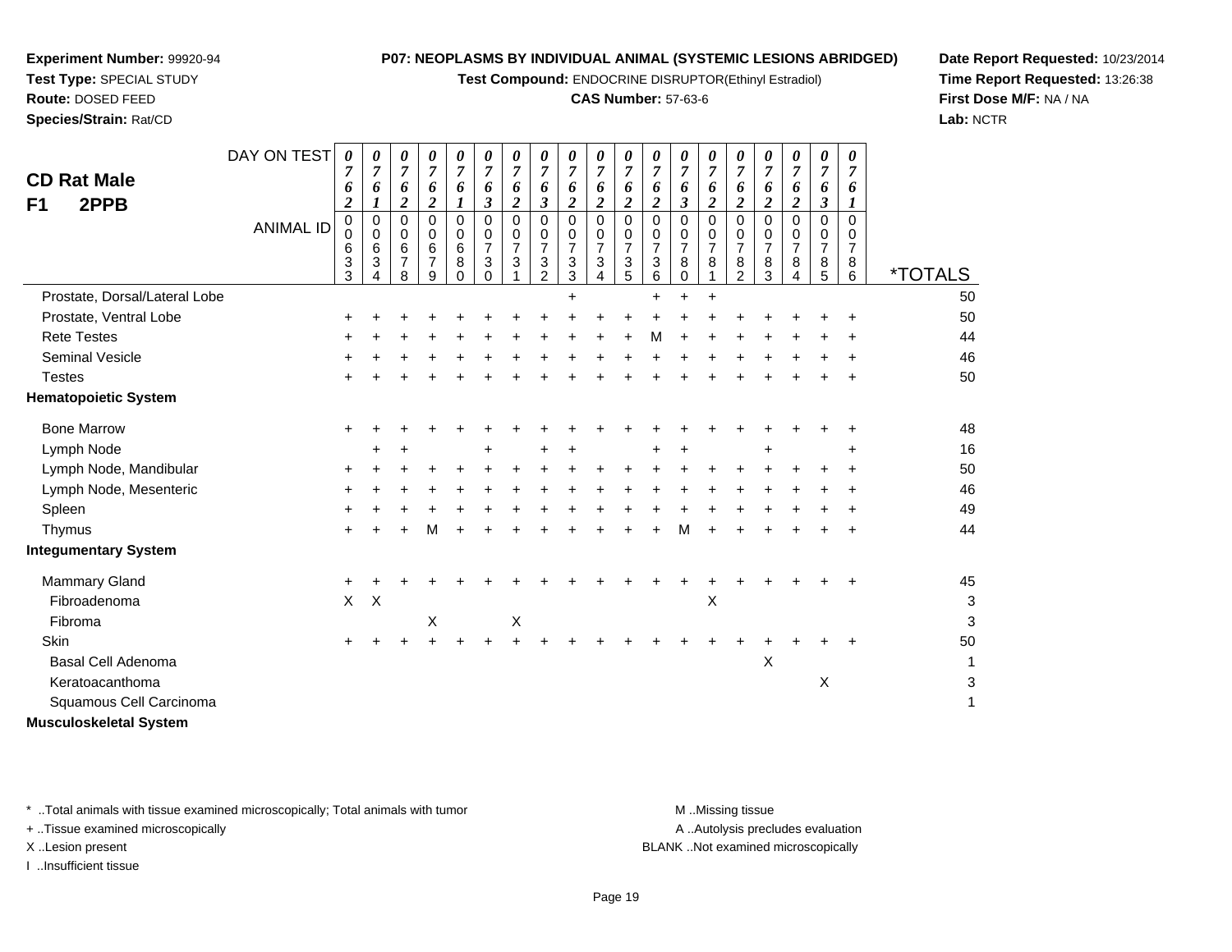**Experiment Number:** 99920-94
**Test Type:** SPECIAL STUDY
**Route:** DOSED FEED
**Species/Strain:** Rat/CD

**P07: NEOPLASMS BY INDIVIDUAL ANIMAL (SYSTEMIC LESIONS ABRIDGED)**
**Test Compound:** ENDOCRINE DISRUPTOR(Ethinyl Estradiol)
**CAS Number:** 57-63-6

**Date Report Requested:** 10/23/2014
**Time Report Requested:** 13:26:38
**First Dose M/F:** NA / NA
**Lab:** NCTR

## CD Rat Male
## F1 2PPB

| DAY ON TEST | 0762 | 0761 | 0762 | 0762 | 0761 | 0763 | 0762 | 0763 | 0762 | 0762 | 0762 | 0762 | 0763 | 0762 | 0762 | 0762 | 0762 | 0763 | 0761 | |
|---|---|---|---|---|---|---|---|---|---|---|---|---|---|---|---|---|---|---|---|---|
| **ANIMAL ID** | 00633 | 00634 | 00678 | 00679 | 00680 | 00730 | 00731 | 00732 | 00733 | 00734 | 00735 | 00736 | 00780 | 00781 | 00782 | 00783 | 00784 | 00785 | 00786 | ***TOTALS** |
| Prostate, Dorsal/Lateral Lobe | | | | | | | | | + | | | + | + | + | | | | | | 50 |
| Prostate, Ventral Lobe | + | + | + | + | + | + | + | + | + | + | + | + | + | + | + | + | + | + | + | 50 |
| Rete Testes | + | + | + | + | + | + | + | + | + | + | + | M | + | + | + | + | + | + | + | 44 |
| Seminal Vesicle | + | + | + | + | + | + | + | + | + | + | + | + | + | + | + | + | + | + | + | 46 |
| Testes | + | + | + | + | + | + | + | + | + | + | + | + | + | + | + | + | + | + | + | 50 |
| **Hematopoietic System** | | | | | | | | | | | | | | | | | | | | |
| Bone Marrow | + | + | + | + | + | + | + | + | + | + | + | + | + | + | + | + | + | + | + | 48 |
| Lymph Node | | + | + | | | + | | + | + | | | + | + | | | + | | | + | 16 |
| Lymph Node, Mandibular | + | + | + | + | + | + | + | + | + | + | + | + | + | + | + | + | + | + | + | 50 |
| Lymph Node, Mesenteric | + | + | + | + | + | + | + | + | + | + | + | + | + | + | + | + | + | + | + | 46 |
| Spleen | + | + | + | + | + | + | + | + | + | + | + | + | + | + | + | + | + | + | + | 49 |
| Thymus | + | + | + | M | + | + | + | + | + | + | + | + | M | + | + | + | + | + | + | 44 |
| **Integumentary System** | | | | | | | | | | | | | | | | | | | | |
| Mammary Gland | + | + | + | + | + | + | + | + | + | + | + | + | + | + | + | + | + | + | + | 45 |
| Fibroadenoma | X | X | | | | | | | | | | | | X | | | | | | 3 |
| Fibroma | | | | X | | | X | | | | | | | | | | | | | 3 |
| Skin | + | + | + | + | + | + | + | + | + | + | + | + | + | + | + | + | + | + | + | 50 |
| Basal Cell Adenoma | | | | | | | | | | | | | | | | X | | | | 1 |
| Keratoacanthoma | | | | | | | | | | | | | | | | | | X | | 3 |
| Squamous Cell Carcinoma | | | | | | | | | | | | | | | | | | | | 1 |
| **Musculoskeletal System** | | | | | | | | | | | | | | | | | | | | |

\* ..Total animals with tissue examined microscopically; Total animals with tumor
\+ ..Tissue examined microscopically
X ..Lesion present
I ..Insufficient tissue

M ..Missing tissue
A ..Autolysis precludes evaluation
BLANK ..Not examined microscopically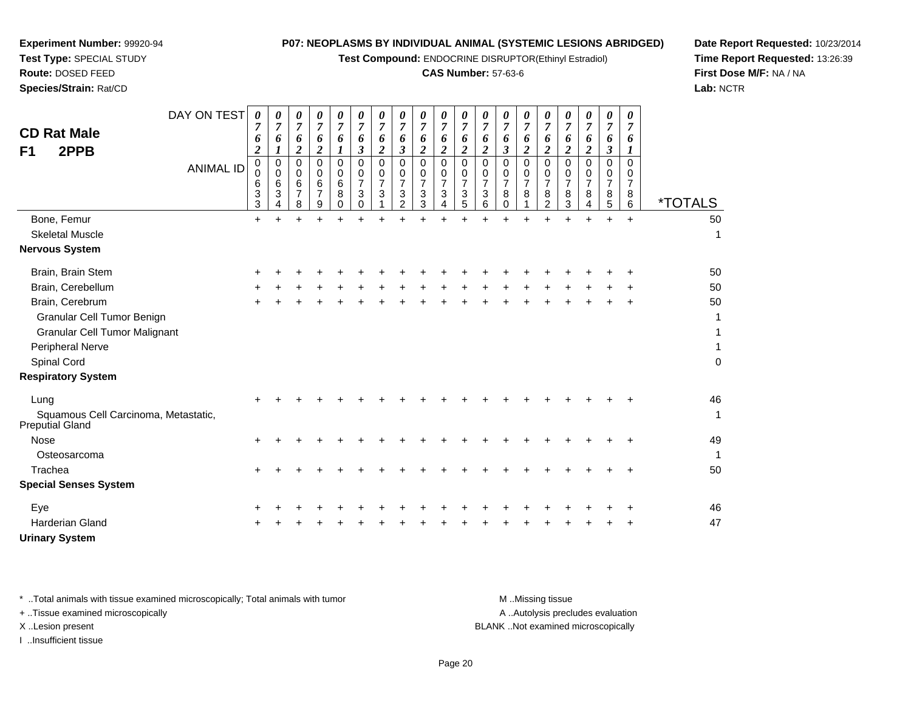**Experiment Number:** 99920-94
**Test Type:** SPECIAL STUDY
**Route:** DOSED FEED
**Species/Strain:** Rat/CD

**P07: NEOPLASMS BY INDIVIDUAL ANIMAL (SYSTEMIC LESIONS ABRIDGED)**
**Test Compound:** ENDOCRINE DISRUPTOR(Ethinyl Estradiol)
**CAS Number:** 57-63-6

**Date Report Requested:** 10/23/2014
**Time Report Requested:** 13:26:39
**First Dose M/F:** NA / NA
**Lab:** NCTR

**CD Rat Male**
**F1 2PPB**

| DAY ON TEST | 0762 | 0761 | 0762 | 0762 | 0761 | 0763 | 0762 | 0763 | 0762 | 0762 | 0762 | 0762 | 0763 | 0762 | 0762 | 0762 | 0762 | 0763 | 0761 | |
|---|---|---|---|---|---|---|---|---|---|---|---|---|---|---|---|---|---|---|---|---|
| **ANIMAL ID** | 00633 | 00634 | 00678 | 00679 | 00680 | 00730 | 00731 | 00732 | 00733 | 00734 | 00735 | 00736 | 00780 | 00781 | 00782 | 00783 | 00784 | 00785 | 00786 | ***TOTALS** |
| Bone, Femur | + | + | + | + | + | + | + | + | + | + | + | + | + | + | + | + | + | + | + | 50 |
| Skeletal Muscle | | | | | | | | | | | | | | | | | | | | 1 |
| **Nervous System** | | | | | | | | | | | | | | | | | | | | |
| Brain, Brain Stem | + | + | + | + | + | + | + | + | + | + | + | + | + | + | + | + | + | + | + | 50 |
| Brain, Cerebellum | + | + | + | + | + | + | + | + | + | + | + | + | + | + | + | + | + | + | + | 50 |
| Brain, Cerebrum | + | + | + | + | + | + | + | + | + | + | + | + | + | + | + | + | + | + | + | 50 |
| Granular Cell Tumor Benign | | | | | | | | | | | | | | | | | | | | 1 |
| Granular Cell Tumor Malignant | | | | | | | | | | | | | | | | | | | | 1 |
| Peripheral Nerve | | | | | | | | | | | | | | | | | | | | 1 |
| Spinal Cord | | | | | | | | | | | | | | | | | | | | 0 |
| **Respiratory System** | | | | | | | | | | | | | | | | | | | | |
| Lung | + | + | + | + | + | + | + | + | + | + | + | + | + | + | + | + | + | + | + | 46 |
| Squamous Cell Carcinoma, Metastatic, Preputial Gland | | | | | | | | | | | | | | | | | | | | 1 |
| Nose | + | + | + | + | + | + | + | + | + | + | + | + | + | + | + | + | + | + | + | 49 |
| Osteosarcoma | | | | | | | | | | | | | | | | | | | | 1 |
| Trachea | + | + | + | + | + | + | + | + | + | + | + | + | + | + | + | + | + | + | + | 50 |
| **Special Senses System** | | | | | | | | | | | | | | | | | | | | |
| Eye | + | + | + | + | + | + | + | + | + | + | + | + | + | + | + | + | + | + | + | 46 |
| Harderian Gland | + | + | + | + | + | + | + | + | + | + | + | + | + | + | + | + | + | + | + | 47 |
| **Urinary System** | | | | | | | | | | | | | | | | | | | | |

\* ..Total animals with tissue examined microscopically; Total animals with tumor
\+ ..Tissue examined microscopically
X ..Lesion present
I ..Insufficient tissue

M ..Missing tissue
A ..Autolysis precludes evaluation
BLANK ..Not examined microscopically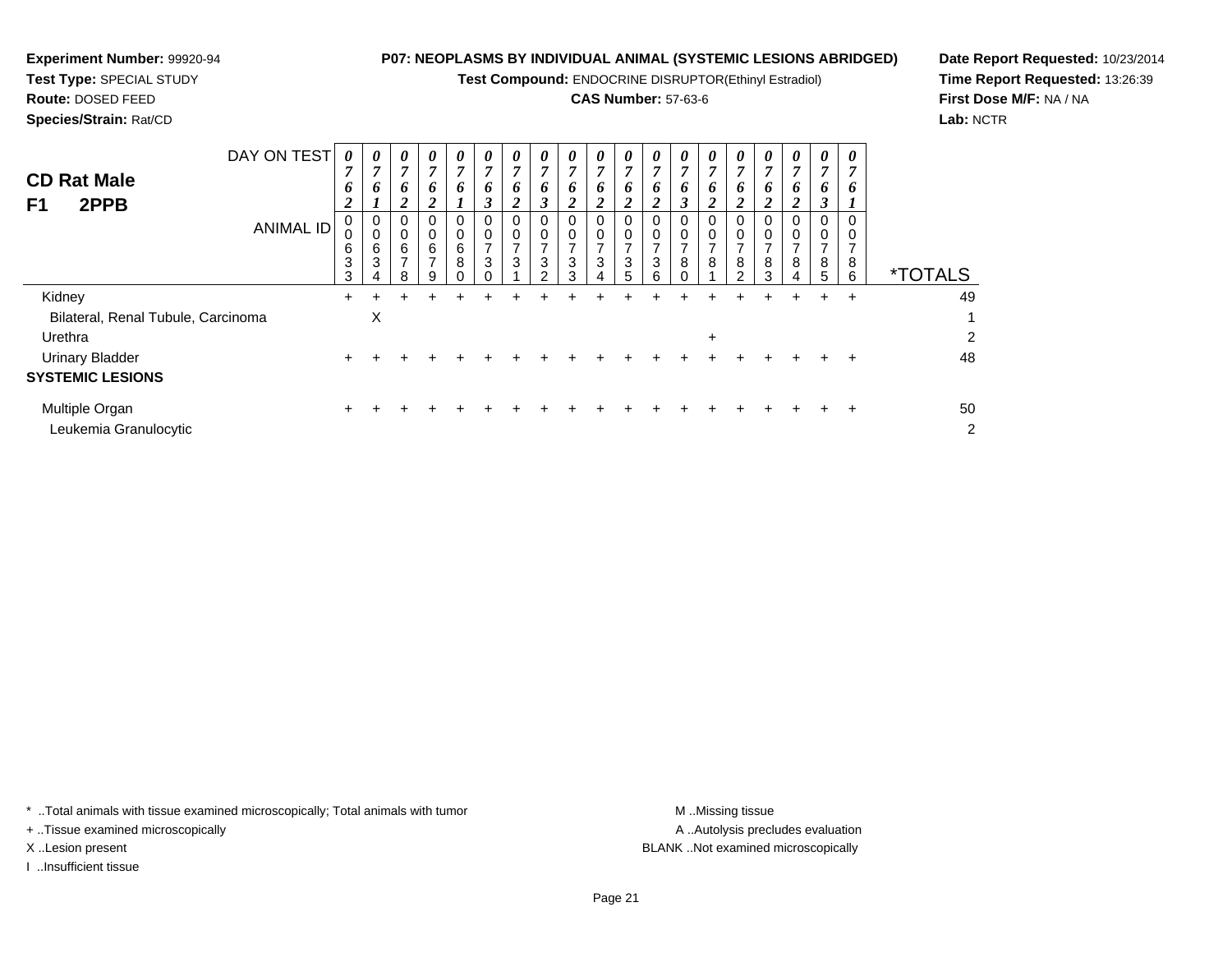**Experiment Number:** 99920-94
**Test Type:** SPECIAL STUDY
**Route:** DOSED FEED
**Species/Strain:** Rat/CD

**P07: NEOPLASMS BY INDIVIDUAL ANIMAL (SYSTEMIC LESIONS ABRIDGED)**
**Test Compound:** ENDOCRINE DISRUPTOR(Ethinyl Estradiol)
**CAS Number:** 57-63-6

**Date Report Requested:** 10/23/2014
**Time Report Requested:** 13:26:39
**First Dose M/F:** NA / NA
**Lab:** NCTR

## CD Rat Male
## F1 2PPB

| DAY ON TEST | 0762 | 0761 | 0762 | 0762 | 0761 | 0763 | 0762 | 0763 | 0762 | 0762 | 0762 | 0762 | 0763 | 0762 | 0762 | 0762 | 0762 | 0763 | 0761 | |
|---|---|---|---|---|---|---|---|---|---|---|---|---|---|---|---|---|---|---|---|---|
| **ANIMAL ID** | 00633 | 00634 | 00678 | 00679 | 00680 | 00730 | 00731 | 00732 | 00733 | 00734 | 00735 | 00736 | 00780 | 00781 | 00782 | 00783 | 00784 | 00785 | 00786 | ***TOTALS** |
| Kidney | + | + | + | + | + | + | + | + | + | + | + | + | + | + | + | + | + | + | + | 49 |
| Bilateral, Renal Tubule, Carcinoma | | X | | | | | | | | | | | | | | | | | | 1 |
| Urethra | | | | | | | | | | | | | | + | | | | | | 2 |
| Urinary Bladder | + | + | + | + | + | + | + | + | + | + | + | + | + | + | + | + | + | + | + | 48 |
| **SYSTEMIC LESIONS** | | | | | | | | | | | | | | | | | | | | |
| Multiple Organ | + | + | + | + | + | + | + | + | + | + | + | + | + | + | + | + | + | + | + | 50 |
| Leukemia Granulocytic | | | | | | | | | | | | | | | | | | | | 2 |

\* ..Total animals with tissue examined microscopically; Total animals with tumor
\+ ..Tissue examined microscopically
X ..Lesion present
I ..Insufficient tissue

M ..Missing tissue
A ..Autolysis precludes evaluation
BLANK ..Not examined microscopically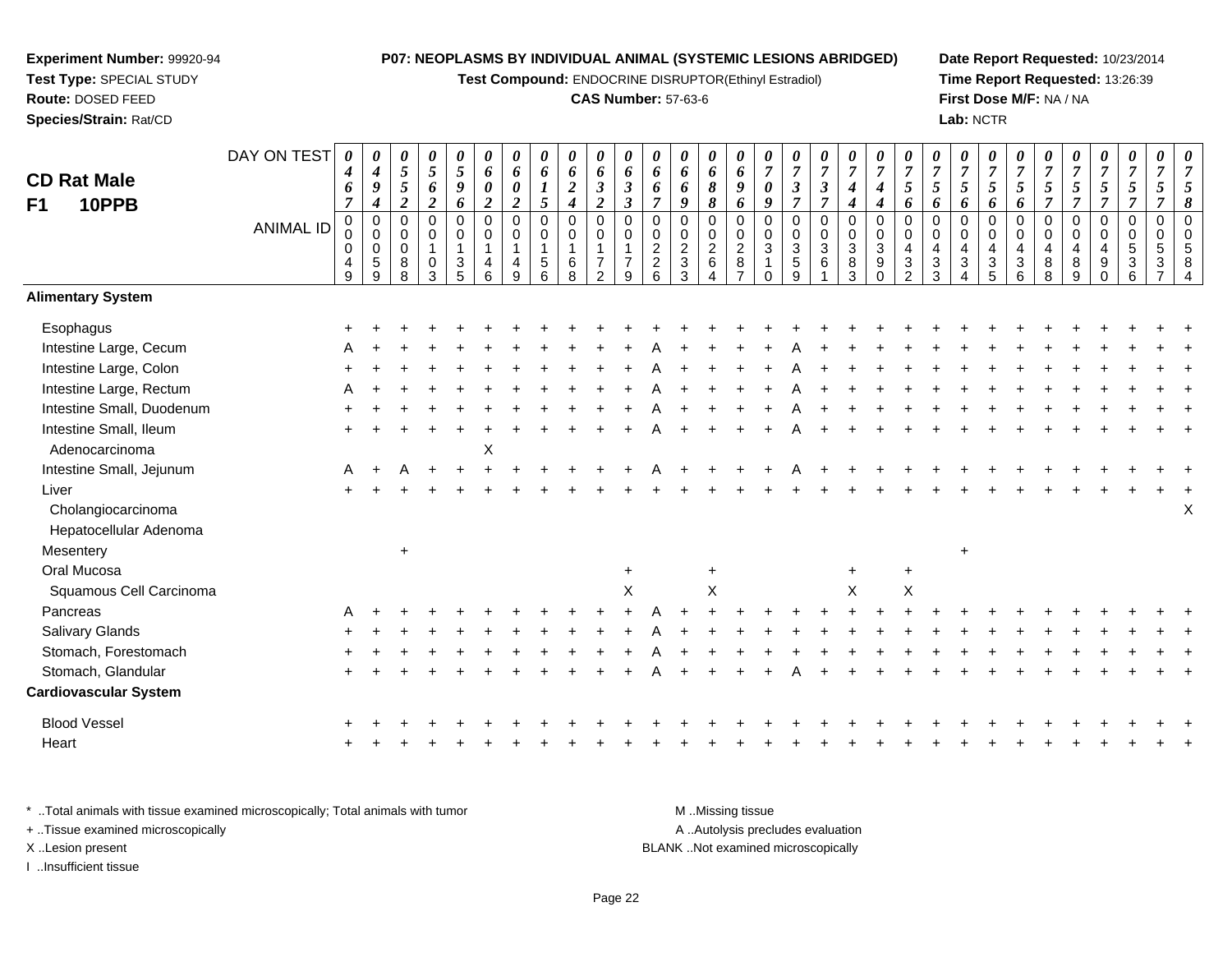**Experiment Number:** 99920-94
**Test Type:** SPECIAL STUDY
**Route:** DOSED FEED
**Species/Strain:** Rat/CD

**P07: NEOPLASMS BY INDIVIDUAL ANIMAL (SYSTEMIC LESIONS ABRIDGED)**
**Test Compound:** ENDOCRINE DISRUPTOR(Ethinyl Estradiol)
**CAS Number:** 57-63-6

**Date Report Requested:** 10/23/2014
**Time Report Requested:** 13:26:39
**First Dose M/F:** NA / NA
**Lab:** NCTR

## CD Rat Male F1 10PPB

| DAY ON TEST | 0467 | 0494 | 0552 | 0562 | 0596 | 0602 | 0602 | 0615 | 0624 | 0632 | 0633 | 0667 | 0669 | 0688 | 0696 | 0709 | 0737 | 0737 | 0744 | 0744 | 0756 | 0756 | 0756 | 0756 | 0756 | 0757 | 0757 | 0757 | 0757 | 0757 | 0758 |
|---|---|---|---|---|---|---|---|---|---|---|---|---|---|---|---|---|---|---|---|---|---|---|---|---|---|---|---|---|---|---|---|
| **ANIMAL ID** | 00049 | 00059 | 00088 | 00103 | 00135 | 00146 | 00149 | 00156 | 00168 | 00172 | 00179 | 00226 | 00233 | 00264 | 00287 | 00310 | 00359 | 00361 | 00383 | 00390 | 00432 | 00433 | 00434 | 00435 | 00436 | 00488 | 00489 | 00490 | 00536 | 00537 | 00584 |
| **Alimentary System** | | | | | | | | | | | | | | | | | | | | | | | | | | | | | | | |
| Esophagus | + | + | + | + | + | + | + | + | + | + | + | + | + | + | + | + | + | + | + | + | + | + | + | + | + | + | + | + | + | + | + |
| Intestine Large, Cecum | A | + | + | + | + | + | + | + | + | + | + | A | + | + | + | + | A | + | + | + | + | + | + | + | + | + | + | + | + | + | + |
| Intestine Large, Colon | + | + | + | + | + | + | + | + | + | + | + | A | + | + | + | + | A | + | + | + | + | + | + | + | + | + | + | + | + | + | + |
| Intestine Large, Rectum | A | + | + | + | + | + | + | + | + | + | + | A | + | + | + | + | A | + | + | + | + | + | + | + | + | + | + | + | + | + | + |
| Intestine Small, Duodenum | + | + | + | + | + | + | + | + | + | + | + | A | + | + | + | + | A | + | + | + | + | + | + | + | + | + | + | + | + | + | + |
| Intestine Small, Ileum | + | + | + | + | + | + | + | + | + | + | + | A | + | + | + | + | A | + | + | + | + | + | + | + | + | + | + | + | + | + | + |
| Adenocarcinoma | | | | | | X | | | | | | | | | | | | | | | | | | | | | | | | | |
| Intestine Small, Jejunum | A | + | A | + | + | + | + | + | + | + | + | A | + | + | + | + | A | + | + | + | + | + | + | + | + | + | + | + | + | + | + |
| Liver | + | + | + | + | + | + | + | + | + | + | + | + | + | + | + | + | + | + | + | + | + | + | + | + | + | + | + | + | + | + | + |
| Cholangiocarcinoma | | | | | | | | | | | | | | | | | | | | | | | | | | | | | | | X |
| Hepatocellular Adenoma | | | | | | | | | | | | | | | | | | | | | | | | | | | | | | | |
| Mesentery | | | + | | | | | | | | | | | | | | | | | | | | + | | | | | | | | |
| Oral Mucosa | | | | | | | | | | | + | | | + | | | | | + | | + | | | | | | | | | | |
| Squamous Cell Carcinoma | | | | | | | | | | | X | | | X | | | | | X | | X | | | | | | | | | | |
| Pancreas | A | + | + | + | + | + | + | + | + | + | + | A | + | + | + | + | + | + | + | + | + | + | + | + | + | + | + | + | + | + | + |
| Salivary Glands | + | + | + | + | + | + | + | + | + | + | + | A | + | + | + | + | + | + | + | + | + | + | + | + | + | + | + | + | + | + | + |
| Stomach, Forestomach | + | + | + | + | + | + | + | + | + | + | + | A | + | + | + | + | + | + | + | + | + | + | + | + | + | + | + | + | + | + | + |
| Stomach, Glandular | + | + | + | + | + | + | + | + | + | + | + | A | + | + | + | + | A | + | + | + | + | + | + | + | + | + | + | + | + | + | + |
| **Cardiovascular System** | | | | | | | | | | | | | | | | | | | | | | | | | | | | | | | |
| Blood Vessel | + | + | + | + | + | + | + | + | + | + | + | + | + | + | + | + | + | + | + | + | + | + | + | + | + | + | + | + | + | + | + |
| Heart | + | + | + | + | + | + | + | + | + | + | + | + | + | + | + | + | + | + | + | + | + | + | + | + | + | + | + | + | + | + | + |

\* ..Total animals with tissue examined microscopically; Total animals with tumor
\+ ..Tissue examined microscopically
X ..Lesion present
I ..Insufficient tissue

M ..Missing tissue
A ..Autolysis precludes evaluation
BLANK ..Not examined microscopically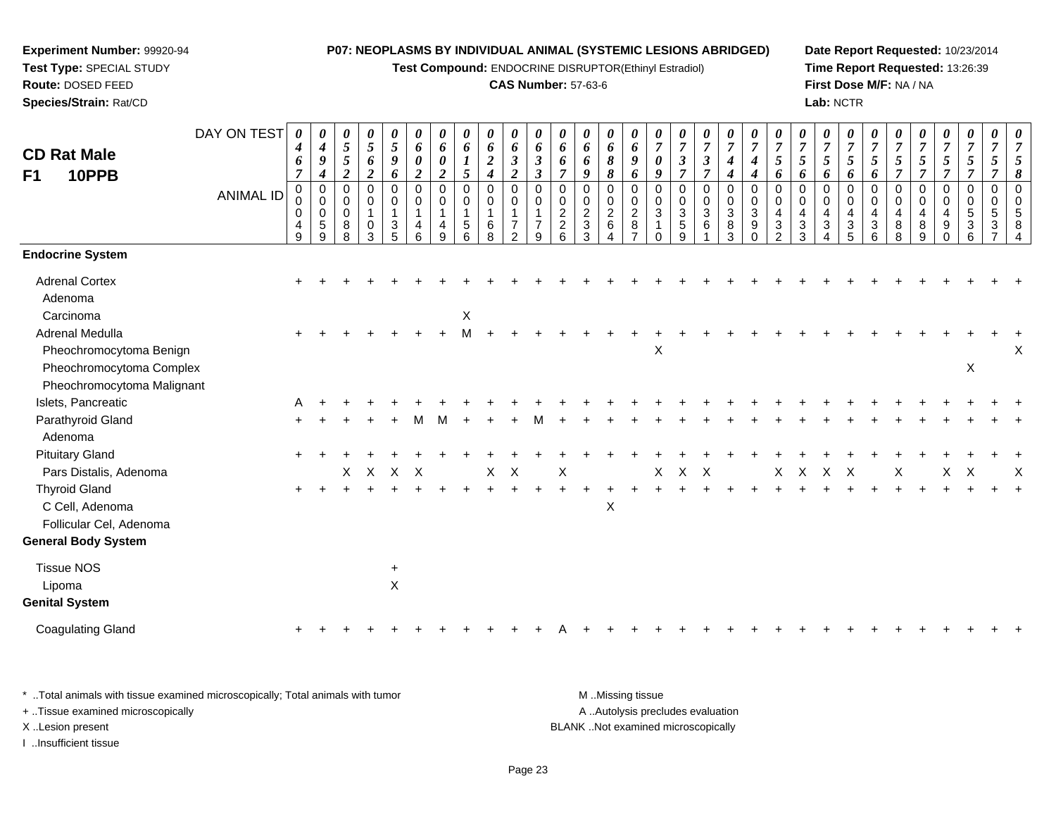**Experiment Number:** 99920-94
**Test Type:** SPECIAL STUDY
**Route:** DOSED FEED
**Species/Strain:** Rat/CD

**P07: NEOPLASMS BY INDIVIDUAL ANIMAL (SYSTEMIC LESIONS ABRIDGED)**
**Test Compound:** ENDOCRINE DISRUPTOR(Ethinyl Estradiol)
**CAS Number:** 57-63-6

**Date Report Requested:** 10/23/2014
**Time Report Requested:** 13:26:39
**First Dose M/F:** NA / NA
**Lab:** NCTR

## CD Rat Male
## F1 10PPB

| DAY ON TEST | 0467 | 0494 | 0552 | 0562 | 0596 | 0602 | 0602 | 0615 | 0624 | 0632 | 0633 | 0667 | 0669 | 0688 | 0696 | 0709 | 0737 | 0737 | 0744 | 0744 | 0756 | 0756 | 0756 | 0756 | 0756 | 0757 | 0757 | 0757 | 0757 | 0757 | 0758 |
|---|---|---|---|---|---|---|---|---|---|---|---|---|---|---|---|---|---|---|---|---|---|---|---|---|---|---|---|---|---|---|---|
| ANIMAL ID | 00049 | 00059 | 00088 | 00103 | 00135 | 00146 | 00149 | 00156 | 00168 | 00172 | 00179 | 00226 | 00233 | 00264 | 00287 | 00310 | 00359 | 00361 | 00383 | 00390 | 00432 | 00433 | 00434 | 00435 | 00436 | 00488 | 00489 | 00490 | 00536 | 00537 | 00584 |
| **Endocrine System** | | | | | | | | | | | | | | | | | | | | | | | | | | | | | | | |
| Adrenal Cortex | + | + | + | + | + | + | + | + | + | + | + | + | + | + | + | + | + | + | + | + | + | + | + | + | + | + | + | + | + | + | + |
| Adenoma | | | | | | | | | | | | | | | | | | | | | | | | | | | | | | | |
| Carcinoma | | | | | | | | X | | | | | | | | | | | | | | | | | | | | | | | |
| Adrenal Medulla | + | + | + | + | + | + | + | M | + | + | + | + | + | + | + | + | + | + | + | + | + | + | + | + | + | + | + | + | + | + | + |
| Pheochromocytoma Benign | | | | | | | | | | | | | | | | X | | | | | | | | | | | | | | | X |
| Pheochromocytoma Complex | | | | | | | | | | | | | | | | | | | | | | | | | | | | | X | | |
| Pheochromocytoma Malignant | | | | | | | | | | | | | | | | | | | | | | | | | | | | | | | |
| Islets, Pancreatic | A | + | + | + | + | + | + | + | + | + | + | + | + | + | + | + | + | + | + | + | + | + | + | + | + | + | + | + | + | + | + |
| Parathyroid Gland | + | + | + | + | + | M | M | + | + | + | M | + | + | + | + | + | + | + | + | + | + | + | + | + | + | + | + | + | + | + | + |
| Adenoma | | | | | | | | | | | | | | | | | | | | | | | | | | | | | | | |
| Pituitary Gland | + | + | + | + | + | + | + | + | + | + | + | + | + | + | + | + | + | + | + | + | + | + | + | + | + | + | + | + | + | + | + |
| Pars Distalis, Adenoma | | | X | X | X | X | | | X | X | | X | | | | X | X | X | | | X | X | X | X | | X | | X | X | | X |
| Thyroid Gland | + | + | + | + | + | + | + | + | + | + | + | + | + | + | + | + | + | + | + | + | + | + | + | + | + | + | + | + | + | + | + |
| C Cell, Adenoma | | | | | | | | | | | | | | X | | | | | | | | | | | | | | | | | |
| Follicular Cel, Adenoma | | | | | | | | | | | | | | | | | | | | | | | | | | | | | | | |
| **General Body System** | | | | | | | | | | | | | | | | | | | | | | | | | | | | | | | |
| Tissue NOS | | | | | + | | | | | | | | | | | | | | | | | | | | | | | | | | |
| Lipoma | | | | | X | | | | | | | | | | | | | | | | | | | | | | | | | | |
| **Genital System** | | | | | | | | | | | | | | | | | | | | | | | | | | | | | | | |
| Coagulating Gland | + | + | + | + | + | + | + | + | + | + | + | A | + | + | + | + | + | + | + | + | + | + | + | + | + | + | + | + | + | + | + |

\* ..Total animals with tissue examined microscopically; Total animals with tumor
\+ ..Tissue examined microscopically
X ..Lesion present
I ..Insufficient tissue

M ..Missing tissue
A ..Autolysis precludes evaluation
BLANK ..Not examined microscopically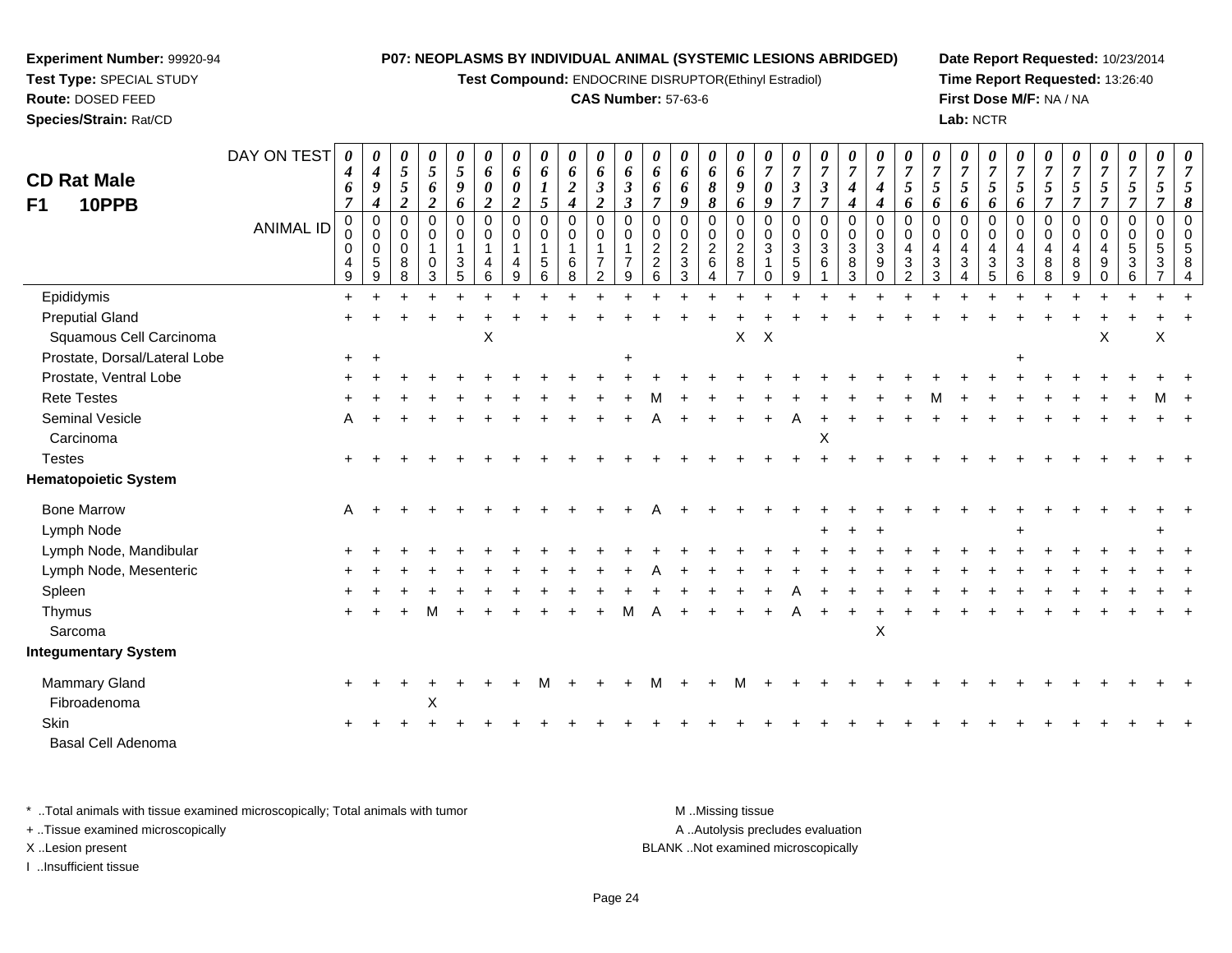**Experiment Number:** 99920-94
**Test Type:** SPECIAL STUDY
**Route:** DOSED FEED
**Species/Strain:** Rat/CD

**P07: NEOPLASMS BY INDIVIDUAL ANIMAL (SYSTEMIC LESIONS ABRIDGED)**
**Test Compound:** ENDOCRINE DISRUPTOR(Ethinyl Estradiol)
**CAS Number:** 57-63-6

**Date Report Requested:** 10/23/2014
**Time Report Requested:** 13:26:40
**First Dose M/F:** NA / NA
**Lab:** NCTR

## CD Rat Male
## F1 10PPB

| DAY ON TEST | 0467 | 0494 | 0552 | 0562 | 0596 | 0602 | 0602 | 0615 | 0624 | 0632 | 0633 | 0667 | 0669 | 0688 | 0696 | 0709 | 0737 | 0737 | 0744 | 0744 | 0756 | 0756 | 0756 | 0756 | 0756 | 0757 | 0757 | 0757 | 0757 | 0757 | 0758 |
|---|---|---|---|---|---|---|---|---|---|---|---|---|---|---|---|---|---|---|---|---|---|---|---|---|---|---|---|---|---|---|---|
| **ANIMAL ID** | 00049 | 00059 | 00088 | 00103 | 00135 | 00146 | 00149 | 00156 | 00168 | 00172 | 00179 | 00226 | 00233 | 00264 | 00287 | 00310 | 00359 | 00361 | 00383 | 00390 | 00432 | 00433 | 00434 | 00435 | 00436 | 00488 | 00489 | 00490 | 00536 | 00537 | 00584 |
| Epididymis | + | + | + | + | + | + | + | + | + | + | + | + | + | + | + | + | + | + | + | + | + | + | + | + | + | + | + | + | + | + | + |
| Preputial Gland | + | + | + | + | + | + | + | + | + | + | + | + | + | + | + | + | + | + | + | + | + | + | + | + | + | + | + | + | + | + | + |
| Squamous Cell Carcinoma | | | | | | X | | | | | | | | | X | X | | | | | | | | | | | | X | | X | |
| Prostate, Dorsal/Lateral Lobe | + | + | | | | | | | | | + | | | | | | | | | | | | | | + | | | | | | |
| Prostate, Ventral Lobe | + | + | + | + | + | + | + | + | + | + | + | + | + | + | + | + | + | + | + | + | + | + | + | + | + | + | + | + | + | + | + |
| Rete Testes | + | + | + | + | + | + | + | + | + | + | + | M | + | + | + | + | + | + | + | + | + | M | + | + | + | + | + | + | + | M | + |
| Seminal Vesicle | A | + | + | + | + | + | + | + | + | + | + | A | + | + | + | + | A | + | + | + | + | + | + | + | + | + | + | + | + | + | + |
| Carcinoma | | | | | | | | | | | | | | | | | | X | | | | | | | | | | | | | |
| Testes | + | + | + | + | + | + | + | + | + | + | + | + | + | + | + | + | + | + | + | + | + | + | + | + | + | + | + | + | + | + | + |
| **Hematopoietic System** | | | | | | | | | | | | | | | | | | | | | | | | | | | | | | | |
| Bone Marrow | A | + | + | + | + | + | + | + | + | + | + | A | + | + | + | + | + | + | + | + | + | + | + | + | + | + | + | + | + | + | + |
| Lymph Node | | | | | | | | | | | | | | | | | | + | + | + | | | | | + | | | | | + | |
| Lymph Node, Mandibular | + | + | + | + | + | + | + | + | + | + | + | + | + | + | + | + | + | + | + | + | + | + | + | + | + | + | + | + | + | + | + |
| Lymph Node, Mesenteric | + | + | + | + | + | + | + | + | + | + | + | A | + | + | + | + | + | + | + | + | + | + | + | + | + | + | + | + | + | + | + |
| Spleen | + | + | + | + | + | + | + | + | + | + | + | + | + | + | + | + | A | + | + | + | + | + | + | + | + | + | + | + | + | + | + |
| Thymus | + | + | + | M | + | + | + | + | + | + | M | A | + | + | + | + | A | + | + | + | + | + | + | + | + | + | + | + | + | + | + |
| Sarcoma | | | | | | | | | | | | | | | | | | | | X | | | | | | | | | | | |
| **Integumentary System** | | | | | | | | | | | | | | | | | | | | | | | | | | | | | | | |
| Mammary Gland | + | + | + | + | + | + | + | M | + | + | + | M | + | + | M | + | + | + | + | + | + | + | + | + | + | + | + | + | + | + | + |
| Fibroadenoma | | | | X | | | | | | | | | | | | | | | | | | | | | | | | | | | |
| Skin | + | + | + | + | + | + | + | + | + | + | + | + | + | + | + | + | + | + | + | + | + | + | + | + | + | + | + | + | + | + | + |
| Basal Cell Adenoma | | | | | | | | | | | | | | | | | | | | | | | | | | | | | | | |

\* ..Total animals with tissue examined microscopically; Total animals with tumor
+ ..Tissue examined microscopically
X ..Lesion present
I ..Insufficient tissue

M ..Missing tissue
A ..Autolysis precludes evaluation
BLANK ..Not examined microscopically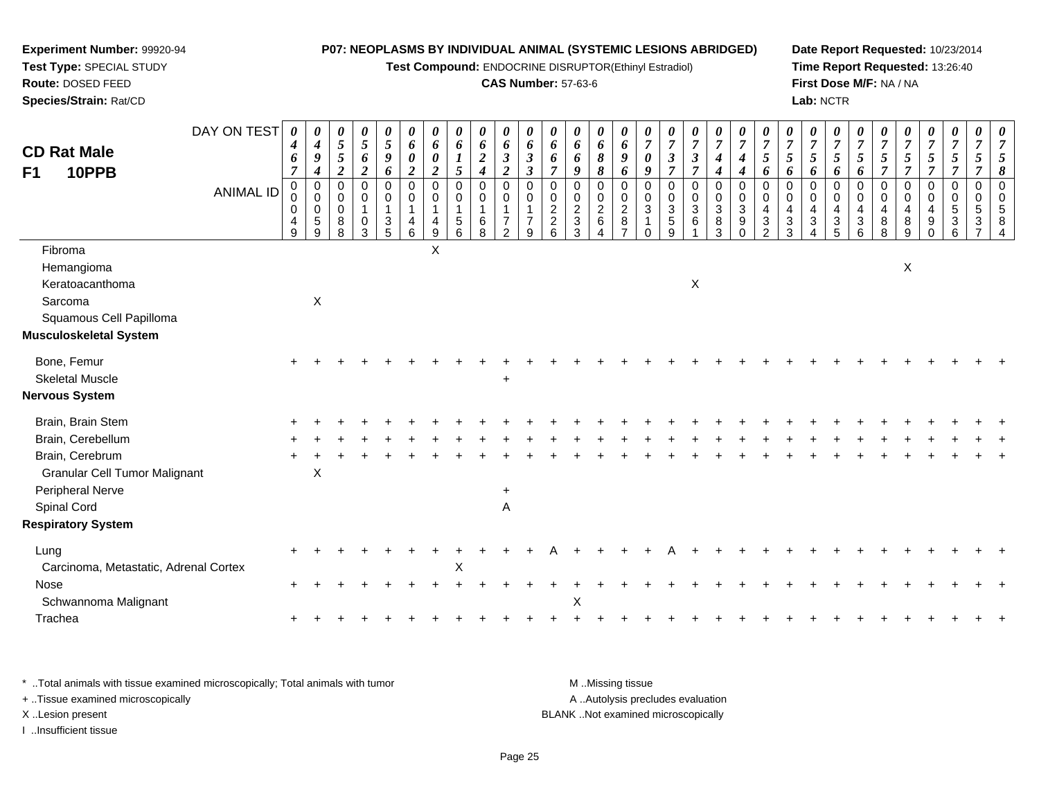**Experiment Number:** 99920-94
**Test Type:** SPECIAL STUDY
**Route:** DOSED FEED
**Species/Strain:** Rat/CD

**P07: NEOPLASMS BY INDIVIDUAL ANIMAL (SYSTEMIC LESIONS ABRIDGED)**
**Test Compound:** ENDOCRINE DISRUPTOR(Ethinyl Estradiol)
**CAS Number:** 57-63-6

**Date Report Requested:** 10/23/2014
**Time Report Requested:** 13:26:40
**First Dose M/F:** NA / NA
**Lab:** NCTR

## CD Rat Male F1 10PPB

| DAY ON TEST | 0467 | 0494 | 0552 | 0562 | 0596 | 0602 | 0602 | 0615 | 0624 | 0632 | 0633 | 0667 | 0669 | 0688 | 0696 | 0709 | 0737 | 0737 | 0744 | 0744 | 0756 | 0756 | 0756 | 0756 | 0756 | 0757 | 0757 | 0757 | 0757 | 0757 | 0758 |
|---|---|---|---|---|---|---|---|---|---|---|---|---|---|---|---|---|---|---|---|---|---|---|---|---|---|---|---|---|---|---|---|
| **ANIMAL ID** | 00049 | 00059 | 00088 | 00103 | 00135 | 00146 | 00149 | 00156 | 00168 | 00172 | 00179 | 00226 | 00233 | 00264 | 00287 | 00310 | 00359 | 00361 | 00383 | 00390 | 00432 | 00433 | 00434 | 00435 | 00436 | 00488 | 00489 | 00490 | 00536 | 00537 | 00584 |
| Fibroma | | | | | | | X | | | | | | | | | | | | | | | | | | | | | | | | |
| Hemangioma | | | | | | | | | | | | | | | | | | | | | | | | | | | X | | | | |
| Keratoacanthoma | | | | | | | | | | | | | | | | | | X | | | | | | | | | | | | | |
| Sarcoma | | X | | | | | | | | | | | | | | | | | | | | | | | | | | | | | |
| Squamous Cell Papilloma | | | | | | | | | | | | | | | | | | | | | | | | | | | | | | | |
| **Musculoskeletal System** | | | | | | | | | | | | | | | | | | | | | | | | | | | | | | | |
| Bone, Femur | + | + | + | + | + | + | + | + | + | + | + | + | + | + | + | + | + | + | + | + | + | + | + | + | + | + | + | + | + | + | + |
| Skeletal Muscle | | | | | | | | | | + | | | | | | | | | | | | | | | | | | | | | |
| **Nervous System** | | | | | | | | | | | | | | | | | | | | | | | | | | | | | | | |
| Brain, Brain Stem | + | + | + | + | + | + | + | + | + | + | + | + | + | + | + | + | + | + | + | + | + | + | + | + | + | + | + | + | + | + | + |
| Brain, Cerebellum | + | + | + | + | + | + | + | + | + | + | + | + | + | + | + | + | + | + | + | + | + | + | + | + | + | + | + | + | + | + | + |
| Brain, Cerebrum | + | + | + | + | + | + | + | + | + | + | + | + | + | + | + | + | + | + | + | + | + | + | + | + | + | + | + | + | + | + | + |
| Granular Cell Tumor Malignant | | X | | | | | | | | | | | | | | | | | | | | | | | | | | | | | |
| Peripheral Nerve | | | | | | | | | | + | | | | | | | | | | | | | | | | | | | | | |
| Spinal Cord | | | | | | | | | | A | | | | | | | | | | | | | | | | | | | | | |
| **Respiratory System** | | | | | | | | | | | | | | | | | | | | | | | | | | | | | | | |
| Lung | + | + | + | + | + | + | + | + | + | + | + | A | + | + | + | + | A | + | + | + | + | + | + | + | + | + | + | + | + | + | + |
| Carcinoma, Metastatic, Adrenal Cortex | | | | | | | | X | | | | | | | | | | | | | | | | | | | | | | | |
| Nose | + | + | + | + | + | + | + | + | + | + | + | + | + | + | + | + | + | + | + | + | + | + | + | + | + | + | + | + | + | + | + |
| Schwannoma Malignant | | | | | | | | | | | | | X | | | | | | | | | | | | | | | | | | |
| Trachea | + | + | + | + | + | + | + | + | + | + | + | + | + | + | + | + | + | + | + | + | + | + | + | + | + | + | + | + | + | + | + |

\* ..Total animals with tissue examined microscopically; Total animals with tumor
\+ ..Tissue examined microscopically
X ..Lesion present
I ..Insufficient tissue

M ..Missing tissue
A ..Autolysis precludes evaluation
BLANK ..Not examined microscopically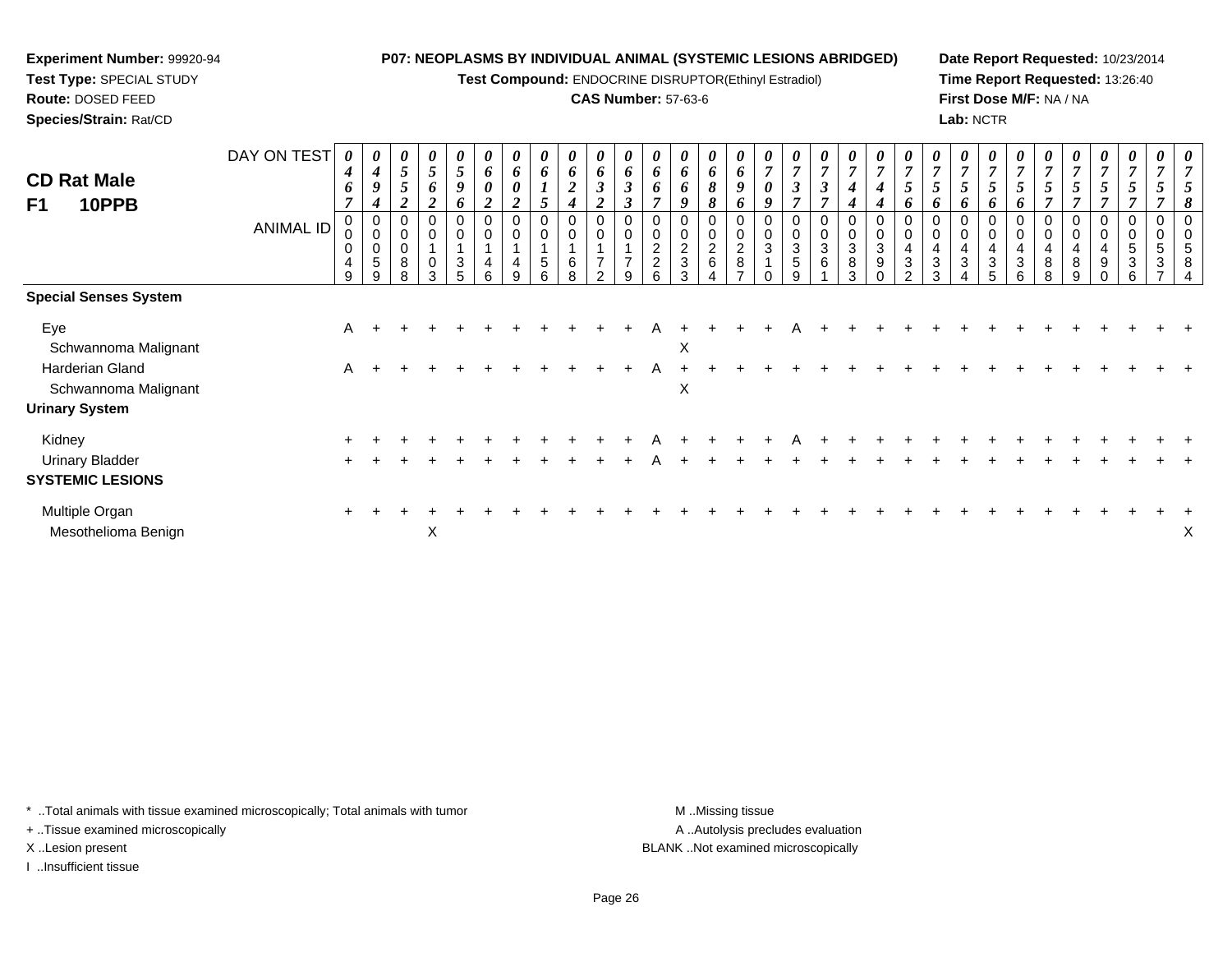**Experiment Number:** 99920-94
**Test Type:** SPECIAL STUDY
**Route:** DOSED FEED
**Species/Strain:** Rat/CD

**P07: NEOPLASMS BY INDIVIDUAL ANIMAL (SYSTEMIC LESIONS ABRIDGED)**
**Test Compound:** ENDOCRINE DISRUPTOR(Ethinyl Estradiol)
**CAS Number:** 57-63-6

**Date Report Requested:** 10/23/2014
**Time Report Requested:** 13:26:40
**First Dose M/F:** NA / NA
**Lab:** NCTR

**CD Rat Male F1 10PPB**

| DAY ON TEST | 0467 | 0494 | 0552 | 0562 | 0596 | 0602 | 0602 | 0615 | 0624 | 0632 | 0633 | 0667 | 0669 | 0688 | 0696 | 0709 | 0737 | 0737 | 0744 | 0744 | 0756 | 0756 | 0756 | 0756 | 0756 | 0757 | 0757 | 0757 | 0757 | 0757 | 0758 |
|---|---|---|---|---|---|---|---|---|---|---|---|---|---|---|---|---|---|---|---|---|---|---|---|---|---|---|---|---|---|---|---|
| ANIMAL ID | 00049 | 00059 | 00088 | 00103 | 00135 | 00146 | 00149 | 00156 | 00168 | 00172 | 00179 | 00226 | 00233 | 00264 | 00287 | 00310 | 00359 | 00361 | 00383 | 00390 | 00432 | 00433 | 00434 | 00435 | 00436 | 00488 | 00489 | 00490 | 00536 | 00537 | 00584 |
| **Special Senses System** | | | | | | | | | | | | | | | | | | | | | | | | | | | | | | | |
| Eye | A | + | + | + | + | + | + | + | + | + | + | A | + | + | + | + | A | + | + | + | + | + | + | + | + | + | + | + | + | + | + |
| Schwannoma Malignant | | | | | | | | | | | | | X | | | | | | | | | | | | | | | | | | |
| Harderian Gland | A | + | + | + | + | + | + | + | + | + | + | A | + | + | + | + | + | + | + | + | + | + | + | + | + | + | + | + | + | + | + |
| Schwannoma Malignant | | | | | | | | | | | | | X | | | | | | | | | | | | | | | | | | |
| **Urinary System** | | | | | | | | | | | | | | | | | | | | | | | | | | | | | | | |
| Kidney | + | + | + | + | + | + | + | + | + | + | + | A | + | + | + | + | A | + | + | + | + | + | + | + | + | + | + | + | + | + | + |
| Urinary Bladder | + | + | + | + | + | + | + | + | + | + | + | A | + | + | + | + | + | + | + | + | + | + | + | + | + | + | + | + | + | + | + |
| **SYSTEMIC LESIONS** | | | | | | | | | | | | | | | | | | | | | | | | | | | | | | | |
| Multiple Organ | + | + | + | + | + | + | + | + | + | + | + | + | + | + | + | + | + | + | + | + | + | + | + | + | + | + | + | + | + | + | + |
| Mesothelioma Benign | | | | X | | | | | | | | | | | | | | | | | | | | | | | | | | | X |

\* ..Total animals with tissue examined microscopically; Total animals with tumor
\+ ..Tissue examined microscopically
X ..Lesion present
I ..Insufficient tissue

M ..Missing tissue
A ..Autolysis precludes evaluation
BLANK ..Not examined microscopically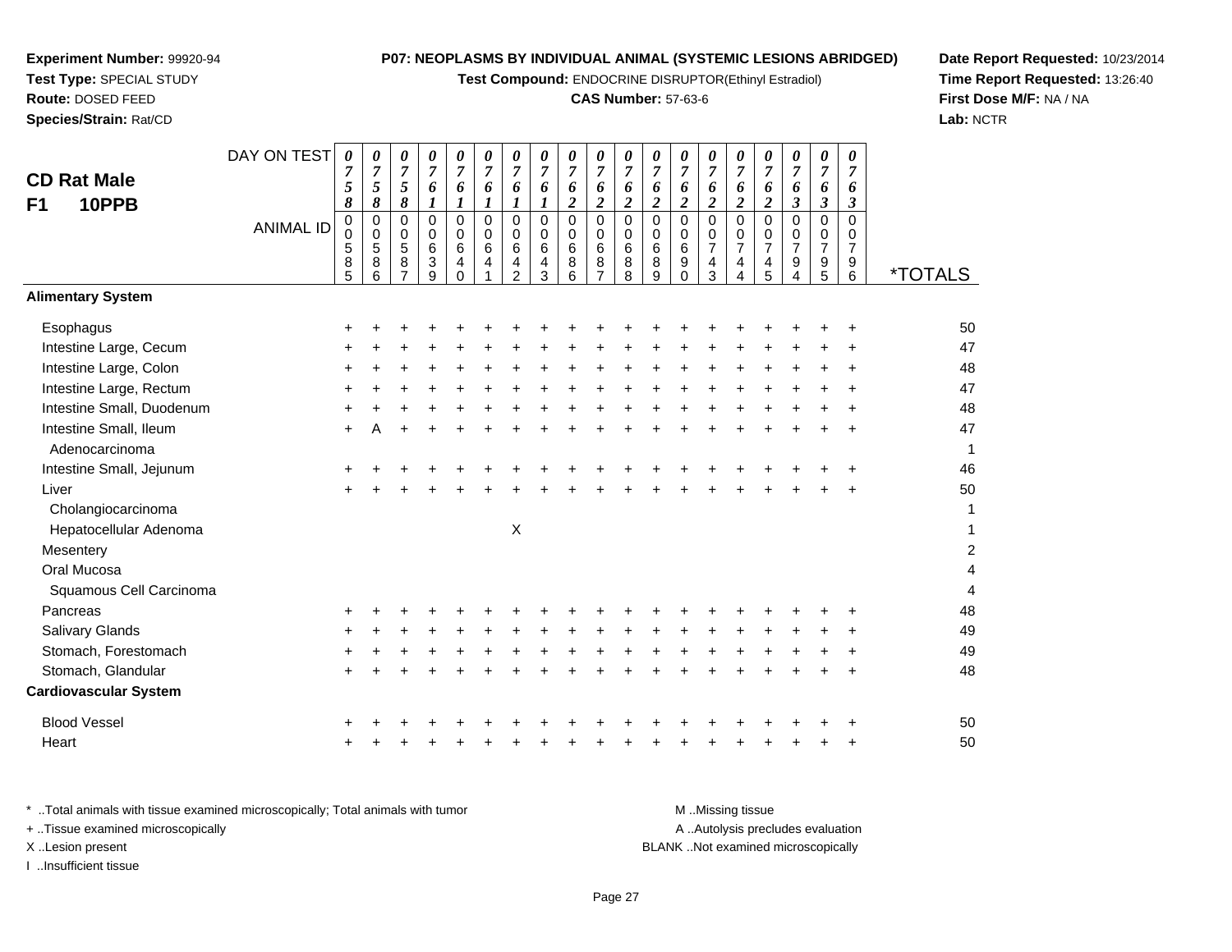**Experiment Number:** 99920-94
**Test Type:** SPECIAL STUDY
**Route:** DOSED FEED
**Species/Strain:** Rat/CD

**P07: NEOPLASMS BY INDIVIDUAL ANIMAL (SYSTEMIC LESIONS ABRIDGED)**
**Test Compound:** ENDOCRINE DISRUPTOR(Ethinyl Estradiol)
**CAS Number:** 57-63-6

**Date Report Requested:** 10/23/2014
**Time Report Requested:** 13:26:40
**First Dose M/F:** NA / NA
**Lab:** NCTR

## CD Rat Male F1 10PPB

| DAY ON TEST | 0758 | 0758 | 0758 | 0761 | 0761 | 0761 | 0761 | 0761 | 0762 | 0762 | 0762 | 0762 | 0762 | 0762 | 0762 | 0762 | 0763 | 0763 | 0763 | |
|---|---|---|---|---|---|---|---|---|---|---|---|---|---|---|---|---|---|---|---|---|
| **ANIMAL ID** | 00585 | 00586 | 00587 | 00639 | 00640 | 00641 | 00642 | 00643 | 00686 | 00687 | 00688 | 00689 | 00690 | 00743 | 00744 | 00745 | 00794 | 00795 | 00796 | ***TOTALS** |
| **Alimentary System** | | | | | | | | | | | | | | | | | | | | |
| Esophagus | + | + | + | + | + | + | + | + | + | + | + | + | + | + | + | + | + | + | + | 50 |
| Intestine Large, Cecum | + | + | + | + | + | + | + | + | + | + | + | + | + | + | + | + | + | + | + | 47 |
| Intestine Large, Colon | + | + | + | + | + | + | + | + | + | + | + | + | + | + | + | + | + | + | + | 48 |
| Intestine Large, Rectum | + | + | + | + | + | + | + | + | + | + | + | + | + | + | + | + | + | + | + | 47 |
| Intestine Small, Duodenum | + | + | + | + | + | + | + | + | + | + | + | + | + | + | + | + | + | + | + | 48 |
| Intestine Small, Ileum | + | A | + | + | + | + | + | + | + | + | + | + | + | + | + | + | + | + | + | 47 |
| Adenocarcinoma | | | | | | | | | | | | | | | | | | | | 1 |
| Intestine Small, Jejunum | + | + | + | + | + | + | + | + | + | + | + | + | + | + | + | + | + | + | + | 46 |
| Liver | + | + | + | + | + | + | + | + | + | + | + | + | + | + | + | + | + | + | + | 50 |
| Cholangiocarcinoma | | | | | | | | | | | | | | | | | | | | 1 |
| Hepatocellular Adenoma | | | | | | | X | | | | | | | | | | | | | 1 |
| Mesentery | | | | | | | | | | | | | | | | | | | | 2 |
| Oral Mucosa | | | | | | | | | | | | | | | | | | | | 4 |
| Squamous Cell Carcinoma | | | | | | | | | | | | | | | | | | | | 4 |
| Pancreas | + | + | + | + | + | + | + | + | + | + | + | + | + | + | + | + | + | + | + | 48 |
| Salivary Glands | + | + | + | + | + | + | + | + | + | + | + | + | + | + | + | + | + | + | + | 49 |
| Stomach, Forestomach | + | + | + | + | + | + | + | + | + | + | + | + | + | + | + | + | + | + | + | 49 |
| Stomach, Glandular | + | + | + | + | + | + | + | + | + | + | + | + | + | + | + | + | + | + | + | 48 |
| **Cardiovascular System** | | | | | | | | | | | | | | | | | | | | |
| Blood Vessel | + | + | + | + | + | + | + | + | + | + | + | + | + | + | + | + | + | + | + | 50 |
| Heart | + | + | + | + | + | + | + | + | + | + | + | + | + | + | + | + | + | + | + | 50 |

\* ..Total animals with tissue examined microscopically; Total animals with tumor
+ ..Tissue examined microscopically
X ..Lesion present
I ..Insufficient tissue

M ..Missing tissue
A ..Autolysis precludes evaluation
BLANK ..Not examined microscopically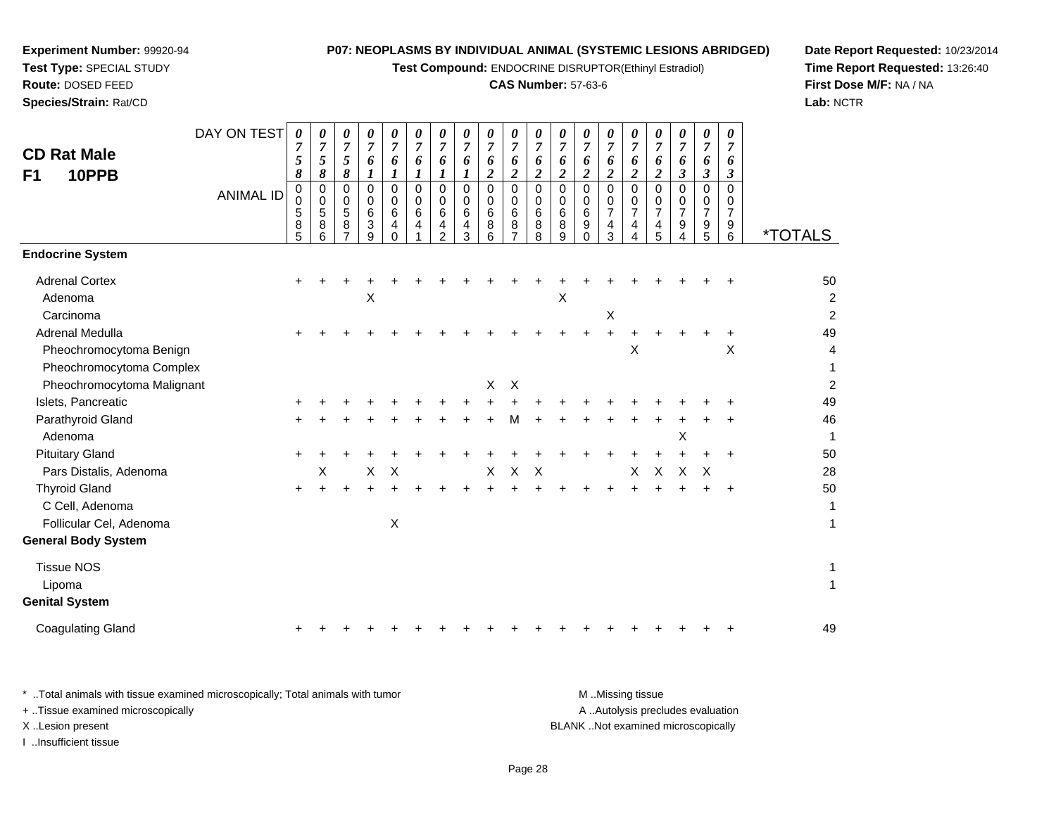**Experiment Number:** 99920-94
**Test Type:** SPECIAL STUDY
**Route:** DOSED FEED
**Species/Strain:** Rat/CD

**P07: NEOPLASMS BY INDIVIDUAL ANIMAL (SYSTEMIC LESIONS ABRIDGED)**
**Test Compound:** ENDOCRINE DISRUPTOR(Ethinyl Estradiol)
**CAS Number:** 57-63-6

**Date Report Requested:** 10/23/2014
**Time Report Requested:** 13:26:40
**First Dose M/F:** NA / NA
**Lab:** NCTR

**CD Rat Male F1 10PPB**

| DAY ON TEST | 0758 | 0758 | 0758 | 0761 | 0761 | 0761 | 0761 | 0761 | 0762 | 0762 | 0762 | 0762 | 0762 | 0762 | 0762 | 0762 | 0763 | 0763 | 0763 | |
|---|---|---|---|---|---|---|---|---|---|---|---|---|---|---|---|---|---|---|---|---|
| **ANIMAL ID** | 00585 | 00586 | 00587 | 00639 | 00640 | 00641 | 00642 | 00643 | 00686 | 00687 | 00688 | 00689 | 00690 | 00743 | 00744 | 00745 | 00794 | 00795 | 00796 | ***TOTALS** |
| **Endocrine System** | | | | | | | | | | | | | | | | | | | | |
| Adrenal Cortex | + | + | + | + | + | + | + | + | + | + | + | + | + | + | + | + | + | + | + | 50 |
| Adenoma | | | | X | | | | | | | | X | | | | | | | | 2 |
| Carcinoma | | | | | | | | | | | | | | X | | | | | | 2 |
| Adrenal Medulla | + | + | + | + | + | + | + | + | + | + | + | + | + | + | + | + | + | + | + | 49 |
| Pheochromocytoma Benign | | | | | | | | | | | | | | | X | | | | X | 4 |
| Pheochromocytoma Complex | | | | | | | | | | | | | | | | | | | | 1 |
| Pheochromocytoma Malignant | | | | | | | | | X | X | | | | | | | | | | 2 |
| Islets, Pancreatic | + | + | + | + | + | + | + | + | + | + | + | + | + | + | + | + | + | + | + | 49 |
| Parathyroid Gland | + | + | + | + | + | + | + | + | + | M | + | + | + | + | + | + | + | + | + | 46 |
| Adenoma | | | | | | | | | | | | | | | | | X | | | 1 |
| Pituitary Gland | + | + | + | + | + | + | + | + | + | + | + | + | + | + | + | + | + | + | + | 50 |
| Pars Distalis, Adenoma | | X | | X | X | | | | X | X | X | | | | X | X | X | X | | 28 |
| Thyroid Gland | + | + | + | + | + | + | + | + | + | + | + | + | + | + | + | + | + | + | + | 50 |
| C Cell, Adenoma | | | | | | | | | | | | | | | | | | | | 1 |
| Follicular Cel, Adenoma | | | | | X | | | | | | | | | | | | | | | 1 |
| **General Body System** | | | | | | | | | | | | | | | | | | | | |
| Tissue NOS | | | | | | | | | | | | | | | | | | | | 1 |
| Lipoma | | | | | | | | | | | | | | | | | | | | 1 |
| **Genital System** | | | | | | | | | | | | | | | | | | | | |
| Coagulating Gland | + | + | + | + | + | + | + | + | + | + | + | + | + | + | + | + | + | + | + | 49 |

* ..Total animals with tissue examined microscopically; Total animals with tumor
+ ..Tissue examined microscopically
X ..Lesion present
I ..Insufficient tissue

M ..Missing tissue
A ..Autolysis precludes evaluation
BLANK ..Not examined microscopically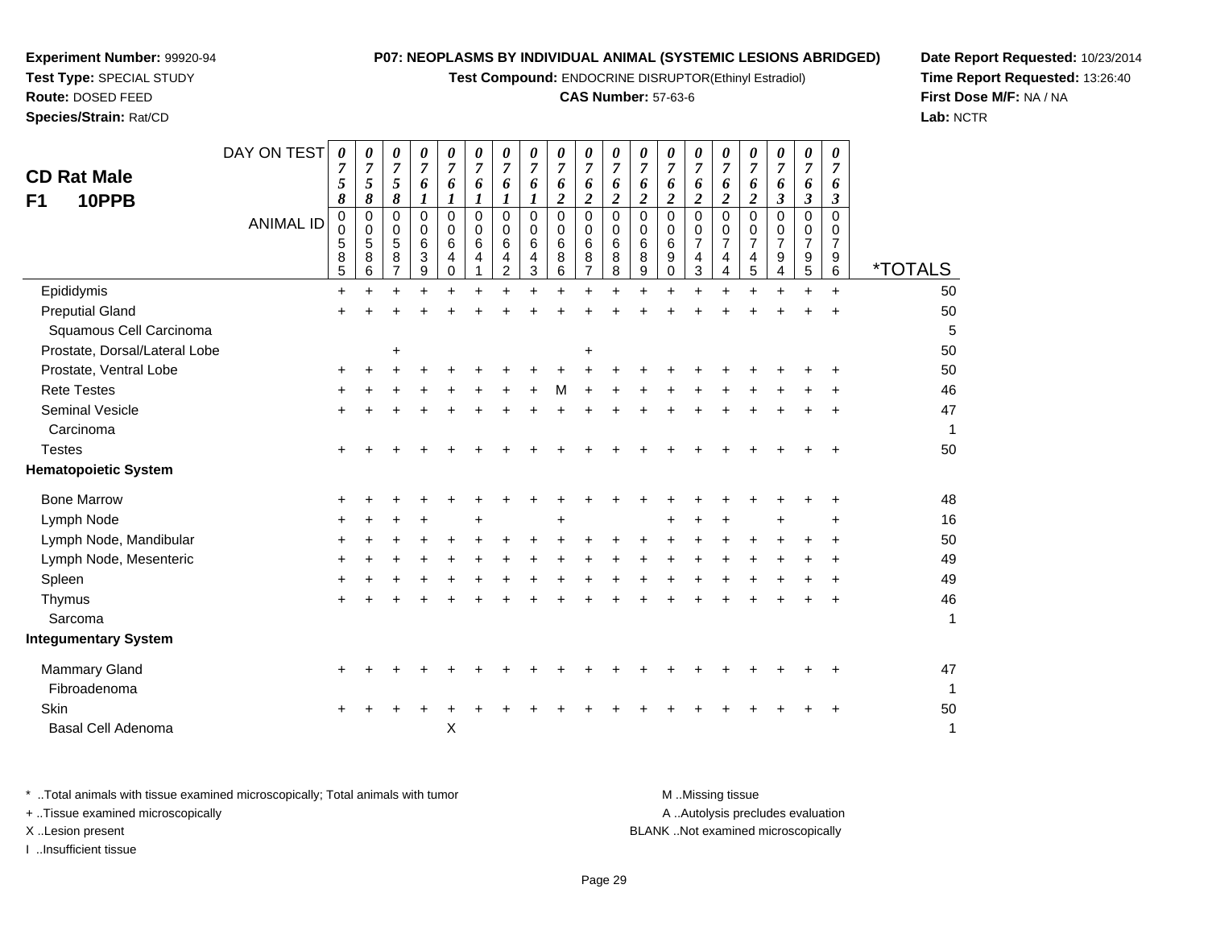**Experiment Number:** 99920-94
**Test Type:** SPECIAL STUDY
**Route:** DOSED FEED
**Species/Strain:** Rat/CD

**P07: NEOPLASMS BY INDIVIDUAL ANIMAL (SYSTEMIC LESIONS ABRIDGED)**
**Test Compound:** ENDOCRINE DISRUPTOR(Ethinyl Estradiol)
**CAS Number:** 57-63-6

**Date Report Requested:** 10/23/2014
**Time Report Requested:** 13:26:40
**First Dose M/F:** NA / NA
**Lab:** NCTR

## CD Rat Male
## F1 10PPB

| DAY ON TEST | 0758 | 0758 | 0758 | 0761 | 0761 | 0761 | 0761 | 0761 | 0762 | 0762 | 0762 | 0762 | 0762 | 0762 | 0762 | 0762 | 0763 | 0763 | 0763 | |
|---|---|---|---|---|---|---|---|---|---|---|---|---|---|---|---|---|---|---|---|---|
| **ANIMAL ID** | 00585 | 00586 | 00587 | 00639 | 00640 | 00641 | 00642 | 00643 | 00686 | 00687 | 00688 | 00689 | 00690 | 00743 | 00744 | 00745 | 00794 | 00795 | 00796 | ***TOTALS** |
| Epididymis | + | + | + | + | + | + | + | + | + | + | + | + | + | + | + | + | + | + | + | 50 |
| Preputial Gland | + | + | + | + | + | + | + | + | + | + | + | + | + | + | + | + | + | + | + | 50 |
| Squamous Cell Carcinoma | | | | | | | | | | | | | | | | | | | | 5 |
| Prostate, Dorsal/Lateral Lobe | | | + | | | | | | | + | | | | | | | | | | 50 |
| Prostate, Ventral Lobe | + | + | + | + | + | + | + | + | + | + | + | + | + | + | + | + | + | + | + | 50 |
| Rete Testes | + | + | + | + | + | + | + | + | M | + | + | + | + | + | + | + | + | + | + | 46 |
| Seminal Vesicle | + | + | + | + | + | + | + | + | + | + | + | + | + | + | + | + | + | + | + | 47 |
| Carcinoma | | | | | | | | | | | | | | | | | | | | 1 |
| Testes | + | + | + | + | + | + | + | + | + | + | + | + | + | + | + | + | + | + | + | 50 |
| **Hematopoietic System** | | | | | | | | | | | | | | | | | | | | |
| Bone Marrow | + | + | + | + | + | + | + | + | + | + | + | + | + | + | + | + | + | + | + | 48 |
| Lymph Node | + | + | + | + | | + | | | + | | | | + | + | + | | + | | + | 16 |
| Lymph Node, Mandibular | + | + | + | + | + | + | + | + | + | + | + | + | + | + | + | + | + | + | + | 50 |
| Lymph Node, Mesenteric | + | + | + | + | + | + | + | + | + | + | + | + | + | + | + | + | + | + | + | 49 |
| Spleen | + | + | + | + | + | + | + | + | + | + | + | + | + | + | + | + | + | + | + | 49 |
| Thymus | + | + | + | + | + | + | + | + | + | + | + | + | + | + | + | + | + | + | + | 46 |
| Sarcoma | | | | | | | | | | | | | | | | | | | | 1 |
| **Integumentary System** | | | | | | | | | | | | | | | | | | | | |
| Mammary Gland | + | + | + | + | + | + | + | + | + | + | + | + | + | + | + | + | + | + | + | 47 |
| Fibroadenoma | | | | | | | | | | | | | | | | | | | | 1 |
| Skin | + | + | + | + | + | + | + | + | + | + | + | + | + | + | + | + | + | + | + | 50 |
| Basal Cell Adenoma | | | | | X | | | | | | | | | | | | | | | 1 |

\* ..Total animals with tissue examined microscopically; Total animals with tumor
\+ ..Tissue examined microscopically
X ..Lesion present
I ..Insufficient tissue

M ..Missing tissue
A ..Autolysis precludes evaluation
BLANK ..Not examined microscopically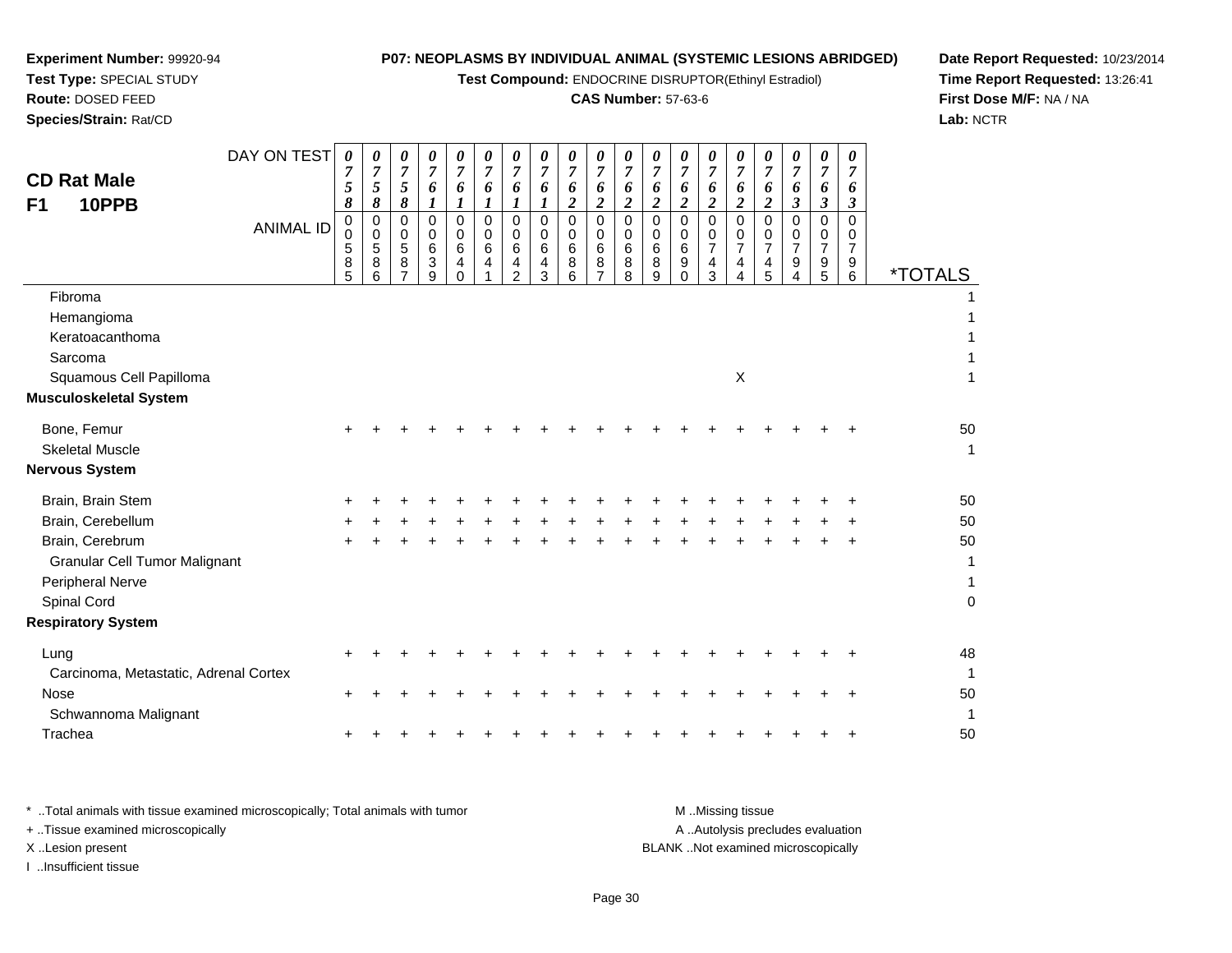**Experiment Number:** 99920-94
**Test Type:** SPECIAL STUDY
**Route:** DOSED FEED
**Species/Strain:** Rat/CD

**P07: NEOPLASMS BY INDIVIDUAL ANIMAL (SYSTEMIC LESIONS ABRIDGED)**
**Test Compound:** ENDOCRINE DISRUPTOR(Ethinyl Estradiol)
**CAS Number:** 57-63-6

**Date Report Requested:** 10/23/2014
**Time Report Requested:** 13:26:41
**First Dose M/F:** NA / NA
**Lab:** NCTR

## CD Rat Male
## F1 10PPB

| DAY ON TEST | 0758 | 0758 | 0758 | 0761 | 0761 | 0761 | 0761 | 0761 | 0762 | 0762 | 0762 | 0762 | 0762 | 0762 | 0762 | 0762 | 0763 | 0763 | 0763 | |
|---|---|---|---|---|---|---|---|---|---|---|---|---|---|---|---|---|---|---|---|---|
| **ANIMAL ID** | 00585 | 00586 | 00587 | 00639 | 00640 | 00641 | 00642 | 00643 | 00686 | 00687 | 00688 | 00689 | 00690 | 00743 | 00744 | 00745 | 00794 | 00795 | 00796 | ***TOTALS** |
| Fibroma | | | | | | | | | | | | | | | | | | | | 1 |
| Hemangioma | | | | | | | | | | | | | | | | | | | | 1 |
| Keratoacanthoma | | | | | | | | | | | | | | | | | | | | 1 |
| Sarcoma | | | | | | | | | | | | | | | | | | | | 1 |
| Squamous Cell Papilloma | | | | | | | | | | | | | | | X | | | | | 1 |
| **Musculoskeletal System** | | | | | | | | | | | | | | | | | | | | |
| Bone, Femur | + | + | + | + | + | + | + | + | + | + | + | + | + | + | + | + | + | + | + | 50 |
| Skeletal Muscle | | | | | | | | | | | | | | | | | | | | 1 |
| **Nervous System** | | | | | | | | | | | | | | | | | | | | |
| Brain, Brain Stem | + | + | + | + | + | + | + | + | + | + | + | + | + | + | + | + | + | + | + | 50 |
| Brain, Cerebellum | + | + | + | + | + | + | + | + | + | + | + | + | + | + | + | + | + | + | + | 50 |
| Brain, Cerebrum | + | + | + | + | + | + | + | + | + | + | + | + | + | + | + | + | + | + | + | 50 |
| Granular Cell Tumor Malignant | | | | | | | | | | | | | | | | | | | | 1 |
| Peripheral Nerve | | | | | | | | | | | | | | | | | | | | 1 |
| Spinal Cord | | | | | | | | | | | | | | | | | | | | 0 |
| **Respiratory System** | | | | | | | | | | | | | | | | | | | | |
| Lung | + | + | + | + | + | + | + | + | + | + | + | + | + | + | + | + | + | + | + | 48 |
| Carcinoma, Metastatic, Adrenal Cortex | | | | | | | | | | | | | | | | | | | | 1 |
| Nose | + | + | + | + | + | + | + | + | + | + | + | + | + | + | + | + | + | + | + | 50 |
| Schwannoma Malignant | | | | | | | | | | | | | | | | | | | | 1 |
| Trachea | + | + | + | + | + | + | + | + | + | + | + | + | + | + | + | + | + | + | + | 50 |

* ..Total animals with tissue examined microscopically; Total animals with tumor
+ ..Tissue examined microscopically
X ..Lesion present
I ..Insufficient tissue

M ..Missing tissue
A ..Autolysis precludes evaluation
BLANK ..Not examined microscopically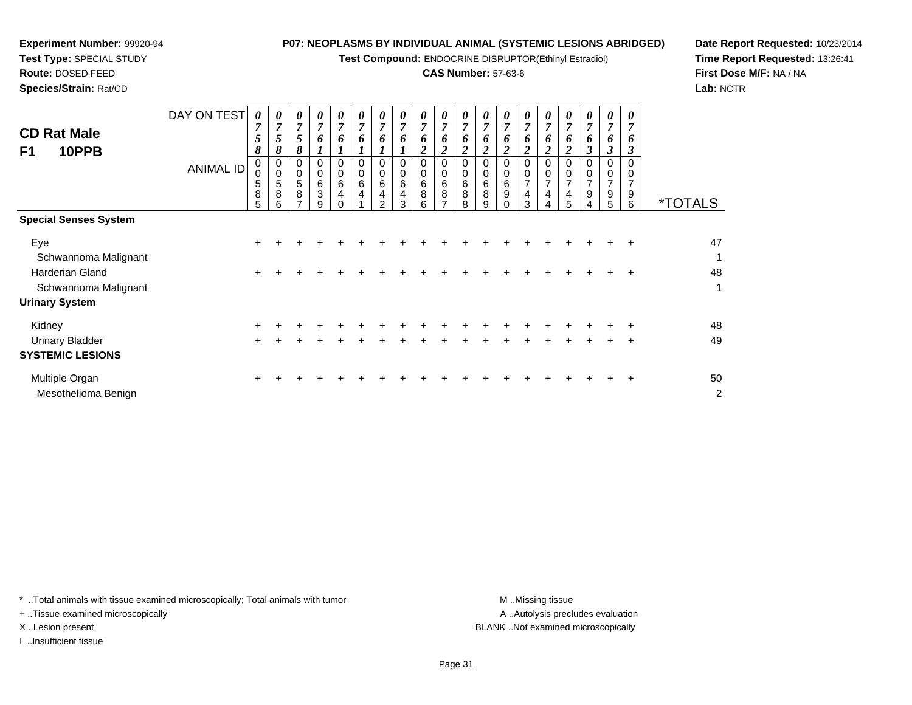**Experiment Number:** 99920-94
**Test Type:** SPECIAL STUDY
**Route:** DOSED FEED
**Species/Strain:** Rat/CD

**P07: NEOPLASMS BY INDIVIDUAL ANIMAL (SYSTEMIC LESIONS ABRIDGED)**
**Test Compound:** ENDOCRINE DISRUPTOR(Ethinyl Estradiol)
**CAS Number:** 57-63-6

**Date Report Requested:** 10/23/2014
**Time Report Requested:** 13:26:41
**First Dose M/F:** NA / NA
**Lab:** NCTR

## CD Rat Male
## F1 10PPB

| DAY ON TEST | 0758 | 0758 | 0758 | 0761 | 0761 | 0761 | 0761 | 0761 | 0762 | 0762 | 0762 | 0762 | 0762 | 0762 | 0762 | 0762 | 0763 | 0763 | 0763 | |
|---|---|---|---|---|---|---|---|---|---|---|---|---|---|---|---|---|---|---|---|---|
| **ANIMAL ID** | 00585 | 00586 | 00587 | 00639 | 00640 | 00641 | 00642 | 00643 | 00686 | 00687 | 00688 | 00689 | 00690 | 00743 | 00744 | 00745 | 00794 | 00795 | 00796 | ***TOTALS** |
| **Special Senses System** | | | | | | | | | | | | | | | | | | | | |
| Eye | + | + | + | + | + | + | + | + | + | + | + | + | + | + | + | + | + | + | + | 47 |
| Schwannoma Malignant | | | | | | | | | | | | | | | | | | | | 1 |
| Harderian Gland | + | + | + | + | + | + | + | + | + | + | + | + | + | + | + | + | + | + | + | 48 |
| Schwannoma Malignant | | | | | | | | | | | | | | | | | | | | 1 |
| **Urinary System** | | | | | | | | | | | | | | | | | | | | |
| Kidney | + | + | + | + | + | + | + | + | + | + | + | + | + | + | + | + | + | + | + | 48 |
| Urinary Bladder | + | + | + | + | + | + | + | + | + | + | + | + | + | + | + | + | + | + | + | 49 |
| **SYSTEMIC LESIONS** | | | | | | | | | | | | | | | | | | | | |
| Multiple Organ | + | + | + | + | + | + | + | + | + | + | + | + | + | + | + | + | + | + | + | 50 |
| Mesothelioma Benign | | | | | | | | | | | | | | | | | | | | 2 |

* ..Total animals with tissue examined microscopically; Total animals with tumor
+ ..Tissue examined microscopically
X ..Lesion present
I ..Insufficient tissue

M ..Missing tissue
A ..Autolysis precludes evaluation
BLANK ..Not examined microscopically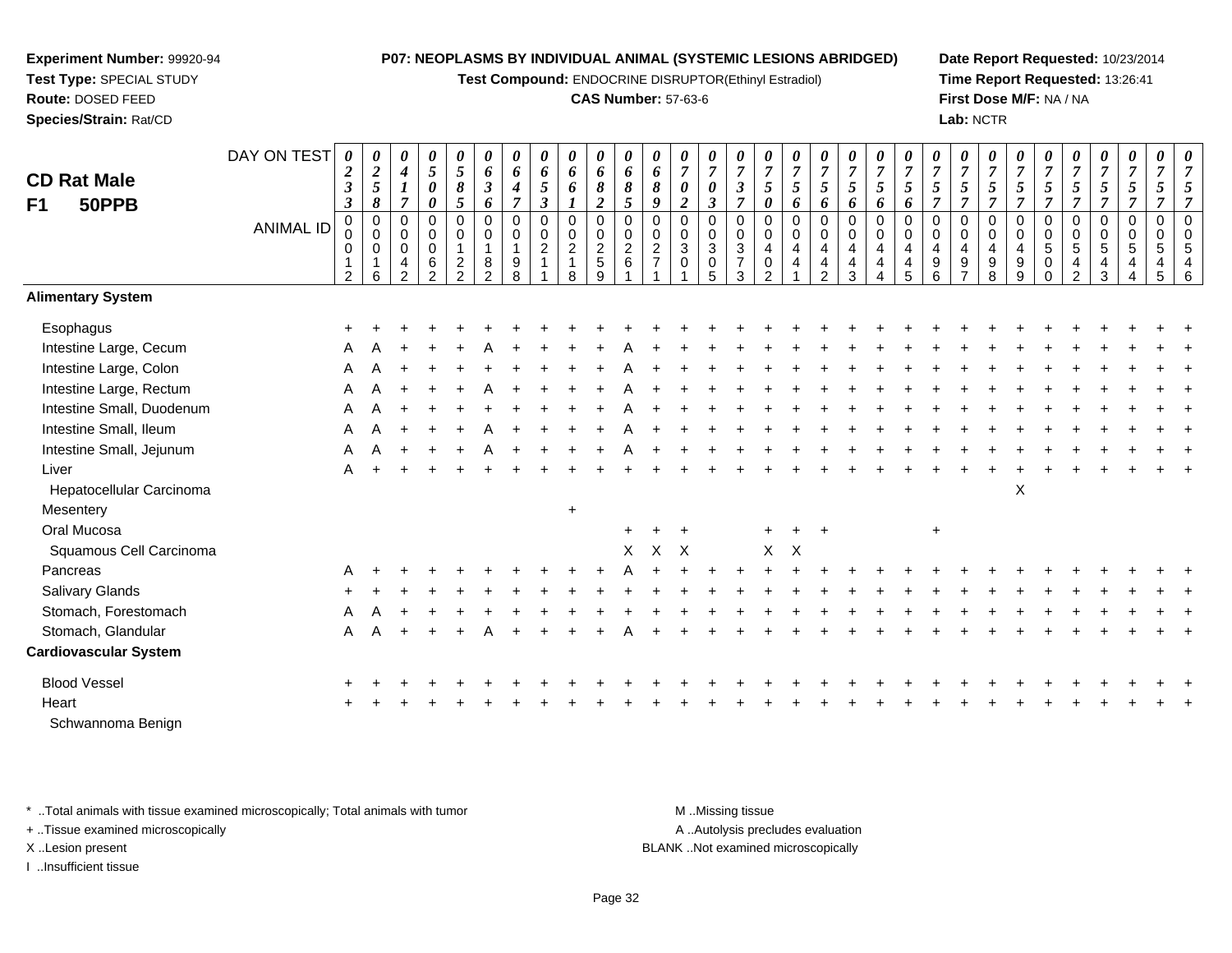**Experiment Number:** 99920-94
**Test Type:** SPECIAL STUDY
**Route:** DOSED FEED
**Species/Strain:** Rat/CD

**P07: NEOPLASMS BY INDIVIDUAL ANIMAL (SYSTEMIC LESIONS ABRIDGED)**
**Test Compound:** ENDOCRINE DISRUPTOR(Ethinyl Estradiol)
**CAS Number:** 57-63-6

**Date Report Requested:** 10/23/2014
**Time Report Requested:** 13:26:41
**First Dose M/F:** NA / NA
**Lab:** NCTR

## CD Rat Male F1 50PPB

| DAY ON TEST | 0233 | 0258 | 0417 | 0500 | 0585 | 0636 | 0647 | 0653 | 0661 | 0682 | 0685 | 0689 | 0702 | 0703 | 0737 | 0750 | 0756 | 0756 | 0756 | 0756 | 0756 | 0757 | 0757 | 0757 | 0757 | 0757 | 0757 | 0757 | 0757 | 0757 | 0757 |
|---|---|---|---|---|---|---|---|---|---|---|---|---|---|---|---|---|---|---|---|---|---|---|---|---|---|---|---|---|---|---|---|
| **ANIMAL ID** | 00012 | 00016 | 00042 | 00062 | 00122 | 00182 | 00198 | 00211 | 00218 | 00259 | 00261 | 00271 | 00301 | 00305 | 00373 | 00402 | 00441 | 00442 | 00443 | 00444 | 00445 | 00496 | 00497 | 00498 | 00499 | 00500 | 00542 | 00543 | 00544 | 00545 | 00546 |
| **Alimentary System** | | | | | | | | | | | | | | | | | | | | | | | | | | | | | | | |
| Esophagus | + | + | + | + | + | + | + | + | + | + | + | + | + | + | + | + | + | + | + | + | + | + | + | + | + | + | + | + | + | + | + |
| Intestine Large, Cecum | A | A | + | + | + | A | + | + | + | + | A | + | + | + | + | + | + | + | + | + | + | + | + | + | + | + | + | + | + | + | + |
| Intestine Large, Colon | A | A | + | + | + | + | + | + | + | + | A | + | + | + | + | + | + | + | + | + | + | + | + | + | + | + | + | + | + | + | + |
| Intestine Large, Rectum | A | A | + | + | + | A | + | + | + | + | A | + | + | + | + | + | + | + | + | + | + | + | + | + | + | + | + | + | + | + | + |
| Intestine Small, Duodenum | A | A | + | + | + | + | + | + | + | + | A | + | + | + | + | + | + | + | + | + | + | + | + | + | + | + | + | + | + | + | + |
| Intestine Small, Ileum | A | A | + | + | + | A | + | + | + | + | A | + | + | + | + | + | + | + | + | + | + | + | + | + | + | + | + | + | + | + | + |
| Intestine Small, Jejunum | A | A | + | + | + | A | + | + | + | + | A | + | + | + | + | + | + | + | + | + | + | + | + | + | + | + | + | + | + | + | + |
| Liver | A | + | + | + | + | + | + | + | + | + | + | + | + | + | + | + | + | + | + | + | + | + | + | + | + | + | + | + | + | + | + |
| Hepatocellular Carcinoma | | | | | | | | | | | | | | | | | | | | | | | | | X | | | | | | |
| Mesentery | | | | | | | | | + | | | | | | | | | | | | | | | | | | | | | | |
| Oral Mucosa | | | | | | | | | | | + | + | + | | | + | + | + | | | | + | | | | | | | | | |
| Squamous Cell Carcinoma | | | | | | | | | | | X | X | X | | | X | X | | | | | | | | | | | | | | |
| Pancreas | A | + | + | + | + | + | + | + | + | + | A | + | + | + | + | + | + | + | + | + | + | + | + | + | + | + | + | + | + | + | + |
| Salivary Glands | + | + | + | + | + | + | + | + | + | + | + | + | + | + | + | + | + | + | + | + | + | + | + | + | + | + | + | + | + | + | + |
| Stomach, Forestomach | A | A | + | + | + | + | + | + | + | + | + | + | + | + | + | + | + | + | + | + | + | + | + | + | + | + | + | + | + | + | + |
| Stomach, Glandular | A | A | + | + | + | A | + | + | + | + | A | + | + | + | + | + | + | + | + | + | + | + | + | + | + | + | + | + | + | + | + |
| **Cardiovascular System** | | | | | | | | | | | | | | | | | | | | | | | | | | | | | | | |
| Blood Vessel | + | + | + | + | + | + | + | + | + | + | + | + | + | + | + | + | + | + | + | + | + | + | + | + | + | + | + | + | + | + | + |
| Heart | + | + | + | + | + | + | + | + | + | + | + | + | + | + | + | + | + | + | + | + | + | + | + | + | + | + | + | + | + | + | + |
| Schwannoma Benign | | | | | | | | | | | | | | | | | | | | | | | | | | | | | | | |

* ..Total animals with tissue examined microscopically; Total animals with tumor
+ ..Tissue examined microscopically
X ..Lesion present
I ..Insufficient tissue

M ..Missing tissue
A ..Autolysis precludes evaluation
BLANK ..Not examined microscopically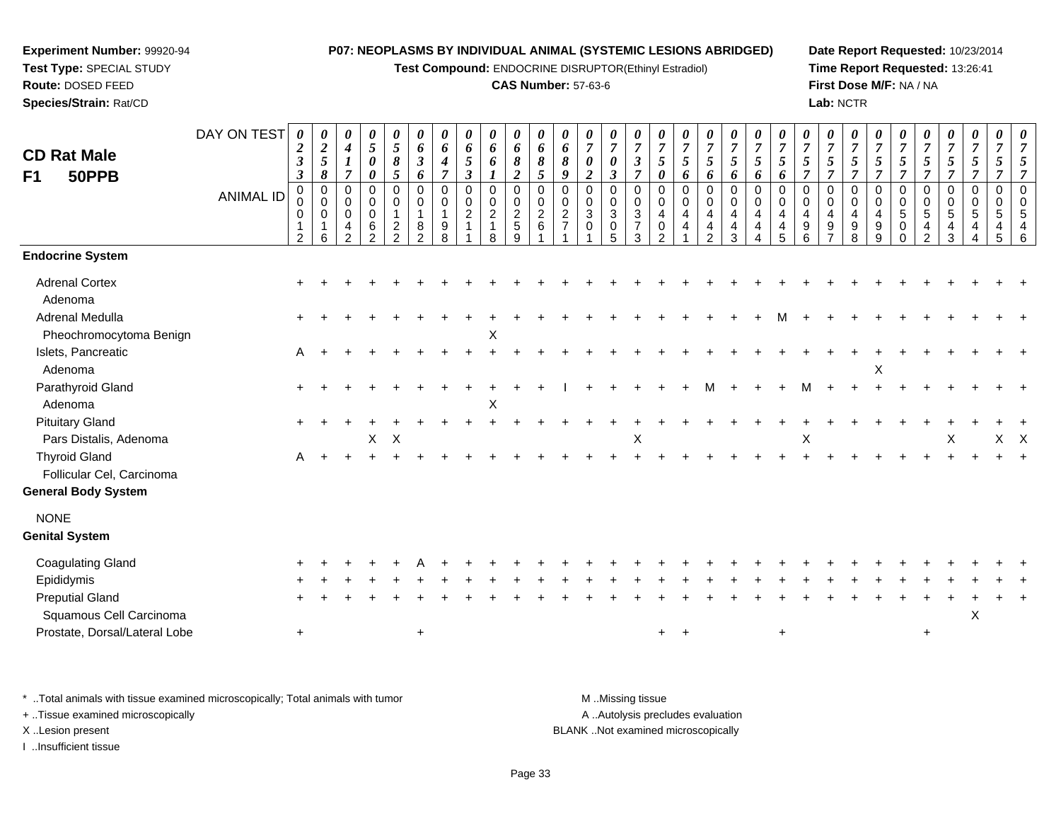**Experiment Number:** 99920-94
**Test Type:** SPECIAL STUDY
**Route:** DOSED FEED
**Species/Strain:** Rat/CD

**P07: NEOPLASMS BY INDIVIDUAL ANIMAL (SYSTEMIC LESIONS ABRIDGED)**
**Test Compound:** ENDOCRINE DISRUPTOR(Ethinyl Estradiol)
**CAS Number:** 57-63-6

**Date Report Requested:** 10/23/2014
**Time Report Requested:** 13:26:41
**First Dose M/F:** NA / NA
**Lab:** NCTR

## CD Rat Male F1 50PPB

| DAY ON TEST | 0233 | 0258 | 0417 | 0500 | 0585 | 0636 | 0647 | 0653 | 0661 | 0682 | 0685 | 0689 | 0702 | 0703 | 0737 | 0750 | 0756 | 0756 | 0756 | 0756 | 0756 | 0757 | 0757 | 0757 | 0757 | 0757 | 0757 | 0757 | 0757 | 0757 |
|---|---|---|---|---|---|---|---|---|---|---|---|---|---|---|---|---|---|---|---|---|---|---|---|---|---|---|---|---|---|---|
| ANIMAL ID | 00012 | 00016 | 00042 | 00062 | 00122 | 00182 | 00198 | 00211 | 00218 | 00259 | 00261 | 00271 | 00301 | 00305 | 00373 | 00402 | 00441 | 00442 | 00443 | 00444 | 00445 | 00496 | 00497 | 00498 | 00499 | 00500 | 00542 | 00543 | 00544 | 00545 | 00546 |
| **Endocrine System** | | | | | | | | | | | | | | | | | | | | | | | | | | | | | | |
| Adrenal Cortex | + | + | + | + | + | + | + | + | + | + | + | + | + | + | + | + | + | + | + | + | + | + | + | + | + | + | + | + | + | + |
| Adenoma | | | | | | | | | | | | | | | | | | | | | | | | | | | | | | |
| Adrenal Medulla | + | + | + | + | + | + | + | + | + | + | + | + | + | + | + | + | + | + | + | + | M | + | + | + | + | + | + | + | + | + |
| Pheochromocytoma Benign | | | | | | | | | X | | | | | | | | | | | | | | | | | | | | | |
| Islets, Pancreatic | A | + | + | + | + | + | + | + | + | + | + | + | + | + | + | + | + | + | + | + | + | + | + | + | + | + | + | + | + | + |
| Adenoma | | | | | | | | | | | | | | | | | | | | | | | | | X | | | | | |
| Parathyroid Gland | + | + | + | + | + | + | + | + | + | + | + | I | + | + | + | + | + | M | + | + | + | M | + | + | + | + | + | + | + | + |
| Adenoma | | | | | | | | | X | | | | | | | | | | | | | | | | | | | | | |
| Pituitary Gland | + | + | + | + | + | + | + | + | + | + | + | + | + | + | + | + | + | + | + | + | + | + | + | + | + | + | + | + | + | + |
| Pars Distalis, Adenoma | | | | X | X | | | | | | | | | | X | | | | | | | X | | | | | | X | | X | X |
| Thyroid Gland | A | + | + | + | + | + | + | + | + | + | + | + | + | + | + | + | + | + | + | + | + | + | + | + | + | + | + | + | + | + |
| Follicular Cel, Carcinoma | | | | | | | | | | | | | | | | | | | | | | | | | | | | | | |
| **General Body System** | | | | | | | | | | | | | | | | | | | | | | | | | | | | | | |
| NONE | | | | | | | | | | | | | | | | | | | | | | | | | | | | | | |
| **Genital System** | | | | | | | | | | | | | | | | | | | | | | | | | | | | | | |
| Coagulating Gland | + | + | + | + | + | A | + | + | + | + | + | + | + | + | + | + | + | + | + | + | + | + | + | + | + | + | + | + | + | + |
| Epididymis | + | + | + | + | + | + | + | + | + | + | + | + | + | + | + | + | + | + | + | + | + | + | + | + | + | + | + | + | + | + |
| Preputial Gland | + | + | + | + | + | + | + | + | + | + | + | + | + | + | + | + | + | + | + | + | + | + | + | + | + | + | + | + | + | + |
| Squamous Cell Carcinoma | | | | | | | | | | | | | | | | | | | | | | | | | | | | X | | |
| Prostate, Dorsal/Lateral Lobe | + | | | | | + | | | | | | | | | | + | + | | | | + | | | | | | + | | | |

\* ..Total animals with tissue examined microscopically; Total animals with tumor
\+ ..Tissue examined microscopically
X ..Lesion present
I ..Insufficient tissue

M ..Missing tissue
A ..Autolysis precludes evaluation
BLANK ..Not examined microscopically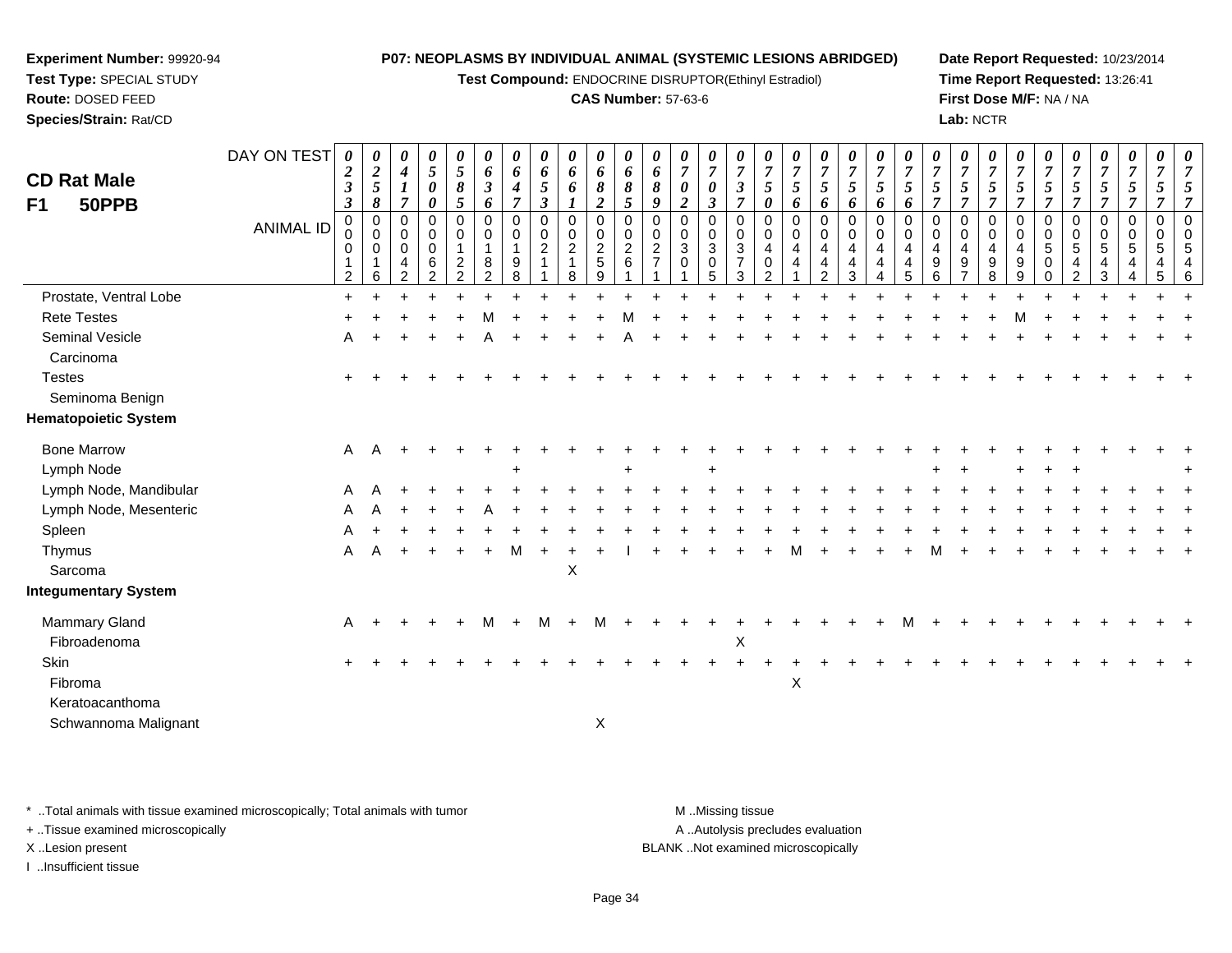**Experiment Number:** 99920-94
**Test Type:** SPECIAL STUDY
**Route:** DOSED FEED
**Species/Strain:** Rat/CD

**P07: NEOPLASMS BY INDIVIDUAL ANIMAL (SYSTEMIC LESIONS ABRIDGED)**
**Test Compound:** ENDOCRINE DISRUPTOR(Ethinyl Estradiol)
**CAS Number:** 57-63-6

**Date Report Requested:** 10/23/2014
**Time Report Requested:** 13:26:41
**First Dose M/F:** NA / NA
**Lab:** NCTR

# CD Rat Male
## F1 50PPB

| DAY ON TEST | 0233 | 0258 | 0417 | 0500 | 0585 | 0636 | 0647 | 0653 | 0661 | 0682 | 0685 | 0689 | 0702 | 0703 | 0737 | 0750 | 0756 | 0756 | 0756 | 0756 | 0756 | 0757 | 0757 | 0757 | 0757 | 0757 | 0757 | 0757 | 0757 | 0757 |
|---|---|---|---|---|---|---|---|---|---|---|---|---|---|---|---|---|---|---|---|---|---|---|---|---|---|---|---|---|---|---|
| **ANIMAL ID** | 0012 | 0016 | 0042 | 0062 | 0122 | 0182 | 0198 | 0211 | 0218 | 0259 | 0261 | 0271 | 0301 | 0305 | 0373 | 0402 | 0441 | 0442 | 0443 | 0444 | 0445 | 0496 | 0497 | 0498 | 0499 | 0500 | 0542 | 0543 | 0544 | 0546 |
| Prostate, Ventral Lobe | + | + | + | + | + | + | + | + | + | + | + | + | + | + | + | + | + | + | + | + | + | + | + | + | + | + | + | + | + | + |
| Rete Testes | + | + | + | + | + | M | + | + | + | + | M | + | + | + | + | + | + | + | + | + | + | + | + | + | M | + | + | + | + | + |
| Seminal Vesicle | A | + | + | + | + | A | + | + | + | + | A | + | + | + | + | + | + | + | + | + | + | + | + | + | + | + | + | + | + | + |
| Carcinoma | | | | | | | | | | | | | | | | | | | | | | | | | | | | | | |
| Testes | + | + | + | + | + | + | + | + | + | + | + | + | + | + | + | + | + | + | + | + | + | + | + | + | + | + | + | + | + | + |
| Seminoma Benign | | | | | | | | | | | | | | | | | | | | | | | | | | | | | | |
| **Hematopoietic System** | | | | | | | | | | | | | | | | | | | | | | | | | | | | | | |
| Bone Marrow | A | A | + | + | + | + | + | + | + | + | + | + | + | + | + | + | + | + | + | + | + | + | + | + | + | + | + | + | + | + |
| Lymph Node | | | | | | | + | | | | + | | | + | | | | | | | | + | + | | + | + | + | | | + |
| Lymph Node, Mandibular | A | A | + | + | + | + | + | + | + | + | + | + | + | + | + | + | + | + | + | + | + | + | + | + | + | + | + | + | + | + |
| Lymph Node, Mesenteric | A | A | + | + | + | A | + | + | + | + | + | + | + | + | + | + | + | + | + | + | + | + | + | + | + | + | + | + | + | + |
| Spleen | A | + | + | + | + | + | + | + | + | + | + | + | + | + | + | + | + | + | + | + | + | + | + | + | + | + | + | + | + | + |
| Thymus | A | A | + | + | + | + | M | + | + | + | I | + | + | + | + | + | M | + | + | + | + | M | + | + | + | + | + | + | + | + |
| Sarcoma | | | | | | | | | X | | | | | | | | | | | | | | | | | | | | | |
| **Integumentary System** | | | | | | | | | | | | | | | | | | | | | | | | | | | | | | |
| Mammary Gland | A | + | + | + | + | M | + | M | + | M | + | + | + | + | + | + | + | + | + | + | M | + | + | + | + | + | + | + | + | + |
| Fibroadenoma | | | | | | | | | | | | | | | X | | | | | | | | | | | | | | | |
| Skin | + | + | + | + | + | + | + | + | + | + | + | + | + | + | + | + | + | + | + | + | + | + | + | + | + | + | + | + | + | + |
| Fibroma | | | | | | | | | | | | | | | | | X | | | | | | | | | | | | | |
| Keratoacanthoma | | | | | | | | | | | | | | | | | | | | | | | | | | | | | | |
| Schwannoma Malignant | | | | | | | | | | X | | | | | | | | | | | | | | | | | | | | |

\* ..Total animals with tissue examined microscopically; Total animals with tumor
+ ..Tissue examined microscopically
X ..Lesion present
I ..Insufficient tissue

M ..Missing tissue
A ..Autolysis precludes evaluation
BLANK ..Not examined microscopically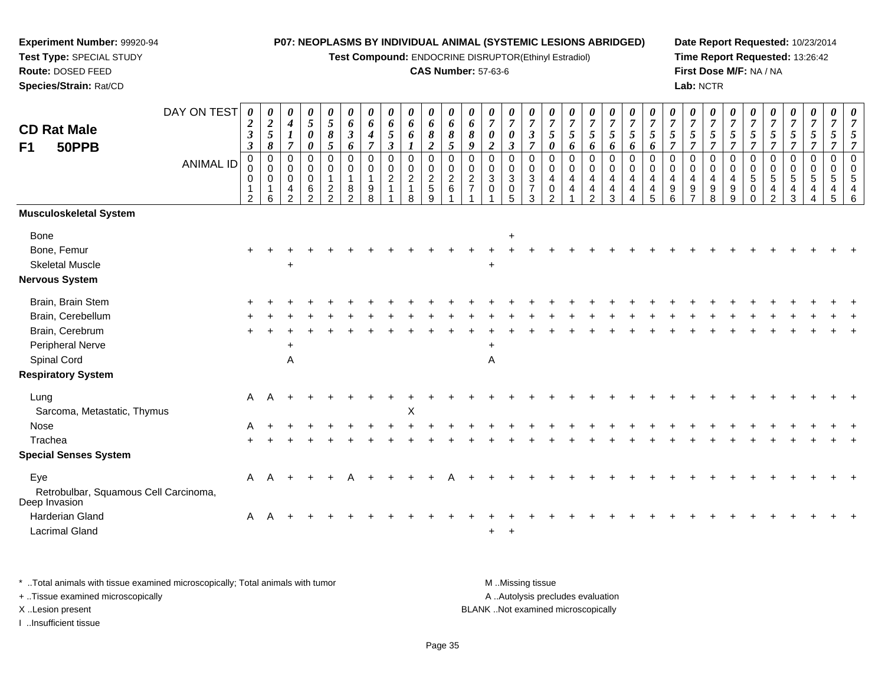**Experiment Number:** 99920-94
**Test Type:** SPECIAL STUDY
**Route:** DOSED FEED
**Species/Strain:** Rat/CD

**P07: NEOPLASMS BY INDIVIDUAL ANIMAL (SYSTEMIC LESIONS ABRIDGED)**
**Test Compound:** ENDOCRINE DISRUPTOR(Ethinyl Estradiol)
**CAS Number:** 57-63-6

**Date Report Requested:** 10/23/2014
**Time Report Requested:** 13:26:42
**First Dose M/F:** NA / NA
**Lab:** NCTR

## CD Rat Male F1 50PPB

| DAY ON TEST | 0233 | 0258 | 0417 | 0500 | 0585 | 0636 | 0647 | 0653 | 0661 | 0682 | 0685 | 0689 | 0702 | 0703 | 0737 | 0750 | 0756 | 0756 | 0756 | 0756 | 0756 | 0757 | 0757 | 0757 | 0757 | 0757 | 0757 | 0757 | 0757 | 0757 |
|---|---|---|---|---|---|---|---|---|---|---|---|---|---|---|---|---|---|---|---|---|---|---|---|---|---|---|---|---|---|---|
| **ANIMAL ID** | 00012 | 00016 | 00042 | 00062 | 00122 | 00182 | 00198 | 00211 | 00218 | 00259 | 00261 | 00271 | 00301 | 00305 | 00373 | 00402 | 00441 | 00442 | 00443 | 00444 | 00445 | 00496 | 00497 | 00498 | 00499 | 00500 | 00542 | 00543 | 00544 | 00545 | 00546 |
| **Musculoskeletal System** | | | | | | | | | | | | | | | | | | | | | | | | | | | | | | | |
| Bone | | | | | | | | | | | | | | | + | | | | | | | | | | | | | | | | |
| Bone, Femur | + | + | + | + | + | + | + | + | + | + | + | + | + | + | + | + | + | + | + | + | + | + | + | + | + | + | + | + | + | + | + |
| Skeletal Muscle | | | + | | | | | | | | | | | + | | | | | | | | | | | | | | | | | |
| **Nervous System** | | | | | | | | | | | | | | | | | | | | | | | | | | | | | | | |
| Brain, Brain Stem | + | + | + | + | + | + | + | + | + | + | + | + | + | + | + | + | + | + | + | + | + | + | + | + | + | + | + | + | + | + | + |
| Brain, Cerebellum | + | + | + | + | + | + | + | + | + | + | + | + | + | + | + | + | + | + | + | + | + | + | + | + | + | + | + | + | + | + | + |
| Brain, Cerebrum | + | + | + | + | + | + | + | + | + | + | + | + | + | + | + | + | + | + | + | + | + | + | + | + | + | + | + | + | + | + | + |
| Peripheral Nerve | | | + | | | | | | | | | | | + | | | | | | | | | | | | | | | | | |
| Spinal Cord | | | A | | | | | | | | | | | A | | | | | | | | | | | | | | | | | |
| **Respiratory System** | | | | | | | | | | | | | | | | | | | | | | | | | | | | | | | |
| Lung | A | A | + | + | + | + | + | + | + | + | + | + | + | + | + | + | + | + | + | + | + | + | + | + | + | + | + | + | + | + | + |
| Sarcoma, Metastatic, Thymus | | | | | | | | | X | | | | | | | | | | | | | | | | | | | | | | |
| Nose | A | + | + | + | + | + | + | + | + | + | + | + | + | + | + | + | + | + | + | + | + | + | + | + | + | + | + | + | + | + | + |
| Trachea | + | + | + | + | + | + | + | + | + | + | + | + | + | + | + | + | + | + | + | + | + | + | + | + | + | + | + | + | + | + | + |
| **Special Senses System** | | | | | | | | | | | | | | | | | | | | | | | | | | | | | | | |
| Eye | A | A | + | + | + | A | + | + | + | + | A | + | + | + | + | + | + | + | + | + | + | + | + | + | + | + | + | + | + | + | + |
| Retrobulbar, Squamous Cell Carcinoma, Deep Invasion | | | | | | | | | | | | | | | | | | | | | | | | | | | | | | | |
| Harderian Gland | A | A | + | + | + | + | + | + | + | + | + | + | + | + | + | + | + | + | + | + | + | + | + | + | + | + | + | + | + | + | + |
| Lacrimal Gland | | | | | | | | | | | | | | + | + | | | | | | | | | | | | | | | | |

\* ..Total animals with tissue examined microscopically; Total animals with tumor
+ ..Tissue examined microscopically
X ..Lesion present
I ..Insufficient tissue

M ..Missing tissue
A ..Autolysis precludes evaluation
BLANK ..Not examined microscopically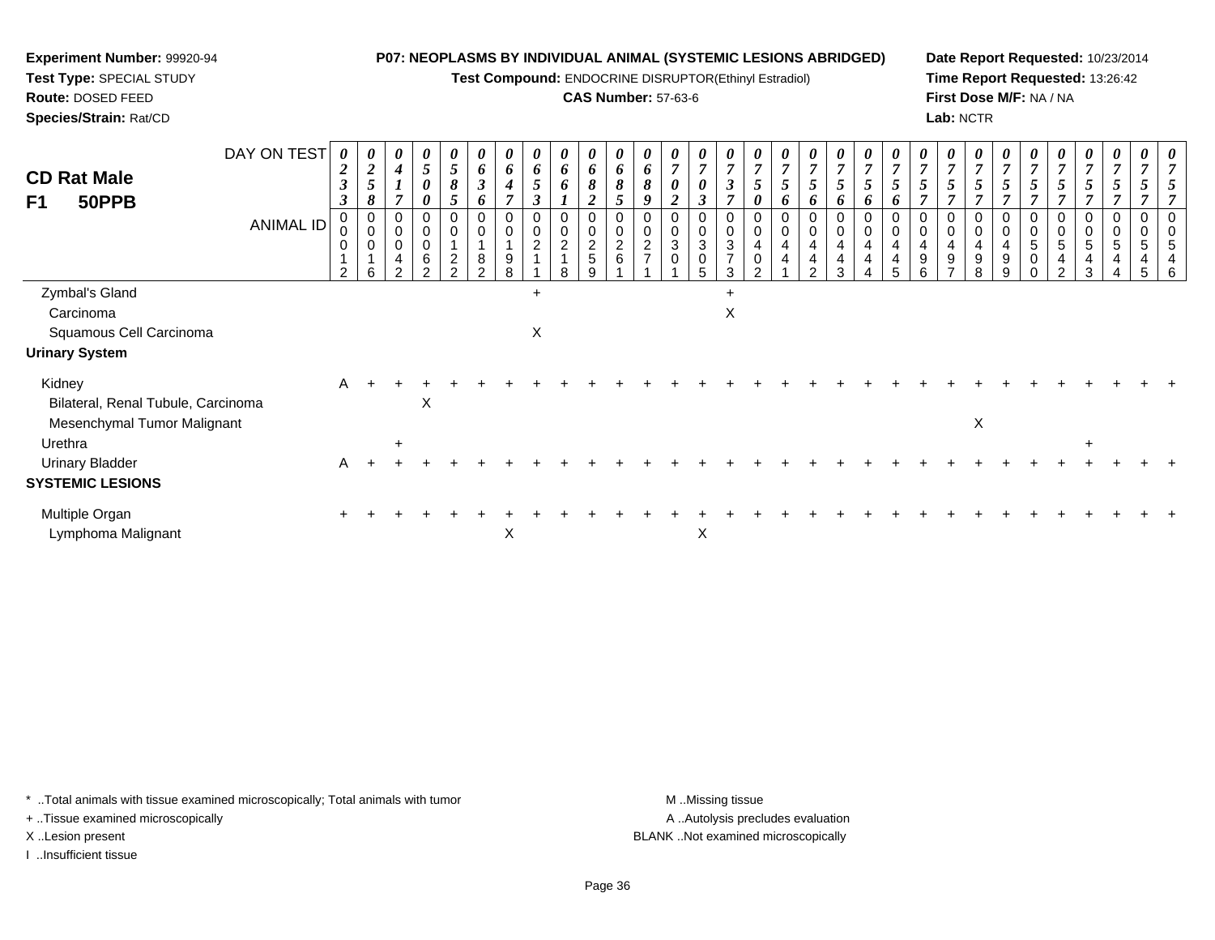**Experiment Number:** 99920-94
**Test Type:** SPECIAL STUDY
**Route:** DOSED FEED
**Species/Strain:** Rat/CD

**P07: NEOPLASMS BY INDIVIDUAL ANIMAL (SYSTEMIC LESIONS ABRIDGED)**
**Test Compound:** ENDOCRINE DISRUPTOR(Ethinyl Estradiol)
**CAS Number:** 57-63-6

**Date Report Requested:** 10/23/2014
**Time Report Requested:** 13:26:42
**First Dose M/F:** NA / NA
**Lab:** NCTR

## CD Rat Male F1 50PPB

| DAY ON TEST | 0233 | 0258 | 0417 | 0500 | 0585 | 0636 | 0647 | 0653 | 0661 | 0682 | 0685 | 0689 | 0702 | 0703 | 0737 | 0750 | 0756 | 0756 | 0756 | 0756 | 0756 | 0757 | 0757 | 0757 | 0757 | 0757 | 0757 | 0757 | 0757 | 0757 |
|---|---|---|---|---|---|---|---|---|---|---|---|---|---|---|---|---|---|---|---|---|---|---|---|---|---|---|---|---|---|---|
| **ANIMAL ID** | 00012 | 00016 | 00042 | 00062 | 00122 | 00182 | 00198 | 00211 | 00218 | 00259 | 00261 | 00271 | 00301 | 00305 | 00373 | 00402 | 00441 | 00442 | 00443 | 00444 | 00445 | 00496 | 00497 | 00498 | 00499 | 00500 | 00542 | 00543 | 00544 | 00545 | 00546 |
| Zymbal's Gland | | | | | | | | + | | | | | | | + | | | | | | | | | | | | | | | |
| Carcinoma | | | | | | | | | | | | | | | X | | | | | | | | | | | | | | | |
| Squamous Cell Carcinoma | | | | | | | | X | | | | | | | | | | | | | | | | | | | | | | |
| **Urinary System** | | | | | | | | | | | | | | | | | | | | | | | | | | | | | | |
| Kidney | A | + | + | + | + | + | + | + | + | + | + | + | + | + | + | + | + | + | + | + | + | + | + | + | + | + | + | + | + | + |
| Bilateral, Renal Tubule, Carcinoma | | | | X | | | | | | | | | | | | | | | | | | | | | | | | | | |
| Mesenchymal Tumor Malignant | | | | | | | | | | | | | | | | | | | | | | | | X | | | | | | |
| Urethra | | | + | | | | | | | | | | | | | | | | | | | | | | | | | + | | |
| Urinary Bladder | A | + | + | + | + | + | + | + | + | + | + | + | + | + | + | + | + | + | + | + | + | + | + | + | + | + | + | + | + | + |
| **SYSTEMIC LESIONS** | | | | | | | | | | | | | | | | | | | | | | | | | | | | | | |
| Multiple Organ | + | + | + | + | + | + | + | + | + | + | + | + | + | + | + | + | + | + | + | + | + | + | + | + | + | + | + | + | + | + |
| Lymphoma Malignant | | | | | | | X | | | | | | | X | | | | | | | | | | | | | | | | |

\* ..Total animals with tissue examined microscopically; Total animals with tumor
\+ ..Tissue examined microscopically
X ..Lesion present
I ..Insufficient tissue

M ..Missing tissue
A ..Autolysis precludes evaluation
BLANK ..Not examined microscopically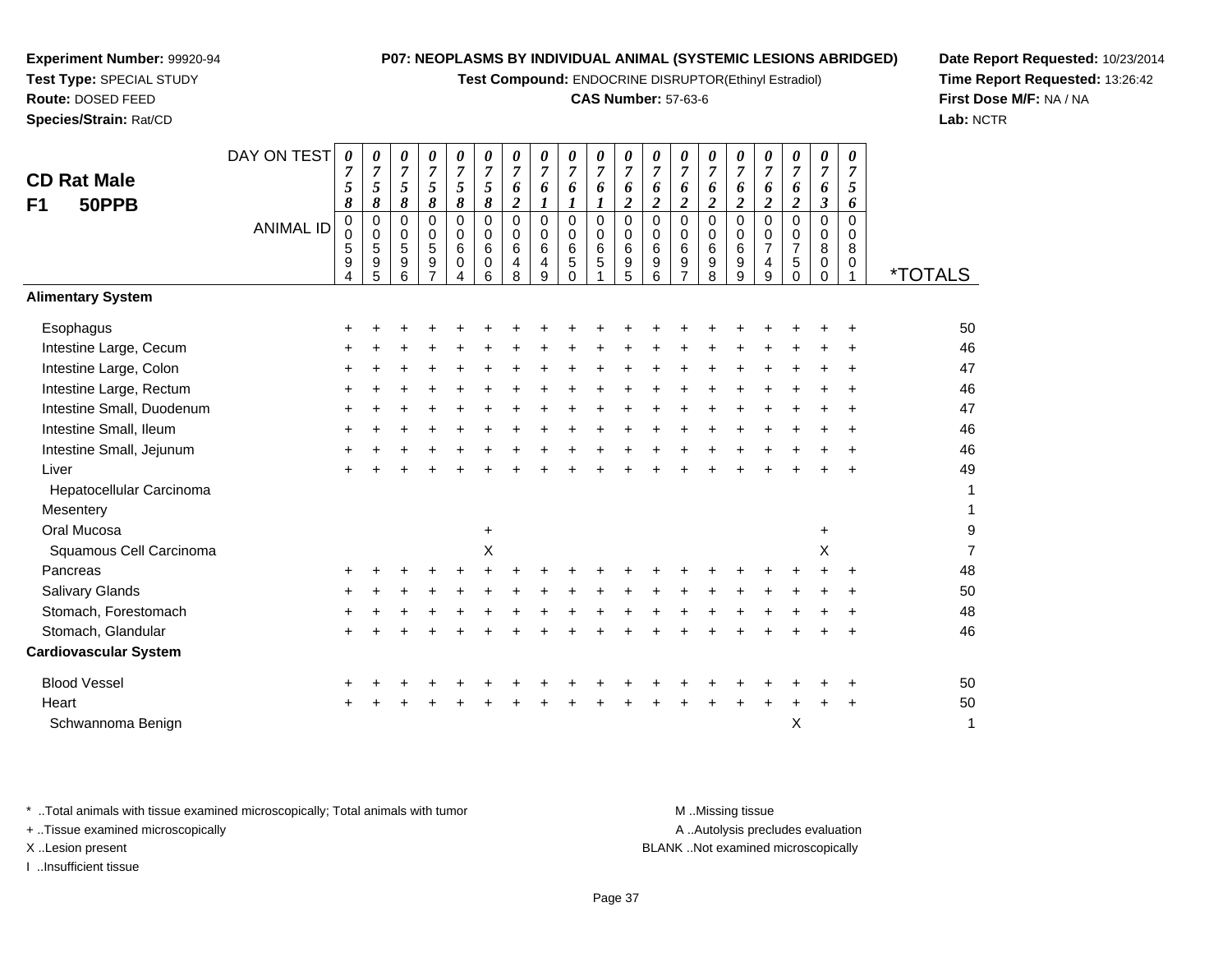**Experiment Number:** 99920-94
**Test Type:** SPECIAL STUDY
**Route:** DOSED FEED
**Species/Strain:** Rat/CD

**P07: NEOPLASMS BY INDIVIDUAL ANIMAL (SYSTEMIC LESIONS ABRIDGED)**
**Test Compound:** ENDOCRINE DISRUPTOR(Ethinyl Estradiol)
**CAS Number:** 57-63-6

**Date Report Requested:** 10/23/2014
**Time Report Requested:** 13:26:42
**First Dose M/F:** NA / NA
**Lab:** NCTR

## CD Rat Male
## F1 50PPB

| DAY ON TEST | 0758 | 0758 | 0758 | 0758 | 0758 | 0758 | 0762 | 0761 | 0761 | 0761 | 0762 | 0762 | 0762 | 0762 | 0762 | 0762 | 0762 | 0763 | 0756 | |
|---|---|---|---|---|---|---|---|---|---|---|---|---|---|---|---|---|---|---|---|---|
| **ANIMAL ID** | 00594 | 00595 | 00596 | 00597 | 00604 | 00606 | 00648 | 00649 | 00650 | 00651 | 00695 | 00696 | 00697 | 00698 | 00699 | 00749 | 00750 | 00800 | 00801 | ***TOTALS** |
| **Alimentary System** | | | | | | | | | | | | | | | | | | | | |
| Esophagus | + | + | + | + | + | + | + | + | + | + | + | + | + | + | + | + | + | + | + | 50 |
| Intestine Large, Cecum | + | + | + | + | + | + | + | + | + | + | + | + | + | + | + | + | + | + | + | 46 |
| Intestine Large, Colon | + | + | + | + | + | + | + | + | + | + | + | + | + | + | + | + | + | + | + | 47 |
| Intestine Large, Rectum | + | + | + | + | + | + | + | + | + | + | + | + | + | + | + | + | + | + | + | 46 |
| Intestine Small, Duodenum | + | + | + | + | + | + | + | + | + | + | + | + | + | + | + | + | + | + | + | 47 |
| Intestine Small, Ileum | + | + | + | + | + | + | + | + | + | + | + | + | + | + | + | + | + | + | + | 46 |
| Intestine Small, Jejunum | + | + | + | + | + | + | + | + | + | + | + | + | + | + | + | + | + | + | + | 46 |
| Liver | + | + | + | + | + | + | + | + | + | + | + | + | + | + | + | + | + | + | + | 49 |
| Hepatocellular Carcinoma | | | | | | | | | | | | | | | | | | | | 1 |
| Mesentery | | | | | | | | | | | | | | | | | | | | 1 |
| Oral Mucosa | | | | | | + | | | | | | | | | | | | + | | 9 |
| Squamous Cell Carcinoma | | | | | | X | | | | | | | | | | | | X | | 7 |
| Pancreas | + | + | + | + | + | + | + | + | + | + | + | + | + | + | + | + | + | + | + | 48 |
| Salivary Glands | + | + | + | + | + | + | + | + | + | + | + | + | + | + | + | + | + | + | + | 50 |
| Stomach, Forestomach | + | + | + | + | + | + | + | + | + | + | + | + | + | + | + | + | + | + | + | 48 |
| Stomach, Glandular | + | + | + | + | + | + | + | + | + | + | + | + | + | + | + | + | + | + | + | 46 |
| **Cardiovascular System** | | | | | | | | | | | | | | | | | | | | |
| Blood Vessel | + | + | + | + | + | + | + | + | + | + | + | + | + | + | + | + | + | + | + | 50 |
| Heart | + | + | + | + | + | + | + | + | + | + | + | + | + | + | + | + | + | + | + | 50 |
| Schwannoma Benign | | | | | | | | | | | | | | | | | X | | | 1 |

\* ..Total animals with tissue examined microscopically; Total animals with tumor
+ ..Tissue examined microscopically
X ..Lesion present
I ..Insufficient tissue

M ..Missing tissue
A ..Autolysis precludes evaluation
BLANK ..Not examined microscopically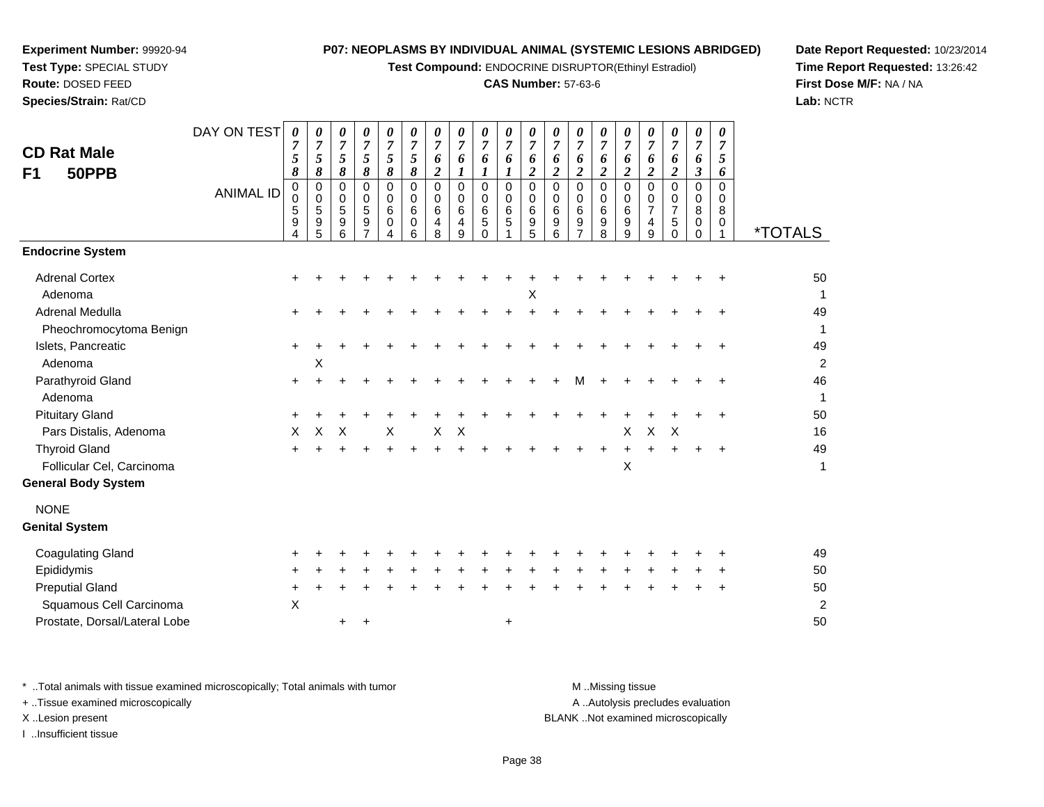**Experiment Number:** 99920-94
**Test Type:** SPECIAL STUDY
**Route:** DOSED FEED
**Species/Strain:** Rat/CD

**P07: NEOPLASMS BY INDIVIDUAL ANIMAL (SYSTEMIC LESIONS ABRIDGED)**
**Test Compound:** ENDOCRINE DISRUPTOR(Ethinyl Estradiol)
**CAS Number:** 57-63-6

**Date Report Requested:** 10/23/2014
**Time Report Requested:** 13:26:42
**First Dose M/F:** NA / NA
**Lab:** NCTR

## CD Rat Male
## F1 50PPB

| DAY ON TEST | 0758 | 0758 | 0758 | 0758 | 0758 | 0758 | 0762 | 0761 | 0761 | 0761 | 0762 | 0762 | 0762 | 0762 | 0762 | 0762 | 0762 | 0763 | 0756 | |
|---|---|---|---|---|---|---|---|---|---|---|---|---|---|---|---|---|---|---|---|---|
| **ANIMAL ID** | 00594 | 00595 | 00596 | 00597 | 00604 | 00606 | 00648 | 00649 | 00650 | 00651 | 00695 | 00696 | 00697 | 00698 | 00699 | 00749 | 00750 | 00800 | 00801 | ***TOTALS** |
| **Endocrine System** | | | | | | | | | | | | | | | | | | | | |
| Adrenal Cortex | + | + | + | + | + | + | + | + | + | + | + | + | + | + | + | + | + | + | + | 50 |
| Adenoma | | | | | | | | | | | X | | | | | | | | | 1 |
| Adrenal Medulla | + | + | + | + | + | + | + | + | + | + | + | + | + | + | + | + | + | + | + | 49 |
| Pheochromocytoma Benign | | | | | | | | | | | | | | | | | | | | 1 |
| Islets, Pancreatic | + | + | + | + | + | + | + | + | + | + | + | + | + | + | + | + | + | + | + | 49 |
| Adenoma | | X | | | | | | | | | | | | | | | | | | 2 |
| Parathyroid Gland | + | + | + | + | + | + | + | + | + | + | + | + | M | + | + | + | + | + | + | 46 |
| Adenoma | | | | | | | | | | | | | | | | | | | | 1 |
| Pituitary Gland | + | + | + | + | + | + | + | + | + | + | + | + | + | + | + | + | + | + | + | 50 |
| Pars Distalis, Adenoma | X | X | X | | X | | X | X | | | | | | | X | X | X | | | 16 |
| Thyroid Gland | + | + | + | + | + | + | + | + | + | + | + | + | + | + | + | + | + | + | + | 49 |
| Follicular Cel, Carcinoma | | | | | | | | | | | | | | | X | | | | | 1 |
| **General Body System** | | | | | | | | | | | | | | | | | | | | |
| NONE | | | | | | | | | | | | | | | | | | | | |
| **Genital System** | | | | | | | | | | | | | | | | | | | | |
| Coagulating Gland | + | + | + | + | + | + | + | + | + | + | + | + | + | + | + | + | + | + | + | 49 |
| Epididymis | + | + | + | + | + | + | + | + | + | + | + | + | + | + | + | + | + | + | + | 50 |
| Preputial Gland | + | + | + | + | + | + | + | + | + | + | + | + | + | + | + | + | + | + | + | 50 |
| Squamous Cell Carcinoma | X | | | | | | | | | | | | | | | | | | | 2 |
| Prostate, Dorsal/Lateral Lobe | | | + | + | | | | | | + | | | | | | | | | | 50 |

\* ..Total animals with tissue examined microscopically; Total animals with tumor
\+ ..Tissue examined microscopically
X ..Lesion present
I ..Insufficient tissue

M ..Missing tissue
A ..Autolysis precludes evaluation
BLANK ..Not examined microscopically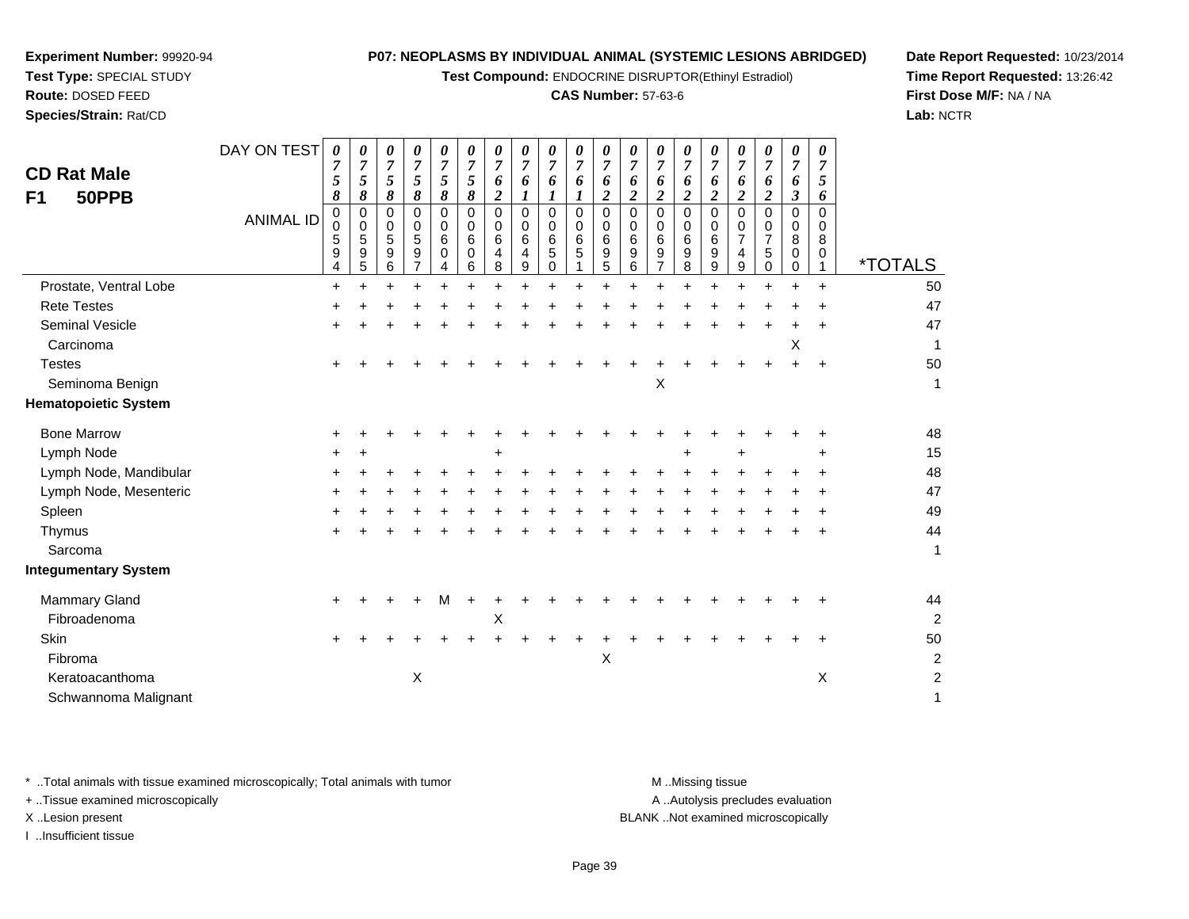**Experiment Number:** 99920-94
**Test Type:** SPECIAL STUDY
**Route:** DOSED FEED
**Species/Strain:** Rat/CD

**P07: NEOPLASMS BY INDIVIDUAL ANIMAL (SYSTEMIC LESIONS ABRIDGED)**
**Test Compound:** ENDOCRINE DISRUPTOR(Ethinyl Estradiol)
**CAS Number:** 57-63-6

**Date Report Requested:** 10/23/2014
**Time Report Requested:** 13:26:42
**First Dose M/F:** NA / NA
**Lab:** NCTR

## CD Rat Male
## F1 50PPB

| DAY ON TEST | 0758 | 0758 | 0758 | 0758 | 0758 | 0758 | 0762 | 0761 | 0761 | 0761 | 0762 | 0762 | 0762 | 0762 | 0762 | 0762 | 0762 | 0763 | 0756 | |
|---|---|---|---|---|---|---|---|---|---|---|---|---|---|---|---|---|---|---|---|---|
| **ANIMAL ID** | 00594 | 00595 | 00596 | 00597 | 00604 | 00606 | 00648 | 00649 | 00650 | 00651 | 00695 | 00696 | 00697 | 00698 | 00699 | 00749 | 00750 | 00800 | 00801 | ***TOTALS** |
| Prostate, Ventral Lobe | + | + | + | + | + | + | + | + | + | + | + | + | + | + | + | + | + | + | + | 50 |
| Rete Testes | + | + | + | + | + | + | + | + | + | + | + | + | + | + | + | + | + | + | + | 47 |
| Seminal Vesicle | + | + | + | + | + | + | + | + | + | + | + | + | + | + | + | + | + | + | + | 47 |
| Carcinoma | | | | | | | | | | | | | | | | | | X | | 1 |
| Testes | + | + | + | + | + | + | + | + | + | + | + | + | + | + | + | + | + | + | + | 50 |
| Seminoma Benign | | | | | | | | | | | | | X | | | | | | | 1 |
| **Hematopoietic System** | | | | | | | | | | | | | | | | | | | | |
| Bone Marrow | + | + | + | + | + | + | + | + | + | + | + | + | + | + | + | + | + | + | + | 48 |
| Lymph Node | + | + | | | | | + | | | | | | | + | | + | | | + | 15 |
| Lymph Node, Mandibular | + | + | + | + | + | + | + | + | + | + | + | + | + | + | + | + | + | + | + | 48 |
| Lymph Node, Mesenteric | + | + | + | + | + | + | + | + | + | + | + | + | + | + | + | + | + | + | + | 47 |
| Spleen | + | + | + | + | + | + | + | + | + | + | + | + | + | + | + | + | + | + | + | 49 |
| Thymus | + | + | + | + | + | + | + | + | + | + | + | + | + | + | + | + | + | + | + | 44 |
| Sarcoma | | | | | | | | | | | | | | | | | | | | 1 |
| **Integumentary System** | | | | | | | | | | | | | | | | | | | | |
| Mammary Gland | + | + | + | + | M | + | + | + | + | + | + | + | + | + | + | + | + | + | + | 44 |
| Fibroadenoma | | | | | | | X | | | | | | | | | | | | | 2 |
| Skin | + | + | + | + | + | + | + | + | + | + | + | + | + | + | + | + | + | + | + | 50 |
| Fibroma | | | | | | | | | | | X | | | | | | | | | 2 |
| Keratoacanthoma | | | | X | | | | | | | | | | | | | | | X | 2 |
| Schwannoma Malignant | | | | | | | | | | | | | | | | | | | | 1 |

\* ..Total animals with tissue examined microscopically; Total animals with tumor
\+ ..Tissue examined microscopically
X ..Lesion present
I ..Insufficient tissue

M ..Missing tissue
A ..Autolysis precludes evaluation
BLANK ..Not examined microscopically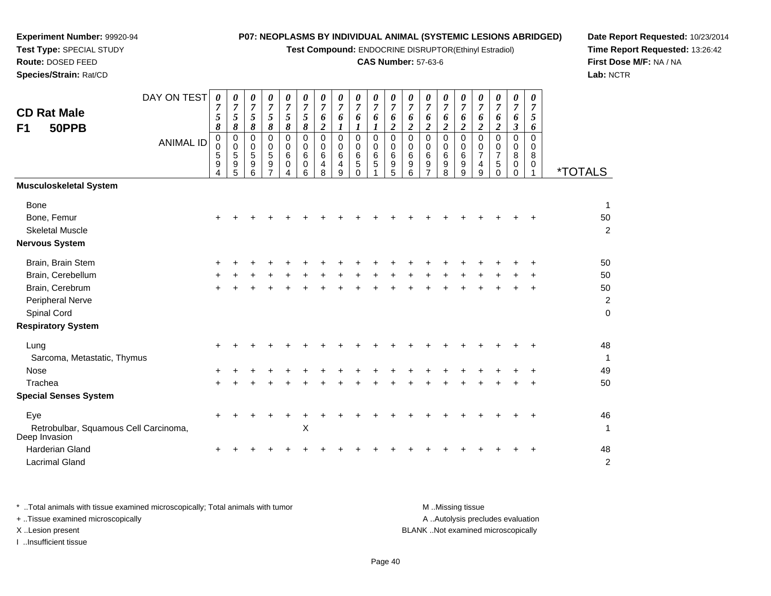**Experiment Number:** 99920-94
**Test Type:** SPECIAL STUDY
**Route:** DOSED FEED
**Species/Strain:** Rat/CD

**P07: NEOPLASMS BY INDIVIDUAL ANIMAL (SYSTEMIC LESIONS ABRIDGED)**
**Test Compound:** ENDOCRINE DISRUPTOR(Ethinyl Estradiol)
**CAS Number:** 57-63-6

**Date Report Requested:** 10/23/2014
**Time Report Requested:** 13:26:42
**First Dose M/F:** NA / NA
**Lab:** NCTR

## CD Rat Male F1 50PPB

| DAY ON TEST | 0758 | 0758 | 0758 | 0758 | 0758 | 0758 | 0762 | 0761 | 0761 | 0761 | 0762 | 0762 | 0762 | 0762 | 0762 | 0762 | 0762 | 0763 | 0756 | |
|---|---|---|---|---|---|---|---|---|---|---|---|---|---|---|---|---|---|---|---|---|
| **ANIMAL ID** | 00594 | 00595 | 00596 | 00597 | 00604 | 00606 | 00648 | 00649 | 00650 | 00651 | 00695 | 00696 | 00697 | 00698 | 00699 | 00749 | 00750 | 00800 | 00801 | ***TOTALS** |
| **Musculoskeletal System** | | | | | | | | | | | | | | | | | | | | |
| Bone | | | | | | | | | | | | | | | | | | | | 1 |
| Bone, Femur | + | + | + | + | + | + | + | + | + | + | + | + | + | + | + | + | + | + | + | 50 |
| Skeletal Muscle | | | | | | | | | | | | | | | | | | | | 2 |
| **Nervous System** | | | | | | | | | | | | | | | | | | | | |
| Brain, Brain Stem | + | + | + | + | + | + | + | + | + | + | + | + | + | + | + | + | + | + | + | 50 |
| Brain, Cerebellum | + | + | + | + | + | + | + | + | + | + | + | + | + | + | + | + | + | + | + | 50 |
| Brain, Cerebrum | + | + | + | + | + | + | + | + | + | + | + | + | + | + | + | + | + | + | + | 50 |
| Peripheral Nerve | | | | | | | | | | | | | | | | | | | | 2 |
| Spinal Cord | | | | | | | | | | | | | | | | | | | | 0 |
| **Respiratory System** | | | | | | | | | | | | | | | | | | | | |
| Lung | + | + | + | + | + | + | + | + | + | + | + | + | + | + | + | + | + | + | + | 48 |
| Sarcoma, Metastatic, Thymus | | | | | | | | | | | | | | | | | | | | 1 |
| Nose | + | + | + | + | + | + | + | + | + | + | + | + | + | + | + | + | + | + | + | 49 |
| Trachea | + | + | + | + | + | + | + | + | + | + | + | + | + | + | + | + | + | + | + | 50 |
| **Special Senses System** | | | | | | | | | | | | | | | | | | | | |
| Eye | + | + | + | + | + | + | + | + | + | + | + | + | + | + | + | + | + | + | + | 46 |
| Retrobulbar, Squamous Cell Carcinoma, Deep Invasion | | | | | | X | | | | | | | | | | | | | | 1 |
| Harderian Gland | + | + | + | + | + | + | + | + | + | + | + | + | + | + | + | + | + | + | + | 48 |
| Lacrimal Gland | | | | | | | | | | | | | | | | | | | | 2 |

\* ..Total animals with tissue examined microscopically; Total animals with tumor
\+ ..Tissue examined microscopically
X ..Lesion present
I ..Insufficient tissue

M ..Missing tissue
A ..Autolysis precludes evaluation
BLANK ..Not examined microscopically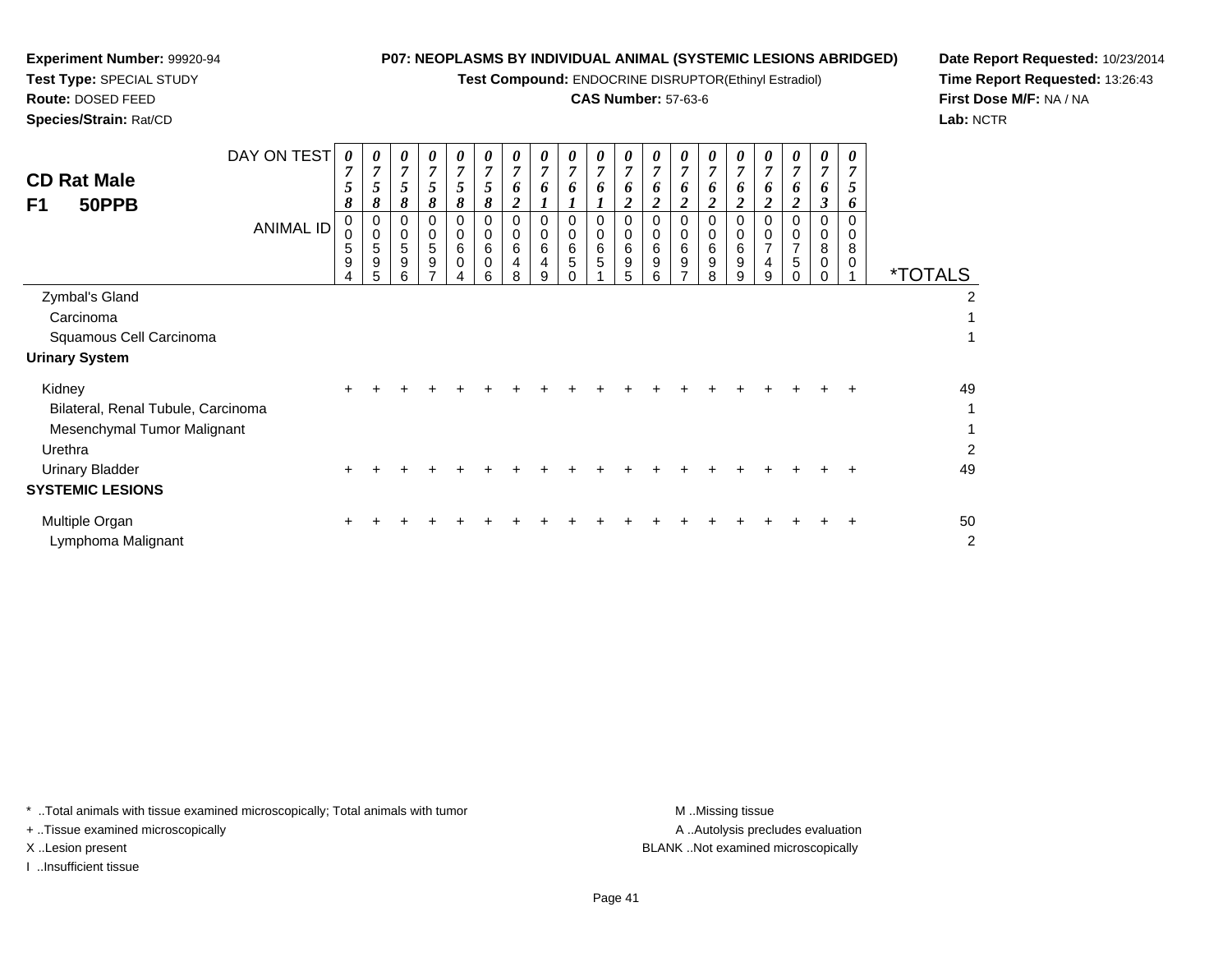**Experiment Number:** 99920-94
**Test Type:** SPECIAL STUDY
**Route:** DOSED FEED
**Species/Strain:** Rat/CD

**P07: NEOPLASMS BY INDIVIDUAL ANIMAL (SYSTEMIC LESIONS ABRIDGED)**
**Test Compound:** ENDOCRINE DISRUPTOR(Ethinyl Estradiol)
**CAS Number:** 57-63-6

**Date Report Requested:** 10/23/2014
**Time Report Requested:** 13:26:43
**First Dose M/F:** NA / NA
**Lab:** NCTR

## CD Rat Male
## F1 50PPB

| DAY ON TEST | 0758 | 0758 | 0758 | 0758 | 0758 | 0758 | 0762 | 0761 | 0761 | 0761 | 0762 | 0762 | 0762 | 0762 | 0762 | 0762 | 0762 | 0763 | 0756 | |
|---|---|---|---|---|---|---|---|---|---|---|---|---|---|---|---|---|---|---|---|---|
| **ANIMAL ID** | 00594 | 00595 | 00596 | 00597 | 00604 | 00606 | 00648 | 00649 | 00650 | 00651 | 00695 | 00696 | 00697 | 00698 | 00699 | 00749 | 00750 | 00800 | 00801 | ***TOTALS** |
| Zymbal's Gland | | | | | | | | | | | | | | | | | | | | 2 |
| Carcinoma | | | | | | | | | | | | | | | | | | | | 1 |
| Squamous Cell Carcinoma | | | | | | | | | | | | | | | | | | | | 1 |
| **Urinary System** | | | | | | | | | | | | | | | | | | | | |
| Kidney | + | + | + | + | + | + | + | + | + | + | + | + | + | + | + | + | + | + | + | 49 |
| Bilateral, Renal Tubule, Carcinoma | | | | | | | | | | | | | | | | | | | | 1 |
| Mesenchymal Tumor Malignant | | | | | | | | | | | | | | | | | | | | 1 |
| Urethra | | | | | | | | | | | | | | | | | | | | 2 |
| Urinary Bladder | + | + | + | + | + | + | + | + | + | + | + | + | + | + | + | + | + | + | + | 49 |
| **SYSTEMIC LESIONS** | | | | | | | | | | | | | | | | | | | | |
| Multiple Organ | + | + | + | + | + | + | + | + | + | + | + | + | + | + | + | + | + | + | + | 50 |
| Lymphoma Malignant | | | | | | | | | | | | | | | | | | | | 2 |

\* ..Total animals with tissue examined microscopically; Total animals with tumor
\+ ..Tissue examined microscopically
X ..Lesion present
I ..Insufficient tissue

M ..Missing tissue
A ..Autolysis precludes evaluation
BLANK ..Not examined microscopically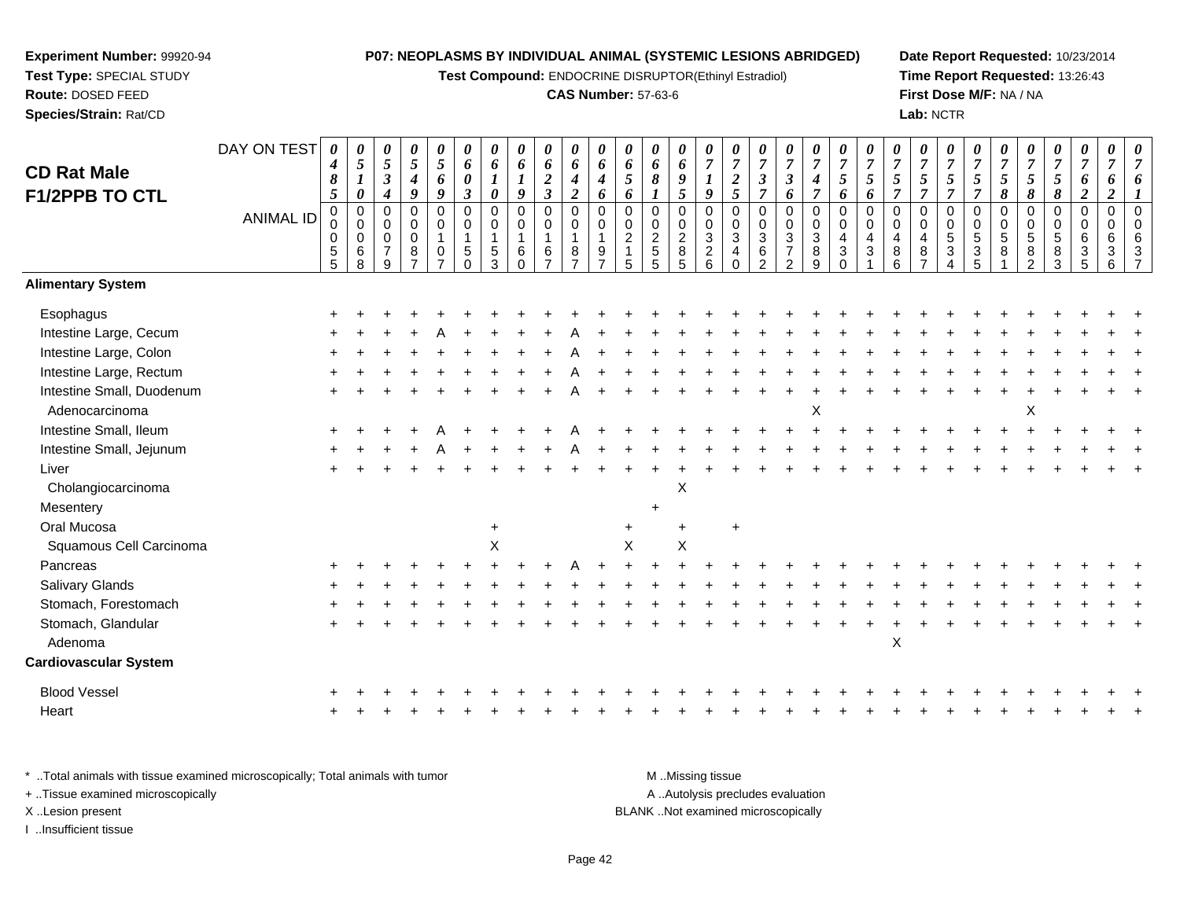**Experiment Number:** 99920-94
**Test Type:** SPECIAL STUDY
**Route:** DOSED FEED
**Species/Strain:** Rat/CD

**P07: NEOPLASMS BY INDIVIDUAL ANIMAL (SYSTEMIC LESIONS ABRIDGED)**
**Test Compound:** ENDOCRINE DISRUPTOR(Ethinyl Estradiol)
**CAS Number:** 57-63-6

**Date Report Requested:** 10/23/2014
**Time Report Requested:** 13:26:43
**First Dose M/F:** NA / NA
**Lab:** NCTR

## CD Rat Male F1/2PPB TO CTL

| DAY ON TEST | 0485 | 0510 | 0534 | 0549 | 0569 | 0603 | 0610 | 0619 | 0623 | 0642 | 0646 | 0656 | 0681 | 0695 | 0719 | 0725 | 0737 | 0736 | 0747 | 0756 | 0756 | 0757 | 0757 | 0757 | 0757 | 0758 | 0758 | 0758 | 0762 | 0762 | 0761 |
|---|---|---|---|---|---|---|---|---|---|---|---|---|---|---|---|---|---|---|---|---|---|---|---|---|---|---|---|---|---|---|---|
| **ANIMAL ID** | 00055 | 00068 | 00079 | 00087 | 00107 | 00150 | 00153 | 00160 | 00167 | 00187 | 00197 | 00215 | 00255 | 00285 | 00326 | 00340 | 00362 | 00372 | 00389 | 00430 | 00431 | 00486 | 00487 | 00534 | 00535 | 00581 | 00582 | 00583 | 00635 | 00636 | 00637 |
| **Alimentary System** | | | | | | | | | | | | | | | | | | | | | | | | | | | | | | | |
| Esophagus | + | + | + | + | + | + | + | + | + | + | + | + | + | + | + | + | + | + | + | + | + | + | + | + | + | + | + | + | + | + | + |
| Intestine Large, Cecum | + | + | + | + | A | + | + | + | + | A | + | + | + | + | + | + | + | + | + | + | + | + | + | + | + | + | + | + | + | + | + |
| Intestine Large, Colon | + | + | + | + | + | + | + | + | + | A | + | + | + | + | + | + | + | + | + | + | + | + | + | + | + | + | + | + | + | + | + |
| Intestine Large, Rectum | + | + | + | + | + | + | + | + | + | A | + | + | + | + | + | + | + | + | + | + | + | + | + | + | + | + | + | + | + | + | + |
| Intestine Small, Duodenum | + | + | + | + | + | + | + | + | + | A | + | + | + | + | + | + | + | + | + | + | + | + | + | + | + | + | + | + | + | + | + |
| Adenocarcinoma | | | | | | | | | | | | | | | | | | | X | | | | | | | | X | | | | |
| Intestine Small, Ileum | + | + | + | + | A | + | + | + | + | A | + | + | + | + | + | + | + | + | + | + | + | + | + | + | + | + | + | + | + | + | + |
| Intestine Small, Jejunum | + | + | + | + | A | + | + | + | + | A | + | + | + | + | + | + | + | + | + | + | + | + | + | + | + | + | + | + | + | + | + |
| Liver | + | + | + | + | + | + | + | + | + | + | + | + | + | + | + | + | + | + | + | + | + | + | + | + | + | + | + | + | + | + | + |
| Cholangiocarcinoma | | | | | | | | | | | | | | X | | | | | | | | | | | | | | | | | |
| Mesentery | | | | | | | | | | | | | + | | | | | | | | | | | | | | | | | | |
| Oral Mucosa | | | | | | | + | | | | | + | | + | | + | | | | | | | | | | | | | | | |
| Squamous Cell Carcinoma | | | | | | | X | | | | | X | | X | | | | | | | | | | | | | | | | | |
| Pancreas | + | + | + | + | + | + | + | + | + | A | + | + | + | + | + | + | + | + | + | + | + | + | + | + | + | + | + | + | + | + | + |
| Salivary Glands | + | + | + | + | + | + | + | + | + | + | + | + | + | + | + | + | + | + | + | + | + | + | + | + | + | + | + | + | + | + | + |
| Stomach, Forestomach | + | + | + | + | + | + | + | + | + | + | + | + | + | + | + | + | + | + | + | + | + | + | + | + | + | + | + | + | + | + | + |
| Stomach, Glandular | + | + | + | + | + | + | + | + | + | + | + | + | + | + | + | + | + | + | + | + | + | + | + | + | + | + | + | + | + | + | + |
| Adenoma | | | | | | | | | | | | | | | | | | | | | | X | | | | | | | | | |
| **Cardiovascular System** | | | | | | | | | | | | | | | | | | | | | | | | | | | | | | | |
| Blood Vessel | + | + | + | + | + | + | + | + | + | + | + | + | + | + | + | + | + | + | + | + | + | + | + | + | + | + | + | + | + | + | + |
| Heart | + | + | + | + | + | + | + | + | + | + | + | + | + | + | + | + | + | + | + | + | + | + | + | + | + | + | + | + | + | + | + |

\* ..Total animals with tissue examined microscopically; Total animals with tumor
+ ..Tissue examined microscopically
X ..Lesion present
I ..Insufficient tissue

M ..Missing tissue
A ..Autolysis precludes evaluation
BLANK ..Not examined microscopically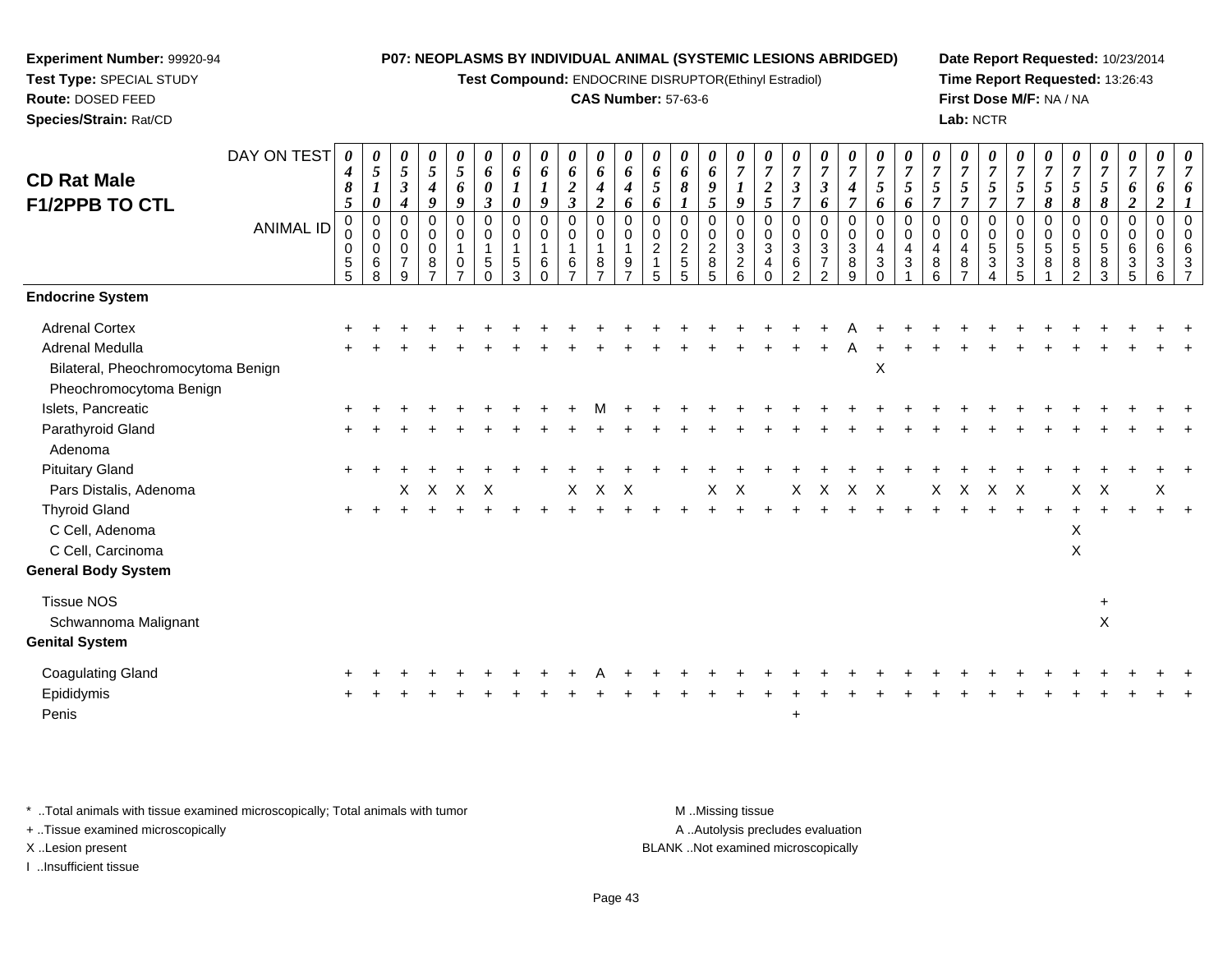**Experiment Number:** 99920-94
**Test Type:** SPECIAL STUDY
**Route:** DOSED FEED
**Species/Strain:** Rat/CD

**P07: NEOPLASMS BY INDIVIDUAL ANIMAL (SYSTEMIC LESIONS ABRIDGED)**
**Test Compound:** ENDOCRINE DISRUPTOR(Ethinyl Estradiol)
**CAS Number:** 57-63-6

**Date Report Requested:** 10/23/2014
**Time Report Requested:** 13:26:43
**First Dose M/F:** NA / NA
**Lab:** NCTR

## CD Rat Male F1/2PPB TO CTL

| DAY ON TEST | 0485 | 0510 | 0534 | 0549 | 0569 | 0603 | 0610 | 0619 | 0623 | 0642 | 0646 | 0656 | 0681 | 0695 | 0719 | 0725 | 0737 | 0736 | 0747 | 0756 | 0756 | 0757 | 0757 | 0757 | 0757 | 0758 | 0758 | 0758 | 0762 | 0762 | 0761 |
|---|---|---|---|---|---|---|---|---|---|---|---|---|---|---|---|---|---|---|---|---|---|---|---|---|---|---|---|---|---|---|---|
| **ANIMAL ID** | 00055 | 00068 | 00079 | 00087 | 00107 | 00150 | 00153 | 00160 | 00167 | 00187 | 00197 | 00215 | 00255 | 00285 | 00326 | 00340 | 00362 | 00372 | 00389 | 00430 | 00431 | 00486 | 00487 | 00534 | 00535 | 00581 | 00582 | 00583 | 00635 | 00636 | 00637 |
| **Endocrine System** | | | | | | | | | | | | | | | | | | | | | | | | | | | | | | | |
| Adrenal Cortex | + | + | + | + | + | + | + | + | + | + | + | + | + | + | + | + | + | + | A | + | + | + | + | + | + | + | + | + | + | + | + |
| Adrenal Medulla | + | + | + | + | + | + | + | + | + | + | + | + | + | + | + | + | + | + | A | + | + | + | + | + | + | + | + | + | + | + | + |
| Bilateral, Pheochromocytoma Benign | | | | | | | | | | | | | | | | | | | | X | | | | | | | | | | | |
| Pheochromocytoma Benign | | | | | | | | | | | | | | | | | | | | | | | | | | | | | | | |
| Islets, Pancreatic | + | + | + | + | + | + | + | + | + | M | + | + | + | + | + | + | + | + | + | + | + | + | + | + | + | + | + | + | + | + | + |
| Parathyroid Gland | + | + | + | + | + | + | + | + | + | + | + | + | + | + | + | + | + | + | + | + | + | + | + | + | + | + | + | + | + | + | + |
| Adenoma | | | | | | | | | | | | | | | | | | | | | | | | | | | | | | | |
| Pituitary Gland | + | + | + | + | + | + | + | + | + | + | + | + | + | + | + | + | + | + | + | + | + | + | + | + | + | + | + | + | + | + | + |
| Pars Distalis, Adenoma | | | X | X | X | X | | | X | X | X | | | X | X | | X | X | X | X | | X | X | X | X | | X | X | | X | |
| Thyroid Gland | + | + | + | + | + | + | + | + | + | + | + | + | + | + | + | + | + | + | + | + | + | + | + | + | + | + | + | + | + | + | + |
| C Cell, Adenoma | | | | | | | | | | | | | | | | | | | | | | | | | | | X | | | | |
| C Cell, Carcinoma | | | | | | | | | | | | | | | | | | | | | | | | | | | X | | | | |
| **General Body System** | | | | | | | | | | | | | | | | | | | | | | | | | | | | | | | |
| Tissue NOS | | | | | | | | | | | | | | | | | | | | | | | | | | | | + | | | |
| Schwannoma Malignant | | | | | | | | | | | | | | | | | | | | | | | | | | | | X | | | |
| **Genital System** | | | | | | | | | | | | | | | | | | | | | | | | | | | | | | | |
| Coagulating Gland | + | + | + | + | + | + | + | + | + | A | + | + | + | + | + | + | + | + | + | + | + | + | + | + | + | + | + | + | + | + | + |
| Epididymis | + | + | + | + | + | + | + | + | + | + | + | + | + | + | + | + | + | + | + | + | + | + | + | + | + | + | + | + | + | + | + |
| Penis | | | | | | | | | | | | | | | | | + | | | | | | | | | | | | | | |

\* ..Total animals with tissue examined microscopically; Total animals with tumor
+ ..Tissue examined microscopically
X ..Lesion present
I ..Insufficient tissue

M ..Missing tissue
A ..Autolysis precludes evaluation
BLANK ..Not examined microscopically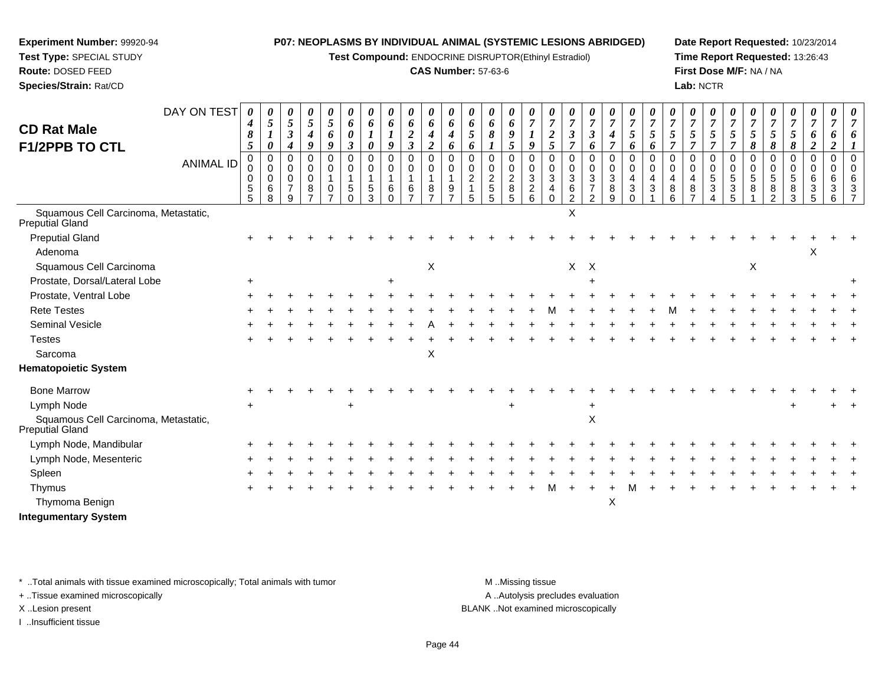**Experiment Number:** 99920-94
**Test Type:** SPECIAL STUDY
**Route:** DOSED FEED
**Species/Strain:** Rat/CD

**P07: NEOPLASMS BY INDIVIDUAL ANIMAL (SYSTEMIC LESIONS ABRIDGED)**
**Test Compound:** ENDOCRINE DISRUPTOR(Ethinyl Estradiol)
**CAS Number:** 57-63-6

**Date Report Requested:** 10/23/2014
**Time Report Requested:** 13:26:43
**First Dose M/F:** NA / NA
**Lab:** NCTR

## CD Rat Male F1/2PPB TO CTL

| DAY ON TEST | 0485 | 0510 | 0534 | 0549 | 0569 | 0603 | 0610 | 0619 | 0623 | 0642 | 0646 | 0656 | 0681 | 0695 | 0719 | 0725 | 0737 | 0736 | 0747 | 0756 | 0756 | 0757 | 0757 | 0757 | 0757 | 0758 | 0758 | 0758 | 0762 | 0762 | 0761 |
|---|---|---|---|---|---|---|---|---|---|---|---|---|---|---|---|---|---|---|---|---|---|---|---|---|---|---|---|---|---|---|---|
| **ANIMAL ID** | 00055 | 00068 | 00079 | 00087 | 00107 | 00150 | 00153 | 00160 | 00167 | 00187 | 00197 | 00215 | 00255 | 00285 | 00326 | 00340 | 00362 | 00372 | 00389 | 00430 | 00431 | 00486 | 00487 | 00534 | 00535 | 00581 | 00582 | 00583 | 00635 | 00636 | 00637 |
| Squamous Cell Carcinoma, Metastatic, Preputial Gland | | | | | | | | | | | | | | | | | X | | | | | | | | | | | | | | |
| Preputial Gland | + | + | + | + | + | + | + | + | + | + | + | + | + | + | + | + | + | + | + | + | + | + | + | + | + | + | + | + | + | + | + |
| Adenoma | | | | | | | | | | | | | | | | | | | | | | | | | | | | | X | | |
| Squamous Cell Carcinoma | | | | | | | | | | X | | | | | | | X | X | | | | | | | | X | | | | | |
| Prostate, Dorsal/Lateral Lobe | + | | | | | | | + | | | | | | | | | | + | | | | | | | | | | | | | + |
| Prostate, Ventral Lobe | + | + | + | + | + | + | + | + | + | + | + | + | + | + | + | + | + | + | + | + | + | + | + | + | + | + | + | + | + | + | + |
| Rete Testes | + | + | + | + | + | + | + | + | + | + | + | + | + | + | + | M | + | + | + | + | + | M | + | + | + | + | + | + | + | + | + |
| Seminal Vesicle | + | + | + | + | + | + | + | + | + | A | + | + | + | + | + | + | + | + | + | + | + | + | + | + | + | + | + | + | + | + | + |
| Testes | + | + | + | + | + | + | + | + | + | + | + | + | + | + | + | + | + | + | + | + | + | + | + | + | + | + | + | + | + | + | + |
| Sarcoma | | | | | | | | | | X | | | | | | | | | | | | | | | | | | | | | |
| **Hematopoietic System** | | | | | | | | | | | | | | | | | | | | | | | | | | | | | | | |
| Bone Marrow | + | + | + | + | + | + | + | + | + | + | + | + | + | + | + | + | + | + | + | + | + | + | + | + | + | + | + | + | + | + | + |
| Lymph Node | + | | | | | + | | | | | | | | + | | | | + | | | | | | | | | | + | | + | + |
| Squamous Cell Carcinoma, Metastatic, Preputial Gland | | | | | | | | | | | | | | | | | | X | | | | | | | | | | | | | |
| Lymph Node, Mandibular | + | + | + | + | + | + | + | + | + | + | + | + | + | + | + | + | + | + | + | + | + | + | + | + | + | + | + | + | + | + | + |
| Lymph Node, Mesenteric | + | + | + | + | + | + | + | + | + | + | + | + | + | + | + | + | + | + | + | + | + | + | + | + | + | + | + | + | + | + | + |
| Spleen | + | + | + | + | + | + | + | + | + | + | + | + | + | + | + | + | + | + | + | + | + | + | + | + | + | + | + | + | + | + | + |
| Thymus | + | + | + | + | + | + | + | + | + | + | + | + | + | + | + | M | + | + | + | M | + | + | + | + | + | + | + | + | + | + | + |
| Thymoma Benign | | | | | | | | | | | | | | | | | | | X | | | | | | | | | | | | |
| **Integumentary System** | | | | | | | | | | | | | | | | | | | | | | | | | | | | | | | |

\* ..Total animals with tissue examined microscopically; Total animals with tumor
+ ..Tissue examined microscopically
X ..Lesion present
I ..Insufficient tissue

M ..Missing tissue
A ..Autolysis precludes evaluation
BLANK ..Not examined microscopically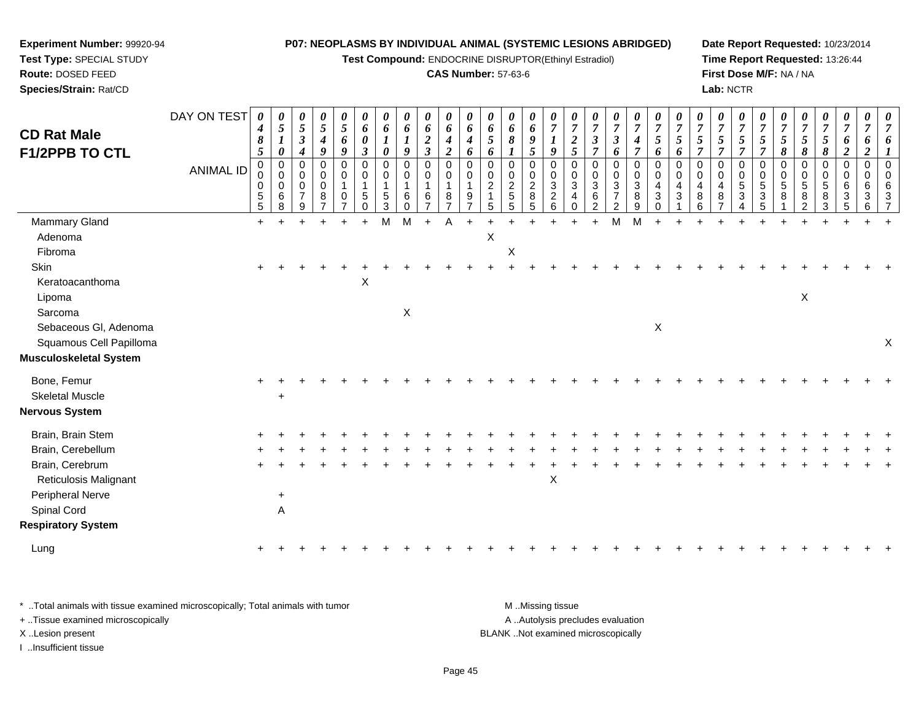**Experiment Number:** 99920-94
**Test Type:** SPECIAL STUDY
**Route:** DOSED FEED
**Species/Strain:** Rat/CD

**P07: NEOPLASMS BY INDIVIDUAL ANIMAL (SYSTEMIC LESIONS ABRIDGED)**
**Test Compound:** ENDOCRINE DISRUPTOR(Ethinyl Estradiol)
**CAS Number:** 57-63-6

**Date Report Requested:** 10/23/2014
**Time Report Requested:** 13:26:44
**First Dose M/F:** NA / NA
**Lab:** NCTR

## CD Rat Male F1/2PPB TO CTL

| DAY ON TEST | 0485 | 0510 | 0534 | 0549 | 0569 | 0603 | 0610 | 0619 | 0623 | 0642 | 0646 | 0656 | 0681 | 0695 | 0719 | 0725 | 0737 | 0736 | 0747 | 0756 | 0756 | 0757 | 0757 | 0757 | 0757 | 0758 | 0758 | 0758 | 0762 | 0762 | 0761 |
|---|---|---|---|---|---|---|---|---|---|---|---|---|---|---|---|---|---|---|---|---|---|---|---|---|---|---|---|---|---|---|---|
| **ANIMAL ID** | 00055 | 00068 | 00079 | 00087 | 00107 | 00150 | 00153 | 00160 | 00167 | 00187 | 00197 | 00215 | 00255 | 00285 | 00326 | 00340 | 00362 | 00372 | 00389 | 00430 | 00431 | 00486 | 00487 | 00534 | 00535 | 00581 | 00582 | 00583 | 00635 | 00636 | 00637 |
| Mammary Gland | + | + | + | + | + | + | + | M | M | + | A | + | + | + | + | + | + | + | M | M | + | + | + | + | + | + | + | + | + | + | + |
| Adenoma | | | | | | | | | | | | | X | | | | | | | | | | | | | | | | | | |
| Fibroma | | | | | | | | | | | | | | X | | | | | | | | | | | | | | | | | |
| Skin | + | + | + | + | + | + | + | + | + | + | + | + | + | + | + | + | + | + | + | + | + | + | + | + | + | + | + | + | + | + | + |
| Keratoacanthoma | | | | | | | X | | | | | | | | | | | | | | | | | | | | | | | | |
| Lipoma | | | | | | | | | | | | | | | | | | | | | | | | | | | | X | | | |
| Sarcoma | | | | | | | | | X | | | | | | | | | | | | | | | | | | | | | | |
| Sebaceous Gl, Adenoma | | | | | | | | | | | | | | | | | | | | | X | | | | | | | | | | |
| Squamous Cell Papilloma | | | | | | | | | | | | | | | | | | | | | | | | | | | | | | | X |
| **Musculoskeletal System** | | | | | | | | | | | | | | | | | | | | | | | | | | | | | | | |
| Bone, Femur | + | + | + | + | + | + | + | + | + | + | + | + | + | + | + | + | + | + | + | + | + | + | + | + | + | + | + | + | + | + | + |
| Skeletal Muscle | | + | | | | | | | | | | | | | | | | | | | | | | | | | | | | | |
| **Nervous System** | | | | | | | | | | | | | | | | | | | | | | | | | | | | | | | |
| Brain, Brain Stem | + | + | + | + | + | + | + | + | + | + | + | + | + | + | + | + | + | + | + | + | + | + | + | + | + | + | + | + | + | + | + |
| Brain, Cerebellum | + | + | + | + | + | + | + | + | + | + | + | + | + | + | + | + | + | + | + | + | + | + | + | + | + | + | + | + | + | + | + |
| Brain, Cerebrum | + | + | + | + | + | + | + | + | + | + | + | + | + | + | + | + | + | + | + | + | + | + | + | + | + | + | + | + | + | + | + |
| Reticulosis Malignant | | | | | | | | | | | | | | | | X | | | | | | | | | | | | | | | |
| Peripheral Nerve | | + | | | | | | | | | | | | | | | | | | | | | | | | | | | | | |
| Spinal Cord | | A | | | | | | | | | | | | | | | | | | | | | | | | | | | | | |
| **Respiratory System** | | | | | | | | | | | | | | | | | | | | | | | | | | | | | | | |
| Lung | + | + | + | + | + | + | + | + | + | + | + | + | + | + | + | + | + | + | + | + | + | + | + | + | + | + | + | + | + | + | + |

* ..Total animals with tissue examined microscopically; Total animals with tumor
+ ..Tissue examined microscopically
X ..Lesion present
I ..Insufficient tissue

M ..Missing tissue
A ..Autolysis precludes evaluation
BLANK ..Not examined microscopically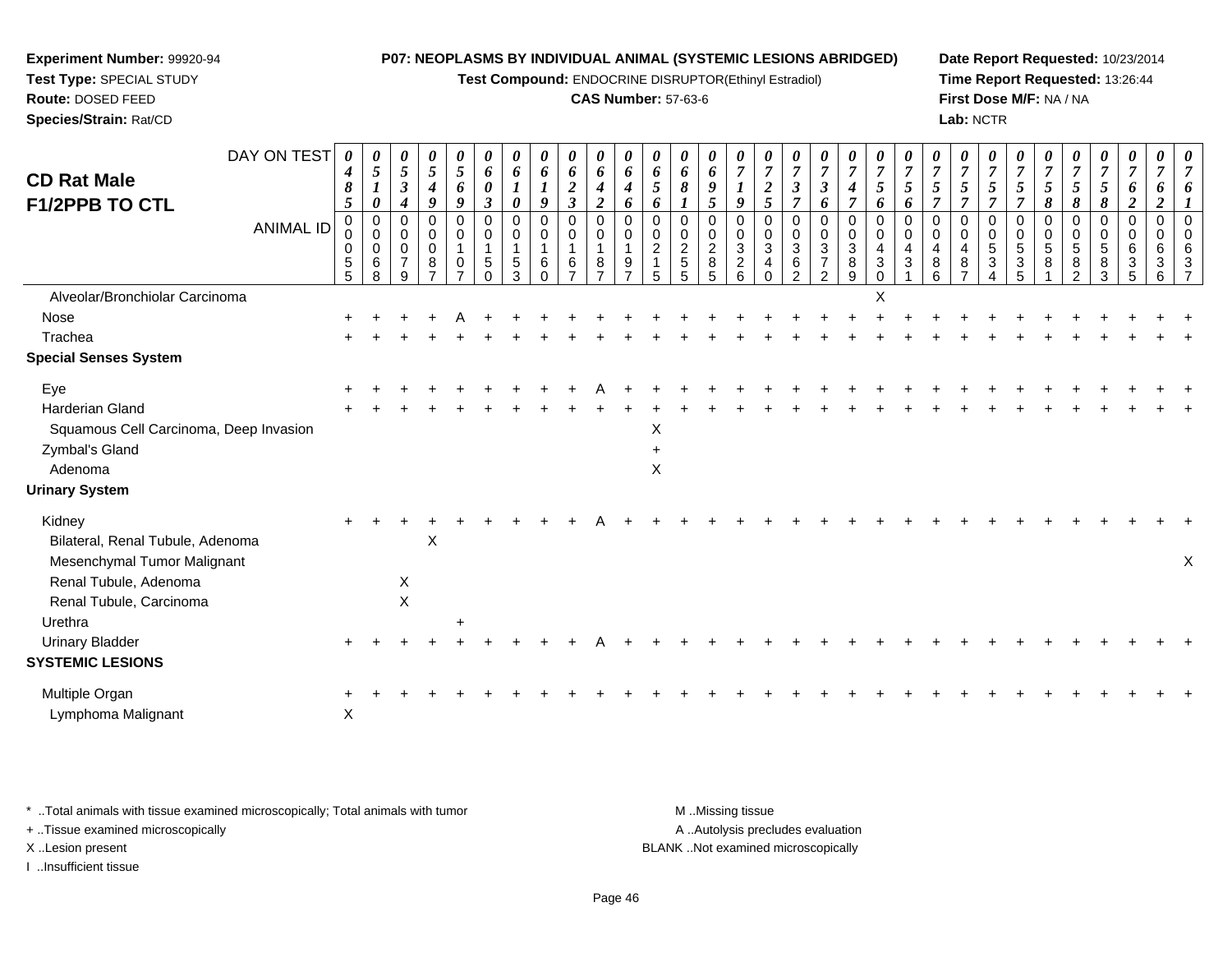**Experiment Number:** 99920-94
**Test Type:** SPECIAL STUDY
**Route:** DOSED FEED
**Species/Strain:** Rat/CD

**P07: NEOPLASMS BY INDIVIDUAL ANIMAL (SYSTEMIC LESIONS ABRIDGED)**
**Test Compound:** ENDOCRINE DISRUPTOR(Ethinyl Estradiol)
**CAS Number:** 57-63-6

**Date Report Requested:** 10/23/2014
**Time Report Requested:** 13:26:44
**First Dose M/F:** NA / NA
**Lab:** NCTR

## CD Rat Male F1/2PPB TO CTL

| DAY ON TEST | 0485 | 0510 | 0534 | 0549 | 0569 | 0603 | 0610 | 0619 | 0623 | 0642 | 0646 | 0656 | 0681 | 0695 | 0719 | 0725 | 0737 | 0736 | 0747 | 0756 | 0756 | 0757 | 0757 | 0757 | 0757 | 0758 | 0758 | 0758 | 0762 | 0762 | 0761 |
|---|---|---|---|---|---|---|---|---|---|---|---|---|---|---|---|---|---|---|---|---|---|---|---|---|---|---|---|---|---|---|---|
| **ANIMAL ID** | 00055 | 00068 | 00079 | 00087 | 00107 | 00150 | 00153 | 00160 | 00167 | 00187 | 00197 | 00215 | 00255 | 00285 | 00326 | 00340 | 00362 | 00372 | 00389 | 00430 | 00431 | 00486 | 00487 | 00534 | 00535 | 00581 | 00582 | 00583 | 00635 | 00636 | 00637 |
| Alveolar/Bronchiolar Carcinoma | | | | | | | | | | | | | | | | | | | | X | | | | | | | | | | | |
| Nose | + | + | + | + | A | + | + | + | + | + | + | + | + | + | + | + | + | + | + | + | + | + | + | + | + | + | + | + | + | + | + |
| Trachea | + | + | + | + | + | + | + | + | + | + | + | + | + | + | + | + | + | + | + | + | + | + | + | + | + | + | + | + | + | + | + |
| **Special Senses System** | | | | | | | | | | | | | | | | | | | | | | | | | | | | | | | |
| Eye | + | + | + | + | + | + | + | + | + | A | + | + | + | + | + | + | + | + | + | + | + | + | + | + | + | + | + | + | + | + | + |
| Harderian Gland | + | + | + | + | + | + | + | + | + | + | + | + | + | + | + | + | + | + | + | + | + | + | + | + | + | + | + | + | + | + | + |
| Squamous Cell Carcinoma, Deep Invasion | | | | | | | | | | | | X | | | | | | | | | | | | | | | | | | | |
| Zymbal's Gland | | | | | | | | | | | | + | | | | | | | | | | | | | | | | | | | |
| Adenoma | | | | | | | | | | | | X | | | | | | | | | | | | | | | | | | | |
| **Urinary System** | | | | | | | | | | | | | | | | | | | | | | | | | | | | | | | |
| Kidney | + | + | + | + | + | + | + | + | + | A | + | + | + | + | + | + | + | + | + | + | + | + | + | + | + | + | + | + | + | + | + |
| Bilateral, Renal Tubule, Adenoma | | | | X | | | | | | | | | | | | | | | | | | | | | | | | | | | |
| Mesenchymal Tumor Malignant | | | | | | | | | | | | | | | | | | | | | | | | | | | | | | | X |
| Renal Tubule, Adenoma | | | X | | | | | | | | | | | | | | | | | | | | | | | | | | | | |
| Renal Tubule, Carcinoma | | | X | | | | | | | | | | | | | | | | | | | | | | | | | | | | |
| Urethra | | | | | + | | | | | | | | | | | | | | | | | | | | | | | | | | |
| Urinary Bladder | + | + | + | + | + | + | + | + | + | A | + | + | + | + | + | + | + | + | + | + | + | + | + | + | + | + | + | + | + | + | + |
| **SYSTEMIC LESIONS** | | | | | | | | | | | | | | | | | | | | | | | | | | | | | | | |
| Multiple Organ | + | + | + | + | + | + | + | + | + | + | + | + | + | + | + | + | + | + | + | + | + | + | + | + | + | + | + | + | + | + | + |
| Lymphoma Malignant | X | | | | | | | | | | | | | | | | | | | | | | | | | | | | | | |

\* ..Total animals with tissue examined microscopically; Total animals with tumor
\+ ..Tissue examined microscopically
X ..Lesion present
I ..Insufficient tissue

M ..Missing tissue
A ..Autolysis precludes evaluation
BLANK ..Not examined microscopically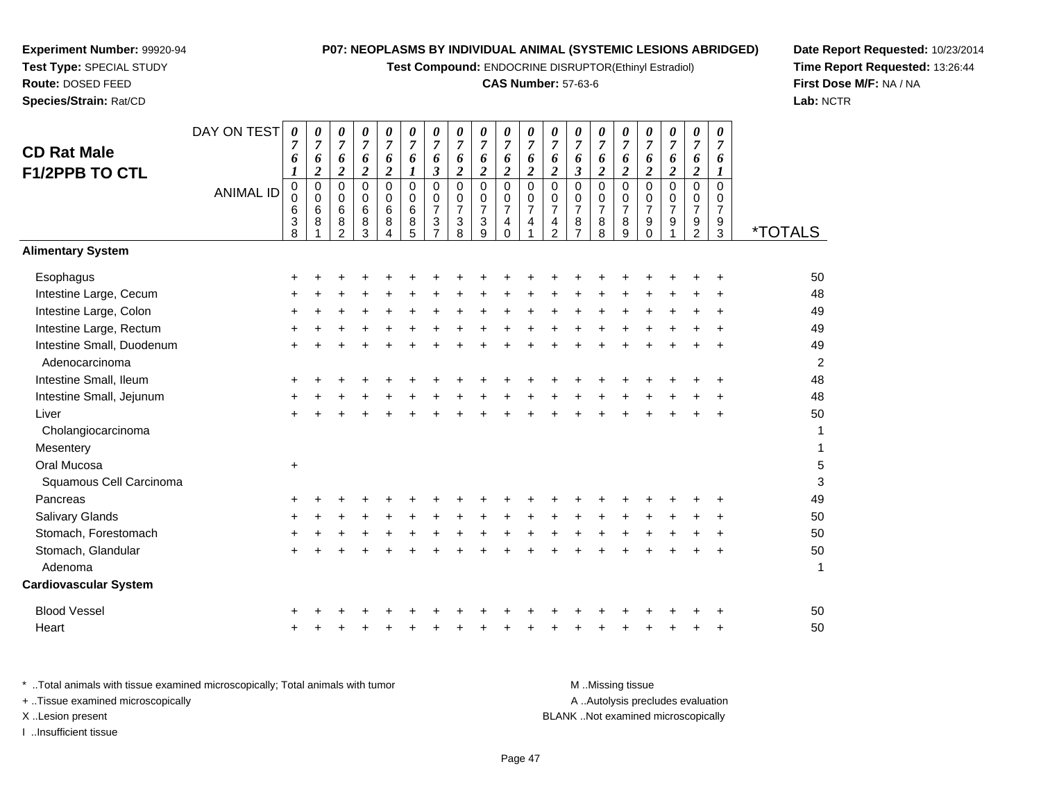**Experiment Number:** 99920-94
**Test Type:** SPECIAL STUDY
**Route:** DOSED FEED
**Species/Strain:** Rat/CD

**P07: NEOPLASMS BY INDIVIDUAL ANIMAL (SYSTEMIC LESIONS ABRIDGED)**
**Test Compound:** ENDOCRINE DISRUPTOR(Ethinyl Estradiol)
**CAS Number:** 57-63-6

**Date Report Requested:** 10/23/2014
**Time Report Requested:** 13:26:44
**First Dose M/F:** NA / NA
**Lab:** NCTR

## CD Rat Male F1/2PPB TO CTL

| DAY ON TEST | 0761 | 0762 | 0762 | 0762 | 0762 | 0761 | 0763 | 0762 | 0762 | 0762 | 0762 | 0762 | 0763 | 0762 | 0762 | 0762 | 0762 | 0762 | 0761 | |
|---|---|---|---|---|---|---|---|---|---|---|---|---|---|---|---|---|---|---|---|---|
| **ANIMAL ID** | 00638 | 00681 | 00682 | 00683 | 00684 | 00685 | 00737 | 00738 | 00739 | 00740 | 00741 | 00742 | 00787 | 00788 | 00789 | 00790 | 00791 | 00792 | 00793 | ***TOTALS** |
| **Alimentary System** | | | | | | | | | | | | | | | | | | | | |
| Esophagus | + | + | + | + | + | + | + | + | + | + | + | + | + | + | + | + | + | + | + | 50 |
| Intestine Large, Cecum | + | + | + | + | + | + | + | + | + | + | + | + | + | + | + | + | + | + | + | 48 |
| Intestine Large, Colon | + | + | + | + | + | + | + | + | + | + | + | + | + | + | + | + | + | + | + | 49 |
| Intestine Large, Rectum | + | + | + | + | + | + | + | + | + | + | + | + | + | + | + | + | + | + | + | 49 |
| Intestine Small, Duodenum | + | + | + | + | + | + | + | + | + | + | + | + | + | + | + | + | + | + | + | 49 |
| Adenocarcinoma | | | | | | | | | | | | | | | | | | | | 2 |
| Intestine Small, Ileum | + | + | + | + | + | + | + | + | + | + | + | + | + | + | + | + | + | + | + | 48 |
| Intestine Small, Jejunum | + | + | + | + | + | + | + | + | + | + | + | + | + | + | + | + | + | + | + | 48 |
| Liver | + | + | + | + | + | + | + | + | + | + | + | + | + | + | + | + | + | + | + | 50 |
| Cholangiocarcinoma | | | | | | | | | | | | | | | | | | | | 1 |
| Mesentery | | | | | | | | | | | | | | | | | | | | 1 |
| Oral Mucosa | + | | | | | | | | | | | | | | | | | | | 5 |
| Squamous Cell Carcinoma | | | | | | | | | | | | | | | | | | | | 3 |
| Pancreas | + | + | + | + | + | + | + | + | + | + | + | + | + | + | + | + | + | + | + | 49 |
| Salivary Glands | + | + | + | + | + | + | + | + | + | + | + | + | + | + | + | + | + | + | + | 50 |
| Stomach, Forestomach | + | + | + | + | + | + | + | + | + | + | + | + | + | + | + | + | + | + | + | 50 |
| Stomach, Glandular | + | + | + | + | + | + | + | + | + | + | + | + | + | + | + | + | + | + | + | 50 |
| Adenoma | | | | | | | | | | | | | | | | | | | | 1 |
| **Cardiovascular System** | | | | | | | | | | | | | | | | | | | | |
| Blood Vessel | + | + | + | + | + | + | + | + | + | + | + | + | + | + | + | + | + | + | + | 50 |
| Heart | + | + | + | + | + | + | + | + | + | + | + | + | + | + | + | + | + | + | + | 50 |

\* ..Total animals with tissue examined microscopically; Total animals with tumor
\+ ..Tissue examined microscopically
X ..Lesion present
I ..Insufficient tissue

M ..Missing tissue
A ..Autolysis precludes evaluation
BLANK ..Not examined microscopically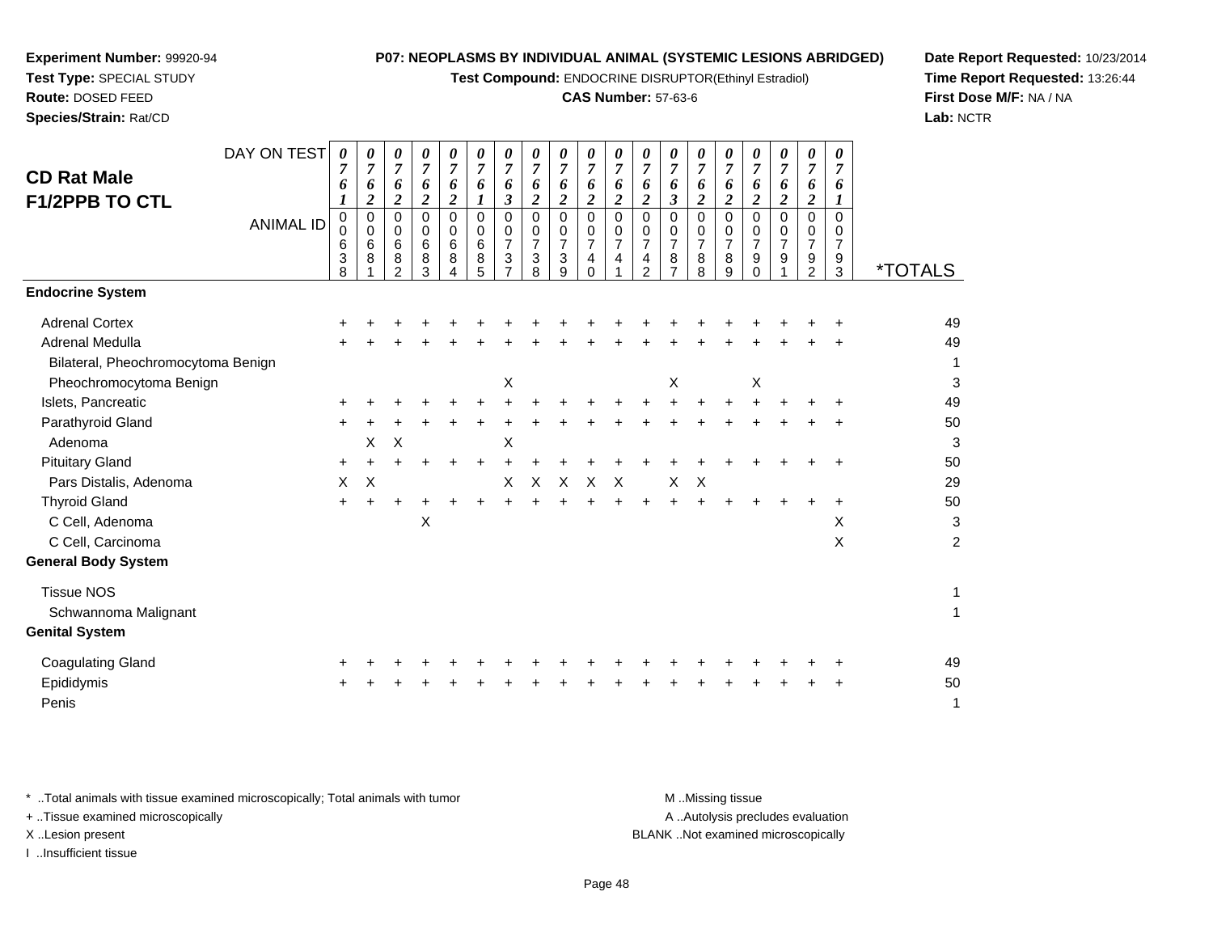**Experiment Number:** 99920-94
**Test Type:** SPECIAL STUDY
**Route:** DOSED FEED
**Species/Strain:** Rat/CD

**P07: NEOPLASMS BY INDIVIDUAL ANIMAL (SYSTEMIC LESIONS ABRIDGED)**
**Test Compound:** ENDOCRINE DISRUPTOR(Ethinyl Estradiol)
**CAS Number:** 57-63-6

**Date Report Requested:** 10/23/2014
**Time Report Requested:** 13:26:44
**First Dose M/F:** NA / NA
**Lab:** NCTR

## CD Rat Male F1/2PPB TO CTL

| DAY ON TEST | 0761 | 0762 | 0762 | 0762 | 0762 | 0761 | 0763 | 0762 | 0762 | 0762 | 0762 | 0762 | 0763 | 0762 | 0762 | 0762 | 0762 | 0762 | 0761 | |
|---|---|---|---|---|---|---|---|---|---|---|---|---|---|---|---|---|---|---|---|---|
| **ANIMAL ID** | 00638 | 00681 | 00682 | 00683 | 00684 | 00685 | 00737 | 00738 | 00739 | 00740 | 00741 | 00742 | 00787 | 00788 | 00789 | 00790 | 00791 | 00792 | 00793 | ***TOTALS** |
| **Endocrine System** | | | | | | | | | | | | | | | | | | | | |
| Adrenal Cortex | + | + | + | + | + | + | + | + | + | + | + | + | + | + | + | + | + | + | + | 49 |
| Adrenal Medulla | + | + | + | + | + | + | + | + | + | + | + | + | + | + | + | + | + | + | + | 49 |
| Bilateral, Pheochromocytoma Benign | | | | | | | | | | | | | | | | | | | | 1 |
| Pheochromocytoma Benign | | | | | | | X | | | | | | X | | | X | | | | 3 |
| Islets, Pancreatic | + | + | + | + | + | + | + | + | + | + | + | + | + | + | + | + | + | + | + | 49 |
| Parathyroid Gland | + | + | + | + | + | + | + | + | + | + | + | + | + | + | + | + | + | + | + | 50 |
| Adenoma | | X | X | | | | X | | | | | | | | | | | | | 3 |
| Pituitary Gland | + | + | + | + | + | + | + | + | + | + | + | + | + | + | + | + | + | + | + | 50 |
| Pars Distalis, Adenoma | X | X | | | | | X | X | X | X | X | | X | X | | | | | | 29 |
| Thyroid Gland | + | + | + | + | + | + | + | + | + | + | + | + | + | + | + | + | + | + | + | 50 |
| C Cell, Adenoma | | | | X | | | | | | | | | | | | | | | X | 3 |
| C Cell, Carcinoma | | | | | | | | | | | | | | | | | | | X | 2 |
| **General Body System** | | | | | | | | | | | | | | | | | | | | |
| Tissue NOS | | | | | | | | | | | | | | | | | | | | 1 |
| Schwannoma Malignant | | | | | | | | | | | | | | | | | | | | 1 |
| **Genital System** | | | | | | | | | | | | | | | | | | | | |
| Coagulating Gland | + | + | + | + | + | + | + | + | + | + | + | + | + | + | + | + | + | + | + | 49 |
| Epididymis | + | + | + | + | + | + | + | + | + | + | + | + | + | + | + | + | + | + | + | 50 |
| Penis | | | | | | | | | | | | | | | | | | | | 1 |

\* ..Total animals with tissue examined microscopically; Total animals with tumor
\+ ..Tissue examined microscopically
X ..Lesion present
I ..Insufficient tissue

M ..Missing tissue
A ..Autolysis precludes evaluation
BLANK ..Not examined microscopically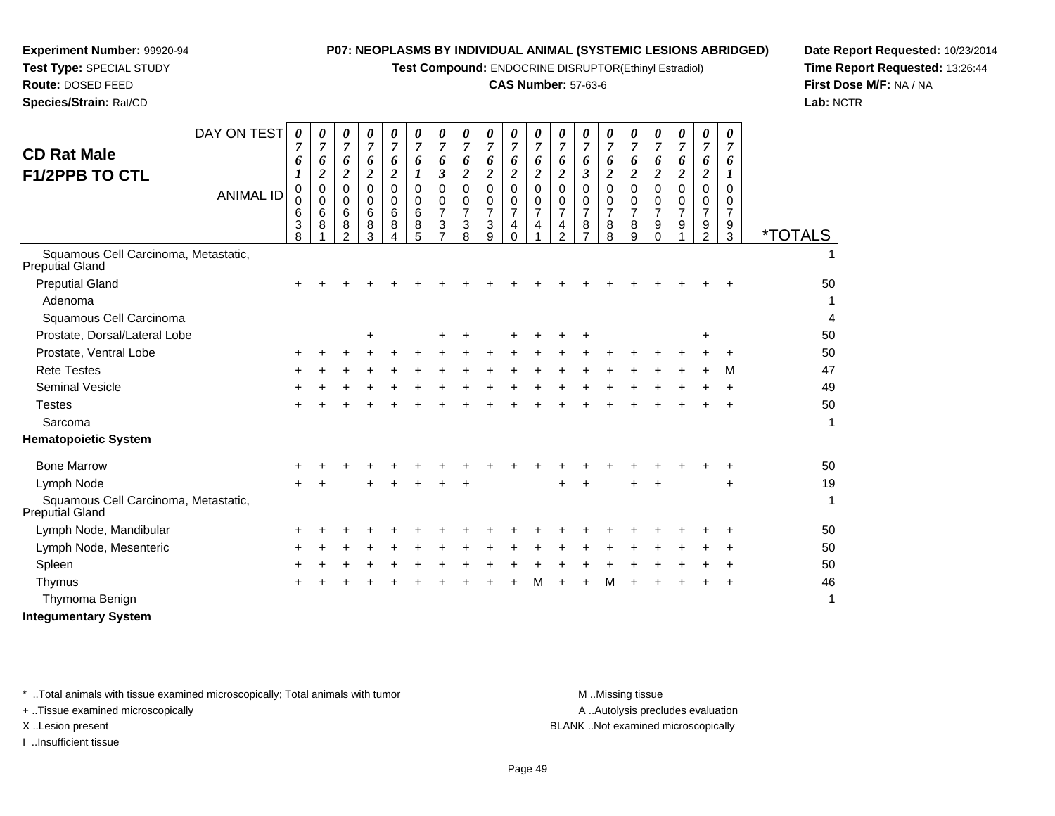**Experiment Number:** 99920-94
**Test Type:** SPECIAL STUDY
**Route:** DOSED FEED
**Species/Strain:** Rat/CD

**P07: NEOPLASMS BY INDIVIDUAL ANIMAL (SYSTEMIC LESIONS ABRIDGED)**
**Test Compound:** ENDOCRINE DISRUPTOR(Ethinyl Estradiol)
**CAS Number:** 57-63-6

**Date Report Requested:** 10/23/2014
**Time Report Requested:** 13:26:44
**First Dose M/F:** NA / NA
**Lab:** NCTR

## CD Rat Male F1/2PPB TO CTL

| DAY ON TEST | 0761 | 0762 | 0762 | 0762 | 0762 | 0761 | 0763 | 0762 | 0762 | 0762 | 0762 | 0762 | 0763 | 0762 | 0762 | 0762 | 0762 | 0762 | 0761 | |
|---|---|---|---|---|---|---|---|---|---|---|---|---|---|---|---|---|---|---|---|---|
| **ANIMAL ID** | 00638 | 00681 | 00682 | 00683 | 00684 | 00685 | 00737 | 00738 | 00739 | 00740 | 00741 | 00742 | 00787 | 00788 | 00789 | 00790 | 00791 | 00792 | 00793 | ***TOTALS** |
| Squamous Cell Carcinoma, Metastatic, Preputial Gland | | | | | | | | | | | | | | | | | | | | 1 |
| Preputial Gland | + | + | + | + | + | + | + | + | + | + | + | + | + | + | + | + | + | + | + | 50 |
| Adenoma | | | | | | | | | | | | | | | | | | | | 1 |
| Squamous Cell Carcinoma | | | | | | | | | | | | | | | | | | | | 4 |
| Prostate, Dorsal/Lateral Lobe | | | | + | | | + | + | | + | + | + | + | | | | | + | | 50 |
| Prostate, Ventral Lobe | + | + | + | + | + | + | + | + | + | + | + | + | + | + | + | + | + | + | + | 50 |
| Rete Testes | + | + | + | + | + | + | + | + | + | + | + | + | + | + | + | + | + | + | M | 47 |
| Seminal Vesicle | + | + | + | + | + | + | + | + | + | + | + | + | + | + | + | + | + | + | + | 49 |
| Testes | + | + | + | + | + | + | + | + | + | + | + | + | + | + | + | + | + | + | + | 50 |
| Sarcoma | | | | | | | | | | | | | | | | | | | | 1 |
| **Hematopoietic System** | | | | | | | | | | | | | | | | | | | | |
| Bone Marrow | + | + | + | + | + | + | + | + | + | + | + | + | + | + | + | + | + | + | + | 50 |
| Lymph Node | + | + | | + | + | + | + | + | | | | + | + | | + | + | | | + | 19 |
| Squamous Cell Carcinoma, Metastatic, Preputial Gland | | | | | | | | | | | | | | | | | | | | 1 |
| Lymph Node, Mandibular | + | + | + | + | + | + | + | + | + | + | + | + | + | + | + | + | + | + | + | 50 |
| Lymph Node, Mesenteric | + | + | + | + | + | + | + | + | + | + | + | + | + | + | + | + | + | + | + | 50 |
| Spleen | + | + | + | + | + | + | + | + | + | + | + | + | + | + | + | + | + | + | + | 50 |
| Thymus | + | + | + | + | + | + | + | + | + | + | M | + | + | M | + | + | + | + | + | 46 |
| Thymoma Benign | | | | | | | | | | | | | | | | | | | | 1 |
| **Integumentary System** | | | | | | | | | | | | | | | | | | | | |

\* ..Total animals with tissue examined microscopically; Total animals with tumor
\+ ..Tissue examined microscopically
X ..Lesion present
I ..Insufficient tissue

M ..Missing tissue
A ..Autolysis precludes evaluation
BLANK ..Not examined microscopically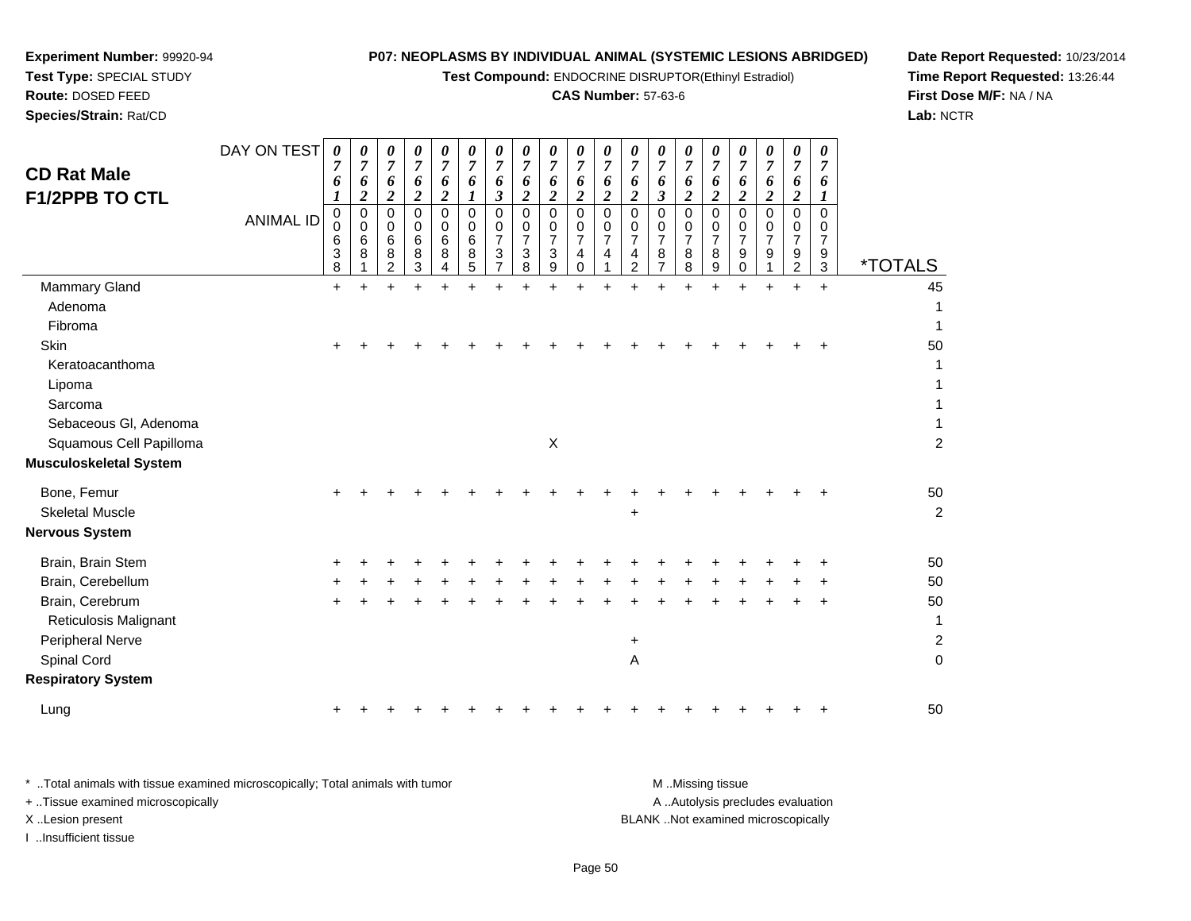**Experiment Number:** 99920-94
**Test Type:** SPECIAL STUDY
**Route:** DOSED FEED
**Species/Strain:** Rat/CD

**P07: NEOPLASMS BY INDIVIDUAL ANIMAL (SYSTEMIC LESIONS ABRIDGED)**
**Test Compound:** ENDOCRINE DISRUPTOR(Ethinyl Estradiol)
**CAS Number:** 57-63-6

**Date Report Requested:** 10/23/2014
**Time Report Requested:** 13:26:44
**First Dose M/F:** NA / NA
**Lab:** NCTR

## CD Rat Male F1/2PPB TO CTL

| DAY ON TEST | 0761 | 0762 | 0762 | 0762 | 0762 | 0761 | 0763 | 0762 | 0762 | 0762 | 0762 | 0762 | 0763 | 0762 | 0762 | 0762 | 0762 | 0762 | 0761 | |
|---|---|---|---|---|---|---|---|---|---|---|---|---|---|---|---|---|---|---|---|---|
| **ANIMAL ID** | 00638 | 00681 | 00682 | 00683 | 00684 | 00685 | 00737 | 00738 | 00739 | 00740 | 00741 | 00742 | 00787 | 00788 | 00789 | 00790 | 00791 | 00792 | 00793 | ***TOTALS** |
| Mammary Gland | + | + | + | + | + | + | + | + | + | + | + | + | + | + | + | + | + | + | + | 45 |
| Adenoma | | | | | | | | | | | | | | | | | | | | 1 |
| Fibroma | | | | | | | | | | | | | | | | | | | | 1 |
| Skin | + | + | + | + | + | + | + | + | + | + | + | + | + | + | + | + | + | + | + | 50 |
| Keratoacanthoma | | | | | | | | | | | | | | | | | | | | 1 |
| Lipoma | | | | | | | | | | | | | | | | | | | | 1 |
| Sarcoma | | | | | | | | | | | | | | | | | | | | 1 |
| Sebaceous Gl, Adenoma | | | | | | | | | | | | | | | | | | | | 1 |
| Squamous Cell Papilloma | | | | | | | | | X | | | | | | | | | | | 2 |
| **Musculoskeletal System** | | | | | | | | | | | | | | | | | | | | |
| Bone, Femur | + | + | + | + | + | + | + | + | + | + | + | + | + | + | + | + | + | + | + | 50 |
| Skeletal Muscle | | | | | | | | | | | | + | | | | | | | | 2 |
| **Nervous System** | | | | | | | | | | | | | | | | | | | | |
| Brain, Brain Stem | + | + | + | + | + | + | + | + | + | + | + | + | + | + | + | + | + | + | + | 50 |
| Brain, Cerebellum | + | + | + | + | + | + | + | + | + | + | + | + | + | + | + | + | + | + | + | 50 |
| Brain, Cerebrum | + | + | + | + | + | + | + | + | + | + | + | + | + | + | + | + | + | + | + | 50 |
| Reticulosis Malignant | | | | | | | | | | | | | | | | | | | | 1 |
| Peripheral Nerve | | | | | | | | | | | | + | | | | | | | | 2 |
| Spinal Cord | | | | | | | | | | | | A | | | | | | | | 0 |
| **Respiratory System** | | | | | | | | | | | | | | | | | | | | |
| Lung | + | + | + | + | + | + | + | + | + | + | + | + | + | + | + | + | + | + | + | 50 |

\* ..Total animals with tissue examined microscopically; Total animals with tumor
\+ ..Tissue examined microscopically
X ..Lesion present
I ..Insufficient tissue

M ..Missing tissue
A ..Autolysis precludes evaluation
BLANK ..Not examined microscopically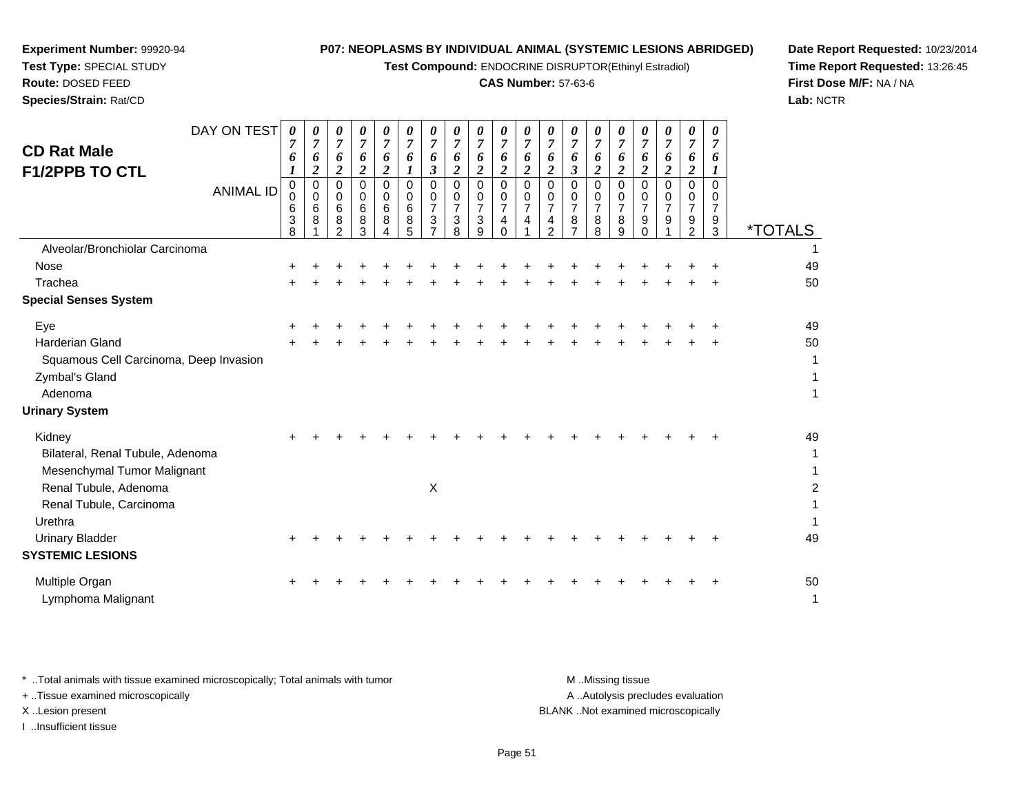**Experiment Number:** 99920-94
**Test Type:** SPECIAL STUDY
**Route:** DOSED FEED
**Species/Strain:** Rat/CD

**P07: NEOPLASMS BY INDIVIDUAL ANIMAL (SYSTEMIC LESIONS ABRIDGED)**
**Test Compound:** ENDOCRINE DISRUPTOR(Ethinyl Estradiol)
**CAS Number:** 57-63-6

**Date Report Requested:** 10/23/2014
**Time Report Requested:** 13:26:45
**First Dose M/F:** NA / NA
**Lab:** NCTR

## CD Rat Male F1/2PPB TO CTL

| DAY ON TEST | 0761 | 0762 | 0762 | 0762 | 0762 | 0761 | 0763 | 0762 | 0762 | 0762 | 0762 | 0762 | 0763 | 0762 | 0762 | 0762 | 0762 | 0762 | 0761 | |
|---|---|---|---|---|---|---|---|---|---|---|---|---|---|---|---|---|---|---|---|---|
| **ANIMAL ID** | 00638 | 00681 | 00682 | 00683 | 00684 | 00685 | 00737 | 00738 | 00739 | 00740 | 00741 | 00742 | 00787 | 00788 | 00789 | 00790 | 00791 | 00792 | 00793 | ***TOTALS** |
| Alveolar/Bronchiolar Carcinoma | | | | | | | | | | | | | | | | | | | | 1 |
| Nose | + | + | + | + | + | + | + | + | + | + | + | + | + | + | + | + | + | + | + | 49 |
| Trachea | + | + | + | + | + | + | + | + | + | + | + | + | + | + | + | + | + | + | + | 50 |
| **Special Senses System** | | | | | | | | | | | | | | | | | | | | |
| Eye | + | + | + | + | + | + | + | + | + | + | + | + | + | + | + | + | + | + | + | 49 |
| Harderian Gland | + | + | + | + | + | + | + | + | + | + | + | + | + | + | + | + | + | + | + | 50 |
| Squamous Cell Carcinoma, Deep Invasion | | | | | | | | | | | | | | | | | | | | 1 |
| Zymbal's Gland | | | | | | | | | | | | | | | | | | | | 1 |
| Adenoma | | | | | | | | | | | | | | | | | | | | 1 |
| **Urinary System** | | | | | | | | | | | | | | | | | | | | |
| Kidney | + | + | + | + | + | + | + | + | + | + | + | + | + | + | + | + | + | + | + | 49 |
| Bilateral, Renal Tubule, Adenoma | | | | | | | | | | | | | | | | | | | | 1 |
| Mesenchymal Tumor Malignant | | | | | | | | | | | | | | | | | | | | 1 |
| Renal Tubule, Adenoma | | | | | | | X | | | | | | | | | | | | | 2 |
| Renal Tubule, Carcinoma | | | | | | | | | | | | | | | | | | | | 1 |
| Urethra | | | | | | | | | | | | | | | | | | | | 1 |
| Urinary Bladder | + | + | + | + | + | + | + | + | + | + | + | + | + | + | + | + | + | + | + | 49 |
| **SYSTEMIC LESIONS** | | | | | | | | | | | | | | | | | | | | |
| Multiple Organ | + | + | + | + | + | + | + | + | + | + | + | + | + | + | + | + | + | + | + | 50 |
| Lymphoma Malignant | | | | | | | | | | | | | | | | | | | | 1 |

\* ..Total animals with tissue examined microscopically; Total animals with tumor
\+ ..Tissue examined microscopically
X ..Lesion present
I ..Insufficient tissue

M ..Missing tissue
A ..Autolysis precludes evaluation
BLANK ..Not examined microscopically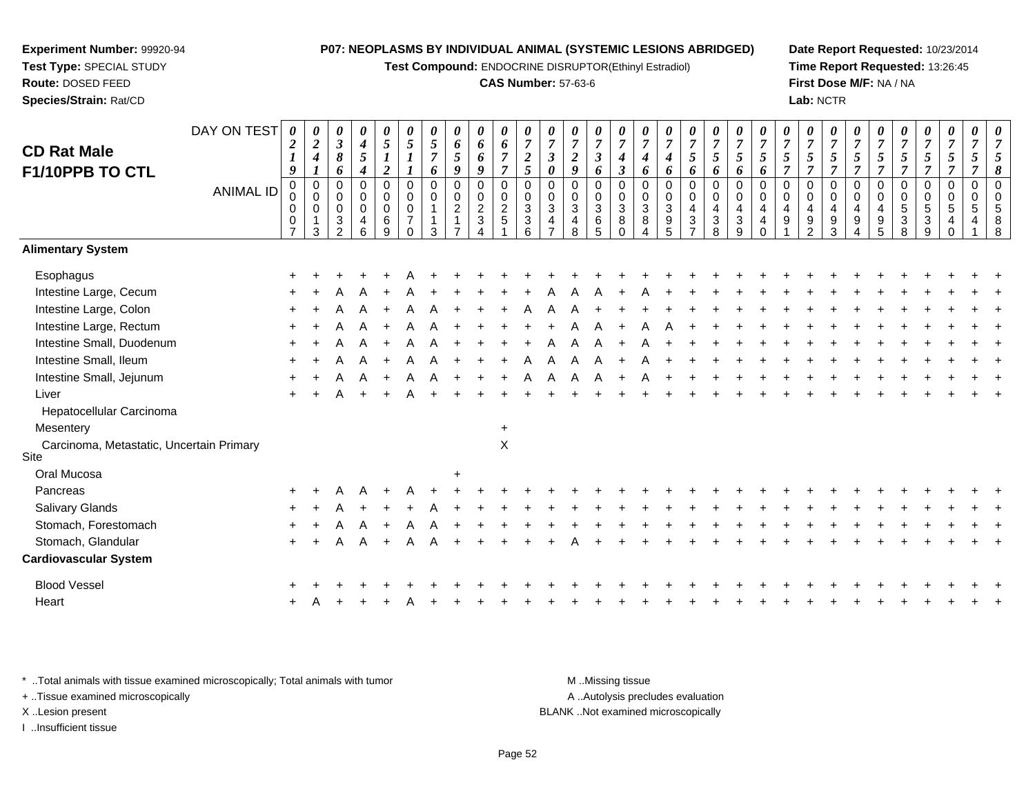**Experiment Number:** 99920-94
**Test Type:** SPECIAL STUDY
**Route:** DOSED FEED
**Species/Strain:** Rat/CD

**P07: NEOPLASMS BY INDIVIDUAL ANIMAL (SYSTEMIC LESIONS ABRIDGED)**
**Test Compound:** ENDOCRINE DISRUPTOR(Ethinyl Estradiol)
**CAS Number:** 57-63-6

**Date Report Requested:** 10/23/2014
**Time Report Requested:** 13:26:45
**First Dose M/F:** NA / NA
**Lab:** NCTR

## CD Rat Male F1/10PPB TO CTL

| DAY ON TEST | 0219 | 0241 | 0386 | 0454 | 0512 | 0511 | 0576 | 0659 | 0669 | 0677 | 0725 | 0730 | 0729 | 0736 | 0743 | 0746 | 0746 | 0756 | 0756 | 0756 | 0756 | 0757 | 0757 | 0757 | 0757 | 0757 | 0757 | 0757 | 0757 | 0757 | 0758 |
|---|---|---|---|---|---|---|---|---|---|---|---|---|---|---|---|---|---|---|---|---|---|---|---|---|---|---|---|---|---|---|---|
| **ANIMAL ID** | 00007 | 00013 | 00032 | 00046 | 00069 | 00070 | 00113 | 00217 | 00234 | 00251 | 00336 | 00347 | 00348 | 00365 | 00380 | 00384 | 00395 | 00437 | 00438 | 00439 | 00440 | 00491 | 00492 | 00493 | 00494 | 00495 | 00538 | 00539 | 00540 | 00541 | 00588 |
| **Alimentary System** | | | | | | | | | | | | | | | | | | | | | | | | | | | | | | | |
| Esophagus | + | + | + | + | + | A | + | + | + | + | + | + | + | + | + | + | + | + | + | + | + | + | + | + | + | + | + | + | + | + | + |
| Intestine Large, Cecum | + | + | A | A | + | A | + | + | + | + | + | A | A | A | + | A | + | + | + | + | + | + | + | + | + | + | + | + | + | + | + |
| Intestine Large, Colon | + | + | A | A | + | A | A | + | + | + | A | A | A | + | + | + | + | + | + | + | + | + | + | + | + | + | + | + | + | + | + |
| Intestine Large, Rectum | + | + | A | A | + | A | A | + | + | + | + | + | A | A | + | A | A | + | + | + | + | + | + | + | + | + | + | + | + | + | + |
| Intestine Small, Duodenum | + | + | A | A | + | A | A | + | + | + | + | A | A | A | + | A | + | + | + | + | + | + | + | + | + | + | + | + | + | + | + |
| Intestine Small, Ileum | + | + | A | A | + | A | A | + | + | + | A | A | A | A | + | A | + | + | + | + | + | + | + | + | + | + | + | + | + | + | + |
| Intestine Small, Jejunum | + | + | A | A | + | A | A | + | + | + | A | A | A | A | + | A | + | + | + | + | + | + | + | + | + | + | + | + | + | + | + |
| Liver | + | + | A | + | + | A | + | + | + | + | + | + | + | + | + | + | + | + | + | + | + | + | + | + | + | + | + | + | + | + | + |
| Hepatocellular Carcinoma | | | | | | | | | | | | | | | | | | | | | | | | | | | | | | | |
| Mesentery | | | | | | | | | | + | | | | | | | | | | | | | | | | | | | | | |
| Carcinoma, Metastatic, Uncertain Primary Site | | | | | | | | | | X | | | | | | | | | | | | | | | | | | | | | |
| Oral Mucosa | | | | | | | | + | | | | | | | | | | | | | | | | | | | | | | | |
| Pancreas | + | + | A | A | + | A | + | + | + | + | + | + | + | + | + | + | + | + | + | + | + | + | + | + | + | + | + | + | + | + | + |
| Salivary Glands | + | + | A | + | + | + | A | + | + | + | + | + | + | + | + | + | + | + | + | + | + | + | + | + | + | + | + | + | + | + | + |
| Stomach, Forestomach | + | + | A | A | + | A | A | + | + | + | + | + | + | + | + | + | + | + | + | + | + | + | + | + | + | + | + | + | + | + | + |
| Stomach, Glandular | + | + | A | A | + | A | A | + | + | + | + | + | A | + | + | + | + | + | + | + | + | + | + | + | + | + | + | + | + | + | + |
| **Cardiovascular System** | | | | | | | | | | | | | | | | | | | | | | | | | | | | | | | |
| Blood Vessel | + | + | + | + | + | + | + | + | + | + | + | + | + | + | + | + | + | + | + | + | + | + | + | + | + | + | + | + | + | + | + |
| Heart | + | A | + | + | + | A | + | + | + | + | + | + | + | + | + | + | + | + | + | + | + | + | + | + | + | + | + | + | + | + | + |

\* ..Total animals with tissue examined microscopically; Total animals with tumor
\+ ..Tissue examined microscopically
X ..Lesion present
I ..Insufficient tissue

M ..Missing tissue
A ..Autolysis precludes evaluation
BLANK ..Not examined microscopically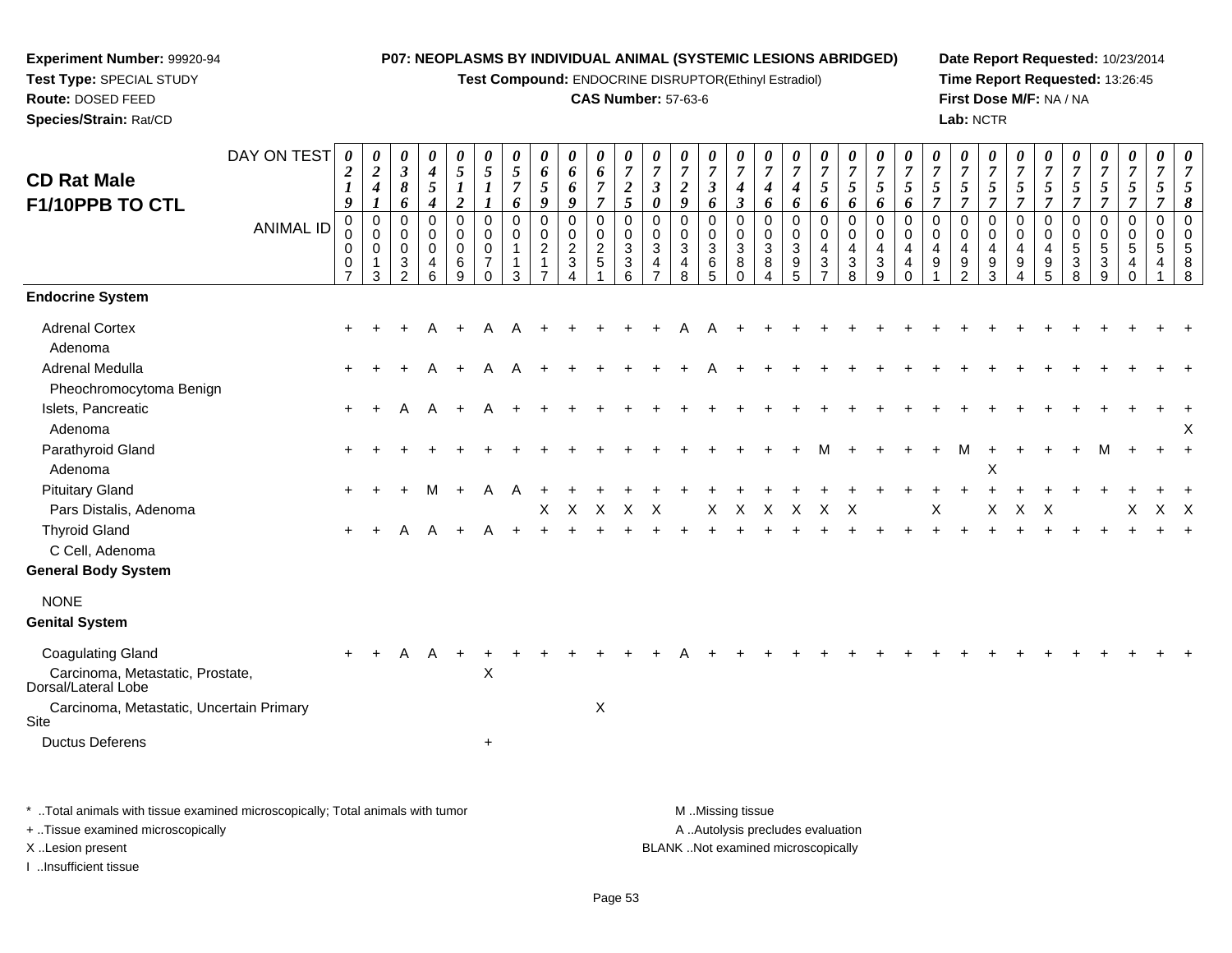**Experiment Number:** 99920-94
**Test Type:** SPECIAL STUDY
**Route:** DOSED FEED
**Species/Strain:** Rat/CD

**P07: NEOPLASMS BY INDIVIDUAL ANIMAL (SYSTEMIC LESIONS ABRIDGED)**
**Test Compound:** ENDOCRINE DISRUPTOR(Ethinyl Estradiol)
**CAS Number:** 57-63-6

**Date Report Requested:** 10/23/2014
**Time Report Requested:** 13:26:45
**First Dose M/F:** NA / NA
**Lab:** NCTR

## CD Rat Male F1/10PPB TO CTL

| DAY ON TEST | 0219 | 0241 | 0386 | 0454 | 0512 | 0511 | 0576 | 0659 | 0669 | 0677 | 0725 | 0730 | 0729 | 0736 | 0743 | 0746 | 0746 | 0756 | 0756 | 0756 | 0756 | 0757 | 0757 | 0757 | 0757 | 0757 | 0757 | 0757 | 0757 | 0757 | 0758 |
|---|---|---|---|---|---|---|---|---|---|---|---|---|---|---|---|---|---|---|---|---|---|---|---|---|---|---|---|---|---|---|---|
| **ANIMAL ID** | 00007 | 00013 | 00032 | 00046 | 00069 | 00070 | 00113 | 00217 | 00234 | 00251 | 00336 | 00347 | 00348 | 00365 | 00380 | 00384 | 00395 | 00437 | 00438 | 00439 | 00440 | 00491 | 00492 | 00493 | 00494 | 00495 | 00538 | 00539 | 00540 | 00541 | 00588 |
| **Endocrine System** | | | | | | | | | | | | | | | | | | | | | | | | | | | | | | | |
| Adrenal Cortex | + | + | + | A | + | A | A | + | + | + | + | + | A | A | + | + | + | + | + | + | + | + | + | + | + | + | + | + | + | + | + |
| Adenoma | | | | | | | | | | | | | | | | | | | | | | | | | | | | | | | |
| Adrenal Medulla | + | + | + | A | + | A | A | + | + | + | + | + | + | A | + | + | + | + | + | + | + | + | + | + | + | + | + | + | + | + | + |
| Pheochromocytoma Benign | | | | | | | | | | | | | | | | | | | | | | | | | | | | | | | |
| Islets, Pancreatic | + | + | A | A | + | A | + | + | + | + | + | + | + | + | + | + | + | + | + | + | + | + | + | + | + | + | + | + | + | + | + |
| Adenoma | | | | | | | | | | | | | | | | | | | | | | | | | | | | | | | X |
| Parathyroid Gland | + | + | + | + | + | + | + | + | + | + | + | + | + | + | + | + | + | M | + | + | + | + | M | + | + | + | + | M | + | + | + |
| Adenoma | | | | | | | | | | | | | | | | | | | | | | | | X | | | | | | | |
| Pituitary Gland | + | + | + | M | + | A | A | + | + | + | + | + | + | + | + | + | + | + | + | + | + | + | + | + | + | + | + | + | + | + | + |
| Pars Distalis, Adenoma | | | | | | | | X | X | X | X | X | | X | X | X | X | X | X | | | X | | X | X | X | | | X | X | X |
| Thyroid Gland | + | + | A | A | + | A | + | + | + | + | + | + | + | + | + | + | + | + | + | + | + | + | + | + | + | + | + | + | + | + | + |
| C Cell, Adenoma | | | | | | | | | | | | | | | | | | | | | | | | | | | | | | | |
| **General Body System** | | | | | | | | | | | | | | | | | | | | | | | | | | | | | | | |
| NONE | | | | | | | | | | | | | | | | | | | | | | | | | | | | | | | |
| **Genital System** | | | | | | | | | | | | | | | | | | | | | | | | | | | | | | | |
| Coagulating Gland | + | + | A | A | + | + | + | + | + | + | + | + | A | + | + | + | + | + | + | + | + | + | + | + | + | + | + | + | + | + | + |
| Carcinoma, Metastatic, Prostate, Dorsal/Lateral Lobe | | | | | | X | | | | | | | | | | | | | | | | | | | | | | | | | |
| Carcinoma, Metastatic, Uncertain Primary Site | | | | | | | | | | X | | | | | | | | | | | | | | | | | | | | | |
| Ductus Deferens | | | | | | + | | | | | | | | | | | | | | | | | | | | | | | | | |

\* ..Total animals with tissue examined microscopically; Total animals with tumor
+ ..Tissue examined microscopically
X ..Lesion present
I ..Insufficient tissue

M ..Missing tissue
A ..Autolysis precludes evaluation
BLANK ..Not examined microscopically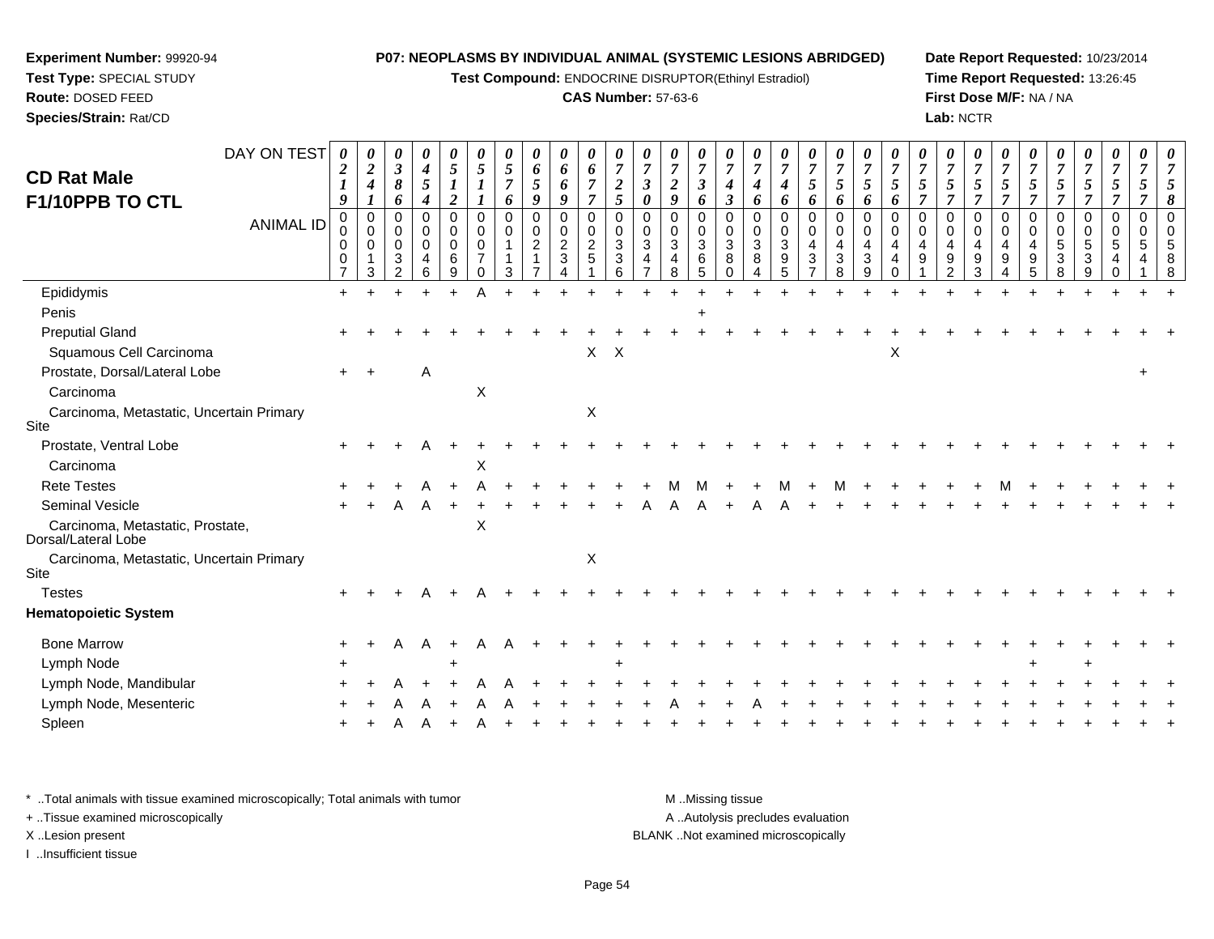**Experiment Number:** 99920-94
**Test Type:** SPECIAL STUDY
**Route:** DOSED FEED
**Species/Strain:** Rat/CD

**P07: NEOPLASMS BY INDIVIDUAL ANIMAL (SYSTEMIC LESIONS ABRIDGED)**
**Test Compound:** ENDOCRINE DISRUPTOR(Ethinyl Estradiol)
**CAS Number:** 57-63-6

**Date Report Requested:** 10/23/2014
**Time Report Requested:** 13:26:45
**First Dose M/F:** NA / NA
**Lab:** NCTR

# CD Rat Male
# F1/10PPB TO CTL

| DAY ON TEST | 0219 | 0241 | 0386 | 0454 | 0512 | 0511 | 0576 | 0659 | 0669 | 0677 | 0725 | 0730 | 0729 | 0736 | 0743 | 0746 | 0746 | 0756 | 0756 | 0756 | 0756 | 0757 | 0757 | 0757 | 0757 | 0757 | 0757 | 0757 | 0757 | 0757 | 0758 |
|---|---|---|---|---|---|---|---|---|---|---|---|---|---|---|---|---|---|---|---|---|---|---|---|---|---|---|---|---|---|---|---|
| ANIMAL ID | 00007 | 00013 | 00032 | 00046 | 00069 | 00070 | 00113 | 00217 | 00234 | 00251 | 00336 | 00347 | 00348 | 00365 | 00380 | 00384 | 00395 | 00437 | 00438 | 00439 | 00440 | 00491 | 00492 | 00493 | 00494 | 00495 | 00538 | 00539 | 00540 | 00541 | 00588 |
| Epididymis | + | + | + | + | + | A | + | + | + | + | + | + | + | + | + | + | + | + | + | + | + | + | + | + | + | + | + | + | + | + | + |
| Penis | | | | | | | | | | | | | | + | | | | | | | | | | | | | | | | | |
| Preputial Gland | + | + | + | + | + | + | + | + | + | + | + | + | + | + | + | + | + | + | + | + | + | + | + | + | + | + | + | + | + | + | + |
| Squamous Cell Carcinoma | | | | | | | | | | X | X | | | | | | | | | | X | | | | | | | | | | |
| Prostate, Dorsal/Lateral Lobe | + | + | | A | | | | | | | | | | | | | | | | | | | | | | | | | | + | |
| Carcinoma | | | | | | X | | | | | | | | | | | | | | | | | | | | | | | | | |
| Carcinoma, Metastatic, Uncertain Primary Site | | | | | | | | | | X | | | | | | | | | | | | | | | | | | | | | |
| Prostate, Ventral Lobe | + | + | + | A | + | + | + | + | + | + | + | + | + | + | + | + | + | + | + | + | + | + | + | + | + | + | + | + | + | + | + |
| Carcinoma | | | | | | X | | | | | | | | | | | | | | | | | | | | | | | | | |
| Rete Testes | + | + | + | A | + | A | + | + | + | + | + | + | M | M | + | + | M | + | M | + | + | + | + | + | M | + | + | + | + | + | + |
| Seminal Vesicle | + | + | A | A | + | + | + | + | + | + | + | A | A | A | + | A | A | + | + | + | + | + | + | + | + | + | + | + | + | + | + |
| Carcinoma, Metastatic, Prostate, Dorsal/Lateral Lobe | | | | | | X | | | | | | | | | | | | | | | | | | | | | | | | | |
| Carcinoma, Metastatic, Uncertain Primary Site | | | | | | | | | | X | | | | | | | | | | | | | | | | | | | | | |
| Testes | + | + | + | A | + | A | + | + | + | + | + | + | + | + | + | + | + | + | + | + | + | + | + | + | + | + | + | + | + | + | + |
| **Hematopoietic System** | | | | | | | | | | | | | | | | | | | | | | | | | | | | | | | |
| Bone Marrow | + | + | A | A | + | A | A | + | + | + | + | + | + | + | + | + | + | + | + | + | + | + | + | + | + | + | + | + | + | + | + |
| Lymph Node | + | | | | + | | | | | | + | | | | | | | | | | | | | | | + | | + | | | |
| Lymph Node, Mandibular | + | + | A | + | + | A | A | + | + | + | + | + | + | + | + | + | + | + | + | + | + | + | + | + | + | + | + | + | + | + | + |
| Lymph Node, Mesenteric | + | + | A | A | + | A | A | + | + | + | + | + | A | + | + | A | + | + | + | + | + | + | + | + | + | + | + | + | + | + | + |
| Spleen | + | + | A | A | + | A | + | + | + | + | + | + | + | + | + | + | + | + | + | + | + | + | + | + | + | + | + | + | + | + | + |

\* ..Total animals with tissue examined microscopically; Total animals with tumor
+ ..Tissue examined microscopically
X ..Lesion present
I ..Insufficient tissue

M ..Missing tissue
A ..Autolysis precludes evaluation
BLANK ..Not examined microscopically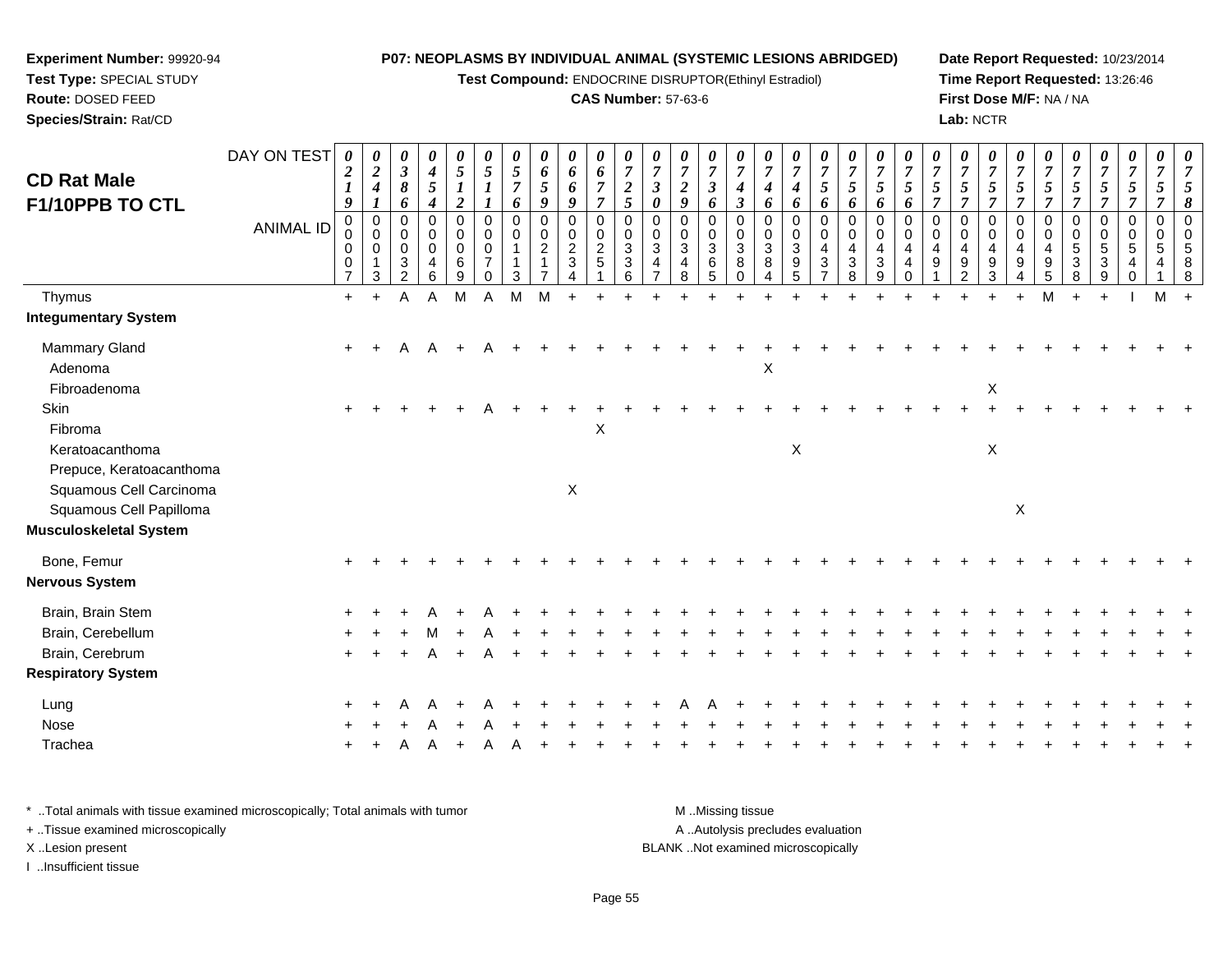**Experiment Number:** 99920-94
**Test Type:** SPECIAL STUDY
**Route:** DOSED FEED
**Species/Strain:** Rat/CD

**P07: NEOPLASMS BY INDIVIDUAL ANIMAL (SYSTEMIC LESIONS ABRIDGED)**
**Test Compound:** ENDOCRINE DISRUPTOR(Ethinyl Estradiol)
**CAS Number:** 57-63-6

**Date Report Requested:** 10/23/2014
**Time Report Requested:** 13:26:46
**First Dose M/F:** NA / NA
**Lab:** NCTR

## CD Rat Male F1/10PPB TO CTL

| DAY ON TEST | 0219 | 0241 | 0386 | 0454 | 0512 | 0511 | 0576 | 0659 | 0669 | 0677 | 0725 | 0730 | 0729 | 0736 | 0743 | 0746 | 0746 | 0756 | 0756 | 0756 | 0756 | 0757 | 0757 | 0757 | 0757 | 0757 | 0757 | 0757 | 0757 | 0757 | 0758 |
|---|---|---|---|---|---|---|---|---|---|---|---|---|---|---|---|---|---|---|---|---|---|---|---|---|---|---|---|---|---|---|---|
| **ANIMAL ID** | 0007 | 0013 | 0032 | 0046 | 0069 | 0070 | 0113 | 0217 | 0234 | 0251 | 0336 | 0347 | 0348 | 0365 | 0380 | 0384 | 0395 | 0437 | 0438 | 0439 | 0440 | 0491 | 0492 | 0493 | 0494 | 0495 | 0538 | 0539 | 0540 | 0541 | 0588 |
| Thymus | + | + | A | A | M | A | M | M | + | + | + | + | + | + | + | + | + | + | + | + | + | + | + | + | + | M | + | + | I | M | + |
| **Integumentary System** | | | | | | | | | | | | | | | | | | | | | | | | | | | | | | | |
| Mammary Gland | + | + | A | A | + | A | + | + | + | + | + | + | + | + | + | + | + | + | + | + | + | + | + | + | + | + | + | + | + | + | + |
| Adenoma | | | | | | | | | | | | | | | | X | | | | | | | | | | | | | | | |
| Fibroadenoma | | | | | | | | | | | | | | | | | | | | | | | | X | | | | | | | |
| Skin | + | + | + | + | + | A | + | + | + | + | + | + | + | + | + | + | + | + | + | + | + | + | + | + | + | + | + | + | + | + | + |
| Fibroma | | | | | | | | | | X | | | | | | | | | | | | | | | | | | | | | |
| Keratoacanthoma | | | | | | | | | | | | | | | | | X | | | | | | | X | | | | | | | |
| Prepuce, Keratoacanthoma | | | | | | | | | | | | | | | | | | | | | | | | | | | | | | | |
| Squamous Cell Carcinoma | | | | | | | | | X | | | | | | | | | | | | | | | | | | | | | | |
| Squamous Cell Papilloma | | | | | | | | | | | | | | | | | | | | | | | | | X | | | | | | |
| **Musculoskeletal System** | | | | | | | | | | | | | | | | | | | | | | | | | | | | | | | |
| Bone, Femur | + | + | + | + | + | + | + | + | + | + | + | + | + | + | + | + | + | + | + | + | + | + | + | + | + | + | + | + | + | + | + |
| **Nervous System** | | | | | | | | | | | | | | | | | | | | | | | | | | | | | | | |
| Brain, Brain Stem | + | + | + | A | + | A | + | + | + | + | + | + | + | + | + | + | + | + | + | + | + | + | + | + | + | + | + | + | + | + | + |
| Brain, Cerebellum | + | + | + | M | + | A | + | + | + | + | + | + | + | + | + | + | + | + | + | + | + | + | + | + | + | + | + | + | + | + | + |
| Brain, Cerebrum | + | + | + | A | + | A | + | + | + | + | + | + | + | + | + | + | + | + | + | + | + | + | + | + | + | + | + | + | + | + | + |
| **Respiratory System** | | | | | | | | | | | | | | | | | | | | | | | | | | | | | | | |
| Lung | + | + | A | A | + | A | + | + | + | + | + | + | A | A | + | + | + | + | + | + | + | + | + | + | + | + | + | + | + | + | + |
| Nose | + | + | + | A | + | A | + | + | + | + | + | + | + | + | + | + | + | + | + | + | + | + | + | + | + | + | + | + | + | + | + |
| Trachea | + | + | A | A | + | A | A | + | + | + | + | + | + | + | + | + | + | + | + | + | + | + | + | + | + | + | + | + | + | + | + |

\* ..Total animals with tissue examined microscopically; Total animals with tumor
\+ ..Tissue examined microscopically
X ..Lesion present
I ..Insufficient tissue

M ..Missing tissue
A ..Autolysis precludes evaluation
BLANK ..Not examined microscopically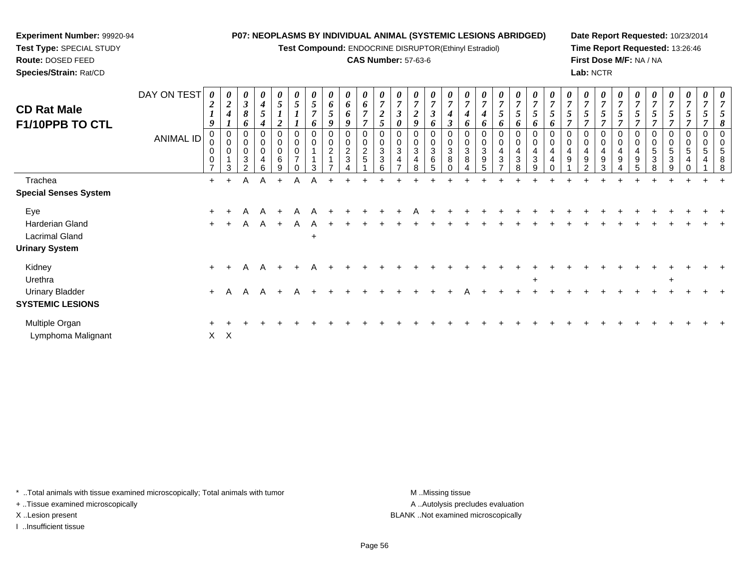**Experiment Number:** 99920-94
**Test Type:** SPECIAL STUDY
**Route:** DOSED FEED
**Species/Strain:** Rat/CD

**P07: NEOPLASMS BY INDIVIDUAL ANIMAL (SYSTEMIC LESIONS ABRIDGED)**
**Test Compound:** ENDOCRINE DISRUPTOR(Ethinyl Estradiol)
**CAS Number:** 57-63-6

**Date Report Requested:** 10/23/2014
**Time Report Requested:** 13:26:46
**First Dose M/F:** NA / NA
**Lab:** NCTR

## CD Rat Male F1/10PPB TO CTL

| DAY ON TEST | 0219 | 0241 | 0386 | 0454 | 0512 | 0511 | 0576 | 0659 | 0669 | 0677 | 0725 | 0730 | 0729 | 0736 | 0743 | 0746 | 0746 | 0756 | 0756 | 0756 | 0756 | 0757 | 0757 | 0757 | 0757 | 0757 | 0757 | 0757 | 0757 | 0757 | 0758 |
|---|---|---|---|---|---|---|---|---|---|---|---|---|---|---|---|---|---|---|---|---|---|---|---|---|---|---|---|---|---|---|---|
| **ANIMAL ID** | 00007 | 00013 | 00032 | 00046 | 00069 | 00070 | 00113 | 00217 | 00234 | 00251 | 00336 | 00347 | 00348 | 00365 | 00380 | 00384 | 00395 | 00437 | 00438 | 00439 | 00440 | 00491 | 00492 | 00493 | 00494 | 00495 | 00538 | 00539 | 00540 | 00541 | 00588 |
| Trachea | + | + | A | A | + | A | A | + | + | + | + | + | + | + | + | + | + | + | + | + | + | + | + | + | + | + | + | + | + | + | + |
| **Special Senses System** | | | | | | | | | | | | | | | | | | | | | | | | | | | | | | | |
| Eye | + | + | A | A | + | A | A | + | + | + | + | + | A | + | + | + | + | + | + | + | + | + | + | + | + | + | + | + | + | + | + |
| Harderian Gland | + | + | A | A | + | A | A | + | + | + | + | + | + | + | + | + | + | + | + | + | + | + | + | + | + | + | + | + | + | + | + |
| Lacrimal Gland | | | | | | | + | | | | | | | | | | | | | | | | | | | | | | | | |
| **Urinary System** | | | | | | | | | | | | | | | | | | | | | | | | | | | | | | | |
| Kidney | + | + | A | A | + | + | A | + | + | + | + | + | + | + | + | + | + | + | + | + | + | + | + | + | + | + | + | + | + | + | + |
| Urethra | | | | | | | | | | | | | | | | | | | | + | | | | | | | | + | | | |
| Urinary Bladder | + | A | A | A | + | A | + | + | + | + | + | + | + | + | + | A | + | + | + | + | + | + | + | + | + | + | + | + | + | + | + |
| **SYSTEMIC LESIONS** | | | | | | | | | | | | | | | | | | | | | | | | | | | | | | | |
| Multiple Organ | + | + | + | + | + | + | + | + | + | + | + | + | + | + | + | + | + | + | + | + | + | + | + | + | + | + | + | + | + | + | + |
| Lymphoma Malignant | X | X | | | | | | | | | | | | | | | | | | | | | | | | | | | | | |

\* ..Total animals with tissue examined microscopically; Total animals with tumor
+ ..Tissue examined microscopically
X ..Lesion present
I ..Insufficient tissue

M ..Missing tissue
A ..Autolysis precludes evaluation
BLANK ..Not examined microscopically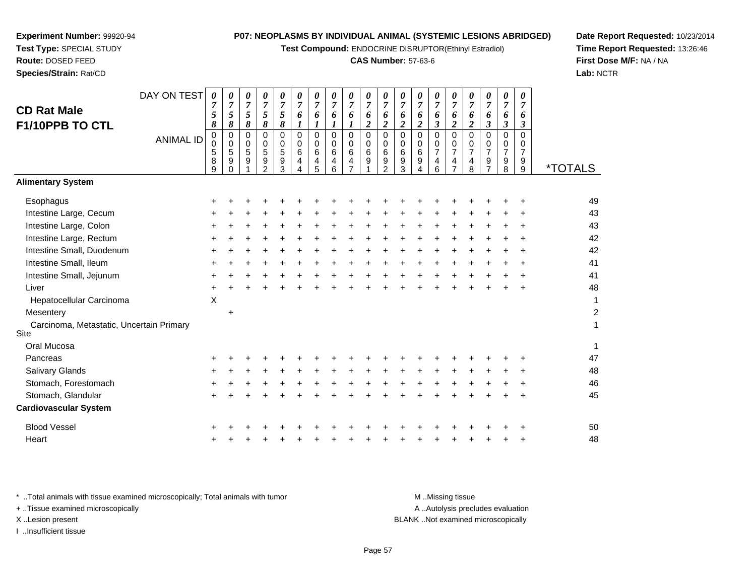**Experiment Number:** 99920-94
**Test Type:** SPECIAL STUDY
**Route:** DOSED FEED
**Species/Strain:** Rat/CD

**P07: NEOPLASMS BY INDIVIDUAL ANIMAL (SYSTEMIC LESIONS ABRIDGED)**
**Test Compound:** ENDOCRINE DISRUPTOR(Ethinyl Estradiol)
**CAS Number:** 57-63-6

**Date Report Requested:** 10/23/2014
**Time Report Requested:** 13:26:46
**First Dose M/F:** NA / NA
**Lab:** NCTR

## CD Rat Male F1/10PPB TO CTL

| DAY ON TEST | 0758 | 0758 | 0758 | 0758 | 0758 | 0761 | 0761 | 0761 | 0761 | 0762 | 0762 | 0762 | 0762 | 0763 | 0762 | 0762 | 0763 | 0763 | 0763 | |
|---|---|---|---|---|---|---|---|---|---|---|---|---|---|---|---|---|---|---|---|---|
| **ANIMAL ID** | 00589 | 00590 | 00591 | 00592 | 00593 | 00644 | 00645 | 00646 | 00647 | 00691 | 00692 | 00693 | 00694 | 00746 | 00747 | 00748 | 00797 | 00798 | 00799 | ***TOTALS** |
| **Alimentary System** | | | | | | | | | | | | | | | | | | | | |
| Esophagus | + | + | + | + | + | + | + | + | + | + | + | + | + | + | + | + | + | + | + | 49 |
| Intestine Large, Cecum | + | + | + | + | + | + | + | + | + | + | + | + | + | + | + | + | + | + | + | 43 |
| Intestine Large, Colon | + | + | + | + | + | + | + | + | + | + | + | + | + | + | + | + | + | + | + | 43 |
| Intestine Large, Rectum | + | + | + | + | + | + | + | + | + | + | + | + | + | + | + | + | + | + | + | 42 |
| Intestine Small, Duodenum | + | + | + | + | + | + | + | + | + | + | + | + | + | + | + | + | + | + | + | 42 |
| Intestine Small, Ileum | + | + | + | + | + | + | + | + | + | + | + | + | + | + | + | + | + | + | + | 41 |
| Intestine Small, Jejunum | + | + | + | + | + | + | + | + | + | + | + | + | + | + | + | + | + | + | + | 41 |
| Liver | + | + | + | + | + | + | + | + | + | + | + | + | + | + | + | + | + | + | + | 48 |
| Hepatocellular Carcinoma | X | | | | | | | | | | | | | | | | | | | 1 |
| Mesentery | | + | | | | | | | | | | | | | | | | | | 2 |
| Carcinoma, Metastatic, Uncertain Primary Site | | | | | | | | | | | | | | | | | | | | 1 |
| Oral Mucosa | | | | | | | | | | | | | | | | | | | | 1 |
| Pancreas | + | + | + | + | + | + | + | + | + | + | + | + | + | + | + | + | + | + | + | 47 |
| Salivary Glands | + | + | + | + | + | + | + | + | + | + | + | + | + | + | + | + | + | + | + | 48 |
| Stomach, Forestomach | + | + | + | + | + | + | + | + | + | + | + | + | + | + | + | + | + | + | + | 46 |
| Stomach, Glandular | + | + | + | + | + | + | + | + | + | + | + | + | + | + | + | + | + | + | + | 45 |
| **Cardiovascular System** | | | | | | | | | | | | | | | | | | | | |
| Blood Vessel | + | + | + | + | + | + | + | + | + | + | + | + | + | + | + | + | + | + | + | 50 |
| Heart | + | + | + | + | + | + | + | + | + | + | + | + | + | + | + | + | + | + | + | 48 |

* ..Total animals with tissue examined microscopically; Total animals with tumor
+ ..Tissue examined microscopically
X ..Lesion present
I ..Insufficient tissue

M ..Missing tissue
A ..Autolysis precludes evaluation
BLANK ..Not examined microscopically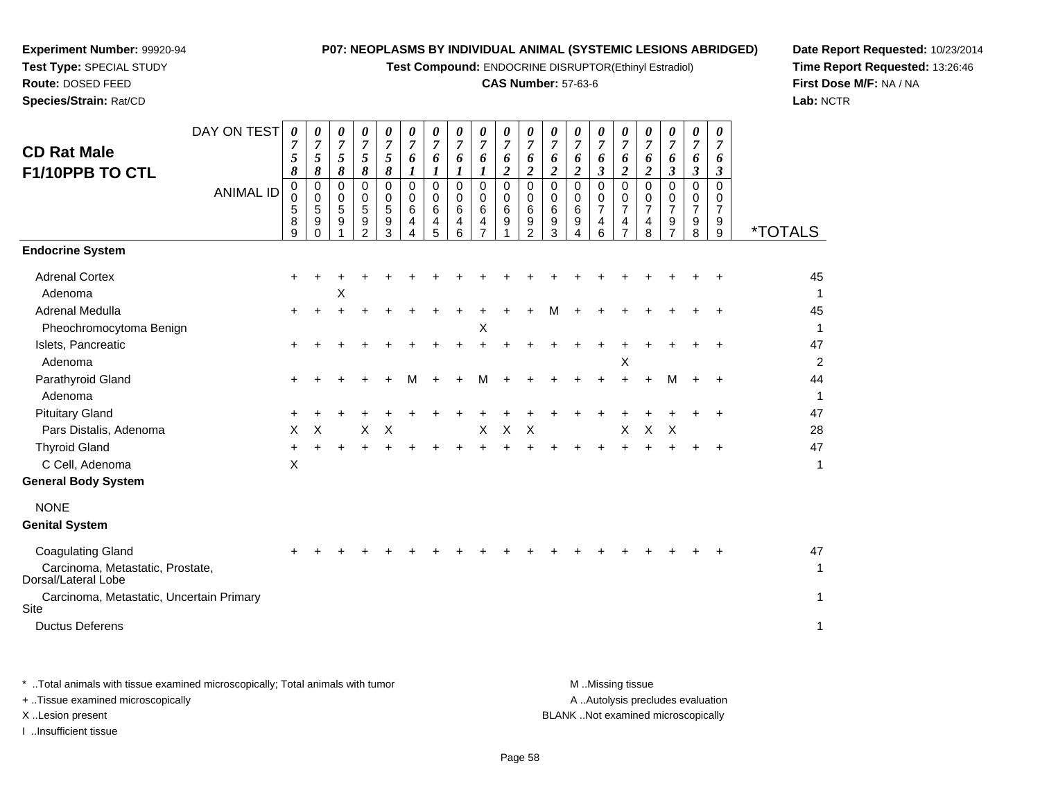**Experiment Number:** 99920-94
**Test Type:** SPECIAL STUDY
**Route:** DOSED FEED
**Species/Strain:** Rat/CD

**P07: NEOPLASMS BY INDIVIDUAL ANIMAL (SYSTEMIC LESIONS ABRIDGED)**
**Test Compound:** ENDOCRINE DISRUPTOR(Ethinyl Estradiol)
**CAS Number:** 57-63-6

**Date Report Requested:** 10/23/2014
**Time Report Requested:** 13:26:46
**First Dose M/F:** NA / NA
**Lab:** NCTR

## CD Rat Male F1/10PPB TO CTL

| DAY ON TEST | 0758 | 0758 | 0758 | 0758 | 0758 | 0761 | 0761 | 0761 | 0761 | 0762 | 0762 | 0762 | 0762 | 0763 | 0762 | 0762 | 0763 | 0763 | 0763 | |
|---|---|---|---|---|---|---|---|---|---|---|---|---|---|---|---|---|---|---|---|---|
| **ANIMAL ID** | 00589 | 00590 | 00591 | 00592 | 00593 | 00644 | 00645 | 00646 | 00647 | 00691 | 00692 | 00693 | 00694 | 00746 | 00747 | 00748 | 00797 | 00798 | 00799 | ***TOTALS** |
| **Endocrine System** | | | | | | | | | | | | | | | | | | | | |
| Adrenal Cortex | + | + | + | + | + | + | + | + | + | + | + | + | + | + | + | + | + | + | + | 45 |
| Adenoma | | | X | | | | | | | | | | | | | | | | | 1 |
| Adrenal Medulla | + | + | + | + | + | + | + | + | + | + | + | M | + | + | + | + | + | + | + | 45 |
| Pheochromocytoma Benign | | | | | | | | | X | | | | | | | | | | | 1 |
| Islets, Pancreatic | + | + | + | + | + | + | + | + | + | + | + | + | + | + | + | + | + | + | + | 47 |
| Adenoma | | | | | | | | | | | | | | | X | | | | | 2 |
| Parathyroid Gland | + | + | + | + | + | M | + | + | M | + | + | + | + | + | + | + | M | + | + | 44 |
| Adenoma | | | | | | | | | | | | | | | | | | | | 1 |
| Pituitary Gland | + | + | + | + | + | + | + | + | + | + | + | + | + | + | + | + | + | + | + | 47 |
| Pars Distalis, Adenoma | X | X | | X | X | | | | X | X | X | | | | X | X | X | | | 28 |
| Thyroid Gland | + | + | + | + | + | + | + | + | + | + | + | + | + | + | + | + | + | + | + | 47 |
| C Cell, Adenoma | X | | | | | | | | | | | | | | | | | | | 1 |
| **General Body System** | | | | | | | | | | | | | | | | | | | | |
| NONE | | | | | | | | | | | | | | | | | | | | |
| **Genital System** | | | | | | | | | | | | | | | | | | | | |
| Coagulating Gland | + | + | + | + | + | + | + | + | + | + | + | + | + | + | + | + | + | + | + | 47 |
| Carcinoma, Metastatic, Prostate, Dorsal/Lateral Lobe | | | | | | | | | | | | | | | | | | | | 1 |
| Carcinoma, Metastatic, Uncertain Primary Site | | | | | | | | | | | | | | | | | | | | 1 |
| Ductus Deferens | | | | | | | | | | | | | | | | | | | | 1 |

\* ..Total animals with tissue examined microscopically; Total animals with tumor
\+ ..Tissue examined microscopically
X ..Lesion present
I ..Insufficient tissue

M ..Missing tissue
A ..Autolysis precludes evaluation
BLANK ..Not examined microscopically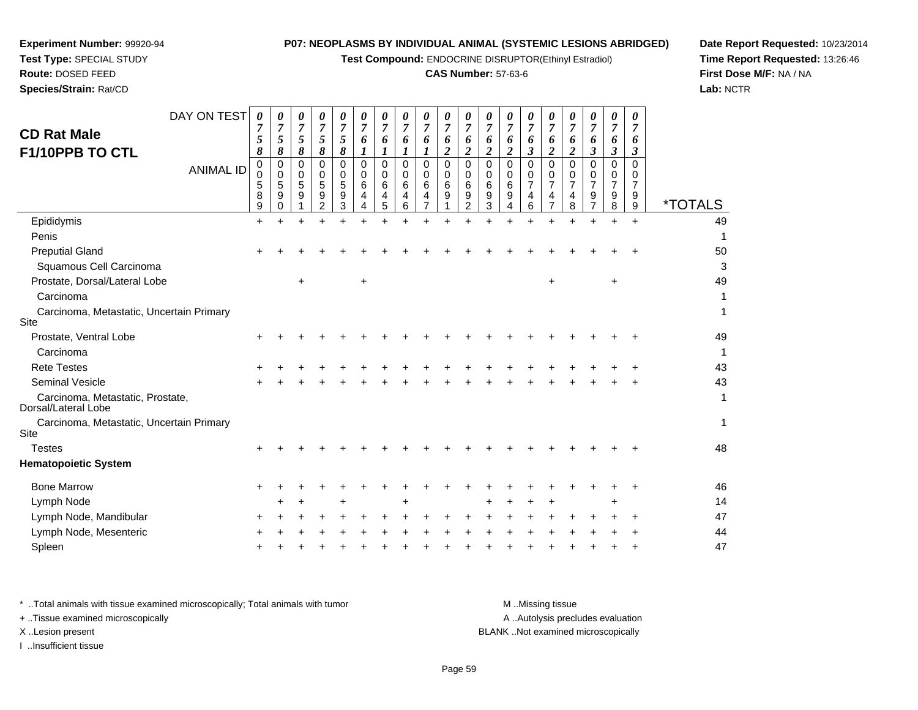**Experiment Number:** 99920-94
**Test Type:** SPECIAL STUDY
**Route:** DOSED FEED
**Species/Strain:** Rat/CD

**P07: NEOPLASMS BY INDIVIDUAL ANIMAL (SYSTEMIC LESIONS ABRIDGED)**
**Test Compound:** ENDOCRINE DISRUPTOR(Ethinyl Estradiol)
**CAS Number:** 57-63-6

**Date Report Requested:** 10/23/2014
**Time Report Requested:** 13:26:46
**First Dose M/F:** NA / NA
**Lab:** NCTR

## CD Rat Male
## F1/10PPB TO CTL

| DAY ON TEST | 0758 | 0758 | 0758 | 0758 | 0758 | 0761 | 0761 | 0761 | 0761 | 0762 | 0762 | 0762 | 0762 | 0763 | 0762 | 0762 | 0763 | 0763 | 0763 | |
|---|---|---|---|---|---|---|---|---|---|---|---|---|---|---|---|---|---|---|---|---|
| **ANIMAL ID** | 00589 | 00590 | 00591 | 00592 | 00593 | 00644 | 00645 | 00646 | 00647 | 00691 | 00692 | 00693 | 00694 | 00746 | 00747 | 00748 | 00797 | 00798 | 00799 | ***TOTALS** |
| Epididymis | + | + | + | + | + | + | + | + | + | + | + | + | + | + | + | + | + | + | + | 49 |
| Penis | | | | | | | | | | | | | | | | | | | | 1 |
| Preputial Gland | + | + | + | + | + | + | + | + | + | + | + | + | + | + | + | + | + | + | + | 50 |
| Squamous Cell Carcinoma | | | | | | | | | | | | | | | | | | | | 3 |
| Prostate, Dorsal/Lateral Lobe | | | + | | | + | | | | | | | | | + | | | + | | 49 |
| Carcinoma | | | | | | | | | | | | | | | | | | | | 1 |
| Carcinoma, Metastatic, Uncertain Primary Site | | | | | | | | | | | | | | | | | | | | 1 |
| Prostate, Ventral Lobe | + | + | + | + | + | + | + | + | + | + | + | + | + | + | + | + | + | + | + | 49 |
| Carcinoma | | | | | | | | | | | | | | | | | | | | 1 |
| Rete Testes | + | + | + | + | + | + | + | + | + | + | + | + | + | + | + | + | + | + | + | 43 |
| Seminal Vesicle | + | + | + | + | + | + | + | + | + | + | + | + | + | + | + | + | + | + | + | 43 |
| Carcinoma, Metastatic, Prostate, Dorsal/Lateral Lobe | | | | | | | | | | | | | | | | | | | | 1 |
| Carcinoma, Metastatic, Uncertain Primary Site | | | | | | | | | | | | | | | | | | | | 1 |
| Testes | + | + | + | + | + | + | + | + | + | + | + | + | + | + | + | + | + | + | + | 48 |
| **Hematopoietic System** | | | | | | | | | | | | | | | | | | | | |
| Bone Marrow | + | + | + | + | + | + | + | + | + | + | + | + | + | + | + | + | + | + | + | 46 |
| Lymph Node | | + | + | | + | | | + | | | | + | + | + | + | | | + | | 14 |
| Lymph Node, Mandibular | + | + | + | + | + | + | + | + | + | + | + | + | + | + | + | + | + | + | + | 47 |
| Lymph Node, Mesenteric | + | + | + | + | + | + | + | + | + | + | + | + | + | + | + | + | + | + | + | 44 |
| Spleen | + | + | + | + | + | + | + | + | + | + | + | + | + | + | + | + | + | + | + | 47 |

\* ..Total animals with tissue examined microscopically; Total animals with tumor
+ ..Tissue examined microscopically
X ..Lesion present
I ..Insufficient tissue

M ..Missing tissue
A ..Autolysis precludes evaluation
BLANK ..Not examined microscopically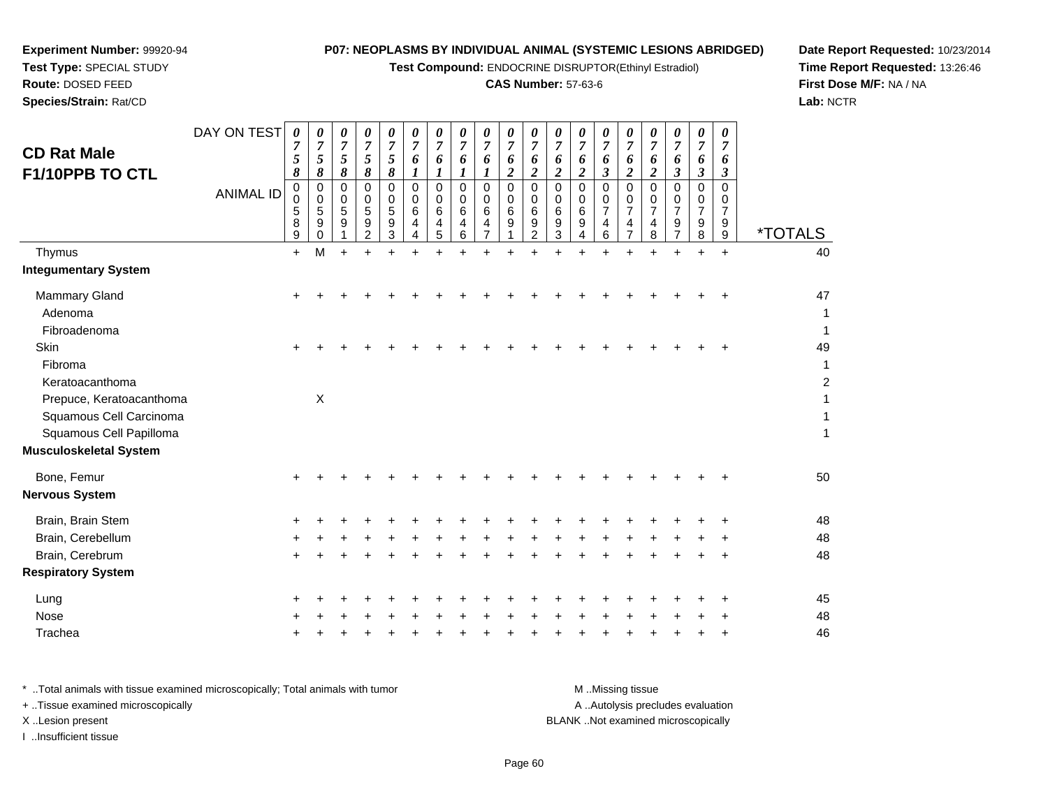**Experiment Number:** 99920-94
**Test Type:** SPECIAL STUDY
**Route:** DOSED FEED
**Species/Strain:** Rat/CD

**P07: NEOPLASMS BY INDIVIDUAL ANIMAL (SYSTEMIC LESIONS ABRIDGED)**
**Test Compound:** ENDOCRINE DISRUPTOR(Ethinyl Estradiol)
**CAS Number:** 57-63-6

**Date Report Requested:** 10/23/2014
**Time Report Requested:** 13:26:46
**First Dose M/F:** NA / NA
**Lab:** NCTR

## CD Rat Male F1/10PPB TO CTL

| DAY ON TEST | 0758 | 0758 | 0758 | 0758 | 0758 | 0761 | 0761 | 0761 | 0761 | 0762 | 0762 | 0762 | 0762 | 0763 | 0762 | 0762 | 0763 | 0763 | 0763 | |
|---|---|---|---|---|---|---|---|---|---|---|---|---|---|---|---|---|---|---|---|---|
| **ANIMAL ID** | 00589 | 00590 | 00591 | 00592 | 00593 | 00644 | 00645 | 00646 | 00647 | 00691 | 00692 | 00693 | 00694 | 00746 | 00747 | 00748 | 00797 | 00798 | 00799 | ***TOTALS** |
| Thymus | + | M | + | + | + | + | + | + | + | + | + | + | + | + | + | + | + | + | + | 40 |
| **Integumentary System** | | | | | | | | | | | | | | | | | | | | |
| Mammary Gland | + | + | + | + | + | + | + | + | + | + | + | + | + | + | + | + | + | + | + | 47 |
| Adenoma | | | | | | | | | | | | | | | | | | | | 1 |
| Fibroadenoma | | | | | | | | | | | | | | | | | | | | 1 |
| Skin | + | + | + | + | + | + | + | + | + | + | + | + | + | + | + | + | + | + | + | 49 |
| Fibroma | | | | | | | | | | | | | | | | | | | | 1 |
| Keratoacanthoma | | | | | | | | | | | | | | | | | | | | 2 |
| Prepuce, Keratoacanthoma | | X | | | | | | | | | | | | | | | | | | 1 |
| Squamous Cell Carcinoma | | | | | | | | | | | | | | | | | | | | 1 |
| Squamous Cell Papilloma | | | | | | | | | | | | | | | | | | | | 1 |
| **Musculoskeletal System** | | | | | | | | | | | | | | | | | | | | |
| Bone, Femur | + | + | + | + | + | + | + | + | + | + | + | + | + | + | + | + | + | + | + | 50 |
| **Nervous System** | | | | | | | | | | | | | | | | | | | | |
| Brain, Brain Stem | + | + | + | + | + | + | + | + | + | + | + | + | + | + | + | + | + | + | + | 48 |
| Brain, Cerebellum | + | + | + | + | + | + | + | + | + | + | + | + | + | + | + | + | + | + | + | 48 |
| Brain, Cerebrum | + | + | + | + | + | + | + | + | + | + | + | + | + | + | + | + | + | + | + | 48 |
| **Respiratory System** | | | | | | | | | | | | | | | | | | | | |
| Lung | + | + | + | + | + | + | + | + | + | + | + | + | + | + | + | + | + | + | + | 45 |
| Nose | + | + | + | + | + | + | + | + | + | + | + | + | + | + | + | + | + | + | + | 48 |
| Trachea | + | + | + | + | + | + | + | + | + | + | + | + | + | + | + | + | + | + | + | 46 |

\* ..Total animals with tissue examined microscopically; Total animals with tumor
+ ..Tissue examined microscopically
X ..Lesion present
I ..Insufficient tissue

M ..Missing tissue
A ..Autolysis precludes evaluation
BLANK ..Not examined microscopically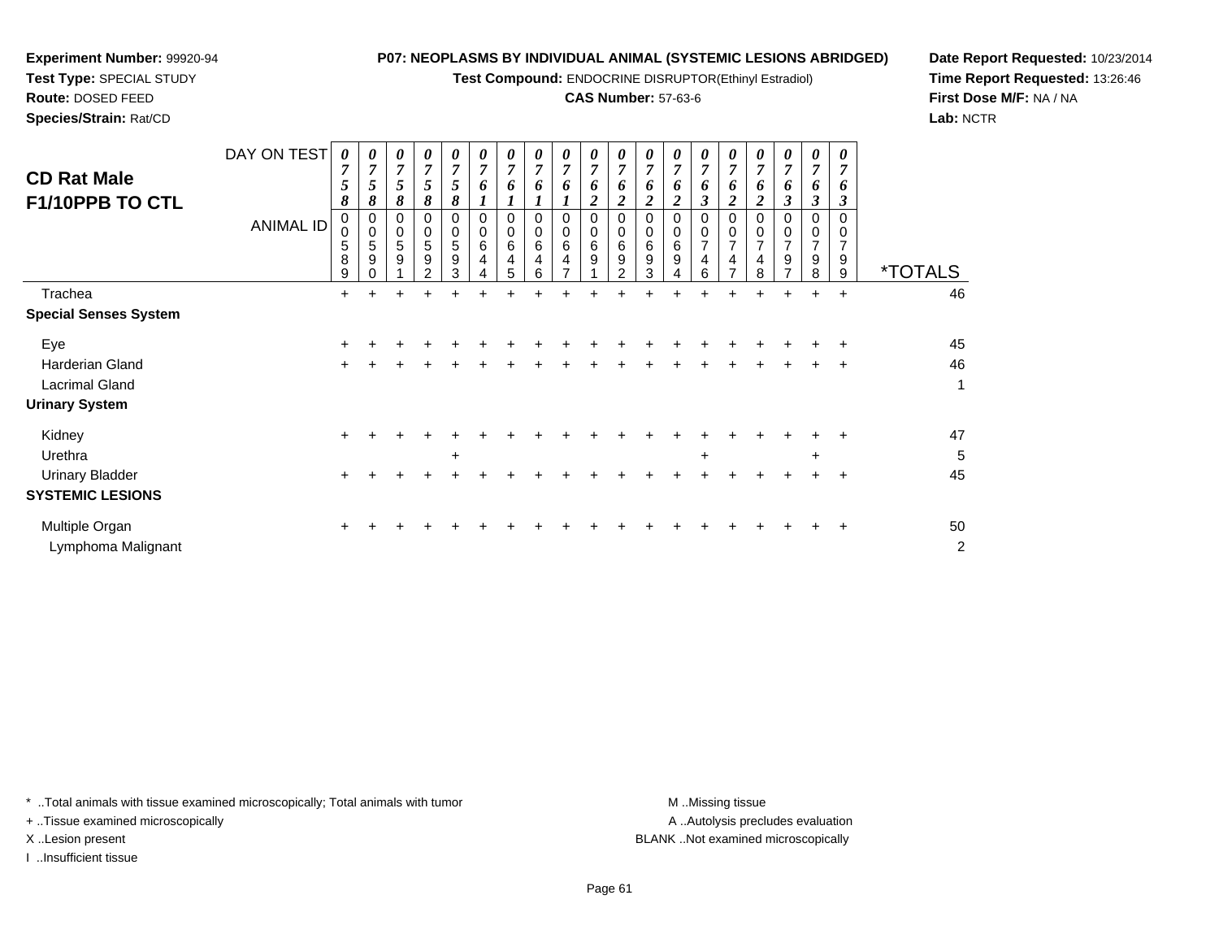**Experiment Number:** 99920-94
**Test Type:** SPECIAL STUDY
**Route:** DOSED FEED
**Species/Strain:** Rat/CD

**P07: NEOPLASMS BY INDIVIDUAL ANIMAL (SYSTEMIC LESIONS ABRIDGED)**
**Test Compound:** ENDOCRINE DISRUPTOR(Ethinyl Estradiol)
**CAS Number:** 57-63-6

**Date Report Requested:** 10/23/2014
**Time Report Requested:** 13:26:46
**First Dose M/F:** NA / NA
**Lab:** NCTR

## CD Rat Male F1/10PPB TO CTL

| DAY ON TEST | 0758 | 0758 | 0758 | 0758 | 0758 | 0761 | 0761 | 0761 | 0761 | 0762 | 0762 | 0762 | 0762 | 0763 | 0762 | 0762 | 0763 | 0763 | 0763 | |
|---|---|---|---|---|---|---|---|---|---|---|---|---|---|---|---|---|---|---|---|---|
| **ANIMAL ID** | 00589 | 00590 | 00591 | 00592 | 00593 | 00644 | 00645 | 00646 | 00647 | 00691 | 00692 | 00693 | 00694 | 00746 | 00747 | 00748 | 00797 | 00798 | 00799 | ***TOTALS** |
| Trachea | + | + | + | + | + | + | + | + | + | + | + | + | + | + | + | + | + | + | + | 46 |
| **Special Senses System** | | | | | | | | | | | | | | | | | | | | |
| Eye | + | + | + | + | + | + | + | + | + | + | + | + | + | + | + | + | + | + | + | 45 |
| Harderian Gland | + | + | + | + | + | + | + | + | + | + | + | + | + | + | + | + | + | + | + | 46 |
| Lacrimal Gland | | | | | | | | | | | | | | | | | | | | 1 |
| **Urinary System** | | | | | | | | | | | | | | | | | | | | |
| Kidney | + | + | + | + | + | + | + | + | + | + | + | + | + | + | + | + | + | + | + | 47 |
| Urethra | | | | | + | | | | | | | | | + | | | | + | | 5 |
| Urinary Bladder | + | + | + | + | + | + | + | + | + | + | + | + | + | + | + | + | + | + | + | 45 |
| **SYSTEMIC LESIONS** | | | | | | | | | | | | | | | | | | | | |
| Multiple Organ | + | + | + | + | + | + | + | + | + | + | + | + | + | + | + | + | + | + | + | 50 |
| Lymphoma Malignant | | | | | | | | | | | | | | | | | | | | 2 |

\* ..Total animals with tissue examined microscopically; Total animals with tumor
\+ ..Tissue examined microscopically
X ..Lesion present
I ..Insufficient tissue

M ..Missing tissue
A ..Autolysis precludes evaluation
BLANK ..Not examined microscopically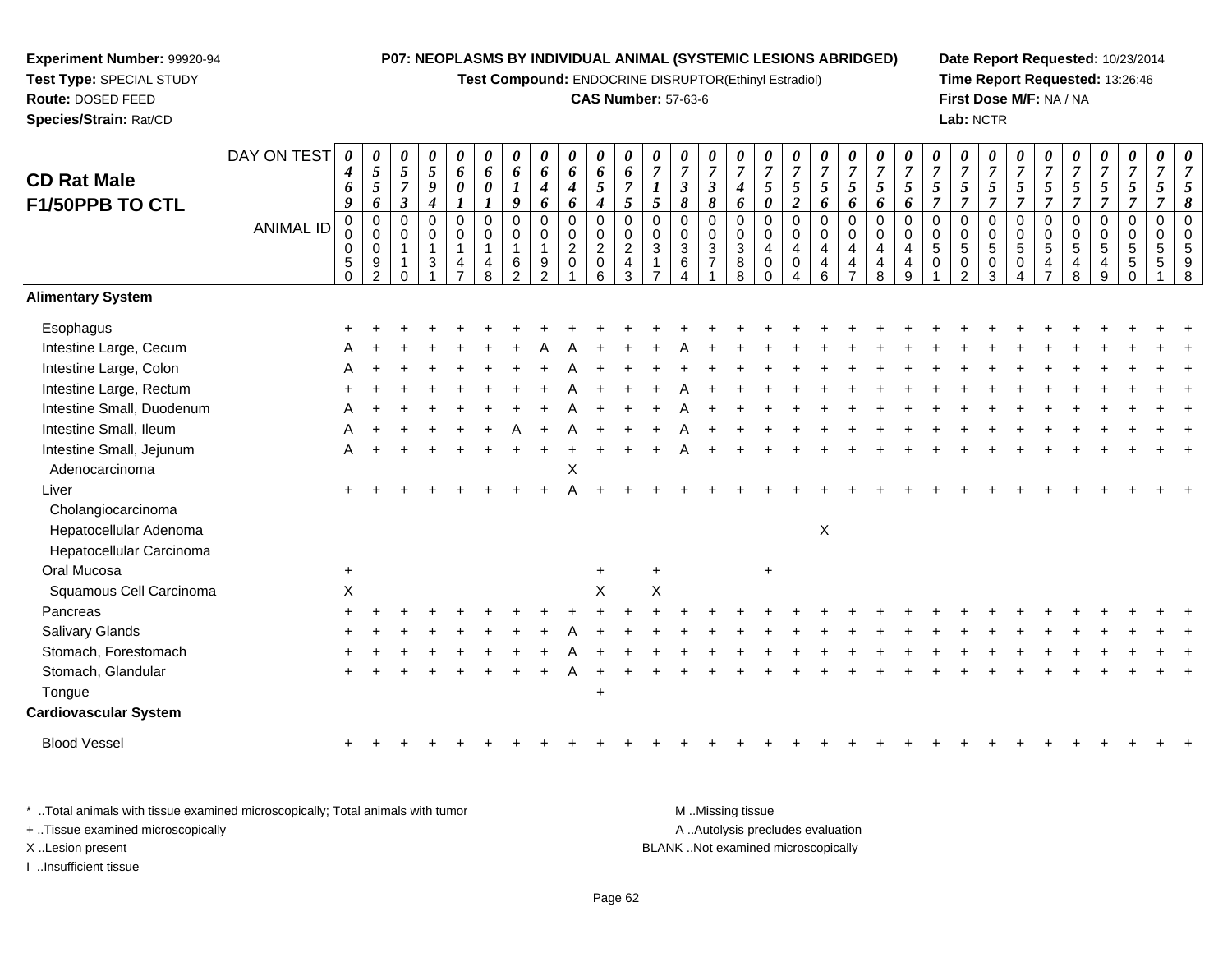**Experiment Number:** 99920-94
**Test Type:** SPECIAL STUDY
**Route:** DOSED FEED
**Species/Strain:** Rat/CD

**P07: NEOPLASMS BY INDIVIDUAL ANIMAL (SYSTEMIC LESIONS ABRIDGED)**
**Test Compound:** ENDOCRINE DISRUPTOR(Ethinyl Estradiol)
**CAS Number:** 57-63-6

**Date Report Requested:** 10/23/2014
**Time Report Requested:** 13:26:46
**First Dose M/F:** NA / NA
**Lab:** NCTR

## CD Rat Male F1/50PPB TO CTL

| DAY ON TEST | 0469 | 0556 | 0573 | 0594 | 0601 | 0601 | 0619 | 0646 | 0646 | 0654 | 0675 | 0715 | 0738 | 0738 | 0746 | 0750 | 0752 | 0756 | 0756 | 0756 | 0756 | 0757 | 0757 | 0757 | 0757 | 0757 | 0757 | 0757 | 0757 | 0757 | 0758 |
|---|---|---|---|---|---|---|---|---|---|---|---|---|---|---|---|---|---|---|---|---|---|---|---|---|---|---|---|---|---|---|---|
| **ANIMAL ID** | 00050 | 00092 | 00110 | 00131 | 00147 | 00148 | 00162 | 00192 | 00201 | 00206 | 00243 | 00317 | 00364 | 00371 | 00388 | 00400 | 00404 | 00446 | 00447 | 00448 | 00449 | 00501 | 00502 | 00503 | 00504 | 00547 | 00548 | 00549 | 00550 | 00551 | 00598 |
| **Alimentary System** | | | | | | | | | | | | | | | | | | | | | | | | | | | | | | | |
| Esophagus | + | + | + | + | + | + | + | + | + | + | + | + | + | + | + | + | + | + | + | + | + | + | + | + | + | + | + | + | + | + | + |
| Intestine Large, Cecum | A | + | + | + | + | + | + | A | A | + | + | + | A | + | + | + | + | + | + | + | + | + | + | + | + | + | + | + | + | + | + |
| Intestine Large, Colon | A | + | + | + | + | + | + | + | A | + | + | + | + | + | + | + | + | + | + | + | + | + | + | + | + | + | + | + | + | + | + |
| Intestine Large, Rectum | + | + | + | + | + | + | + | + | A | + | + | + | A | + | + | + | + | + | + | + | + | + | + | + | + | + | + | + | + | + | + |
| Intestine Small, Duodenum | A | + | + | + | + | + | + | + | A | + | + | + | A | + | + | + | + | + | + | + | + | + | + | + | + | + | + | + | + | + | + |
| Intestine Small, Ileum | A | + | + | + | + | + | A | + | A | + | + | + | A | + | + | + | + | + | + | + | + | + | + | + | + | + | + | + | + | + | + |
| Intestine Small, Jejunum | A | + | + | + | + | + | + | + | + | + | + | + | A | + | + | + | + | + | + | + | + | + | + | + | + | + | + | + | + | + | + |
| Adenocarcinoma | | | | | | | | | X | | | | | | | | | | | | | | | | | | | | | | |
| Liver | + | + | + | + | + | + | + | + | A | + | + | + | + | + | + | + | + | + | + | + | + | + | + | + | + | + | + | + | + | + | + |
| Cholangiocarcinoma | | | | | | | | | | | | | | | | | | | | | | | | | | | | | | | |
| Hepatocellular Adenoma | | | | | | | | | | | | | | | | | | X | | | | | | | | | | | | | |
| Hepatocellular Carcinoma | | | | | | | | | | | | | | | | | | | | | | | | | | | | | | | |
| Oral Mucosa | + | | | | | | | | | + | | + | | | | + | | | | | | | | | | | | | | | |
| Squamous Cell Carcinoma | X | | | | | | | | | X | | X | | | | | | | | | | | | | | | | | | | |
| Pancreas | + | + | + | + | + | + | + | + | + | + | + | + | + | + | + | + | + | + | + | + | + | + | + | + | + | + | + | + | + | + | + |
| Salivary Glands | + | + | + | + | + | + | + | + | A | + | + | + | + | + | + | + | + | + | + | + | + | + | + | + | + | + | + | + | + | + | + |
| Stomach, Forestomach | + | + | + | + | + | + | + | + | A | + | + | + | + | + | + | + | + | + | + | + | + | + | + | + | + | + | + | + | + | + | + |
| Stomach, Glandular | + | + | + | + | + | + | + | + | A | + | + | + | + | + | + | + | + | + | + | + | + | + | + | + | + | + | + | + | + | + | + |
| Tongue | | | | | | | | | | + | | | | | | | | | | | | | | | | | | | | | |
| **Cardiovascular System** | | | | | | | | | | | | | | | | | | | | | | | | | | | | | | | |
| Blood Vessel | + | + | + | + | + | + | + | + | + | + | + | + | + | + | + | + | + | + | + | + | + | + | + | + | + | + | + | + | + | + | + |

\* ..Total animals with tissue examined microscopically; Total animals with tumor
+ ..Tissue examined microscopically
X ..Lesion present
I ..Insufficient tissue

M ..Missing tissue
A ..Autolysis precludes evaluation
BLANK ..Not examined microscopically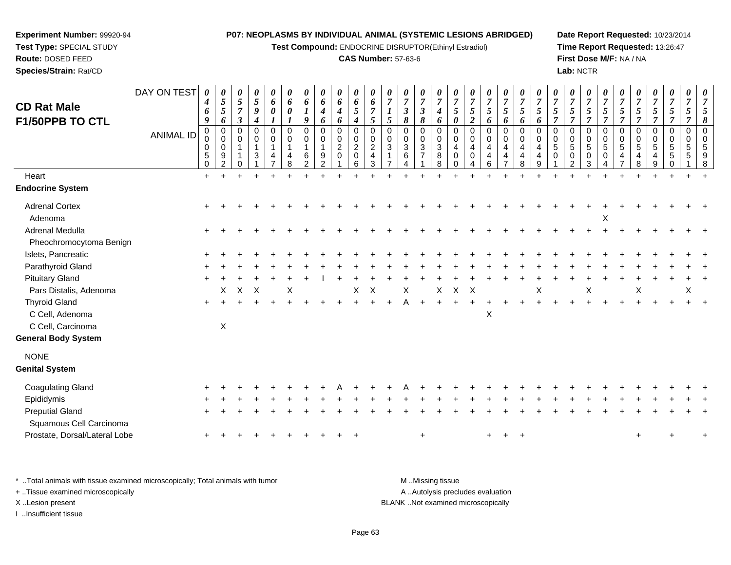**Experiment Number:** 99920-94
**Test Type:** SPECIAL STUDY
**Route:** DOSED FEED
**Species/Strain:** Rat/CD

**P07: NEOPLASMS BY INDIVIDUAL ANIMAL (SYSTEMIC LESIONS ABRIDGED)**
**Test Compound:** ENDOCRINE DISRUPTOR(Ethinyl Estradiol)
**CAS Number:** 57-63-6

**Date Report Requested:** 10/23/2014
**Time Report Requested:** 13:26:47
**First Dose M/F:** NA / NA
**Lab:** NCTR

## CD Rat Male F1/50PPB TO CTL

| DAY ON TEST | 0469 | 0556 | 0573 | 0594 | 0601 | 0601 | 0619 | 0646 | 0646 | 0654 | 0675 | 0715 | 0738 | 0738 | 0746 | 0750 | 0752 | 0756 | 0756 | 0756 | 0756 | 0757 | 0757 | 0757 | 0757 | 0757 | 0757 | 0757 | 0757 | 0757 | 0758 |
|---|---|---|---|---|---|---|---|---|---|---|---|---|---|---|---|---|---|---|---|---|---|---|---|---|---|---|---|---|---|---|---|
| **ANIMAL ID** | 00050 | 00092 | 00110 | 00131 | 00147 | 00148 | 00162 | 00192 | 00201 | 00206 | 00243 | 00317 | 00364 | 00371 | 00388 | 00400 | 00404 | 00446 | 00447 | 00448 | 00449 | 00501 | 00502 | 00503 | 00504 | 00547 | 00548 | 00549 | 00550 | 00551 | 00598 |
| Heart | + | + | + | + | + | + | + | + | + | + | + | + | + | + | + | + | + | + | + | + | + | + | + | + | + | + | + | + | + | + | + |
| **Endocrine System** | | | | | | | | | | | | | | | | | | | | | | | | | | | | | | | |
| Adrenal Cortex | + | + | + | + | + | + | + | + | + | + | + | + | + | + | + | + | + | + | + | + | + | + | + | + | + | + | + | + | + | + | + |
| Adenoma | | | | | | | | | | | | | | | | | | | | | | | | | X | | | | | | |
| Adrenal Medulla | + | + | + | + | + | + | + | + | + | + | + | + | + | + | + | + | + | + | + | + | + | + | + | + | + | + | + | + | + | + | + |
| Pheochromocytoma Benign | | | | | | | | | | | | | | | | | | | | | | | | | | | | | | | |
| Islets, Pancreatic | + | + | + | + | + | + | + | + | + | + | + | + | + | + | + | + | + | + | + | + | + | + | + | + | + | + | + | + | + | + | + |
| Parathyroid Gland | + | + | + | + | + | + | + | + | + | + | + | + | + | + | + | + | + | + | + | + | + | + | + | + | + | + | + | + | + | + | + |
| Pituitary Gland | + | + | + | + | + | + | + | I | + | + | + | + | + | + | + | + | + | + | + | + | + | + | + | + | + | + | + | + | + | + | + |
| Pars Distalis, Adenoma | | X | X | X | | X | | | | X | X | | X | | X | X | X | | | | X | | | X | | | X | | | X | |
| Thyroid Gland | + | + | + | + | + | + | + | + | + | + | + | + | A | + | + | + | + | + | + | + | + | + | + | + | + | + | + | + | + | + | + |
| C Cell, Adenoma | | | | | | | | | | | | | | | | | | X | | | | | | | | | | | | | |
| C Cell, Carcinoma | | X | | | | | | | | | | | | | | | | | | | | | | | | | | | | | |
| **General Body System** | | | | | | | | | | | | | | | | | | | | | | | | | | | | | | | |
| NONE | | | | | | | | | | | | | | | | | | | | | | | | | | | | | | | |
| **Genital System** | | | | | | | | | | | | | | | | | | | | | | | | | | | | | | | |
| Coagulating Gland | + | + | + | + | + | + | + | + | A | + | + | + | A | + | + | + | + | + | + | + | + | + | + | + | + | + | + | + | + | + | + |
| Epididymis | + | + | + | + | + | + | + | + | + | + | + | + | + | + | + | + | + | + | + | + | + | + | + | + | + | + | + | + | + | + | + |
| Preputial Gland | + | + | + | + | + | + | + | + | + | + | + | + | + | + | + | + | + | + | + | + | + | + | + | + | + | + | + | + | + | + | + |
| Squamous Cell Carcinoma | | | | | | | | | | | | | | | | | | | | | | | | | | | | | | | |
| Prostate, Dorsal/Lateral Lobe | + | + | + | + | + | + | + | + | + | + | | | | + | | | | + | + | + | | | | | | | + | | + | | + |

\* ..Total animals with tissue examined microscopically; Total animals with tumor
+ ..Tissue examined microscopically
X ..Lesion present
I ..Insufficient tissue

M ..Missing tissue
A ..Autolysis precludes evaluation
BLANK ..Not examined microscopically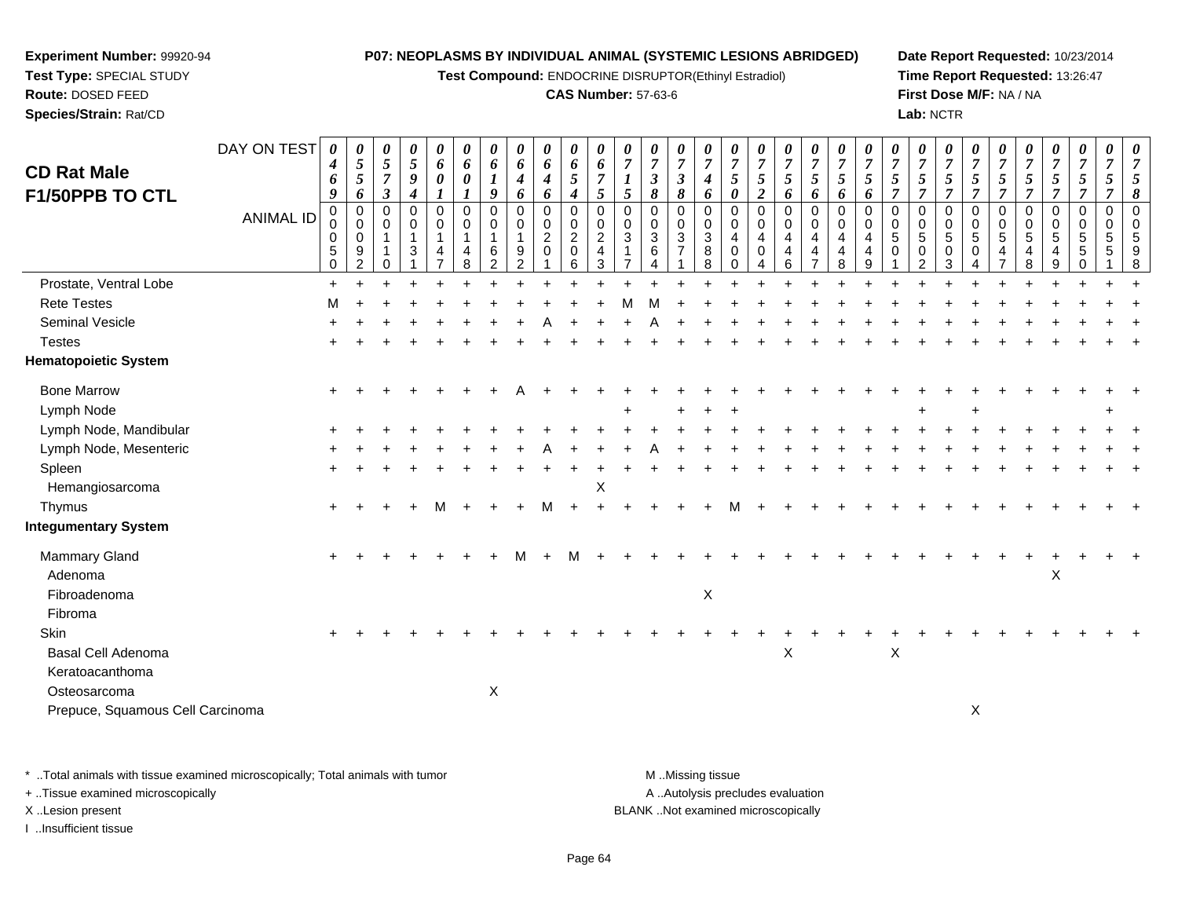**Experiment Number:** 99920-94
**Test Type:** SPECIAL STUDY
**Route:** DOSED FEED
**Species/Strain:** Rat/CD

**P07: NEOPLASMS BY INDIVIDUAL ANIMAL (SYSTEMIC LESIONS ABRIDGED)**
**Test Compound:** ENDOCRINE DISRUPTOR(Ethinyl Estradiol)
**CAS Number:** 57-63-6

**Date Report Requested:** 10/23/2014
**Time Report Requested:** 13:26:47
**First Dose M/F:** NA / NA
**Lab:** NCTR

## CD Rat Male F1/50PPB TO CTL

| DAY ON TEST | 0469 | 0556 | 0573 | 0594 | 0601 | 0601 | 0619 | 0646 | 0646 | 0654 | 0675 | 0715 | 0738 | 0738 | 0746 | 0750 | 0752 | 0756 | 0756 | 0756 | 0756 | 0757 | 0757 | 0757 | 0757 | 0757 | 0757 | 0757 | 0757 | 0757 | 0758 |
|---|---|---|---|---|---|---|---|---|---|---|---|---|---|---|---|---|---|---|---|---|---|---|---|---|---|---|---|---|---|---|---|
| **ANIMAL ID** | 00050 | 00092 | 00110 | 00131 | 00147 | 00148 | 00162 | 00192 | 00201 | 00206 | 00243 | 00317 | 00364 | 00371 | 00388 | 00400 | 00404 | 00446 | 00447 | 00448 | 00449 | 00501 | 00502 | 00503 | 00504 | 00547 | 00548 | 00549 | 00550 | 00551 | 00598 |
| Prostate, Ventral Lobe | + | + | + | + | + | + | + | + | + | + | + | + | + | + | + | + | + | + | + | + | + | + | + | + | + | + | + | + | + | + | + |
| Rete Testes | M | + | + | + | + | + | + | + | + | + | + | M | M | + | + | + | + | + | + | + | + | + | + | + | + | + | + | + | + | + | + |
| Seminal Vesicle | + | + | + | + | + | + | + | + | A | + | + | + | A | + | + | + | + | + | + | + | + | + | + | + | + | + | + | + | + | + | + |
| Testes | + | + | + | + | + | + | + | + | + | + | + | + | + | + | + | + | + | + | + | + | + | + | + | + | + | + | + | + | + | + | + |
| **Hematopoietic System** | | | | | | | | | | | | | | | | | | | | | | | | | | | | | | | |
| Bone Marrow | + | + | + | + | + | + | + | A | + | + | + | + | + | + | + | + | + | + | + | + | + | + | + | + | + | + | + | + | + | + | + |
| Lymph Node | | | | | | | | | | | | + | | + | + | + | | | | | | | + | | + | | | | | + | |
| Lymph Node, Mandibular | + | + | + | + | + | + | + | + | + | + | + | + | + | + | + | + | + | + | + | + | + | + | + | + | + | + | + | + | + | + | + |
| Lymph Node, Mesenteric | + | + | + | + | + | + | + | + | A | + | + | + | A | + | + | + | + | + | + | + | + | + | + | + | + | + | + | + | + | + | + |
| Spleen | + | + | + | + | + | + | + | + | + | + | + | + | + | + | + | + | + | + | + | + | + | + | + | + | + | + | + | + | + | + | + |
| Hemangiosarcoma | | | | | | | | | | | X | | | | | | | | | | | | | | | | | | | | |
| Thymus | + | + | + | + | M | + | + | + | M | + | + | + | + | + | + | M | + | + | + | + | + | + | + | + | + | + | + | + | + | + | + |
| **Integumentary System** | | | | | | | | | | | | | | | | | | | | | | | | | | | | | | | |
| Mammary Gland | + | + | + | + | + | + | + | M | + | M | + | + | + | + | + | + | + | + | + | + | + | + | + | + | + | + | + | + | + | + | + |
| Adenoma | | | | | | | | | | | | | | | | | | | | | | | | | | | | X | | | |
| Fibroadenoma | | | | | | | | | | | | | | | X | | | | | | | | | | | | | | | | |
| Fibroma | | | | | | | | | | | | | | | | | | | | | | | | | | | | | | | |
| Skin | + | + | + | + | + | + | + | + | + | + | + | + | + | + | + | + | + | + | + | + | + | + | + | + | + | + | + | + | + | + | + |
| Basal Cell Adenoma | | | | | | | | | | | | | | | | | | X | | | | X | | | | | | | | | |
| Keratoacanthoma | | | | | | | | | | | | | | | | | | | | | | | | | | | | | | | |
| Osteosarcoma | | | | | | | X | | | | | | | | | | | | | | | | | | | | | | | | |
| Prepuce, Squamous Cell Carcinoma | | | | | | | | | | | | | | | | | | | | | | | | | X | | | | | | |

* ..Total animals with tissue examined microscopically; Total animals with tumor
+ ..Tissue examined microscopically
X ..Lesion present
I ..Insufficient tissue

M ..Missing tissue
A ..Autolysis precludes evaluation
BLANK ..Not examined microscopically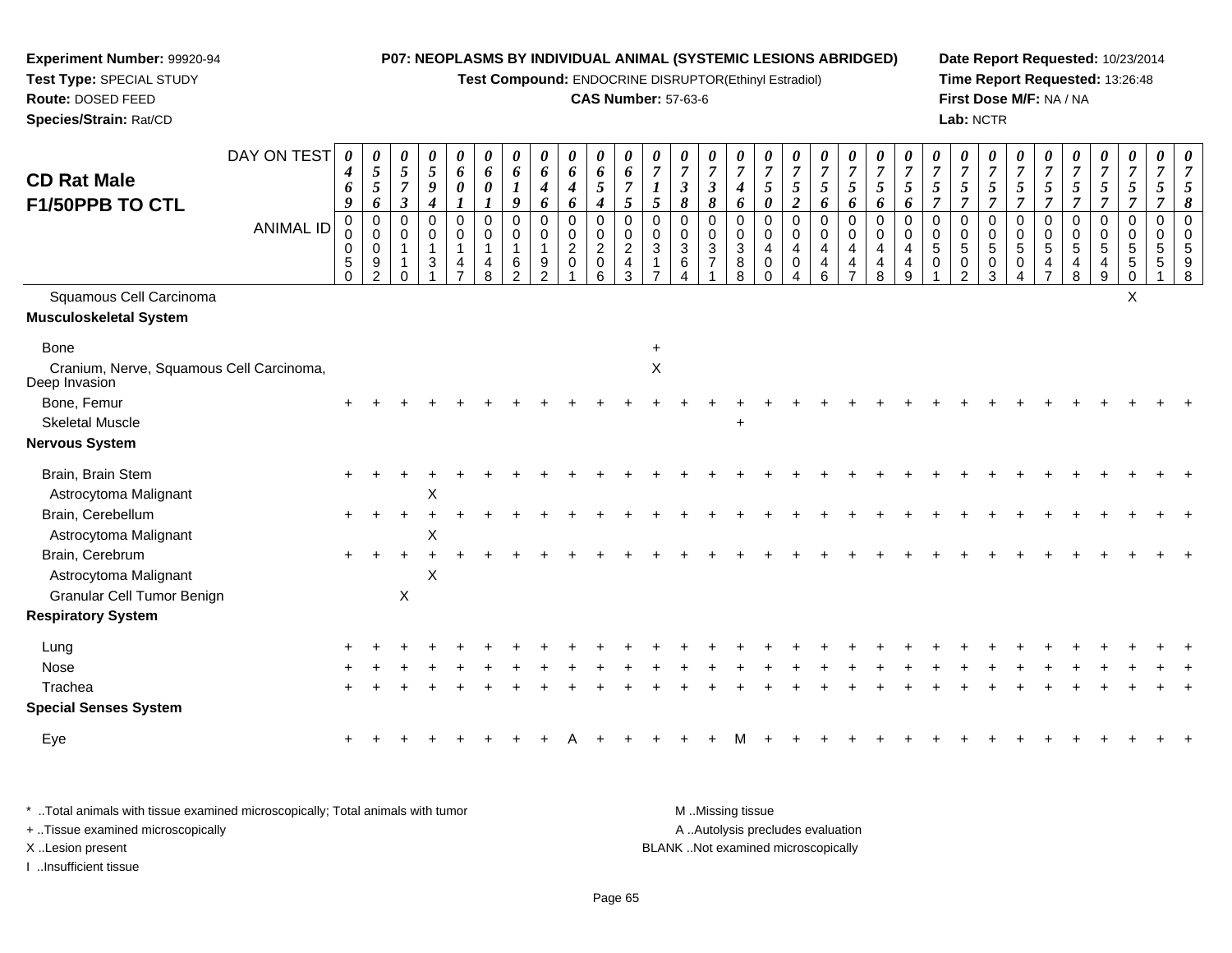**Experiment Number:** 99920-94
**Test Type:** SPECIAL STUDY
**Route:** DOSED FEED
**Species/Strain:** Rat/CD

**P07: NEOPLASMS BY INDIVIDUAL ANIMAL (SYSTEMIC LESIONS ABRIDGED)**
**Test Compound:** ENDOCRINE DISRUPTOR(Ethinyl Estradiol)
**CAS Number:** 57-63-6

**Date Report Requested:** 10/23/2014
**Time Report Requested:** 13:26:48
**First Dose M/F:** NA / NA
**Lab:** NCTR

## CD Rat Male F1/50PPB TO CTL

| DAY ON TEST | 0469 | 0556 | 0573 | 0594 | 0601 | 0601 | 0619 | 0646 | 0646 | 0654 | 0675 | 0715 | 0738 | 0738 | 0746 | 0750 | 0752 | 0756 | 0756 | 0756 | 0756 | 0757 | 0757 | 0757 | 0757 | 0757 | 0757 | 0757 | 0757 | 0757 | 0758 |
|---|---|---|---|---|---|---|---|---|---|---|---|---|---|---|---|---|---|---|---|---|---|---|---|---|---|---|---|---|---|---|---|
| ANIMAL ID | 00050 | 00092 | 00110 | 00131 | 00147 | 00148 | 00162 | 00192 | 00201 | 00206 | 00243 | 00317 | 00364 | 00371 | 00388 | 00400 | 00404 | 00446 | 00447 | 00448 | 00449 | 00501 | 00502 | 00503 | 00504 | 00547 | 00548 | 00549 | 00550 | 00551 | 00598 |
| Squamous Cell Carcinoma | | | | | | | | | | | | | | | | | | | | | | | | | | | | | X | | |
| **Musculoskeletal System** | | | | | | | | | | | | | | | | | | | | | | | | | | | | | | | |
| Bone | | | | | | | | | | | | + | | | | | | | | | | | | | | | | | | | |
| Cranium, Nerve, Squamous Cell Carcinoma, Deep Invasion | | | | | | | | | | | | X | | | | | | | | | | | | | | | | | | | |
| Bone, Femur | + | + | + | + | + | + | + | + | + | + | + | + | + | + | + | + | + | + | + | + | + | + | + | + | + | + | + | + | + | + | + |
| Skeletal Muscle | | | | | | | | | | | | | | | + | | | | | | | | | | | | | | | | |
| **Nervous System** | | | | | | | | | | | | | | | | | | | | | | | | | | | | | | | |
| Brain, Brain Stem | + | + | + | + | + | + | + | + | + | + | + | + | + | + | + | + | + | + | + | + | + | + | + | + | + | + | + | + | + | + | + |
| Astrocytoma Malignant | | | | X | | | | | | | | | | | | | | | | | | | | | | | | | | | |
| Brain, Cerebellum | + | + | + | + | + | + | + | + | + | + | + | + | + | + | + | + | + | + | + | + | + | + | + | + | + | + | + | + | + | + | + |
| Astrocytoma Malignant | | | | X | | | | | | | | | | | | | | | | | | | | | | | | | | | |
| Brain, Cerebrum | + | + | + | + | + | + | + | + | + | + | + | + | + | + | + | + | + | + | + | + | + | + | + | + | + | + | + | + | + | + | + |
| Astrocytoma Malignant | | | | X | | | | | | | | | | | | | | | | | | | | | | | | | | | |
| Granular Cell Tumor Benign | | | X | | | | | | | | | | | | | | | | | | | | | | | | | | | | |
| **Respiratory System** | | | | | | | | | | | | | | | | | | | | | | | | | | | | | | | |
| Lung | + | + | + | + | + | + | + | + | + | + | + | + | + | + | + | + | + | + | + | + | + | + | + | + | + | + | + | + | + | + | + |
| Nose | + | + | + | + | + | + | + | + | + | + | + | + | + | + | + | + | + | + | + | + | + | + | + | + | + | + | + | + | + | + | + |
| Trachea | + | + | + | + | + | + | + | + | + | + | + | + | + | + | + | + | + | + | + | + | + | + | + | + | + | + | + | + | + | + | + |
| **Special Senses System** | | | | | | | | | | | | | | | | | | | | | | | | | | | | | | | |
| Eye | + | + | + | + | + | + | + | + | A | + | + | + | + | + | M | + | + | + | + | + | + | + | + | + | + | + | + | + | + | + | + |

\* ..Total animals with tissue examined microscopically; Total animals with tumor
+ ..Tissue examined microscopically
X ..Lesion present
I ..Insufficient tissue

M ..Missing tissue
A ..Autolysis precludes evaluation
BLANK ..Not examined microscopically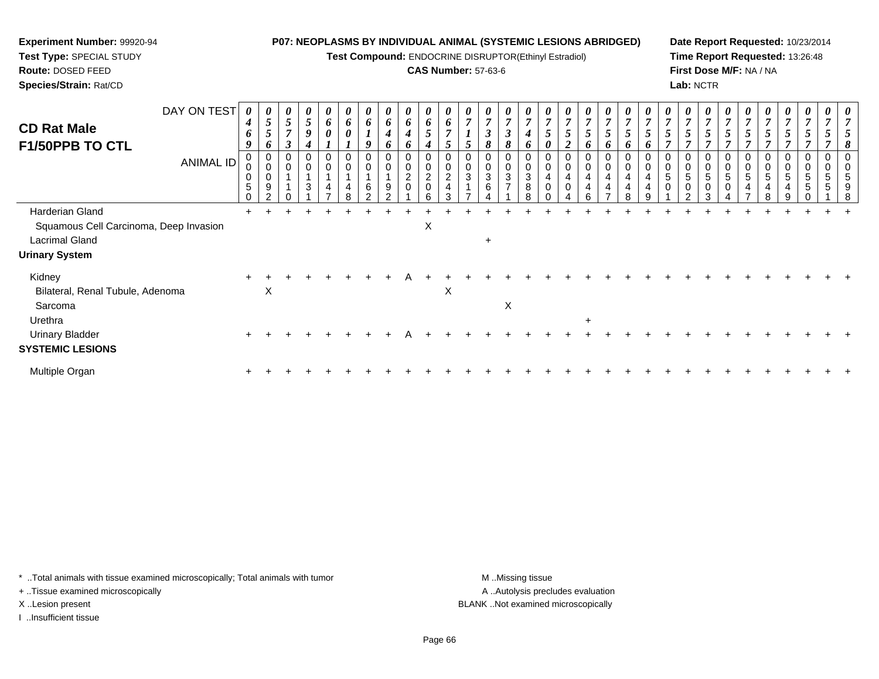**Experiment Number:** 99920-94
**Test Type:** SPECIAL STUDY
**Route:** DOSED FEED
**Species/Strain:** Rat/CD

**P07: NEOPLASMS BY INDIVIDUAL ANIMAL (SYSTEMIC LESIONS ABRIDGED)**
**Test Compound:** ENDOCRINE DISRUPTOR(Ethinyl Estradiol)
**CAS Number:** 57-63-6

**Date Report Requested:** 10/23/2014
**Time Report Requested:** 13:26:48
**First Dose M/F:** NA / NA
**Lab:** NCTR

## CD Rat Male F1/50PPB TO CTL

| DAY ON TEST | 0469 | 0556 | 0573 | 0594 | 0601 | 0601 | 0619 | 0646 | 0646 | 0654 | 0675 | 0715 | 0738 | 0738 | 0746 | 0750 | 0752 | 0756 | 0756 | 0756 | 0756 | 0757 | 0757 | 0757 | 0757 | 0757 | 0757 | 0757 | 0757 | 0757 | 0758 |
|---|---|---|---|---|---|---|---|---|---|---|---|---|---|---|---|---|---|---|---|---|---|---|---|---|---|---|---|---|---|---|---|
| ANIMAL ID | 00050 | 00092 | 00110 | 00131 | 00147 | 00148 | 00162 | 00192 | 00201 | 00206 | 00243 | 00317 | 00364 | 00371 | 00388 | 00400 | 00404 | 00446 | 00447 | 00448 | 00449 | 00501 | 00502 | 00503 | 00504 | 00547 | 00548 | 00549 | 00550 | 00551 | 00598 |
| Harderian Gland | + | + | + | + | + | + | + | + | + | + | + | + | + | + | + | + | + | + | + | + | + | + | + | + | + | + | + | + | + | + | + |
| Squamous Cell Carcinoma, Deep Invasion | | | | | | | | | | X | | | | | | | | | | | | | | | | | | | | | |
| Lacrimal Gland | | | | | | | | | | | | | + | | | | | | | | | | | | | | | | | | |
| **Urinary System** | | | | | | | | | | | | | | | | | | | | | | | | | | | | | | | |
| Kidney | + | + | + | + | + | + | + | + | A | + | + | + | + | + | + | + | + | + | + | + | + | + | + | + | + | + | + | + | + | + | + |
| Bilateral, Renal Tubule, Adenoma | | X | | | | | | | | | X | | | | | | | | | | | | | | | | | | | | |
| Sarcoma | | | | | | | | | | | | | | X | | | | | | | | | | | | | | | | | |
| Urethra | | | | | | | | | | | | | | | | | | + | | | | | | | | | | | | | |
| Urinary Bladder | + | + | + | + | + | + | + | + | A | + | + | + | + | + | + | + | + | + | + | + | + | + | + | + | + | + | + | + | + | + | + |
| **SYSTEMIC LESIONS** | | | | | | | | | | | | | | | | | | | | | | | | | | | | | | | |
| Multiple Organ | + | + | + | + | + | + | + | + | + | + | + | + | + | + | + | + | + | + | + | + | + | + | + | + | + | + | + | + | + | + | + |

* ..Total animals with tissue examined microscopically; Total animals with tumor
+ ..Tissue examined microscopically
X ..Lesion present
I ..Insufficient tissue

M ..Missing tissue
A ..Autolysis precludes evaluation
BLANK ..Not examined microscopically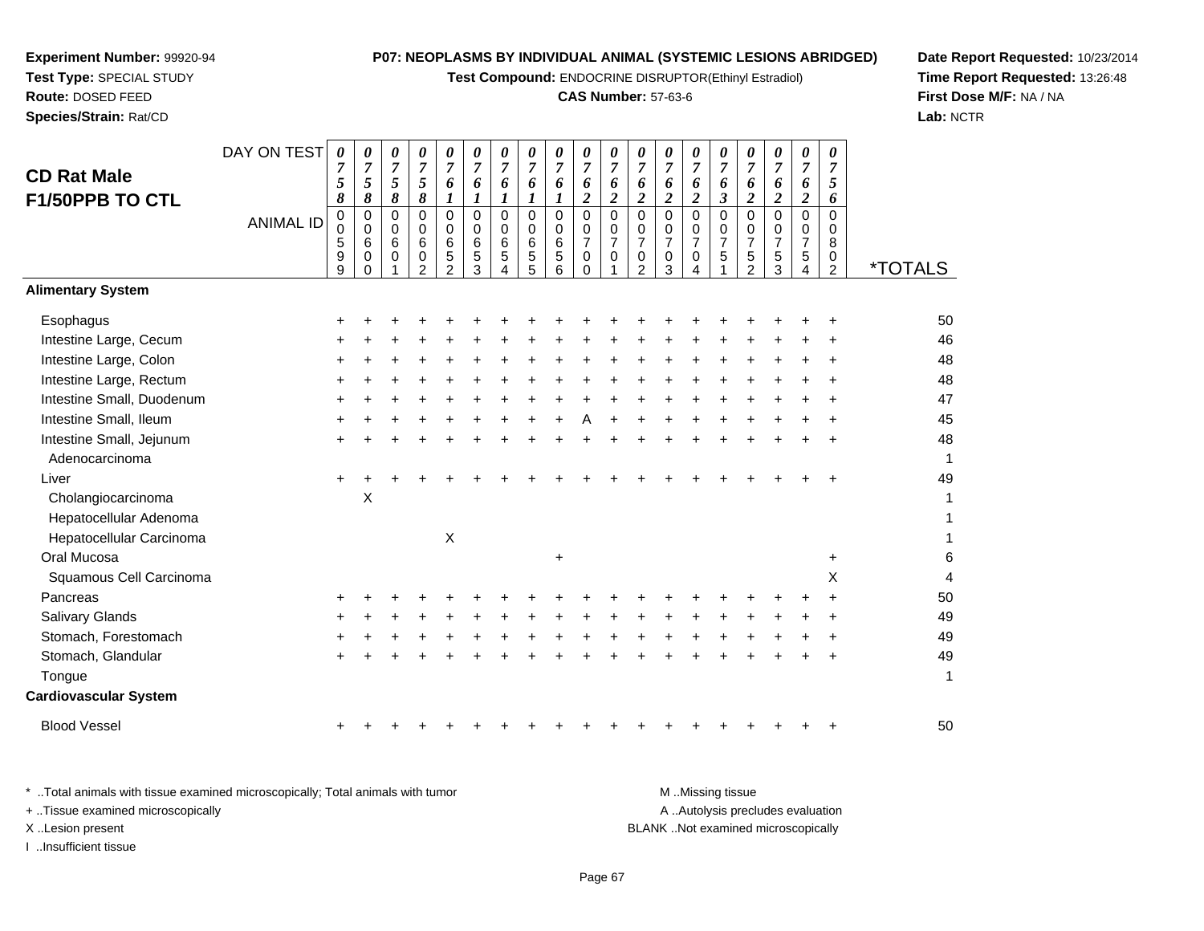**Experiment Number:** 99920-94
**Test Type:** SPECIAL STUDY
**Route:** DOSED FEED
**Species/Strain:** Rat/CD

**P07: NEOPLASMS BY INDIVIDUAL ANIMAL (SYSTEMIC LESIONS ABRIDGED)**
**Test Compound:** ENDOCRINE DISRUPTOR(Ethinyl Estradiol)
**CAS Number:** 57-63-6

**Date Report Requested:** 10/23/2014
**Time Report Requested:** 13:26:48
**First Dose M/F:** NA / NA
**Lab:** NCTR

## CD Rat Male F1/50PPB TO CTL

| DAY ON TEST | 0758 | 0758 | 0758 | 0758 | 0761 | 0761 | 0761 | 0761 | 0761 | 0762 | 0762 | 0762 | 0762 | 0762 | 0763 | 0762 | 0762 | 0762 | 0756 | |
|---|---|---|---|---|---|---|---|---|---|---|---|---|---|---|---|---|---|---|---|---|
| **ANIMAL ID** | 00599 | 00600 | 00601 | 00602 | 00652 | 00653 | 00654 | 00655 | 00656 | 00700 | 00701 | 00702 | 00703 | 00704 | 00751 | 00752 | 00753 | 00754 | 00802 | ***TOTALS** |
| **Alimentary System** | | | | | | | | | | | | | | | | | | | | |
| Esophagus | + | + | + | + | + | + | + | + | + | + | + | + | + | + | + | + | + | + | + | 50 |
| Intestine Large, Cecum | + | + | + | + | + | + | + | + | + | + | + | + | + | + | + | + | + | + | + | 46 |
| Intestine Large, Colon | + | + | + | + | + | + | + | + | + | + | + | + | + | + | + | + | + | + | + | 48 |
| Intestine Large, Rectum | + | + | + | + | + | + | + | + | + | + | + | + | + | + | + | + | + | + | + | 48 |
| Intestine Small, Duodenum | + | + | + | + | + | + | + | + | + | + | + | + | + | + | + | + | + | + | + | 47 |
| Intestine Small, Ileum | + | + | + | + | + | + | + | + | + | A | + | + | + | + | + | + | + | + | + | 45 |
| Intestine Small, Jejunum | + | + | + | + | + | + | + | + | + | + | + | + | + | + | + | + | + | + | + | 48 |
| Adenocarcinoma | | | | | | | | | | | | | | | | | | | | 1 |
| Liver | + | + | + | + | + | + | + | + | + | + | + | + | + | + | + | + | + | + | + | 49 |
| Cholangiocarcinoma | | X | | | | | | | | | | | | | | | | | | 1 |
| Hepatocellular Adenoma | | | | | | | | | | | | | | | | | | | | 1 |
| Hepatocellular Carcinoma | | | | | X | | | | | | | | | | | | | | | 1 |
| Oral Mucosa | | | | | | | | | + | | | | | | | | | | + | 6 |
| Squamous Cell Carcinoma | | | | | | | | | | | | | | | | | | | X | 4 |
| Pancreas | + | + | + | + | + | + | + | + | + | + | + | + | + | + | + | + | + | + | + | 50 |
| Salivary Glands | + | + | + | + | + | + | + | + | + | + | + | + | + | + | + | + | + | + | + | 49 |
| Stomach, Forestomach | + | + | + | + | + | + | + | + | + | + | + | + | + | + | + | + | + | + | + | 49 |
| Stomach, Glandular | + | + | + | + | + | + | + | + | + | + | + | + | + | + | + | + | + | + | + | 49 |
| Tongue | | | | | | | | | | | | | | | | | | | | 1 |
| **Cardiovascular System** | | | | | | | | | | | | | | | | | | | | |
| Blood Vessel | + | + | + | + | + | + | + | + | + | + | + | + | + | + | + | + | + | + | + | 50 |

\* ..Total animals with tissue examined microscopically; Total animals with tumor
\+ ..Tissue examined microscopically
X ..Lesion present
I ..Insufficient tissue

M ..Missing tissue
A ..Autolysis precludes evaluation
BLANK ..Not examined microscopically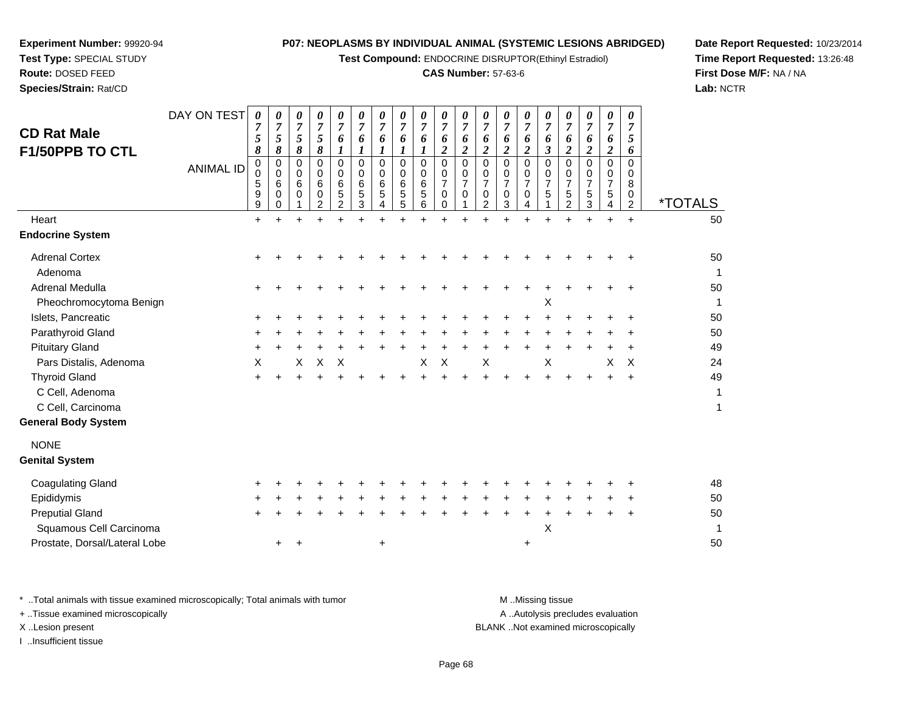**Experiment Number:** 99920-94
**Test Type:** SPECIAL STUDY
**Route:** DOSED FEED
**Species/Strain:** Rat/CD

**P07: NEOPLASMS BY INDIVIDUAL ANIMAL (SYSTEMIC LESIONS ABRIDGED)**
**Test Compound:** ENDOCRINE DISRUPTOR(Ethinyl Estradiol)
**CAS Number:** 57-63-6

**Date Report Requested:** 10/23/2014
**Time Report Requested:** 13:26:48
**First Dose M/F:** NA / NA
**Lab:** NCTR

## CD Rat Male F1/50PPB TO CTL

| DAY ON TEST | 0758 | 0758 | 0758 | 0758 | 0761 | 0761 | 0761 | 0761 | 0761 | 0762 | 0762 | 0762 | 0762 | 0762 | 0763 | 0762 | 0762 | 0762 | 0756 | |
|---|---|---|---|---|---|---|---|---|---|---|---|---|---|---|---|---|---|---|---|---|
| **ANIMAL ID** | 00599 | 00600 | 00601 | 00602 | 00652 | 00653 | 00654 | 00655 | 00656 | 00700 | 00701 | 00702 | 00703 | 00704 | 00751 | 00752 | 00753 | 00754 | 00802 | ***TOTALS** |
| Heart | + | + | + | + | + | + | + | + | + | + | + | + | + | + | + | + | + | + | + | 50 |
| **Endocrine System** | | | | | | | | | | | | | | | | | | | | |
| Adrenal Cortex | + | + | + | + | + | + | + | + | + | + | + | + | + | + | + | + | + | + | + | 50 |
| Adenoma | | | | | | | | | | | | | | | | | | | | 1 |
| Adrenal Medulla | + | + | + | + | + | + | + | + | + | + | + | + | + | + | + | + | + | + | + | 50 |
| Pheochromocytoma Benign | | | | | | | | | | | | | | | X | | | | | 1 |
| Islets, Pancreatic | + | + | + | + | + | + | + | + | + | + | + | + | + | + | + | + | + | + | + | 50 |
| Parathyroid Gland | + | + | + | + | + | + | + | + | + | + | + | + | + | + | + | + | + | + | + | 50 |
| Pituitary Gland | + | + | + | + | + | + | + | + | + | + | + | + | + | + | + | + | + | + | + | 49 |
| Pars Distalis, Adenoma | X | | X | X | X | | | | X | X | | X | | | X | | | X | X | 24 |
| Thyroid Gland | + | + | + | + | + | + | + | + | + | + | + | + | + | + | + | + | + | + | + | 49 |
| C Cell, Adenoma | | | | | | | | | | | | | | | | | | | | 1 |
| C Cell, Carcinoma | | | | | | | | | | | | | | | | | | | | 1 |
| **General Body System** | | | | | | | | | | | | | | | | | | | | |
| NONE | | | | | | | | | | | | | | | | | | | | |
| **Genital System** | | | | | | | | | | | | | | | | | | | | |
| Coagulating Gland | + | + | + | + | + | + | + | + | + | + | + | + | + | + | + | + | + | + | + | 48 |
| Epididymis | + | + | + | + | + | + | + | + | + | + | + | + | + | + | + | + | + | + | + | 50 |
| Preputial Gland | + | + | + | + | + | + | + | + | + | + | + | + | + | + | + | + | + | + | + | 50 |
| Squamous Cell Carcinoma | | | | | | | | | | | | | | | X | | | | | 1 |
| Prostate, Dorsal/Lateral Lobe | | + | + | | | | + | | | | | | | + | | | | | | 50 |

\* ..Total animals with tissue examined microscopically; Total animals with tumor
\+ ..Tissue examined microscopically
X ..Lesion present
I ..Insufficient tissue

M ..Missing tissue
A ..Autolysis precludes evaluation
BLANK ..Not examined microscopically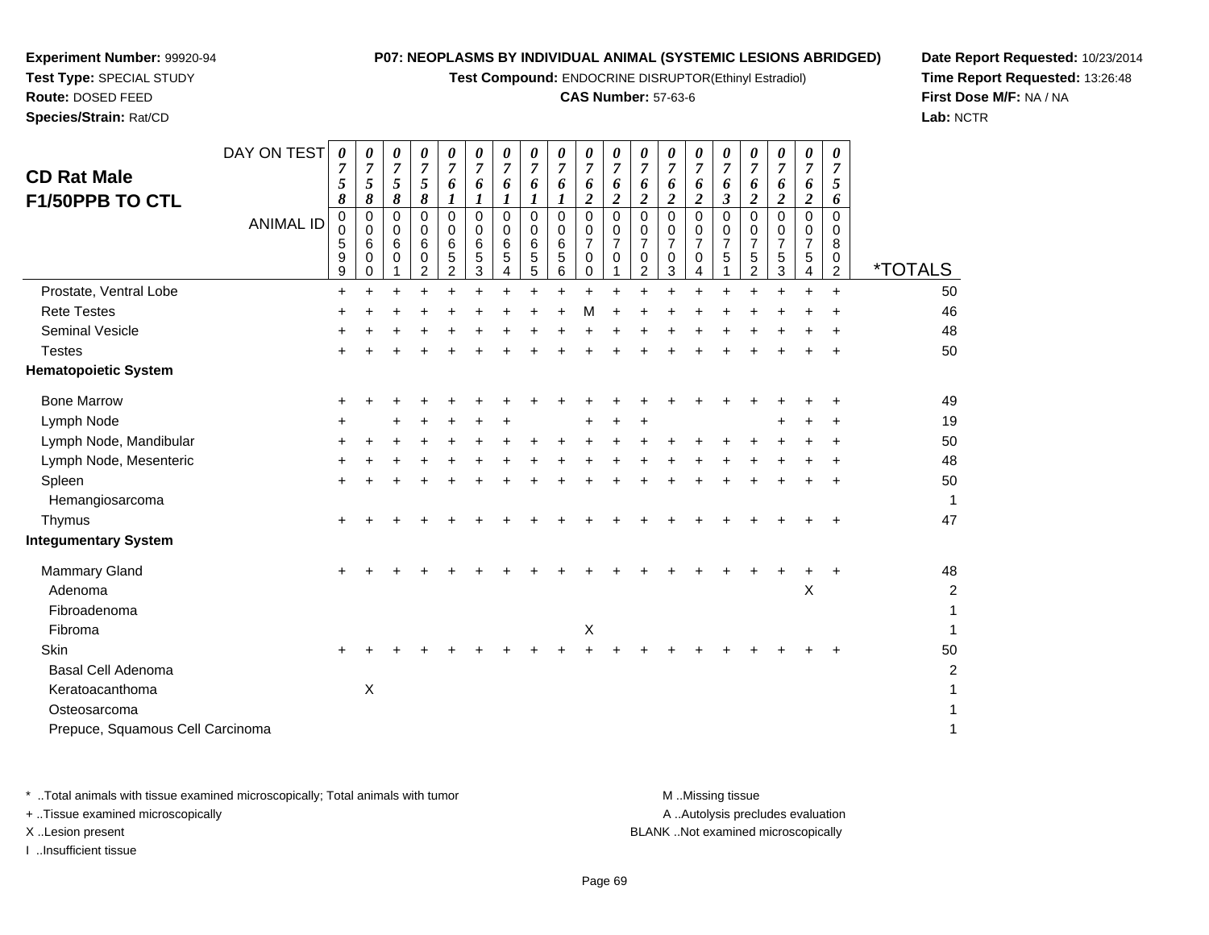**Experiment Number:** 99920-94
**Test Type:** SPECIAL STUDY
**Route:** DOSED FEED
**Species/Strain:** Rat/CD

**P07: NEOPLASMS BY INDIVIDUAL ANIMAL (SYSTEMIC LESIONS ABRIDGED)**
**Test Compound:** ENDOCRINE DISRUPTOR(Ethinyl Estradiol)
**CAS Number:** 57-63-6

**Date Report Requested:** 10/23/2014
**Time Report Requested:** 13:26:48
**First Dose M/F:** NA / NA
**Lab:** NCTR

## CD Rat Male F1/50PPB TO CTL

| DAY ON TEST | 0758 | 0758 | 0758 | 0758 | 0761 | 0761 | 0761 | 0761 | 0761 | 0762 | 0762 | 0762 | 0762 | 0762 | 0763 | 0762 | 0762 | 0762 | 0756 | |
|---|---|---|---|---|---|---|---|---|---|---|---|---|---|---|---|---|---|---|---|---|
| **ANIMAL ID** | 00599 | 00600 | 00601 | 00602 | 00652 | 00653 | 00654 | 00655 | 00656 | 00700 | 00701 | 00702 | 00703 | 00704 | 00751 | 00752 | 00753 | 00754 | 00802 | ***TOTALS** |
| Prostate, Ventral Lobe | + | + | + | + | + | + | + | + | + | + | + | + | + | + | + | + | + | + | + | 50 |
| Rete Testes | + | + | + | + | + | + | + | + | + | M | + | + | + | + | + | + | + | + | + | 46 |
| Seminal Vesicle | + | + | + | + | + | + | + | + | + | + | + | + | + | + | + | + | + | + | + | 48 |
| Testes | + | + | + | + | + | + | + | + | + | + | + | + | + | + | + | + | + | + | + | 50 |
| **Hematopoietic System** | | | | | | | | | | | | | | | | | | | | |
| Bone Marrow | + | + | + | + | + | + | + | + | + | + | + | + | + | + | + | + | + | + | + | 49 |
| Lymph Node | + | | + | + | + | + | + | | | + | + | + | | | | | + | + | + | 19 |
| Lymph Node, Mandibular | + | + | + | + | + | + | + | + | + | + | + | + | + | + | + | + | + | + | + | 50 |
| Lymph Node, Mesenteric | + | + | + | + | + | + | + | + | + | + | + | + | + | + | + | + | + | + | + | 48 |
| Spleen | + | + | + | + | + | + | + | + | + | + | + | + | + | + | + | + | + | + | + | 50 |
| Hemangiosarcoma | | | | | | | | | | | | | | | | | | | | 1 |
| Thymus | + | + | + | + | + | + | + | + | + | + | + | + | + | + | + | + | + | + | + | 47 |
| **Integumentary System** | | | | | | | | | | | | | | | | | | | | |
| Mammary Gland | + | + | + | + | + | + | + | + | + | + | + | + | + | + | + | + | + | + | + | 48 |
| Adenoma | | | | | | | | | | | | | | | | | | X | | 2 |
| Fibroadenoma | | | | | | | | | | | | | | | | | | | | 1 |
| Fibroma | | | | | | | | | | X | | | | | | | | | | 1 |
| Skin | + | + | + | + | + | + | + | + | + | + | + | + | + | + | + | + | + | + | + | 50 |
| Basal Cell Adenoma | | | | | | | | | | | | | | | | | | | | 2 |
| Keratoacanthoma | | X | | | | | | | | | | | | | | | | | | 1 |
| Osteosarcoma | | | | | | | | | | | | | | | | | | | | 1 |
| Prepuce, Squamous Cell Carcinoma | | | | | | | | | | | | | | | | | | | | 1 |

\* ..Total animals with tissue examined microscopically; Total animals with tumor
+ ..Tissue examined microscopically
X ..Lesion present
I ..Insufficient tissue

M ..Missing tissue
A ..Autolysis precludes evaluation
BLANK ..Not examined microscopically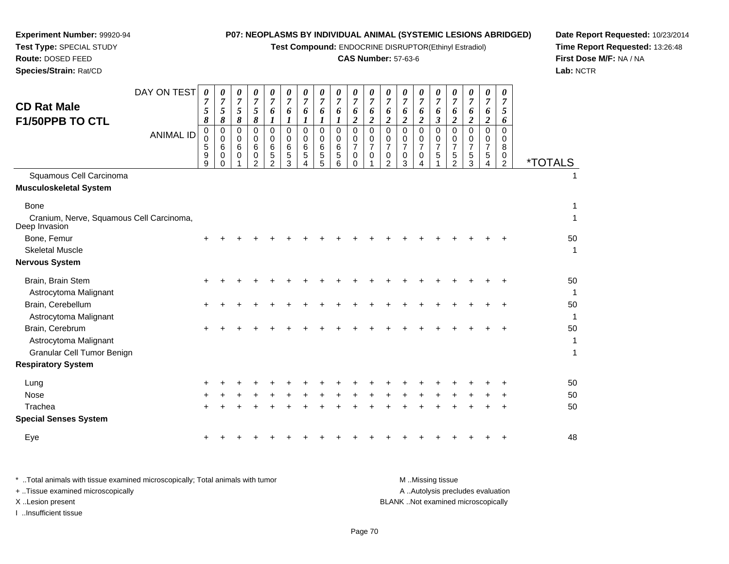**Experiment Number:** 99920-94
**Test Type:** SPECIAL STUDY
**Route:** DOSED FEED
**Species/Strain:** Rat/CD

**P07: NEOPLASMS BY INDIVIDUAL ANIMAL (SYSTEMIC LESIONS ABRIDGED)**
**Test Compound:** ENDOCRINE DISRUPTOR(Ethinyl Estradiol)
**CAS Number:** 57-63-6

**Date Report Requested:** 10/23/2014
**Time Report Requested:** 13:26:48
**First Dose M/F:** NA / NA
**Lab:** NCTR

## CD Rat Male
## F1/50PPB TO CTL

| DAY ON TEST | 0758 | 0758 | 0758 | 0758 | 0761 | 0761 | 0761 | 0761 | 0761 | 0762 | 0762 | 0762 | 0762 | 0762 | 0763 | 0762 | 0762 | 0762 | 0756 | |
|---|---|---|---|---|---|---|---|---|---|---|---|---|---|---|---|---|---|---|---|---|
| **ANIMAL ID** | 00599 | 00600 | 00601 | 00602 | 00652 | 00653 | 00654 | 00655 | 00656 | 00700 | 00701 | 00702 | 00703 | 00704 | 00751 | 00752 | 00753 | 00754 | 00802 | ***TOTALS** |
| Squamous Cell Carcinoma | | | | | | | | | | | | | | | | | | | | 1 |
| **Musculoskeletal System** | | | | | | | | | | | | | | | | | | | | |
| Bone | | | | | | | | | | | | | | | | | | | | 1 |
| Cranium, Nerve, Squamous Cell Carcinoma, Deep Invasion | | | | | | | | | | | | | | | | | | | | 1 |
| Bone, Femur | + | + | + | + | + | + | + | + | + | + | + | + | + | + | + | + | + | + | + | 50 |
| Skeletal Muscle | | | | | | | | | | | | | | | | | | | | 1 |
| **Nervous System** | | | | | | | | | | | | | | | | | | | | |
| Brain, Brain Stem | + | + | + | + | + | + | + | + | + | + | + | + | + | + | + | + | + | + | + | 50 |
| Astrocytoma Malignant | | | | | | | | | | | | | | | | | | | | 1 |
| Brain, Cerebellum | + | + | + | + | + | + | + | + | + | + | + | + | + | + | + | + | + | + | + | 50 |
| Astrocytoma Malignant | | | | | | | | | | | | | | | | | | | | 1 |
| Brain, Cerebrum | + | + | + | + | + | + | + | + | + | + | + | + | + | + | + | + | + | + | + | 50 |
| Astrocytoma Malignant | | | | | | | | | | | | | | | | | | | | 1 |
| Granular Cell Tumor Benign | | | | | | | | | | | | | | | | | | | | 1 |
| **Respiratory System** | | | | | | | | | | | | | | | | | | | | |
| Lung | + | + | + | + | + | + | + | + | + | + | + | + | + | + | + | + | + | + | + | 50 |
| Nose | + | + | + | + | + | + | + | + | + | + | + | + | + | + | + | + | + | + | + | 50 |
| Trachea | + | + | + | + | + | + | + | + | + | + | + | + | + | + | + | + | + | + | + | 50 |
| **Special Senses System** | | | | | | | | | | | | | | | | | | | | |
| Eye | + | + | + | + | + | + | + | + | + | + | + | + | + | + | + | + | + | + | + | 48 |

\* ..Total animals with tissue examined microscopically; Total animals with tumor
+ ..Tissue examined microscopically
X ..Lesion present
I ..Insufficient tissue

M ..Missing tissue
A ..Autolysis precludes evaluation
BLANK ..Not examined microscopically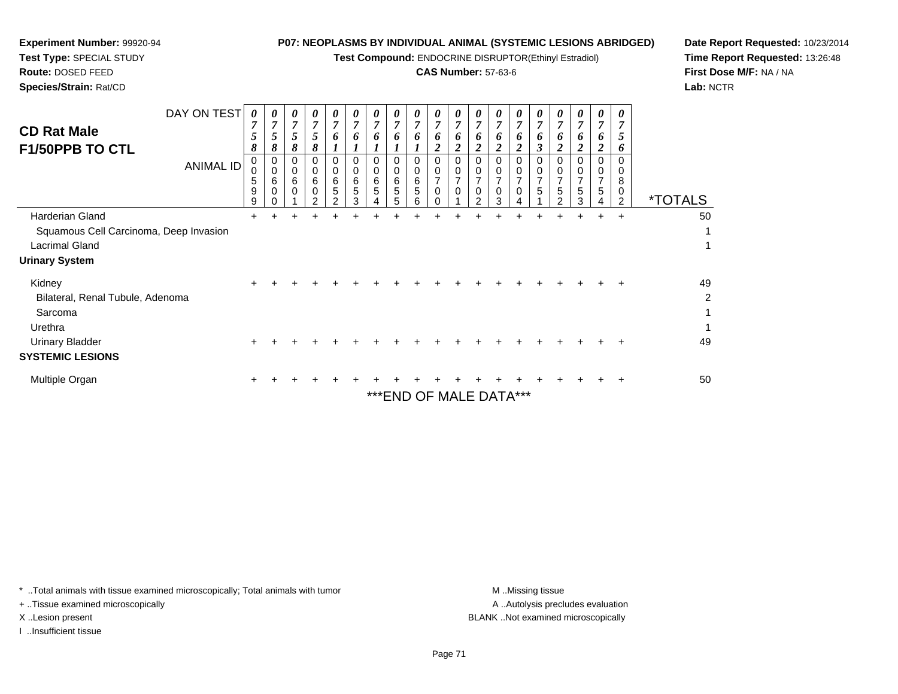**Experiment Number:** 99920-94
**Test Type:** SPECIAL STUDY
**Route:** DOSED FEED
**Species/Strain:** Rat/CD

**P07: NEOPLASMS BY INDIVIDUAL ANIMAL (SYSTEMIC LESIONS ABRIDGED)**
**Test Compound:** ENDOCRINE DISRUPTOR(Ethinyl Estradiol)
**CAS Number:** 57-63-6

**Date Report Requested:** 10/23/2014
**Time Report Requested:** 13:26:48
**First Dose M/F:** NA / NA
**Lab:** NCTR

## CD Rat Male F1/50PPB TO CTL

| DAY ON TEST | 0758 | 0758 | 0758 | 0758 | 0761 | 0761 | 0761 | 0761 | 0761 | 0762 | 0762 | 0762 | 0762 | 0762 | 0763 | 0762 | 0762 | 0762 | 0756 | |
|---|---|---|---|---|---|---|---|---|---|---|---|---|---|---|---|---|---|---|---|---|
| **ANIMAL ID** | 00599 | 00600 | 00601 | 00602 | 00652 | 00653 | 00654 | 00655 | 00656 | 00700 | 00701 | 00702 | 00703 | 00704 | 00751 | 00752 | 00753 | 00754 | 00802 | ***TOTALS** |
| Harderian Gland | + | + | + | + | + | + | + | + | + | + | + | + | + | + | + | + | + | + | + | 50 |
| Squamous Cell Carcinoma, Deep Invasion | | | | | | | | | | | | | | | | | | | | 1 |
| Lacrimal Gland | | | | | | | | | | | | | | | | | | | | 1 |
| **Urinary System** | | | | | | | | | | | | | | | | | | | | |
| Kidney | + | + | + | + | + | + | + | + | + | + | + | + | + | + | + | + | + | + | + | 49 |
| Bilateral, Renal Tubule, Adenoma | | | | | | | | | | | | | | | | | | | | 2 |
| Sarcoma | | | | | | | | | | | | | | | | | | | | 1 |
| Urethra | | | | | | | | | | | | | | | | | | | | 1 |
| Urinary Bladder | + | + | + | + | + | + | + | + | + | + | + | + | + | + | + | + | + | + | + | 49 |
| **SYSTEMIC LESIONS** | | | | | | | | | | | | | | | | | | | | |
| Multiple Organ | + | + | + | + | + | + | + | + | + | + | + | + | + | + | + | + | + | + | + | 50 |

***END OF MALE DATA***

* ..Total animals with tissue examined microscopically; Total animals with tumor
+ ..Tissue examined microscopically
X ..Lesion present
I ..Insufficient tissue

M ..Missing tissue
A ..Autolysis precludes evaluation
BLANK ..Not examined microscopically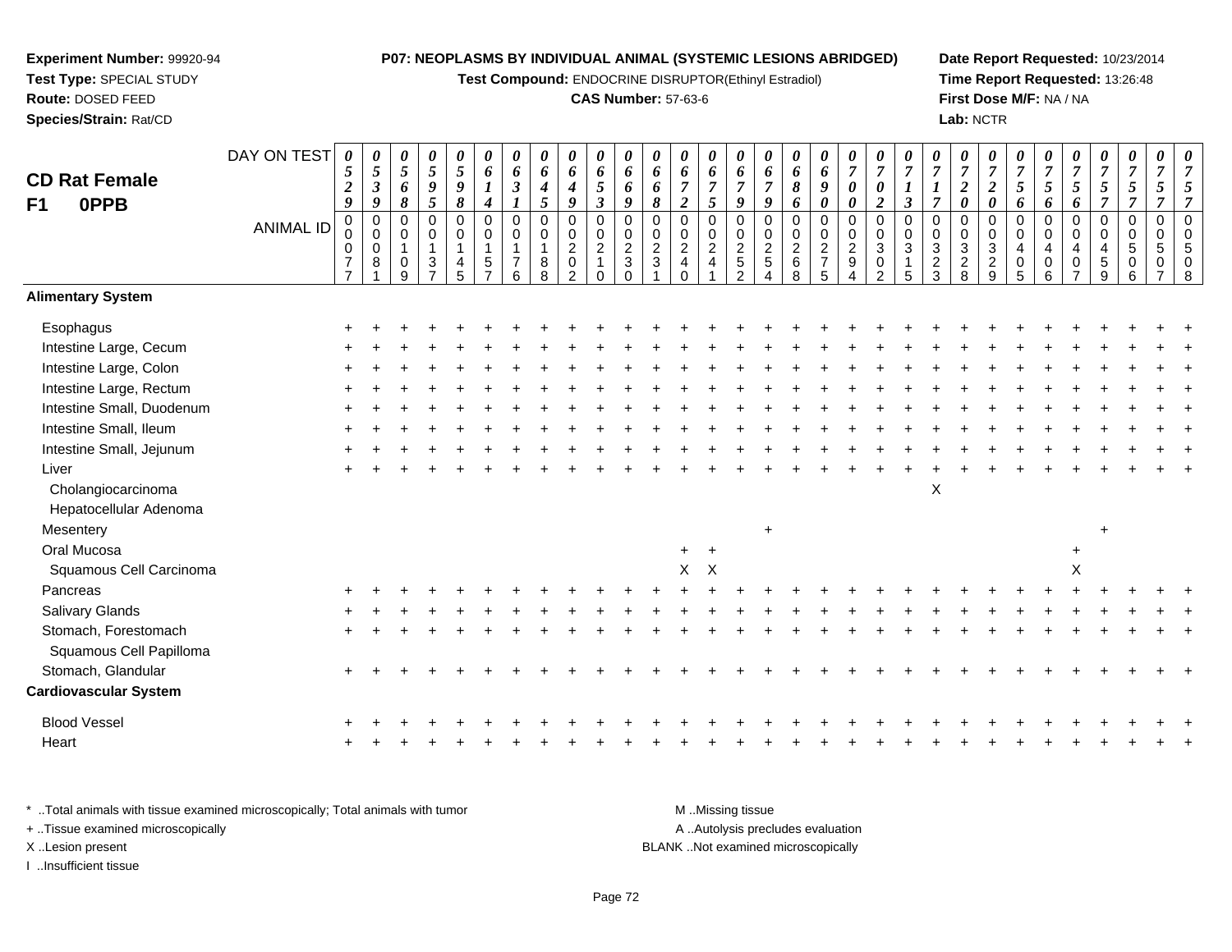**Experiment Number:** 99920-94
**Test Type:** SPECIAL STUDY
**Route:** DOSED FEED
**Species/Strain:** Rat/CD

**P07: NEOPLASMS BY INDIVIDUAL ANIMAL (SYSTEMIC LESIONS ABRIDGED)**
**Test Compound:** ENDOCRINE DISRUPTOR(Ethinyl Estradiol)
**CAS Number:** 57-63-6

**Date Report Requested:** 10/23/2014
**Time Report Requested:** 13:26:48
**First Dose M/F:** NA / NA
**Lab:** NCTR

## CD Rat Female F1 0PPB

| DAY ON TEST | 0529 | 0539 | 0568 | 0595 | 0598 | 0614 | 0631 | 0645 | 0649 | 0653 | 0669 | 0668 | 0672 | 0675 | 0679 | 0679 | 0686 | 0690 | 0700 | 0702 | 0713 | 0717 | 0720 | 0720 | 0756 | 0756 | 0756 | 0757 | 0757 | 0757 |
|---|---|---|---|---|---|---|---|---|---|---|---|---|---|---|---|---|---|---|---|---|---|---|---|---|---|---|---|---|---|---|
| ANIMAL ID | 00077 | 00081 | 00109 | 00137 | 00145 | 00157 | 00176 | 00188 | 00202 | 00210 | 00230 | 00231 | 00240 | 00241 | 00252 | 00254 | 00268 | 00275 | 00294 | 00302 | 00315 | 00323 | 00328 | 00329 | 00405 | 00406 | 00407 | 00459 | 00506 | 00507 | 00508 |
| **Alimentary System** | | | | | | | | | | | | | | | | | | | | | | | | | | | | | | |
| Esophagus | + | + | + | + | + | + | + | + | + | + | + | + | + | + | + | + | + | + | + | + | + | + | + | + | + | + | + | + | + | + |
| Intestine Large, Cecum | + | + | + | + | + | + | + | + | + | + | + | + | + | + | + | + | + | + | + | + | + | + | + | + | + | + | + | + | + | + |
| Intestine Large, Colon | + | + | + | + | + | + | + | + | + | + | + | + | + | + | + | + | + | + | + | + | + | + | + | + | + | + | + | + | + | + |
| Intestine Large, Rectum | + | + | + | + | + | + | + | + | + | + | + | + | + | + | + | + | + | + | + | + | + | + | + | + | + | + | + | + | + | + |
| Intestine Small, Duodenum | + | + | + | + | + | + | + | + | + | + | + | + | + | + | + | + | + | + | + | + | + | + | + | + | + | + | + | + | + | + |
| Intestine Small, Ileum | + | + | + | + | + | + | + | + | + | + | + | + | + | + | + | + | + | + | + | + | + | + | + | + | + | + | + | + | + | + |
| Intestine Small, Jejunum | + | + | + | + | + | + | + | + | + | + | + | + | + | + | + | + | + | + | + | + | + | + | + | + | + | + | + | + | + | + |
| Liver | + | + | + | + | + | + | + | + | + | + | + | + | + | + | + | + | + | + | + | + | + | + | + | + | + | + | + | + | + | + |
| Cholangiocarcinoma | | | | | | | | | | | | | | | | | | | | | | X | | | | | | | | |
| Hepatocellular Adenoma | | | | | | | | | | | | | | | | | | | | | | | | | | | | | | |
| Mesentery | | | | | | | | | | | | | | | | + | | | | | | | | | | | | + | | |
| Oral Mucosa | | | | | | | | | | | | | + | + | | | | | | | | | | | | | + | | | |
| Squamous Cell Carcinoma | | | | | | | | | | | | | X | X | | | | | | | | | | | | | X | | | |
| Pancreas | + | + | + | + | + | + | + | + | + | + | + | + | + | + | + | + | + | + | + | + | + | + | + | + | + | + | + | + | + | + |
| Salivary Glands | + | + | + | + | + | + | + | + | + | + | + | + | + | + | + | + | + | + | + | + | + | + | + | + | + | + | + | + | + | + |
| Stomach, Forestomach | + | + | + | + | + | + | + | + | + | + | + | + | + | + | + | + | + | + | + | + | + | + | + | + | + | + | + | + | + | + |
| Squamous Cell Papilloma | | | | | | | | | | | | | | | | | | | | | | | | | | | | | | |
| Stomach, Glandular | + | + | + | + | + | + | + | + | + | + | + | + | + | + | + | + | + | + | + | + | + | + | + | + | + | + | + | + | + | + |
| **Cardiovascular System** | | | | | | | | | | | | | | | | | | | | | | | | | | | | | | |
| Blood Vessel | + | + | + | + | + | + | + | + | + | + | + | + | + | + | + | + | + | + | + | + | + | + | + | + | + | + | + | + | + | + |
| Heart | + | + | + | + | + | + | + | + | + | + | + | + | + | + | + | + | + | + | + | + | + | + | + | + | + | + | + | + | + | + |

\* ..Total animals with tissue examined microscopically; Total animals with tumor
+ ..Tissue examined microscopically
X ..Lesion present
I ..Insufficient tissue

M ..Missing tissue
A ..Autolysis precludes evaluation
BLANK ..Not examined microscopically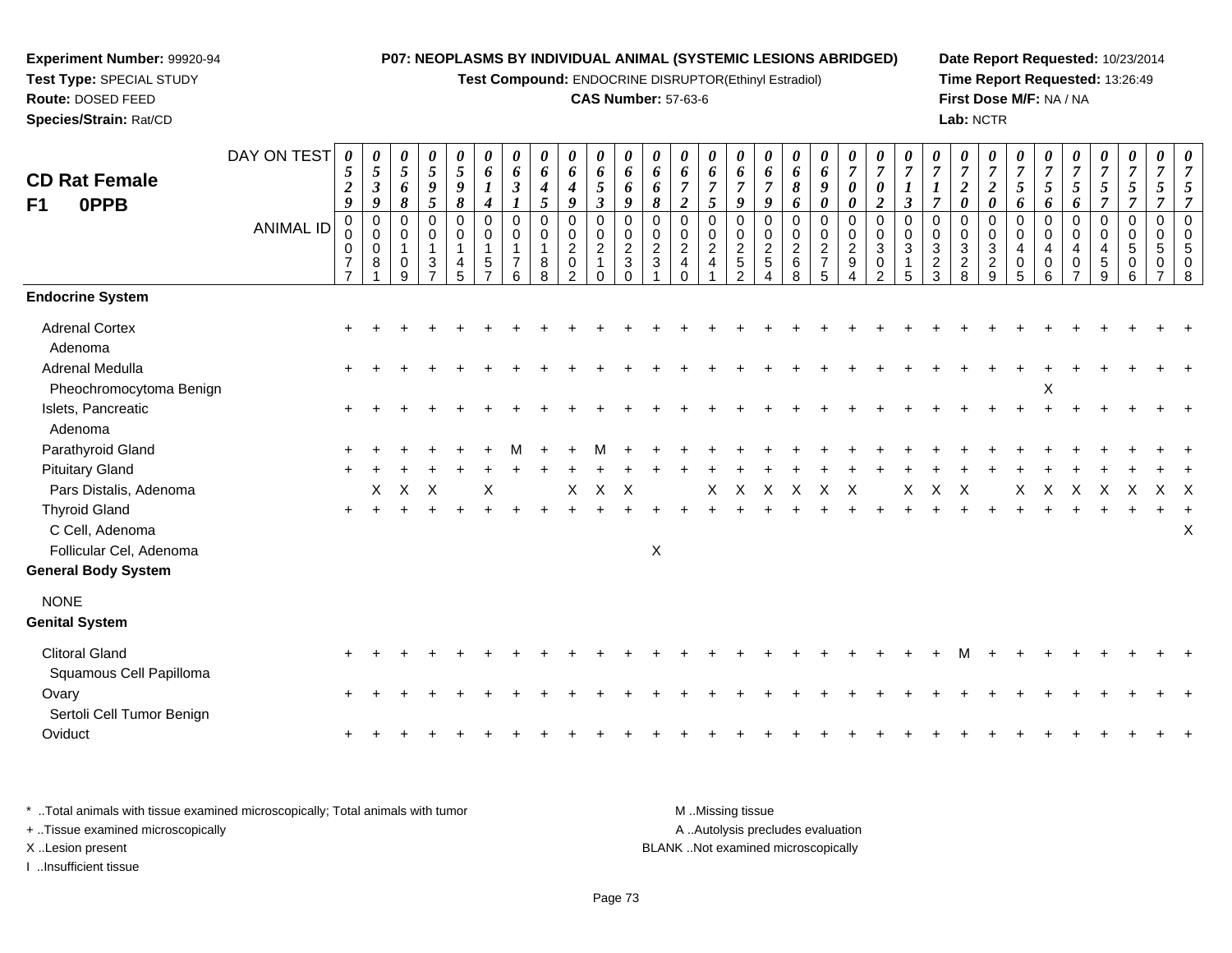**Experiment Number:** 99920-94
**Test Type:** SPECIAL STUDY
**Route:** DOSED FEED
**Species/Strain:** Rat/CD

**P07: NEOPLASMS BY INDIVIDUAL ANIMAL (SYSTEMIC LESIONS ABRIDGED)**
**Test Compound:** ENDOCRINE DISRUPTOR(Ethinyl Estradiol)
**CAS Number:** 57-63-6

**Date Report Requested:** 10/23/2014
**Time Report Requested:** 13:26:49
**First Dose M/F:** NA / NA
**Lab:** NCTR

## CD Rat Female F1 0PPB

| DAY ON TEST | 0529 | 0539 | 0568 | 0595 | 0598 | 0614 | 0631 | 0645 | 0649 | 0653 | 0669 | 0668 | 0672 | 0675 | 0679 | 0679 | 0686 | 0690 | 0700 | 0702 | 0713 | 0717 | 0720 | 0720 | 0756 | 0756 | 0756 | 0757 | 0757 | 0757 | 0757 |
|---|---|---|---|---|---|---|---|---|---|---|---|---|---|---|---|---|---|---|---|---|---|---|---|---|---|---|---|---|---|---|---|
| **ANIMAL ID** | 00077 | 00081 | 00109 | 00137 | 00145 | 00157 | 00176 | 00188 | 00202 | 00210 | 00230 | 00231 | 00240 | 00241 | 00252 | 00254 | 00268 | 00275 | 00294 | 00302 | 00315 | 00323 | 00328 | 00329 | 00405 | 00406 | 00407 | 00459 | 00506 | 00507 | 00508 |
| **Endocrine System** | | | | | | | | | | | | | | | | | | | | | | | | | | | | | | | |
| Adrenal Cortex | + | + | + | + | + | + | + | + | + | + | + | + | + | + | + | + | + | + | + | + | + | + | + | + | + | + | + | + | + | + | + |
| Adenoma | | | | | | | | | | | | | | | | | | | | | | | | | | | | | | | |
| Adrenal Medulla | + | + | + | + | + | + | + | + | + | + | + | + | + | + | + | + | + | + | + | + | + | + | + | + | + | + | + | + | + | + | + |
| Pheochromocytoma Benign | | | | | | | | | | | | | | | | | | | | | | | | | | X | | | | | |
| Islets, Pancreatic | + | + | + | + | + | + | + | + | + | + | + | + | + | + | + | + | + | + | + | + | + | + | + | + | + | + | + | + | + | + | + |
| Adenoma | | | | | | | | | | | | | | | | | | | | | | | | | | | | | | | |
| Parathyroid Gland | + | + | + | + | + | + | M | + | + | M | + | + | + | + | + | + | + | + | + | + | + | + | + | + | + | + | + | + | + | + | + |
| Pituitary Gland | + | + | + | + | + | + | + | + | + | + | + | + | + | + | + | + | + | + | + | + | + | + | + | + | + | + | + | + | + | + | + |
| Pars Distalis, Adenoma | | X | X | X | | X | | | X | X | X | | | X | X | X | X | X | X | | X | X | X | | X | X | X | X | X | X | X |
| Thyroid Gland | + | + | + | + | + | + | + | + | + | + | + | + | + | + | + | + | + | + | + | + | + | + | + | + | + | + | + | + | + | + | + |
| C Cell, Adenoma | | | | | | | | | | | | | | | | | | | | | | | | | | | | | | | X |
| Follicular Cel, Adenoma | | | | | | | | | | | | X | | | | | | | | | | | | | | | | | | | |
| **General Body System** | | | | | | | | | | | | | | | | | | | | | | | | | | | | | | | |
| NONE | | | | | | | | | | | | | | | | | | | | | | | | | | | | | | | |
| **Genital System** | | | | | | | | | | | | | | | | | | | | | | | | | | | | | | | |
| Clitoral Gland | + | + | + | + | + | + | + | + | + | + | + | + | + | + | + | + | + | + | + | + | + | + | M | + | + | + | + | + | + | + | + |
| Squamous Cell Papilloma | | | | | | | | | | | | | | | | | | | | | | | | | | | | | | | |
| Ovary | + | + | + | + | + | + | + | + | + | + | + | + | + | + | + | + | + | + | + | + | + | + | + | + | + | + | + | + | + | + | + |
| Sertoli Cell Tumor Benign | | | | | | | | | | | | | | | | | | | | | | | | | | | | | | | |
| Oviduct | + | + | + | + | + | + | + | + | + | + | + | + | + | + | + | + | + | + | + | + | + | + | + | + | + | + | + | + | + | + | + |

* ..Total animals with tissue examined microscopically; Total animals with tumor
+ ..Tissue examined microscopically
X ..Lesion present
I ..Insufficient tissue

M ..Missing tissue
A ..Autolysis precludes evaluation
BLANK ..Not examined microscopically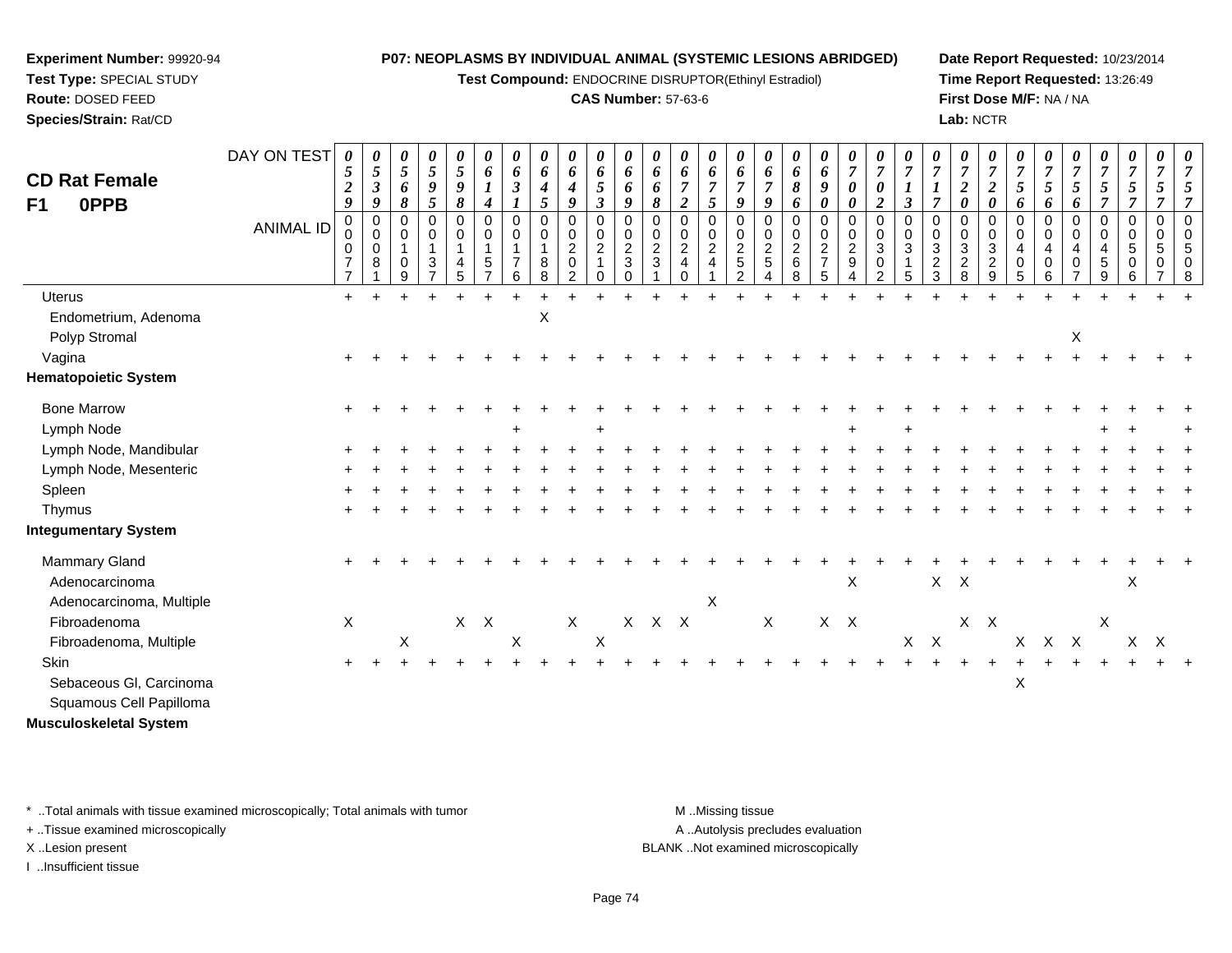**Experiment Number:** 99920-94
**Test Type:** SPECIAL STUDY
**Route:** DOSED FEED
**Species/Strain:** Rat/CD

**P07: NEOPLASMS BY INDIVIDUAL ANIMAL (SYSTEMIC LESIONS ABRIDGED)**
**Test Compound:** ENDOCRINE DISRUPTOR(Ethinyl Estradiol)
**CAS Number:** 57-63-6

**Date Report Requested:** 10/23/2014
**Time Report Requested:** 13:26:49
**First Dose M/F:** NA / NA
**Lab:** NCTR

## CD Rat Female F1 0PPB

| DAY ON TEST | 0529 | 0539 | 0568 | 0595 | 0598 | 0614 | 0631 | 0645 | 0649 | 0653 | 0669 | 0668 | 0672 | 0675 | 0679 | 0679 | 0686 | 0690 | 0700 | 0702 | 0713 | 0717 | 0720 | 0720 | 0756 | 0756 | 0756 | 0757 | 0757 | 0757 | 0757 |
|---|---|---|---|---|---|---|---|---|---|---|---|---|---|---|---|---|---|---|---|---|---|---|---|---|---|---|---|---|---|---|---|
| **ANIMAL ID** | 00077 | 00081 | 00109 | 00137 | 00145 | 00157 | 00176 | 00188 | 00202 | 00210 | 00230 | 00231 | 00240 | 00241 | 00252 | 00254 | 00268 | 00275 | 00294 | 00302 | 00315 | 00323 | 00328 | 00329 | 00405 | 00406 | 00407 | 00459 | 00506 | 00507 | 00508 |
| Uterus | + | + | + | + | + | + | + | + | + | + | + | + | + | + | + | + | + | + | + | + | + | + | + | + | + | + | + | + | + | + | + |
| Endometrium, Adenoma | | | | | | | | X | | | | | | | | | | | | | | | | | | | | | | | |
| Polyp Stromal | | | | | | | | | | | | | | | | | | | | | | | | | | | X | | | | |
| Vagina | + | + | + | + | + | + | + | + | + | + | + | + | + | + | + | + | + | + | + | + | + | + | + | + | + | + | + | + | + | + | + |
| **Hematopoietic System** | | | | | | | | | | | | | | | | | | | | | | | | | | | | | | | |
| Bone Marrow | + | + | + | + | + | + | + | + | + | + | + | + | + | + | + | + | + | + | + | + | + | + | + | + | + | + | + | + | + | + | + |
| Lymph Node | | | | | | | + | | | + | | | | | | | | | + | | + | | | | | | | + | + | | + |
| Lymph Node, Mandibular | + | + | + | + | + | + | + | + | + | + | + | + | + | + | + | + | + | + | + | + | + | + | + | + | + | + | + | + | + | + | + |
| Lymph Node, Mesenteric | + | + | + | + | + | + | + | + | + | + | + | + | + | + | + | + | + | + | + | + | + | + | + | + | + | + | + | + | + | + | + |
| Spleen | + | + | + | + | + | + | + | + | + | + | + | + | + | + | + | + | + | + | + | + | + | + | + | + | + | + | + | + | + | + | + |
| Thymus | + | + | + | + | + | + | + | + | + | + | + | + | + | + | + | + | + | + | + | + | + | + | + | + | + | + | + | + | + | + | + |
| **Integumentary System** | | | | | | | | | | | | | | | | | | | | | | | | | | | | | | | |
| Mammary Gland | + | + | + | + | + | + | + | + | + | + | + | + | + | + | + | + | + | + | + | + | + | + | + | + | + | + | + | + | + | + | + |
| Adenocarcinoma | | | | | | | | | | | | | | | | | | | X | | | X | X | | | | | | X | | |
| Adenocarcinoma, Multiple | | | | | | | | | | | | | | X | | | | | | | | | | | | | | | | | |
| Fibroadenoma | X | | | | X | X | | | X | | X | X | X | | | X | | X | X | | | | X | X | | | | X | | | |
| Fibroadenoma, Multiple | | | X | | | | X | | | X | | | | | | | | | | | X | X | | | X | X | X | | X | X | |
| Skin | + | + | + | + | + | + | + | + | + | + | + | + | + | + | + | + | + | + | + | + | + | + | + | + | + | + | + | + | + | + | + |
| Sebaceous Gl, Carcinoma | | | | | | | | | | | | | | | | | | | | | | | | | X | | | | | | |
| Squamous Cell Papilloma | | | | | | | | | | | | | | | | | | | | | | | | | | | | | | | |
| **Musculoskeletal System** | | | | | | | | | | | | | | | | | | | | | | | | | | | | | | | |

\* ..Total animals with tissue examined microscopically; Total animals with tumor
+ ..Tissue examined microscopically
X ..Lesion present
I ..Insufficient tissue

M ..Missing tissue
A ..Autolysis precludes evaluation
BLANK ..Not examined microscopically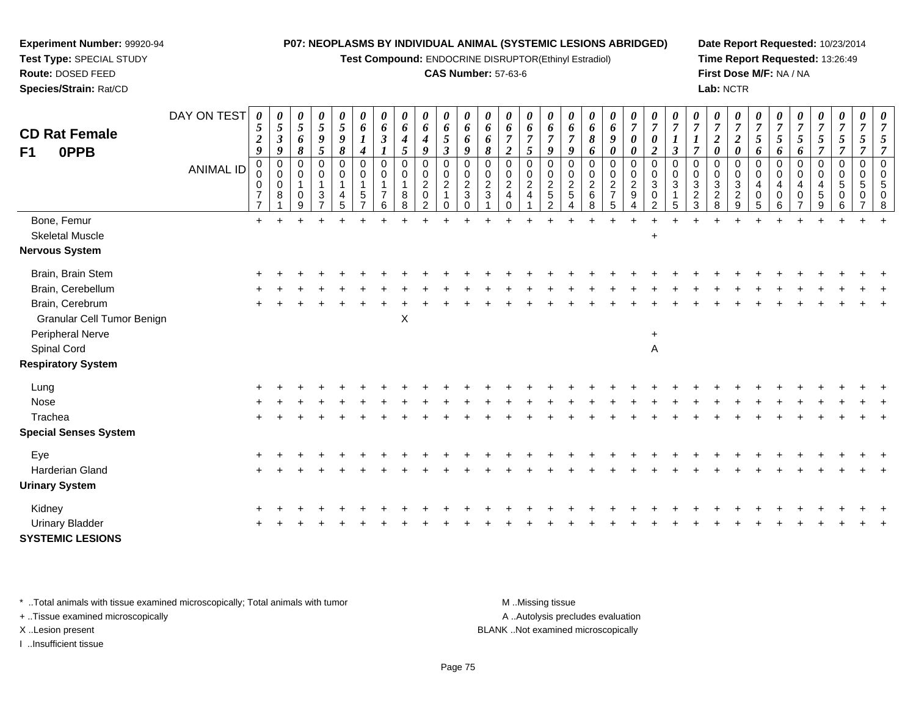**Experiment Number:** 99920-94
**Test Type:** SPECIAL STUDY
**Route:** DOSED FEED
**Species/Strain:** Rat/CD

**P07: NEOPLASMS BY INDIVIDUAL ANIMAL (SYSTEMIC LESIONS ABRIDGED)**
**Test Compound:** ENDOCRINE DISRUPTOR(Ethinyl Estradiol)
**CAS Number:** 57-63-6

**Date Report Requested:** 10/23/2014
**Time Report Requested:** 13:26:49
**First Dose M/F:** NA / NA
**Lab:** NCTR

## CD Rat Female F1 0PPB

| DAY ON TEST | 0529 | 0539 | 0568 | 0595 | 0598 | 0614 | 0631 | 0645 | 0649 | 0653 | 0669 | 0668 | 0672 | 0675 | 0679 | 0679 | 0686 | 0690 | 0700 | 0702 | 0713 | 0717 | 0720 | 0720 | 0756 | 0756 | 0756 | 0757 | 0757 | 0757 |
|---|---|---|---|---|---|---|---|---|---|---|---|---|---|---|---|---|---|---|---|---|---|---|---|---|---|---|---|---|---|---|
| **ANIMAL ID** | 00077 | 00081 | 00109 | 00137 | 00145 | 00157 | 00176 | 00188 | 00202 | 00210 | 00230 | 00231 | 00240 | 00241 | 00252 | 00254 | 00268 | 00275 | 00294 | 00302 | 00315 | 00323 | 00328 | 00329 | 00405 | 00406 | 00407 | 00459 | 00506 | 00507 | 00508 |
| Bone, Femur | + | + | + | + | + | + | + | + | + | + | + | + | + | + | + | + | + | + | + | + | + | + | + | + | + | + | + | + | + | + |
| Skeletal Muscle | | | | | | | | | | | | | | | | | | | | + | | | | | | | | | | |
| **Nervous System** | | | | | | | | | | | | | | | | | | | | | | | | | | | | | | |
| Brain, Brain Stem | + | + | + | + | + | + | + | + | + | + | + | + | + | + | + | + | + | + | + | + | + | + | + | + | + | + | + | + | + | + |
| Brain, Cerebellum | + | + | + | + | + | + | + | + | + | + | + | + | + | + | + | + | + | + | + | + | + | + | + | + | + | + | + | + | + | + |
| Brain, Cerebrum | + | + | + | + | + | + | + | + | + | + | + | + | + | + | + | + | + | + | + | + | + | + | + | + | + | + | + | + | + | + |
| Granular Cell Tumor Benign | | | | | | | | X | | | | | | | | | | | | | | | | | | | | | | |
| Peripheral Nerve | | | | | | | | | | | | | | | | | | | | + | | | | | | | | | | |
| Spinal Cord | | | | | | | | | | | | | | | | | | | | A | | | | | | | | | | |
| **Respiratory System** | | | | | | | | | | | | | | | | | | | | | | | | | | | | | | |
| Lung | + | + | + | + | + | + | + | + | + | + | + | + | + | + | + | + | + | + | + | + | + | + | + | + | + | + | + | + | + | + |
| Nose | + | + | + | + | + | + | + | + | + | + | + | + | + | + | + | + | + | + | + | + | + | + | + | + | + | + | + | + | + | + |
| Trachea | + | + | + | + | + | + | + | + | + | + | + | + | + | + | + | + | + | + | + | + | + | + | + | + | + | + | + | + | + | + |
| **Special Senses System** | | | | | | | | | | | | | | | | | | | | | | | | | | | | | | |
| Eye | + | + | + | + | + | + | + | + | + | + | + | + | + | + | + | + | + | + | + | + | + | + | + | + | + | + | + | + | + | + |
| Harderian Gland | + | + | + | + | + | + | + | + | + | + | + | + | + | + | + | + | + | + | + | + | + | + | + | + | + | + | + | + | + | + |
| **Urinary System** | | | | | | | | | | | | | | | | | | | | | | | | | | | | | | |
| Kidney | + | + | + | + | + | + | + | + | + | + | + | + | + | + | + | + | + | + | + | + | + | + | + | + | + | + | + | + | + | + |
| Urinary Bladder | + | + | + | + | + | + | + | + | + | + | + | + | + | + | + | + | + | + | + | + | + | + | + | + | + | + | + | + | + | + |
| **SYSTEMIC LESIONS** | | | | | | | | | | | | | | | | | | | | | | | | | | | | | | |

\* ..Total animals with tissue examined microscopically; Total animals with tumor
+ ..Tissue examined microscopically
X ..Lesion present
I ..Insufficient tissue

M ..Missing tissue
A ..Autolysis precludes evaluation
BLANK ..Not examined microscopically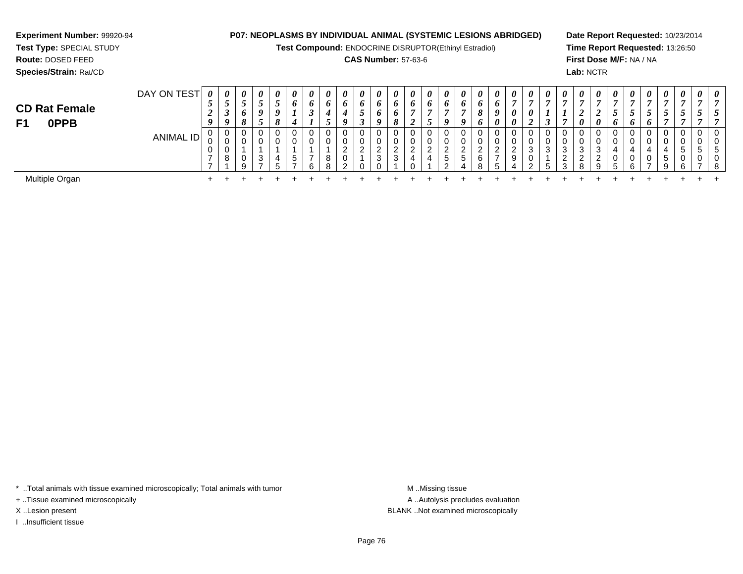**Experiment Number:** 99920-94
**Test Type:** SPECIAL STUDY
**Route:** DOSED FEED
**Species/Strain:** Rat/CD

**P07: NEOPLASMS BY INDIVIDUAL ANIMAL (SYSTEMIC LESIONS ABRIDGED)**
**Test Compound:** ENDOCRINE DISRUPTOR(Ethinyl Estradiol)
**CAS Number:** 57-63-6

**Date Report Requested:** 10/23/2014
**Time Report Requested:** 13:26:50
**First Dose M/F:** NA / NA
**Lab:** NCTR

## CD Rat Female
## F1 0PPB

| DAY ON TEST | 0529 | 0539 | 0568 | 0595 | 0598 | 0614 | 0631 | 0645 | 0649 | 0653 | 0669 | 0668 | 0672 | 0675 | 0679 | 0679 | 0686 | 0690 | 0700 | 0702 | 0713 | 0717 | 0720 | 0720 | 0756 | 0756 | 0756 | 0757 | 0757 | 0757 | 0757 |
|---|---|---|---|---|---|---|---|---|---|---|---|---|---|---|---|---|---|---|---|---|---|---|---|---|---|---|---|---|---|---|---|
| ANIMAL ID | 00077 | 00081 | 00109 | 00137 | 00145 | 00157 | 00176 | 00188 | 00202 | 00210 | 00230 | 00231 | 00240 | 00241 | 00252 | 00254 | 00268 | 00275 | 00294 | 00302 | 00315 | 00323 | 00328 | 00329 | 00405 | 00406 | 00407 | 00459 | 00506 | 00507 | 00508 |
| Multiple Organ | + | + | + | + | + | + | + | + | + | + | + | + | + | + | + | + | + | + | + | + | + | + | + | + | + | + | + | + | + | + | + |

\* ..Total animals with tissue examined microscopically; Total animals with tumor
+ ..Tissue examined microscopically
X ..Lesion present
I ..Insufficient tissue

M ..Missing tissue
A ..Autolysis precludes evaluation
BLANK ..Not examined microscopically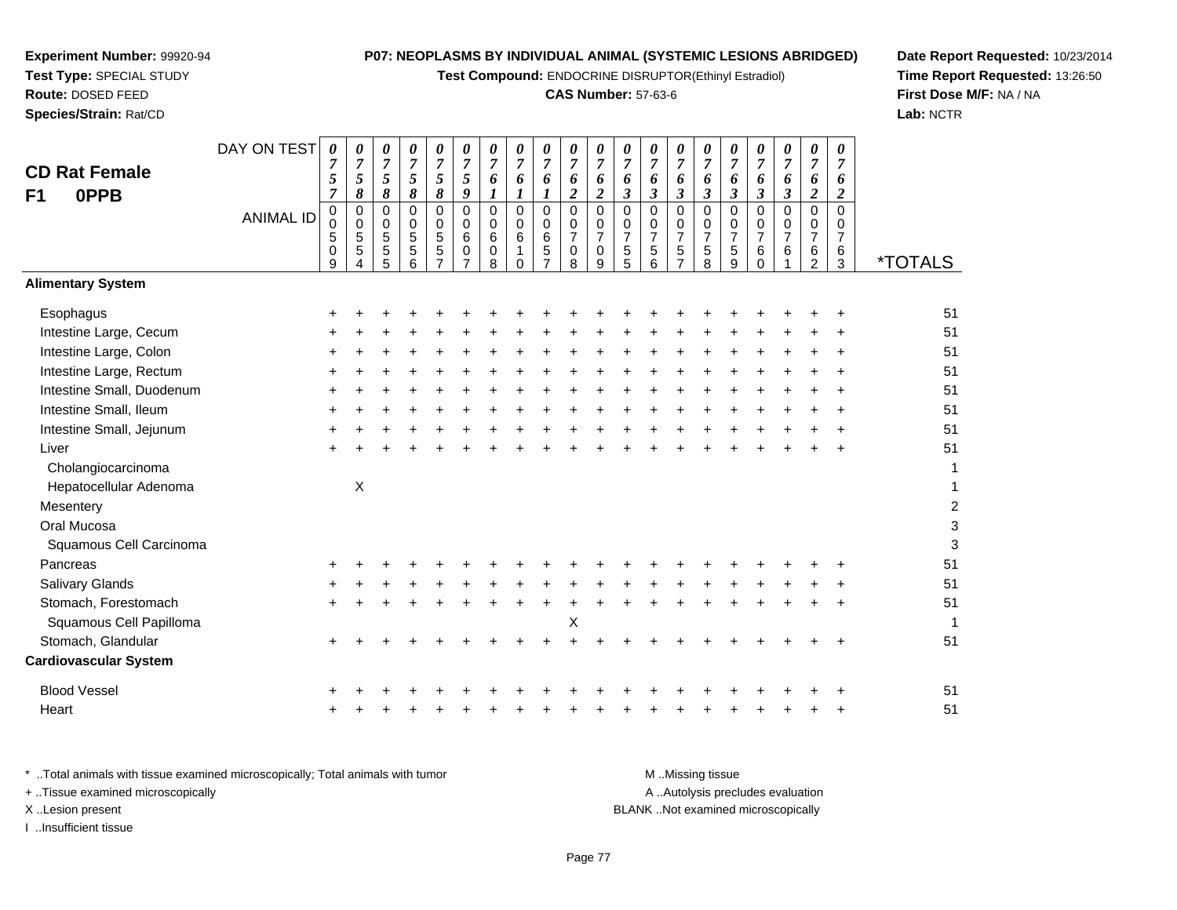**Experiment Number:** 99920-94
**Test Type:** SPECIAL STUDY
**Route:** DOSED FEED
**Species/Strain:** Rat/CD

**P07: NEOPLASMS BY INDIVIDUAL ANIMAL (SYSTEMIC LESIONS ABRIDGED)**
**Test Compound:** ENDOCRINE DISRUPTOR(Ethinyl Estradiol)
**CAS Number:** 57-63-6

**Date Report Requested:** 10/23/2014
**Time Report Requested:** 13:26:50
**First Dose M/F:** NA / NA
**Lab:** NCTR

## CD Rat Female
## F1 0PPB

| DAY ON TEST | 0757 | 0758 | 0758 | 0758 | 0758 | 0759 | 0761 | 0761 | 0761 | 0762 | 0762 | 0763 | 0763 | 0763 | 0763 | 0763 | 0763 | 0763 | 0762 | 0762 | |
|---|---|---|---|---|---|---|---|---|---|---|---|---|---|---|---|---|---|---|---|---|---|
| **ANIMAL ID** | 00509 | 00554 | 00555 | 00556 | 00557 | 00607 | 00608 | 00610 | 00657 | 00708 | 00709 | 00755 | 00756 | 00757 | 00758 | 00759 | 00760 | 00761 | 00762 | 00763 | ***TOTALS** |
| **Alimentary System** | | | | | | | | | | | | | | | | | | | | | |
| Esophagus | + | + | + | + | + | + | + | + | + | + | + | + | + | + | + | + | + | + | + | + | 51 |
| Intestine Large, Cecum | + | + | + | + | + | + | + | + | + | + | + | + | + | + | + | + | + | + | + | + | 51 |
| Intestine Large, Colon | + | + | + | + | + | + | + | + | + | + | + | + | + | + | + | + | + | + | + | + | 51 |
| Intestine Large, Rectum | + | + | + | + | + | + | + | + | + | + | + | + | + | + | + | + | + | + | + | + | 51 |
| Intestine Small, Duodenum | + | + | + | + | + | + | + | + | + | + | + | + | + | + | + | + | + | + | + | + | 51 |
| Intestine Small, Ileum | + | + | + | + | + | + | + | + | + | + | + | + | + | + | + | + | + | + | + | + | 51 |
| Intestine Small, Jejunum | + | + | + | + | + | + | + | + | + | + | + | + | + | + | + | + | + | + | + | + | 51 |
| Liver | + | + | + | + | + | + | + | + | + | + | + | + | + | + | + | + | + | + | + | + | 51 |
| Cholangiocarcinoma | | | | | | | | | | | | | | | | | | | | | 1 |
| Hepatocellular Adenoma | | X | | | | | | | | | | | | | | | | | | | 1 |
| Mesentery | | | | | | | | | | | | | | | | | | | | | 2 |
| Oral Mucosa | | | | | | | | | | | | | | | | | | | | | 3 |
| Squamous Cell Carcinoma | | | | | | | | | | | | | | | | | | | | | 3 |
| Pancreas | + | + | + | + | + | + | + | + | + | + | + | + | + | + | + | + | + | + | + | + | 51 |
| Salivary Glands | + | + | + | + | + | + | + | + | + | + | + | + | + | + | + | + | + | + | + | + | 51 |
| Stomach, Forestomach | + | + | + | + | + | + | + | + | + | + | + | + | + | + | + | + | + | + | + | + | 51 |
| Squamous Cell Papilloma | | | | | | | | | | X | | | | | | | | | | | 1 |
| Stomach, Glandular | + | + | + | + | + | + | + | + | + | + | + | + | + | + | + | + | + | + | + | + | 51 |
| **Cardiovascular System** | | | | | | | | | | | | | | | | | | | | | |
| Blood Vessel | + | + | + | + | + | + | + | + | + | + | + | + | + | + | + | + | + | + | + | + | 51 |
| Heart | + | + | + | + | + | + | + | + | + | + | + | + | + | + | + | + | + | + | + | + | 51 |

* ..Total animals with tissue examined microscopically; Total animals with tumor
+ ..Tissue examined microscopically
X ..Lesion present
I ..Insufficient tissue

M ..Missing tissue
A ..Autolysis precludes evaluation
BLANK ..Not examined microscopically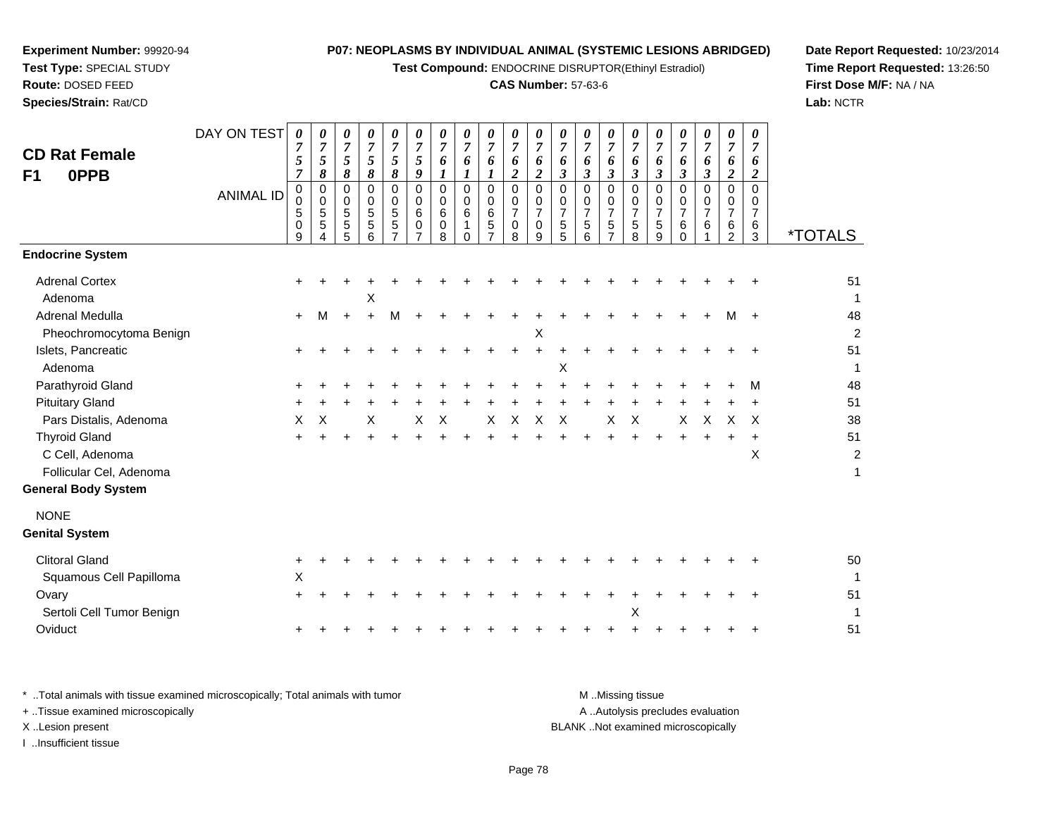**Experiment Number:** 99920-94
**Test Type:** SPECIAL STUDY
**Route:** DOSED FEED
**Species/Strain:** Rat/CD

**P07: NEOPLASMS BY INDIVIDUAL ANIMAL (SYSTEMIC LESIONS ABRIDGED)**
**Test Compound:** ENDOCRINE DISRUPTOR(Ethinyl Estradiol)
**CAS Number:** 57-63-6

**Date Report Requested:** 10/23/2014
**Time Report Requested:** 13:26:50
**First Dose M/F:** NA / NA
**Lab:** NCTR

## CD Rat Female F1 0PPB

| DAY ON TEST | 0757 | 0758 | 0758 | 0758 | 0758 | 0759 | 0761 | 0761 | 0761 | 0762 | 0762 | 0763 | 0763 | 0763 | 0763 | 0763 | 0763 | 0763 | 0762 | 0762 | |
|---|---|---|---|---|---|---|---|---|---|---|---|---|---|---|---|---|---|---|---|---|---|
| **ANIMAL ID** | 00509 | 00554 | 00555 | 00556 | 00557 | 00607 | 00608 | 00610 | 00657 | 00708 | 00709 | 00755 | 00756 | 00757 | 00758 | 00759 | 00760 | 00761 | 00762 | 00763 | ***TOTALS** |
| **Endocrine System** | | | | | | | | | | | | | | | | | | | | | |
| Adrenal Cortex | + | + | + | + | + | + | + | + | + | + | + | + | + | + | + | + | + | + | + | + | 51 |
| Adenoma | | | | X | | | | | | | | | | | | | | | | | 1 |
| Adrenal Medulla | + | M | + | + | M | + | + | + | + | + | + | + | + | + | + | + | + | + | M | + | 48 |
| Pheochromocytoma Benign | | | | | | | | | | | X | | | | | | | | | | 2 |
| Islets, Pancreatic | + | + | + | + | + | + | + | + | + | + | + | + | + | + | + | + | + | + | + | + | 51 |
| Adenoma | | | | | | | | | | | | X | | | | | | | | | 1 |
| Parathyroid Gland | + | + | + | + | + | + | + | + | + | + | + | + | + | + | + | + | + | + | + | M | 48 |
| Pituitary Gland | + | + | + | + | + | + | + | + | + | + | + | + | + | + | + | + | + | + | + | + | 51 |
| Pars Distalis, Adenoma | X | X | | X | | X | X | | X | X | X | X | | X | X | | X | X | X | X | 38 |
| Thyroid Gland | + | + | + | + | + | + | + | + | + | + | + | + | + | + | + | + | + | + | + | + | 51 |
| C Cell, Adenoma | | | | | | | | | | | | | | | | | | | | X | 2 |
| Follicular Cel, Adenoma | | | | | | | | | | | | | | | | | | | | | 1 |
| **General Body System** | | | | | | | | | | | | | | | | | | | | | |
| NONE | | | | | | | | | | | | | | | | | | | | | |
| **Genital System** | | | | | | | | | | | | | | | | | | | | | |
| Clitoral Gland | + | + | + | + | + | + | + | + | + | + | + | + | + | + | + | + | + | + | + | + | 50 |
| Squamous Cell Papilloma | X | | | | | | | | | | | | | | | | | | | | 1 |
| Ovary | + | + | + | + | + | + | + | + | + | + | + | + | + | + | + | + | + | + | + | + | 51 |
| Sertoli Cell Tumor Benign | | | | | | | | | | | | | | | X | | | | | | 1 |
| Oviduct | + | + | + | + | + | + | + | + | + | + | + | + | + | + | + | + | + | + | + | + | 51 |

\* ..Total animals with tissue examined microscopically; Total animals with tumor
\+ ..Tissue examined microscopically
X ..Lesion present
I ..Insufficient tissue

M ..Missing tissue
A ..Autolysis precludes evaluation
BLANK ..Not examined microscopically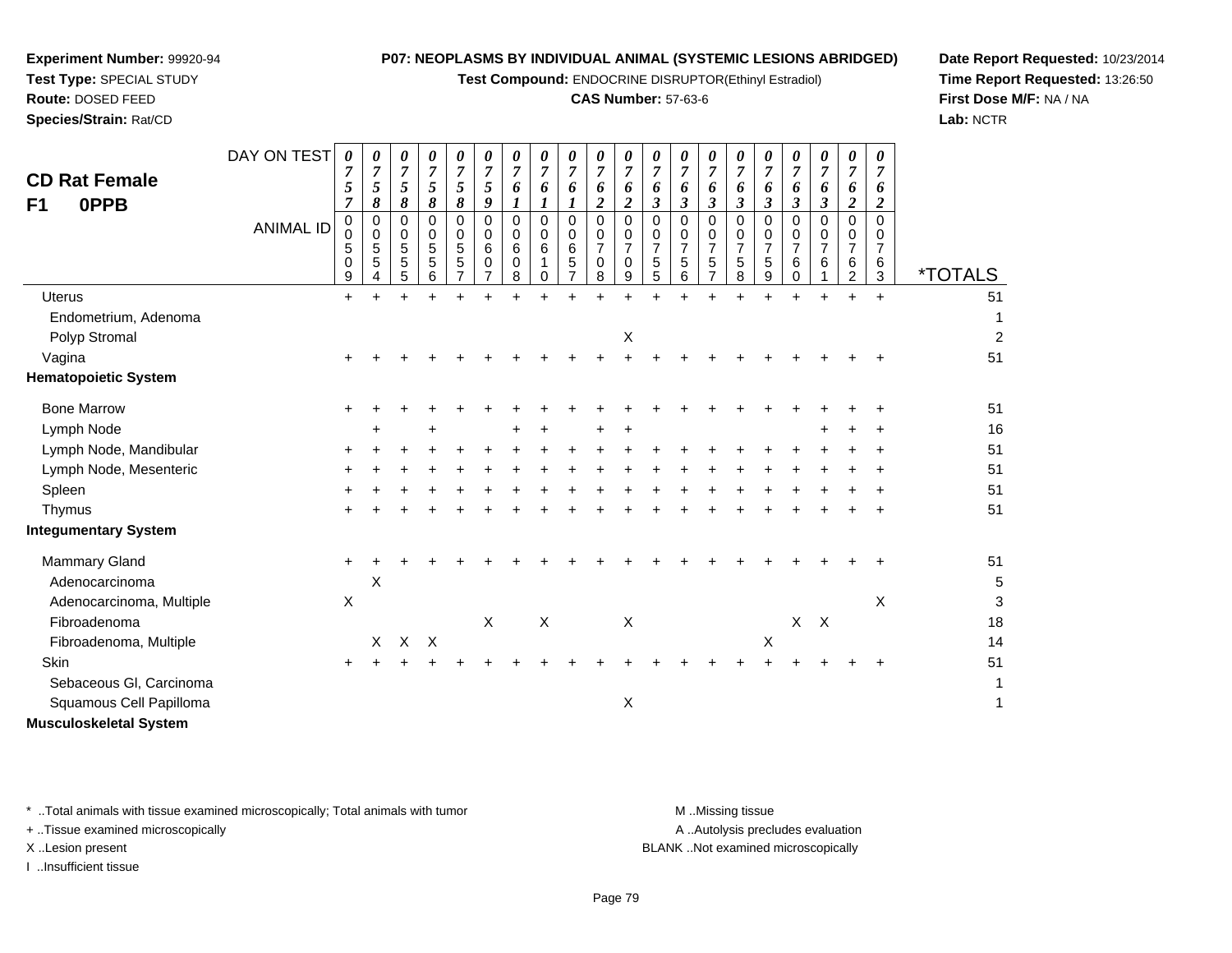**Experiment Number:** 99920-94
**Test Type:** SPECIAL STUDY
**Route:** DOSED FEED
**Species/Strain:** Rat/CD

**P07: NEOPLASMS BY INDIVIDUAL ANIMAL (SYSTEMIC LESIONS ABRIDGED)**
**Test Compound:** ENDOCRINE DISRUPTOR(Ethinyl Estradiol)
**CAS Number:** 57-63-6

**Date Report Requested:** 10/23/2014
**Time Report Requested:** 13:26:50
**First Dose M/F:** NA / NA
**Lab:** NCTR

## CD Rat Female F1 0PPB

| DAY ON TEST | 0757 | 0758 | 0758 | 0758 | 0758 | 0759 | 0761 | 0761 | 0761 | 0762 | 0762 | 0763 | 0763 | 0763 | 0763 | 0763 | 0763 | 0763 | 0762 | 0762 | |
|---|---|---|---|---|---|---|---|---|---|---|---|---|---|---|---|---|---|---|---|---|---|
| **ANIMAL ID** | 00509 | 00554 | 00555 | 00556 | 00557 | 00607 | 00608 | 00610 | 00657 | 00708 | 00709 | 00755 | 00756 | 00757 | 00758 | 00759 | 00760 | 00761 | 00762 | 00763 | ***TOTALS** |
| Uterus | + | + | + | + | + | + | + | + | + | + | + | + | + | + | + | + | + | + | + | + | 51 |
| Endometrium, Adenoma | | | | | | | | | | | | | | | | | | | | | 1 |
| Polyp Stromal | | | | | | | | | | | X | | | | | | | | | | 2 |
| Vagina | + | + | + | + | + | + | + | + | + | + | + | + | + | + | + | + | + | + | + | + | 51 |
| **Hematopoietic System** | | | | | | | | | | | | | | | | | | | | | |
| Bone Marrow | + | + | + | + | + | + | + | + | + | + | + | + | + | + | + | + | + | + | + | + | 51 |
| Lymph Node | | + | | + | | | + | + | | + | + | | | | | | | + | + | + | 16 |
| Lymph Node, Mandibular | + | + | + | + | + | + | + | + | + | + | + | + | + | + | + | + | + | + | + | + | 51 |
| Lymph Node, Mesenteric | + | + | + | + | + | + | + | + | + | + | + | + | + | + | + | + | + | + | + | + | 51 |
| Spleen | + | + | + | + | + | + | + | + | + | + | + | + | + | + | + | + | + | + | + | + | 51 |
| Thymus | + | + | + | + | + | + | + | + | + | + | + | + | + | + | + | + | + | + | + | + | 51 |
| **Integumentary System** | | | | | | | | | | | | | | | | | | | | | |
| Mammary Gland | + | + | + | + | + | + | + | + | + | + | + | + | + | + | + | + | + | + | + | + | 51 |
| Adenocarcinoma | | X | | | | | | | | | | | | | | | | | | | 5 |
| Adenocarcinoma, Multiple | X | | | | | | | | | | | | | | | | | | | X | 3 |
| Fibroadenoma | | | | | | X | | X | | | X | | | | | | X | X | | | 18 |
| Fibroadenoma, Multiple | | X | X | X | | | | | | | | | | | | X | | | | | 14 |
| Skin | + | + | + | + | + | + | + | + | + | + | + | + | + | + | + | + | + | + | + | + | 51 |
| Sebaceous Gl, Carcinoma | | | | | | | | | | | | | | | | | | | | | 1 |
| Squamous Cell Papilloma | | | | | | | | | | | X | | | | | | | | | | 1 |
| **Musculoskeletal System** | | | | | | | | | | | | | | | | | | | | | |

\* ..Total animals with tissue examined microscopically; Total animals with tumor
\+ ..Tissue examined microscopically
X ..Lesion present
I ..Insufficient tissue

M ..Missing tissue
A ..Autolysis precludes evaluation
BLANK ..Not examined microscopically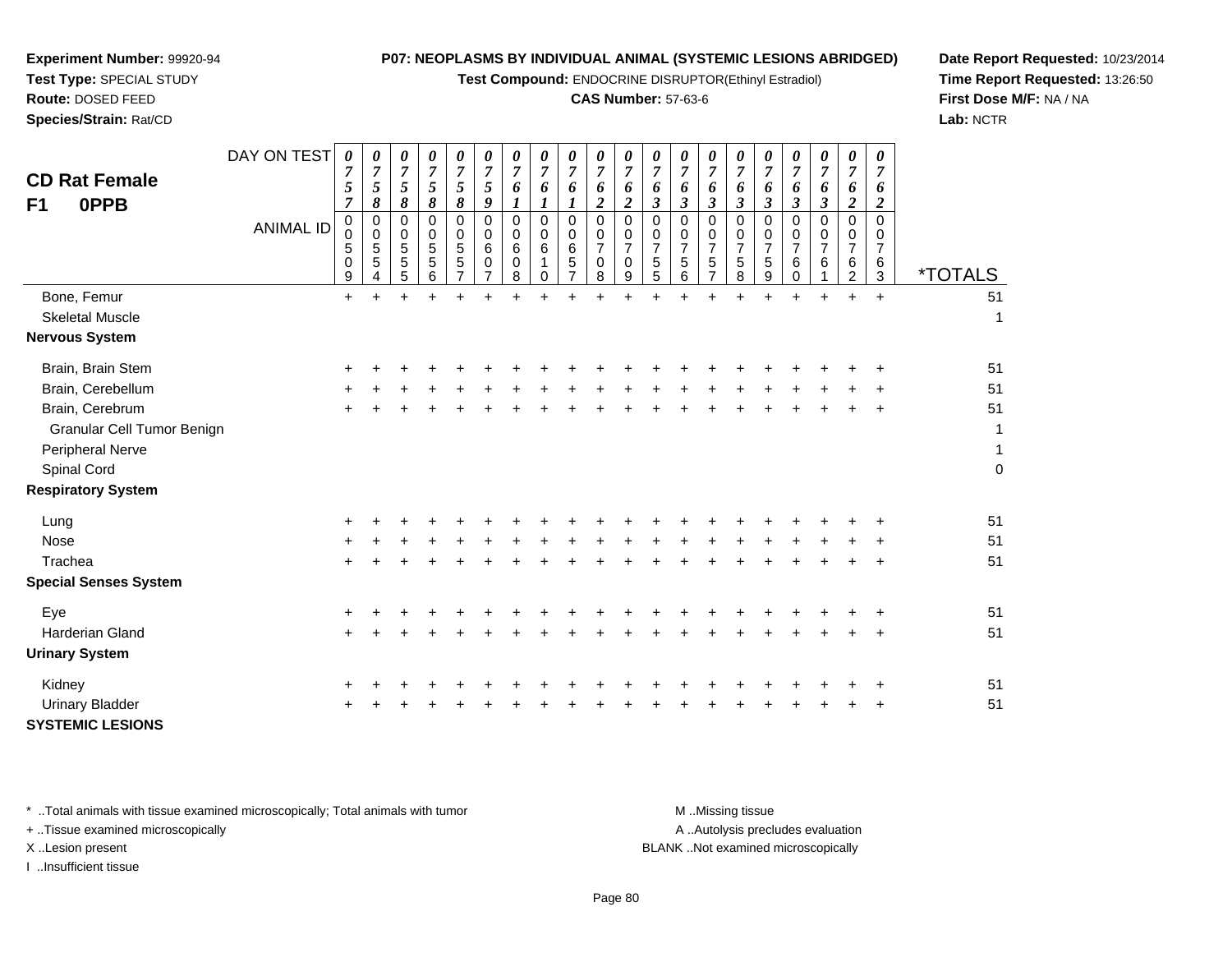**Experiment Number:** 99920-94
**Test Type:** SPECIAL STUDY
**Route:** DOSED FEED
**Species/Strain:** Rat/CD

**P07: NEOPLASMS BY INDIVIDUAL ANIMAL (SYSTEMIC LESIONS ABRIDGED)**
**Test Compound:** ENDOCRINE DISRUPTOR(Ethinyl Estradiol)
**CAS Number:** 57-63-6

**Date Report Requested:** 10/23/2014
**Time Report Requested:** 13:26:50
**First Dose M/F:** NA / NA
**Lab:** NCTR

## CD Rat Female
## F1 0PPB

| DAY ON TEST | 0757 | 0758 | 0758 | 0758 | 0758 | 0759 | 0761 | 0761 | 0761 | 0762 | 0762 | 0763 | 0763 | 0763 | 0763 | 0763 | 0763 | 0763 | 0762 | 0762 | |
|---|---|---|---|---|---|---|---|---|---|---|---|---|---|---|---|---|---|---|---|---|---|
| **ANIMAL ID** | 00509 | 00554 | 00555 | 00556 | 00557 | 00607 | 00608 | 00610 | 00657 | 00708 | 00709 | 00755 | 00756 | 00757 | 00758 | 00759 | 00760 | 00761 | 00762 | 00763 | ***TOTALS** |
| Bone, Femur | + | + | + | + | + | + | + | + | + | + | + | + | + | + | + | + | + | + | + | + | 51 |
| Skeletal Muscle | | | | | | | | | | | | | | | | | | | | | 1 |
| **Nervous System** | | | | | | | | | | | | | | | | | | | | | |
| Brain, Brain Stem | + | + | + | + | + | + | + | + | + | + | + | + | + | + | + | + | + | + | + | + | 51 |
| Brain, Cerebellum | + | + | + | + | + | + | + | + | + | + | + | + | + | + | + | + | + | + | + | + | 51 |
| Brain, Cerebrum | + | + | + | + | + | + | + | + | + | + | + | + | + | + | + | + | + | + | + | + | 51 |
| Granular Cell Tumor Benign | | | | | | | | | | | | | | | | | | | | | 1 |
| Peripheral Nerve | | | | | | | | | | | | | | | | | | | | | 1 |
| Spinal Cord | | | | | | | | | | | | | | | | | | | | | 0 |
| **Respiratory System** | | | | | | | | | | | | | | | | | | | | | |
| Lung | + | + | + | + | + | + | + | + | + | + | + | + | + | + | + | + | + | + | + | + | 51 |
| Nose | + | + | + | + | + | + | + | + | + | + | + | + | + | + | + | + | + | + | + | + | 51 |
| Trachea | + | + | + | + | + | + | + | + | + | + | + | + | + | + | + | + | + | + | + | + | 51 |
| **Special Senses System** | | | | | | | | | | | | | | | | | | | | | |
| Eye | + | + | + | + | + | + | + | + | + | + | + | + | + | + | + | + | + | + | + | + | 51 |
| Harderian Gland | + | + | + | + | + | + | + | + | + | + | + | + | + | + | + | + | + | + | + | + | 51 |
| **Urinary System** | | | | | | | | | | | | | | | | | | | | | |
| Kidney | + | + | + | + | + | + | + | + | + | + | + | + | + | + | + | + | + | + | + | + | 51 |
| Urinary Bladder | + | + | + | + | + | + | + | + | + | + | + | + | + | + | + | + | + | + | + | + | 51 |
| **SYSTEMIC LESIONS** | | | | | | | | | | | | | | | | | | | | | |

\* ..Total animals with tissue examined microscopically; Total animals with tumor
+ ..Tissue examined microscopically
X ..Lesion present
I ..Insufficient tissue

M ..Missing tissue
A ..Autolysis precludes evaluation
BLANK ..Not examined microscopically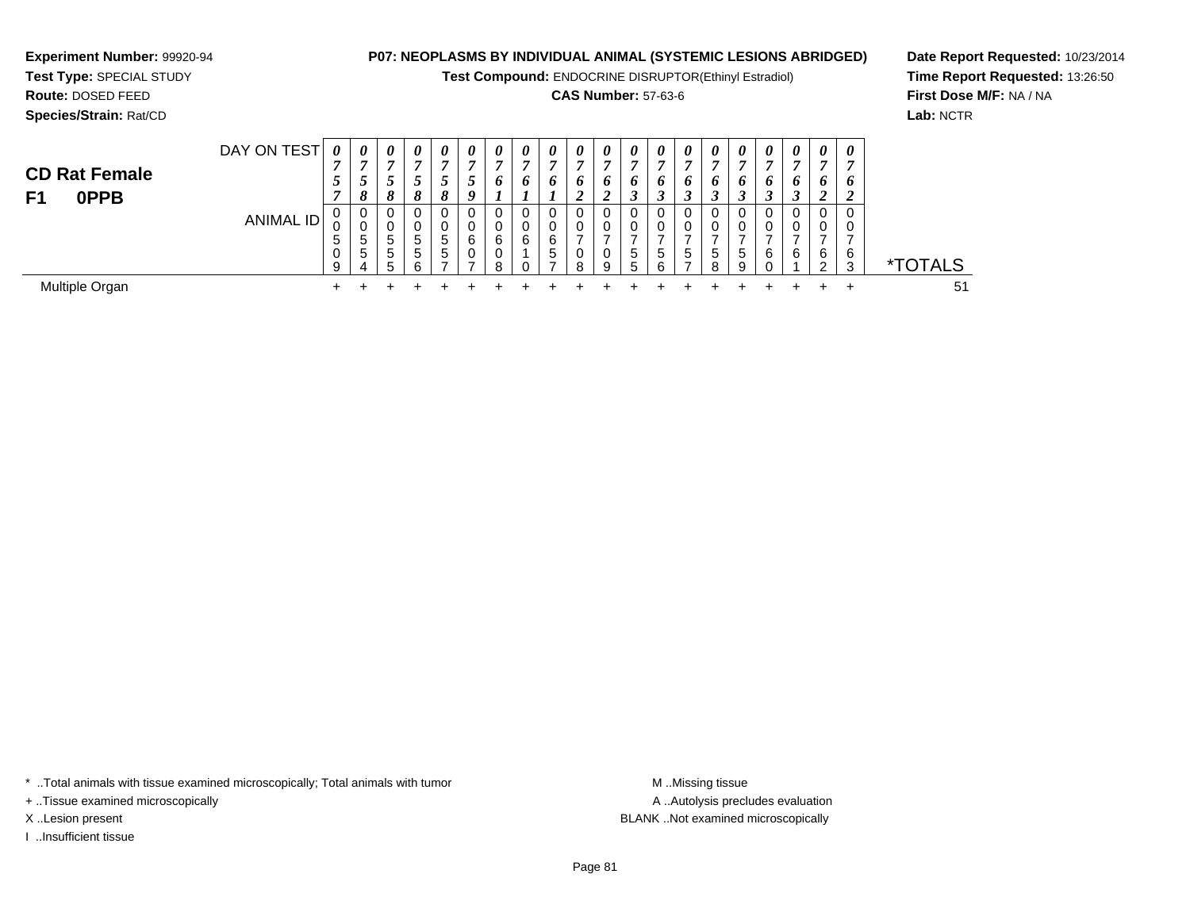**Experiment Number:** 99920-94
**Test Type:** SPECIAL STUDY
**Route:** DOSED FEED
**Species/Strain:** Rat/CD

**P07: NEOPLASMS BY INDIVIDUAL ANIMAL (SYSTEMIC LESIONS ABRIDGED)**
**Test Compound:** ENDOCRINE DISRUPTOR(Ethinyl Estradiol)
**CAS Number:** 57-63-6

**Date Report Requested:** 10/23/2014
**Time Report Requested:** 13:26:50
**First Dose M/F:** NA / NA
**Lab:** NCTR

## CD Rat Female
## F1 0PPB

| DAY ON TEST | 0757 | 0758 | 0758 | 0758 | 0758 | 0759 | 0761 | 0761 | 0761 | 0762 | 0762 | 0763 | 0763 | 0763 | 0763 | 0763 | 0763 | 0763 | 0762 | 0762 | |
|---|---|---|---|---|---|---|---|---|---|---|---|---|---|---|---|---|---|---|---|---|---|
| ANIMAL ID | 00509 | 00554 | 00555 | 00556 | 00557 | 00607 | 00608 | 00610 | 00657 | 00708 | 00709 | 00755 | 00756 | 00757 | 00758 | 00759 | 00760 | 00761 | 00762 | 00763 | *TOTALS |
| Multiple Organ | + | + | + | + | + | + | + | + | + | + | + | + | + | + | + | + | + | + | + | + | 51 |

* ..Total animals with tissue examined microscopically; Total animals with tumor
+ ..Tissue examined microscopically
X ..Lesion present
I ..Insufficient tissue

M ..Missing tissue
A ..Autolysis precludes evaluation
BLANK ..Not examined microscopically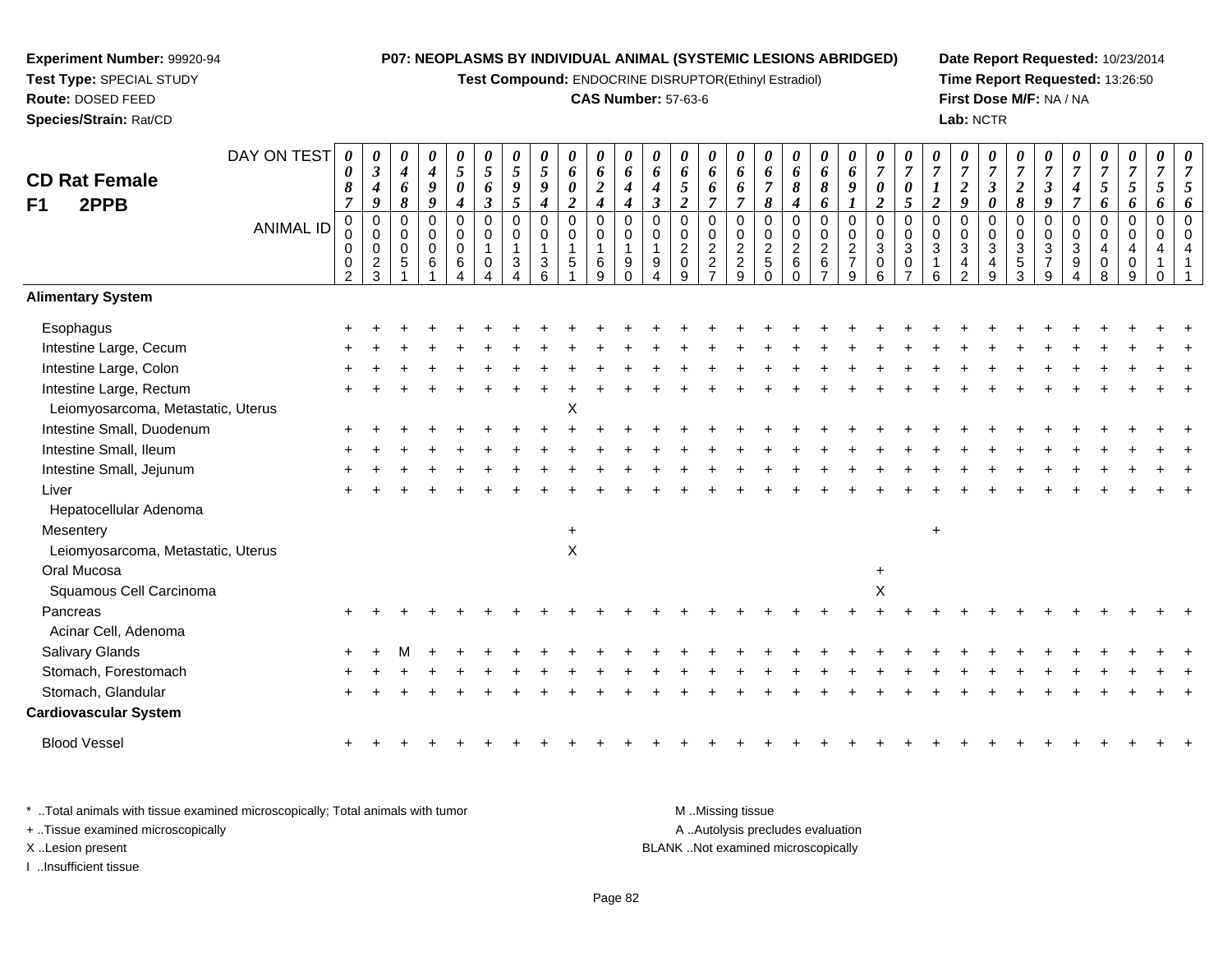**Experiment Number:** 99920-94
**Test Type:** SPECIAL STUDY
**Route:** DOSED FEED
**Species/Strain:** Rat/CD

**P07: NEOPLASMS BY INDIVIDUAL ANIMAL (SYSTEMIC LESIONS ABRIDGED)**
**Test Compound:** ENDOCRINE DISRUPTOR(Ethinyl Estradiol)
**CAS Number:** 57-63-6

**Date Report Requested:** 10/23/2014
**Time Report Requested:** 13:26:50
**First Dose M/F:** NA / NA
**Lab:** NCTR

## CD Rat Female
## F1 2PPB

| DAY ON TEST | 0087 | 0349 | 0468 | 0499 | 0504 | 0563 | 0595 | 0594 | 0602 | 0624 | 0644 | 0643 | 0652 | 0667 | 0667 | 0678 | 0684 | 0686 | 0691 | 0702 | 0705 | 0712 | 0729 | 0730 | 0728 | 0739 | 0747 | 0756 | 0756 | 0756 | 0756 |
|---|---|---|---|---|---|---|---|---|---|---|---|---|---|---|---|---|---|---|---|---|---|---|---|---|---|---|---|---|---|---|---|
| **ANIMAL ID** | 00002 | 00023 | 00051 | 00061 | 00064 | 00104 | 00134 | 00136 | 00151 | 00169 | 00190 | 00194 | 00209 | 00227 | 00229 | 00250 | 00260 | 00267 | 00279 | 00306 | 00307 | 00316 | 00342 | 00349 | 00353 | 00379 | 00394 | 00408 | 00409 | 00410 | 00411 |
| **Alimentary System** | | | | | | | | | | | | | | | | | | | | | | | | | | | | | | | |
| Esophagus | + | + | + | + | + | + | + | + | + | + | + | + | + | + | + | + | + | + | + | + | + | + | + | + | + | + | + | + | + | + | + |
| Intestine Large, Cecum | + | + | + | + | + | + | + | + | + | + | + | + | + | + | + | + | + | + | + | + | + | + | + | + | + | + | + | + | + | + | + |
| Intestine Large, Colon | + | + | + | + | + | + | + | + | + | + | + | + | + | + | + | + | + | + | + | + | + | + | + | + | + | + | + | + | + | + | + |
| Intestine Large, Rectum | + | + | + | + | + | + | + | + | + | + | + | + | + | + | + | + | + | + | + | + | + | + | + | + | + | + | + | + | + | + | + |
| Leiomyosarcoma, Metastatic, Uterus | | | | | | | | | X | | | | | | | | | | | | | | | | | | | | | | |
| Intestine Small, Duodenum | + | + | + | + | + | + | + | + | + | + | + | + | + | + | + | + | + | + | + | + | + | + | + | + | + | + | + | + | + | + | + |
| Intestine Small, Ileum | + | + | + | + | + | + | + | + | + | + | + | + | + | + | + | + | + | + | + | + | + | + | + | + | + | + | + | + | + | + | + |
| Intestine Small, Jejunum | + | + | + | + | + | + | + | + | + | + | + | + | + | + | + | + | + | + | + | + | + | + | + | + | + | + | + | + | + | + | + |
| Liver | + | + | + | + | + | + | + | + | + | + | + | + | + | + | + | + | + | + | + | + | + | + | + | + | + | + | + | + | + | + | + |
| Hepatocellular Adenoma | | | | | | | | | | | | | | | | | | | | | | | | | | | | | | | |
| Mesentery | | | | | | | | | + | | | | | | | | | | | | | + | | | | | | | | | |
| Leiomyosarcoma, Metastatic, Uterus | | | | | | | | | X | | | | | | | | | | | | | | | | | | | | | | |
| Oral Mucosa | | | | | | | | | | | | | | | | | | | | + | | | | | | | | | | | |
| Squamous Cell Carcinoma | | | | | | | | | | | | | | | | | | | | X | | | | | | | | | | | |
| Pancreas | + | + | + | + | + | + | + | + | + | + | + | + | + | + | + | + | + | + | + | + | + | + | + | + | + | + | + | + | + | + | + |
| Acinar Cell, Adenoma | | | | | | | | | | | | | | | | | | | | | | | | | | | | | | | |
| Salivary Glands | + | + | M | + | + | + | + | + | + | + | + | + | + | + | + | + | + | + | + | + | + | + | + | + | + | + | + | + | + | + | + |
| Stomach, Forestomach | + | + | + | + | + | + | + | + | + | + | + | + | + | + | + | + | + | + | + | + | + | + | + | + | + | + | + | + | + | + | + |
| Stomach, Glandular | + | + | + | + | + | + | + | + | + | + | + | + | + | + | + | + | + | + | + | + | + | + | + | + | + | + | + | + | + | + | + |
| **Cardiovascular System** | | | | | | | | | | | | | | | | | | | | | | | | | | | | | | | |
| Blood Vessel | + | + | + | + | + | + | + | + | + | + | + | + | + | + | + | + | + | + | + | + | + | + | + | + | + | + | + | + | + | + | + |

\* ..Total animals with tissue examined microscopically; Total animals with tumor
+ ..Tissue examined microscopically
X ..Lesion present
I ..Insufficient tissue

M ..Missing tissue
A ..Autolysis precludes evaluation
BLANK ..Not examined microscopically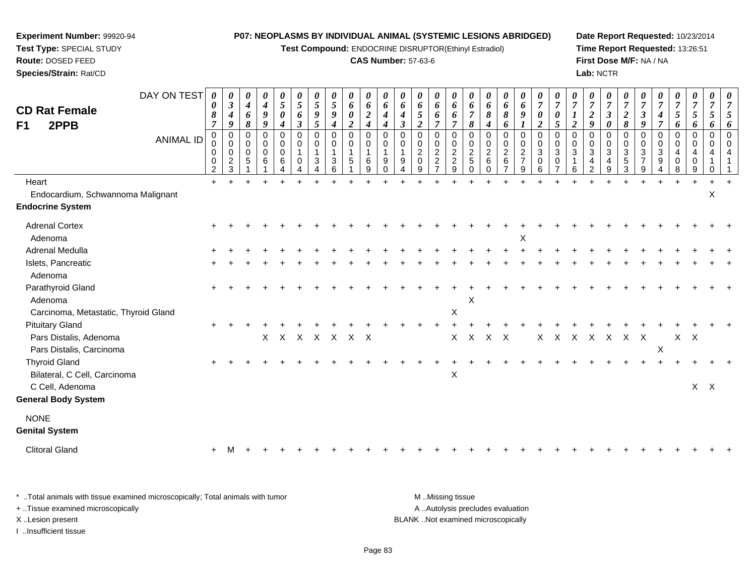**Experiment Number:** 99920-94
**Test Type:** SPECIAL STUDY
**Route:** DOSED FEED
**Species/Strain:** Rat/CD

**P07: NEOPLASMS BY INDIVIDUAL ANIMAL (SYSTEMIC LESIONS ABRIDGED)**
**Test Compound:** ENDOCRINE DISRUPTOR(Ethinyl Estradiol)
**CAS Number:** 57-63-6

**Date Report Requested:** 10/23/2014
**Time Report Requested:** 13:26:51
**First Dose M/F:** NA / NA
**Lab:** NCTR

## CD Rat Female F1 2PPB

| DAY ON TEST | 0087 | 0349 | 0468 | 0499 | 0504 | 0563 | 0595 | 0594 | 0602 | 0624 | 0644 | 0643 | 0652 | 0667 | 0667 | 0678 | 0684 | 0686 | 0691 | 0702 | 0705 | 0712 | 0729 | 0730 | 0728 | 0739 | 0747 | 0756 | 0756 | 0756 |
|---|---|---|---|---|---|---|---|---|---|---|---|---|---|---|---|---|---|---|---|---|---|---|---|---|---|---|---|---|---|---|
| **ANIMAL ID** | 00002 | 00023 | 00051 | 00061 | 00064 | 00104 | 00134 | 00136 | 00151 | 00169 | 00190 | 00194 | 00209 | 00227 | 00229 | 00250 | 00260 | 00267 | 00279 | 00306 | 00307 | 00316 | 00342 | 00349 | 00353 | 00379 | 00394 | 00408 | 00409 | 00410 | 00411 |
| Heart | + | + | + | + | + | + | + | + | + | + | + | + | + | + | + | + | + | + | + | + | + | + | + | + | + | + | + | + | + | + | + |
| Endocardium, Schwannoma Malignant | | | | | | | | | | | | | | | | | | | | | | | | | | | | | | X | |
| **Endocrine System** | | | | | | | | | | | | | | | | | | | | | | | | | | | | | | | |
| Adrenal Cortex | + | + | + | + | + | + | + | + | + | + | + | + | + | + | + | + | + | + | + | + | + | + | + | + | + | + | + | + | + | + | + |
| Adenoma | | | | | | | | | | | | | | | | | | | X | | | | | | | | | | | | |
| Adrenal Medulla | + | + | + | + | + | + | + | + | + | + | + | + | + | + | + | + | + | + | + | + | + | + | + | + | + | + | + | + | + | + | + |
| Islets, Pancreatic | + | + | + | + | + | + | + | + | + | + | + | + | + | + | + | + | + | + | + | + | + | + | + | + | + | + | + | + | + | + | + |
| Adenoma | | | | | | | | | | | | | | | | | | | | | | | | | | | | | | | |
| Parathyroid Gland | + | + | + | + | + | + | + | + | + | + | + | + | + | + | + | + | + | + | + | + | + | + | + | + | + | + | + | + | + | + | + |
| Adenoma | | | | | | | | | | | | | | | | X | | | | | | | | | | | | | | | |
| Carcinoma, Metastatic, Thyroid Gland | | | | | | | | | | | | | | | X | | | | | | | | | | | | | | | | |
| Pituitary Gland | + | + | + | + | + | + | + | + | + | + | + | + | + | + | + | + | + | + | + | + | + | + | + | + | + | + | + | + | + | + | + |
| Pars Distalis, Adenoma | | | | X | X | X | X | X | X | X | | | | | X | X | X | X | | X | X | X | X | X | X | X | | X | X | | |
| Pars Distalis, Carcinoma | | | | | | | | | | | | | | | | | | | | | | | | | | | X | | | | |
| Thyroid Gland | + | + | + | + | + | + | + | + | + | + | + | + | + | + | + | + | + | + | + | + | + | + | + | + | + | + | + | + | + | + | + |
| Bilateral, C Cell, Carcinoma | | | | | | | | | | | | | | | X | | | | | | | | | | | | | | | | |
| C Cell, Adenoma | | | | | | | | | | | | | | | | | | | | | | | | | | | | | X | X | |
| **General Body System** | | | | | | | | | | | | | | | | | | | | | | | | | | | | | | | |
| NONE | | | | | | | | | | | | | | | | | | | | | | | | | | | | | | | |
| **Genital System** | | | | | | | | | | | | | | | | | | | | | | | | | | | | | | | |
| Clitoral Gland | + | M | + | + | + | + | + | + | + | + | + | + | + | + | + | + | + | + | + | + | + | + | + | + | + | + | + | + | + | + | + |

\* ..Total animals with tissue examined microscopically; Total animals with tumor
+ ..Tissue examined microscopically
X ..Lesion present
I ..Insufficient tissue

M ..Missing tissue
A ..Autolysis precludes evaluation
BLANK ..Not examined microscopically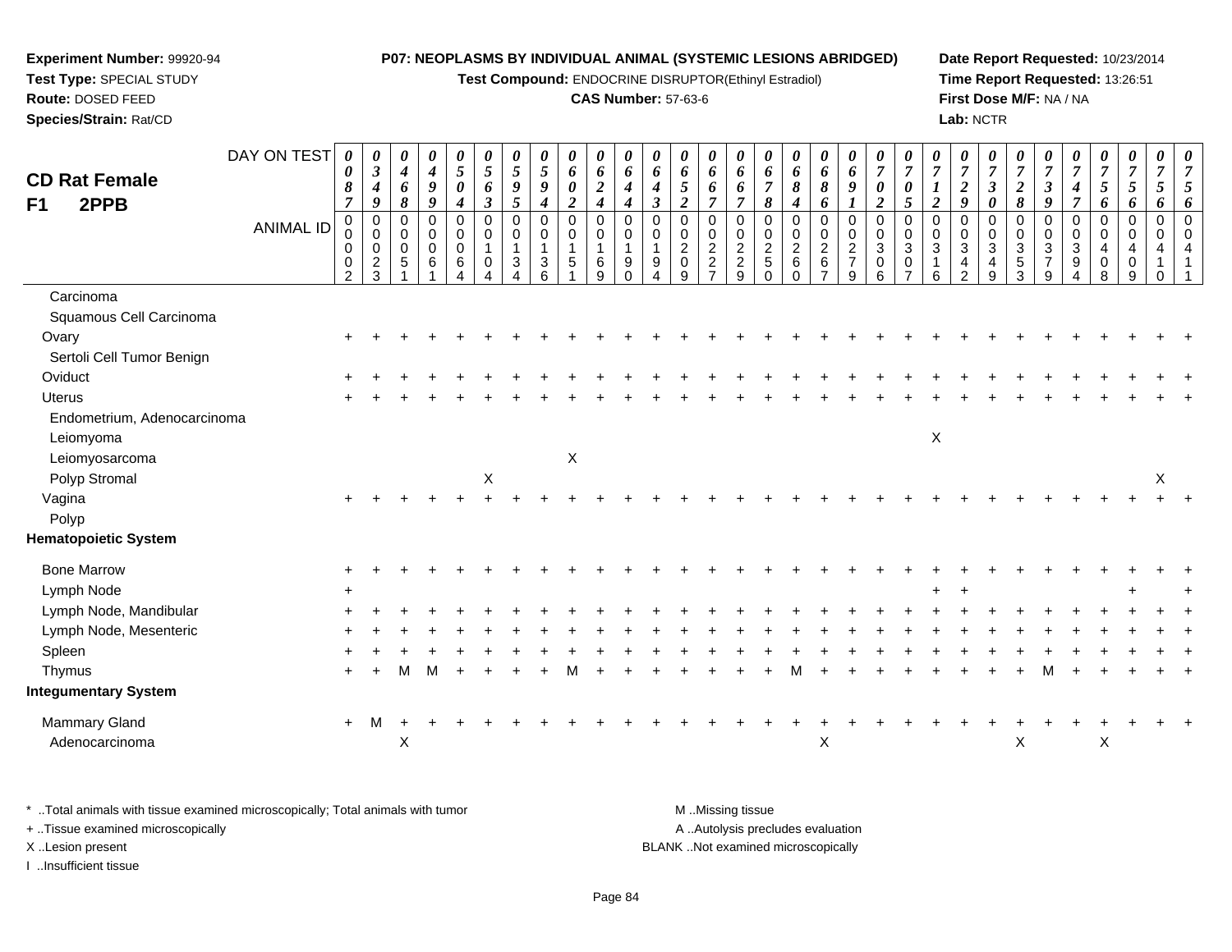**Experiment Number:** 99920-94
**Test Type:** SPECIAL STUDY
**Route:** DOSED FEED
**Species/Strain:** Rat/CD

**P07: NEOPLASMS BY INDIVIDUAL ANIMAL (SYSTEMIC LESIONS ABRIDGED)**
**Test Compound:** ENDOCRINE DISRUPTOR(Ethinyl Estradiol)
**CAS Number:** 57-63-6

**Date Report Requested:** 10/23/2014
**Time Report Requested:** 13:26:51
**First Dose M/F:** NA / NA
**Lab:** NCTR

**CD Rat Female F1 2PPB**

| DAY ON TEST | 0087 | 0349 | 0468 | 0499 | 0504 | 0563 | 0595 | 0594 | 0602 | 0624 | 0644 | 0643 | 0652 | 0667 | 0667 | 0678 | 0684 | 0686 | 0691 | 0702 | 0705 | 0712 | 0729 | 0730 | 0728 | 0739 | 0747 | 0756 | 0756 | 0756 | 0756 |
|---|---|---|---|---|---|---|---|---|---|---|---|---|---|---|---|---|---|---|---|---|---|---|---|---|---|---|---|---|---|---|---|
| **ANIMAL ID** | 00002 | 00023 | 00051 | 00061 | 00064 | 00104 | 00134 | 00136 | 00151 | 00169 | 00190 | 00194 | 00209 | 00227 | 00229 | 00250 | 00260 | 00267 | 00279 | 00306 | 00307 | 00316 | 00342 | 00349 | 00353 | 00379 | 00394 | 00408 | 00409 | 00410 | 00411 |
| Carcinoma | | | | | | | | | | | | | | | | | | | | | | | | | | | | | | | |
| Squamous Cell Carcinoma | | | | | | | | | | | | | | | | | | | | | | | | | | | | | | | |
| Ovary | + | + | + | + | + | + | + | + | + | + | + | + | + | + | + | + | + | + | + | + | + | + | + | + | + | + | + | + | + | + | + |
| Sertoli Cell Tumor Benign | | | | | | | | | | | | | | | | | | | | | | | | | | | | | | | |
| Oviduct | + | + | + | + | + | + | + | + | + | + | + | + | + | + | + | + | + | + | + | + | + | + | + | + | + | + | + | + | + | + | + |
| Uterus | + | + | + | + | + | + | + | + | + | + | + | + | + | + | + | + | + | + | + | + | + | + | + | + | + | + | + | + | + | + | + |
| Endometrium, Adenocarcinoma | | | | | | | | | | | | | | | | | | | | | | | | | | | | | | | |
| Leiomyoma | | | | | | | | | | | | | | | | | | | | | | X | | | | | | | | | |
| Leiomyosarcoma | | | | | | | | | X | | | | | | | | | | | | | | | | | | | | | | |
| Polyp Stromal | | | | | | X | | | | | | | | | | | | | | | | | | | | | | | | X | |
| Vagina | + | + | + | + | + | + | + | + | + | + | + | + | + | + | + | + | + | + | + | + | + | + | + | + | + | + | + | + | + | + | + |
| Polyp | | | | | | | | | | | | | | | | | | | | | | | | | | | | | | | |
| **Hematopoietic System** | | | | | | | | | | | | | | | | | | | | | | | | | | | | | | | |
| Bone Marrow | + | + | + | + | + | + | + | + | + | + | + | + | + | + | + | + | + | + | + | + | + | + | + | + | + | + | + | + | + | + | + |
| Lymph Node | + | | | | | | | | | | | | | | | | | | | | | + | + | | | | | | + | | + |
| Lymph Node, Mandibular | + | + | + | + | + | + | + | + | + | + | + | + | + | + | + | + | + | + | + | + | + | + | + | + | + | + | + | + | + | + | + |
| Lymph Node, Mesenteric | + | + | + | + | + | + | + | + | + | + | + | + | + | + | + | + | + | + | + | + | + | + | + | + | + | + | + | + | + | + | + |
| Spleen | + | + | + | + | + | + | + | + | + | + | + | + | + | + | + | + | + | + | + | + | + | + | + | + | + | + | + | + | + | + | + |
| Thymus | + | + | M | M | + | + | + | + | M | + | + | + | + | + | + | + | M | + | + | + | + | + | + | + | + | M | + | + | + | + | + |
| **Integumentary System** | | | | | | | | | | | | | | | | | | | | | | | | | | | | | | | |
| Mammary Gland | + | M | + | + | + | + | + | + | + | + | + | + | + | + | + | + | + | + | + | + | + | + | + | + | + | + | + | + | + | + | + |
| Adenocarcinoma | | | X | | | | | | | | | | | | | | | X | | | | | | | X | | | X | | | |

\* ..Total animals with tissue examined microscopically; Total animals with tumor
+ ..Tissue examined microscopically
X ..Lesion present
I ..Insufficient tissue

M ..Missing tissue
A ..Autolysis precludes evaluation
BLANK ..Not examined microscopically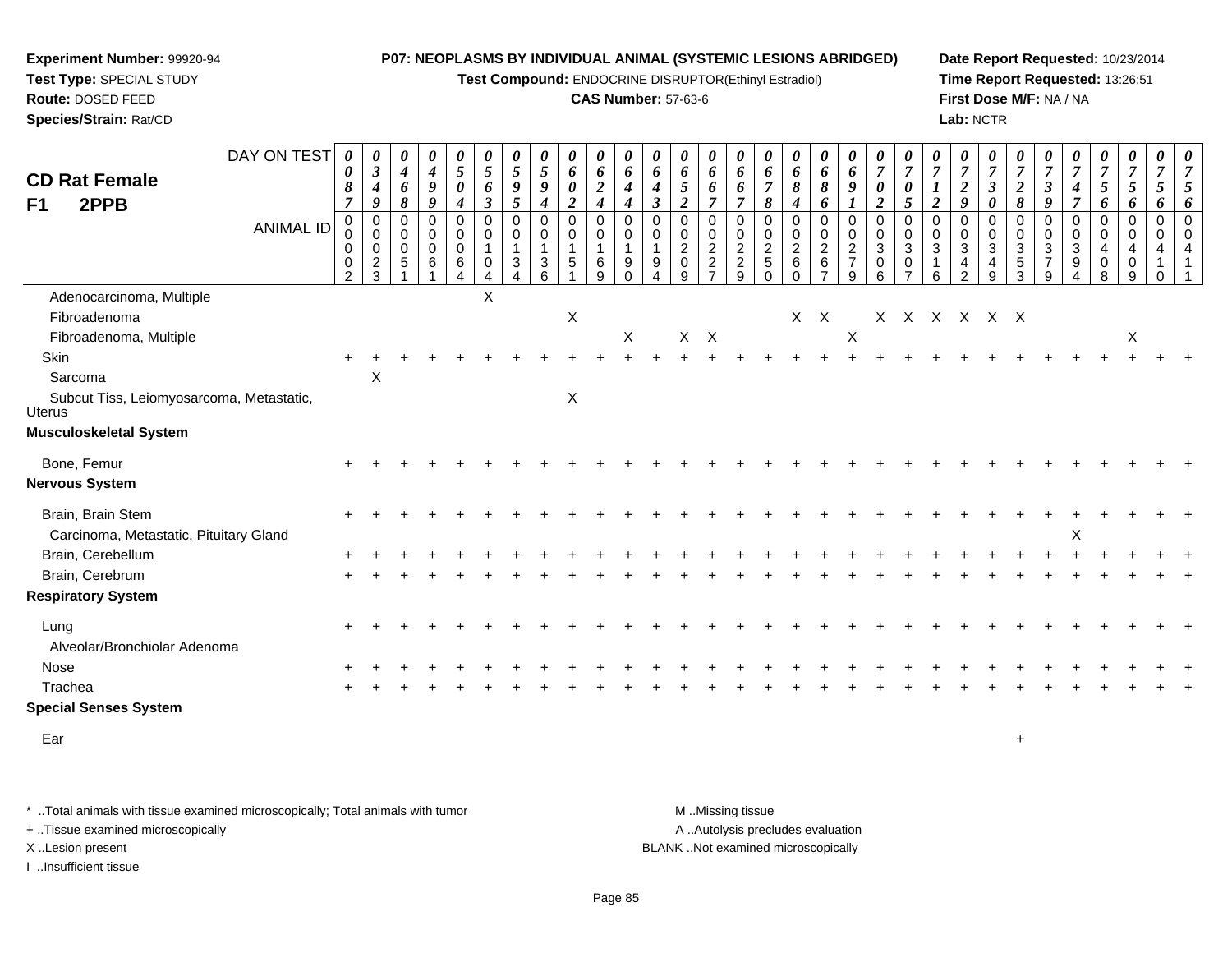**Experiment Number:** 99920-94
**Test Type:** SPECIAL STUDY
**Route:** DOSED FEED
**Species/Strain:** Rat/CD

**P07: NEOPLASMS BY INDIVIDUAL ANIMAL (SYSTEMIC LESIONS ABRIDGED)**
**Test Compound:** ENDOCRINE DISRUPTOR(Ethinyl Estradiol)
**CAS Number:** 57-63-6

**Date Report Requested:** 10/23/2014
**Time Report Requested:** 13:26:51
**First Dose M/F:** NA / NA
**Lab:** NCTR

**CD Rat Female**
**F1 2PPB**

| DAY ON TEST | 0087 | 0349 | 0468 | 0499 | 0504 | 0563 | 0595 | 0594 | 0602 | 0624 | 0644 | 0643 | 0652 | 0667 | 0667 | 0678 | 0684 | 0686 | 0691 | 0702 | 0705 | 0712 | 0729 | 0730 | 0728 | 0739 | 0747 | 0756 | 0756 | 0756 | 0756 |
|---|---|---|---|---|---|---|---|---|---|---|---|---|---|---|---|---|---|---|---|---|---|---|---|---|---|---|---|---|---|---|---|
| **ANIMAL ID** | 00002 | 00023 | 00051 | 00061 | 00064 | 00104 | 00134 | 00136 | 00151 | 00169 | 00190 | 00194 | 00209 | 00227 | 00229 | 00250 | 00260 | 00267 | 00279 | 00306 | 00307 | 00316 | 00342 | 00349 | 00353 | 00379 | 00394 | 00408 | 00409 | 00410 | 00411 |
| Adenocarcinoma, Multiple | | | | | | X | | | | | | | | | | | | | | | | | | | | | | | | | |
| Fibroadenoma | | | | | | | | | X | | | | | | | | X | X | | X | X | X | X | X | X | | | | | | |
| Fibroadenoma, Multiple | | | | | | | | | | | X | | X | X | | | | | X | | | | | | | | | | X | | |
| Skin | + | + | + | + | + | + | + | + | + | + | + | + | + | + | + | + | + | + | + | + | + | + | + | + | + | + | + | + | + | + | + |
| Sarcoma | | X | | | | | | | | | | | | | | | | | | | | | | | | | | | | | |
| Subcut Tiss, Leiomyosarcoma, Metastatic, Uterus | | | | | | | | | X | | | | | | | | | | | | | | | | | | | | | | |
| **Musculoskeletal System** | | | | | | | | | | | | | | | | | | | | | | | | | | | | | | | |
| Bone, Femur | + | + | + | + | + | + | + | + | + | + | + | + | + | + | + | + | + | + | + | + | + | + | + | + | + | + | + | + | + | + | + |
| **Nervous System** | | | | | | | | | | | | | | | | | | | | | | | | | | | | | | | |
| Brain, Brain Stem | + | + | + | + | + | + | + | + | + | + | + | + | + | + | + | + | + | + | + | + | + | + | + | + | + | + | + | + | + | + | + |
| Carcinoma, Metastatic, Pituitary Gland | | | | | | | | | | | | | | | | | | | | | | | | | | | X | | | | |
| Brain, Cerebellum | + | + | + | + | + | + | + | + | + | + | + | + | + | + | + | + | + | + | + | + | + | + | + | + | + | + | + | + | + | + | + |
| Brain, Cerebrum | + | + | + | + | + | + | + | + | + | + | + | + | + | + | + | + | + | + | + | + | + | + | + | + | + | + | + | + | + | + | + |
| **Respiratory System** | | | | | | | | | | | | | | | | | | | | | | | | | | | | | | | |
| Lung | + | + | + | + | + | + | + | + | + | + | + | + | + | + | + | + | + | + | + | + | + | + | + | + | + | + | + | + | + | + | + |
| Alveolar/Bronchiolar Adenoma | | | | | | | | | | | | | | | | | | | | | | | | | | | | | | | |
| Nose | + | + | + | + | + | + | + | + | + | + | + | + | + | + | + | + | + | + | + | + | + | + | + | + | + | + | + | + | + | + | + |
| Trachea | + | + | + | + | + | + | + | + | + | + | + | + | + | + | + | + | + | + | + | + | + | + | + | + | + | + | + | + | + | + | + |
| **Special Senses System** | | | | | | | | | | | | | | | | | | | | | | | | | | | | | | | |
| Ear | | | | | | | | | | | | | | | | | | | | | | | | | + | | | | | | |

* ..Total animals with tissue examined microscopically; Total animals with tumor
+ ..Tissue examined microscopically
X ..Lesion present
I ..Insufficient tissue

M ..Missing tissue
A ..Autolysis precludes evaluation
BLANK ..Not examined microscopically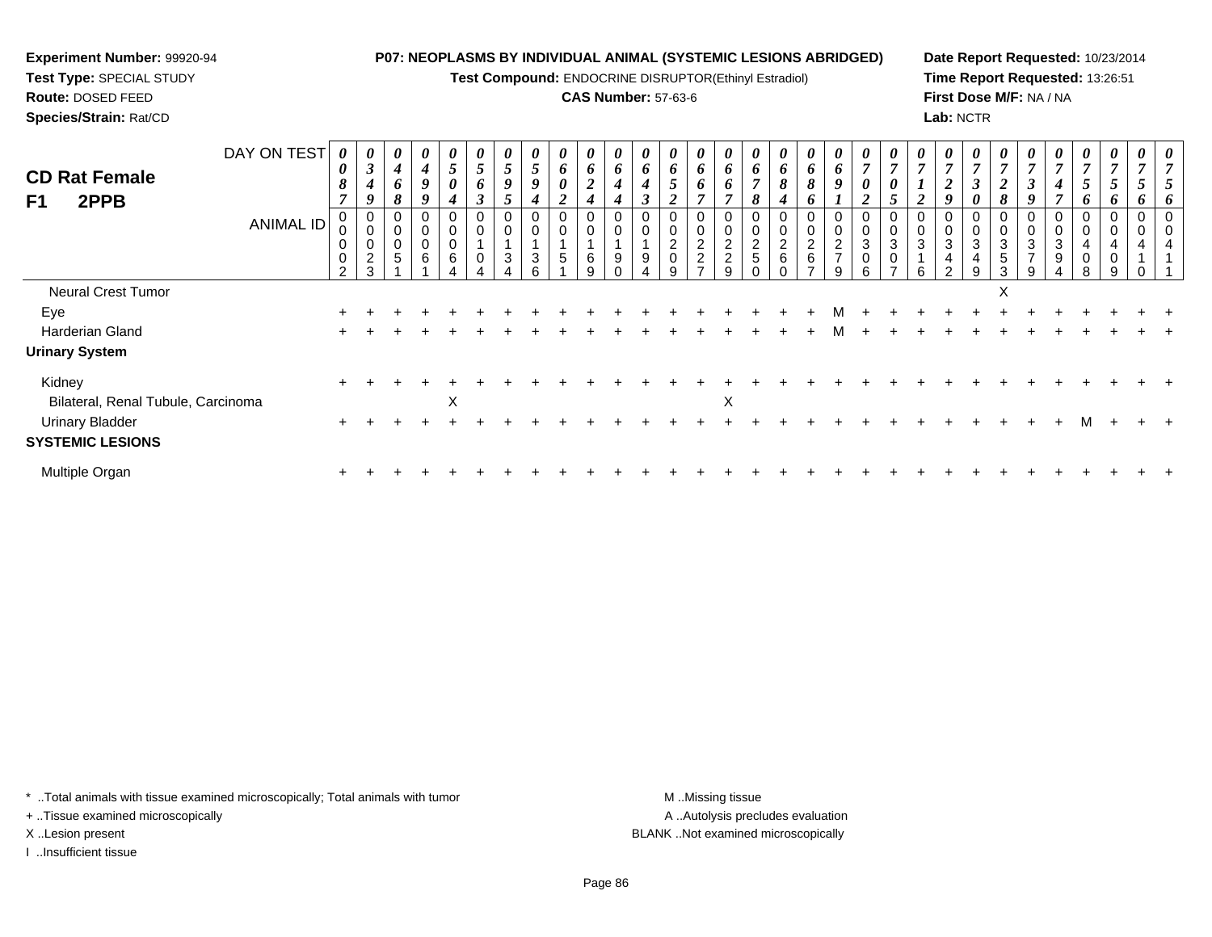**Experiment Number:** 99920-94
**Test Type:** SPECIAL STUDY
**Route:** DOSED FEED
**Species/Strain:** Rat/CD

**P07: NEOPLASMS BY INDIVIDUAL ANIMAL (SYSTEMIC LESIONS ABRIDGED)**
**Test Compound:** ENDOCRINE DISRUPTOR(Ethinyl Estradiol)
**CAS Number:** 57-63-6

**Date Report Requested:** 10/23/2014
**Time Report Requested:** 13:26:51
**First Dose M/F:** NA / NA
**Lab:** NCTR

## CD Rat Female
## F1 2PPB

| DAY ON TEST | 0087 | 0349 | 0468 | 0499 | 0504 | 0563 | 0595 | 0594 | 0602 | 0624 | 0644 | 0643 | 0652 | 0667 | 0667 | 0678 | 0684 | 0686 | 0691 | 0702 | 0705 | 0712 | 0729 | 0730 | 0728 | 0739 | 0747 | 0756 | 0756 | 0756 | 0756 |
|---|---|---|---|---|---|---|---|---|---|---|---|---|---|---|---|---|---|---|---|---|---|---|---|---|---|---|---|---|---|---|---|
| **ANIMAL ID** | 00002 | 00023 | 00051 | 00061 | 00064 | 00104 | 00134 | 00136 | 00151 | 00169 | 00190 | 00194 | 00209 | 00227 | 00229 | 00250 | 00260 | 00267 | 00279 | 00306 | 00307 | 00316 | 00342 | 00349 | 00353 | 00379 | 00394 | 00408 | 00409 | 00410 | 00411 |
| Neural Crest Tumor | | | | | | | | | | | | | | | | | | | | | | | | | X | | | | | | |
| Eye | + | + | + | + | + | + | + | + | + | + | + | + | + | + | + | + | + | + | M | + | + | + | + | + | + | + | + | + | + | + | + |
| Harderian Gland | + | + | + | + | + | + | + | + | + | + | + | + | + | + | + | + | + | + | M | + | + | + | + | + | + | + | + | + | + | + | + |
| **Urinary System** | | | | | | | | | | | | | | | | | | | | | | | | | | | | | | | |
| Kidney | + | + | + | + | + | + | + | + | + | + | + | + | + | + | + | + | + | + | + | + | + | + | + | + | + | + | + | + | + | + | + |
| Bilateral, Renal Tubule, Carcinoma | | | | | X | | | | | | | | | | X | | | | | | | | | | | | | | | | |
| Urinary Bladder | + | + | + | + | + | + | + | + | + | + | + | + | + | + | + | + | + | + | + | + | + | + | + | + | + | + | + | M | + | + | + |
| **SYSTEMIC LESIONS** | | | | | | | | | | | | | | | | | | | | | | | | | | | | | | | |
| Multiple Organ | + | + | + | + | + | + | + | + | + | + | + | + | + | + | + | + | + | + | + | + | + | + | + | + | + | + | + | + | + | + | + |

* ..Total animals with tissue examined microscopically; Total animals with tumor
+ ..Tissue examined microscopically
X ..Lesion present
I ..Insufficient tissue

M ..Missing tissue
A ..Autolysis precludes evaluation
BLANK ..Not examined microscopically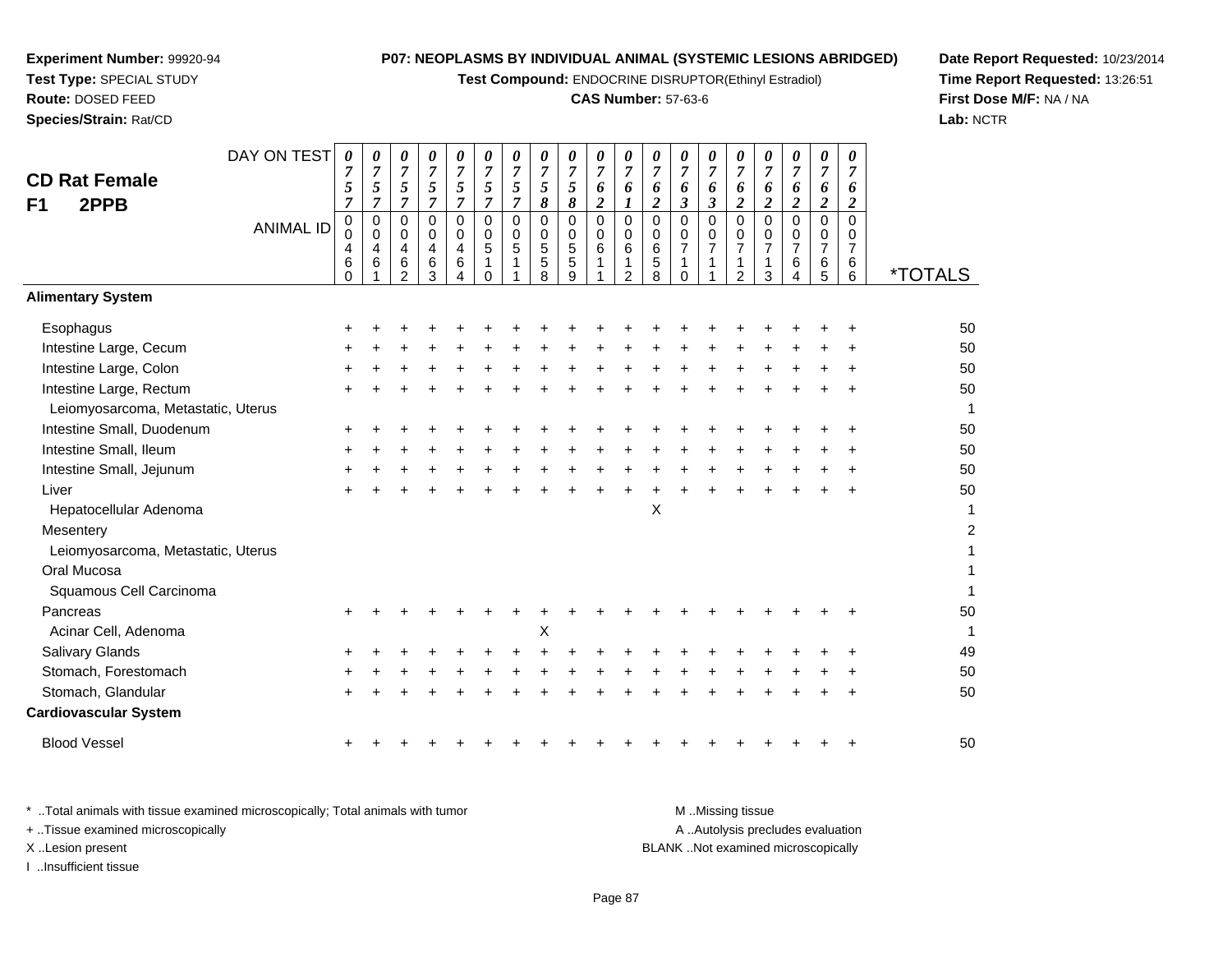**Experiment Number:** 99920-94
**Test Type:** SPECIAL STUDY
**Route:** DOSED FEED
**Species/Strain:** Rat/CD

**P07: NEOPLASMS BY INDIVIDUAL ANIMAL (SYSTEMIC LESIONS ABRIDGED)**
**Test Compound:** ENDOCRINE DISRUPTOR(Ethinyl Estradiol)
**CAS Number:** 57-63-6

**Date Report Requested:** 10/23/2014
**Time Report Requested:** 13:26:51
**First Dose M/F:** NA / NA
**Lab:** NCTR

## CD Rat Female F1 2PPB

| DAY ON TEST | 0757 | 0757 | 0757 | 0757 | 0757 | 0757 | 0757 | 0758 | 0758 | 0762 | 0761 | 0762 | 0763 | 0763 | 0762 | 0762 | 0762 | 0762 | 0762 | |
|---|---|---|---|---|---|---|---|---|---|---|---|---|---|---|---|---|---|---|---|---|
| **ANIMAL ID** | 00460 | 00461 | 00462 | 00463 | 00464 | 00510 | 00511 | 00558 | 00559 | 00611 | 00612 | 00658 | 00710 | 00711 | 00712 | 00713 | 00764 | 00765 | 00766 | ***TOTALS** |
| **Alimentary System** | | | | | | | | | | | | | | | | | | | | |
| Esophagus | + | + | + | + | + | + | + | + | + | + | + | + | + | + | + | + | + | + | + | 50 |
| Intestine Large, Cecum | + | + | + | + | + | + | + | + | + | + | + | + | + | + | + | + | + | + | + | 50 |
| Intestine Large, Colon | + | + | + | + | + | + | + | + | + | + | + | + | + | + | + | + | + | + | + | 50 |
| Intestine Large, Rectum | + | + | + | + | + | + | + | + | + | + | + | + | + | + | + | + | + | + | + | 50 |
| Leiomyosarcoma, Metastatic, Uterus | | | | | | | | | | | | | | | | | | | | 1 |
| Intestine Small, Duodenum | + | + | + | + | + | + | + | + | + | + | + | + | + | + | + | + | + | + | + | 50 |
| Intestine Small, Ileum | + | + | + | + | + | + | + | + | + | + | + | + | + | + | + | + | + | + | + | 50 |
| Intestine Small, Jejunum | + | + | + | + | + | + | + | + | + | + | + | + | + | + | + | + | + | + | + | 50 |
| Liver | + | + | + | + | + | + | + | + | + | + | + | + | + | + | + | + | + | + | + | 50 |
| Hepatocellular Adenoma | | | | | | | | | | | | X | | | | | | | | 1 |
| Mesentery | | | | | | | | | | | | | | | | | | | | 2 |
| Leiomyosarcoma, Metastatic, Uterus | | | | | | | | | | | | | | | | | | | | 1 |
| Oral Mucosa | | | | | | | | | | | | | | | | | | | | 1 |
| Squamous Cell Carcinoma | | | | | | | | | | | | | | | | | | | | 1 |
| Pancreas | + | + | + | + | + | + | + | + | + | + | + | + | + | + | + | + | + | + | + | 50 |
| Acinar Cell, Adenoma | | | | | | | | X | | | | | | | | | | | | 1 |
| Salivary Glands | + | + | + | + | + | + | + | + | + | + | + | + | + | + | + | + | + | + | + | 49 |
| Stomach, Forestomach | + | + | + | + | + | + | + | + | + | + | + | + | + | + | + | + | + | + | + | 50 |
| Stomach, Glandular | + | + | + | + | + | + | + | + | + | + | + | + | + | + | + | + | + | + | + | 50 |
| **Cardiovascular System** | | | | | | | | | | | | | | | | | | | | |
| Blood Vessel | + | + | + | + | + | + | + | + | + | + | + | + | + | + | + | + | + | + | + | 50 |

\* ..Total animals with tissue examined microscopically; Total animals with tumor
\+ ..Tissue examined microscopically
X ..Lesion present
I ..Insufficient tissue

M ..Missing tissue
A ..Autolysis precludes evaluation
BLANK ..Not examined microscopically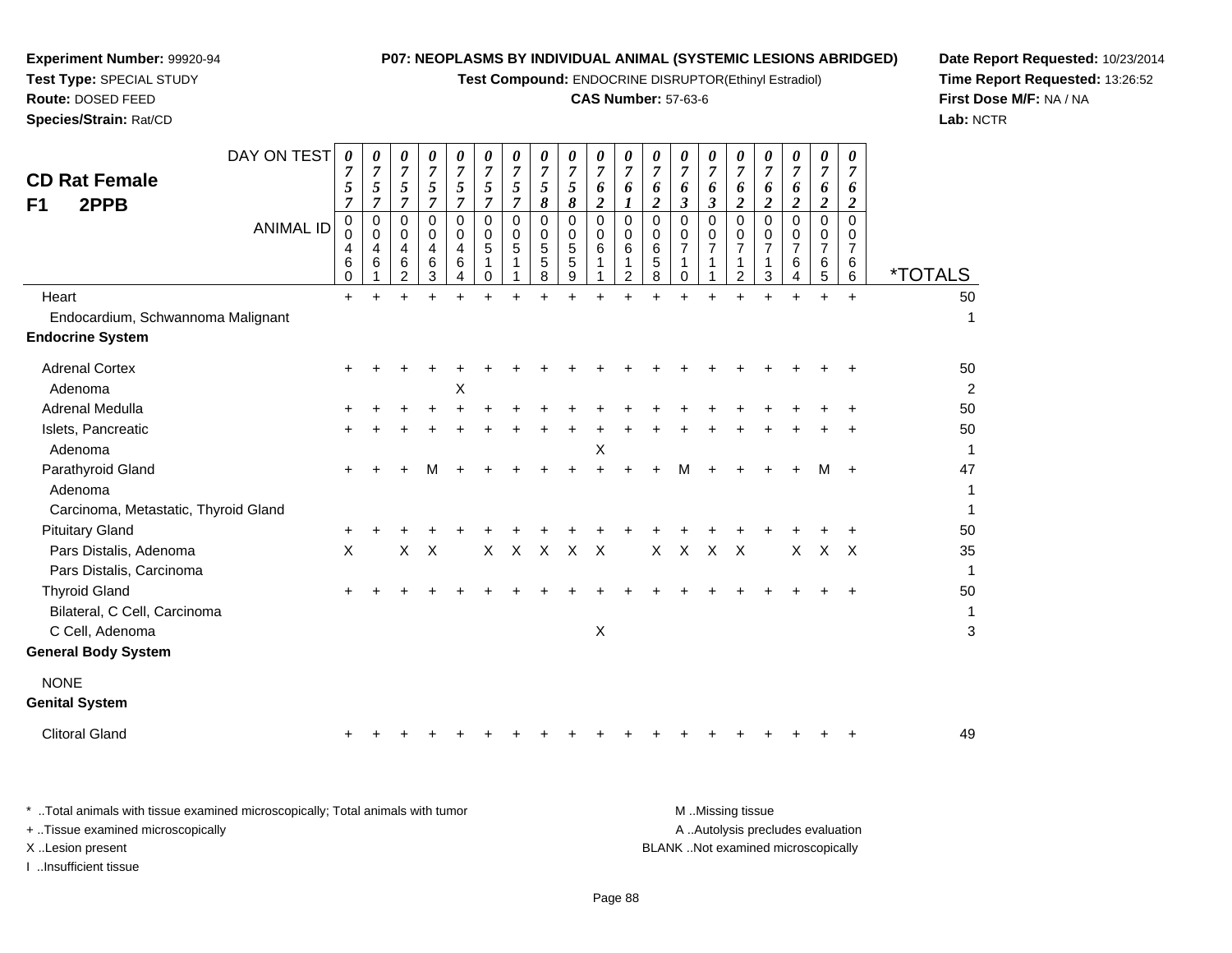**Experiment Number:** 99920-94
**Test Type:** SPECIAL STUDY
**Route:** DOSED FEED
**Species/Strain:** Rat/CD

**P07: NEOPLASMS BY INDIVIDUAL ANIMAL (SYSTEMIC LESIONS ABRIDGED)**
**Test Compound:** ENDOCRINE DISRUPTOR(Ethinyl Estradiol)
**CAS Number:** 57-63-6

**Date Report Requested:** 10/23/2014
**Time Report Requested:** 13:26:52
**First Dose M/F:** NA / NA
**Lab:** NCTR

## CD Rat Female
## F1 2PPB

| DAY ON TEST | 0757 | 0757 | 0757 | 0757 | 0757 | 0757 | 0757 | 0758 | 0758 | 0762 | 0761 | 0762 | 0763 | 0763 | 0762 | 0762 | 0762 | 0762 | 0762 | |
|---|---|---|---|---|---|---|---|---|---|---|---|---|---|---|---|---|---|---|---|---|
| **ANIMAL ID** | 00460 | 00461 | 00462 | 00463 | 00464 | 00510 | 00511 | 00558 | 00559 | 00611 | 00612 | 00658 | 00710 | 00711 | 00712 | 00713 | 00764 | 00765 | 00766 | ***TOTALS** |
| Heart | + | + | + | + | + | + | + | + | + | + | + | + | + | + | + | + | + | + | + | 50 |
| Endocardium, Schwannoma Malignant | | | | | | | | | | | | | | | | | | | | 1 |
| **Endocrine System** | | | | | | | | | | | | | | | | | | | | |
| Adrenal Cortex | + | + | + | + | + | + | + | + | + | + | + | + | + | + | + | + | + | + | + | 50 |
| Adenoma | | | | | X | | | | | | | | | | | | | | | 2 |
| Adrenal Medulla | + | + | + | + | + | + | + | + | + | + | + | + | + | + | + | + | + | + | + | 50 |
| Islets, Pancreatic | + | + | + | + | + | + | + | + | + | + | + | + | + | + | + | + | + | + | + | 50 |
| Adenoma | | | | | | | | | | X | | | | | | | | | | 1 |
| Parathyroid Gland | + | + | + | M | + | + | + | + | + | + | + | + | M | + | + | + | + | M | + | 47 |
| Adenoma | | | | | | | | | | | | | | | | | | | | 1 |
| Carcinoma, Metastatic, Thyroid Gland | | | | | | | | | | | | | | | | | | | | 1 |
| Pituitary Gland | + | + | + | + | + | + | + | + | + | + | + | + | + | + | + | + | + | + | + | 50 |
| Pars Distalis, Adenoma | X | | X | X | | X | X | X | X | X | | X | X | X | X | | X | X | X | 35 |
| Pars Distalis, Carcinoma | | | | | | | | | | | | | | | | | | | | 1 |
| Thyroid Gland | + | + | + | + | + | + | + | + | + | + | + | + | + | + | + | + | + | + | + | 50 |
| Bilateral, C Cell, Carcinoma | | | | | | | | | | | | | | | | | | | | 1 |
| C Cell, Adenoma | | | | | | | | | | X | | | | | | | | | | 3 |
| **General Body System** | | | | | | | | | | | | | | | | | | | | |
| NONE | | | | | | | | | | | | | | | | | | | | |
| **Genital System** | | | | | | | | | | | | | | | | | | | | |
| Clitoral Gland | + | + | + | + | + | + | + | + | + | + | + | + | + | + | + | + | + | + | + | 49 |

\* ..Total animals with tissue examined microscopically; Total animals with tumor
\+ ..Tissue examined microscopically
X ..Lesion present
I ..Insufficient tissue

M ..Missing tissue
A ..Autolysis precludes evaluation
BLANK ..Not examined microscopically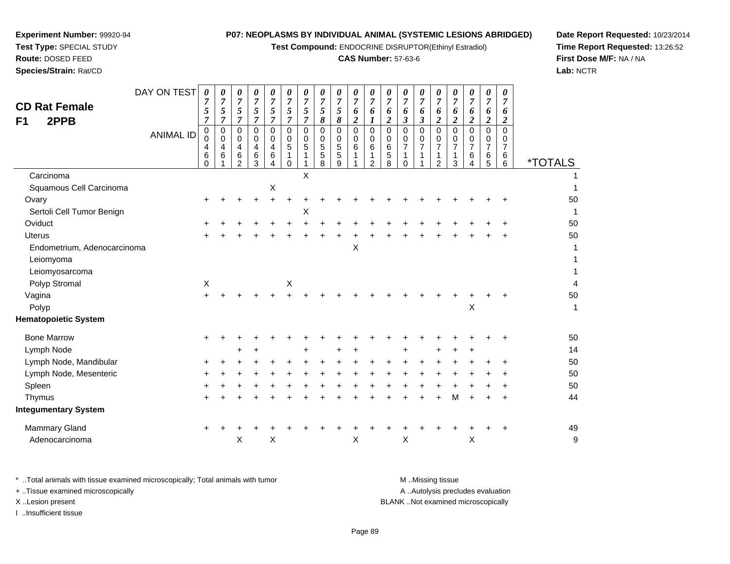**Experiment Number:** 99920-94
**Test Type:** SPECIAL STUDY
**Route:** DOSED FEED
**Species/Strain:** Rat/CD

**P07: NEOPLASMS BY INDIVIDUAL ANIMAL (SYSTEMIC LESIONS ABRIDGED)**
**Test Compound:** ENDOCRINE DISRUPTOR(Ethinyl Estradiol)
**CAS Number:** 57-63-6

**Date Report Requested:** 10/23/2014
**Time Report Requested:** 13:26:52
**First Dose M/F:** NA / NA
**Lab:** NCTR

## CD Rat Female
## F1 2PPB

| DAY ON TEST | 0757 | 0757 | 0757 | 0757 | 0757 | 0757 | 0757 | 0758 | 0758 | 0762 | 0761 | 0762 | 0763 | 0763 | 0762 | 0762 | 0762 | 0762 | 0762 | |
|---|---|---|---|---|---|---|---|---|---|---|---|---|---|---|---|---|---|---|---|---|
| **ANIMAL ID** | 00460 | 00461 | 00462 | 00463 | 00464 | 00510 | 00511 | 00558 | 00559 | 00611 | 00612 | 00658 | 00710 | 00711 | 00712 | 00713 | 00764 | 00765 | 00766 | ***TOTALS** |
| Carcinoma | | | | | | | X | | | | | | | | | | | | | 1 |
| Squamous Cell Carcinoma | | | | | X | | | | | | | | | | | | | | | 1 |
| Ovary | + | + | + | + | + | + | + | + | + | + | + | + | + | + | + | + | + | + | + | 50 |
| Sertoli Cell Tumor Benign | | | | | | | X | | | | | | | | | | | | | 1 |
| Oviduct | + | + | + | + | + | + | + | + | + | + | + | + | + | + | + | + | + | + | + | 50 |
| Uterus | + | + | + | + | + | + | + | + | + | + | + | + | + | + | + | + | + | + | + | 50 |
| Endometrium, Adenocarcinoma | | | | | | | | | | X | | | | | | | | | | 1 |
| Leiomyoma | | | | | | | | | | | | | | | | | | | | 1 |
| Leiomyosarcoma | | | | | | | | | | | | | | | | | | | | 1 |
| Polyp Stromal | X | | | | | X | | | | | | | | | | | | | | 4 |
| Vagina | + | + | + | + | + | + | + | + | + | + | + | + | + | + | + | + | + | + | + | 50 |
| Polyp | | | | | | | | | | | | | | | | | X | | | 1 |
| **Hematopoietic System** | | | | | | | | | | | | | | | | | | | | |
| Bone Marrow | + | + | + | + | + | + | + | + | + | + | + | + | + | + | + | + | + | + | + | 50 |
| Lymph Node | | | + | + | | | + | | + | + | | | + | | + | + | + | | | 14 |
| Lymph Node, Mandibular | + | + | + | + | + | + | + | + | + | + | + | + | + | + | + | + | + | + | + | 50 |
| Lymph Node, Mesenteric | + | + | + | + | + | + | + | + | + | + | + | + | + | + | + | + | + | + | + | 50 |
| Spleen | + | + | + | + | + | + | + | + | + | + | + | + | + | + | + | + | + | + | + | 50 |
| Thymus | + | + | + | + | + | + | + | + | + | + | + | + | + | + | + | M | + | + | + | 44 |
| **Integumentary System** | | | | | | | | | | | | | | | | | | | | |
| Mammary Gland | + | + | + | + | + | + | + | + | + | + | + | + | + | + | + | + | + | + | + | 49 |
| Adenocarcinoma | | | X | | X | | | | | X | | | X | | | | X | | | 9 |

\* ..Total animals with tissue examined microscopically; Total animals with tumor
\+ ..Tissue examined microscopically
X ..Lesion present
I ..Insufficient tissue

M ..Missing tissue
A ..Autolysis precludes evaluation
BLANK ..Not examined microscopically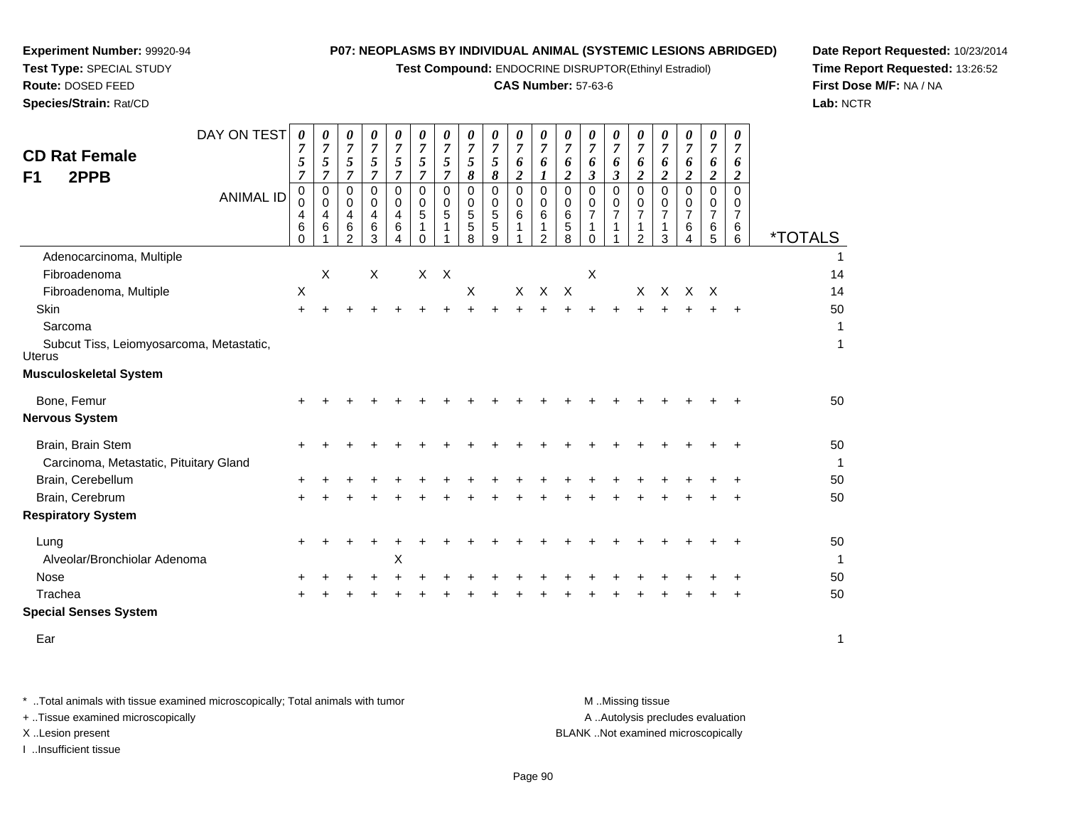**Experiment Number:** 99920-94
**Test Type:** SPECIAL STUDY
**Route:** DOSED FEED
**Species/Strain:** Rat/CD

**P07: NEOPLASMS BY INDIVIDUAL ANIMAL (SYSTEMIC LESIONS ABRIDGED)**
**Test Compound:** ENDOCRINE DISRUPTOR(Ethinyl Estradiol)
**CAS Number:** 57-63-6

**Date Report Requested:** 10/23/2014
**Time Report Requested:** 13:26:52
**First Dose M/F:** NA / NA
**Lab:** NCTR

## CD Rat Female
## F1 2PPB

| DAY ON TEST | 0757 | 0757 | 0757 | 0757 | 0757 | 0757 | 0757 | 0758 | 0758 | 0762 | 0761 | 0762 | 0763 | 0763 | 0762 | 0762 | 0762 | 0762 | 0762 | |
|---|---|---|---|---|---|---|---|---|---|---|---|---|---|---|---|---|---|---|---|---|
| **ANIMAL ID** | 00460 | 00461 | 00462 | 00463 | 00464 | 00510 | 00511 | 00558 | 00559 | 00611 | 00612 | 00658 | 00710 | 00711 | 00712 | 00713 | 00764 | 00765 | 00766 | ***TOTALS** |
| Adenocarcinoma, Multiple | | | | | | | | | | | | | | | | | | | | 1 |
| Fibroadenoma | | X | | X | | X | X | | | | | | X | | | | | | | 14 |
| Fibroadenoma, Multiple | X | | | | | | | X | | X | X | X | | | X | X | X | X | | 14 |
| Skin | + | + | + | + | + | + | + | + | + | + | + | + | + | + | + | + | + | + | + | 50 |
| Sarcoma | | | | | | | | | | | | | | | | | | | | 1 |
| Subcut Tiss, Leiomyosarcoma, Metastatic, Uterus | | | | | | | | | | | | | | | | | | | | 1 |
| **Musculoskeletal System** | | | | | | | | | | | | | | | | | | | | |
| Bone, Femur | + | + | + | + | + | + | + | + | + | + | + | + | + | + | + | + | + | + | + | 50 |
| **Nervous System** | | | | | | | | | | | | | | | | | | | | |
| Brain, Brain Stem | + | + | + | + | + | + | + | + | + | + | + | + | + | + | + | + | + | + | + | 50 |
| Carcinoma, Metastatic, Pituitary Gland | | | | | | | | | | | | | | | | | | | | 1 |
| Brain, Cerebellum | + | + | + | + | + | + | + | + | + | + | + | + | + | + | + | + | + | + | + | 50 |
| Brain, Cerebrum | + | + | + | + | + | + | + | + | + | + | + | + | + | + | + | + | + | + | + | 50 |
| **Respiratory System** | | | | | | | | | | | | | | | | | | | | |
| Lung | + | + | + | + | + | + | + | + | + | + | + | + | + | + | + | + | + | + | + | 50 |
| Alveolar/Bronchiolar Adenoma | | | | | X | | | | | | | | | | | | | | | 1 |
| Nose | + | + | + | + | + | + | + | + | + | + | + | + | + | + | + | + | + | + | + | 50 |
| Trachea | + | + | + | + | + | + | + | + | + | + | + | + | + | + | + | + | + | + | + | 50 |
| **Special Senses System** | | | | | | | | | | | | | | | | | | | | |
| Ear | | | | | | | | | | | | | | | | | | | | 1 |

\* ..Total animals with tissue examined microscopically; Total animals with tumor
\+ ..Tissue examined microscopically
X ..Lesion present
I ..Insufficient tissue

M ..Missing tissue
A ..Autolysis precludes evaluation
BLANK ..Not examined microscopically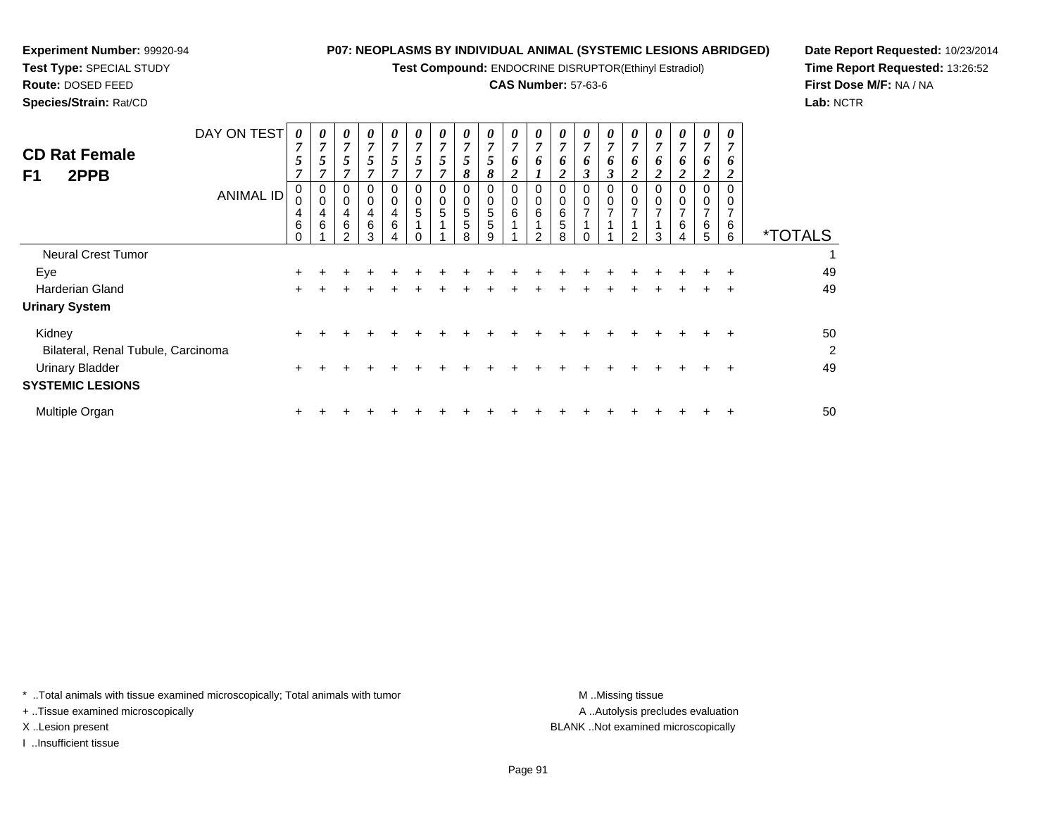**Experiment Number:** 99920-94
**Test Type:** SPECIAL STUDY
**Route:** DOSED FEED
**Species/Strain:** Rat/CD

**P07: NEOPLASMS BY INDIVIDUAL ANIMAL (SYSTEMIC LESIONS ABRIDGED)**
**Test Compound:** ENDOCRINE DISRUPTOR(Ethinyl Estradiol)
**CAS Number:** 57-63-6

**Date Report Requested:** 10/23/2014
**Time Report Requested:** 13:26:52
**First Dose M/F:** NA / NA
**Lab:** NCTR

## CD Rat Female
## F1 2PPB

| DAY ON TEST | 0757 | 0757 | 0757 | 0757 | 0757 | 0757 | 0757 | 0758 | 0758 | 0762 | 0761 | 0762 | 0763 | 0763 | 0762 | 0762 | 0762 | 0762 | 0762 | |
|---|---|---|---|---|---|---|---|---|---|---|---|---|---|---|---|---|---|---|---|---|
| **ANIMAL ID** | 00460 | 00461 | 00462 | 00463 | 00464 | 00510 | 00511 | 00558 | 00559 | 00611 | 00612 | 00658 | 00710 | 00711 | 00712 | 00713 | 00764 | 00765 | 00766 | ***TOTALS** |
| Neural Crest Tumor | | | | | | | | | | | | | | | | | | | | 1 |
| Eye | + | + | + | + | + | + | + | + | + | + | + | + | + | + | + | + | + | + | + | 49 |
| Harderian Gland | + | + | + | + | + | + | + | + | + | + | + | + | + | + | + | + | + | + | + | 49 |
| **Urinary System** | | | | | | | | | | | | | | | | | | | | |
| Kidney | + | + | + | + | + | + | + | + | + | + | + | + | + | + | + | + | + | + | + | 50 |
| Bilateral, Renal Tubule, Carcinoma | | | | | | | | | | | | | | | | | | | | 2 |
| Urinary Bladder | + | + | + | + | + | + | + | + | + | + | + | + | + | + | + | + | + | + | + | 49 |
| **SYSTEMIC LESIONS** | | | | | | | | | | | | | | | | | | | | |
| Multiple Organ | + | + | + | + | + | + | + | + | + | + | + | + | + | + | + | + | + | + | + | 50 |

\* ..Total animals with tissue examined microscopically; Total animals with tumor
\+ ..Tissue examined microscopically
X ..Lesion present
I ..Insufficient tissue

M ..Missing tissue
A ..Autolysis precludes evaluation
BLANK ..Not examined microscopically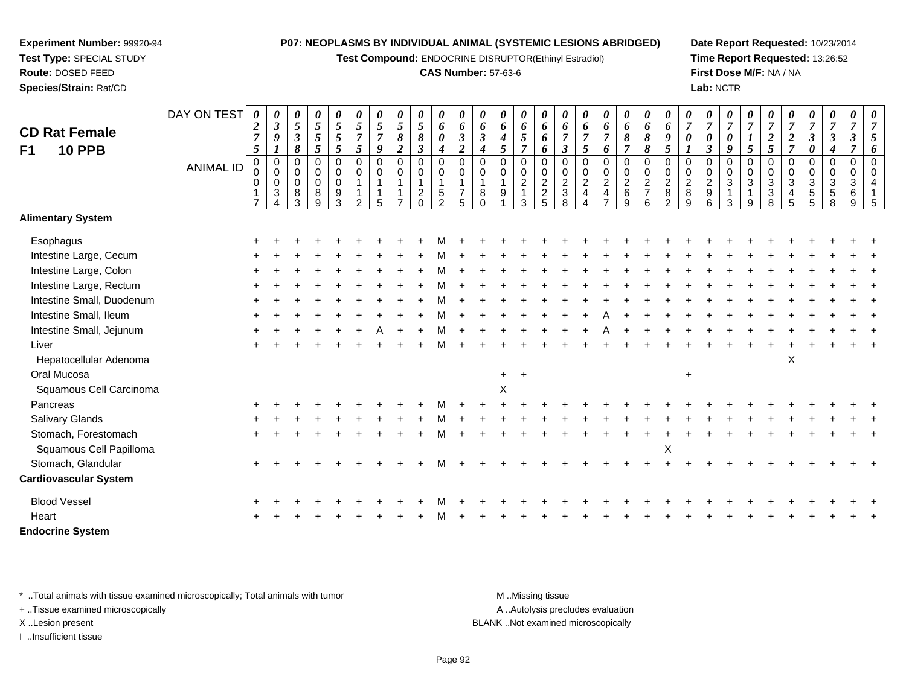**Experiment Number:** 99920-94
**Test Type:** SPECIAL STUDY
**Route:** DOSED FEED
**Species/Strain:** Rat/CD

**P07: NEOPLASMS BY INDIVIDUAL ANIMAL (SYSTEMIC LESIONS ABRIDGED)**
**Test Compound:** ENDOCRINE DISRUPTOR(Ethinyl Estradiol)
**CAS Number:** 57-63-6

**Date Report Requested:** 10/23/2014
**Time Report Requested:** 13:26:52
**First Dose M/F:** NA / NA
**Lab:** NCTR

## CD Rat Female F1 10 PPB

| DAY ON TEST | 0275 | 0391 | 0538 | 0555 | 0555 | 0575 | 0579 | 0582 | 0583 | 0604 | 0632 | 0634 | 0645 | 0657 | 0666 | 0673 | 0675 | 0676 | 0687 | 0688 | 0695 | 0701 | 0703 | 0709 | 0715 | 0725 | 0727 | 0730 | 0734 | 0737 | 0756 |
|---|---|---|---|---|---|---|---|---|---|---|---|---|---|---|---|---|---|---|---|---|---|---|---|---|---|---|---|---|---|---|---|
| **ANIMAL ID** | 00017 | 00034 | 00083 | 00089 | 00093 | 00112 | 00115 | 00117 | 00120 | 00152 | 00175 | 00180 | 00191 | 00213 | 00225 | 00238 | 00244 | 00247 | 00269 | 00276 | 00282 | 00289 | 00296 | 00313 | 00319 | 00338 | 00345 | 00355 | 00358 | 00369 | 00415 |
| **Alimentary System** | | | | | | | | | | | | | | | | | | | | | | | | | | | | | | | |
| Esophagus | + | + | + | + | + | + | + | + | + | M | + | + | + | + | + | + | + | + | + | + | + | + | + | + | + | + | + | + | + | + | + |
| Intestine Large, Cecum | + | + | + | + | + | + | + | + | + | M | + | + | + | + | + | + | + | + | + | + | + | + | + | + | + | + | + | + | + | + | + |
| Intestine Large, Colon | + | + | + | + | + | + | + | + | + | M | + | + | + | + | + | + | + | + | + | + | + | + | + | + | + | + | + | + | + | + | + |
| Intestine Large, Rectum | + | + | + | + | + | + | + | + | + | M | + | + | + | + | + | + | + | + | + | + | + | + | + | + | + | + | + | + | + | + | + |
| Intestine Small, Duodenum | + | + | + | + | + | + | + | + | + | M | + | + | + | + | + | + | + | + | + | + | + | + | + | + | + | + | + | + | + | + | + |
| Intestine Small, Ileum | + | + | + | + | + | + | + | + | + | M | + | + | + | + | + | + | + | A | + | + | + | + | + | + | + | + | + | + | + | + | + |
| Intestine Small, Jejunum | + | + | + | + | + | + | A | + | + | M | + | + | + | + | + | + | + | A | + | + | + | + | + | + | + | + | + | + | + | + | + |
| Liver | + | + | + | + | + | + | + | + | + | M | + | + | + | + | + | + | + | + | + | + | + | + | + | + | + | + | + | + | + | + | + |
| Hepatocellular Adenoma | | | | | | | | | | | | | | | | | | | | | | | | | | | X | | | | |
| Oral Mucosa | | | | | | | | | | | | | + | + | | | | | | | | + | | | | | | | | | |
| Squamous Cell Carcinoma | | | | | | | | | | | | | X | | | | | | | | | | | | | | | | | | |
| Pancreas | + | + | + | + | + | + | + | + | + | M | + | + | + | + | + | + | + | + | + | + | + | + | + | + | + | + | + | + | + | + | + |
| Salivary Glands | + | + | + | + | + | + | + | + | + | M | + | + | + | + | + | + | + | + | + | + | + | + | + | + | + | + | + | + | + | + | + |
| Stomach, Forestomach | + | + | + | + | + | + | + | + | + | M | + | + | + | + | + | + | + | + | + | + | + | + | + | + | + | + | + | + | + | + | + |
| Squamous Cell Papilloma | | | | | | | | | | | | | | | | | | | | | X | | | | | | | | | | |
| Stomach, Glandular | + | + | + | + | + | + | + | + | + | M | + | + | + | + | + | + | + | + | + | + | + | + | + | + | + | + | + | + | + | + | + |
| **Cardiovascular System** | | | | | | | | | | | | | | | | | | | | | | | | | | | | | | | |
| Blood Vessel | + | + | + | + | + | + | + | + | + | M | + | + | + | + | + | + | + | + | + | + | + | + | + | + | + | + | + | + | + | + | + |
| Heart | + | + | + | + | + | + | + | + | + | M | + | + | + | + | + | + | + | + | + | + | + | + | + | + | + | + | + | + | + | + | + |
| **Endocrine System** | | | | | | | | | | | | | | | | | | | | | | | | | | | | | | | |

\* ..Total animals with tissue examined microscopically; Total animals with tumor
+ ..Tissue examined microscopically
X ..Lesion present
I ..Insufficient tissue

M ..Missing tissue
A ..Autolysis precludes evaluation
BLANK ..Not examined microscopically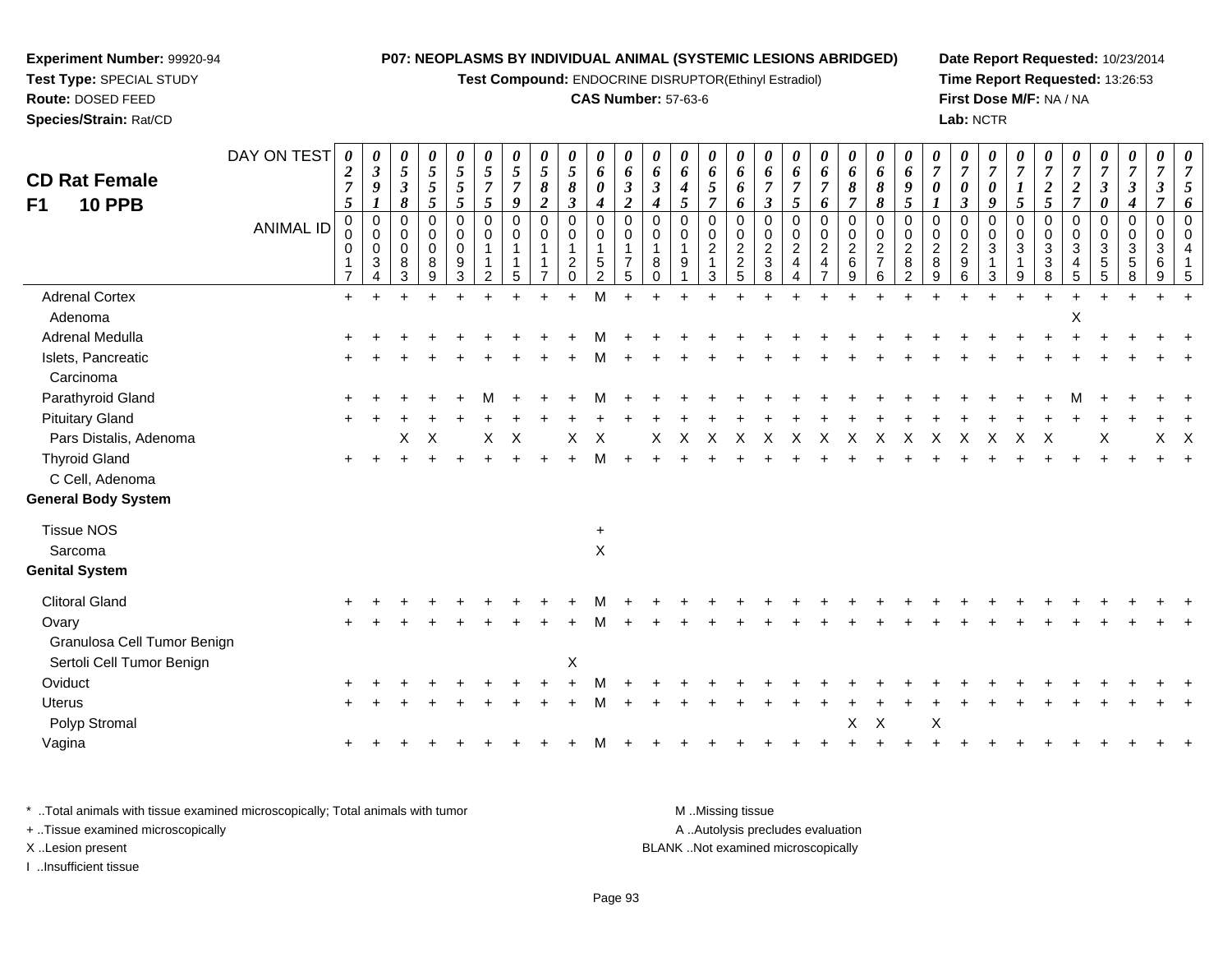**Experiment Number:** 99920-94
**Test Type:** SPECIAL STUDY
**Route:** DOSED FEED
**Species/Strain:** Rat/CD

**P07: NEOPLASMS BY INDIVIDUAL ANIMAL (SYSTEMIC LESIONS ABRIDGED)**
**Test Compound:** ENDOCRINE DISRUPTOR(Ethinyl Estradiol)
**CAS Number:** 57-63-6

**Date Report Requested:** 10/23/2014
**Time Report Requested:** 13:26:53
**First Dose M/F:** NA / NA
**Lab:** NCTR

## CD Rat Female F1 10 PPB

| DAY ON TEST | 0275 | 0391 | 0538 | 0555 | 0555 | 0575 | 0579 | 0582 | 0583 | 0604 | 0632 | 0634 | 0645 | 0657 | 0666 | 0673 | 0675 | 0676 | 0687 | 0688 | 0695 | 0701 | 0703 | 0709 | 0715 | 0725 | 0727 | 0730 | 0734 | 0737 | 0756 |
|---|---|---|---|---|---|---|---|---|---|---|---|---|---|---|---|---|---|---|---|---|---|---|---|---|---|---|---|---|---|---|---|
| **ANIMAL ID** | 00017 | 00034 | 00083 | 00089 | 00093 | 00112 | 00115 | 00117 | 00120 | 00152 | 00175 | 00180 | 00191 | 00213 | 00225 | 00238 | 00244 | 00247 | 00269 | 00276 | 00282 | 00289 | 00296 | 00313 | 00319 | 00338 | 00345 | 00355 | 00358 | 00369 | 00415 |
| Adrenal Cortex | + | + | + | + | + | + | + | + | + | M | + | + | + | + | + | + | + | + | + | + | + | + | + | + | + | + | + | + | + | + | + |
| Adenoma | | | | | | | | | | | | | | | | | | | | | | | | | | | X | | | | |
| Adrenal Medulla | + | + | + | + | + | + | + | + | + | M | + | + | + | + | + | + | + | + | + | + | + | + | + | + | + | + | + | + | + | + | + |
| Islets, Pancreatic | + | + | + | + | + | + | + | + | + | M | + | + | + | + | + | + | + | + | + | + | + | + | + | + | + | + | + | + | + | + | + |
| Carcinoma | | | | | | | | | | | | | | | | | | | | | | | | | | | | | | | |
| Parathyroid Gland | + | + | + | + | + | M | + | + | + | M | + | + | + | + | + | + | + | + | + | + | + | + | + | + | + | + | M | + | + | + | + |
| Pituitary Gland | + | + | + | + | + | + | + | + | + | + | + | + | + | + | + | + | + | + | + | + | + | + | + | + | + | + | + | + | + | + | + |
| Pars Distalis, Adenoma | | | X | X | | X | X | | X | X | | X | X | X | X | X | X | X | X | X | X | X | X | X | X | X | | X | | X | X |
| Thyroid Gland | + | + | + | + | + | + | + | + | + | M | + | + | + | + | + | + | + | + | + | + | + | + | + | + | + | + | + | + | + | + | + |
| C Cell, Adenoma | | | | | | | | | | | | | | | | | | | | | | | | | | | | | | | |
| **General Body System** | | | | | | | | | | | | | | | | | | | | | | | | | | | | | | | |
| Tissue NOS | | | | | | | | | | + | | | | | | | | | | | | | | | | | | | | | |
| Sarcoma | | | | | | | | | | X | | | | | | | | | | | | | | | | | | | | | |
| **Genital System** | | | | | | | | | | | | | | | | | | | | | | | | | | | | | | | |
| Clitoral Gland | + | + | + | + | + | + | + | + | + | M | + | + | + | + | + | + | + | + | + | + | + | + | + | + | + | + | + | + | + | + | + |
| Ovary | + | + | + | + | + | + | + | + | + | M | + | + | + | + | + | + | + | + | + | + | + | + | + | + | + | + | + | + | + | + | + |
| Granulosa Cell Tumor Benign | | | | | | | | | | | | | | | | | | | | | | | | | | | | | | | |
| Sertoli Cell Tumor Benign | | | | | | | | | X | | | | | | | | | | | | | | | | | | | | | | |
| Oviduct | + | + | + | + | + | + | + | + | + | M | + | + | + | + | + | + | + | + | + | + | + | + | + | + | + | + | + | + | + | + | + |
| Uterus | + | + | + | + | + | + | + | + | + | M | + | + | + | + | + | + | + | + | + | + | + | + | + | + | + | + | + | + | + | + | + |
| Polyp Stromal | | | | | | | | | | | | | | | | | | | X | X | | X | | | | | | | | | |
| Vagina | + | + | + | + | + | + | + | + | + | M | + | + | + | + | + | + | + | + | + | + | + | + | + | + | + | + | + | + | + | + | + |

\* ..Total animals with tissue examined microscopically; Total animals with tumor
\+ ..Tissue examined microscopically
X ..Lesion present
I ..Insufficient tissue

M ..Missing tissue
A ..Autolysis precludes evaluation
BLANK ..Not examined microscopically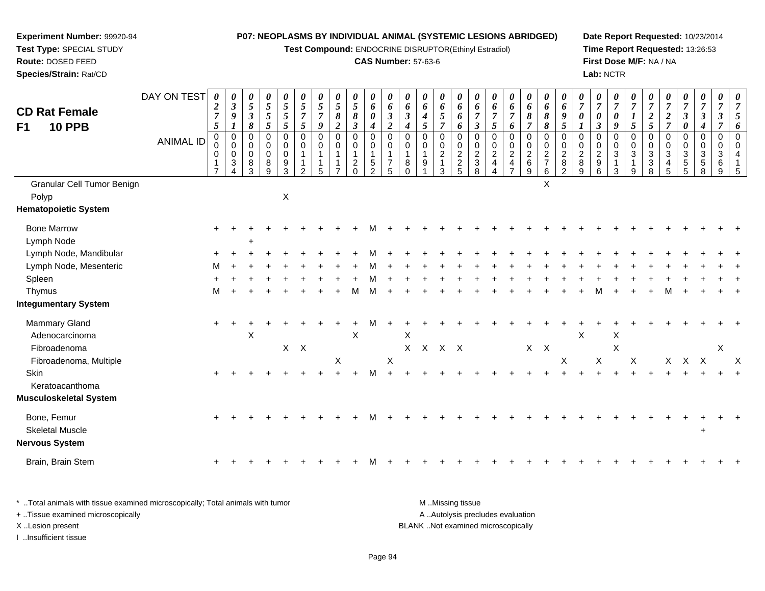**Experiment Number:** 99920-94
**Test Type:** SPECIAL STUDY
**Route:** DOSED FEED
**Species/Strain:** Rat/CD

**P07: NEOPLASMS BY INDIVIDUAL ANIMAL (SYSTEMIC LESIONS ABRIDGED)**
**Test Compound:** ENDOCRINE DISRUPTOR(Ethinyl Estradiol)
**CAS Number:** 57-63-6

**Date Report Requested:** 10/23/2014
**Time Report Requested:** 13:26:53
**First Dose M/F:** NA / NA
**Lab:** NCTR

## CD Rat Female F1 10 PPB

| DAY ON TEST | 0275 | 0391 | 0538 | 0555 | 0555 | 0575 | 0579 | 0582 | 0583 | 0604 | 0632 | 0634 | 0645 | 0657 | 0666 | 0673 | 0675 | 0676 | 0687 | 0688 | 0695 | 0701 | 0703 | 0709 | 0715 | 0725 | 0727 | 0730 | 0734 | 0737 | 0756 |
|---|---|---|---|---|---|---|---|---|---|---|---|---|---|---|---|---|---|---|---|---|---|---|---|---|---|---|---|---|---|---|---|
| **ANIMAL ID** | 00017 | 00034 | 00083 | 00089 | 00093 | 00112 | 00115 | 00117 | 00120 | 00152 | 00175 | 00180 | 00191 | 00213 | 00225 | 00238 | 00244 | 00247 | 00269 | 00276 | 00282 | 00289 | 00296 | 00313 | 00319 | 00338 | 00345 | 00355 | 00358 | 00369 | 00415 |
| Granular Cell Tumor Benign | | | | | | | | | | | | | | | | | | | | X | | | | | | | | | | | |
| Polyp | | | | | X | | | | | | | | | | | | | | | | | | | | | | | | | | |
| **Hematopoietic System** | | | | | | | | | | | | | | | | | | | | | | | | | | | | | | | |
| Bone Marrow | + | + | + | + | + | + | + | + | + | M | + | + | + | + | + | + | + | + | + | + | + | + | + | + | + | + | + | + | + | + | + |
| Lymph Node | | | + | | | | | | | | | | | | | | | | | | | | | | | | | | | | |
| Lymph Node, Mandibular | + | + | + | + | + | + | + | + | + | M | + | + | + | + | + | + | + | + | + | + | + | + | + | + | + | + | + | + | + | + | + |
| Lymph Node, Mesenteric | M | + | + | + | + | + | + | + | + | M | + | + | + | + | + | + | + | + | + | + | + | + | + | + | + | + | + | + | + | + | + |
| Spleen | + | + | + | + | + | + | + | + | + | M | + | + | + | + | + | + | + | + | + | + | + | + | + | + | + | + | + | + | + | + | + |
| Thymus | M | + | + | + | + | + | + | + | M | M | + | + | + | + | + | + | + | + | + | + | + | + | M | + | + | + | M | + | + | + | + |
| **Integumentary System** | | | | | | | | | | | | | | | | | | | | | | | | | | | | | | | |
| Mammary Gland | + | + | + | + | + | + | + | + | + | M | + | + | + | + | + | + | + | + | + | + | + | + | + | + | + | + | + | + | + | + | + |
| Adenocarcinoma | | | X | | | | | | X | | | X | | | | | | | | | | X | | X | | | | | | | |
| Fibroadenoma | | | | | X | X | | | | | | X | X | X | X | | | | X | X | | | | X | | | | | | X | |
| Fibroadenoma, Multiple | | | | | | | | X | | | X | | | | | | | | | | X | | X | | X | | X | X | X | | X |
| Skin | + | + | + | + | + | + | + | + | + | M | + | + | + | + | + | + | + | + | + | + | + | + | + | + | + | + | + | + | + | + | + |
| Keratoacanthoma | | | | | | | | | | | | | | | | | | | | | | | | | | | | | | | |
| **Musculoskeletal System** | | | | | | | | | | | | | | | | | | | | | | | | | | | | | | | |
| Bone, Femur | + | + | + | + | + | + | + | + | + | M | + | + | + | + | + | + | + | + | + | + | + | + | + | + | + | + | + | + | + | + | + |
| Skeletal Muscle | | | | | | | | | | | | | | | | | | | | | | | | | | | | | + | | |
| **Nervous System** | | | | | | | | | | | | | | | | | | | | | | | | | | | | | | | |
| Brain, Brain Stem | + | + | + | + | + | + | + | + | + | M | + | + | + | + | + | + | + | + | + | + | + | + | + | + | + | + | + | + | + | + | + |

\* ..Total animals with tissue examined microscopically; Total animals with tumor
+ ..Tissue examined microscopically
X ..Lesion present
I ..Insufficient tissue

M ..Missing tissue
A ..Autolysis precludes evaluation
BLANK ..Not examined microscopically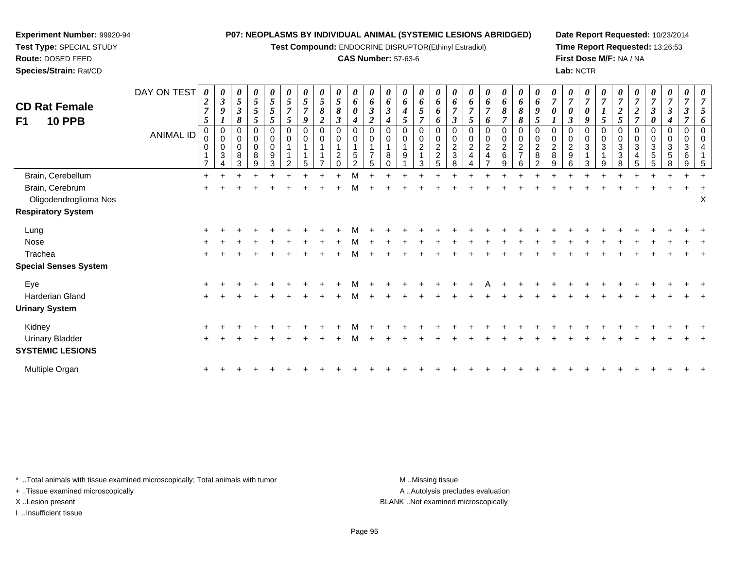**Experiment Number:** 99920-94
**Test Type:** SPECIAL STUDY
**Route:** DOSED FEED
**Species/Strain:** Rat/CD

**P07: NEOPLASMS BY INDIVIDUAL ANIMAL (SYSTEMIC LESIONS ABRIDGED)**
**Test Compound:** ENDOCRINE DISRUPTOR(Ethinyl Estradiol)
**CAS Number:** 57-63-6

**Date Report Requested:** 10/23/2014
**Time Report Requested:** 13:26:53
**First Dose M/F:** NA / NA
**Lab:** NCTR

## CD Rat Female F1 10 PPB

| DAY ON TEST | 0275 | 0391 | 0538 | 0555 | 0555 | 0575 | 0579 | 0582 | 0583 | 0604 | 0632 | 0634 | 0645 | 0657 | 0666 | 0673 | 0675 | 0676 | 0687 | 0688 | 0695 | 0701 | 0703 | 0709 | 0715 | 0725 | 0727 | 0730 | 0734 | 0737 | 0756 |
|---|---|---|---|---|---|---|---|---|---|---|---|---|---|---|---|---|---|---|---|---|---|---|---|---|---|---|---|---|---|---|---|
| **ANIMAL ID** | 00017 | 00034 | 00083 | 00089 | 00093 | 00112 | 00115 | 00117 | 00120 | 00152 | 00175 | 00180 | 00191 | 00213 | 00225 | 00238 | 00244 | 00247 | 00269 | 00276 | 00282 | 00289 | 00296 | 00313 | 00319 | 00338 | 00345 | 00355 | 00358 | 00369 | 00415 |
| Brain, Cerebellum | + | + | + | + | + | + | + | + | + | M | + | + | + | + | + | + | + | + | + | + | + | + | + | + | + | + | + | + | + | + | + |
| Brain, Cerebrum | + | + | + | + | + | + | + | + | + | M | + | + | + | + | + | + | + | + | + | + | + | + | + | + | + | + | + | + | + | + | + |
| Oligodendroglioma Nos | | | | | | | | | | | | | | | | | | | | | | | | | | | | | | | X |
| **Respiratory System** | | | | | | | | | | | | | | | | | | | | | | | | | | | | | | | |
| Lung | + | + | + | + | + | + | + | + | + | M | + | + | + | + | + | + | + | + | + | + | + | + | + | + | + | + | + | + | + | + | + |
| Nose | + | + | + | + | + | + | + | + | + | M | + | + | + | + | + | + | + | + | + | + | + | + | + | + | + | + | + | + | + | + | + |
| Trachea | + | + | + | + | + | + | + | + | + | M | + | + | + | + | + | + | + | + | + | + | + | + | + | + | + | + | + | + | + | + | + |
| **Special Senses System** | | | | | | | | | | | | | | | | | | | | | | | | | | | | | | | |
| Eye | + | + | + | + | + | + | + | + | + | M | + | + | + | + | + | + | + | A | + | + | + | + | + | + | + | + | + | + | + | + | + |
| Harderian Gland | + | + | + | + | + | + | + | + | + | M | + | + | + | + | + | + | + | + | + | + | + | + | + | + | + | + | + | + | + | + | + |
| **Urinary System** | | | | | | | | | | | | | | | | | | | | | | | | | | | | | | | |
| Kidney | + | + | + | + | + | + | + | + | + | M | + | + | + | + | + | + | + | + | + | + | + | + | + | + | + | + | + | + | + | + | + |
| Urinary Bladder | + | + | + | + | + | + | + | + | + | M | + | + | + | + | + | + | + | + | + | + | + | + | + | + | + | + | + | + | + | + | + |
| **SYSTEMIC LESIONS** | | | | | | | | | | | | | | | | | | | | | | | | | | | | | | | |
| Multiple Organ | + | + | + | + | + | + | + | + | + | + | + | + | + | + | + | + | + | + | + | + | + | + | + | + | + | + | + | + | + | + | + |

\* ..Total animals with tissue examined microscopically; Total animals with tumor
+ ..Tissue examined microscopically
X ..Lesion present
I ..Insufficient tissue

M ..Missing tissue
A ..Autolysis precludes evaluation
BLANK ..Not examined microscopically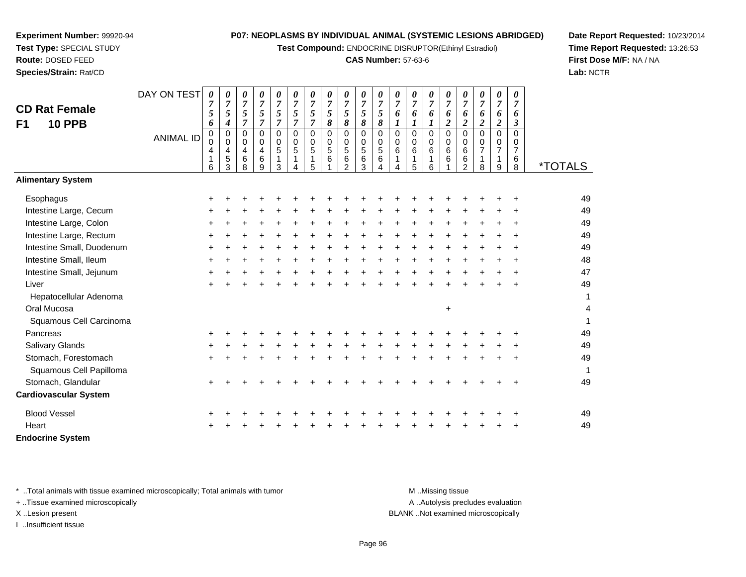**Experiment Number:** 99920-94
**Test Type:** SPECIAL STUDY
**Route:** DOSED FEED
**Species/Strain:** Rat/CD

**P07: NEOPLASMS BY INDIVIDUAL ANIMAL (SYSTEMIC LESIONS ABRIDGED)**
**Test Compound:** ENDOCRINE DISRUPTOR(Ethinyl Estradiol)
**CAS Number:** 57-63-6

**Date Report Requested:** 10/23/2014
**Time Report Requested:** 13:26:53
**First Dose M/F:** NA / NA
**Lab:** NCTR

## CD Rat Female F1 10 PPB

| DAY ON TEST | 0756 | 0754 | 0757 | 0757 | 0757 | 0757 | 0757 | 0758 | 0758 | 0758 | 0758 | 0761 | 0761 | 0761 | 0762 | 0762 | 0762 | 0762 | 0763 | |
|---|---|---|---|---|---|---|---|---|---|---|---|---|---|---|---|---|---|---|---|---|
| **ANIMAL ID** | 00416 | 00453 | 00468 | 00469 | 00513 | 00514 | 00515 | 00561 | 00562 | 00563 | 00564 | 00614 | 00615 | 00616 | 00661 | 00662 | 00718 | 00719 | 00768 | ***TOTALS** |
| **Alimentary System** | | | | | | | | | | | | | | | | | | | | |
| Esophagus | + | + | + | + | + | + | + | + | + | + | + | + | + | + | + | + | + | + | + | 49 |
| Intestine Large, Cecum | + | + | + | + | + | + | + | + | + | + | + | + | + | + | + | + | + | + | + | 49 |
| Intestine Large, Colon | + | + | + | + | + | + | + | + | + | + | + | + | + | + | + | + | + | + | + | 49 |
| Intestine Large, Rectum | + | + | + | + | + | + | + | + | + | + | + | + | + | + | + | + | + | + | + | 49 |
| Intestine Small, Duodenum | + | + | + | + | + | + | + | + | + | + | + | + | + | + | + | + | + | + | + | 49 |
| Intestine Small, Ileum | + | + | + | + | + | + | + | + | + | + | + | + | + | + | + | + | + | + | + | 48 |
| Intestine Small, Jejunum | + | + | + | + | + | + | + | + | + | + | + | + | + | + | + | + | + | + | + | 47 |
| Liver | + | + | + | + | + | + | + | + | + | + | + | + | + | + | + | + | + | + | + | 49 |
| Hepatocellular Adenoma | | | | | | | | | | | | | | | | | | | | 1 |
| Oral Mucosa | | | | | | | | | | | | | | | + | | | | | 4 |
| Squamous Cell Carcinoma | | | | | | | | | | | | | | | | | | | | 1 |
| Pancreas | + | + | + | + | + | + | + | + | + | + | + | + | + | + | + | + | + | + | + | 49 |
| Salivary Glands | + | + | + | + | + | + | + | + | + | + | + | + | + | + | + | + | + | + | + | 49 |
| Stomach, Forestomach | + | + | + | + | + | + | + | + | + | + | + | + | + | + | + | + | + | + | + | 49 |
| Squamous Cell Papilloma | | | | | | | | | | | | | | | | | | | | 1 |
| Stomach, Glandular | + | + | + | + | + | + | + | + | + | + | + | + | + | + | + | + | + | + | + | 49 |
| **Cardiovascular System** | | | | | | | | | | | | | | | | | | | | |
| Blood Vessel | + | + | + | + | + | + | + | + | + | + | + | + | + | + | + | + | + | + | + | 49 |
| Heart | + | + | + | + | + | + | + | + | + | + | + | + | + | + | + | + | + | + | + | 49 |
| **Endocrine System** | | | | | | | | | | | | | | | | | | | | |

\* ..Total animals with tissue examined microscopically; Total animals with tumor
\+ ..Tissue examined microscopically
X ..Lesion present
I ..Insufficient tissue

M ..Missing tissue
A ..Autolysis precludes evaluation
BLANK ..Not examined microscopically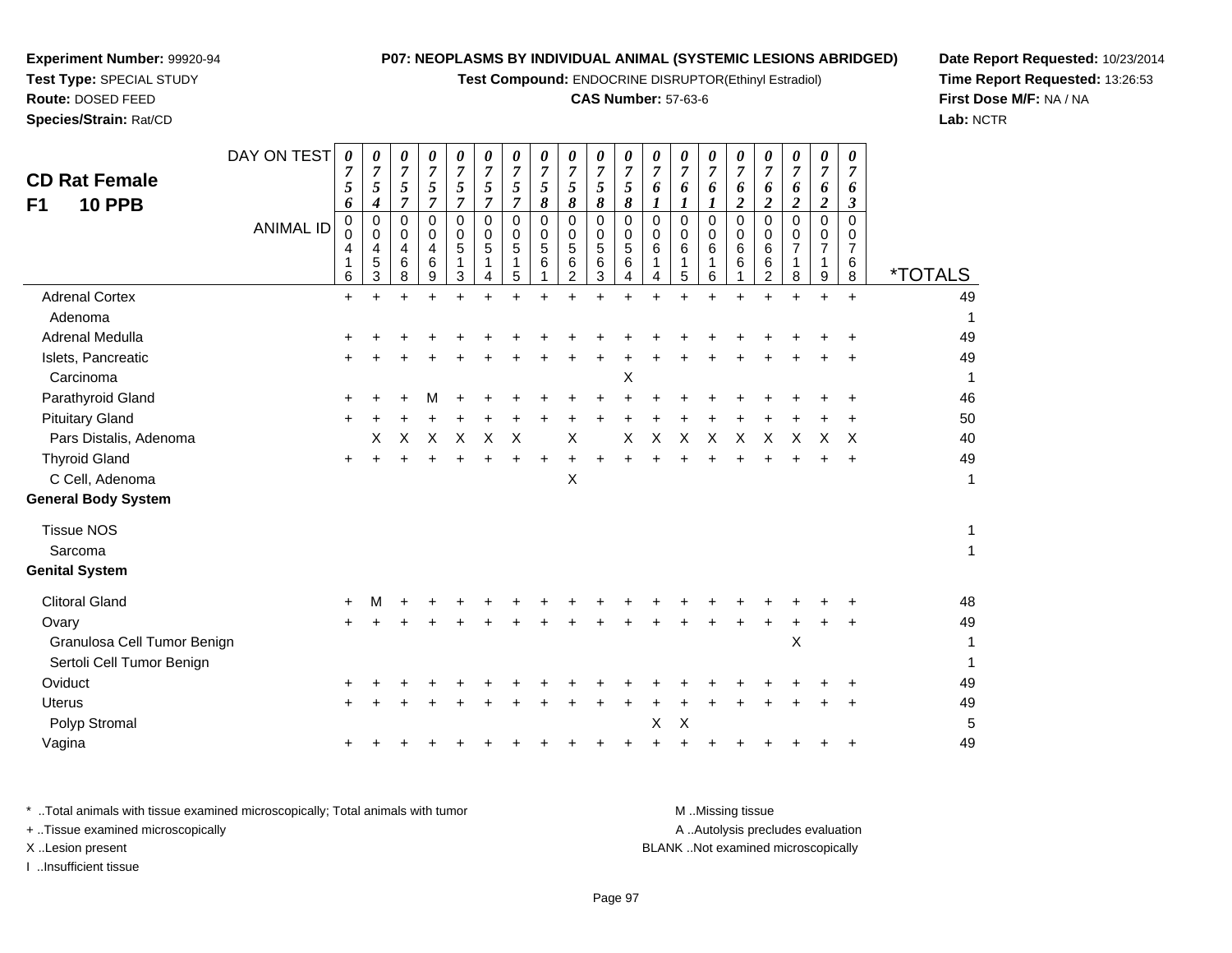**Experiment Number:** 99920-94
**Test Type:** SPECIAL STUDY
**Route:** DOSED FEED
**Species/Strain:** Rat/CD

**P07: NEOPLASMS BY INDIVIDUAL ANIMAL (SYSTEMIC LESIONS ABRIDGED)**
**Test Compound:** ENDOCRINE DISRUPTOR(Ethinyl Estradiol)
**CAS Number:** 57-63-6

**Date Report Requested:** 10/23/2014
**Time Report Requested:** 13:26:53
**First Dose M/F:** NA / NA
**Lab:** NCTR

## CD Rat Female F1 10 PPB

| DAY ON TEST | 0756 | 0754 | 0757 | 0757 | 0757 | 0757 | 0757 | 0758 | 0758 | 0758 | 0758 | 0761 | 0761 | 0761 | 0762 | 0762 | 0762 | 0762 | 0763 | |
|---|---|---|---|---|---|---|---|---|---|---|---|---|---|---|---|---|---|---|---|---|
| **ANIMAL ID** | 00416 | 00453 | 00468 | 00469 | 00513 | 00514 | 00515 | 00561 | 00562 | 00563 | 00564 | 00614 | 00615 | 00616 | 00661 | 00662 | 00718 | 00719 | 00768 | ***TOTALS** |
| Adrenal Cortex | + | + | + | + | + | + | + | + | + | + | + | + | + | + | + | + | + | + | + | 49 |
| Adenoma | | | | | | | | | | | | | | | | | | | | 1 |
| Adrenal Medulla | + | + | + | + | + | + | + | + | + | + | + | + | + | + | + | + | + | + | + | 49 |
| Islets, Pancreatic | + | + | + | + | + | + | + | + | + | + | + | + | + | + | + | + | + | + | + | 49 |
| Carcinoma | | | | | | | | | | | X | | | | | | | | | 1 |
| Parathyroid Gland | + | + | + | M | + | + | + | + | + | + | + | + | + | + | + | + | + | + | + | 46 |
| Pituitary Gland | + | + | + | + | + | + | + | + | + | + | + | + | + | + | + | + | + | + | + | 50 |
| Pars Distalis, Adenoma | | X | X | X | X | X | X | | X | | X | X | X | X | X | X | X | X | X | 40 |
| Thyroid Gland | + | + | + | + | + | + | + | + | + | + | + | + | + | + | + | + | + | + | + | 49 |
| C Cell, Adenoma | | | | | | | | | X | | | | | | | | | | | 1 |
| **General Body System** | | | | | | | | | | | | | | | | | | | | |
| Tissue NOS | | | | | | | | | | | | | | | | | | | | 1 |
| Sarcoma | | | | | | | | | | | | | | | | | | | | 1 |
| **Genital System** | | | | | | | | | | | | | | | | | | | | |
| Clitoral Gland | + | M | + | + | + | + | + | + | + | + | + | + | + | + | + | + | + | + | + | 48 |
| Ovary | + | + | + | + | + | + | + | + | + | + | + | + | + | + | + | + | + | + | + | 49 |
| Granulosa Cell Tumor Benign | | | | | | | | | | | | | | | | | X | | | 1 |
| Sertoli Cell Tumor Benign | | | | | | | | | | | | | | | | | | | | 1 |
| Oviduct | + | + | + | + | + | + | + | + | + | + | + | + | + | + | + | + | + | + | + | 49 |
| Uterus | + | + | + | + | + | + | + | + | + | + | + | + | + | + | + | + | + | + | + | 49 |
| Polyp Stromal | | | | | | | | | | | | X | X | | | | | | | 5 |
| Vagina | + | + | + | + | + | + | + | + | + | + | + | + | + | + | + | + | + | + | + | 49 |

\* ..Total animals with tissue examined microscopically; Total animals with tumor
\+ ..Tissue examined microscopically
X ..Lesion present
I ..Insufficient tissue

M ..Missing tissue
A ..Autolysis precludes evaluation
BLANK ..Not examined microscopically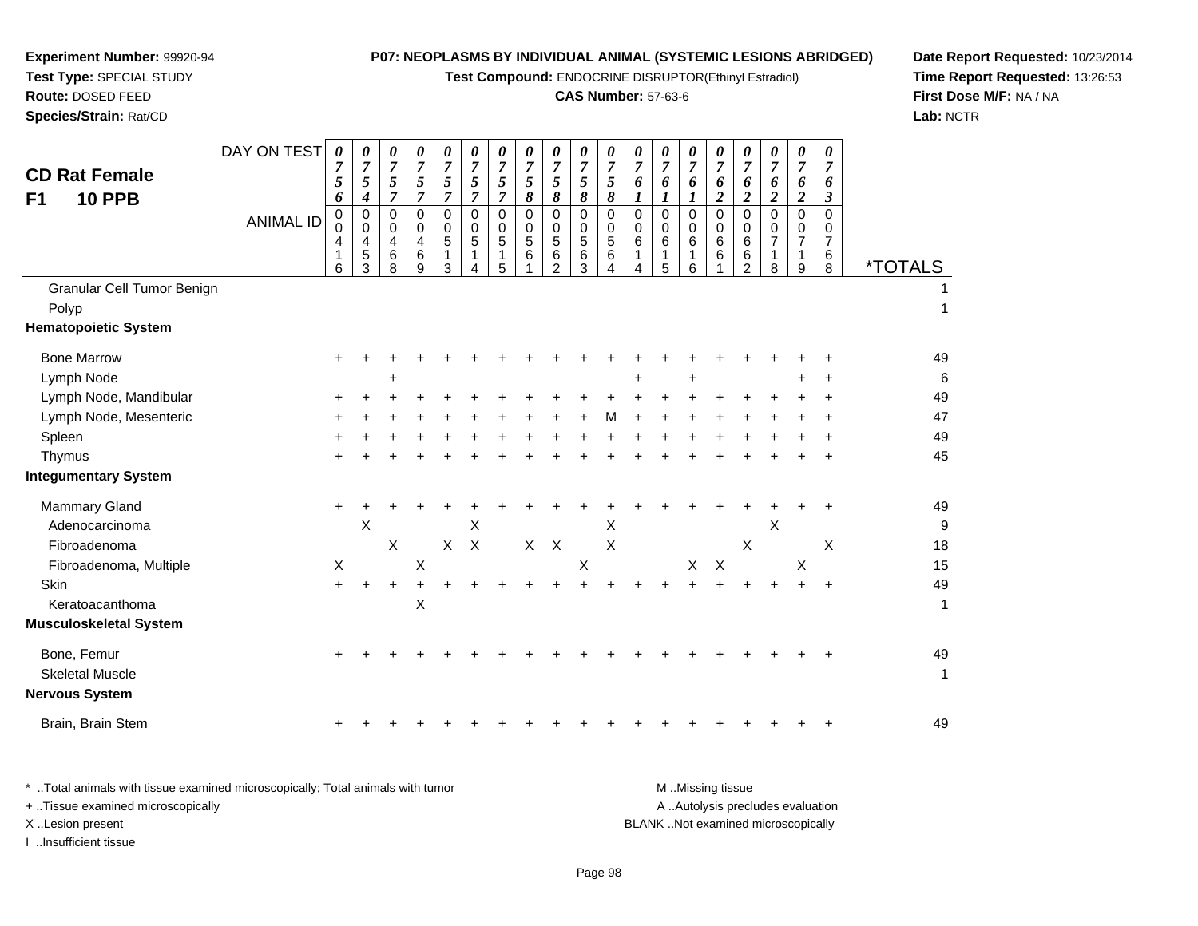**Experiment Number:** 99920-94
**Test Type:** SPECIAL STUDY
**Route:** DOSED FEED
**Species/Strain:** Rat/CD

**P07: NEOPLASMS BY INDIVIDUAL ANIMAL (SYSTEMIC LESIONS ABRIDGED)**
**Test Compound:** ENDOCRINE DISRUPTOR(Ethinyl Estradiol)
**CAS Number:** 57-63-6

**Date Report Requested:** 10/23/2014
**Time Report Requested:** 13:26:53
**First Dose M/F:** NA / NA
**Lab:** NCTR

## CD Rat Female
## F1 10 PPB

| DAY ON TEST | 0756 | 0754 | 0757 | 0757 | 0757 | 0757 | 0757 | 0758 | 0758 | 0758 | 0758 | 0761 | 0761 | 0761 | 0762 | 0762 | 0762 | 0762 | 0763 | |
|---|---|---|---|---|---|---|---|---|---|---|---|---|---|---|---|---|---|---|---|---|
| ANIMAL ID | 00416 | 00453 | 00468 | 00469 | 00513 | 00514 | 00515 | 00561 | 00562 | 00563 | 00564 | 00614 | 00615 | 00616 | 00661 | 00662 | 00718 | 00719 | 00768 | *TOTALS |
| Granular Cell Tumor Benign | | | | | | | | | | | | | | | | | | | | 1 |
| Polyp | | | | | | | | | | | | | | | | | | | | 1 |
| **Hematopoietic System** | | | | | | | | | | | | | | | | | | | | |
| Bone Marrow | + | + | + | + | + | + | + | + | + | + | + | + | + | + | + | + | + | + | + | 49 |
| Lymph Node | | | + | | | | | | | | | + | | + | | | | + | + | 6 |
| Lymph Node, Mandibular | + | + | + | + | + | + | + | + | + | + | + | + | + | + | + | + | + | + | + | 49 |
| Lymph Node, Mesenteric | + | + | + | + | + | + | + | + | + | + | M | + | + | + | + | + | + | + | + | 47 |
| Spleen | + | + | + | + | + | + | + | + | + | + | + | + | + | + | + | + | + | + | + | 49 |
| Thymus | + | + | + | + | + | + | + | + | + | + | + | + | + | + | + | + | + | + | + | 45 |
| **Integumentary System** | | | | | | | | | | | | | | | | | | | | |
| Mammary Gland | + | + | + | + | + | + | + | + | + | + | + | + | + | + | + | + | + | + | + | 49 |
| Adenocarcinoma | | X | | | | X | | | | | X | | | | | | X | | | 9 |
| Fibroadenoma | | | X | | X | X | | X | X | | X | | | | | X | | | X | 18 |
| Fibroadenoma, Multiple | X | | | X | | | | | | X | | | | X | X | | | X | | 15 |
| Skin | + | + | + | + | + | + | + | + | + | + | + | + | + | + | + | + | + | + | + | 49 |
| Keratoacanthoma | | | | X | | | | | | | | | | | | | | | | 1 |
| **Musculoskeletal System** | | | | | | | | | | | | | | | | | | | | |
| Bone, Femur | + | + | + | + | + | + | + | + | + | + | + | + | + | + | + | + | + | + | + | 49 |
| Skeletal Muscle | | | | | | | | | | | | | | | | | | | | 1 |
| **Nervous System** | | | | | | | | | | | | | | | | | | | | |
| Brain, Brain Stem | + | + | + | + | + | + | + | + | + | + | + | + | + | + | + | + | + | + | + | 49 |

\* ..Total animals with tissue examined microscopically; Total animals with tumor
\+ ..Tissue examined microscopically
X ..Lesion present
I ..Insufficient tissue

M ..Missing tissue
A ..Autolysis precludes evaluation
BLANK ..Not examined microscopically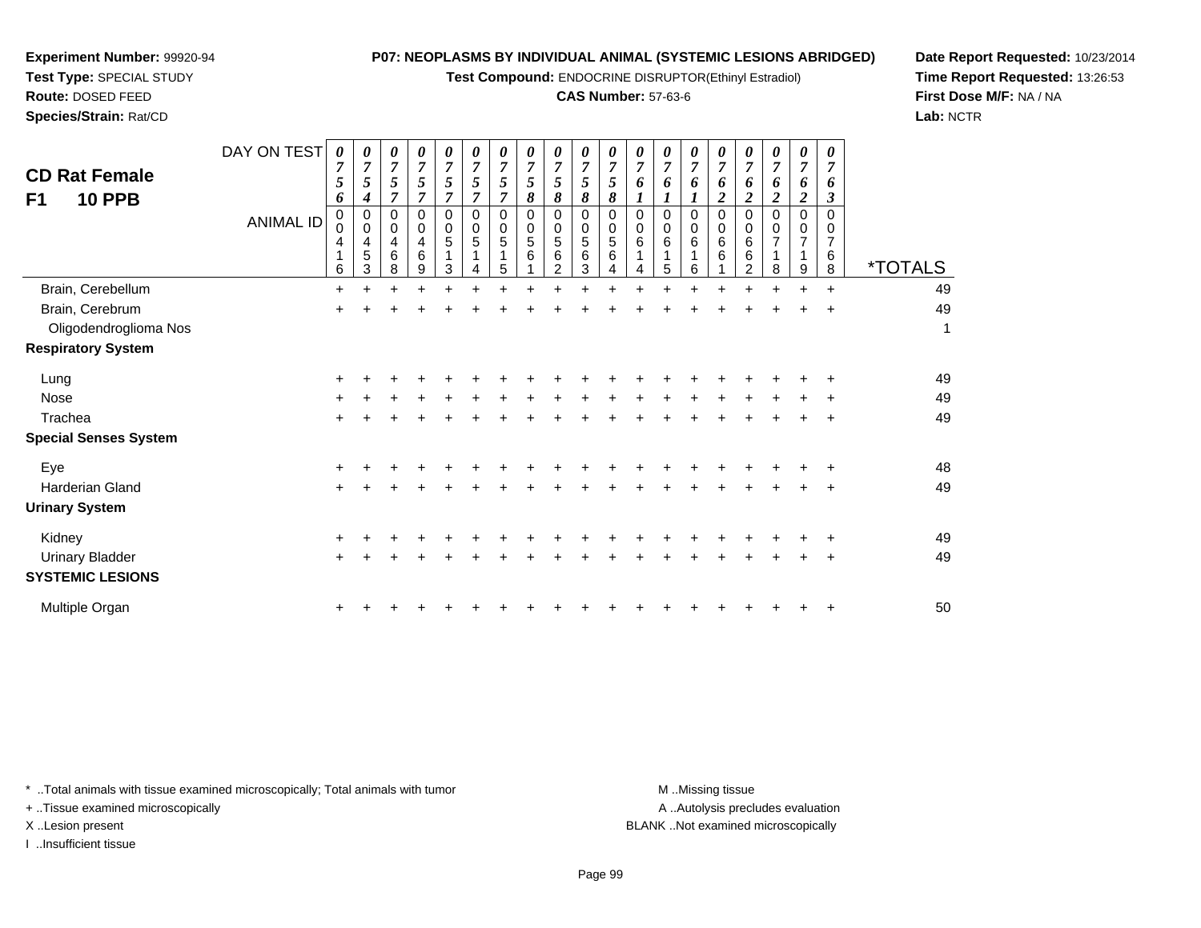**Experiment Number:** 99920-94
**Test Type:** SPECIAL STUDY
**Route:** DOSED FEED
**Species/Strain:** Rat/CD

**P07: NEOPLASMS BY INDIVIDUAL ANIMAL (SYSTEMIC LESIONS ABRIDGED)**
**Test Compound:** ENDOCRINE DISRUPTOR(Ethinyl Estradiol)
**CAS Number:** 57-63-6

**Date Report Requested:** 10/23/2014
**Time Report Requested:** 13:26:53
**First Dose M/F:** NA / NA
**Lab:** NCTR

## CD Rat Female
## F1 10 PPB

| DAY ON TEST | 0756 | 0754 | 0757 | 0757 | 0757 | 0757 | 0757 | 0758 | 0758 | 0758 | 0758 | 0761 | 0761 | 0761 | 0762 | 0762 | 0762 | 0762 | 0763 | |
|---|---|---|---|---|---|---|---|---|---|---|---|---|---|---|---|---|---|---|---|---|
| **ANIMAL ID** | 00416 | 00453 | 00468 | 00469 | 00513 | 00514 | 00515 | 00561 | 00562 | 00563 | 00564 | 00614 | 00615 | 00616 | 00661 | 00662 | 00718 | 00719 | 00768 | ***TOTALS** |
| Brain, Cerebellum | + | + | + | + | + | + | + | + | + | + | + | + | + | + | + | + | + | + | + | 49 |
| Brain, Cerebrum | + | + | + | + | + | + | + | + | + | + | + | + | + | + | + | + | + | + | + | 49 |
| Oligodendroglioma Nos | | | | | | | | | | | | | | | | | | | | 1 |
| **Respiratory System** | | | | | | | | | | | | | | | | | | | | |
| Lung | + | + | + | + | + | + | + | + | + | + | + | + | + | + | + | + | + | + | + | 49 |
| Nose | + | + | + | + | + | + | + | + | + | + | + | + | + | + | + | + | + | + | + | 49 |
| Trachea | + | + | + | + | + | + | + | + | + | + | + | + | + | + | + | + | + | + | + | 49 |
| **Special Senses System** | | | | | | | | | | | | | | | | | | | | |
| Eye | + | + | + | + | + | + | + | + | + | + | + | + | + | + | + | + | + | + | + | 48 |
| Harderian Gland | + | + | + | + | + | + | + | + | + | + | + | + | + | + | + | + | + | + | + | 49 |
| **Urinary System** | | | | | | | | | | | | | | | | | | | | |
| Kidney | + | + | + | + | + | + | + | + | + | + | + | + | + | + | + | + | + | + | + | 49 |
| Urinary Bladder | + | + | + | + | + | + | + | + | + | + | + | + | + | + | + | + | + | + | + | 49 |
| **SYSTEMIC LESIONS** | | | | | | | | | | | | | | | | | | | | |
| Multiple Organ | + | + | + | + | + | + | + | + | + | + | + | + | + | + | + | + | + | + | + | 50 |

* ..Total animals with tissue examined microscopically; Total animals with tumor
+ ..Tissue examined microscopically
X ..Lesion present
I ..Insufficient tissue

M ..Missing tissue
A ..Autolysis precludes evaluation
BLANK ..Not examined microscopically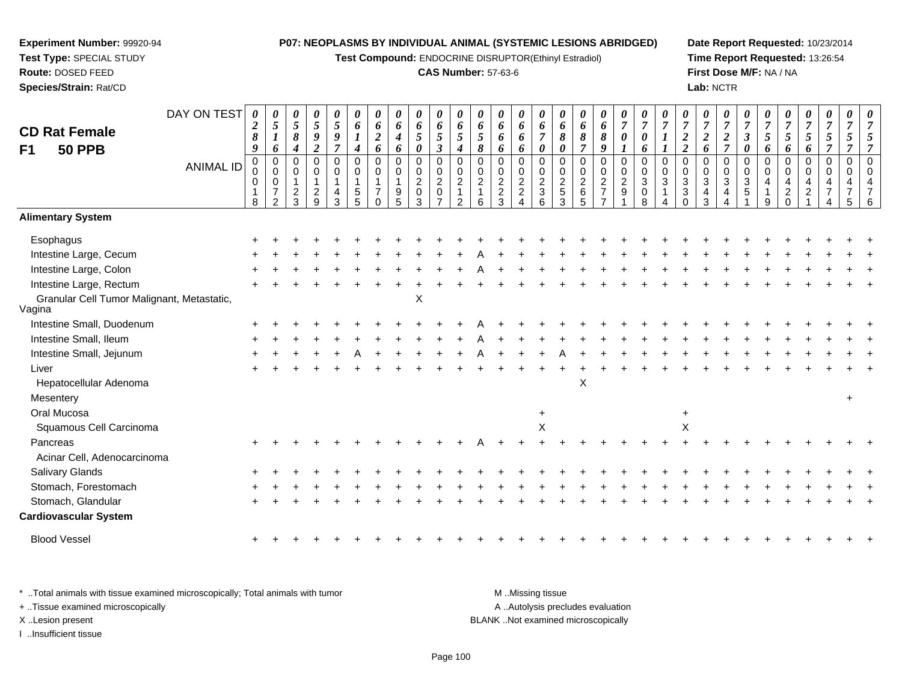**Experiment Number:** 99920-94
**Test Type:** SPECIAL STUDY
**Route:** DOSED FEED
**Species/Strain:** Rat/CD

**P07: NEOPLASMS BY INDIVIDUAL ANIMAL (SYSTEMIC LESIONS ABRIDGED)**
**Test Compound:** ENDOCRINE DISRUPTOR(Ethinyl Estradiol)
**CAS Number:** 57-63-6

**Date Report Requested:** 10/23/2014
**Time Report Requested:** 13:26:54
**First Dose M/F:** NA / NA
**Lab:** NCTR

## CD Rat Female
## F1 50 PPB

| DAY ON TEST | 0289 | 0516 | 0584 | 0592 | 0597 | 0614 | 0626 | 0646 | 0650 | 0653 | 0654 | 0658 | 0666 | 0666 | 0670 | 0680 | 0687 | 0689 | 0701 | 0706 | 0711 | 0722 | 0726 | 0727 | 0730 | 0756 | 0756 | 0756 | 0757 | 0757 | 0757 |
|---|---|---|---|---|---|---|---|---|---|---|---|---|---|---|---|---|---|---|---|---|---|---|---|---|---|---|---|---|---|---|---|
| ANIMAL ID | 00018 | 00072 | 00123 | 00129 | 00143 | 00155 | 00170 | 00195 | 00203 | 00207 | 00212 | 00216 | 00223 | 00224 | 00236 | 00253 | 00265 | 00277 | 00291 | 00308 | 00314 | 00330 | 00343 | 00344 | 00351 | 00419 | 00420 | 00421 | 00474 | 00475 | 00476 |
| **Alimentary System** | | | | | | | | | | | | | | | | | | | | | | | | | | | | | | | |
| Esophagus | + | + | + | + | + | + | + | + | + | + | + | + | + | + | + | + | + | + | + | + | + | + | + | + | + | + | + | + | + | + | + |
| Intestine Large, Cecum | + | + | + | + | + | + | + | + | + | + | + | A | + | + | + | + | + | + | + | + | + | + | + | + | + | + | + | + | + | + | + |
| Intestine Large, Colon | + | + | + | + | + | + | + | + | + | + | + | A | + | + | + | + | + | + | + | + | + | + | + | + | + | + | + | + | + | + | + |
| Intestine Large, Rectum | + | + | + | + | + | + | + | + | + | + | + | + | + | + | + | + | + | + | + | + | + | + | + | + | + | + | + | + | + | + | + |
| Granular Cell Tumor Malignant, Metastatic, Vagina | | | | | | | | | X | | | | | | | | | | | | | | | | | | | | | | |
| Intestine Small, Duodenum | + | + | + | + | + | + | + | + | + | + | + | A | + | + | + | + | + | + | + | + | + | + | + | + | + | + | + | + | + | + | + |
| Intestine Small, Ileum | + | + | + | + | + | + | + | + | + | + | + | A | + | + | + | + | + | + | + | + | + | + | + | + | + | + | + | + | + | + | + |
| Intestine Small, Jejunum | + | + | + | + | + | A | + | + | + | + | + | A | + | + | + | A | + | + | + | + | + | + | + | + | + | + | + | + | + | + | + |
| Liver | + | + | + | + | + | + | + | + | + | + | + | + | + | + | + | + | + | + | + | + | + | + | + | + | + | + | + | + | + | + | + |
| Hepatocellular Adenoma | | | | | | | | | | | | | | | | | X | | | | | | | | | | | | | | |
| Mesentery | | | | | | | | | | | | | | | | | | | | | | | | | | | | | | + | |
| Oral Mucosa | | | | | | | | | | | | | | | + | | | | | | | + | | | | | | | | | |
| Squamous Cell Carcinoma | | | | | | | | | | | | | | | X | | | | | | | X | | | | | | | | | |
| Pancreas | + | + | + | + | + | + | + | + | + | + | + | A | + | + | + | + | + | + | + | + | + | + | + | + | + | + | + | + | + | + | + |
| Acinar Cell, Adenocarcinoma | | | | | | | | | | | | | | | | | | | | | | | | | | | | | | | |
| Salivary Glands | + | + | + | + | + | + | + | + | + | + | + | + | + | + | + | + | + | + | + | + | + | + | + | + | + | + | + | + | + | + | + |
| Stomach, Forestomach | + | + | + | + | + | + | + | + | + | + | + | + | + | + | + | + | + | + | + | + | + | + | + | + | + | + | + | + | + | + | + |
| Stomach, Glandular | + | + | + | + | + | + | + | + | + | + | + | + | + | + | + | + | + | + | + | + | + | + | + | + | + | + | + | + | + | + | + |
| **Cardiovascular System** | | | | | | | | | | | | | | | | | | | | | | | | | | | | | | | |
| Blood Vessel | + | + | + | + | + | + | + | + | + | + | + | + | + | + | + | + | + | + | + | + | + | + | + | + | + | + | + | + | + | + | + |

\* ..Total animals with tissue examined microscopically; Total animals with tumor
+ ..Tissue examined microscopically
X ..Lesion present
I ..Insufficient tissue

M ..Missing tissue
A ..Autolysis precludes evaluation
BLANK ..Not examined microscopically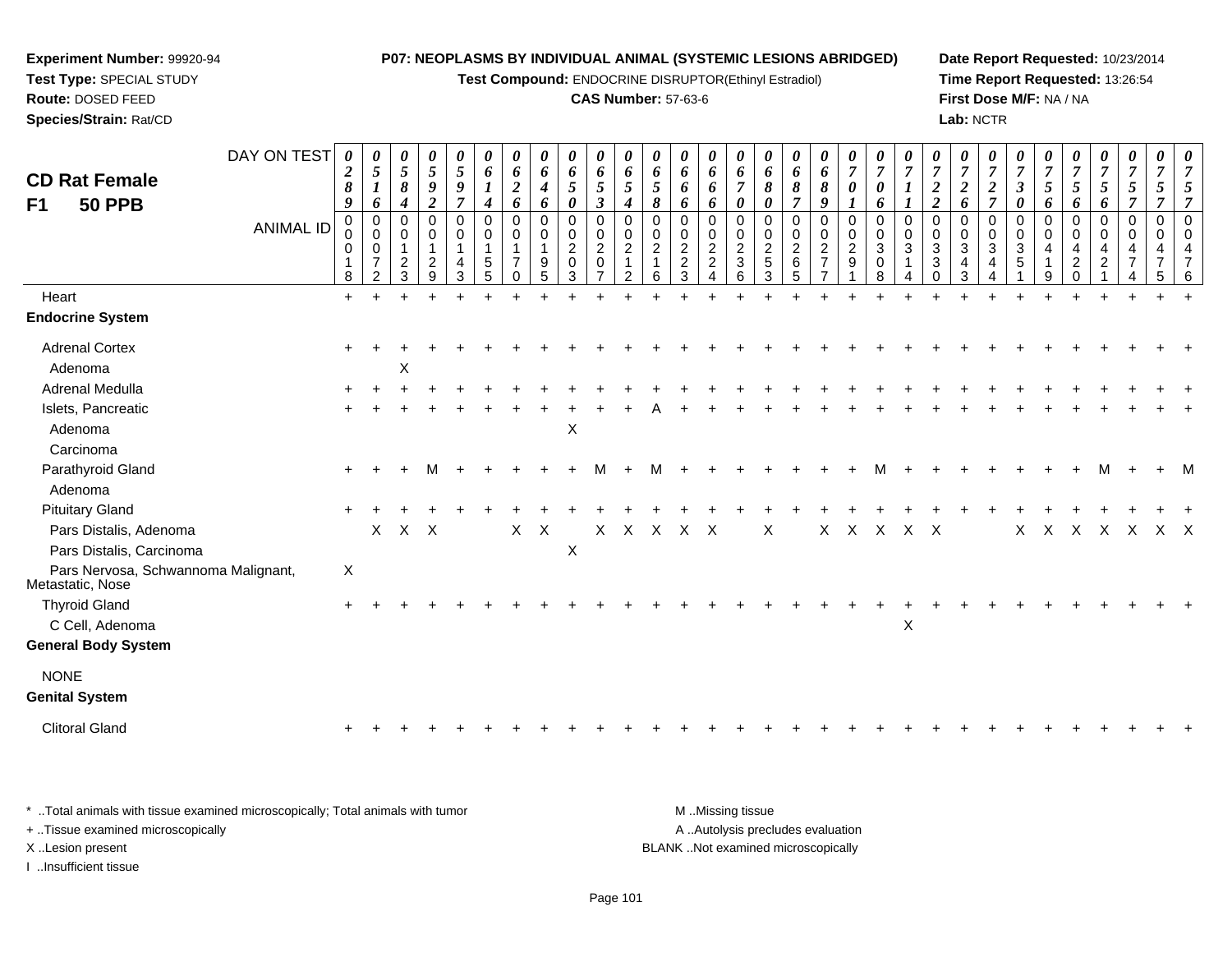**Experiment Number:** 99920-94
**Test Type:** SPECIAL STUDY
**Route:** DOSED FEED
**Species/Strain:** Rat/CD

**P07: NEOPLASMS BY INDIVIDUAL ANIMAL (SYSTEMIC LESIONS ABRIDGED)**
**Test Compound:** ENDOCRINE DISRUPTOR(Ethinyl Estradiol)
**CAS Number:** 57-63-6

**Date Report Requested:** 10/23/2014
**Time Report Requested:** 13:26:54
**First Dose M/F:** NA / NA
**Lab:** NCTR

## CD Rat Female F1 50 PPB

| DAY ON TEST | 0289 | 0516 | 0584 | 0592 | 0597 | 0614 | 0626 | 0646 | 0650 | 0653 | 0654 | 0658 | 0666 | 0666 | 0670 | 0680 | 0687 | 0689 | 0701 | 0706 | 0711 | 0722 | 0726 | 0727 | 0730 | 0756 | 0756 | 0756 | 0757 | 0757 | 0757 |
|---|---|---|---|---|---|---|---|---|---|---|---|---|---|---|---|---|---|---|---|---|---|---|---|---|---|---|---|---|---|---|---|
| **ANIMAL ID** | 0018 | 0072 | 0123 | 0129 | 0143 | 0155 | 0170 | 0195 | 0203 | 0207 | 0212 | 0216 | 0223 | 0224 | 0236 | 0253 | 0265 | 0277 | 0291 | 0308 | 0314 | 0330 | 0343 | 0344 | 0351 | 0419 | 0420 | 0421 | 0474 | 0475 | 0476 |
| Heart | + | + | + | + | + | + | + | + | + | + | + | + | + | + | + | + | + | + | + | + | + | + | + | + | + | + | + | + | + | + | + |
| **Endocrine System** | | | | | | | | | | | | | | | | | | | | | | | | | | | | | | | |
| Adrenal Cortex | + | + | + | + | + | + | + | + | + | + | + | + | + | + | + | + | + | + | + | + | + | + | + | + | + | + | + | + | + | + | + |
| Adenoma | | | X | | | | | | | | | | | | | | | | | | | | | | | | | | | | |
| Adrenal Medulla | + | + | + | + | + | + | + | + | + | + | + | + | + | + | + | + | + | + | + | + | + | + | + | + | + | + | + | + | + | + | + |
| Islets, Pancreatic | + | + | + | + | + | + | + | + | + | + | + | A | + | + | + | + | + | + | + | + | + | + | + | + | + | + | + | + | + | + | + |
| Adenoma | | | | | | | | | X | | | | | | | | | | | | | | | | | | | | | | |
| Carcinoma | | | | | | | | | | | | | | | | | | | | | | | | | | | | | | | |
| Parathyroid Gland | + | + | + | M | + | + | + | + | + | M | + | M | + | + | + | + | + | + | + | M | + | + | + | + | + | + | + | M | + | + | M |
| Adenoma | | | | | | | | | | | | | | | | | | | | | | | | | | | | | | | |
| Pituitary Gland | + | + | + | + | + | + | + | + | + | + | + | + | + | + | + | + | + | + | + | + | + | + | + | + | + | + | + | + | + | + | + |
| Pars Distalis, Adenoma | | X | X | X | | | X | X | | X | X | X | X | X | | X | | X | X | X | X | X | | | X | X | X | X | X | X | X |
| Pars Distalis, Carcinoma | | | | | | | | | X | | | | | | | | | | | | | | | | | | | | | | |
| Pars Nervosa, Schwannoma Malignant, Metastatic, Nose | X | | | | | | | | | | | | | | | | | | | | | | | | | | | | | | |
| Thyroid Gland | + | + | + | + | + | + | + | + | + | + | + | + | + | + | + | + | + | + | + | + | + | + | + | + | + | + | + | + | + | + | + |
| C Cell, Adenoma | | | | | | | | | | | | | | | | | | | | | X | | | | | | | | | | |
| **General Body System** | | | | | | | | | | | | | | | | | | | | | | | | | | | | | | | |
| NONE | | | | | | | | | | | | | | | | | | | | | | | | | | | | | | | |
| **Genital System** | | | | | | | | | | | | | | | | | | | | | | | | | | | | | | | |
| Clitoral Gland | + | + | + | + | + | + | + | + | + | + | + | + | + | + | + | + | + | + | + | + | + | + | + | + | + | + | + | + | + | + | + |

* ..Total animals with tissue examined microscopically; Total animals with tumor
+ ..Tissue examined microscopically
X ..Lesion present
I ..Insufficient tissue

M ..Missing tissue
A ..Autolysis precludes evaluation
BLANK ..Not examined microscopically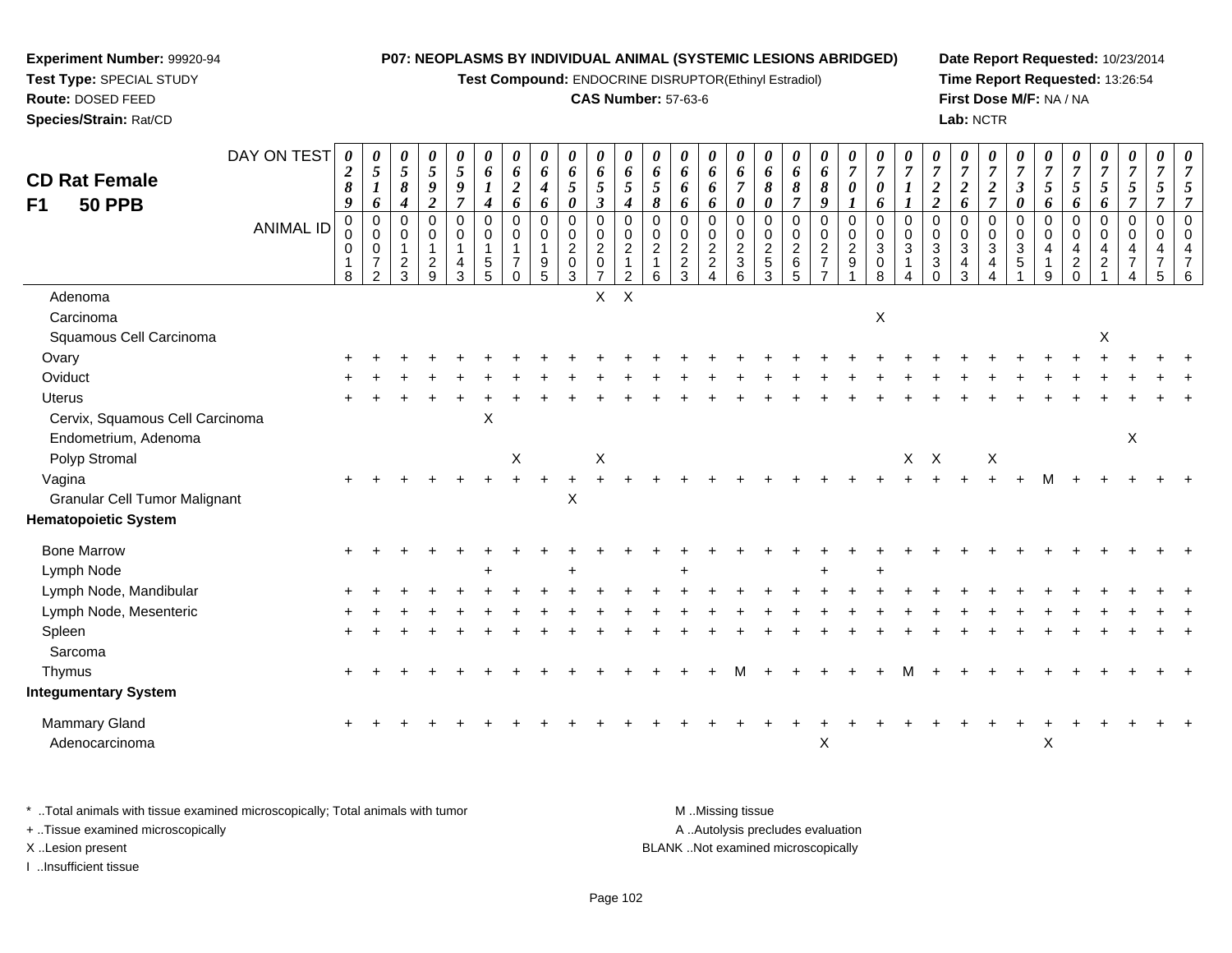**Experiment Number:** 99920-94
**Test Type:** SPECIAL STUDY
**Route:** DOSED FEED
**Species/Strain:** Rat/CD

**P07: NEOPLASMS BY INDIVIDUAL ANIMAL (SYSTEMIC LESIONS ABRIDGED)**
**Test Compound:** ENDOCRINE DISRUPTOR(Ethinyl Estradiol)
**CAS Number:** 57-63-6

**Date Report Requested:** 10/23/2014
**Time Report Requested:** 13:26:54
**First Dose M/F:** NA / NA
**Lab:** NCTR

## CD Rat Female F1 50 PPB

| DAY ON TEST | 0289 | 0516 | 0584 | 0592 | 0597 | 0614 | 0626 | 0646 | 0650 | 0653 | 0654 | 0658 | 0666 | 0666 | 0670 | 0680 | 0687 | 0689 | 0701 | 0706 | 0711 | 0722 | 0726 | 0727 | 0730 | 0756 | 0756 | 0756 | 0757 | 0757 | 0757 |
|---|---|---|---|---|---|---|---|---|---|---|---|---|---|---|---|---|---|---|---|---|---|---|---|---|---|---|---|---|---|---|---|
| ANIMAL ID | 00018 | 00072 | 00123 | 00129 | 00143 | 00155 | 00170 | 00195 | 00203 | 00207 | 00212 | 00216 | 00223 | 00224 | 00236 | 00253 | 00265 | 00277 | 00291 | 00308 | 00314 | 00330 | 00343 | 00344 | 00351 | 00419 | 00420 | 00421 | 00474 | 00475 | 00476 |
| Adenoma | | | | | | | | | | X | X | | | | | | | | | | | | | | | | | | | | |
| Carcinoma | | | | | | | | | | | | | | | | | | | | X | | | | | | | | | | | |
| Squamous Cell Carcinoma | | | | | | | | | | | | | | | | | | | | | | | | | | | | X | | | |
| Ovary | + | + | + | + | + | + | + | + | + | + | + | + | + | + | + | + | + | + | + | + | + | + | + | + | + | + | + | + | + | + | + |
| Oviduct | + | + | + | + | + | + | + | + | + | + | + | + | + | + | + | + | + | + | + | + | + | + | + | + | + | + | + | + | + | + | + |
| Uterus | + | + | + | + | + | + | + | + | + | + | + | + | + | + | + | + | + | + | + | + | + | + | + | + | + | + | + | + | + | + | + |
| Cervix, Squamous Cell Carcinoma | | | | | | X | | | | | | | | | | | | | | | | | | | | | | | | | |
| Endometrium, Adenoma | | | | | | | | | | | | | | | | | | | | | | | | | | | | | X | | |
| Polyp Stromal | | | | | | | X | | | X | | | | | | | | | | | X | X | | X | | | | | | | |
| Vagina | + | + | + | + | + | + | + | + | + | + | + | + | + | + | + | + | + | + | + | + | + | + | + | + | + | M | + | + | + | + | + |
| Granular Cell Tumor Malignant | | | | | | | | | X | | | | | | | | | | | | | | | | | | | | | | |
| **Hematopoietic System** | | | | | | | | | | | | | | | | | | | | | | | | | | | | | | | |
| Bone Marrow | + | + | + | + | + | + | + | + | + | + | + | + | + | + | + | + | + | + | + | + | + | + | + | + | + | + | + | + | + | + | + |
| Lymph Node | | | | | | + | | | + | | | | + | | | | | + | | + | | | | | | | | | | | |
| Lymph Node, Mandibular | + | + | + | + | + | + | + | + | + | + | + | + | + | + | + | + | + | + | + | + | + | + | + | + | + | + | + | + | + | + | + |
| Lymph Node, Mesenteric | + | + | + | + | + | + | + | + | + | + | + | + | + | + | + | + | + | + | + | + | + | + | + | + | + | + | + | + | + | + | + |
| Spleen | + | + | + | + | + | + | + | + | + | + | + | + | + | + | + | + | + | + | + | + | + | + | + | + | + | + | + | + | + | + | + |
| Sarcoma | | | | | | | | | | | | | | | | | | | | | | | | | | | | | | | |
| Thymus | + | + | + | + | + | + | + | + | + | + | + | + | + | + | M | + | + | + | + | + | M | + | + | + | + | + | + | + | + | + | + |
| **Integumentary System** | | | | | | | | | | | | | | | | | | | | | | | | | | | | | | | |
| Mammary Gland | + | + | + | + | + | + | + | + | + | + | + | + | + | + | + | + | + | + | + | + | + | + | + | + | + | + | + | + | + | + | + |
| Adenocarcinoma | | | | | | | | | | | | | | | | | | X | | | | | | | | X | | | | | |

\* ..Total animals with tissue examined microscopically; Total animals with tumor
+ ..Tissue examined microscopically
X ..Lesion present
I ..Insufficient tissue

M ..Missing tissue
A ..Autolysis precludes evaluation
BLANK ..Not examined microscopically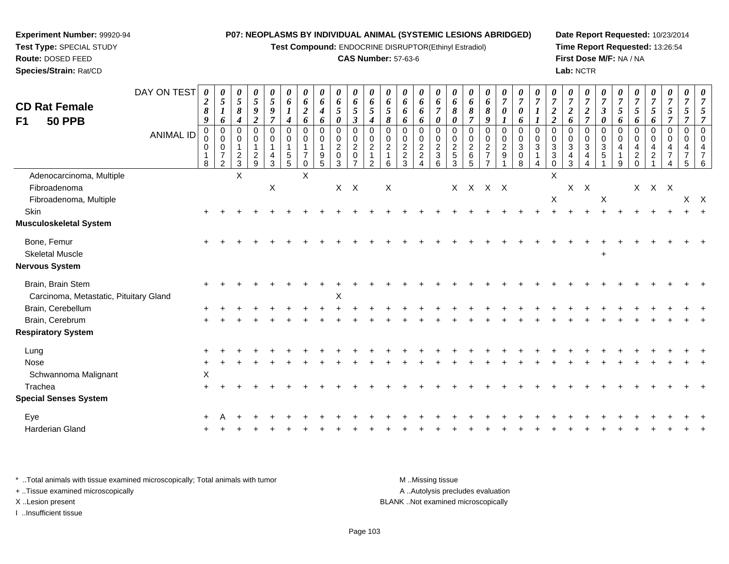**Experiment Number:** 99920-94
**Test Type:** SPECIAL STUDY
**Route:** DOSED FEED
**Species/Strain:** Rat/CD

**P07: NEOPLASMS BY INDIVIDUAL ANIMAL (SYSTEMIC LESIONS ABRIDGED)**
**Test Compound:** ENDOCRINE DISRUPTOR(Ethinyl Estradiol)
**CAS Number:** 57-63-6

**Date Report Requested:** 10/23/2014
**Time Report Requested:** 13:26:54
**First Dose M/F:** NA / NA
**Lab:** NCTR

# CD Rat Female
## F1 50 PPB

| DAY ON TEST | 0289 | 0516 | 0584 | 0592 | 0597 | 0614 | 0626 | 0646 | 0650 | 0653 | 0654 | 0658 | 0666 | 0666 | 0670 | 0680 | 0687 | 0689 | 0701 | 0706 | 0711 | 0722 | 0726 | 0727 | 0730 | 0756 | 0756 | 0756 | 0757 | 0757 | 0757 |
|---|---|---|---|---|---|---|---|---|---|---|---|---|---|---|---|---|---|---|---|---|---|---|---|---|---|---|---|---|---|---|---|
| **ANIMAL ID** | 00018 | 00072 | 00123 | 00129 | 00143 | 00155 | 00170 | 00195 | 00203 | 00207 | 00212 | 00216 | 00223 | 00224 | 00236 | 00253 | 00265 | 00277 | 00291 | 00308 | 00314 | 00330 | 00343 | 00344 | 00351 | 00419 | 00420 | 00421 | 00474 | 00475 | 00476 |
| Adenocarcinoma, Multiple | | | X | | | | X | | | | | | | | | | | | | | | X | | | | | | | | | |
| Fibroadenoma | | | | | X | | | | X | X | | X | | | | X | X | X | X | | | | X | X | | | X | X | X | | |
| Fibroadenoma, Multiple | | | | | | | | | | | | | | | | | | | | | | X | | | X | | | | | X | X |
| Skin | + | + | + | + | + | + | + | + | + | + | + | + | + | + | + | + | + | + | + | + | + | + | + | + | + | + | + | + | + | + | + |
| **Musculoskeletal System** | | | | | | | | | | | | | | | | | | | | | | | | | | | | | | | |
| Bone, Femur | + | + | + | + | + | + | + | + | + | + | + | + | + | + | + | + | + | + | + | + | + | + | + | + | + | + | + | + | + | + | + |
| Skeletal Muscle | | | | | | | | | | | | | | | | | | | | | | | | | + | | | | | | |
| **Nervous System** | | | | | | | | | | | | | | | | | | | | | | | | | | | | | | | |
| Brain, Brain Stem | + | + | + | + | + | + | + | + | + | + | + | + | + | + | + | + | + | + | + | + | + | + | + | + | + | + | + | + | + | + | + |
| Carcinoma, Metastatic, Pituitary Gland | | | | | | | | | X | | | | | | | | | | | | | | | | | | | | | | |
| Brain, Cerebellum | + | + | + | + | + | + | + | + | + | + | + | + | + | + | + | + | + | + | + | + | + | + | + | + | + | + | + | + | + | + | + |
| Brain, Cerebrum | + | + | + | + | + | + | + | + | + | + | + | + | + | + | + | + | + | + | + | + | + | + | + | + | + | + | + | + | + | + | + |
| **Respiratory System** | | | | | | | | | | | | | | | | | | | | | | | | | | | | | | | |
| Lung | + | + | + | + | + | + | + | + | + | + | + | + | + | + | + | + | + | + | + | + | + | + | + | + | + | + | + | + | + | + | + |
| Nose | + | + | + | + | + | + | + | + | + | + | + | + | + | + | + | + | + | + | + | + | + | + | + | + | + | + | + | + | + | + | + |
| Schwannoma Malignant | X | | | | | | | | | | | | | | | | | | | | | | | | | | | | | | |
| Trachea | + | + | + | + | + | + | + | + | + | + | + | + | + | + | + | + | + | + | + | + | + | + | + | + | + | + | + | + | + | + | + |
| **Special Senses System** | | | | | | | | | | | | | | | | | | | | | | | | | | | | | | | |
| Eye | + | A | + | + | + | + | + | + | + | + | + | + | + | + | + | + | + | + | + | + | + | + | + | + | + | + | + | + | + | + | + |
| Harderian Gland | + | + | + | + | + | + | + | + | + | + | + | + | + | + | + | + | + | + | + | + | + | + | + | + | + | + | + | + | + | + | + |

\* ..Total animals with tissue examined microscopically; Total animals with tumor
\+ ..Tissue examined microscopically
X ..Lesion present
I ..Insufficient tissue

M ..Missing tissue
A ..Autolysis precludes evaluation
BLANK ..Not examined microscopically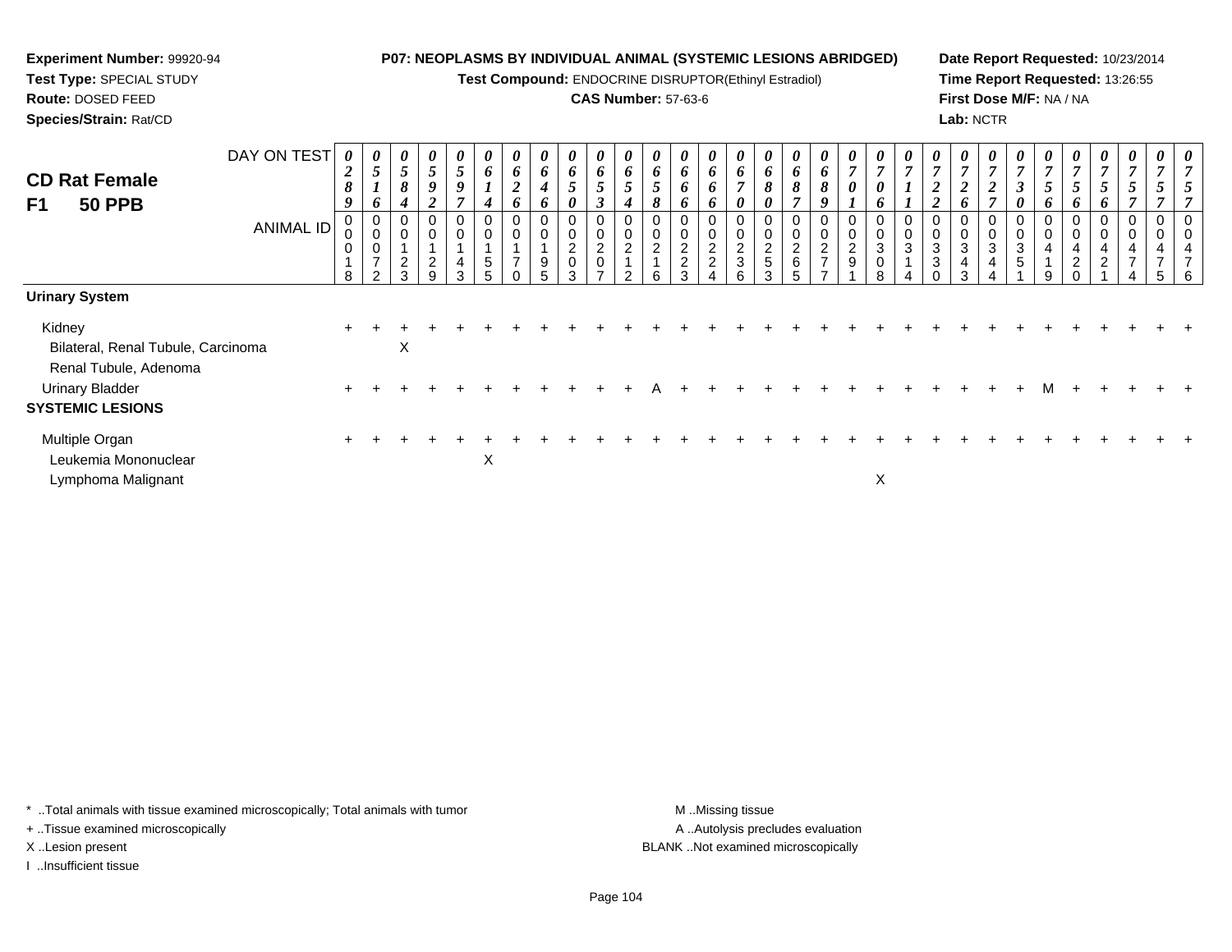**Experiment Number:** 99920-94
**Test Type:** SPECIAL STUDY
**Route:** DOSED FEED
**Species/Strain:** Rat/CD

**P07: NEOPLASMS BY INDIVIDUAL ANIMAL (SYSTEMIC LESIONS ABRIDGED)**
**Test Compound:** ENDOCRINE DISRUPTOR(Ethinyl Estradiol)
**CAS Number:** 57-63-6

**Date Report Requested:** 10/23/2014
**Time Report Requested:** 13:26:55
**First Dose M/F:** NA / NA
**Lab:** NCTR

## CD Rat Female F1 50 PPB

| DAY ON TEST | 0289 | 0516 | 0584 | 0592 | 0597 | 0614 | 0626 | 0646 | 0650 | 0653 | 0654 | 0658 | 0666 | 0666 | 0670 | 0680 | 0687 | 0689 | 0701 | 0706 | 0711 | 0722 | 0726 | 0727 | 0730 | 0756 | 0756 | 0756 | 0757 | 0757 | 0757 |
|---|---|---|---|---|---|---|---|---|---|---|---|---|---|---|---|---|---|---|---|---|---|---|---|---|---|---|---|---|---|---|---|
| **ANIMAL ID** | 00018 | 00072 | 00123 | 00129 | 00143 | 00155 | 00170 | 00195 | 00203 | 00207 | 00212 | 00216 | 00223 | 00224 | 00236 | 00253 | 00265 | 00277 | 00291 | 00308 | 00314 | 00330 | 00343 | 00344 | 00351 | 00419 | 00420 | 00421 | 00474 | 00475 | 00476 |
| **Urinary System** | | | | | | | | | | | | | | | | | | | | | | | | | | | | | | | |
| Kidney | + | + | + | + | + | + | + | + | + | + | + | + | + | + | + | + | + | + | + | + | + | + | + | + | + | + | + | + | + | + | + |
| Bilateral, Renal Tubule, Carcinoma | | | X | | | | | | | | | | | | | | | | | | | | | | | | | | | | |
| Renal Tubule, Adenoma | | | | | | | | | | | | | | | | | | | | | | | | | | | | | | | |
| Urinary Bladder | + | + | + | + | + | + | + | + | + | + | + | A | + | + | + | + | + | + | + | + | + | + | + | + | + | M | + | + | + | + | + |
| **SYSTEMIC LESIONS** | | | | | | | | | | | | | | | | | | | | | | | | | | | | | | | |
| Multiple Organ | + | + | + | + | + | + | + | + | + | + | + | + | + | + | + | + | + | + | + | + | + | + | + | + | + | + | + | + | + | + | + |
| Leukemia Mononuclear | | | | | | X | | | | | | | | | | | | | | | | | | | | | | | | | |
| Lymphoma Malignant | | | | | | | | | | | | | | | | | | | | X | | | | | | | | | | | |

\* ..Total animals with tissue examined microscopically; Total animals with tumor
\+ ..Tissue examined microscopically
X ..Lesion present
I ..Insufficient tissue

M ..Missing tissue
A ..Autolysis precludes evaluation
BLANK ..Not examined microscopically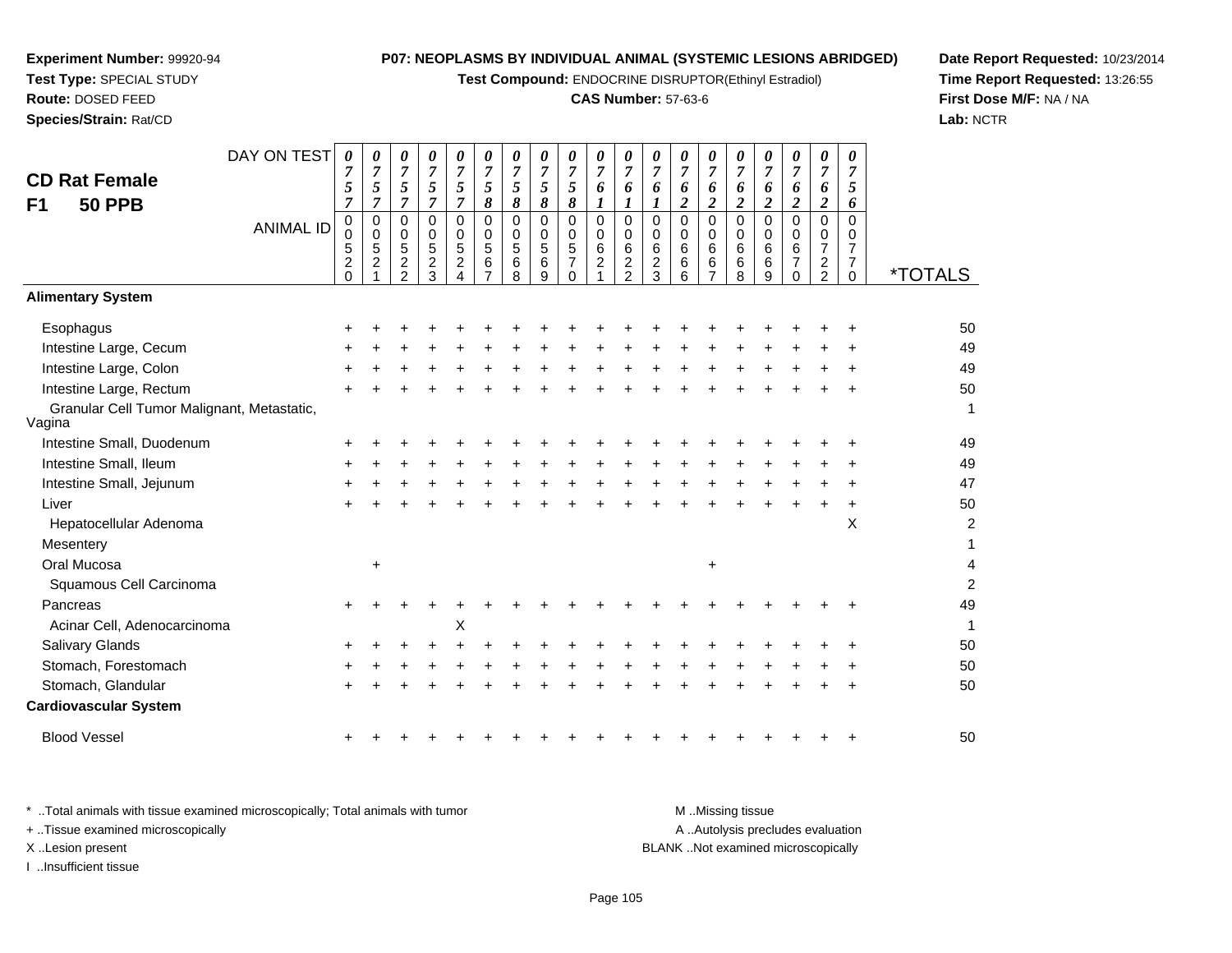**Experiment Number:** 99920-94
**Test Type:** SPECIAL STUDY
**Route:** DOSED FEED
**Species/Strain:** Rat/CD

**P07: NEOPLASMS BY INDIVIDUAL ANIMAL (SYSTEMIC LESIONS ABRIDGED)**
**Test Compound:** ENDOCRINE DISRUPTOR(Ethinyl Estradiol)
**CAS Number:** 57-63-6

**Date Report Requested:** 10/23/2014
**Time Report Requested:** 13:26:55
**First Dose M/F:** NA / NA
**Lab:** NCTR

## CD Rat Female F1 50 PPB

| DAY ON TEST | 0757 | 0757 | 0757 | 0757 | 0757 | 0758 | 0758 | 0758 | 0758 | 0761 | 0761 | 0761 | 0762 | 0762 | 0762 | 0762 | 0762 | 0762 | 0756 | |
|---|---|---|---|---|---|---|---|---|---|---|---|---|---|---|---|---|---|---|---|---|
| **ANIMAL ID** | 00520 | 00521 | 00522 | 00523 | 00524 | 00567 | 00568 | 00569 | 00570 | 00621 | 00622 | 00623 | 00666 | 00667 | 00668 | 00669 | 00670 | 00722 | 00770 | ***TOTALS** |
| **Alimentary System** | | | | | | | | | | | | | | | | | | | | |
| Esophagus | + | + | + | + | + | + | + | + | + | + | + | + | + | + | + | + | + | + | + | 50 |
| Intestine Large, Cecum | + | + | + | + | + | + | + | + | + | + | + | + | + | + | + | + | + | + | + | 49 |
| Intestine Large, Colon | + | + | + | + | + | + | + | + | + | + | + | + | + | + | + | + | + | + | + | 49 |
| Intestine Large, Rectum | + | + | + | + | + | + | + | + | + | + | + | + | + | + | + | + | + | + | + | 50 |
| Granular Cell Tumor Malignant, Metastatic, Vagina | | | | | | | | | | | | | | | | | | | | 1 |
| Intestine Small, Duodenum | + | + | + | + | + | + | + | + | + | + | + | + | + | + | + | + | + | + | + | 49 |
| Intestine Small, Ileum | + | + | + | + | + | + | + | + | + | + | + | + | + | + | + | + | + | + | + | 49 |
| Intestine Small, Jejunum | + | + | + | + | + | + | + | + | + | + | + | + | + | + | + | + | + | + | + | 47 |
| Liver | + | + | + | + | + | + | + | + | + | + | + | + | + | + | + | + | + | + | + | 50 |
| Hepatocellular Adenoma | | | | | | | | | | | | | | | | | | | X | 2 |
| Mesentery | | | | | | | | | | | | | | | | | | | | 1 |
| Oral Mucosa | | + | | | | | | | | | | | | + | | | | | | 4 |
| Squamous Cell Carcinoma | | | | | | | | | | | | | | | | | | | | 2 |
| Pancreas | + | + | + | + | + | + | + | + | + | + | + | + | + | + | + | + | + | + | + | 49 |
| Acinar Cell, Adenocarcinoma | | | | | X | | | | | | | | | | | | | | | 1 |
| Salivary Glands | + | + | + | + | + | + | + | + | + | + | + | + | + | + | + | + | + | + | + | 50 |
| Stomach, Forestomach | + | + | + | + | + | + | + | + | + | + | + | + | + | + | + | + | + | + | + | 50 |
| Stomach, Glandular | + | + | + | + | + | + | + | + | + | + | + | + | + | + | + | + | + | + | + | 50 |
| **Cardiovascular System** | | | | | | | | | | | | | | | | | | | | |
| Blood Vessel | + | + | + | + | + | + | + | + | + | + | + | + | + | + | + | + | + | + | + | 50 |

\* ..Total animals with tissue examined microscopically; Total animals with tumor
\+ ..Tissue examined microscopically
X ..Lesion present
I ..Insufficient tissue

M ..Missing tissue
A ..Autolysis precludes evaluation
BLANK ..Not examined microscopically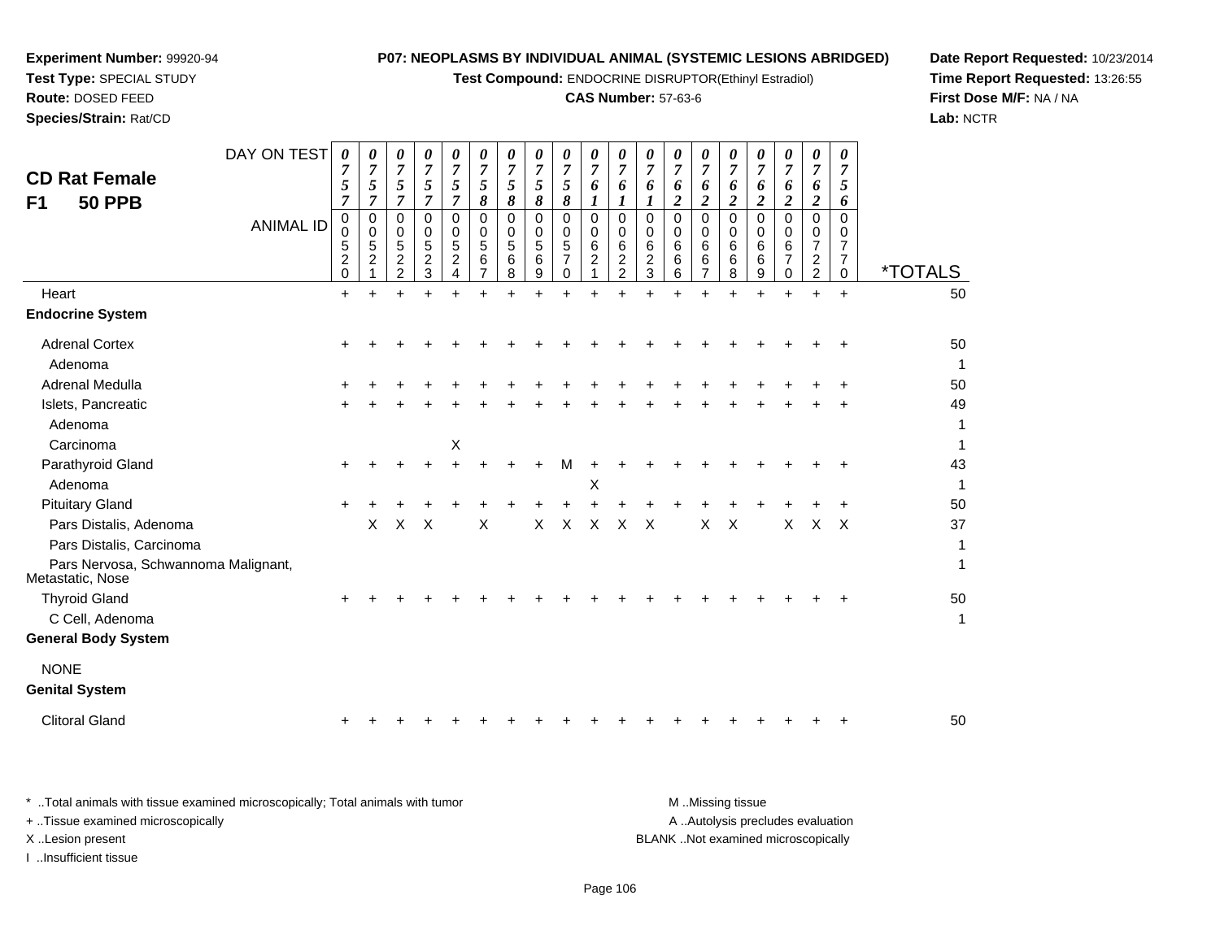**Experiment Number:** 99920-94
**Test Type:** SPECIAL STUDY
**Route:** DOSED FEED
**Species/Strain:** Rat/CD

**P07: NEOPLASMS BY INDIVIDUAL ANIMAL (SYSTEMIC LESIONS ABRIDGED)**
**Test Compound:** ENDOCRINE DISRUPTOR(Ethinyl Estradiol)
**CAS Number:** 57-63-6

**Date Report Requested:** 10/23/2014
**Time Report Requested:** 13:26:55
**First Dose M/F:** NA / NA
**Lab:** NCTR

## CD Rat Female F1 50 PPB

| DAY ON TEST | 0757 | 0757 | 0757 | 0757 | 0757 | 0758 | 0758 | 0758 | 0758 | 0761 | 0761 | 0761 | 0762 | 0762 | 0762 | 0762 | 0762 | 0762 | 0756 | |
|---|---|---|---|---|---|---|---|---|---|---|---|---|---|---|---|---|---|---|---|---|
| **ANIMAL ID** | 00520 | 00521 | 00522 | 00523 | 00524 | 00567 | 00568 | 00569 | 00570 | 00621 | 00622 | 00623 | 00666 | 00667 | 00668 | 00669 | 00670 | 00722 | 00770 | ***TOTALS** |
| Heart | + | + | + | + | + | + | + | + | + | + | + | + | + | + | + | + | + | + | + | 50 |
| **Endocrine System** | | | | | | | | | | | | | | | | | | | | |
| Adrenal Cortex | + | + | + | + | + | + | + | + | + | + | + | + | + | + | + | + | + | + | + | 50 |
| Adenoma | | | | | | | | | | | | | | | | | | | | 1 |
| Adrenal Medulla | + | + | + | + | + | + | + | + | + | + | + | + | + | + | + | + | + | + | + | 50 |
| Islets, Pancreatic | + | + | + | + | + | + | + | + | + | + | + | + | + | + | + | + | + | + | + | 49 |
| Adenoma | | | | | | | | | | | | | | | | | | | | 1 |
| Carcinoma | | | | | X | | | | | | | | | | | | | | | 1 |
| Parathyroid Gland | + | + | + | + | + | + | + | + | M | + | + | + | + | + | + | + | + | + | + | 43 |
| Adenoma | | | | | | | | | | X | | | | | | | | | | 1 |
| Pituitary Gland | + | + | + | + | + | + | + | + | + | + | + | + | + | + | + | + | + | + | + | 50 |
| Pars Distalis, Adenoma | | X | X | X | | X | | X | X | X | X | X | | X | X | | X | X | X | 37 |
| Pars Distalis, Carcinoma | | | | | | | | | | | | | | | | | | | | 1 |
| Pars Nervosa, Schwannoma Malignant, Metastatic, Nose | | | | | | | | | | | | | | | | | | | | 1 |
| Thyroid Gland | + | + | + | + | + | + | + | + | + | + | + | + | + | + | + | + | + | + | + | 50 |
| C Cell, Adenoma | | | | | | | | | | | | | | | | | | | | 1 |
| **General Body System** | | | | | | | | | | | | | | | | | | | | |
| NONE | | | | | | | | | | | | | | | | | | | | |
| **Genital System** | | | | | | | | | | | | | | | | | | | | |
| Clitoral Gland | + | + | + | + | + | + | + | + | + | + | + | + | + | + | + | + | + | + | + | 50 |

\* ..Total animals with tissue examined microscopically; Total animals with tumor
+ ..Tissue examined microscopically
X ..Lesion present
I ..Insufficient tissue

M ..Missing tissue
A ..Autolysis precludes evaluation
BLANK ..Not examined microscopically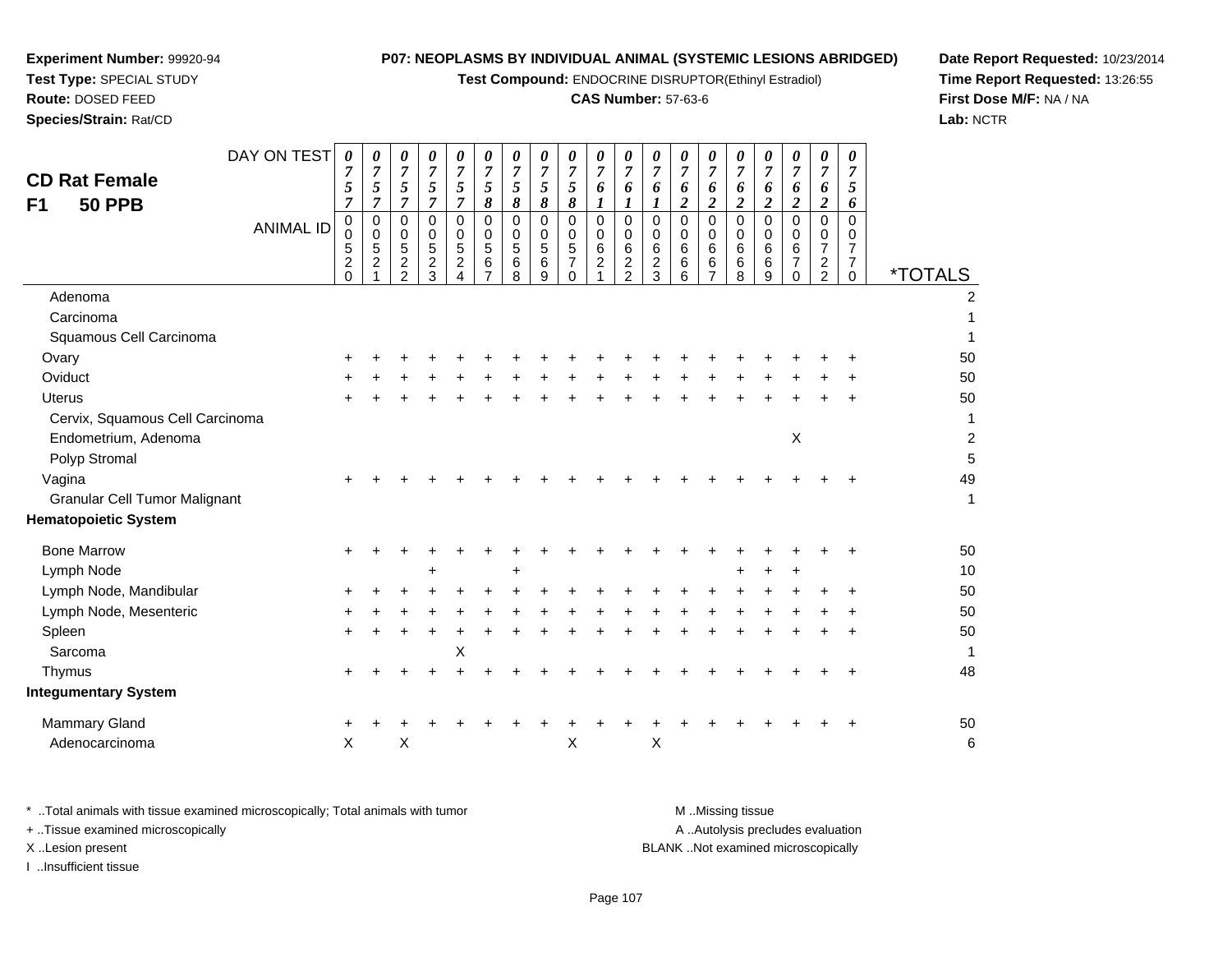**Experiment Number:** 99920-94
**Test Type:** SPECIAL STUDY
**Route:** DOSED FEED
**Species/Strain:** Rat/CD

**P07: NEOPLASMS BY INDIVIDUAL ANIMAL (SYSTEMIC LESIONS ABRIDGED)**
**Test Compound:** ENDOCRINE DISRUPTOR(Ethinyl Estradiol)
**CAS Number:** 57-63-6

**Date Report Requested:** 10/23/2014
**Time Report Requested:** 13:26:55
**First Dose M/F:** NA / NA
**Lab:** NCTR

## CD Rat Female
## F1 50 PPB

| DAY ON TEST | 0757 | 0757 | 0757 | 0757 | 0757 | 0758 | 0758 | 0758 | 0758 | 0761 | 0761 | 0761 | 0762 | 0762 | 0762 | 0762 | 0762 | 0762 | 0756 | |
|---|---|---|---|---|---|---|---|---|---|---|---|---|---|---|---|---|---|---|---|---|
| **ANIMAL ID** | 00520 | 00521 | 00522 | 00523 | 00524 | 00567 | 00568 | 00569 | 00570 | 00621 | 00622 | 00623 | 00666 | 00667 | 00668 | 00669 | 00670 | 00722 | 00770 | ***TOTALS** |
| Adenoma | | | | | | | | | | | | | | | | | | | | 2 |
| Carcinoma | | | | | | | | | | | | | | | | | | | | 1 |
| Squamous Cell Carcinoma | | | | | | | | | | | | | | | | | | | | 1 |
| Ovary | + | + | + | + | + | + | + | + | + | + | + | + | + | + | + | + | + | + | + | 50 |
| Oviduct | + | + | + | + | + | + | + | + | + | + | + | + | + | + | + | + | + | + | + | 50 |
| Uterus | + | + | + | + | + | + | + | + | + | + | + | + | + | + | + | + | + | + | + | 50 |
| Cervix, Squamous Cell Carcinoma | | | | | | | | | | | | | | | | | | | | 1 |
| Endometrium, Adenoma | | | | | | | | | | | | | | | | | X | | | 2 |
| Polyp Stromal | | | | | | | | | | | | | | | | | | | | 5 |
| Vagina | + | + | + | + | + | + | + | + | + | + | + | + | + | + | + | + | + | + | + | 49 |
| Granular Cell Tumor Malignant | | | | | | | | | | | | | | | | | | | | 1 |
| **Hematopoietic System** | | | | | | | | | | | | | | | | | | | | |
| Bone Marrow | + | + | + | + | + | + | + | + | + | + | + | + | + | + | + | + | + | + | + | 50 |
| Lymph Node | | | | + | | | + | | | | | | | | + | + | + | | | 10 |
| Lymph Node, Mandibular | + | + | + | + | + | + | + | + | + | + | + | + | + | + | + | + | + | + | + | 50 |
| Lymph Node, Mesenteric | + | + | + | + | + | + | + | + | + | + | + | + | + | + | + | + | + | + | + | 50 |
| Spleen | + | + | + | + | + | + | + | + | + | + | + | + | + | + | + | + | + | + | + | 50 |
| Sarcoma | | | | | X | | | | | | | | | | | | | | | 1 |
| Thymus | + | + | + | + | + | + | + | + | + | + | + | + | + | + | + | + | + | + | + | 48 |
| **Integumentary System** | | | | | | | | | | | | | | | | | | | | |
| Mammary Gland | + | + | + | + | + | + | + | + | + | + | + | + | + | + | + | + | + | + | + | 50 |
| Adenocarcinoma | X | | X | | | | | | X | | | X | | | | | | | | 6 |

\* ..Total animals with tissue examined microscopically; Total animals with tumor
\+ ..Tissue examined microscopically
X ..Lesion present
I ..Insufficient tissue

M ..Missing tissue
A ..Autolysis precludes evaluation
BLANK ..Not examined microscopically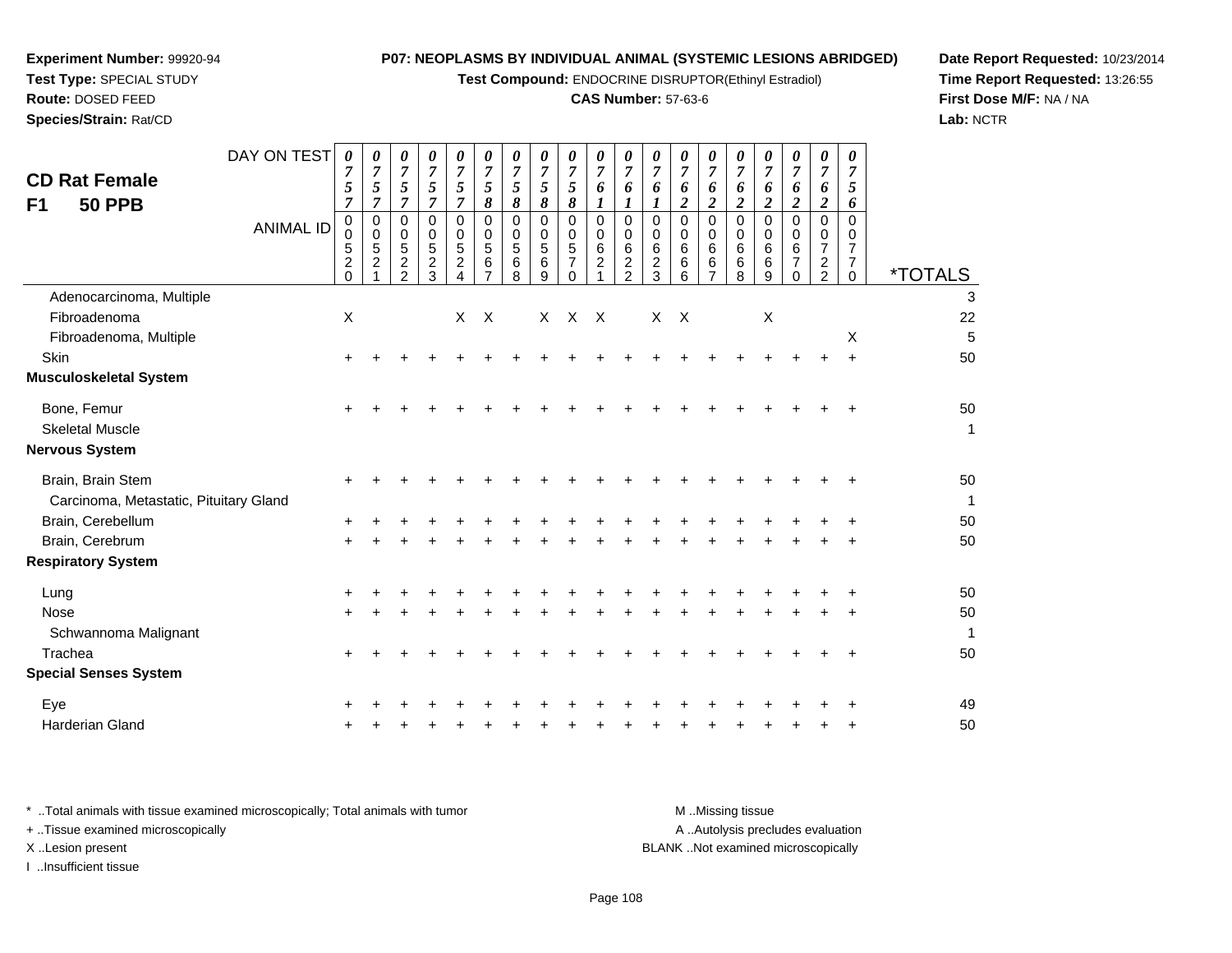**Experiment Number:** 99920-94
**Test Type:** SPECIAL STUDY
**Route:** DOSED FEED
**Species/Strain:** Rat/CD

**P07: NEOPLASMS BY INDIVIDUAL ANIMAL (SYSTEMIC LESIONS ABRIDGED)**
**Test Compound:** ENDOCRINE DISRUPTOR(Ethinyl Estradiol)
**CAS Number:** 57-63-6

**Date Report Requested:** 10/23/2014
**Time Report Requested:** 13:26:55
**First Dose M/F:** NA / NA
**Lab:** NCTR

## CD Rat Female F1 50 PPB

| DAY ON TEST | 0757 | 0757 | 0757 | 0757 | 0757 | 0758 | 0758 | 0758 | 0758 | 0761 | 0761 | 0761 | 0762 | 0762 | 0762 | 0762 | 0762 | 0762 | 0756 | |
|---|---|---|---|---|---|---|---|---|---|---|---|---|---|---|---|---|---|---|---|---|
| **ANIMAL ID** | 00520 | 00521 | 00522 | 00523 | 00524 | 00567 | 00568 | 00569 | 00570 | 00621 | 00622 | 00623 | 00666 | 00667 | 00668 | 00669 | 00670 | 00722 | 00770 | ***TOTALS** |
| Adenocarcinoma, Multiple | | | | | | | | | | | | | | | | | | | | 3 |
| Fibroadenoma | X | | | | X | X | | X | X | X | | X | X | | | X | | | | 22 |
| Fibroadenoma, Multiple | | | | | | | | | | | | | | | | | | | X | 5 |
| Skin | + | + | + | + | + | + | + | + | + | + | + | + | + | + | + | + | + | + | + | 50 |
| **Musculoskeletal System** | | | | | | | | | | | | | | | | | | | | |
| Bone, Femur | + | + | + | + | + | + | + | + | + | + | + | + | + | + | + | + | + | + | + | 50 |
| Skeletal Muscle | | | | | | | | | | | | | | | | | | | | 1 |
| **Nervous System** | | | | | | | | | | | | | | | | | | | | |
| Brain, Brain Stem | + | + | + | + | + | + | + | + | + | + | + | + | + | + | + | + | + | + | + | 50 |
| Carcinoma, Metastatic, Pituitary Gland | | | | | | | | | | | | | | | | | | | | 1 |
| Brain, Cerebellum | + | + | + | + | + | + | + | + | + | + | + | + | + | + | + | + | + | + | + | 50 |
| Brain, Cerebrum | + | + | + | + | + | + | + | + | + | + | + | + | + | + | + | + | + | + | + | 50 |
| **Respiratory System** | | | | | | | | | | | | | | | | | | | | |
| Lung | + | + | + | + | + | + | + | + | + | + | + | + | + | + | + | + | + | + | + | 50 |
| Nose | + | + | + | + | + | + | + | + | + | + | + | + | + | + | + | + | + | + | + | 50 |
| Schwannoma Malignant | | | | | | | | | | | | | | | | | | | | 1 |
| Trachea | + | + | + | + | + | + | + | + | + | + | + | + | + | + | + | + | + | + | + | 50 |
| **Special Senses System** | | | | | | | | | | | | | | | | | | | | |
| Eye | + | + | + | + | + | + | + | + | + | + | + | + | + | + | + | + | + | + | + | 49 |
| Harderian Gland | + | + | + | + | + | + | + | + | + | + | + | + | + | + | + | + | + | + | + | 50 |

\* ..Total animals with tissue examined microscopically; Total animals with tumor
+ ..Tissue examined microscopically
X ..Lesion present
I ..Insufficient tissue

M ..Missing tissue
A ..Autolysis precludes evaluation
BLANK ..Not examined microscopically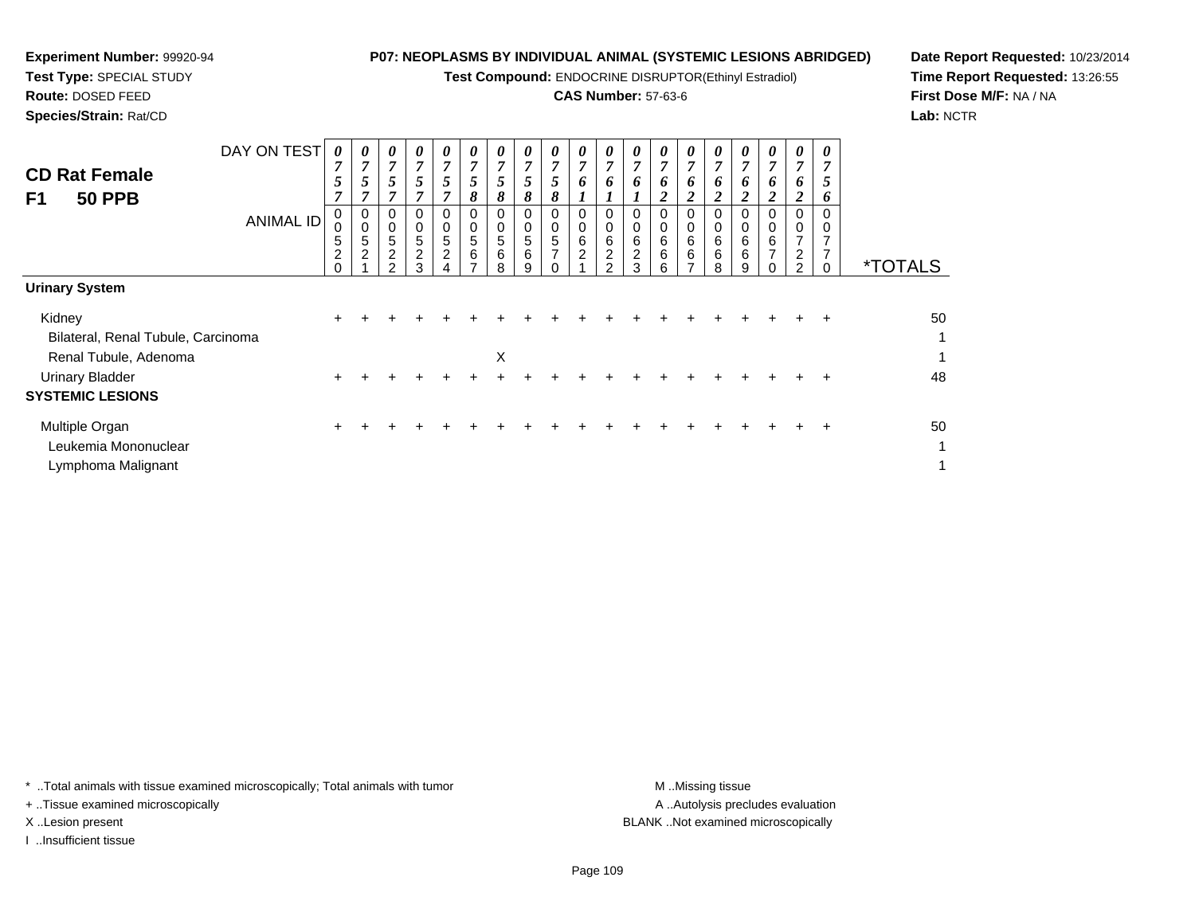**Experiment Number:** 99920-94
**Test Type:** SPECIAL STUDY
**Route:** DOSED FEED
**Species/Strain:** Rat/CD

**P07: NEOPLASMS BY INDIVIDUAL ANIMAL (SYSTEMIC LESIONS ABRIDGED)**
**Test Compound:** ENDOCRINE DISRUPTOR(Ethinyl Estradiol)
**CAS Number:** 57-63-6

**Date Report Requested:** 10/23/2014
**Time Report Requested:** 13:26:55
**First Dose M/F:** NA / NA
**Lab:** NCTR

## CD Rat Female
## F1 50 PPB

| DAY ON TEST | 0757 | 0757 | 0757 | 0757 | 0757 | 0758 | 0758 | 0758 | 0758 | 0761 | 0761 | 0761 | 0762 | 0762 | 0762 | 0762 | 0762 | 0762 | 0756 | |
|---|---|---|---|---|---|---|---|---|---|---|---|---|---|---|---|---|---|---|---|---|
| **ANIMAL ID** | 00520 | 00521 | 00522 | 00523 | 00524 | 00567 | 00568 | 00569 | 00570 | 00621 | 00622 | 00623 | 00666 | 00667 | 00668 | 00669 | 00670 | 00722 | 00770 | ***TOTALS** |
| **Urinary System** | | | | | | | | | | | | | | | | | | | | |
| Kidney | + | + | + | + | + | + | + | + | + | + | + | + | + | + | + | + | + | + | + | 50 |
| Bilateral, Renal Tubule, Carcinoma | | | | | | | | | | | | | | | | | | | | 1 |
| Renal Tubule, Adenoma | | | | | | | X | | | | | | | | | | | | | 1 |
| Urinary Bladder | + | + | + | + | + | + | + | + | + | + | + | + | + | + | + | + | + | + | + | 48 |
| **SYSTEMIC LESIONS** | | | | | | | | | | | | | | | | | | | | |
| Multiple Organ | + | + | + | + | + | + | + | + | + | + | + | + | + | + | + | + | + | + | + | 50 |
| Leukemia Mononuclear | | | | | | | | | | | | | | | | | | | | 1 |
| Lymphoma Malignant | | | | | | | | | | | | | | | | | | | | 1 |

\* ..Total animals with tissue examined microscopically; Total animals with tumor
\+ ..Tissue examined microscopically
X ..Lesion present
I ..Insufficient tissue

M ..Missing tissue
A ..Autolysis precludes evaluation
BLANK ..Not examined microscopically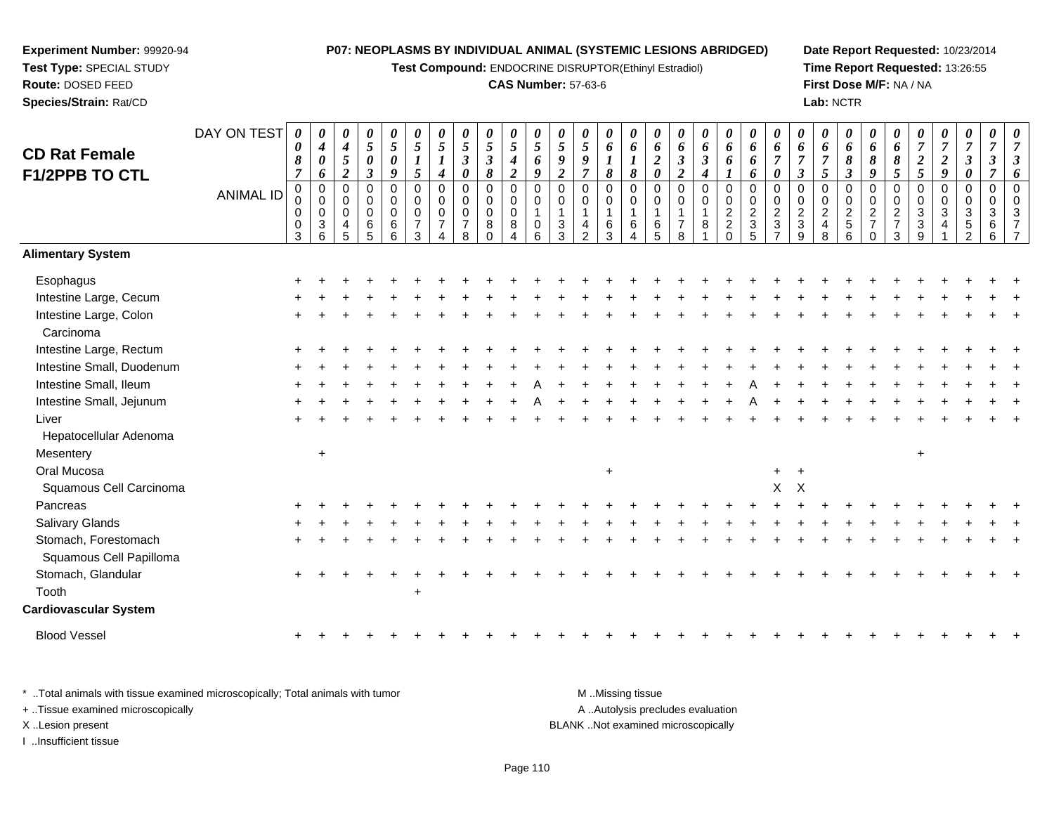**Experiment Number:** 99920-94
**Test Type:** SPECIAL STUDY
**Route:** DOSED FEED
**Species/Strain:** Rat/CD

**P07: NEOPLASMS BY INDIVIDUAL ANIMAL (SYSTEMIC LESIONS ABRIDGED)**
**Test Compound:** ENDOCRINE DISRUPTOR(Ethinyl Estradiol)
**CAS Number:** 57-63-6

**Date Report Requested:** 10/23/2014
**Time Report Requested:** 13:26:55
**First Dose M/F:** NA / NA
**Lab:** NCTR

## CD Rat Female F1/2PPB TO CTL

| DAY ON TEST | 0087 | 0406 | 0452 | 0503 | 0509 | 0515 | 0514 | 0530 | 0538 | 0542 | 0569 | 0592 | 0597 | 0618 | 0618 | 0620 | 0632 | 0634 | 0661 | 0666 | 0670 | 0673 | 0675 | 0683 | 0689 | 0685 | 0725 | 0729 | 0730 | 0737 | 0736 |
|---|---|---|---|---|---|---|---|---|---|---|---|---|---|---|---|---|---|---|---|---|---|---|---|---|---|---|---|---|---|---|---|
| **ANIMAL ID** | 00003 | 00036 | 00045 | 00065 | 00066 | 00073 | 00074 | 00078 | 00080 | 00084 | 00106 | 00133 | 00142 | 00163 | 00164 | 00165 | 00178 | 00181 | 00220 | 00235 | 00237 | 00239 | 00248 | 00256 | 00270 | 00273 | 00339 | 00341 | 00352 | 00366 | 00377 |
| **Alimentary System** | | | | | | | | | | | | | | | | | | | | | | | | | | | | | | | |
| Esophagus | + | + | + | + | + | + | + | + | + | + | + | + | + | + | + | + | + | + | + | + | + | + | + | + | + | + | + | + | + | + | + |
| Intestine Large, Cecum | + | + | + | + | + | + | + | + | + | + | + | + | + | + | + | + | + | + | + | + | + | + | + | + | + | + | + | + | + | + | + |
| Intestine Large, Colon | + | + | + | + | + | + | + | + | + | + | + | + | + | + | + | + | + | + | + | + | + | + | + | + | + | + | + | + | + | + | + |
| Carcinoma | | | | | | | | | | | | | | | | | | | | | | | | | | | | | | | |
| Intestine Large, Rectum | + | + | + | + | + | + | + | + | + | + | + | + | + | + | + | + | + | + | + | + | + | + | + | + | + | + | + | + | + | + | + |
| Intestine Small, Duodenum | + | + | + | + | + | + | + | + | + | + | + | + | + | + | + | + | + | + | + | + | + | + | + | + | + | + | + | + | + | + | + |
| Intestine Small, Ileum | + | + | + | + | + | + | + | + | + | + | A | + | + | + | + | + | + | + | + | A | + | + | + | + | + | + | + | + | + | + | + |
| Intestine Small, Jejunum | + | + | + | + | + | + | + | + | + | + | A | + | + | + | + | + | + | + | + | A | + | + | + | + | + | + | + | + | + | + | + |
| Liver | + | + | + | + | + | + | + | + | + | + | + | + | + | + | + | + | + | + | + | + | + | + | + | + | + | + | + | + | + | + | + |
| Hepatocellular Adenoma | | | | | | | | | | | | | | | | | | | | | | | | | | | | | | | |
| Mesentery | | + | | | | | | | | | | | | | | | | | | | | | | | | | + | | | | |
| Oral Mucosa | | | | | | | | | | | | | | + | | | | | | | + | + | | | | | | | | | |
| Squamous Cell Carcinoma | | | | | | | | | | | | | | | | | | | | | X | X | | | | | | | | | |
| Pancreas | + | + | + | + | + | + | + | + | + | + | + | + | + | + | + | + | + | + | + | + | + | + | + | + | + | + | + | + | + | + | + |
| Salivary Glands | + | + | + | + | + | + | + | + | + | + | + | + | + | + | + | + | + | + | + | + | + | + | + | + | + | + | + | + | + | + | + |
| Stomach, Forestomach | + | + | + | + | + | + | + | + | + | + | + | + | + | + | + | + | + | + | + | + | + | + | + | + | + | + | + | + | + | + | + |
| Squamous Cell Papilloma | | | | | | | | | | | | | | | | | | | | | | | | | | | | | | | |
| Stomach, Glandular | + | + | + | + | + | + | + | + | + | + | + | + | + | + | + | + | + | + | + | + | + | + | + | + | + | + | + | + | + | + | + |
| Tooth | | | | | | + | | | | | | | | | | | | | | | | | | | | | | | | | |
| **Cardiovascular System** | | | | | | | | | | | | | | | | | | | | | | | | | | | | | | | |
| Blood Vessel | + | + | + | + | + | + | + | + | + | + | + | + | + | + | + | + | + | + | + | + | + | + | + | + | + | + | + | + | + | + | + |

\* ..Total animals with tissue examined microscopically; Total animals with tumor
+ ..Tissue examined microscopically
X ..Lesion present
I ..Insufficient tissue

M ..Missing tissue
A ..Autolysis precludes evaluation
BLANK ..Not examined microscopically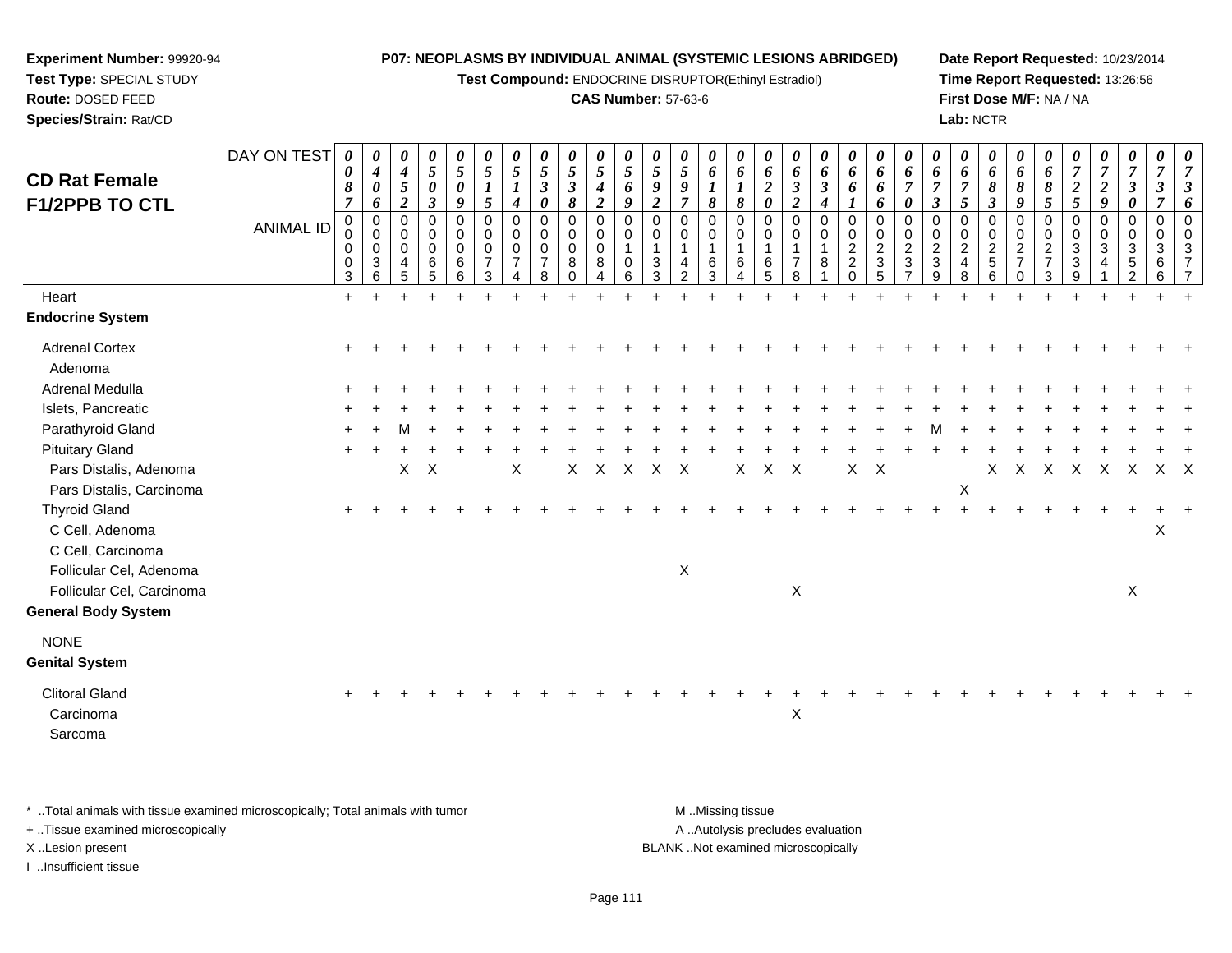**Experiment Number:** 99920-94
**Test Type:** SPECIAL STUDY
**Route:** DOSED FEED
**Species/Strain:** Rat/CD

**P07: NEOPLASMS BY INDIVIDUAL ANIMAL (SYSTEMIC LESIONS ABRIDGED)**
**Test Compound:** ENDOCRINE DISRUPTOR(Ethinyl Estradiol)
**CAS Number:** 57-63-6

**Date Report Requested:** 10/23/2014
**Time Report Requested:** 13:26:56
**First Dose M/F:** NA / NA
**Lab:** NCTR

## CD Rat Female F1/2PPB TO CTL

| DAY ON TEST | 0087 | 0406 | 0452 | 0503 | 0509 | 0515 | 0514 | 0530 | 0538 | 0542 | 0569 | 0592 | 0597 | 0618 | 0618 | 0620 | 0632 | 0634 | 0661 | 0666 | 0670 | 0673 | 0675 | 0683 | 0689 | 0685 | 0725 | 0729 | 0730 | 0737 | 0736 |
|---|---|---|---|---|---|---|---|---|---|---|---|---|---|---|---|---|---|---|---|---|---|---|---|---|---|---|---|---|---|---|---|
| **ANIMAL ID** | 00003 | 00036 | 00045 | 00065 | 00066 | 00073 | 00074 | 00078 | 00080 | 00084 | 00106 | 00133 | 00142 | 00163 | 00164 | 00165 | 00178 | 00181 | 00220 | 00235 | 00237 | 00239 | 00248 | 00256 | 00270 | 00273 | 00339 | 00341 | 00352 | 00366 | 00377 |
| Heart | + | + | + | + | + | + | + | + | + | + | + | + | + | + | + | + | + | + | + | + | + | + | + | + | + | + | + | + | + | + | + |
| **Endocrine System** | | | | | | | | | | | | | | | | | | | | | | | | | | | | | | | |
| Adrenal Cortex | + | + | + | + | + | + | + | + | + | + | + | + | + | + | + | + | + | + | + | + | + | + | + | + | + | + | + | + | + | + | + |
| Adenoma | | | | | | | | | | | | | | | | | | | | | | | | | | | | | | | |
| Adrenal Medulla | + | + | + | + | + | + | + | + | + | + | + | + | + | + | + | + | + | + | + | + | + | + | + | + | + | + | + | + | + | + | + |
| Islets, Pancreatic | + | + | + | + | + | + | + | + | + | + | + | + | + | + | + | + | + | + | + | + | + | + | + | + | + | + | + | + | + | + | + |
| Parathyroid Gland | + | + | M | + | + | + | + | + | + | + | + | + | + | + | + | + | + | + | + | + | + | M | + | + | + | + | + | + | + | + | + |
| Pituitary Gland | + | + | + | + | + | + | + | + | + | + | + | + | + | + | + | + | + | + | + | + | + | + | + | + | + | + | + | + | + | + | + |
| Pars Distalis, Adenoma | | | X | X | | | X | | X | X | X | X | X | | X | X | X | | X | X | | | | X | X | X | X | X | X | X | X |
| Pars Distalis, Carcinoma | | | | | | | | | | | | | | | | | | | | | | | X | | | | | | | | |
| Thyroid Gland | + | + | + | + | + | + | + | + | + | + | + | + | + | + | + | + | + | + | + | + | + | + | + | + | + | + | + | + | + | + | + |
| C Cell, Adenoma | | | | | | | | | | | | | | | | | | | | | | | | | | | | | | X | |
| C Cell, Carcinoma | | | | | | | | | | | | | | | | | | | | | | | | | | | | | | | |
| Follicular Cel, Adenoma | | | | | | | | | | | | | X | | | | | | | | | | | | | | | | | | |
| Follicular Cel, Carcinoma | | | | | | | | | | | | | | | | | X | | | | | | | | | | | | X | | |
| **General Body System** | | | | | | | | | | | | | | | | | | | | | | | | | | | | | | | |
| NONE | | | | | | | | | | | | | | | | | | | | | | | | | | | | | | | |
| **Genital System** | | | | | | | | | | | | | | | | | | | | | | | | | | | | | | | |
| Clitoral Gland | + | + | + | + | + | + | + | + | + | + | + | + | + | + | + | + | + | + | + | + | + | + | + | + | + | + | + | + | + | + | + |
| Carcinoma | | | | | | | | | | | | | | | | | X | | | | | | | | | | | | | | |
| Sarcoma | | | | | | | | | | | | | | | | | | | | | | | | | | | | | | | |

* ..Total animals with tissue examined microscopically; Total animals with tumor
+ ..Tissue examined microscopically
X ..Lesion present
I ..Insufficient tissue

M ..Missing tissue
A ..Autolysis precludes evaluation
BLANK ..Not examined microscopically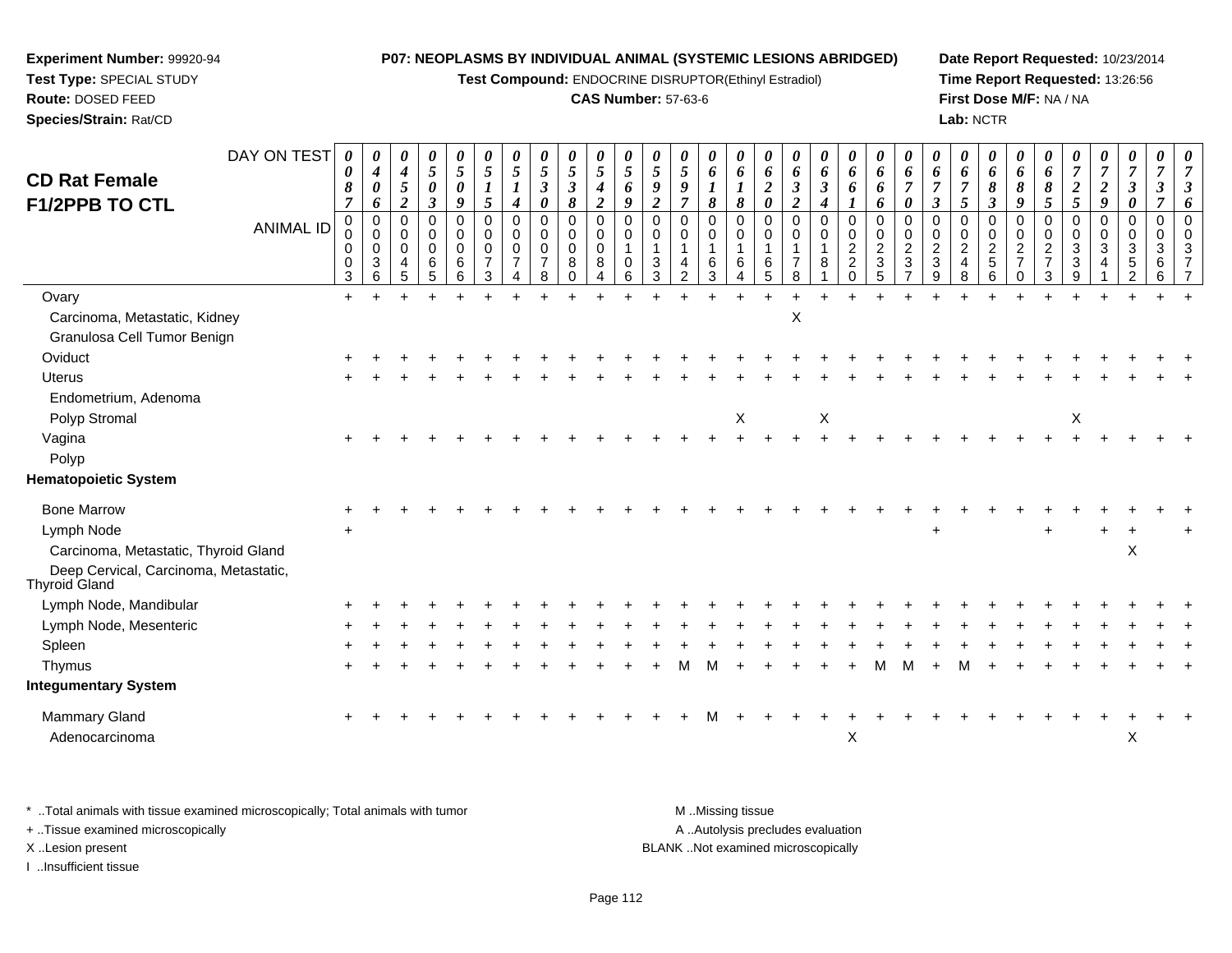**Experiment Number:** 99920-94
**Test Type:** SPECIAL STUDY
**Route:** DOSED FEED
**Species/Strain:** Rat/CD

**P07: NEOPLASMS BY INDIVIDUAL ANIMAL (SYSTEMIC LESIONS ABRIDGED)**
**Test Compound:** ENDOCRINE DISRUPTOR(Ethinyl Estradiol)
**CAS Number:** 57-63-6

**Date Report Requested:** 10/23/2014
**Time Report Requested:** 13:26:56
**First Dose M/F:** NA / NA
**Lab:** NCTR

## CD Rat Female F1/2PPB TO CTL

| DAY ON TEST | 0087 | 0406 | 0452 | 0503 | 0509 | 0515 | 0514 | 0530 | 0538 | 0542 | 0569 | 0592 | 0597 | 0618 | 0618 | 0620 | 0632 | 0634 | 0661 | 0666 | 0670 | 0673 | 0675 | 0683 | 0689 | 0685 | 0725 | 0729 | 0730 | 0737 | 0736 |
|---|---|---|---|---|---|---|---|---|---|---|---|---|---|---|---|---|---|---|---|---|---|---|---|---|---|---|---|---|---|---|---|
| **ANIMAL ID** | 00003 | 00036 | 00045 | 00065 | 00066 | 00073 | 00074 | 00078 | 00080 | 00084 | 00106 | 00133 | 00142 | 00163 | 00164 | 00165 | 00178 | 00181 | 00220 | 00235 | 00237 | 00239 | 00248 | 00256 | 00270 | 00273 | 00339 | 00341 | 00352 | 00366 | 00377 |
| Ovary | + | + | + | + | + | + | + | + | + | + | + | + | + | + | + | + | + | + | + | + | + | + | + | + | + | + | + | + | + | + | + |
| Carcinoma, Metastatic, Kidney | | | | | | | | | | | | | | | | | X | | | | | | | | | | | | | | |
| Granulosa Cell Tumor Benign | | | | | | | | | | | | | | | | | | | | | | | | | | | | | | | |
| Oviduct | + | + | + | + | + | + | + | + | + | + | + | + | + | + | + | + | + | + | + | + | + | + | + | + | + | + | + | + | + | + | + |
| Uterus | + | + | + | + | + | + | + | + | + | + | + | + | + | + | + | + | + | + | + | + | + | + | + | + | + | + | + | + | + | + | + |
| Endometrium, Adenoma | | | | | | | | | | | | | | | | | | | | | | | | | | | | | | | |
| Polyp Stromal | | | | | | | | | | | | | | | X | | | X | | | | | | | | | X | | | | |
| Vagina | + | + | + | + | + | + | + | + | + | + | + | + | + | + | + | + | + | + | + | + | + | + | + | + | + | + | + | + | + | + | + |
| Polyp | | | | | | | | | | | | | | | | | | | | | | | | | | | | | | | |
| **Hematopoietic System** | | | | | | | | | | | | | | | | | | | | | | | | | | | | | | | |
| Bone Marrow | + | + | + | + | + | + | + | + | + | + | + | + | + | + | + | + | + | + | + | + | + | + | + | + | + | + | + | + | + | + | + |
| Lymph Node | + | | | | | | | | | | | | | | | | | | | | | + | | | | + | | + | + | | + |
| Carcinoma, Metastatic, Thyroid Gland | | | | | | | | | | | | | | | | | | | | | | | | | | | | | X | | |
| Deep Cervical, Carcinoma, Metastatic, Thyroid Gland | | | | | | | | | | | | | | | | | | | | | | | | | | | | | | | |
| Lymph Node, Mandibular | + | + | + | + | + | + | + | + | + | + | + | + | + | + | + | + | + | + | + | + | + | + | + | + | + | + | + | + | + | + | + |
| Lymph Node, Mesenteric | + | + | + | + | + | + | + | + | + | + | + | + | + | + | + | + | + | + | + | + | + | + | + | + | + | + | + | + | + | + | + |
| Spleen | + | + | + | + | + | + | + | + | + | + | + | + | + | + | + | + | + | + | + | + | + | + | + | + | + | + | + | + | + | + | + |
| Thymus | + | + | + | + | + | + | + | + | + | + | + | + | M | M | + | + | + | + | + | M | M | + | M | + | + | + | + | + | + | + | + |
| **Integumentary System** | | | | | | | | | | | | | | | | | | | | | | | | | | | | | | | |
| Mammary Gland | + | + | + | + | + | + | + | + | + | + | + | + | + | M | + | + | + | + | + | + | + | + | + | + | + | + | + | + | + | + | + |
| Adenocarcinoma | | | | | | | | | | | | | | | | | | | X | | | | | | | | | | X | | |

\* ..Total animals with tissue examined microscopically; Total animals with tumor
+ ..Tissue examined microscopically
X ..Lesion present
I ..Insufficient tissue

M ..Missing tissue
A ..Autolysis precludes evaluation
BLANK ..Not examined microscopically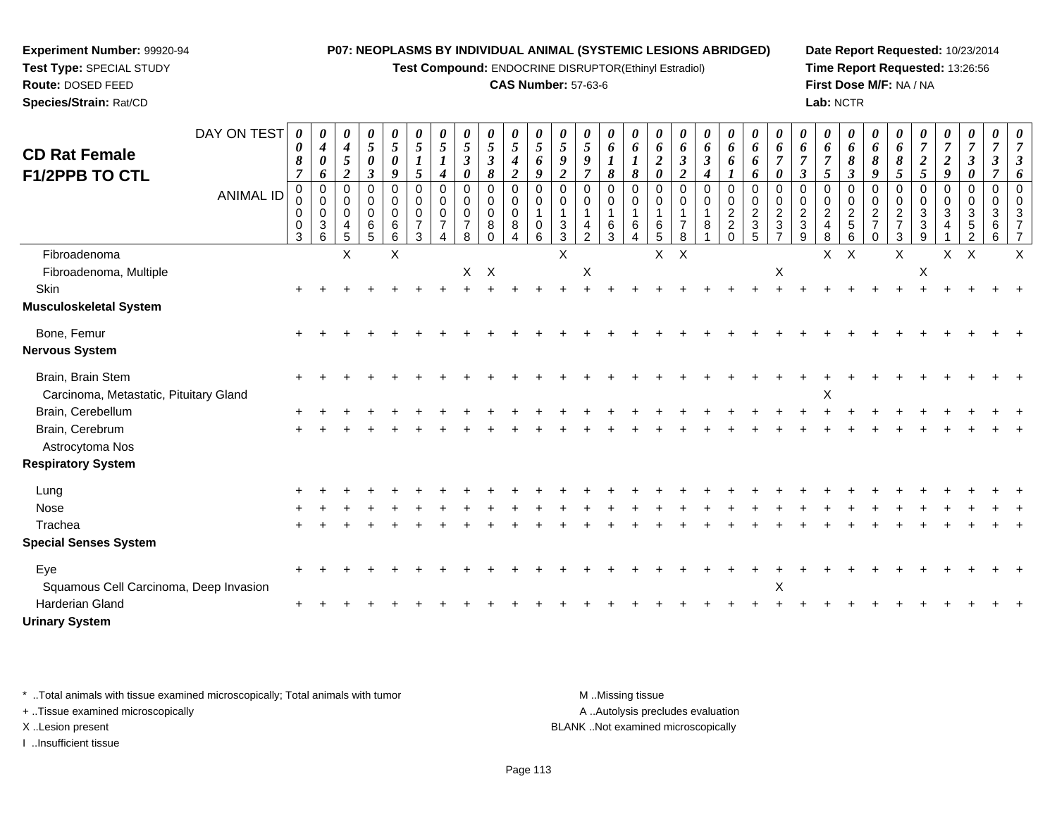**Experiment Number:** 99920-94
**Test Type:** SPECIAL STUDY
**Route:** DOSED FEED
**Species/Strain:** Rat/CD

**P07: NEOPLASMS BY INDIVIDUAL ANIMAL (SYSTEMIC LESIONS ABRIDGED)**
**Test Compound:** ENDOCRINE DISRUPTOR(Ethinyl Estradiol)
**CAS Number:** 57-63-6

**Date Report Requested:** 10/23/2014
**Time Report Requested:** 13:26:56
**First Dose M/F:** NA / NA
**Lab:** NCTR

## CD Rat Female F1/2PPB TO CTL

| DAY ON TEST | 0087 | 0406 | 0452 | 0503 | 0509 | 0515 | 0514 | 0530 | 0538 | 0542 | 0569 | 0592 | 0597 | 0618 | 0618 | 0620 | 0632 | 0634 | 0661 | 0666 | 0670 | 0673 | 0675 | 0683 | 0689 | 0685 | 0725 | 0729 | 0730 | 0737 | 0736 |
|---|---|---|---|---|---|---|---|---|---|---|---|---|---|---|---|---|---|---|---|---|---|---|---|---|---|---|---|---|---|---|---|
| **ANIMAL ID** | 00003 | 00036 | 00045 | 00065 | 00066 | 00073 | 00074 | 00078 | 00080 | 00084 | 00106 | 00133 | 00142 | 00163 | 00164 | 00165 | 00178 | 00181 | 00220 | 00235 | 00237 | 00239 | 00248 | 00256 | 00270 | 00273 | 00339 | 00341 | 00352 | 00366 | 00377 |
| Fibroadenoma | | | X | | X | | | | | | | X | | | | X | X | | | | | | X | X | | X | | X | X | | X |
| Fibroadenoma, Multiple | | | | | | | | X | X | | | | X | | | | | | | | X | | | | | | X | | | | |
| Skin | + | + | + | + | + | + | + | + | + | + | + | + | + | + | + | + | + | + | + | + | + | + | + | + | + | + | + | + | + | + | + |
| **Musculoskeletal System** | | | | | | | | | | | | | | | | | | | | | | | | | | | | | | | |
| Bone, Femur | + | + | + | + | + | + | + | + | + | + | + | + | + | + | + | + | + | + | + | + | + | + | + | + | + | + | + | + | + | + | + |
| **Nervous System** | | | | | | | | | | | | | | | | | | | | | | | | | | | | | | | |
| Brain, Brain Stem | + | + | + | + | + | + | + | + | + | + | + | + | + | + | + | + | + | + | + | + | + | + | + | + | + | + | + | + | + | + | + |
| Carcinoma, Metastatic, Pituitary Gland | | | | | | | | | | | | | | | | | | | | | | | X | | | | | | | | |
| Brain, Cerebellum | + | + | + | + | + | + | + | + | + | + | + | + | + | + | + | + | + | + | + | + | + | + | + | + | + | + | + | + | + | + | + |
| Brain, Cerebrum | + | + | + | + | + | + | + | + | + | + | + | + | + | + | + | + | + | + | + | + | + | + | + | + | + | + | + | + | + | + | + |
| Astrocytoma Nos | | | | | | | | | | | | | | | | | | | | | | | | | | | | | | | |
| **Respiratory System** | | | | | | | | | | | | | | | | | | | | | | | | | | | | | | | |
| Lung | + | + | + | + | + | + | + | + | + | + | + | + | + | + | + | + | + | + | + | + | + | + | + | + | + | + | + | + | + | + | + |
| Nose | + | + | + | + | + | + | + | + | + | + | + | + | + | + | + | + | + | + | + | + | + | + | + | + | + | + | + | + | + | + | + |
| Trachea | + | + | + | + | + | + | + | + | + | + | + | + | + | + | + | + | + | + | + | + | + | + | + | + | + | + | + | + | + | + | + |
| **Special Senses System** | | | | | | | | | | | | | | | | | | | | | | | | | | | | | | | |
| Eye | + | + | + | + | + | + | + | + | + | + | + | + | + | + | + | + | + | + | + | + | + | + | + | + | + | + | + | + | + | + | + |
| Squamous Cell Carcinoma, Deep Invasion | | | | | | | | | | | | | | | | | | | | | X | | | | | | | | | | |
| Harderian Gland | + | + | + | + | + | + | + | + | + | + | + | + | + | + | + | + | + | + | + | + | + | + | + | + | + | + | + | + | + | + | + |
| **Urinary System** | | | | | | | | | | | | | | | | | | | | | | | | | | | | | | | |

\* ..Total animals with tissue examined microscopically; Total animals with tumor
+ ..Tissue examined microscopically
X ..Lesion present
I ..Insufficient tissue

M ..Missing tissue
A ..Autolysis precludes evaluation
BLANK ..Not examined microscopically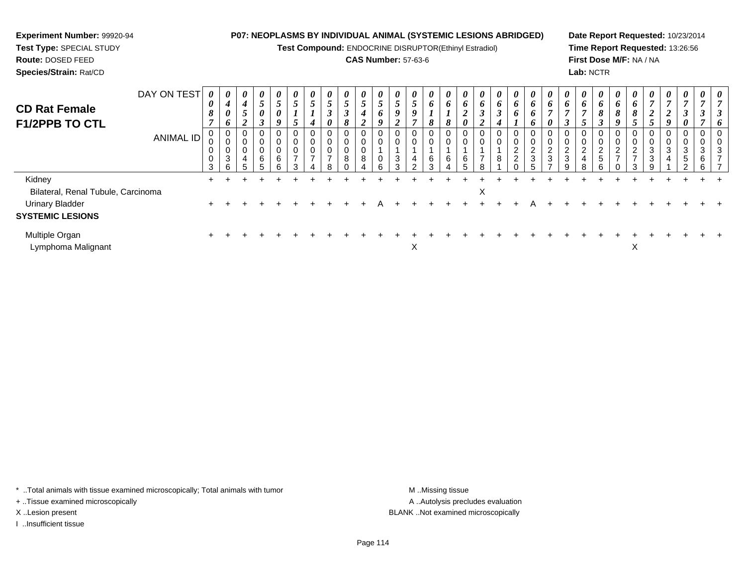**Experiment Number:** 99920-94
**Test Type:** SPECIAL STUDY
**Route:** DOSED FEED
**Species/Strain:** Rat/CD

**P07: NEOPLASMS BY INDIVIDUAL ANIMAL (SYSTEMIC LESIONS ABRIDGED)**
**Test Compound:** ENDOCRINE DISRUPTOR(Ethinyl Estradiol)
**CAS Number:** 57-63-6

**Date Report Requested:** 10/23/2014
**Time Report Requested:** 13:26:56
**First Dose M/F:** NA / NA
**Lab:** NCTR

## CD Rat Female F1/2PPB TO CTL

| DAY ON TEST | 0087 | 0406 | 0452 | 0503 | 0509 | 0515 | 0514 | 0530 | 0538 | 0542 | 0569 | 0592 | 0597 | 0618 | 0618 | 0620 | 0632 | 0634 | 0661 | 0666 | 0670 | 0673 | 0675 | 0683 | 0689 | 0685 | 0725 | 0729 | 0730 | 0737 | 0736 |
|---|---|---|---|---|---|---|---|---|---|---|---|---|---|---|---|---|---|---|---|---|---|---|---|---|---|---|---|---|---|---|---|
| ANIMAL ID | 00003 | 00036 | 00045 | 00065 | 00066 | 00073 | 00074 | 00078 | 00080 | 00084 | 00106 | 00133 | 00142 | 00163 | 00164 | 00165 | 00178 | 00181 | 00220 | 00235 | 00237 | 00239 | 00248 | 00256 | 00270 | 00273 | 00339 | 00341 | 00352 | 00366 | 00377 |
| Kidney | + | + | + | + | + | + | + | + | + | + | + | + | + | + | + | + | + | + | + | + | + | + | + | + | + | + | + | + | + | + | + |
| Bilateral, Renal Tubule, Carcinoma | | | | | | | | | | | | | | | | | X | | | | | | | | | | | | | | |
| Urinary Bladder | + | + | + | + | + | + | + | + | + | + | A | + | + | + | + | + | + | + | + | A | + | + | + | + | + | + | + | + | + | + | + |
| **SYSTEMIC LESIONS** | | | | | | | | | | | | | | | | | | | | | | | | | | | | | | | |
| Multiple Organ | + | + | + | + | + | + | + | + | + | + | + | + | + | + | + | + | + | + | + | + | + | + | + | + | + | + | + | + | + | + | + |
| Lymphoma Malignant | | | | | | | | | | | | | X | | | | | | | | | | | | | X | | | | | |

\* ..Total animals with tissue examined microscopically; Total animals with tumor
+ ..Tissue examined microscopically
X ..Lesion present
I ..Insufficient tissue

M ..Missing tissue
A ..Autolysis precludes evaluation
BLANK ..Not examined microscopically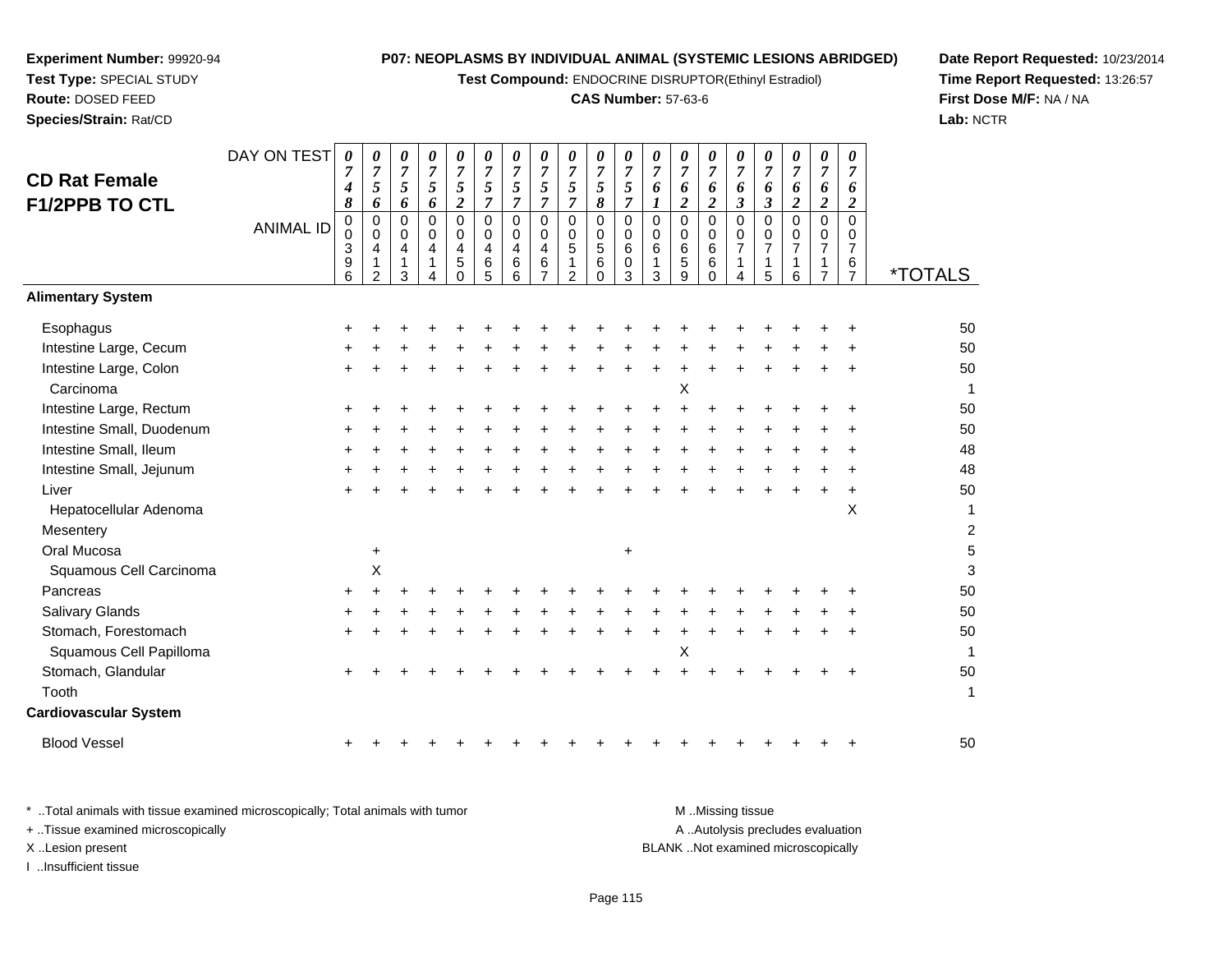**Experiment Number:** 99920-94
**Test Type:** SPECIAL STUDY
**Route:** DOSED FEED
**Species/Strain:** Rat/CD

**P07: NEOPLASMS BY INDIVIDUAL ANIMAL (SYSTEMIC LESIONS ABRIDGED)**
**Test Compound:** ENDOCRINE DISRUPTOR(Ethinyl Estradiol)
**CAS Number:** 57-63-6

**Date Report Requested:** 10/23/2014
**Time Report Requested:** 13:26:57
**First Dose M/F:** NA / NA
**Lab:** NCTR

## CD Rat Female F1/2PPB TO CTL

| DAY ON TEST | 0748 | 0756 | 0756 | 0756 | 0752 | 0757 | 0757 | 0757 | 0757 | 0758 | 0757 | 0761 | 0762 | 0762 | 0763 | 0763 | 0762 | 0762 | 0762 | |
|---|---|---|---|---|---|---|---|---|---|---|---|---|---|---|---|---|---|---|---|---|
| **ANIMAL ID** | 00396 | 00412 | 00413 | 00414 | 00450 | 00465 | 00466 | 00467 | 00512 | 00560 | 00603 | 00613 | 00659 | 00660 | 00714 | 00715 | 00716 | 00717 | 00767 | ***TOTALS** |
| **Alimentary System** | | | | | | | | | | | | | | | | | | | | |
| Esophagus | + | + | + | + | + | + | + | + | + | + | + | + | + | + | + | + | + | + | + | 50 |
| Intestine Large, Cecum | + | + | + | + | + | + | + | + | + | + | + | + | + | + | + | + | + | + | + | 50 |
| Intestine Large, Colon | + | + | + | + | + | + | + | + | + | + | + | + | + | + | + | + | + | + | + | 50 |
| Carcinoma | | | | | | | | | | | | | X | | | | | | | 1 |
| Intestine Large, Rectum | + | + | + | + | + | + | + | + | + | + | + | + | + | + | + | + | + | + | + | 50 |
| Intestine Small, Duodenum | + | + | + | + | + | + | + | + | + | + | + | + | + | + | + | + | + | + | + | 50 |
| Intestine Small, Ileum | + | + | + | + | + | + | + | + | + | + | + | + | + | + | + | + | + | + | + | 48 |
| Intestine Small, Jejunum | + | + | + | + | + | + | + | + | + | + | + | + | + | + | + | + | + | + | + | 48 |
| Liver | + | + | + | + | + | + | + | + | + | + | + | + | + | + | + | + | + | + | + | 50 |
| Hepatocellular Adenoma | | | | | | | | | | | | | | | | | | | X | 1 |
| Mesentery | | | | | | | | | | | | | | | | | | | | 2 |
| Oral Mucosa | | + | | | | | | | | | + | | | | | | | | | 5 |
| Squamous Cell Carcinoma | | X | | | | | | | | | | | | | | | | | | 3 |
| Pancreas | + | + | + | + | + | + | + | + | + | + | + | + | + | + | + | + | + | + | + | 50 |
| Salivary Glands | + | + | + | + | + | + | + | + | + | + | + | + | + | + | + | + | + | + | + | 50 |
| Stomach, Forestomach | + | + | + | + | + | + | + | + | + | + | + | + | + | + | + | + | + | + | + | 50 |
| Squamous Cell Papilloma | | | | | | | | | | | | | X | | | | | | | 1 |
| Stomach, Glandular | + | + | + | + | + | + | + | + | + | + | + | + | + | + | + | + | + | + | + | 50 |
| Tooth | | | | | | | | | | | | | | | | | | | | 1 |
| **Cardiovascular System** | | | | | | | | | | | | | | | | | | | | |
| Blood Vessel | + | + | + | + | + | + | + | + | + | + | + | + | + | + | + | + | + | + | + | 50 |

* ..Total animals with tissue examined microscopically; Total animals with tumor
+ ..Tissue examined microscopically
X ..Lesion present
I ..Insufficient tissue

M ..Missing tissue
A ..Autolysis precludes evaluation
BLANK ..Not examined microscopically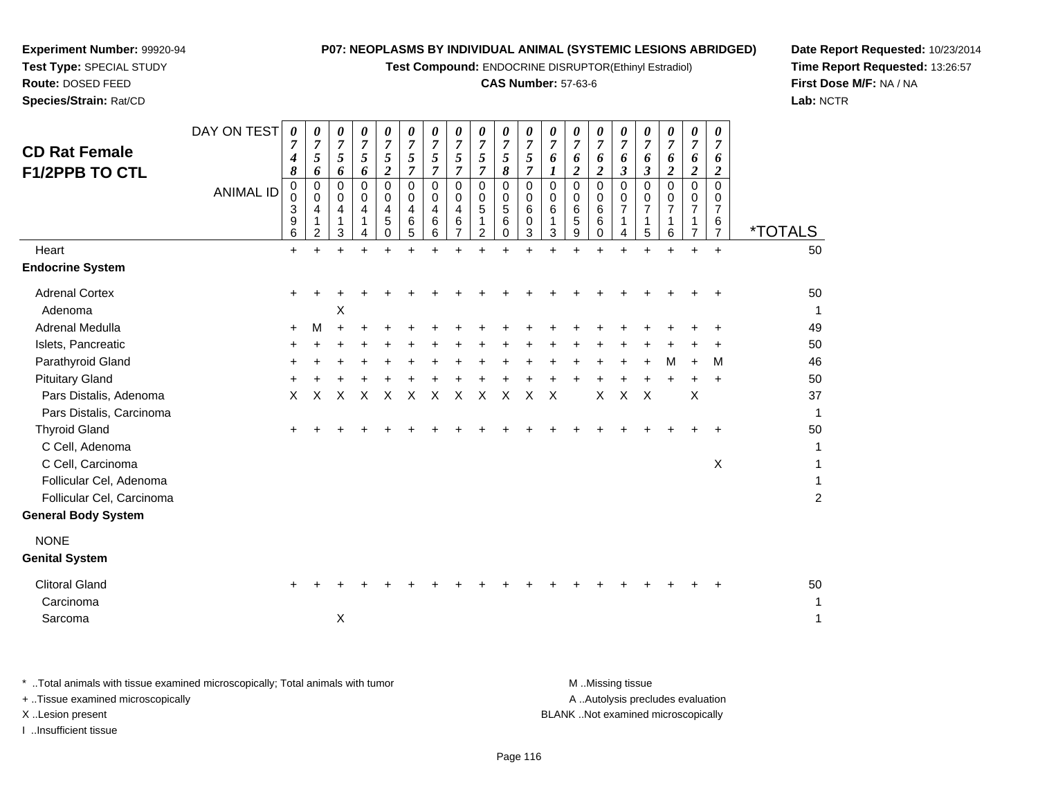**Experiment Number:** 99920-94
**Test Type:** SPECIAL STUDY
**Route:** DOSED FEED
**Species/Strain:** Rat/CD

**P07: NEOPLASMS BY INDIVIDUAL ANIMAL (SYSTEMIC LESIONS ABRIDGED)**
**Test Compound:** ENDOCRINE DISRUPTOR(Ethinyl Estradiol)
**CAS Number:** 57-63-6

**Date Report Requested:** 10/23/2014
**Time Report Requested:** 13:26:57
**First Dose M/F:** NA / NA
**Lab:** NCTR

## CD Rat Female F1/2PPB TO CTL

| DAY ON TEST | 0748 | 0756 | 0756 | 0756 | 0752 | 0757 | 0757 | 0757 | 0757 | 0758 | 0757 | 0761 | 0762 | 0762 | 0763 | 0763 | 0762 | 0762 | 0762 | |
|---|---|---|---|---|---|---|---|---|---|---|---|---|---|---|---|---|---|---|---|---|
| **ANIMAL ID** | 00396 | 00412 | 00413 | 00414 | 00450 | 00465 | 00466 | 00467 | 00512 | 00560 | 00603 | 00613 | 00659 | 00660 | 00714 | 00715 | 00716 | 00717 | 00767 | ***TOTALS** |
| Heart | + | + | + | + | + | + | + | + | + | + | + | + | + | + | + | + | + | + | + | 50 |
| **Endocrine System** | | | | | | | | | | | | | | | | | | | | |
| Adrenal Cortex | + | + | + | + | + | + | + | + | + | + | + | + | + | + | + | + | + | + | + | 50 |
| Adenoma | | | X | | | | | | | | | | | | | | | | | 1 |
| Adrenal Medulla | + | M | + | + | + | + | + | + | + | + | + | + | + | + | + | + | + | + | + | 49 |
| Islets, Pancreatic | + | + | + | + | + | + | + | + | + | + | + | + | + | + | + | + | + | + | + | 50 |
| Parathyroid Gland | + | + | + | + | + | + | + | + | + | + | + | + | + | + | + | + | M | + | M | 46 |
| Pituitary Gland | + | + | + | + | + | + | + | + | + | + | + | + | + | + | + | + | + | + | + | 50 |
| Pars Distalis, Adenoma | X | X | X | X | X | X | X | X | X | X | X | X | | X | X | X | | X | | 37 |
| Pars Distalis, Carcinoma | | | | | | | | | | | | | | | | | | | | 1 |
| Thyroid Gland | + | + | + | + | + | + | + | + | + | + | + | + | + | + | + | + | + | + | + | 50 |
| C Cell, Adenoma | | | | | | | | | | | | | | | | | | | | 1 |
| C Cell, Carcinoma | | | | | | | | | | | | | | | | | | | X | 1 |
| Follicular Cel, Adenoma | | | | | | | | | | | | | | | | | | | | 1 |
| Follicular Cel, Carcinoma | | | | | | | | | | | | | | | | | | | | 2 |
| **General Body System** | | | | | | | | | | | | | | | | | | | | |
| NONE | | | | | | | | | | | | | | | | | | | | |
| **Genital System** | | | | | | | | | | | | | | | | | | | | |
| Clitoral Gland | + | + | + | + | + | + | + | + | + | + | + | + | + | + | + | + | + | + | + | 50 |
| Carcinoma | | | | | | | | | | | | | | | | | | | | 1 |
| Sarcoma | | | X | | | | | | | | | | | | | | | | | 1 |

\* ..Total animals with tissue examined microscopically; Total animals with tumor
\+ ..Tissue examined microscopically
X ..Lesion present
I ..Insufficient tissue

M ..Missing tissue
A ..Autolysis precludes evaluation
BLANK ..Not examined microscopically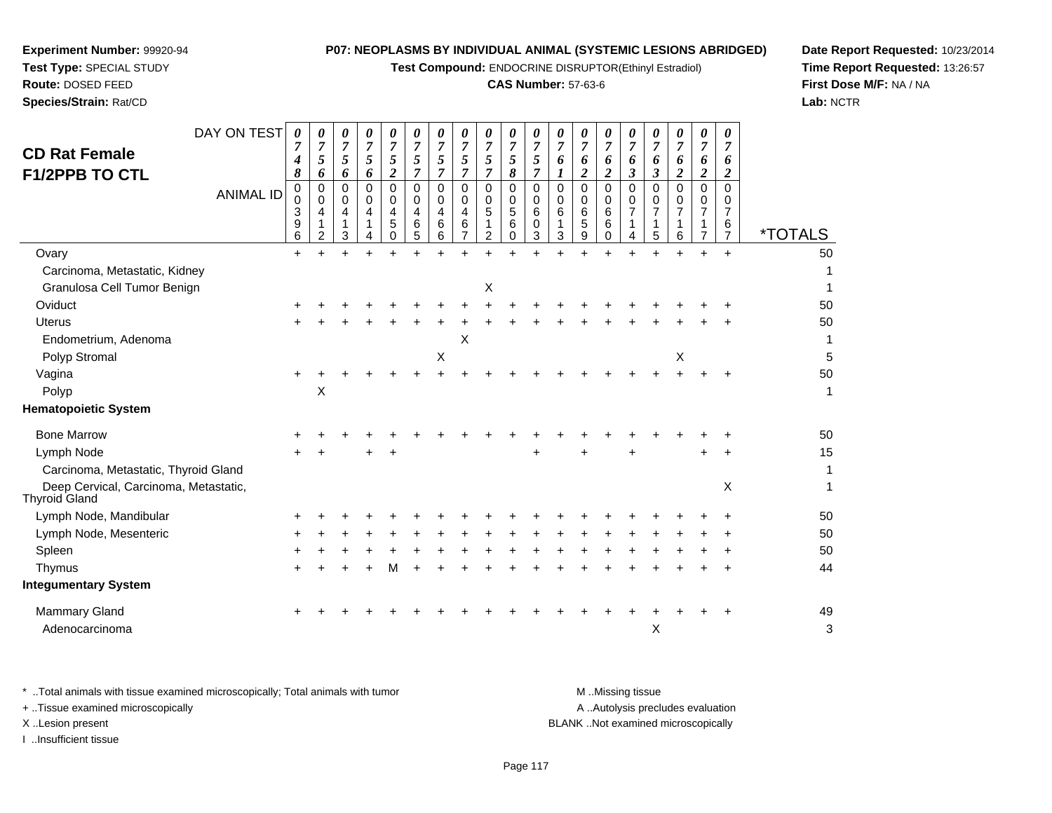**Experiment Number:** 99920-94
**Test Type:** SPECIAL STUDY
**Route:** DOSED FEED
**Species/Strain:** Rat/CD

**P07: NEOPLASMS BY INDIVIDUAL ANIMAL (SYSTEMIC LESIONS ABRIDGED)**
**Test Compound:** ENDOCRINE DISRUPTOR(Ethinyl Estradiol)
**CAS Number:** 57-63-6

**Date Report Requested:** 10/23/2014
**Time Report Requested:** 13:26:57
**First Dose M/F:** NA / NA
**Lab:** NCTR

## CD Rat Female F1/2PPB TO CTL

| DAY ON TEST | 0748 | 0756 | 0756 | 0756 | 0752 | 0757 | 0757 | 0757 | 0757 | 0758 | 0757 | 0761 | 0762 | 0762 | 0763 | 0763 | 0762 | 0762 | 0762 | |
|---|---|---|---|---|---|---|---|---|---|---|---|---|---|---|---|---|---|---|---|---|
| **ANIMAL ID** | 00396 | 00412 | 00413 | 00414 | 00450 | 00465 | 00466 | 00467 | 00512 | 00560 | 00603 | 00613 | 00659 | 00660 | 00714 | 00715 | 00716 | 00717 | 00767 | ***TOTALS** |
| Ovary | + | + | + | + | + | + | + | + | + | + | + | + | + | + | + | + | + | + | + | 50 |
| Carcinoma, Metastatic, Kidney | | | | | | | | | | | | | | | | | | | | 1 |
| Granulosa Cell Tumor Benign | | | | | | | | | X | | | | | | | | | | | 1 |
| Oviduct | + | + | + | + | + | + | + | + | + | + | + | + | + | + | + | + | + | + | + | 50 |
| Uterus | + | + | + | + | + | + | + | + | + | + | + | + | + | + | + | + | + | + | + | 50 |
| Endometrium, Adenoma | | | | | | | | X | | | | | | | | | | | | 1 |
| Polyp Stromal | | | | | | | X | | | | | | | | | | X | | | 5 |
| Vagina | + | + | + | + | + | + | + | + | + | + | + | + | + | + | + | + | + | + | + | 50 |
| Polyp | | X | | | | | | | | | | | | | | | | | | 1 |
| **Hematopoietic System** | | | | | | | | | | | | | | | | | | | | |
| Bone Marrow | + | + | + | + | + | + | + | + | + | + | + | + | + | + | + | + | + | + | + | 50 |
| Lymph Node | + | + | | + | + | | | | | | + | | + | | + | | | + | + | 15 |
| Carcinoma, Metastatic, Thyroid Gland | | | | | | | | | | | | | | | | | | | | 1 |
| Deep Cervical, Carcinoma, Metastatic, Thyroid Gland | | | | | | | | | | | | | | | | | | | X | 1 |
| Lymph Node, Mandibular | + | + | + | + | + | + | + | + | + | + | + | + | + | + | + | + | + | + | + | 50 |
| Lymph Node, Mesenteric | + | + | + | + | + | + | + | + | + | + | + | + | + | + | + | + | + | + | + | 50 |
| Spleen | + | + | + | + | + | + | + | + | + | + | + | + | + | + | + | + | + | + | + | 50 |
| Thymus | + | + | + | + | M | + | + | + | + | + | + | + | + | + | + | + | + | + | + | 44 |
| **Integumentary System** | | | | | | | | | | | | | | | | | | | | |
| Mammary Gland | + | + | + | + | + | + | + | + | + | + | + | + | + | + | + | + | + | + | + | 49 |
| Adenocarcinoma | | | | | | | | | | | | | | | | X | | | | 3 |

\* ..Total animals with tissue examined microscopically; Total animals with tumor
\+ ..Tissue examined microscopically
X ..Lesion present
I ..Insufficient tissue

M ..Missing tissue
A ..Autolysis precludes evaluation
BLANK ..Not examined microscopically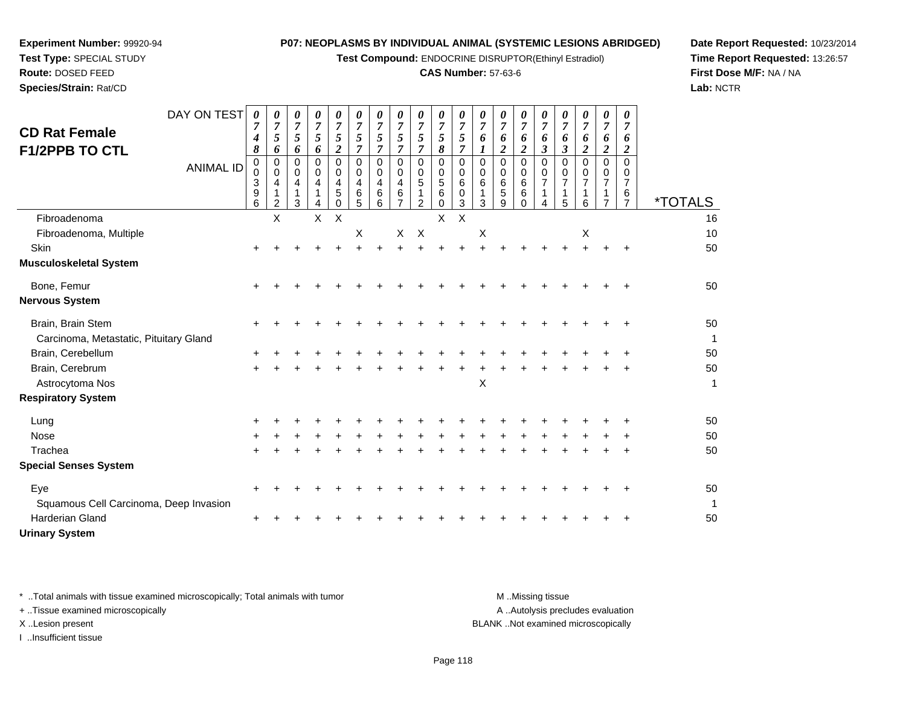**Experiment Number:** 99920-94
**Test Type:** SPECIAL STUDY
**Route:** DOSED FEED
**Species/Strain:** Rat/CD

**P07: NEOPLASMS BY INDIVIDUAL ANIMAL (SYSTEMIC LESIONS ABRIDGED)**
**Test Compound:** ENDOCRINE DISRUPTOR(Ethinyl Estradiol)
**CAS Number:** 57-63-6

**Date Report Requested:** 10/23/2014
**Time Report Requested:** 13:26:57
**First Dose M/F:** NA / NA
**Lab:** NCTR

## CD Rat Female F1/2PPB TO CTL

| DAY ON TEST | 0748 | 0756 | 0756 | 0756 | 0752 | 0757 | 0757 | 0757 | 0757 | 0758 | 0757 | 0761 | 0762 | 0762 | 0763 | 0763 | 0762 | 0762 | 0762 | |
|---|---|---|---|---|---|---|---|---|---|---|---|---|---|---|---|---|---|---|---|---|
| **ANIMAL ID** | 00396 | 00412 | 00413 | 00414 | 00450 | 00465 | 00466 | 00467 | 00512 | 00560 | 00603 | 00613 | 00659 | 00660 | 00714 | 00715 | 00716 | 00717 | 00767 | ***TOTALS** |
| Fibroadenoma | | X | | X | X | | | | | X | X | | | | | | | | | 16 |
| Fibroadenoma, Multiple | | | | | | X | | X | X | | | X | | | | | X | | | 10 |
| Skin | + | + | + | + | + | + | + | + | + | + | + | + | + | + | + | + | + | + | + | 50 |
| **Musculoskeletal System** | | | | | | | | | | | | | | | | | | | | |
| Bone, Femur | + | + | + | + | + | + | + | + | + | + | + | + | + | + | + | + | + | + | + | 50 |
| **Nervous System** | | | | | | | | | | | | | | | | | | | | |
| Brain, Brain Stem | + | + | + | + | + | + | + | + | + | + | + | + | + | + | + | + | + | + | + | 50 |
| Carcinoma, Metastatic, Pituitary Gland | | | | | | | | | | | | | | | | | | | | 1 |
| Brain, Cerebellum | + | + | + | + | + | + | + | + | + | + | + | + | + | + | + | + | + | + | + | 50 |
| Brain, Cerebrum | + | + | + | + | + | + | + | + | + | + | + | + | + | + | + | + | + | + | + | 50 |
| Astrocytoma Nos | | | | | | | | | | | | X | | | | | | | | 1 |
| **Respiratory System** | | | | | | | | | | | | | | | | | | | | |
| Lung | + | + | + | + | + | + | + | + | + | + | + | + | + | + | + | + | + | + | + | 50 |
| Nose | + | + | + | + | + | + | + | + | + | + | + | + | + | + | + | + | + | + | + | 50 |
| Trachea | + | + | + | + | + | + | + | + | + | + | + | + | + | + | + | + | + | + | + | 50 |
| **Special Senses System** | | | | | | | | | | | | | | | | | | | | |
| Eye | + | + | + | + | + | + | + | + | + | + | + | + | + | + | + | + | + | + | + | 50 |
| Squamous Cell Carcinoma, Deep Invasion | | | | | | | | | | | | | | | | | | | | 1 |
| Harderian Gland | + | + | + | + | + | + | + | + | + | + | + | + | + | + | + | + | + | + | + | 50 |
| **Urinary System** | | | | | | | | | | | | | | | | | | | | |

* ..Total animals with tissue examined microscopically; Total animals with tumor
+ ..Tissue examined microscopically
X ..Lesion present
I ..Insufficient tissue

M ..Missing tissue
A ..Autolysis precludes evaluation
BLANK ..Not examined microscopically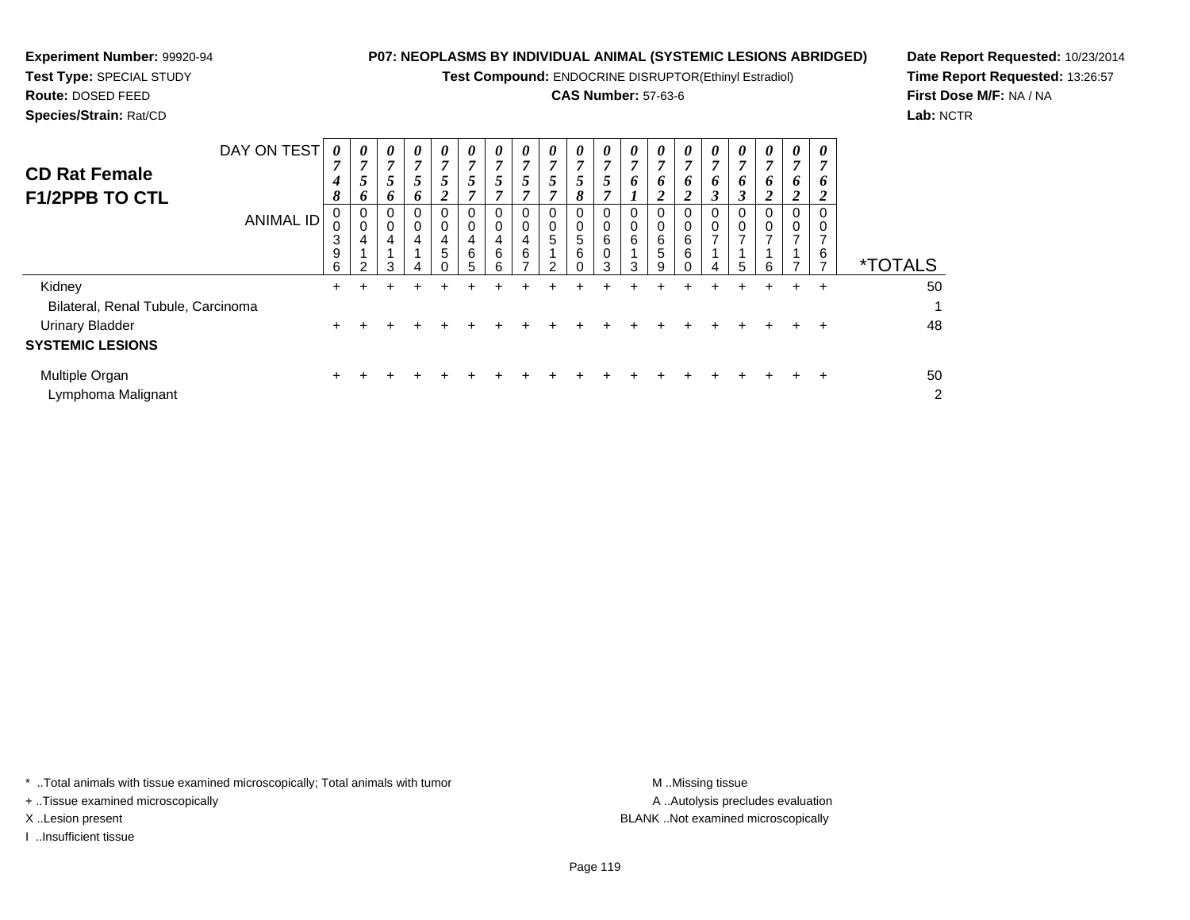**Experiment Number:** 99920-94

**Test Type:** SPECIAL STUDY

**Route:** DOSED FEED

**Species/Strain:** Rat/CD

**P07: NEOPLASMS BY INDIVIDUAL ANIMAL (SYSTEMIC LESIONS ABRIDGED)**

**Test Compound:** ENDOCRINE DISRUPTOR(Ethinyl Estradiol)

**CAS Number:** 57-63-6

**Date Report Requested:** 10/23/2014

**Time Report Requested:** 13:26:57

**First Dose M/F:** NA / NA

**Lab:** NCTR

## CD Rat Female F1/2PPB TO CTL

| DAY ON TEST | 0748 | 0756 | 0756 | 0756 | 0752 | 0757 | 0757 | 0757 | 0757 | 0758 | 0757 | 0761 | 0762 | 0762 | 0763 | 0763 | 0762 | 0762 | 0762 | |
|---|---|---|---|---|---|---|---|---|---|---|---|---|---|---|---|---|---|---|---|---|
| **ANIMAL ID** | 00396 | 00412 | 00413 | 00414 | 00450 | 00465 | 00466 | 00467 | 00512 | 00560 | 00603 | 00613 | 00659 | 00660 | 00714 | 00715 | 00716 | 00717 | 00767 | ***TOTALS** |
| Kidney | + | + | + | + | + | + | + | + | + | + | + | + | + | + | + | + | + | + | + | 50 |
| Bilateral, Renal Tubule, Carcinoma | | | | | | | | | | | | | | | | | | | | 1 |
| Urinary Bladder | + | + | + | + | + | + | + | + | + | + | + | + | + | + | + | + | + | + | + | 48 |
| **SYSTEMIC LESIONS** | | | | | | | | | | | | | | | | | | | | |
| Multiple Organ | + | + | + | + | + | + | + | + | + | + | + | + | + | + | + | + | + | + | + | 50 |
| Lymphoma Malignant | | | | | | | | | | | | | | | | | | | | 2 |

* ..Total animals with tissue examined microscopically; Total animals with tumor

+ ..Tissue examined microscopically

X ..Lesion present

I ..Insufficient tissue

M ..Missing tissue

A ..Autolysis precludes evaluation

BLANK ..Not examined microscopically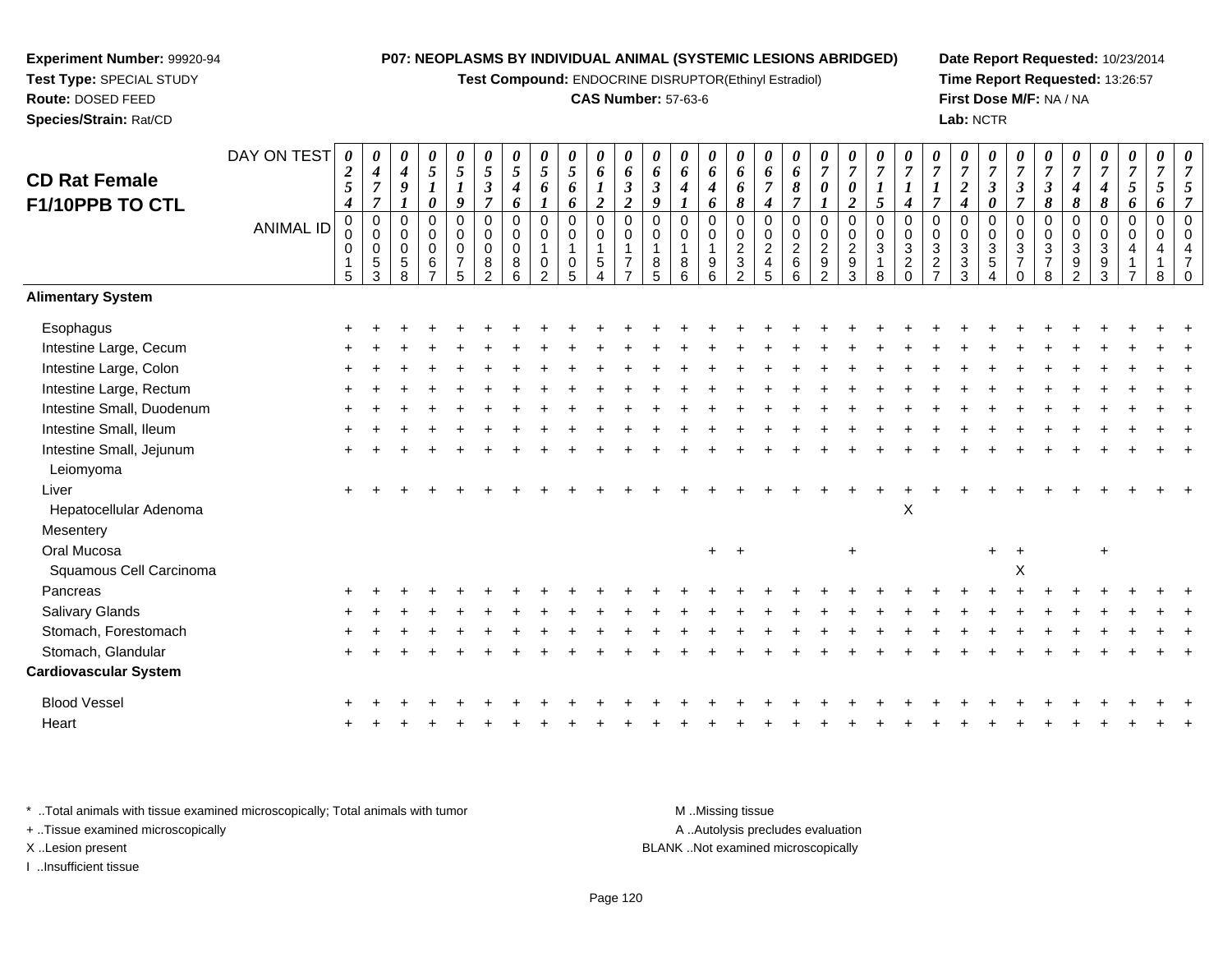**Experiment Number:** 99920-94
**Test Type:** SPECIAL STUDY
**Route:** DOSED FEED
**Species/Strain:** Rat/CD

**P07: NEOPLASMS BY INDIVIDUAL ANIMAL (SYSTEMIC LESIONS ABRIDGED)**
**Test Compound:** ENDOCRINE DISRUPTOR(Ethinyl Estradiol)
**CAS Number:** 57-63-6

**Date Report Requested:** 10/23/2014
**Time Report Requested:** 13:26:57
**First Dose M/F:** NA / NA
**Lab:** NCTR

## CD Rat Female F1/10PPB TO CTL

| DAY ON TEST | 0254 | 0477 | 0491 | 0510 | 0519 | 0537 | 0546 | 0561 | 0566 | 0612 | 0632 | 0639 | 0641 | 0646 | 0668 | 0674 | 0687 | 0701 | 0702 | 0715 | 0714 | 0717 | 0724 | 0730 | 0737 | 0738 | 0748 | 0748 | 0756 | 0756 | 0757 |
|---|---|---|---|---|---|---|---|---|---|---|---|---|---|---|---|---|---|---|---|---|---|---|---|---|---|---|---|---|---|---|---|
| **ANIMAL ID** | 00015 | 00053 | 00058 | 00067 | 00075 | 00082 | 00086 | 00102 | 00105 | 00154 | 00177 | 00185 | 00186 | 00196 | 00232 | 00245 | 00266 | 00292 | 00293 | 00318 | 00320 | 00327 | 00333 | 00354 | 00370 | 00378 | 00392 | 00393 | 00417 | 00418 | 00470 |
| **Alimentary System** | | | | | | | | | | | | | | | | | | | | | | | | | | | | | | | |
| Esophagus | + | + | + | + | + | + | + | + | + | + | + | + | + | + | + | + | + | + | + | + | + | + | + | + | + | + | + | + | + | + | + |
| Intestine Large, Cecum | + | + | + | + | + | + | + | + | + | + | + | + | + | + | + | + | + | + | + | + | + | + | + | + | + | + | + | + | + | + | + |
| Intestine Large, Colon | + | + | + | + | + | + | + | + | + | + | + | + | + | + | + | + | + | + | + | + | + | + | + | + | + | + | + | + | + | + | + |
| Intestine Large, Rectum | + | + | + | + | + | + | + | + | + | + | + | + | + | + | + | + | + | + | + | + | + | + | + | + | + | + | + | + | + | + | + |
| Intestine Small, Duodenum | + | + | + | + | + | + | + | + | + | + | + | + | + | + | + | + | + | + | + | + | + | + | + | + | + | + | + | + | + | + | + |
| Intestine Small, Ileum | + | + | + | + | + | + | + | + | + | + | + | + | + | + | + | + | + | + | + | + | + | + | + | + | + | + | + | + | + | + | + |
| Intestine Small, Jejunum | + | + | + | + | + | + | + | + | + | + | + | + | + | + | + | + | + | + | + | + | + | + | + | + | + | + | + | + | + | + | + |
| Leiomyoma | | | | | | | | | | | | | | | | | | | | | | | | | | | | | | | |
| Liver | + | + | + | + | + | + | + | + | + | + | + | + | + | + | + | + | + | + | + | + | + | + | + | + | + | + | + | + | + | + | + |
| Hepatocellular Adenoma | | | | | | | | | | | | | | | | | | | | | X | | | | | | | | | | |
| Mesentery | | | | | | | | | | | | | | | | | | | | | | | | | | | | | | | |
| Oral Mucosa | | | | | | | | | | | | | | + | + | | | | + | | | | | + | + | | | + | | | |
| Squamous Cell Carcinoma | | | | | | | | | | | | | | | | | | | | | | | | | X | | | | | | |
| Pancreas | + | + | + | + | + | + | + | + | + | + | + | + | + | + | + | + | + | + | + | + | + | + | + | + | + | + | + | + | + | + | + |
| Salivary Glands | + | + | + | + | + | + | + | + | + | + | + | + | + | + | + | + | + | + | + | + | + | + | + | + | + | + | + | + | + | + | + |
| Stomach, Forestomach | + | + | + | + | + | + | + | + | + | + | + | + | + | + | + | + | + | + | + | + | + | + | + | + | + | + | + | + | + | + | + |
| Stomach, Glandular | + | + | + | + | + | + | + | + | + | + | + | + | + | + | + | + | + | + | + | + | + | + | + | + | + | + | + | + | + | + | + |
| **Cardiovascular System** | | | | | | | | | | | | | | | | | | | | | | | | | | | | | | | |
| Blood Vessel | + | + | + | + | + | + | + | + | + | + | + | + | + | + | + | + | + | + | + | + | + | + | + | + | + | + | + | + | + | + | + |
| Heart | + | + | + | + | + | + | + | + | + | + | + | + | + | + | + | + | + | + | + | + | + | + | + | + | + | + | + | + | + | + | + |

\* ..Total animals with tissue examined microscopically; Total animals with tumor
+ ..Tissue examined microscopically
X ..Lesion present
I ..Insufficient tissue

M ..Missing tissue
A ..Autolysis precludes evaluation
BLANK ..Not examined microscopically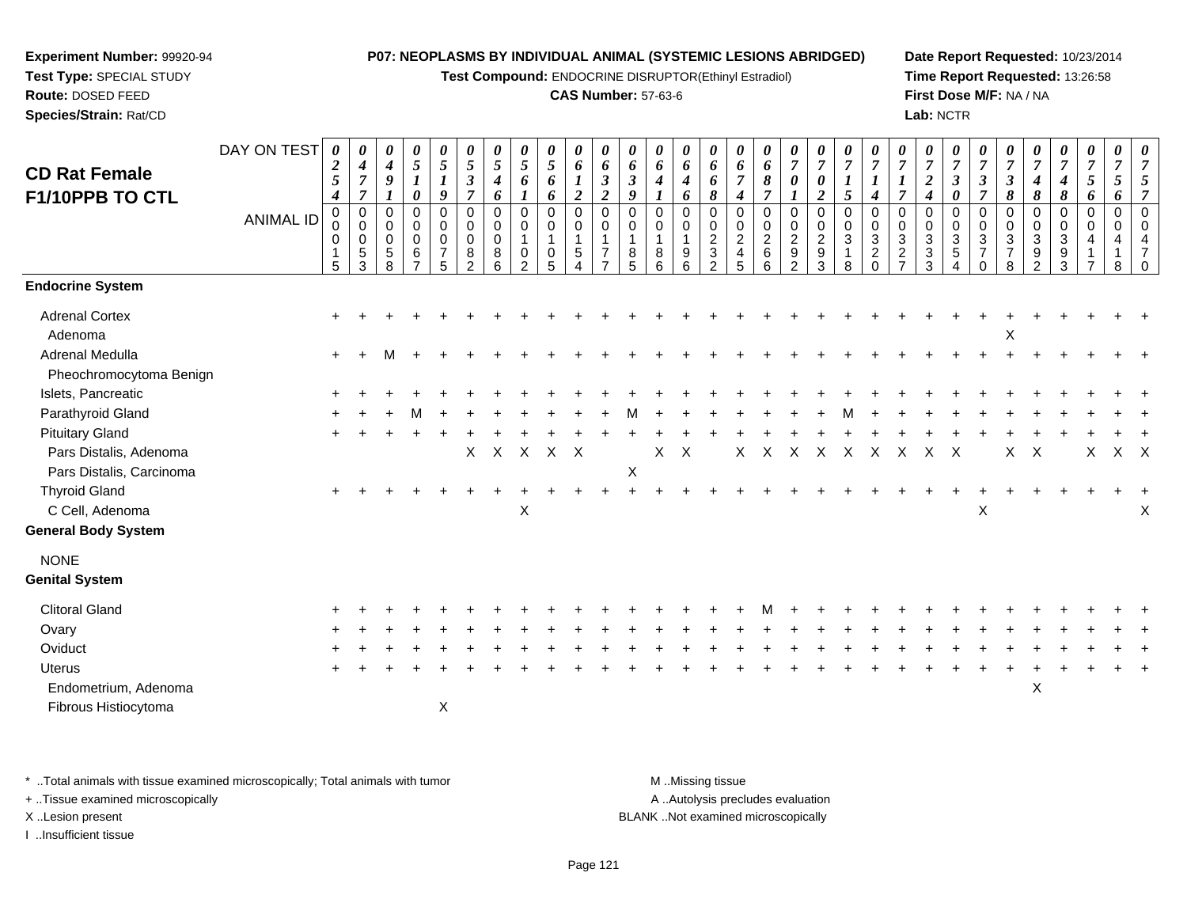**Experiment Number:** 99920-94
**Test Type:** SPECIAL STUDY
**Route:** DOSED FEED
**Species/Strain:** Rat/CD

**P07: NEOPLASMS BY INDIVIDUAL ANIMAL (SYSTEMIC LESIONS ABRIDGED)**
**Test Compound:** ENDOCRINE DISRUPTOR(Ethinyl Estradiol)
**CAS Number:** 57-63-6

**Date Report Requested:** 10/23/2014
**Time Report Requested:** 13:26:58
**First Dose M/F:** NA / NA
**Lab:** NCTR

## CD Rat Female F1/10PPB TO CTL

| DAY ON TEST | 0254 | 0477 | 0491 | 0510 | 0519 | 0537 | 0546 | 0561 | 0566 | 0612 | 0632 | 0639 | 0641 | 0646 | 0668 | 0674 | 0687 | 0701 | 0702 | 0715 | 0714 | 0717 | 0724 | 0730 | 0737 | 0738 | 0748 | 0748 | 0756 | 0756 | 0757 |
|---|---|---|---|---|---|---|---|---|---|---|---|---|---|---|---|---|---|---|---|---|---|---|---|---|---|---|---|---|---|---|---|
| **ANIMAL ID** | 00015 | 00053 | 00058 | 00067 | 00075 | 00082 | 00086 | 00102 | 00105 | 00154 | 00177 | 00185 | 00186 | 00196 | 00232 | 00245 | 00266 | 00292 | 00293 | 00318 | 00320 | 00327 | 00333 | 00354 | 00370 | 00378 | 00392 | 00393 | 00417 | 00418 | 00470 |
| **Endocrine System** | | | | | | | | | | | | | | | | | | | | | | | | | | | | | | | |
| Adrenal Cortex | + | + | + | + | + | + | + | + | + | + | + | + | + | + | + | + | + | + | + | + | + | + | + | + | + | + | + | + | + | + | + |
| Adenoma | | | | | | | | | | | | | | | | | | | | | | | | | | X | | | | | |
| Adrenal Medulla | + | + | M | + | + | + | + | + | + | + | + | + | + | + | + | + | + | + | + | + | + | + | + | + | + | + | + | + | + | + | + |
| Pheochromocytoma Benign | | | | | | | | | | | | | | | | | | | | | | | | | | | | | | | |
| Islets, Pancreatic | + | + | + | + | + | + | + | + | + | + | + | + | + | + | + | + | + | + | + | + | + | + | + | + | + | + | + | + | + | + | + |
| Parathyroid Gland | + | + | + | M | + | + | + | + | + | + | + | M | + | + | + | + | + | + | + | M | + | + | + | + | + | + | + | + | + | + | + |
| Pituitary Gland | + | + | + | + | + | + | + | + | + | + | + | + | + | + | + | + | + | + | + | + | + | + | + | + | + | + | + | + | + | + | + |
| Pars Distalis, Adenoma | | | | | | X | X | X | X | X | | | X | X | | X | X | X | X | X | X | X | X | X | | X | X | | X | X | X |
| Pars Distalis, Carcinoma | | | | | | | | | | | | X | | | | | | | | | | | | | | | | | | | |
| Thyroid Gland | + | + | + | + | + | + | + | + | + | + | + | + | + | + | + | + | + | + | + | + | + | + | + | + | + | + | + | + | + | + | + |
| C Cell, Adenoma | | | | | | | | X | | | | | | | | | | | | | | | | | X | | | | | | X |
| **General Body System** | | | | | | | | | | | | | | | | | | | | | | | | | | | | | | | |
| NONE | | | | | | | | | | | | | | | | | | | | | | | | | | | | | | | |
| **Genital System** | | | | | | | | | | | | | | | | | | | | | | | | | | | | | | | |
| Clitoral Gland | + | + | + | + | + | + | + | + | + | + | + | + | + | + | + | + | M | + | + | + | + | + | + | + | + | + | + | + | + | + | + |
| Ovary | + | + | + | + | + | + | + | + | + | + | + | + | + | + | + | + | + | + | + | + | + | + | + | + | + | + | + | + | + | + | + |
| Oviduct | + | + | + | + | + | + | + | + | + | + | + | + | + | + | + | + | + | + | + | + | + | + | + | + | + | + | + | + | + | + | + |
| Uterus | + | + | + | + | + | + | + | + | + | + | + | + | + | + | + | + | + | + | + | + | + | + | + | + | + | + | + | + | + | + | + |
| Endometrium, Adenoma | | | | | | | | | | | | | | | | | | | | | | | | | | | X | | | | |
| Fibrous Histiocytoma | | | | | X | | | | | | | | | | | | | | | | | | | | | | | | | | |

\* ..Total animals with tissue examined microscopically; Total animals with tumor
+ ..Tissue examined microscopically
X ..Lesion present
I ..Insufficient tissue

M ..Missing tissue
A ..Autolysis precludes evaluation
BLANK ..Not examined microscopically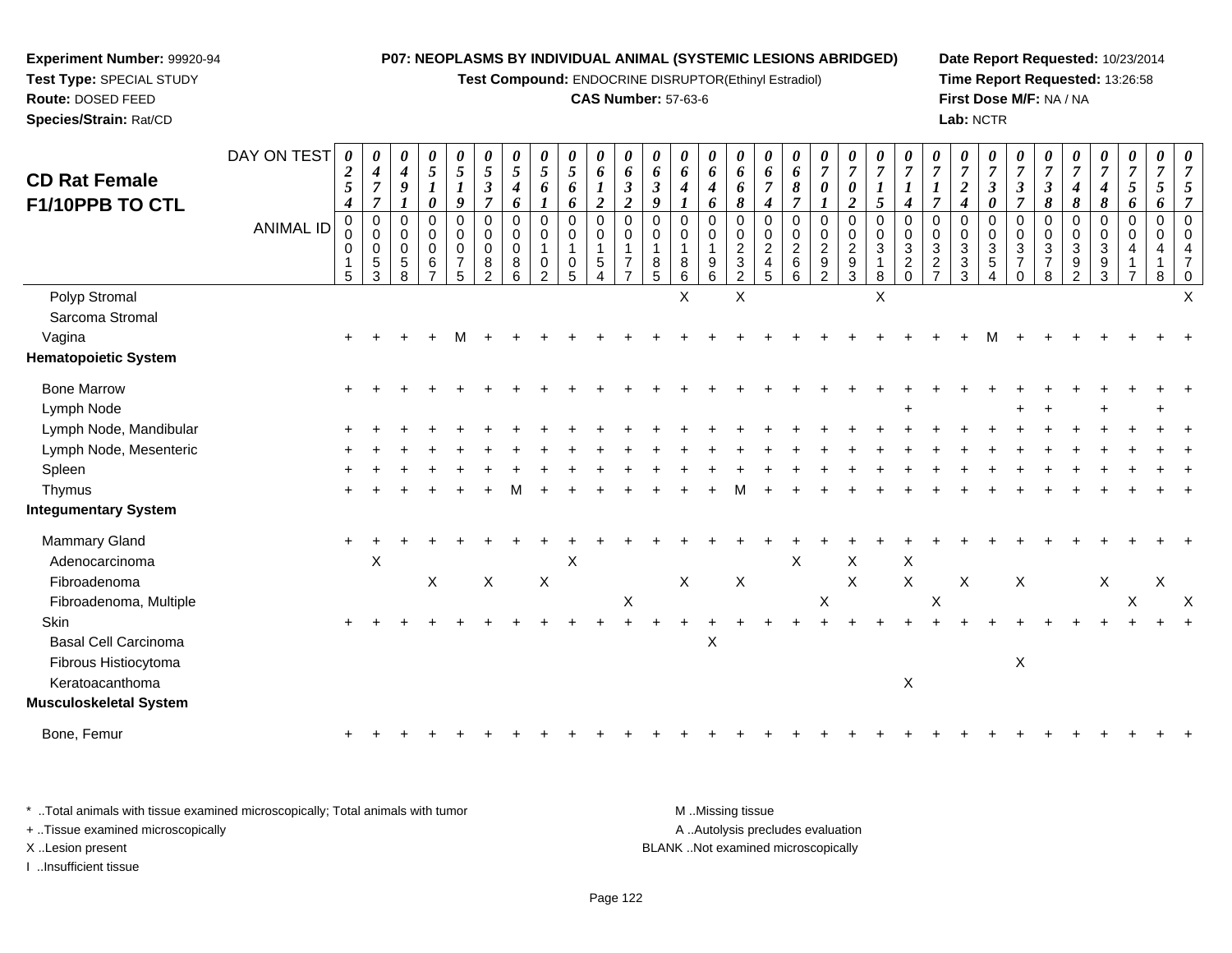**Experiment Number:** 99920-94
**Test Type:** SPECIAL STUDY
**Route:** DOSED FEED
**Species/Strain:** Rat/CD

**P07: NEOPLASMS BY INDIVIDUAL ANIMAL (SYSTEMIC LESIONS ABRIDGED)**
**Test Compound:** ENDOCRINE DISRUPTOR(Ethinyl Estradiol)
**CAS Number:** 57-63-6

**Date Report Requested:** 10/23/2014
**Time Report Requested:** 13:26:58
**First Dose M/F:** NA / NA
**Lab:** NCTR

# CD Rat Female F1/10PPB TO CTL

| DAY ON TEST | 0254 | 0477 | 0491 | 0510 | 0519 | 0537 | 0546 | 0561 | 0566 | 0612 | 0632 | 0639 | 0641 | 0646 | 0668 | 0674 | 0687 | 0701 | 0702 | 0715 | 0714 | 0717 | 0724 | 0730 | 0737 | 0738 | 0748 | 0748 | 0756 | 0756 | 0757 |
|---|---|---|---|---|---|---|---|---|---|---|---|---|---|---|---|---|---|---|---|---|---|---|---|---|---|---|---|---|---|---|---|
| **ANIMAL ID** | 00015 | 00053 | 00058 | 00067 | 00075 | 00082 | 00086 | 00102 | 00105 | 00154 | 00177 | 00185 | 00186 | 00196 | 00232 | 00245 | 00266 | 00292 | 00293 | 00318 | 00320 | 00327 | 00333 | 00354 | 00370 | 00378 | 00392 | 00393 | 00417 | 00418 | 00470 |
| Polyp Stromal | | | | | | | | | | | | | X | | X | | | | | X | | | | | | | | | | | X |
| Sarcoma Stromal | | | | | | | | | | | | | | | | | | | | | | | | | | | | | | | |
| Vagina | + | + | + | + | M | + | + | + | + | + | + | + | + | + | + | + | + | + | + | + | + | + | + | M | + | + | + | + | + | + | + |
| **Hematopoietic System** | | | | | | | | | | | | | | | | | | | | | | | | | | | | | | | |
| Bone Marrow | + | + | + | + | + | + | + | + | + | + | + | + | + | + | + | + | + | + | + | + | + | + | + | + | + | + | + | + | + | + | + |
| Lymph Node | | | | | | | | | | | | | | | | | | | | | + | | | | + | + | | + | | + | |
| Lymph Node, Mandibular | + | + | + | + | + | + | + | + | + | + | + | + | + | + | + | + | + | + | + | + | + | + | + | + | + | + | + | + | + | + | + |
| Lymph Node, Mesenteric | + | + | + | + | + | + | + | + | + | + | + | + | + | + | + | + | + | + | + | + | + | + | + | + | + | + | + | + | + | + | + |
| Spleen | + | + | + | + | + | + | + | + | + | + | + | + | + | + | + | + | + | + | + | + | + | + | + | + | + | + | + | + | + | + | + |
| Thymus | + | + | + | + | + | + | M | + | + | + | + | + | + | + | M | + | + | + | + | + | + | + | + | + | + | + | + | + | + | + | + |
| **Integumentary System** | | | | | | | | | | | | | | | | | | | | | | | | | | | | | | | |
| Mammary Gland | + | + | + | + | + | + | + | + | + | + | + | + | + | + | + | + | + | + | + | + | + | + | + | + | + | + | + | + | + | + | + |
| Adenocarcinoma | | X | | | | | | | X | | | | | | | | X | | X | | X | | | | | | | | | | |
| Fibroadenoma | | | | X | | X | | X | | | | | X | | X | | | | X | | X | | X | | X | | | X | | X | |
| Fibroadenoma, Multiple | | | | | | | | | | | X | | | | | | | X | | | | X | | | | | | | X | | X |
| Skin | + | + | + | + | + | + | + | + | + | + | + | + | + | + | + | + | + | + | + | + | + | + | + | + | + | + | + | + | + | + | + |
| Basal Cell Carcinoma | | | | | | | | | | | | | | X | | | | | | | | | | | | | | | | | |
| Fibrous Histiocytoma | | | | | | | | | | | | | | | | | | | | | | | | | X | | | | | | |
| Keratoacanthoma | | | | | | | | | | | | | | | | | | | | | X | | | | | | | | | | |
| **Musculoskeletal System** | | | | | | | | | | | | | | | | | | | | | | | | | | | | | | | |
| Bone, Femur | + | + | + | + | + | + | + | + | + | + | + | + | + | + | + | + | + | + | + | + | + | + | + | + | + | + | + | + | + | + | + |

\* ..Total animals with tissue examined microscopically; Total animals with tumor
+ ..Tissue examined microscopically
X ..Lesion present
I ..Insufficient tissue

M ..Missing tissue
A ..Autolysis precludes evaluation
BLANK ..Not examined microscopically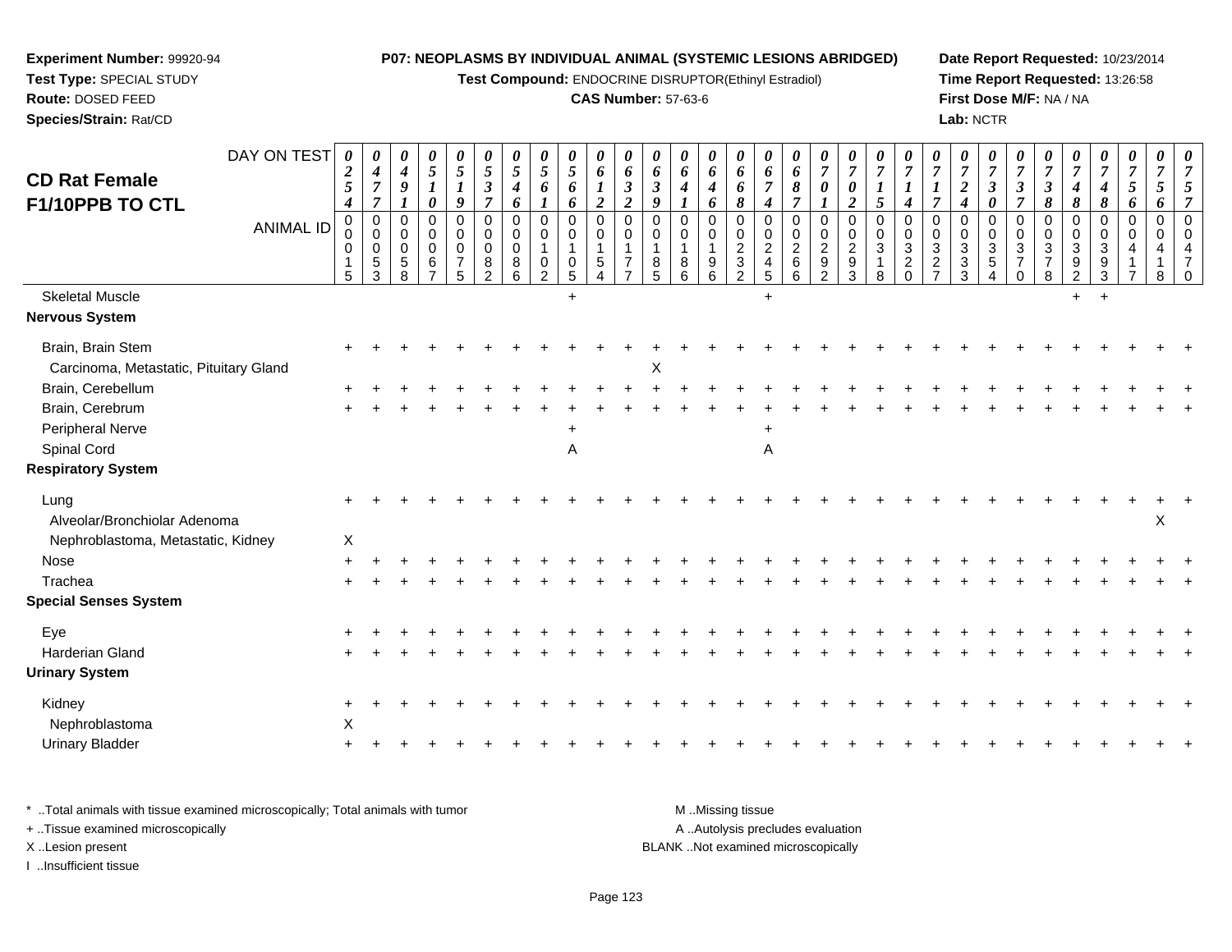**Experiment Number:** 99920-94
**Test Type:** SPECIAL STUDY
**Route:** DOSED FEED
**Species/Strain:** Rat/CD

**P07: NEOPLASMS BY INDIVIDUAL ANIMAL (SYSTEMIC LESIONS ABRIDGED)**
**Test Compound:** ENDOCRINE DISRUPTOR(Ethinyl Estradiol)
**CAS Number:** 57-63-6

**Date Report Requested:** 10/23/2014
**Time Report Requested:** 13:26:58
**First Dose M/F:** NA / NA
**Lab:** NCTR

## CD Rat Female F1/10PPB TO CTL

| DAY ON TEST | 0254 | 0477 | 0491 | 0510 | 0519 | 0537 | 0546 | 0561 | 0566 | 0612 | 0632 | 0639 | 0641 | 0646 | 0668 | 0674 | 0687 | 0701 | 0702 | 0715 | 0714 | 0717 | 0724 | 0730 | 0737 | 0738 | 0748 | 0748 | 0756 | 0756 | 0757 |
|---|---|---|---|---|---|---|---|---|---|---|---|---|---|---|---|---|---|---|---|---|---|---|---|---|---|---|---|---|---|---|---|
| **ANIMAL ID** | 00015 | 00053 | 00058 | 00067 | 00075 | 00082 | 00086 | 00102 | 00105 | 00154 | 00177 | 00185 | 00186 | 00196 | 00232 | 00245 | 00266 | 00292 | 00293 | 00318 | 00320 | 00327 | 00333 | 00354 | 00370 | 00378 | 00392 | 00393 | 00417 | 00418 | 00470 |
| Skeletal Muscle | | | | | | | | | + | | | | | | | + | | | | | | | | | | | + | + | | | |
| **Nervous System** | | | | | | | | | | | | | | | | | | | | | | | | | | | | | | | |
| Brain, Brain Stem | + | + | + | + | + | + | + | + | + | + | + | + | + | + | + | + | + | + | + | + | + | + | + | + | + | + | + | + | + | + | + |
| Carcinoma, Metastatic, Pituitary Gland | | | | | | | | | | | | X | | | | | | | | | | | | | | | | | | | |
| Brain, Cerebellum | + | + | + | + | + | + | + | + | + | + | + | + | + | + | + | + | + | + | + | + | + | + | + | + | + | + | + | + | + | + | + |
| Brain, Cerebrum | + | + | + | + | + | + | + | + | + | + | + | + | + | + | + | + | + | + | + | + | + | + | + | + | + | + | + | + | + | + | + |
| Peripheral Nerve | | | | | | | | | + | | | | | | | + | | | | | | | | | | | | | | | |
| Spinal Cord | | | | | | | | | A | | | | | | | A | | | | | | | | | | | | | | | |
| **Respiratory System** | | | | | | | | | | | | | | | | | | | | | | | | | | | | | | | |
| Lung | + | + | + | + | + | + | + | + | + | + | + | + | + | + | + | + | + | + | + | + | + | + | + | + | + | + | + | + | + | + | + |
| Alveolar/Bronchiolar Adenoma | | | | | | | | | | | | | | | | | | | | | | | | | | | | | | X | |
| Nephroblastoma, Metastatic, Kidney | X | | | | | | | | | | | | | | | | | | | | | | | | | | | | | | |
| Nose | + | + | + | + | + | + | + | + | + | + | + | + | + | + | + | + | + | + | + | + | + | + | + | + | + | + | + | + | + | + | + |
| Trachea | + | + | + | + | + | + | + | + | + | + | + | + | + | + | + | + | + | + | + | + | + | + | + | + | + | + | + | + | + | + | + |
| **Special Senses System** | | | | | | | | | | | | | | | | | | | | | | | | | | | | | | | |
| Eye | + | + | + | + | + | + | + | + | + | + | + | + | + | + | + | + | + | + | + | + | + | + | + | + | + | + | + | + | + | + | + |
| Harderian Gland | + | + | + | + | + | + | + | + | + | + | + | + | + | + | + | + | + | + | + | + | + | + | + | + | + | + | + | + | + | + | + |
| **Urinary System** | | | | | | | | | | | | | | | | | | | | | | | | | | | | | | | |
| Kidney | + | + | + | + | + | + | + | + | + | + | + | + | + | + | + | + | + | + | + | + | + | + | + | + | + | + | + | + | + | + | + |
| Nephroblastoma | X | | | | | | | | | | | | | | | | | | | | | | | | | | | | | | |
| Urinary Bladder | + | + | + | + | + | + | + | + | + | + | + | + | + | + | + | + | + | + | + | + | + | + | + | + | + | + | + | + | + | + | + |

* ..Total animals with tissue examined microscopically; Total animals with tumor
+ ..Tissue examined microscopically
X ..Lesion present
I ..Insufficient tissue

M ..Missing tissue
A ..Autolysis precludes evaluation
BLANK ..Not examined microscopically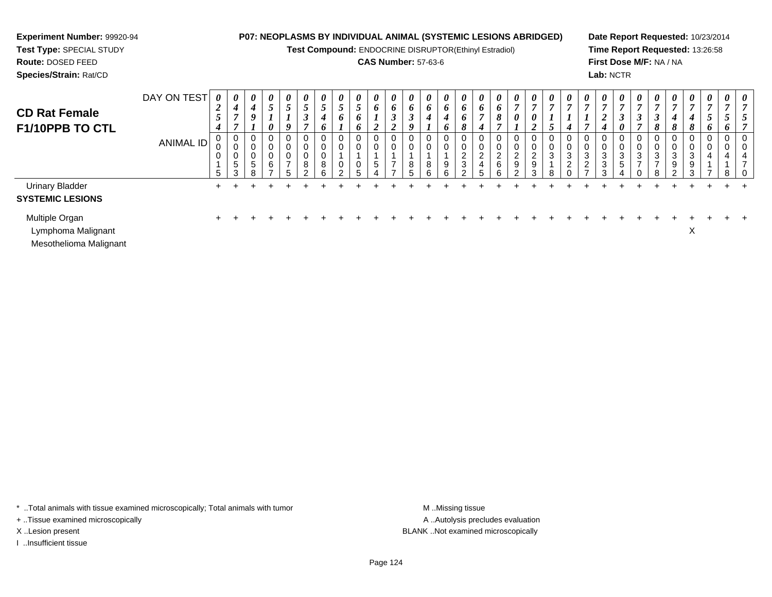**Experiment Number:** 99920-94
**Test Type:** SPECIAL STUDY
**Route:** DOSED FEED
**Species/Strain:** Rat/CD

**P07: NEOPLASMS BY INDIVIDUAL ANIMAL (SYSTEMIC LESIONS ABRIDGED)**
**Test Compound:** ENDOCRINE DISRUPTOR(Ethinyl Estradiol)
**CAS Number:** 57-63-6

**Date Report Requested:** 10/23/2014
**Time Report Requested:** 13:26:58
**First Dose M/F:** NA / NA
**Lab:** NCTR

## CD Rat Female F1/10PPB TO CTL

| DAY ON TEST | 0254 | 0477 | 0491 | 0510 | 0519 | 0537 | 0546 | 0561 | 0566 | 0612 | 0632 | 0639 | 0641 | 0646 | 0668 | 0674 | 0687 | 0701 | 0702 | 0715 | 0714 | 0717 | 0724 | 0730 | 0737 | 0738 | 0748 | 0748 | 0756 | 0756 | 0757 |
|---|---|---|---|---|---|---|---|---|---|---|---|---|---|---|---|---|---|---|---|---|---|---|---|---|---|---|---|---|---|---|---|
| **ANIMAL ID** | 00015 | 00053 | 00058 | 00067 | 00075 | 00082 | 00086 | 00102 | 00105 | 00154 | 00177 | 00185 | 00186 | 00196 | 00232 | 00245 | 00266 | 00292 | 00293 | 00318 | 00320 | 00327 | 00333 | 00354 | 00370 | 00378 | 00392 | 00393 | 00417 | 00418 | 00470 |
| Urinary Bladder | + | + | + | + | + | + | + | + | + | + | + | + | + | + | + | + | + | + | + | + | + | + | + | + | + | + | + | + | + | + | + |
| **SYSTEMIC LESIONS** | | | | | | | | | | | | | | | | | | | | | | | | | | | | | | | |
| Multiple Organ | + | + | + | + | + | + | + | + | + | + | + | + | + | + | + | + | + | + | + | + | + | + | + | + | + | + | + | + | + | + | + |
| Lymphoma Malignant | | | | | | | | | | | | | | | | | | | | | | | | | | | | X | | | |
| Mesothelioma Malignant | | | | | | | | | | | | | | | | | | | | | | | | | | | | | | | |

\* ..Total animals with tissue examined microscopically; Total animals with tumor
+ ..Tissue examined microscopically
X ..Lesion present
I ..Insufficient tissue

M ..Missing tissue
A ..Autolysis precludes evaluation
BLANK ..Not examined microscopically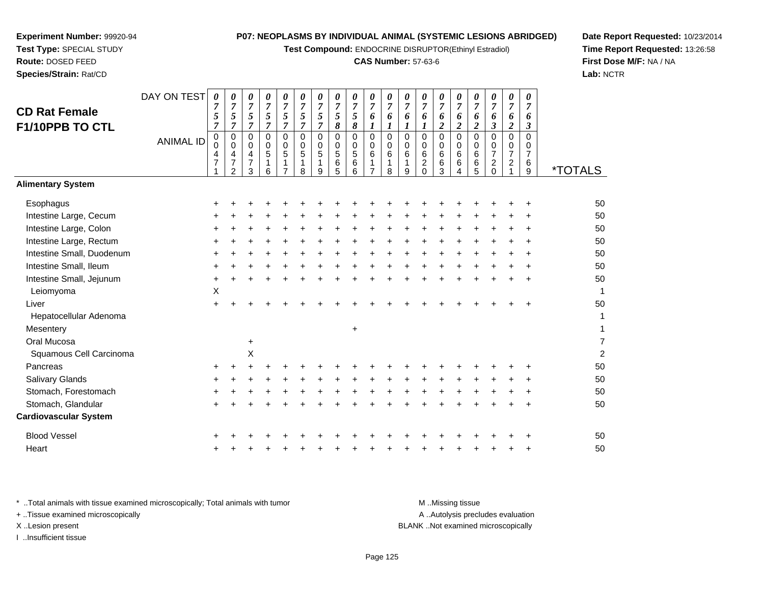**Experiment Number:** 99920-94
**Test Type:** SPECIAL STUDY
**Route:** DOSED FEED
**Species/Strain:** Rat/CD

**P07: NEOPLASMS BY INDIVIDUAL ANIMAL (SYSTEMIC LESIONS ABRIDGED)**
**Test Compound:** ENDOCRINE DISRUPTOR(Ethinyl Estradiol)
**CAS Number:** 57-63-6

**Date Report Requested:** 10/23/2014
**Time Report Requested:** 13:26:58
**First Dose M/F:** NA / NA
**Lab:** NCTR

## CD Rat Female F1/10PPB TO CTL

| DAY ON TEST | 0757 | 0757 | 0757 | 0757 | 0757 | 0757 | 0757 | 0758 | 0758 | 0761 | 0761 | 0761 | 0761 | 0762 | 0762 | 0762 | 0763 | 0762 | 0763 | |
|---|---|---|---|---|---|---|---|---|---|---|---|---|---|---|---|---|---|---|---|---|
| **ANIMAL ID** | 0004 71 | 0004 72 | 0004 73 | 0005 16 | 0005 17 | 0005 18 | 0005 19 | 0005 65 | 0005 66 | 0006 17 | 0006 18 | 0006 19 | 0006 20 | 0006 63 | 0006 64 | 0006 65 | 0007 20 | 0007 21 | 0007 69 | ***TOTALS** |
| **Alimentary System** | | | | | | | | | | | | | | | | | | | | |
| Esophagus | + | + | + | + | + | + | + | + | + | + | + | + | + | + | + | + | + | + | + | 50 |
| Intestine Large, Cecum | + | + | + | + | + | + | + | + | + | + | + | + | + | + | + | + | + | + | + | 50 |
| Intestine Large, Colon | + | + | + | + | + | + | + | + | + | + | + | + | + | + | + | + | + | + | + | 50 |
| Intestine Large, Rectum | + | + | + | + | + | + | + | + | + | + | + | + | + | + | + | + | + | + | + | 50 |
| Intestine Small, Duodenum | + | + | + | + | + | + | + | + | + | + | + | + | + | + | + | + | + | + | + | 50 |
| Intestine Small, Ileum | + | + | + | + | + | + | + | + | + | + | + | + | + | + | + | + | + | + | + | 50 |
| Intestine Small, Jejunum | + | + | + | + | + | + | + | + | + | + | + | + | + | + | + | + | + | + | + | 50 |
| Leiomyoma | X | | | | | | | | | | | | | | | | | | | 1 |
| Liver | + | + | + | + | + | + | + | + | + | + | + | + | + | + | + | + | + | + | + | 50 |
| Hepatocellular Adenoma | | | | | | | | | | | | | | | | | | | | 1 |
| Mesentery | | | | | | | | | + | | | | | | | | | | | 1 |
| Oral Mucosa | | | + | | | | | | | | | | | | | | | | | 7 |
| Squamous Cell Carcinoma | | | X | | | | | | | | | | | | | | | | | 2 |
| Pancreas | + | + | + | + | + | + | + | + | + | + | + | + | + | + | + | + | + | + | + | 50 |
| Salivary Glands | + | + | + | + | + | + | + | + | + | + | + | + | + | + | + | + | + | + | + | 50 |
| Stomach, Forestomach | + | + | + | + | + | + | + | + | + | + | + | + | + | + | + | + | + | + | + | 50 |
| Stomach, Glandular | + | + | + | + | + | + | + | + | + | + | + | + | + | + | + | + | + | + | + | 50 |
| **Cardiovascular System** | | | | | | | | | | | | | | | | | | | | |
| Blood Vessel | + | + | + | + | + | + | + | + | + | + | + | + | + | + | + | + | + | + | + | 50 |
| Heart | + | + | + | + | + | + | + | + | + | + | + | + | + | + | + | + | + | + | + | 50 |

\* ..Total animals with tissue examined microscopically; Total animals with tumor
+ ..Tissue examined microscopically
X ..Lesion present
I ..Insufficient tissue

M ..Missing tissue
A ..Autolysis precludes evaluation
BLANK ..Not examined microscopically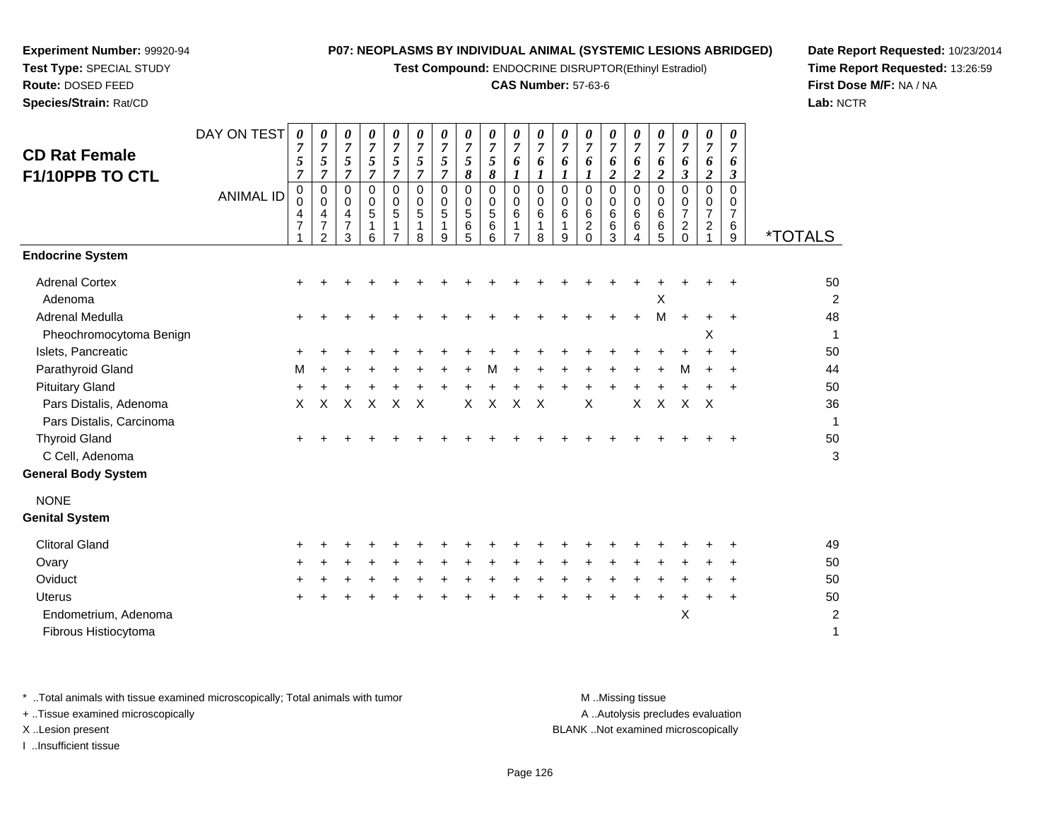**Experiment Number:** 99920-94
**Test Type:** SPECIAL STUDY
**Route:** DOSED FEED
**Species/Strain:** Rat/CD

**P07: NEOPLASMS BY INDIVIDUAL ANIMAL (SYSTEMIC LESIONS ABRIDGED)**
**Test Compound:** ENDOCRINE DISRUPTOR(Ethinyl Estradiol)
**CAS Number:** 57-63-6

**Date Report Requested:** 10/23/2014
**Time Report Requested:** 13:26:59
**First Dose M/F:** NA / NA
**Lab:** NCTR

## CD Rat Female F1/10PPB TO CTL

| DAY ON TEST | 0757 | 0757 | 0757 | 0757 | 0757 | 0757 | 0757 | 0758 | 0758 | 0761 | 0761 | 0761 | 0761 | 0762 | 0762 | 0762 | 0763 | 0762 | 0763 | |
|---|---|---|---|---|---|---|---|---|---|---|---|---|---|---|---|---|---|---|---|---|
| **ANIMAL ID** | 00471 | 00472 | 00473 | 00516 | 00517 | 00518 | 00519 | 00565 | 00566 | 00617 | 00618 | 00619 | 00620 | 00663 | 00664 | 00665 | 00720 | 00721 | 00769 | ***TOTALS** |
| **Endocrine System** | | | | | | | | | | | | | | | | | | | | |
| Adrenal Cortex | + | + | + | + | + | + | + | + | + | + | + | + | + | + | + | + | + | + | + | 50 |
| Adenoma | | | | | | | | | | | | | | | | X | | | | 2 |
| Adrenal Medulla | + | + | + | + | + | + | + | + | + | + | + | + | + | + | + | M | + | + | + | 48 |
| Pheochromocytoma Benign | | | | | | | | | | | | | | | | | | X | | 1 |
| Islets, Pancreatic | + | + | + | + | + | + | + | + | + | + | + | + | + | + | + | + | + | + | + | 50 |
| Parathyroid Gland | M | + | + | + | + | + | + | + | M | + | + | + | + | + | + | + | M | + | + | 44 |
| Pituitary Gland | + | + | + | + | + | + | + | + | + | + | + | + | + | + | + | + | + | + | + | 50 |
| Pars Distalis, Adenoma | X | X | X | X | X | X | | X | X | X | X | | X | | X | X | X | X | | 36 |
| Pars Distalis, Carcinoma | | | | | | | | | | | | | | | | | | | | 1 |
| Thyroid Gland | + | + | + | + | + | + | + | + | + | + | + | + | + | + | + | + | + | + | + | 50 |
| C Cell, Adenoma | | | | | | | | | | | | | | | | | | | | 3 |
| **General Body System** | | | | | | | | | | | | | | | | | | | | |
| NONE | | | | | | | | | | | | | | | | | | | | |
| **Genital System** | | | | | | | | | | | | | | | | | | | | |
| Clitoral Gland | + | + | + | + | + | + | + | + | + | + | + | + | + | + | + | + | + | + | + | 49 |
| Ovary | + | + | + | + | + | + | + | + | + | + | + | + | + | + | + | + | + | + | + | 50 |
| Oviduct | + | + | + | + | + | + | + | + | + | + | + | + | + | + | + | + | + | + | + | 50 |
| Uterus | + | + | + | + | + | + | + | + | + | + | + | + | + | + | + | + | + | + | + | 50 |
| Endometrium, Adenoma | | | | | | | | | | | | | | | | | X | | | 2 |
| Fibrous Histiocytoma | | | | | | | | | | | | | | | | | | | | 1 |

\* ..Total animals with tissue examined microscopically; Total animals with tumor
\+ ..Tissue examined microscopically
X ..Lesion present
I ..Insufficient tissue

M ..Missing tissue
A ..Autolysis precludes evaluation
BLANK ..Not examined microscopically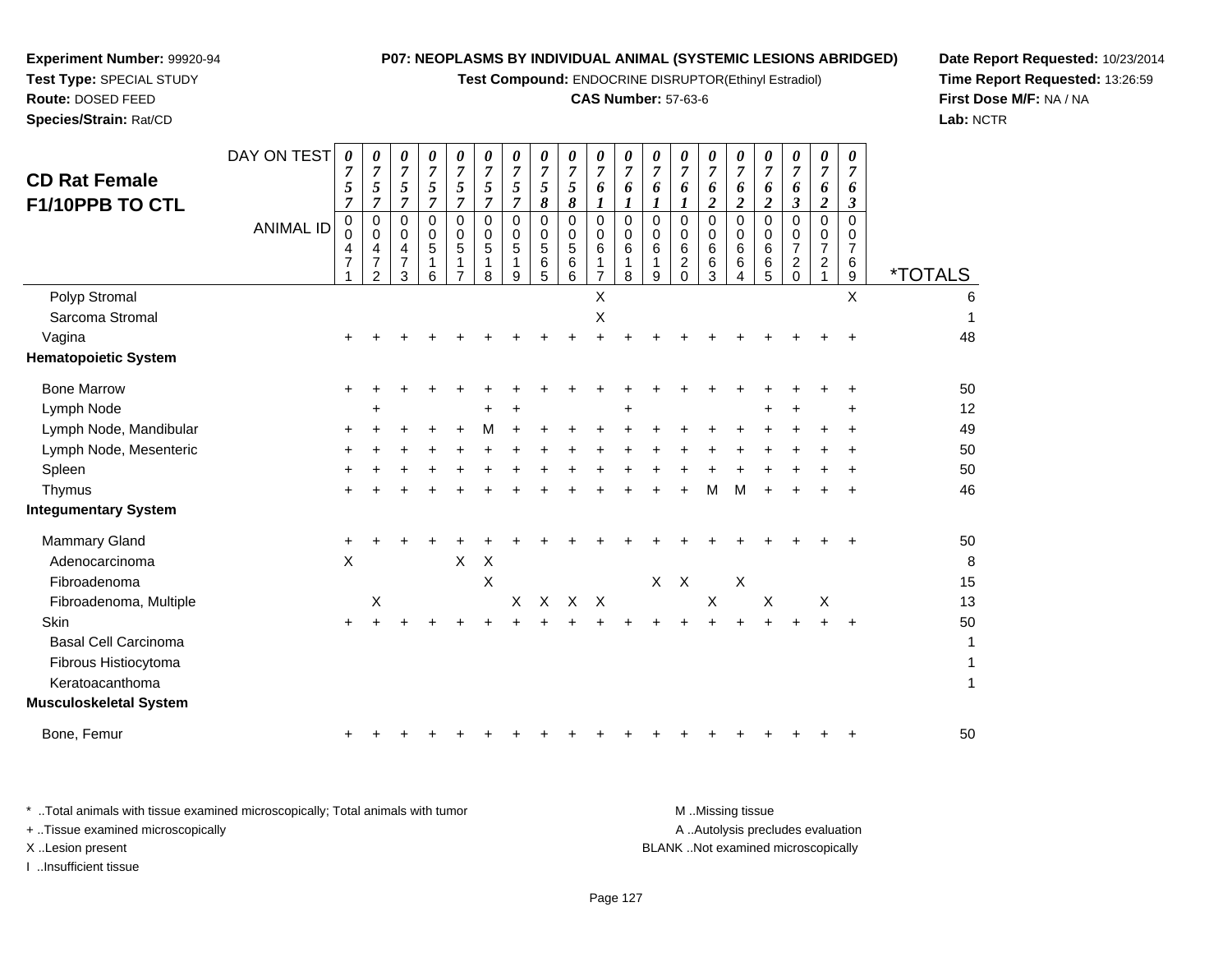**Experiment Number:** 99920-94
**Test Type:** SPECIAL STUDY
**Route:** DOSED FEED
**Species/Strain:** Rat/CD

**P07: NEOPLASMS BY INDIVIDUAL ANIMAL (SYSTEMIC LESIONS ABRIDGED)**
**Test Compound:** ENDOCRINE DISRUPTOR(Ethinyl Estradiol)
**CAS Number:** 57-63-6

**Date Report Requested:** 10/23/2014
**Time Report Requested:** 13:26:59
**First Dose M/F:** NA / NA
**Lab:** NCTR

# CD Rat Female F1/10PPB TO CTL

| DAY ON TEST | 0757 | 0757 | 0757 | 0757 | 0757 | 0757 | 0757 | 0758 | 0758 | 0761 | 0761 | 0761 | 0761 | 0762 | 0762 | 0762 | 0763 | 0762 | 0763 | |
|---|---|---|---|---|---|---|---|---|---|---|---|---|---|---|---|---|---|---|---|---|
| **ANIMAL ID** | 00471 | 00472 | 00473 | 00516 | 00517 | 00518 | 00519 | 00565 | 00566 | 00617 | 00618 | 00619 | 00620 | 00663 | 00664 | 00665 | 00720 | 00721 | 00769 | ***TOTALS** |
| Polyp Stromal | | | | | | | | | | X | | | | | | | | | X | 6 |
| Sarcoma Stromal | | | | | | | | | | X | | | | | | | | | | 1 |
| Vagina | + | + | + | + | + | + | + | + | + | + | + | + | + | + | + | + | + | + | + | 48 |
| **Hematopoietic System** | | | | | | | | | | | | | | | | | | | | |
| Bone Marrow | + | + | + | + | + | + | + | + | + | + | + | + | + | + | + | + | + | + | + | 50 |
| Lymph Node | | + | | | | + | + | | | | + | | | | | + | + | | + | 12 |
| Lymph Node, Mandibular | + | + | + | + | + | M | + | + | + | + | + | + | + | + | + | + | + | + | + | 49 |
| Lymph Node, Mesenteric | + | + | + | + | + | + | + | + | + | + | + | + | + | + | + | + | + | + | + | 50 |
| Spleen | + | + | + | + | + | + | + | + | + | + | + | + | + | + | + | + | + | + | + | 50 |
| Thymus | + | + | + | + | + | + | + | + | + | + | + | + | + | M | M | + | + | + | + | 46 |
| **Integumentary System** | | | | | | | | | | | | | | | | | | | | |
| Mammary Gland | + | + | + | + | + | + | + | + | + | + | + | + | + | + | + | + | + | + | + | 50 |
| Adenocarcinoma | X | | | | X | X | | | | | | | | | | | | | | 8 |
| Fibroadenoma | | | | | | X | | | | | | X | X | | X | | | | | 15 |
| Fibroadenoma, Multiple | | X | | | | | X | X | X | X | | | | X | | X | | X | | 13 |
| Skin | + | + | + | + | + | + | + | + | + | + | + | + | + | + | + | + | + | + | + | 50 |
| Basal Cell Carcinoma | | | | | | | | | | | | | | | | | | | | 1 |
| Fibrous Histiocytoma | | | | | | | | | | | | | | | | | | | | 1 |
| Keratoacanthoma | | | | | | | | | | | | | | | | | | | | 1 |
| **Musculoskeletal System** | | | | | | | | | | | | | | | | | | | | |
| Bone, Femur | + | + | + | + | + | + | + | + | + | + | + | + | + | + | + | + | + | + | + | 50 |

* ..Total animals with tissue examined microscopically; Total animals with tumor
+ ..Tissue examined microscopically
X ..Lesion present
I ..Insufficient tissue

M ..Missing tissue
A ..Autolysis precludes evaluation
BLANK ..Not examined microscopically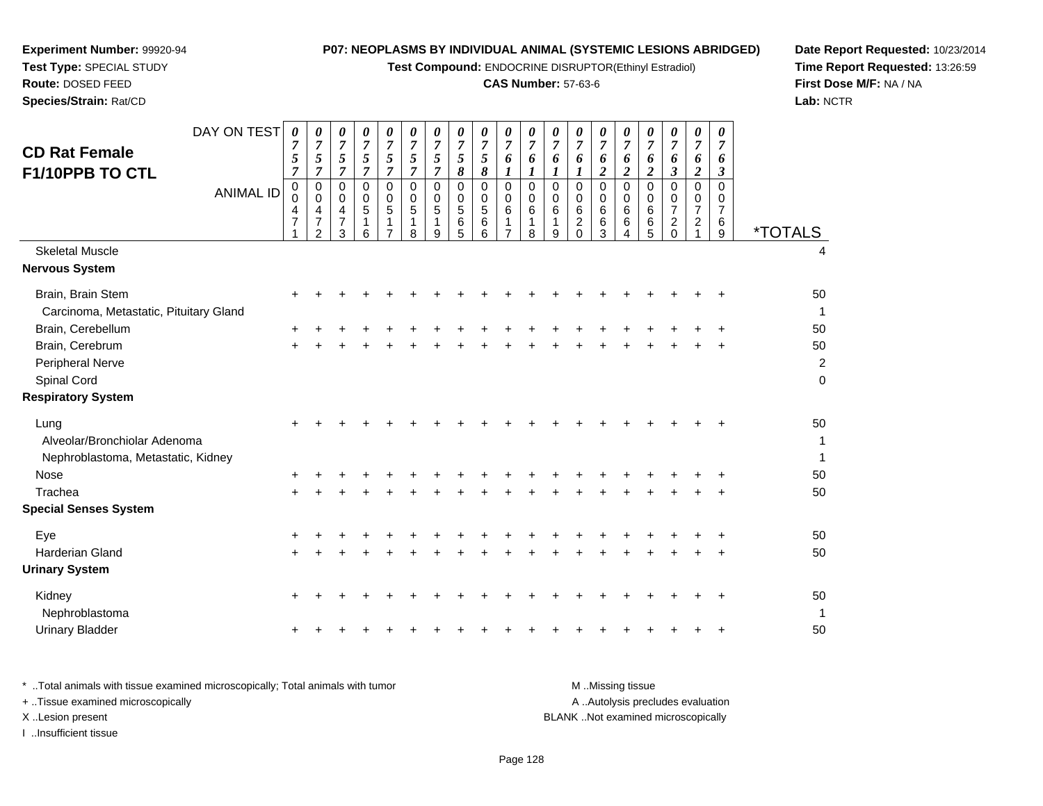**Experiment Number:** 99920-94
**Test Type:** SPECIAL STUDY
**Route:** DOSED FEED
**Species/Strain:** Rat/CD

**P07: NEOPLASMS BY INDIVIDUAL ANIMAL (SYSTEMIC LESIONS ABRIDGED)**
**Test Compound:** ENDOCRINE DISRUPTOR(Ethinyl Estradiol)
**CAS Number:** 57-63-6

**Date Report Requested:** 10/23/2014
**Time Report Requested:** 13:26:59
**First Dose M/F:** NA / NA
**Lab:** NCTR

## CD Rat Female F1/10PPB TO CTL

| DAY ON TEST | 0757 | 0757 | 0757 | 0757 | 0757 | 0757 | 0757 | 0758 | 0758 | 0761 | 0761 | 0761 | 0761 | 0762 | 0762 | 0762 | 0763 | 0762 | 0763 | |
|---|---|---|---|---|---|---|---|---|---|---|---|---|---|---|---|---|---|---|---|---|
| **ANIMAL ID** | 00471 | 00472 | 00473 | 00516 | 00517 | 00518 | 00519 | 00565 | 00566 | 00617 | 00618 | 00619 | 00620 | 00663 | 00664 | 00665 | 00720 | 00721 | 00769 | ***TOTALS** |
| Skeletal Muscle | | | | | | | | | | | | | | | | | | | | 4 |
| **Nervous System** | | | | | | | | | | | | | | | | | | | | |
| Brain, Brain Stem | + | + | + | + | + | + | + | + | + | + | + | + | + | + | + | + | + | + | + | 50 |
| Carcinoma, Metastatic, Pituitary Gland | | | | | | | | | | | | | | | | | | | | 1 |
| Brain, Cerebellum | + | + | + | + | + | + | + | + | + | + | + | + | + | + | + | + | + | + | + | 50 |
| Brain, Cerebrum | + | + | + | + | + | + | + | + | + | + | + | + | + | + | + | + | + | + | + | 50 |
| Peripheral Nerve | | | | | | | | | | | | | | | | | | | | 2 |
| Spinal Cord | | | | | | | | | | | | | | | | | | | | 0 |
| **Respiratory System** | | | | | | | | | | | | | | | | | | | | |
| Lung | + | + | + | + | + | + | + | + | + | + | + | + | + | + | + | + | + | + | + | 50 |
| Alveolar/Bronchiolar Adenoma | | | | | | | | | | | | | | | | | | | | 1 |
| Nephroblastoma, Metastatic, Kidney | | | | | | | | | | | | | | | | | | | | 1 |
| Nose | + | + | + | + | + | + | + | + | + | + | + | + | + | + | + | + | + | + | + | 50 |
| Trachea | + | + | + | + | + | + | + | + | + | + | + | + | + | + | + | + | + | + | + | 50 |
| **Special Senses System** | | | | | | | | | | | | | | | | | | | | |
| Eye | + | + | + | + | + | + | + | + | + | + | + | + | + | + | + | + | + | + | + | 50 |
| Harderian Gland | + | + | + | + | + | + | + | + | + | + | + | + | + | + | + | + | + | + | + | 50 |
| **Urinary System** | | | | | | | | | | | | | | | | | | | | |
| Kidney | + | + | + | + | + | + | + | + | + | + | + | + | + | + | + | + | + | + | + | 50 |
| Nephroblastoma | | | | | | | | | | | | | | | | | | | | 1 |
| Urinary Bladder | + | + | + | + | + | + | + | + | + | + | + | + | + | + | + | + | + | + | + | 50 |

* ..Total animals with tissue examined microscopically; Total animals with tumor
+ ..Tissue examined microscopically
X ..Lesion present
I ..Insufficient tissue

M ..Missing tissue
A ..Autolysis precludes evaluation
BLANK ..Not examined microscopically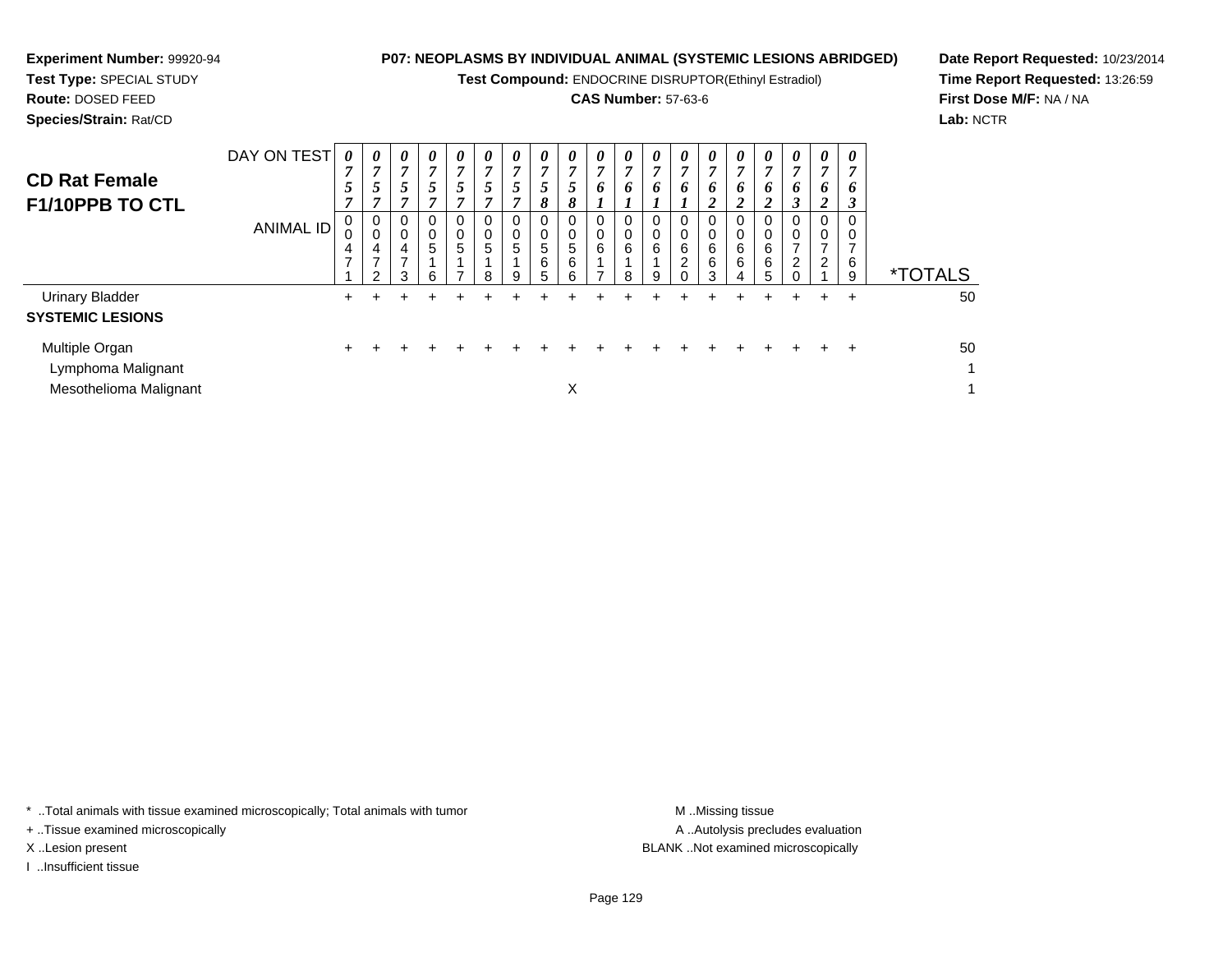**Experiment Number:** 99920-94
**Test Type:** SPECIAL STUDY
**Route:** DOSED FEED
**Species/Strain:** Rat/CD

**P07: NEOPLASMS BY INDIVIDUAL ANIMAL (SYSTEMIC LESIONS ABRIDGED)**
**Test Compound:** ENDOCRINE DISRUPTOR(Ethinyl Estradiol)
**CAS Number:** 57-63-6

**Date Report Requested:** 10/23/2014
**Time Report Requested:** 13:26:59
**First Dose M/F:** NA / NA
**Lab:** NCTR

## CD Rat Female F1/10PPB TO CTL

| DAY ON TEST | 0757 | 0757 | 0757 | 0757 | 0757 | 0757 | 0757 | 0758 | 0758 | 0761 | 0761 | 0761 | 0761 | 0762 | 0762 | 0762 | 0763 | 0762 | 0763 | |
|---|---|---|---|---|---|---|---|---|---|---|---|---|---|---|---|---|---|---|---|---|
| **ANIMAL ID** | 00471 | 00472 | 00473 | 00516 | 00517 | 00518 | 00519 | 00565 | 00566 | 00617 | 00618 | 00619 | 00620 | 00663 | 00664 | 00665 | 00720 | 00721 | 00769 | ***TOTALS** |
| Urinary Bladder | + | + | + | + | + | + | + | + | + | + | + | + | + | + | + | + | + | + | + | 50 |
| **SYSTEMIC LESIONS** | | | | | | | | | | | | | | | | | | | | |
| Multiple Organ | + | + | + | + | + | + | + | + | + | + | + | + | + | + | + | + | + | + | + | 50 |
| Lymphoma Malignant | | | | | | | | | | | | | | | | | | | | 1 |
| Mesothelioma Malignant | | | | | | | | | X | | | | | | | | | | | 1 |

\* ..Total animals with tissue examined microscopically; Total animals with tumor
\+ ..Tissue examined microscopically
X ..Lesion present
I ..Insufficient tissue

M ..Missing tissue
A ..Autolysis precludes evaluation
BLANK ..Not examined microscopically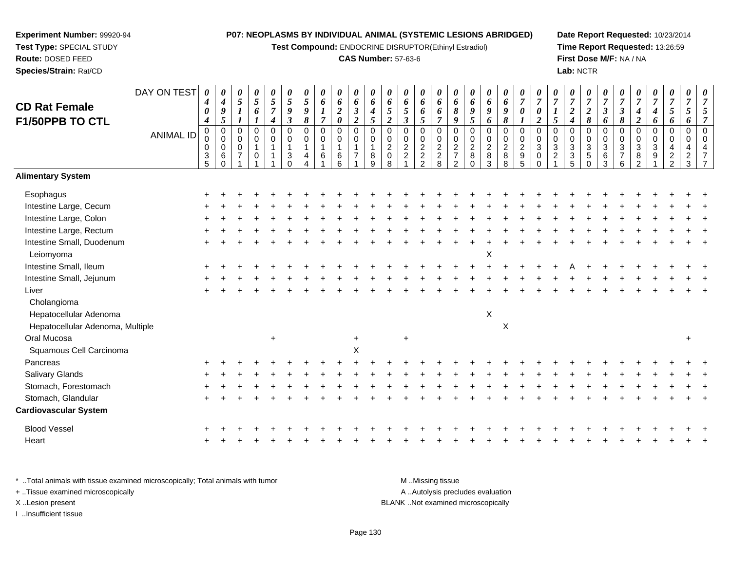**Experiment Number:** 99920-94
**Test Type:** SPECIAL STUDY
**Route:** DOSED FEED
**Species/Strain:** Rat/CD

**P07: NEOPLASMS BY INDIVIDUAL ANIMAL (SYSTEMIC LESIONS ABRIDGED)**
**Test Compound:** ENDOCRINE DISRUPTOR(Ethinyl Estradiol)
**CAS Number:** 57-63-6

**Date Report Requested:** 10/23/2014
**Time Report Requested:** 13:26:59
**First Dose M/F:** NA / NA
**Lab:** NCTR

## CD Rat Female F1/50PPB TO CTL

| DAY ON TEST | 0404 | 0495 | 0511 | 0561 | 0574 | 0593 | 0598 | 0617 | 0620 | 0632 | 0645 | 0652 | 0653 | 0665 | 0667 | 0689 | 0695 | 0696 | 0698 | 0701 | 0702 | 0715 | 0724 | 0728 | 0736 | 0738 | 0742 | 0746 | 0756 | 0756 | 0757 |
|---|---|---|---|---|---|---|---|---|---|---|---|---|---|---|---|---|---|---|---|---|---|---|---|---|---|---|---|---|---|---|---|
| **ANIMAL ID** | 00035 | 00060 | 00071 | 00101 | 00111 | 00130 | 00144 | 00161 | 00166 | 00171 | 00189 | 00208 | 00221 | 00222 | 00228 | 00272 | 00280 | 00283 | 00288 | 00295 | 00300 | 00321 | 00335 | 00350 | 00363 | 00376 | 00382 | 00391 | 00422 | 00423 | 00477 |
| **Alimentary System** | | | | | | | | | | | | | | | | | | | | | | | | | | | | | | | |
| Esophagus | + | + | + | + | + | + | + | + | + | + | + | + | + | + | + | + | + | + | + | + | + | + | + | + | + | + | + | + | + | + | + |
| Intestine Large, Cecum | + | + | + | + | + | + | + | + | + | + | + | + | + | + | + | + | + | + | + | + | + | + | + | + | + | + | + | + | + | + | + |
| Intestine Large, Colon | + | + | + | + | + | + | + | + | + | + | + | + | + | + | + | + | + | + | + | + | + | + | + | + | + | + | + | + | + | + | + |
| Intestine Large, Rectum | + | + | + | + | + | + | + | + | + | + | + | + | + | + | + | + | + | + | + | + | + | + | + | + | + | + | + | + | + | + | + |
| Intestine Small, Duodenum | + | + | + | + | + | + | + | + | + | + | + | + | + | + | + | + | + | + | + | + | + | + | + | + | + | + | + | + | + | + | + |
| Leiomyoma | | | | | | | | | | | | | | | | | | X | | | | | | | | | | | | | |
| Intestine Small, Ileum | + | + | + | + | + | + | + | + | + | + | + | + | + | + | + | + | + | + | + | + | + | + | A | + | + | + | + | + | + | + | + |
| Intestine Small, Jejunum | + | + | + | + | + | + | + | + | + | + | + | + | + | + | + | + | + | + | + | + | + | + | + | + | + | + | + | + | + | + | + |
| Liver | + | + | + | + | + | + | + | + | + | + | + | + | + | + | + | + | + | + | + | + | + | + | + | + | + | + | + | + | + | + | + |
| Cholangioma | | | | | | | | | | | | | | | | | | | | | | | | | | | | | | | |
| Hepatocellular Adenoma | | | | | | | | | | | | | | | | | | X | | | | | | | | | | | | | |
| Hepatocellular Adenoma, Multiple | | | | | | | | | | | | | | | | | | | X | | | | | | | | | | | | |
| Oral Mucosa | | | | | + | | | | | + | | | + | | | | | | | | | | | | | | | | | + | |
| Squamous Cell Carcinoma | | | | | | | | | | X | | | | | | | | | | | | | | | | | | | | | |
| Pancreas | + | + | + | + | + | + | + | + | + | + | + | + | + | + | + | + | + | + | + | + | + | + | + | + | + | + | + | + | + | + | + |
| Salivary Glands | + | + | + | + | + | + | + | + | + | + | + | + | + | + | + | + | + | + | + | + | + | + | + | + | + | + | + | + | + | + | + |
| Stomach, Forestomach | + | + | + | + | + | + | + | + | + | + | + | + | + | + | + | + | + | + | + | + | + | + | + | + | + | + | + | + | + | + | + |
| Stomach, Glandular | + | + | + | + | + | + | + | + | + | + | + | + | + | + | + | + | + | + | + | + | + | + | + | + | + | + | + | + | + | + | + |
| **Cardiovascular System** | | | | | | | | | | | | | | | | | | | | | | | | | | | | | | | |
| Blood Vessel | + | + | + | + | + | + | + | + | + | + | + | + | + | + | + | + | + | + | + | + | + | + | + | + | + | + | + | + | + | + | + |
| Heart | + | + | + | + | + | + | + | + | + | + | + | + | + | + | + | + | + | + | + | + | + | + | + | + | + | + | + | + | + | + | + |

\* ..Total animals with tissue examined microscopically; Total animals with tumor
\+ ..Tissue examined microscopically
X ..Lesion present
I ..Insufficient tissue

M ..Missing tissue
A ..Autolysis precludes evaluation
BLANK ..Not examined microscopically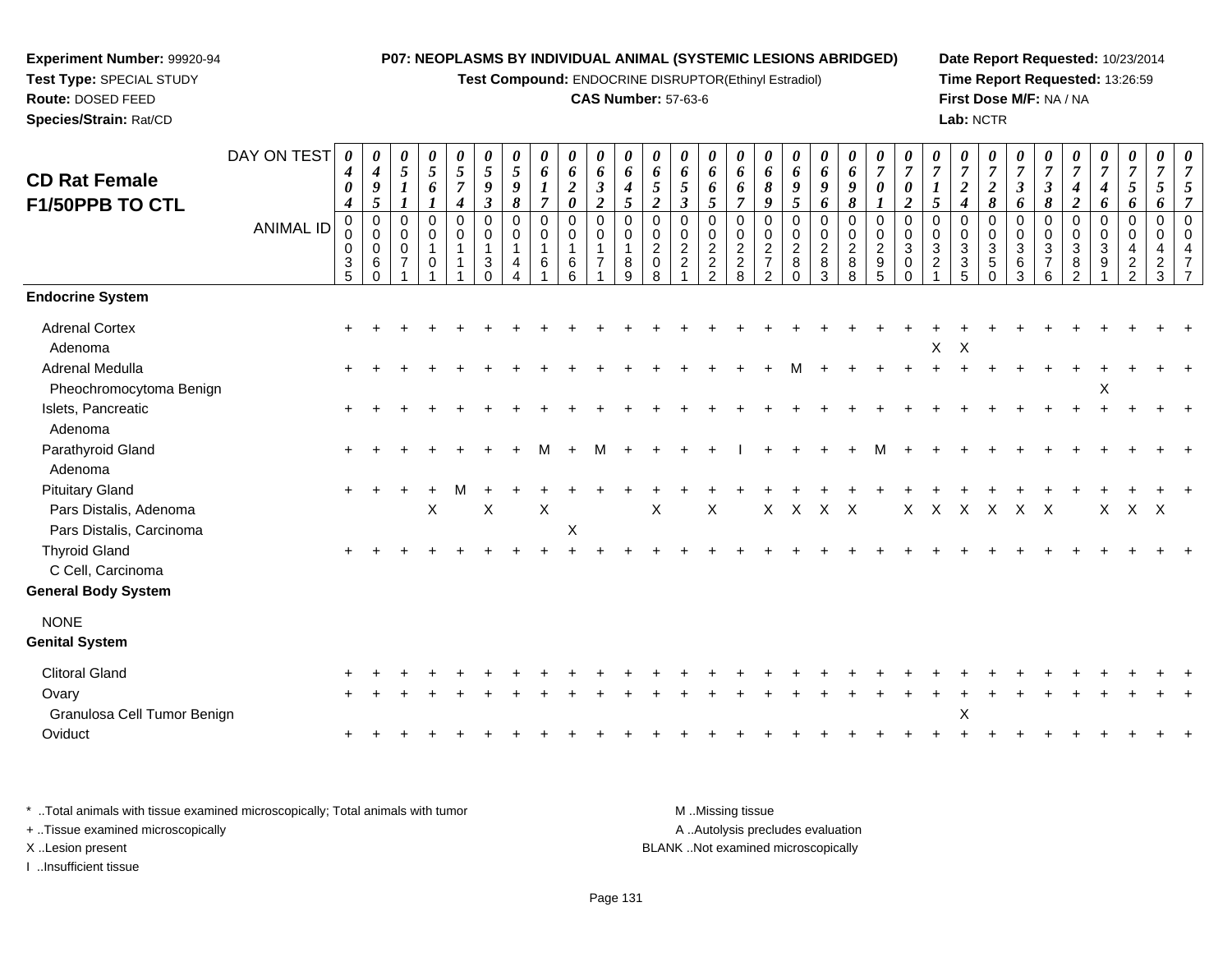**Experiment Number:** 99920-94
**Test Type:** SPECIAL STUDY
**Route:** DOSED FEED
**Species/Strain:** Rat/CD

**P07: NEOPLASMS BY INDIVIDUAL ANIMAL (SYSTEMIC LESIONS ABRIDGED)**
**Test Compound:** ENDOCRINE DISRUPTOR(Ethinyl Estradiol)
**CAS Number:** 57-63-6

**Date Report Requested:** 10/23/2014
**Time Report Requested:** 13:26:59
**First Dose M/F:** NA / NA
**Lab:** NCTR

## CD Rat Female F1/50PPB TO CTL

| DAY ON TEST | 0404 | 0495 | 0511 | 0561 | 0574 | 0593 | 0598 | 0617 | 0620 | 0632 | 0645 | 0652 | 0653 | 0665 | 0667 | 0689 | 0695 | 0696 | 0698 | 0701 | 0702 | 0715 | 0724 | 0728 | 0736 | 0738 | 0742 | 0746 | 0756 | 0756 | 0757 |
|---|---|---|---|---|---|---|---|---|---|---|---|---|---|---|---|---|---|---|---|---|---|---|---|---|---|---|---|---|---|---|---|
| ANIMAL ID | 00035 | 00060 | 00071 | 00101 | 00111 | 00130 | 00144 | 00161 | 00166 | 00171 | 00189 | 00208 | 00221 | 00222 | 00228 | 00272 | 00280 | 00283 | 00288 | 00295 | 00300 | 00321 | 00335 | 00350 | 00363 | 00376 | 00382 | 00391 | 00422 | 00423 | 00477 |
| **Endocrine System** | | | | | | | | | | | | | | | | | | | | | | | | | | | | | | | |
| Adrenal Cortex | + | + | + | + | + | + | + | + | + | + | + | + | + | + | + | + | + | + | + | + | + | + | + | + | + | + | + | + | + | + | + |
| Adenoma | | | | | | | | | | | | | | | | | | | | | | X | X | | | | | | | | |
| Adrenal Medulla | + | + | + | + | + | + | + | + | + | + | + | + | + | + | + | + | M | + | + | + | + | + | + | + | + | + | + | + | + | + | + |
| Pheochromocytoma Benign | | | | | | | | | | | | | | | | | | | | | | | | | | | | X | | | |
| Islets, Pancreatic | + | + | + | + | + | + | + | + | + | + | + | + | + | + | + | + | + | + | + | + | + | + | + | + | + | + | + | + | + | + | + |
| Adenoma | | | | | | | | | | | | | | | | | | | | | | | | | | | | | | | |
| Parathyroid Gland | + | + | + | + | + | + | + | M | + | M | + | + | + | + | I | + | + | + | + | M | + | + | + | + | + | + | + | + | + | + | + |
| Adenoma | | | | | | | | | | | | | | | | | | | | | | | | | | | | | | | |
| Pituitary Gland | + | + | + | + | M | + | + | + | + | + | + | + | + | + | + | + | + | + | + | + | + | + | + | + | + | + | + | + | + | + | + |
| Pars Distalis, Adenoma | | | | X | | X | | X | | | | X | | X | | X | X | X | X | | X | X | X | X | X | X | | X | X | X | |
| Pars Distalis, Carcinoma | | | | | | | | | X | | | | | | | | | | | | | | | | | | | | | | |
| Thyroid Gland | + | + | + | + | + | + | + | + | + | + | + | + | + | + | + | + | + | + | + | + | + | + | + | + | + | + | + | + | + | + | + |
| C Cell, Carcinoma | | | | | | | | | | | | | | | | | | | | | | | | | | | | | | | |
| **General Body System** | | | | | | | | | | | | | | | | | | | | | | | | | | | | | | | |
| NONE | | | | | | | | | | | | | | | | | | | | | | | | | | | | | | | |
| **Genital System** | | | | | | | | | | | | | | | | | | | | | | | | | | | | | | | |
| Clitoral Gland | + | + | + | + | + | + | + | + | + | + | + | + | + | + | + | + | + | + | + | + | + | + | + | + | + | + | + | + | + | + | + |
| Ovary | + | + | + | + | + | + | + | + | + | + | + | + | + | + | + | + | + | + | + | + | + | + | + | + | + | + | + | + | + | + | + |
| Granulosa Cell Tumor Benign | | | | | | | | | | | | | | | | | | | | | | | X | | | | | | | | |
| Oviduct | + | + | + | + | + | + | + | + | + | + | + | + | + | + | + | + | + | + | + | + | + | + | + | + | + | + | + | + | + | + | + |

\* ..Total animals with tissue examined microscopically; Total animals with tumor
\+ ..Tissue examined microscopically
X ..Lesion present
I ..Insufficient tissue

M ..Missing tissue
A ..Autolysis precludes evaluation
BLANK ..Not examined microscopically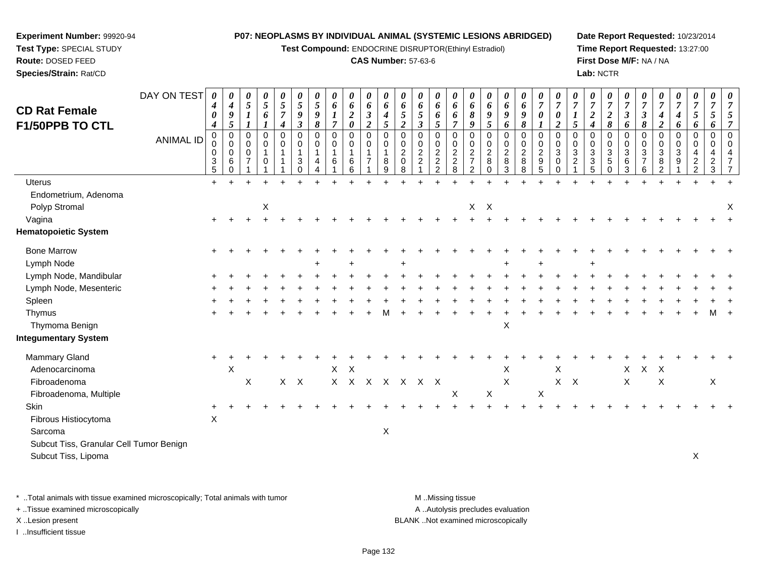**Experiment Number:** 99920-94
**Test Type:** SPECIAL STUDY
**Route:** DOSED FEED
**Species/Strain:** Rat/CD

**P07: NEOPLASMS BY INDIVIDUAL ANIMAL (SYSTEMIC LESIONS ABRIDGED)**
**Test Compound:** ENDOCRINE DISRUPTOR(Ethinyl Estradiol)
**CAS Number:** 57-63-6

**Date Report Requested:** 10/23/2014
**Time Report Requested:** 13:27:00
**First Dose M/F:** NA / NA
**Lab:** NCTR

# CD Rat Female F1/50PPB TO CTL

| DAY ON TEST | 0404 | 0495 | 0511 | 0561 | 0574 | 0593 | 0598 | 0617 | 0620 | 0632 | 0645 | 0652 | 0653 | 0665 | 0667 | 0689 | 0695 | 0696 | 0698 | 0701 | 0702 | 0715 | 0724 | 0728 | 0736 | 0738 | 0742 | 0746 | 0756 | 0756 | 0757 |
|---|---|---|---|---|---|---|---|---|---|---|---|---|---|---|---|---|---|---|---|---|---|---|---|---|---|---|---|---|---|---|---|
| **ANIMAL ID** | 00035 | 00060 | 00071 | 00101 | 00111 | 00130 | 00144 | 00161 | 00166 | 00171 | 00189 | 00208 | 00221 | 00222 | 00228 | 00272 | 00280 | 00283 | 00288 | 00295 | 00300 | 00321 | 00335 | 00350 | 00363 | 00376 | 00382 | 00391 | 00422 | 00423 | 00477 |
| Uterus | + | + | + | + | + | + | + | + | + | + | + | + | + | + | + | + | + | + | + | + | + | + | + | + | + | + | + | + | + | + | + |
| Endometrium, Adenoma | | | | | | | | | | | | | | | | | | | | | | | | | | | | | | | |
| Polyp Stromal | | | | X | | | | | | | | | | | | X | X | | | | | | | | | | | | | | X |
| Vagina | + | + | + | + | + | + | + | + | + | + | + | + | + | + | + | + | + | + | + | + | + | + | + | + | + | + | + | + | + | + | + |
| **Hematopoietic System** | | | | | | | | | | | | | | | | | | | | | | | | | | | | | | | |
| Bone Marrow | + | + | + | + | + | + | + | + | + | + | + | + | + | + | + | + | + | + | + | + | + | + | + | + | + | + | + | + | + | + | + |
| Lymph Node | | | | | | | + | | + | | | + | | | | | | + | | + | | | + | | | | | | | | |
| Lymph Node, Mandibular | + | + | + | + | + | + | + | + | + | + | + | + | + | + | + | + | + | + | + | + | + | + | + | + | + | + | + | + | + | + | + |
| Lymph Node, Mesenteric | + | + | + | + | + | + | + | + | + | + | + | + | + | + | + | + | + | + | + | + | + | + | + | + | + | + | + | + | + | + | + |
| Spleen | + | + | + | + | + | + | + | + | + | + | + | + | + | + | + | + | + | + | + | + | + | + | + | + | + | + | + | + | + | + | + |
| Thymus | + | + | + | + | + | + | + | + | + | + | M | + | + | + | + | + | + | + | + | + | + | + | + | + | + | + | + | + | + | M | + |
| Thymoma Benign | | | | | | | | | | | | | | | | | | X | | | | | | | | | | | | | |
| **Integumentary System** | | | | | | | | | | | | | | | | | | | | | | | | | | | | | | | |
| Mammary Gland | + | + | + | + | + | + | + | + | + | + | + | + | + | + | + | + | + | + | + | + | + | + | + | + | + | + | + | + | + | + | + |
| Adenocarcinoma | | X | | | | | | X | X | | | | | | | | | X | | | X | | | | X | X | X | | | | |
| Fibroadenoma | | | X | | X | X | | X | X | X | X | X | X | X | | | | X | | | X | X | | | X | | X | | | X | |
| Fibroadenoma, Multiple | | | | | | | | | | | | | | | X | | X | | | X | | | | | | | | | | | |
| Skin | + | + | + | + | + | + | + | + | + | + | + | + | + | + | + | + | + | + | + | + | + | + | + | + | + | + | + | + | + | + | + |
| Fibrous Histiocytoma | X | | | | | | | | | | | | | | | | | | | | | | | | | | | | | | |
| Sarcoma | | | | | | | | | | | X | | | | | | | | | | | | | | | | | | | | |
| Subcut Tiss, Granular Cell Tumor Benign | | | | | | | | | | | | | | | | | | | | | | | | | | | | | | | |
| Subcut Tiss, Lipoma | | | | | | | | | | | | | | | | | | | | | | | | | | | | | X | | |

\* ..Total animals with tissue examined microscopically; Total animals with tumor
+ ..Tissue examined microscopically
X ..Lesion present
I ..Insufficient tissue

M ..Missing tissue
A ..Autolysis precludes evaluation
BLANK ..Not examined microscopically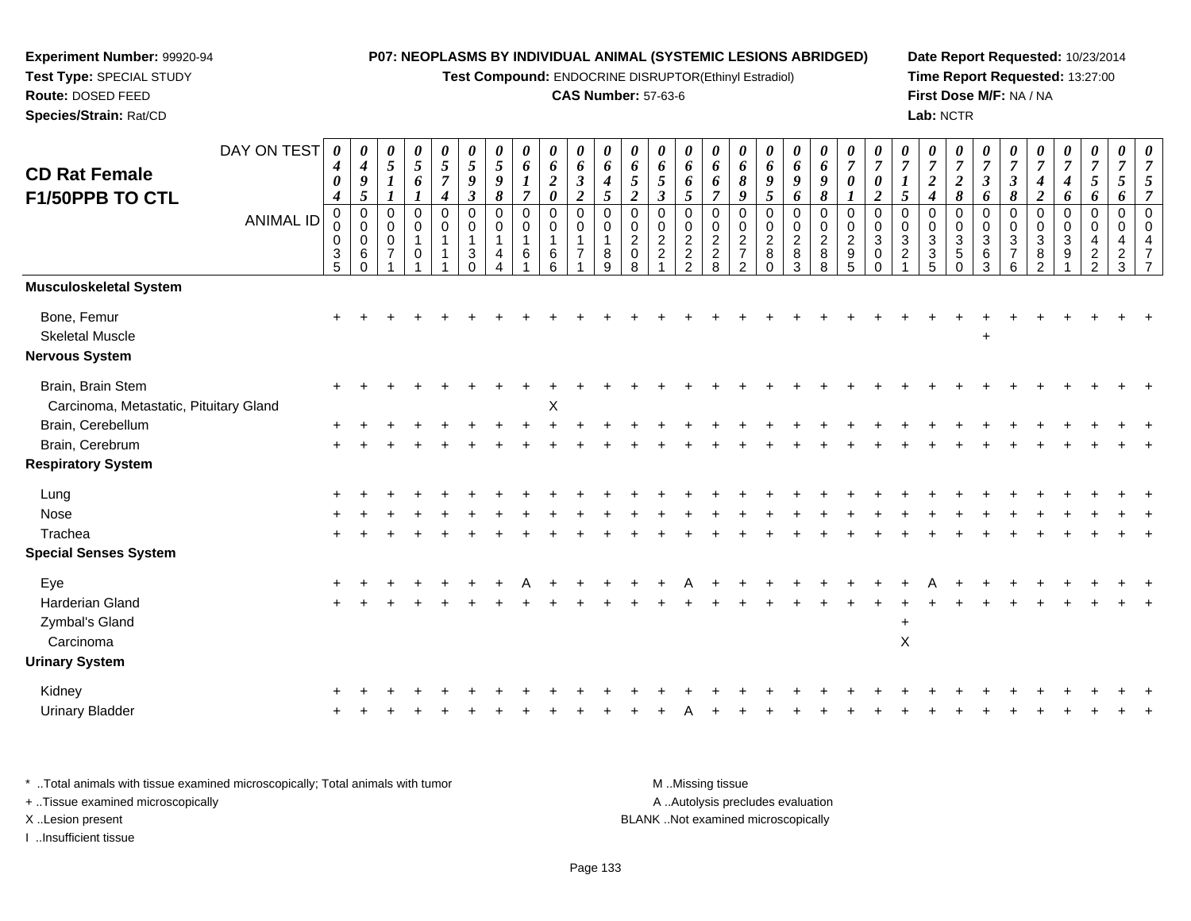**Experiment Number:** 99920-94
**Test Type:** SPECIAL STUDY
**Route:** DOSED FEED
**Species/Strain:** Rat/CD

**P07: NEOPLASMS BY INDIVIDUAL ANIMAL (SYSTEMIC LESIONS ABRIDGED)**
**Test Compound:** ENDOCRINE DISRUPTOR(Ethinyl Estradiol)
**CAS Number:** 57-63-6

**Date Report Requested:** 10/23/2014
**Time Report Requested:** 13:27:00
**First Dose M/F:** NA / NA
**Lab:** NCTR

## CD Rat Female F1/50PPB TO CTL

| DAY ON TEST | 0404 | 0495 | 0511 | 0561 | 0574 | 0593 | 0598 | 0617 | 0620 | 0632 | 0645 | 0652 | 0653 | 0665 | 0667 | 0689 | 0695 | 0696 | 0698 | 0701 | 0702 | 0715 | 0724 | 0728 | 0736 | 0738 | 0742 | 0746 | 0756 | 0756 | 0757 |
|---|---|---|---|---|---|---|---|---|---|---|---|---|---|---|---|---|---|---|---|---|---|---|---|---|---|---|---|---|---|---|---|
| ANIMAL ID | 00035 | 00060 | 00071 | 00101 | 00111 | 00130 | 00144 | 00161 | 00166 | 00171 | 00189 | 00208 | 00221 | 00222 | 00228 | 00272 | 00280 | 00283 | 00288 | 00295 | 00300 | 00321 | 00335 | 00350 | 00363 | 00376 | 00382 | 00391 | 00422 | 00423 | 00477 |
| **Musculoskeletal System** | | | | | | | | | | | | | | | | | | | | | | | | | | | | | | | |
| Bone, Femur | + | + | + | + | + | + | + | + | + | + | + | + | + | + | + | + | + | + | + | + | + | + | + | + | + | + | + | + | + | + | + |
| Skeletal Muscle | | | | | | | | | | | | | | | | | | | | | | | | | + | | | | | | |
| **Nervous System** | | | | | | | | | | | | | | | | | | | | | | | | | | | | | | | |
| Brain, Brain Stem | + | + | + | + | + | + | + | + | + | + | + | + | + | + | + | + | + | + | + | + | + | + | + | + | + | + | + | + | + | + | + |
| Carcinoma, Metastatic, Pituitary Gland | | | | | | | | | X | | | | | | | | | | | | | | | | | | | | | | |
| Brain, Cerebellum | + | + | + | + | + | + | + | + | + | + | + | + | + | + | + | + | + | + | + | + | + | + | + | + | + | + | + | + | + | + | + |
| Brain, Cerebrum | + | + | + | + | + | + | + | + | + | + | + | + | + | + | + | + | + | + | + | + | + | + | + | + | + | + | + | + | + | + | + |
| **Respiratory System** | | | | | | | | | | | | | | | | | | | | | | | | | | | | | | | |
| Lung | + | + | + | + | + | + | + | + | + | + | + | + | + | + | + | + | + | + | + | + | + | + | + | + | + | + | + | + | + | + | + |
| Nose | + | + | + | + | + | + | + | + | + | + | + | + | + | + | + | + | + | + | + | + | + | + | + | + | + | + | + | + | + | + | + |
| Trachea | + | + | + | + | + | + | + | + | + | + | + | + | + | + | + | + | + | + | + | + | + | + | + | + | + | + | + | + | + | + | + |
| **Special Senses System** | | | | | | | | | | | | | | | | | | | | | | | | | | | | | | | |
| Eye | + | + | + | + | + | + | + | A | + | + | + | + | + | A | + | + | + | + | + | + | + | + | A | + | + | + | + | + | + | + | + |
| Harderian Gland | + | + | + | + | + | + | + | + | + | + | + | + | + | + | + | + | + | + | + | + | + | + | + | + | + | + | + | + | + | + | + |
| Zymbal's Gland | | | | | | | | | | | | | | | | | | | | | | + | | | | | | | | | |
| Carcinoma | | | | | | | | | | | | | | | | | | | | | | X | | | | | | | | | |
| **Urinary System** | | | | | | | | | | | | | | | | | | | | | | | | | | | | | | | |
| Kidney | + | + | + | + | + | + | + | + | + | + | + | + | + | + | + | + | + | + | + | + | + | + | + | + | + | + | + | + | + | + | + |
| Urinary Bladder | + | + | + | + | + | + | + | + | + | + | + | + | + | A | + | + | + | + | + | + | + | + | + | + | + | + | + | + | + | + | + |

\* ..Total animals with tissue examined microscopically; Total animals with tumor
\+ ..Tissue examined microscopically
X ..Lesion present
I ..Insufficient tissue

M ..Missing tissue
A ..Autolysis precludes evaluation
BLANK ..Not examined microscopically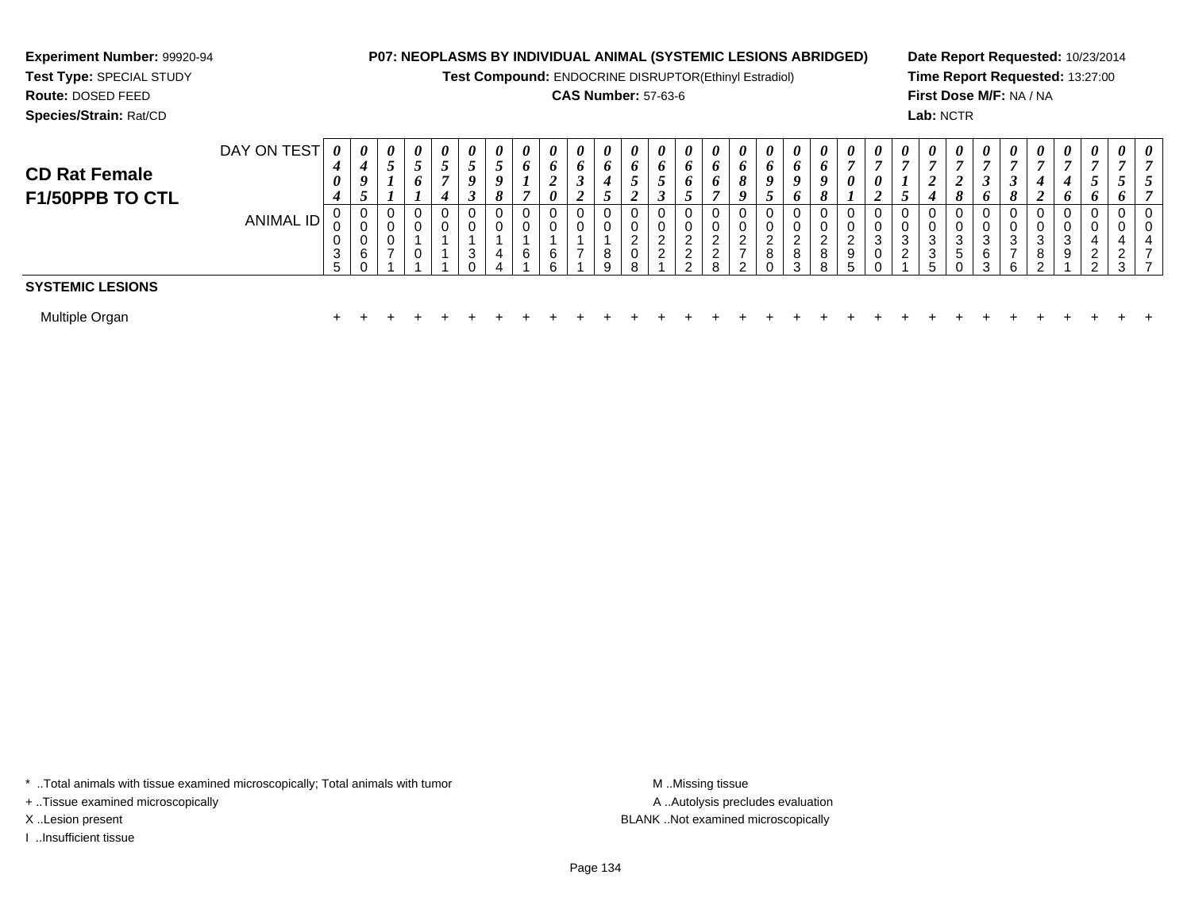**Experiment Number:** 99920-94
**Test Type:** SPECIAL STUDY
**Route:** DOSED FEED
**Species/Strain:** Rat/CD

**P07: NEOPLASMS BY INDIVIDUAL ANIMAL (SYSTEMIC LESIONS ABRIDGED)**
**Test Compound:** ENDOCRINE DISRUPTOR(Ethinyl Estradiol)
**CAS Number:** 57-63-6

**Date Report Requested:** 10/23/2014
**Time Report Requested:** 13:27:00
**First Dose M/F:** NA / NA
**Lab:** NCTR

## CD Rat Female F1/50PPB TO CTL

| DAY ON TEST | 0404 | 0495 | 0511 | 0561 | 0574 | 0593 | 0598 | 0617 | 0620 | 0632 | 0645 | 0652 | 0653 | 0665 | 0667 | 0689 | 0695 | 0696 | 0698 | 0701 | 0702 | 0715 | 0724 | 0728 | 0736 | 0738 | 0742 | 0746 | 0756 | 0756 | 0757 |
|---|---|---|---|---|---|---|---|---|---|---|---|---|---|---|---|---|---|---|---|---|---|---|---|---|---|---|---|---|---|---|---|
| **ANIMAL ID** | 00035 | 00060 | 00071 | 00101 | 00111 | 00130 | 00144 | 00161 | 00166 | 00171 | 00189 | 00208 | 00221 | 00222 | 00228 | 00272 | 00280 | 00283 | 00288 | 00295 | 00300 | 00321 | 00335 | 00350 | 00363 | 00376 | 00382 | 00391 | 00422 | 00423 | 00477 |
| **SYSTEMIC LESIONS** | | | | | | | | | | | | | | | | | | | | | | | | | | | | | | | |
| Multiple Organ | + | + | + | + | + | + | + | + | + | + | + | + | + | + | + | + | + | + | + | + | + | + | + | + | + | + | + | + | + | + | + |

* ..Total animals with tissue examined microscopically; Total animals with tumor
+ ..Tissue examined microscopically
X ..Lesion present
I ..Insufficient tissue

M ..Missing tissue
A ..Autolysis precludes evaluation
BLANK ..Not examined microscopically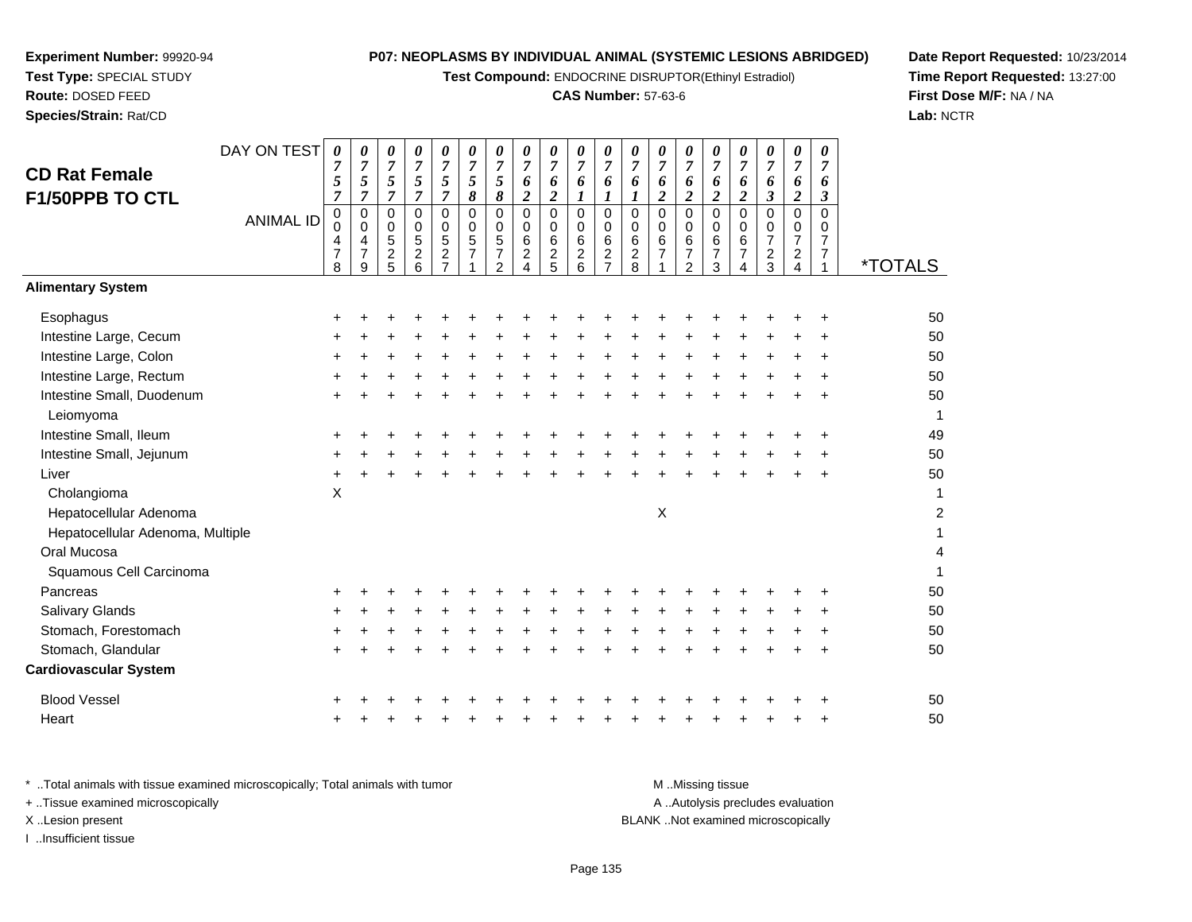**Experiment Number:** 99920-94
**Test Type:** SPECIAL STUDY
**Route:** DOSED FEED
**Species/Strain:** Rat/CD

**P07: NEOPLASMS BY INDIVIDUAL ANIMAL (SYSTEMIC LESIONS ABRIDGED)**
**Test Compound:** ENDOCRINE DISRUPTOR(Ethinyl Estradiol)
**CAS Number:** 57-63-6

**Date Report Requested:** 10/23/2014
**Time Report Requested:** 13:27:00
**First Dose M/F:** NA / NA
**Lab:** NCTR

## CD Rat Female F1/50PPB TO CTL

| DAY ON TEST | 0757 | 0757 | 0757 | 0757 | 0757 | 0758 | 0758 | 0762 | 0762 | 0761 | 0761 | 0761 | 0762 | 0762 | 0762 | 0762 | 0763 | 0762 | 0763 | |
|---|---|---|---|---|---|---|---|---|---|---|---|---|---|---|---|---|---|---|---|---|
| **ANIMAL ID** | 00478 | 00479 | 00525 | 00526 | 00527 | 00571 | 00572 | 00624 | 00625 | 00626 | 00627 | 00628 | 00671 | 00672 | 00673 | 00674 | 00723 | 00724 | 00771 | ***TOTALS** |
| **Alimentary System** | | | | | | | | | | | | | | | | | | | | |
| Esophagus | + | + | + | + | + | + | + | + | + | + | + | + | + | + | + | + | + | + | + | 50 |
| Intestine Large, Cecum | + | + | + | + | + | + | + | + | + | + | + | + | + | + | + | + | + | + | + | 50 |
| Intestine Large, Colon | + | + | + | + | + | + | + | + | + | + | + | + | + | + | + | + | + | + | + | 50 |
| Intestine Large, Rectum | + | + | + | + | + | + | + | + | + | + | + | + | + | + | + | + | + | + | + | 50 |
| Intestine Small, Duodenum | + | + | + | + | + | + | + | + | + | + | + | + | + | + | + | + | + | + | + | 50 |
| Leiomyoma | | | | | | | | | | | | | | | | | | | | 1 |
| Intestine Small, Ileum | + | + | + | + | + | + | + | + | + | + | + | + | + | + | + | + | + | + | + | 49 |
| Intestine Small, Jejunum | + | + | + | + | + | + | + | + | + | + | + | + | + | + | + | + | + | + | + | 50 |
| Liver | + | + | + | + | + | + | + | + | + | + | + | + | + | + | + | + | + | + | + | 50 |
| Cholangioma | X | | | | | | | | | | | | | | | | | | | 1 |
| Hepatocellular Adenoma | | | | | | | | | | | | | X | | | | | | | 2 |
| Hepatocellular Adenoma, Multiple | | | | | | | | | | | | | | | | | | | | 1 |
| Oral Mucosa | | | | | | | | | | | | | | | | | | | | 4 |
| Squamous Cell Carcinoma | | | | | | | | | | | | | | | | | | | | 1 |
| Pancreas | + | + | + | + | + | + | + | + | + | + | + | + | + | + | + | + | + | + | + | 50 |
| Salivary Glands | + | + | + | + | + | + | + | + | + | + | + | + | + | + | + | + | + | + | + | 50 |
| Stomach, Forestomach | + | + | + | + | + | + | + | + | + | + | + | + | + | + | + | + | + | + | + | 50 |
| Stomach, Glandular | + | + | + | + | + | + | + | + | + | + | + | + | + | + | + | + | + | + | + | 50 |
| **Cardiovascular System** | | | | | | | | | | | | | | | | | | | | |
| Blood Vessel | + | + | + | + | + | + | + | + | + | + | + | + | + | + | + | + | + | + | + | 50 |
| Heart | + | + | + | + | + | + | + | + | + | + | + | + | + | + | + | + | + | + | + | 50 |

* ..Total animals with tissue examined microscopically; Total animals with tumor
+ ..Tissue examined microscopically
X ..Lesion present
I ..Insufficient tissue

M ..Missing tissue
A ..Autolysis precludes evaluation
BLANK ..Not examined microscopically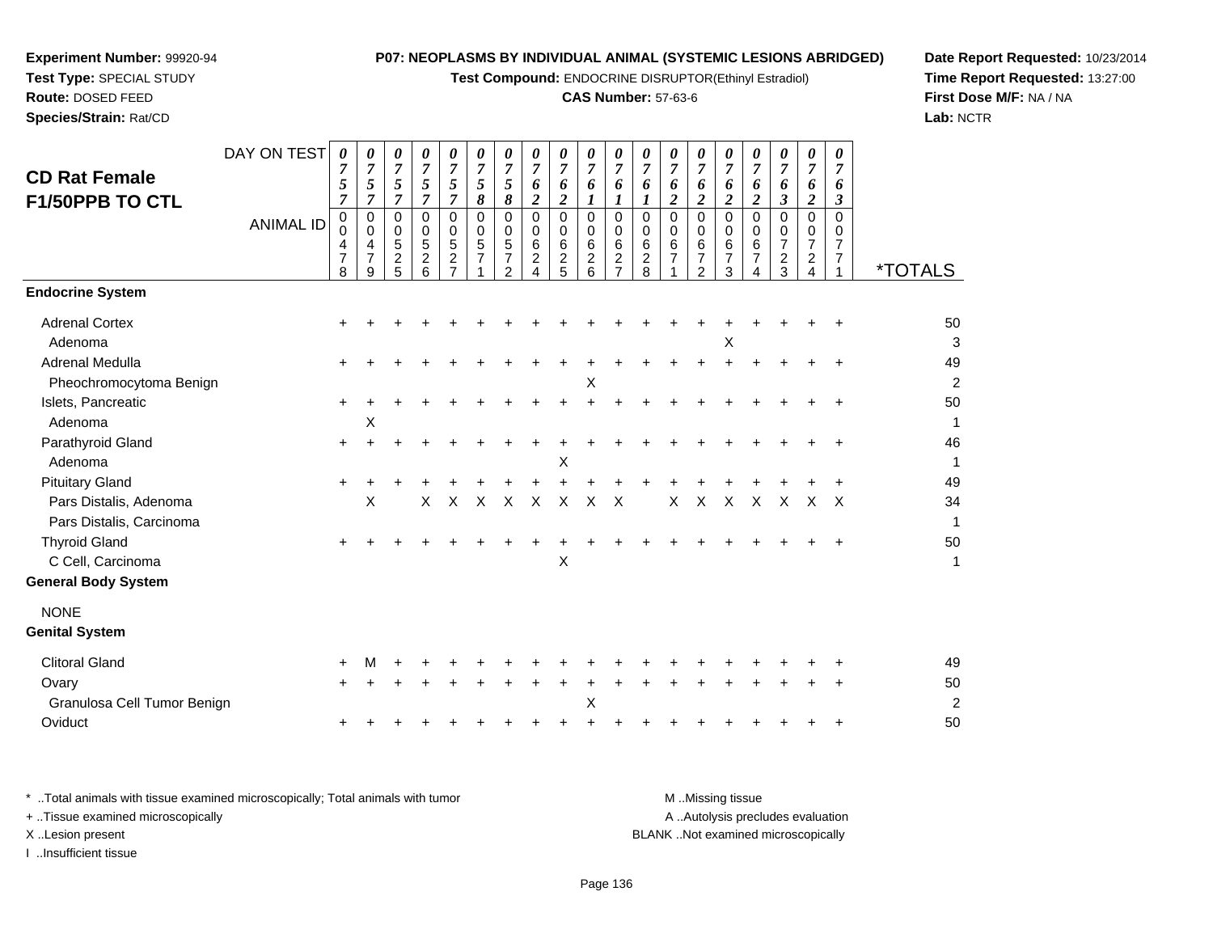**Experiment Number:** 99920-94
**Test Type:** SPECIAL STUDY
**Route:** DOSED FEED
**Species/Strain:** Rat/CD

**P07: NEOPLASMS BY INDIVIDUAL ANIMAL (SYSTEMIC LESIONS ABRIDGED)**
**Test Compound:** ENDOCRINE DISRUPTOR(Ethinyl Estradiol)
**CAS Number:** 57-63-6

**Date Report Requested:** 10/23/2014
**Time Report Requested:** 13:27:00
**First Dose M/F:** NA / NA
**Lab:** NCTR

## CD Rat Female F1/50PPB TO CTL

| DAY ON TEST | 0757 | 0757 | 0757 | 0757 | 0757 | 0758 | 0758 | 0762 | 0762 | 0761 | 0761 | 0761 | 0762 | 0762 | 0762 | 0762 | 0763 | 0762 | 0763 | |
|---|---|---|---|---|---|---|---|---|---|---|---|---|---|---|---|---|---|---|---|---|
| **ANIMAL ID** | 00478 | 00479 | 00525 | 00526 | 00527 | 00571 | 00572 | 00624 | 00625 | 00626 | 00627 | 00628 | 00671 | 00672 | 00673 | 00674 | 00723 | 00724 | 00771 | ***TOTALS** |
| **Endocrine System** | | | | | | | | | | | | | | | | | | | | |
| Adrenal Cortex | + | + | + | + | + | + | + | + | + | + | + | + | + | + | + | + | + | + | + | 50 |
| Adenoma | | | | | | | | | | | | | | | X | | | | | 3 |
| Adrenal Medulla | + | + | + | + | + | + | + | + | + | + | + | + | + | + | + | + | + | + | + | 49 |
| Pheochromocytoma Benign | | | | | | | | | | X | | | | | | | | | | 2 |
| Islets, Pancreatic | + | + | + | + | + | + | + | + | + | + | + | + | + | + | + | + | + | + | + | 50 |
| Adenoma | | X | | | | | | | | | | | | | | | | | | 1 |
| Parathyroid Gland | + | + | + | + | + | + | + | + | + | + | + | + | + | + | + | + | + | + | + | 46 |
| Adenoma | | | | | | | | | X | | | | | | | | | | | 1 |
| Pituitary Gland | + | + | + | + | + | + | + | + | + | + | + | + | + | + | + | + | + | + | + | 49 |
| Pars Distalis, Adenoma | | X | | X | X | X | X | X | X | X | X | | X | X | X | X | X | X | X | 34 |
| Pars Distalis, Carcinoma | | | | | | | | | | | | | | | | | | | | 1 |
| Thyroid Gland | + | + | + | + | + | + | + | + | + | + | + | + | + | + | + | + | + | + | + | 50 |
| C Cell, Carcinoma | | | | | | | | | X | | | | | | | | | | | 1 |
| **General Body System** | | | | | | | | | | | | | | | | | | | | |
| NONE | | | | | | | | | | | | | | | | | | | | |
| **Genital System** | | | | | | | | | | | | | | | | | | | | |
| Clitoral Gland | + | M | + | + | + | + | + | + | + | + | + | + | + | + | + | + | + | + | + | 49 |
| Ovary | + | + | + | + | + | + | + | + | + | + | + | + | + | + | + | + | + | + | + | 50 |
| Granulosa Cell Tumor Benign | | | | | | | | | | X | | | | | | | | | | 2 |
| Oviduct | + | + | + | + | + | + | + | + | + | + | + | + | + | + | + | + | + | + | + | 50 |

\* ..Total animals with tissue examined microscopically; Total animals with tumor
\+ ..Tissue examined microscopically
X ..Lesion present
I ..Insufficient tissue

M ..Missing tissue
A ..Autolysis precludes evaluation
BLANK ..Not examined microscopically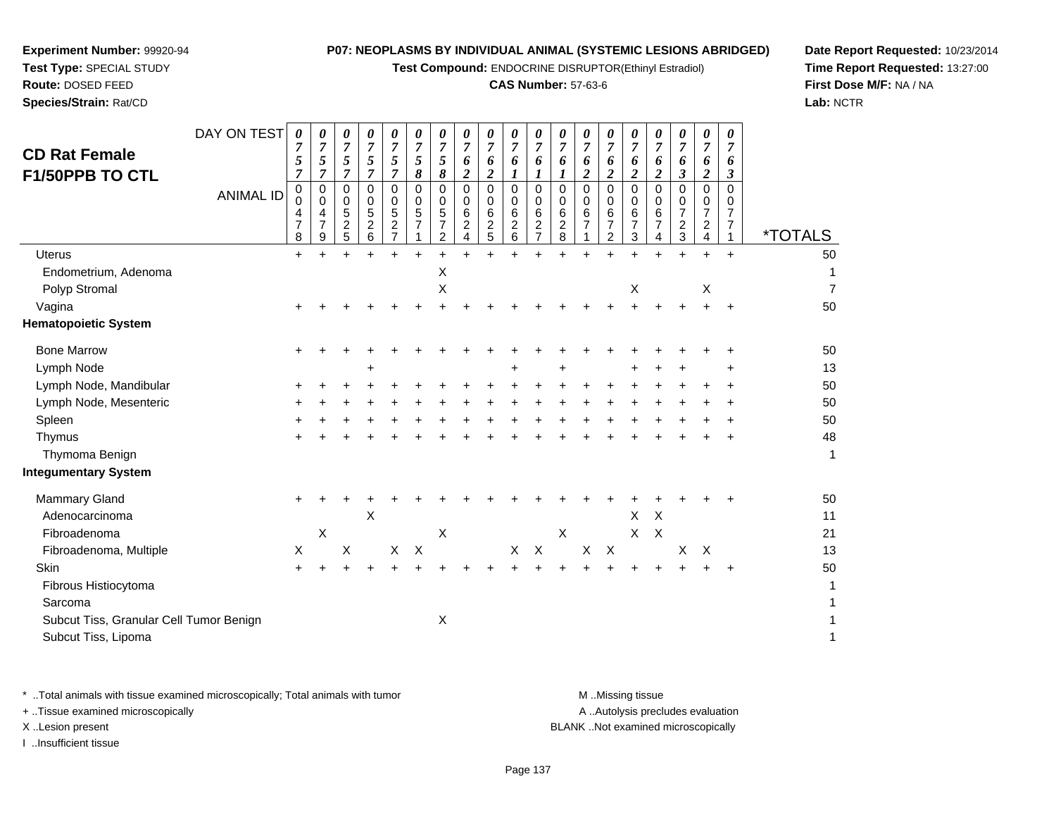**Experiment Number:** 99920-94
**Test Type:** SPECIAL STUDY
**Route:** DOSED FEED
**Species/Strain:** Rat/CD

**P07: NEOPLASMS BY INDIVIDUAL ANIMAL (SYSTEMIC LESIONS ABRIDGED)**
**Test Compound:** ENDOCRINE DISRUPTOR(Ethinyl Estradiol)
**CAS Number:** 57-63-6

**Date Report Requested:** 10/23/2014
**Time Report Requested:** 13:27:00
**First Dose M/F:** NA / NA
**Lab:** NCTR

# CD Rat Female F1/50PPB TO CTL

| DAY ON TEST | 0757 | 0757 | 0757 | 0757 | 0757 | 0758 | 0758 | 0762 | 0762 | 0761 | 0761 | 0761 | 0762 | 0762 | 0762 | 0762 | 0763 | 0762 | 0763 | |
|---|---|---|---|---|---|---|---|---|---|---|---|---|---|---|---|---|---|---|---|---|
| **ANIMAL ID** | 00478 | 00479 | 00525 | 00526 | 00527 | 00571 | 00572 | 00624 | 00625 | 00626 | 00627 | 00628 | 00671 | 00672 | 00673 | 00674 | 00723 | 00724 | 00771 | ***TOTALS** |
| Uterus | + | + | + | + | + | + | + | + | + | + | + | + | + | + | + | + | + | + | + | 50 |
| Endometrium, Adenoma | | | | | | | X | | | | | | | | | | | | | 1 |
| Polyp Stromal | | | | | | | X | | | | | | | | X | | | X | | 7 |
| Vagina | + | + | + | + | + | + | + | + | + | + | + | + | + | + | + | + | + | + | + | 50 |
| **Hematopoietic System** | | | | | | | | | | | | | | | | | | | | |
| Bone Marrow | + | + | + | + | + | + | + | + | + | + | + | + | + | + | + | + | + | + | + | 50 |
| Lymph Node | | | | + | | | | | | + | | + | | | + | + | + | | + | 13 |
| Lymph Node, Mandibular | + | + | + | + | + | + | + | + | + | + | + | + | + | + | + | + | + | + | + | 50 |
| Lymph Node, Mesenteric | + | + | + | + | + | + | + | + | + | + | + | + | + | + | + | + | + | + | + | 50 |
| Spleen | + | + | + | + | + | + | + | + | + | + | + | + | + | + | + | + | + | + | + | 50 |
| Thymus | + | + | + | + | + | + | + | + | + | + | + | + | + | + | + | + | + | + | + | 48 |
| Thymoma Benign | | | | | | | | | | | | | | | | | | | | 1 |
| **Integumentary System** | | | | | | | | | | | | | | | | | | | | |
| Mammary Gland | + | + | + | + | + | + | + | + | + | + | + | + | + | + | + | + | + | + | + | 50 |
| Adenocarcinoma | | | | X | | | | | | | | | | | X | X | | | | 11 |
| Fibroadenoma | | X | | | | | X | | | | | X | | | X | X | | | | 21 |
| Fibroadenoma, Multiple | X | | X | | X | X | | | | X | X | | X | X | | | X | X | | 13 |
| Skin | + | + | + | + | + | + | + | + | + | + | + | + | + | + | + | + | + | + | + | 50 |
| Fibrous Histiocytoma | | | | | | | | | | | | | | | | | | | | 1 |
| Sarcoma | | | | | | | | | | | | | | | | | | | | 1 |
| Subcut Tiss, Granular Cell Tumor Benign | | | | | | | X | | | | | | | | | | | | | 1 |
| Subcut Tiss, Lipoma | | | | | | | | | | | | | | | | | | | | 1 |

* ..Total animals with tissue examined microscopically; Total animals with tumor
+ ..Tissue examined microscopically
X ..Lesion present
I ..Insufficient tissue

M ..Missing tissue
A ..Autolysis precludes evaluation
BLANK ..Not examined microscopically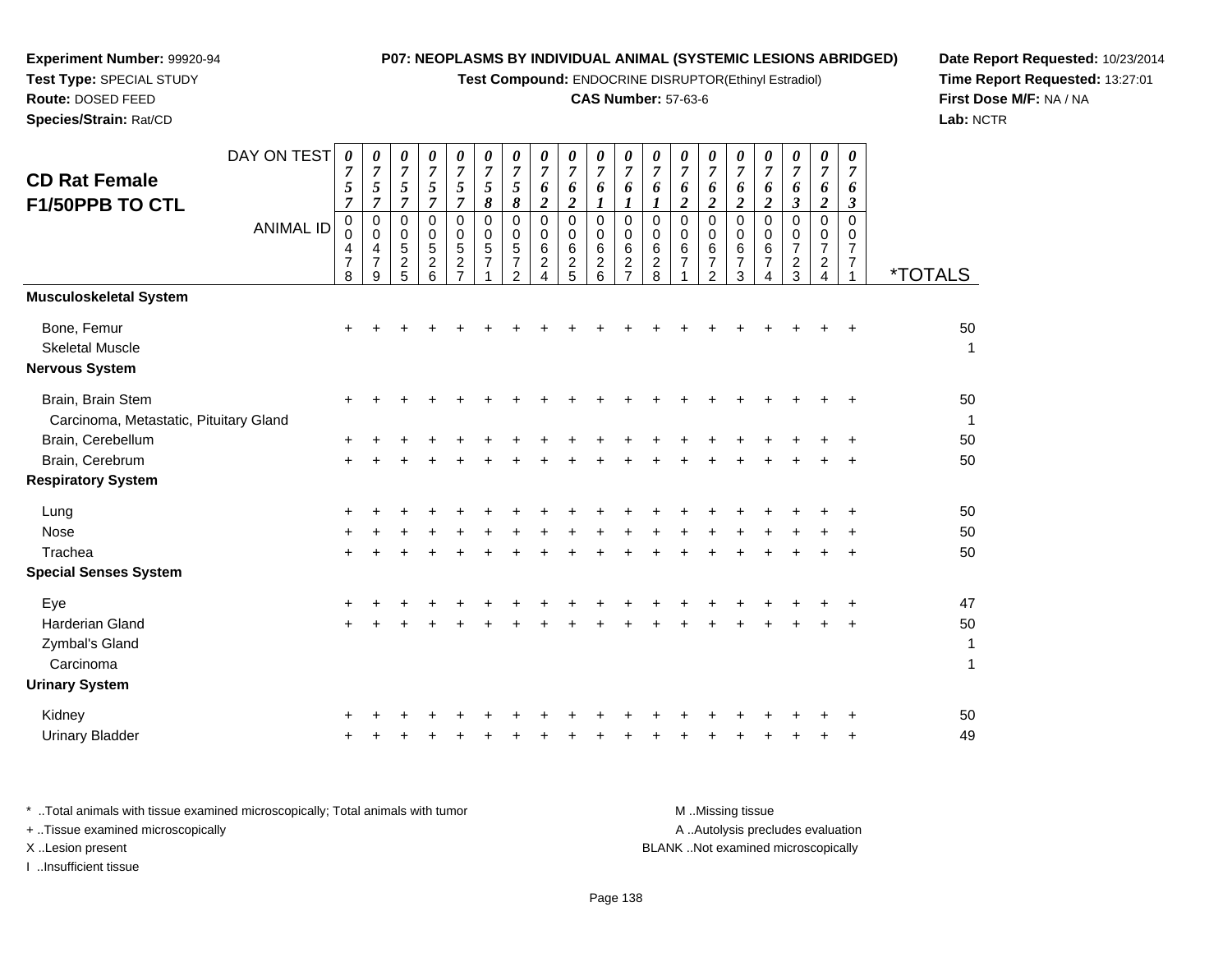**Experiment Number:** 99920-94
**Test Type:** SPECIAL STUDY
**Route:** DOSED FEED
**Species/Strain:** Rat/CD

**P07: NEOPLASMS BY INDIVIDUAL ANIMAL (SYSTEMIC LESIONS ABRIDGED)**
**Test Compound:** ENDOCRINE DISRUPTOR(Ethinyl Estradiol)
**CAS Number:** 57-63-6

**Date Report Requested:** 10/23/2014
**Time Report Requested:** 13:27:01
**First Dose M/F:** NA / NA
**Lab:** NCTR

## CD Rat Female F1/50PPB TO CTL

| DAY ON TEST | 0757 | 0757 | 0757 | 0757 | 0757 | 0758 | 0758 | 0762 | 0762 | 0761 | 0761 | 0761 | 0762 | 0762 | 0762 | 0762 | 0763 | 0762 | 0763 | |
|---|---|---|---|---|---|---|---|---|---|---|---|---|---|---|---|---|---|---|---|---|
| **ANIMAL ID** | 00478 | 00479 | 00525 | 00526 | 00527 | 00571 | 00572 | 00624 | 00625 | 00626 | 00627 | 00628 | 00671 | 00672 | 00673 | 00674 | 00723 | 00724 | 00771 | ***TOTALS** |
| **Musculoskeletal System** | | | | | | | | | | | | | | | | | | | | |
| Bone, Femur | + | + | + | + | + | + | + | + | + | + | + | + | + | + | + | + | + | + | + | 50 |
| Skeletal Muscle | | | | | | | | | | | | | | | | | | | | 1 |
| **Nervous System** | | | | | | | | | | | | | | | | | | | | |
| Brain, Brain Stem | + | + | + | + | + | + | + | + | + | + | + | + | + | + | + | + | + | + | + | 50 |
| Carcinoma, Metastatic, Pituitary Gland | | | | | | | | | | | | | | | | | | | | 1 |
| Brain, Cerebellum | + | + | + | + | + | + | + | + | + | + | + | + | + | + | + | + | + | + | + | 50 |
| Brain, Cerebrum | + | + | + | + | + | + | + | + | + | + | + | + | + | + | + | + | + | + | + | 50 |
| **Respiratory System** | | | | | | | | | | | | | | | | | | | | |
| Lung | + | + | + | + | + | + | + | + | + | + | + | + | + | + | + | + | + | + | + | 50 |
| Nose | + | + | + | + | + | + | + | + | + | + | + | + | + | + | + | + | + | + | + | 50 |
| Trachea | + | + | + | + | + | + | + | + | + | + | + | + | + | + | + | + | + | + | + | 50 |
| **Special Senses System** | | | | | | | | | | | | | | | | | | | | |
| Eye | + | + | + | + | + | + | + | + | + | + | + | + | + | + | + | + | + | + | + | 47 |
| Harderian Gland | + | + | + | + | + | + | + | + | + | + | + | + | + | + | + | + | + | + | + | 50 |
| Zymbal's Gland | | | | | | | | | | | | | | | | | | | | 1 |
| Carcinoma | | | | | | | | | | | | | | | | | | | | 1 |
| **Urinary System** | | | | | | | | | | | | | | | | | | | | |
| Kidney | + | + | + | + | + | + | + | + | + | + | + | + | + | + | + | + | + | + | + | 50 |
| Urinary Bladder | + | + | + | + | + | + | + | + | + | + | + | + | + | + | + | + | + | + | + | 49 |

* ..Total animals with tissue examined microscopically; Total animals with tumor
+ ..Tissue examined microscopically
X ..Lesion present
I ..Insufficient tissue

M ..Missing tissue
A ..Autolysis precludes evaluation
BLANK ..Not examined microscopically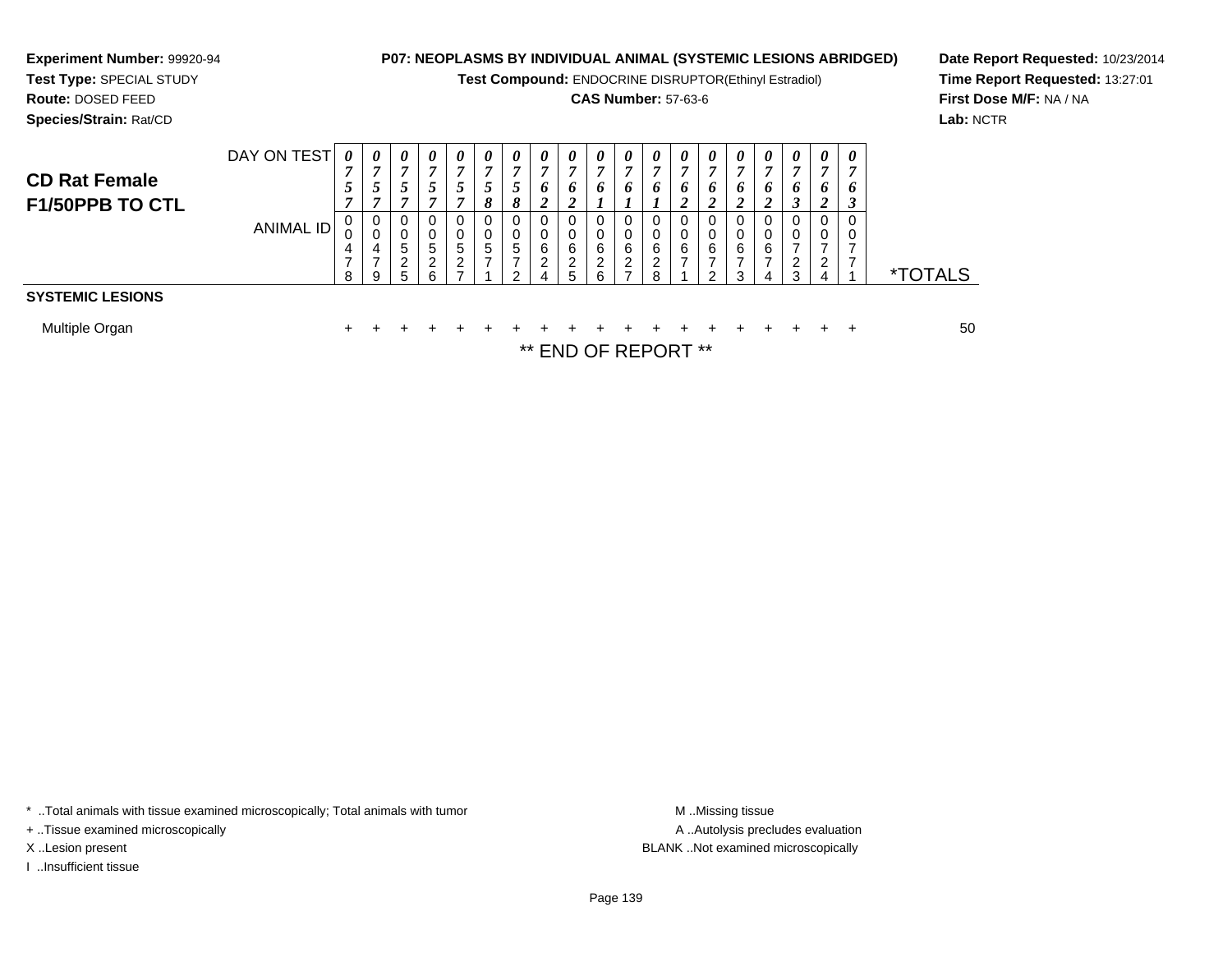**Experiment Number:** 99920-94
**Test Type:** SPECIAL STUDY
**Route:** DOSED FEED
**Species/Strain:** Rat/CD

**P07: NEOPLASMS BY INDIVIDUAL ANIMAL (SYSTEMIC LESIONS ABRIDGED)**
**Test Compound:** ENDOCRINE DISRUPTOR(Ethinyl Estradiol)
**CAS Number:** 57-63-6

**Date Report Requested:** 10/23/2014
**Time Report Requested:** 13:27:01
**First Dose M/F:** NA / NA
**Lab:** NCTR

## CD Rat Female F1/50PPB TO CTL

| DAY ON TEST | 0757 | 0757 | 0757 | 0757 | 0757 | 0758 | 0758 | 0762 | 0762 | 0761 | 0761 | 0761 | 0762 | 0762 | 0762 | 0762 | 0763 | 0762 | 0763 | |
|---|---|---|---|---|---|---|---|---|---|---|---|---|---|---|---|---|---|---|---|---|
| **ANIMAL ID** | 00478 | 00479 | 00525 | 00526 | 00527 | 00571 | 00572 | 00624 | 00625 | 00626 | 00627 | 00628 | 00671 | 00672 | 00673 | 00674 | 00723 | 00724 | 00771 | ***TOTALS** |
| **SYSTEMIC LESIONS** | | | | | | | | | | | | | | | | | | | | |
| Multiple Organ | + | + | + | + | + | + | + | + | + | + | + | + | + | + | + | + | + | + | + | 50 |

** END OF REPORT **

\* ..Total animals with tissue examined microscopically; Total animals with tumor
\+ ..Tissue examined microscopically
X ..Lesion present
I ..Insufficient tissue

M ..Missing tissue
A ..Autolysis precludes evaluation
BLANK ..Not examined microscopically